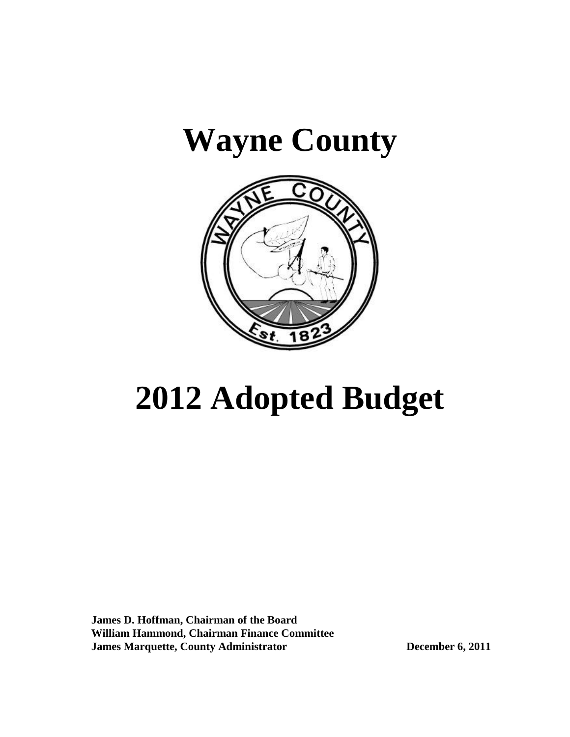# Wayne County

# 2012 Adopted Budget

**James D. Hoffman, Chairman of the Board**
**William Hammond, Chairman Finance Committee**
**James Marquette, County Administrator** **December 6, 2011**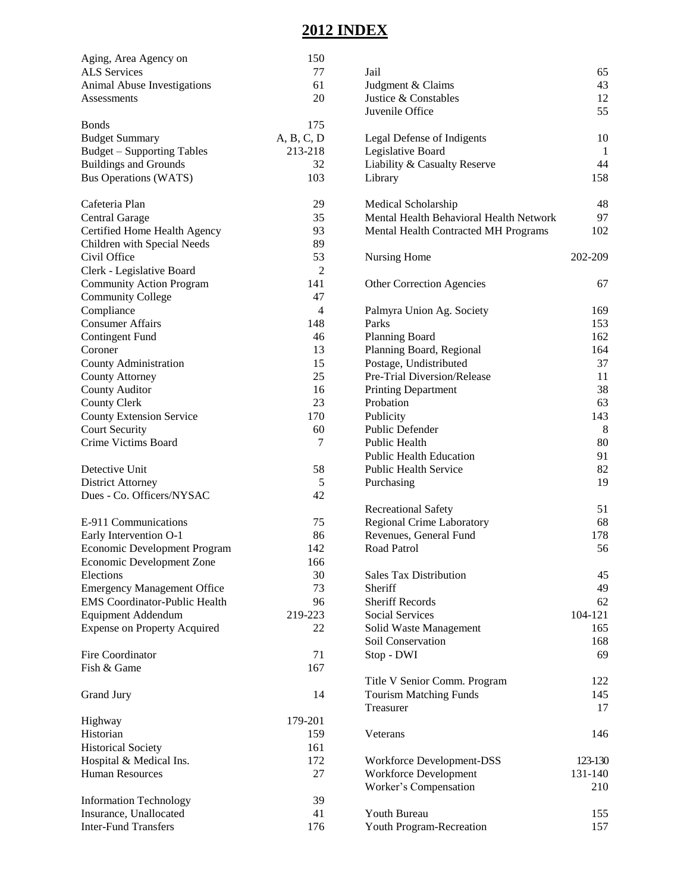# 2012 INDEX

| Item | Page |
|---|---|
| Aging, Area Agency on | 150 |
| ALS Services | 77 |
| Animal Abuse Investigations | 61 |
| Assessments | 20 |
| Bonds | 175 |
| Budget Summary | A, B, C, D |
| Budget – Supporting Tables | 213-218 |
| Buildings and Grounds | 32 |
| Bus Operations (WATS) | 103 |
| Cafeteria Plan | 29 |
| Central Garage | 35 |
| Certified Home Health Agency | 93 |
| Children with Special Needs | 89 |
| Civil Office | 53 |
| Clerk - Legislative Board | 2 |
| Community Action Program | 141 |
| Community College | 47 |
| Compliance | 4 |
| Consumer Affairs | 148 |
| Contingent Fund | 46 |
| Coroner | 13 |
| County Administration | 15 |
| County Attorney | 25 |
| County Auditor | 16 |
| County Clerk | 23 |
| County Extension Service | 170 |
| Court Security | 60 |
| Crime Victims Board | 7 |
| Detective Unit | 58 |
| District Attorney | 5 |
| Dues - Co. Officers/NYSAC | 42 |
| E-911 Communications | 75 |
| Early Intervention O-1 | 86 |
| Economic Development Program | 142 |
| Economic Development Zone | 166 |
| Elections | 30 |
| Emergency Management Office | 73 |
| EMS Coordinator-Public Health | 96 |
| Equipment Addendum | 219-223 |
| Expense on Property Acquired | 22 |
| Fire Coordinator | 71 |
| Fish & Game | 167 |
| Grand Jury | 14 |
| Highway | 179-201 |
| Historian | 159 |
| Historical Society | 161 |
| Hospital & Medical Ins. | 172 |
| Human Resources | 27 |
| Information Technology | 39 |
| Insurance, Unallocated | 41 |
| Inter-Fund Transfers | 176 |
| Jail | 65 |
| Judgment & Claims | 43 |
| Justice & Constables | 12 |
| Juvenile Office | 55 |
| Legal Defense of Indigents | 10 |
| Legislative Board | 1 |
| Liability & Casualty Reserve | 44 |
| Library | 158 |
| Medical Scholarship | 48 |
| Mental Health Behavioral Health Network | 97 |
| Mental Health Contracted MH Programs | 102 |
| Nursing Home | 202-209 |
| Other Correction Agencies | 67 |
| Palmyra Union Ag. Society | 169 |
| Parks | 153 |
| Planning Board | 162 |
| Planning Board, Regional | 164 |
| Postage, Undistributed | 37 |
| Pre-Trial Diversion/Release | 11 |
| Printing Department | 38 |
| Probation | 63 |
| Publicity | 143 |
| Public Defender | 8 |
| Public Health | 80 |
| Public Health Education | 91 |
| Public Health Service | 82 |
| Purchasing | 19 |
| Recreational Safety | 51 |
| Regional Crime Laboratory | 68 |
| Revenues, General Fund | 178 |
| Road Patrol | 56 |
| Sales Tax Distribution | 45 |
| Sheriff | 49 |
| Sheriff Records | 62 |
| Social Services | 104-121 |
| Solid Waste Management | 165 |
| Soil Conservation | 168 |
| Stop - DWI | 69 |
| Title V Senior Comm. Program | 122 |
| Tourism Matching Funds | 145 |
| Treasurer | 17 |
| Veterans | 146 |
| Workforce Development-DSS | 123-130 |
| Workforce Development | 131-140 |
| Worker's Compensation | 210 |
| Youth Bureau | 155 |
| Youth Program-Recreation | 157 |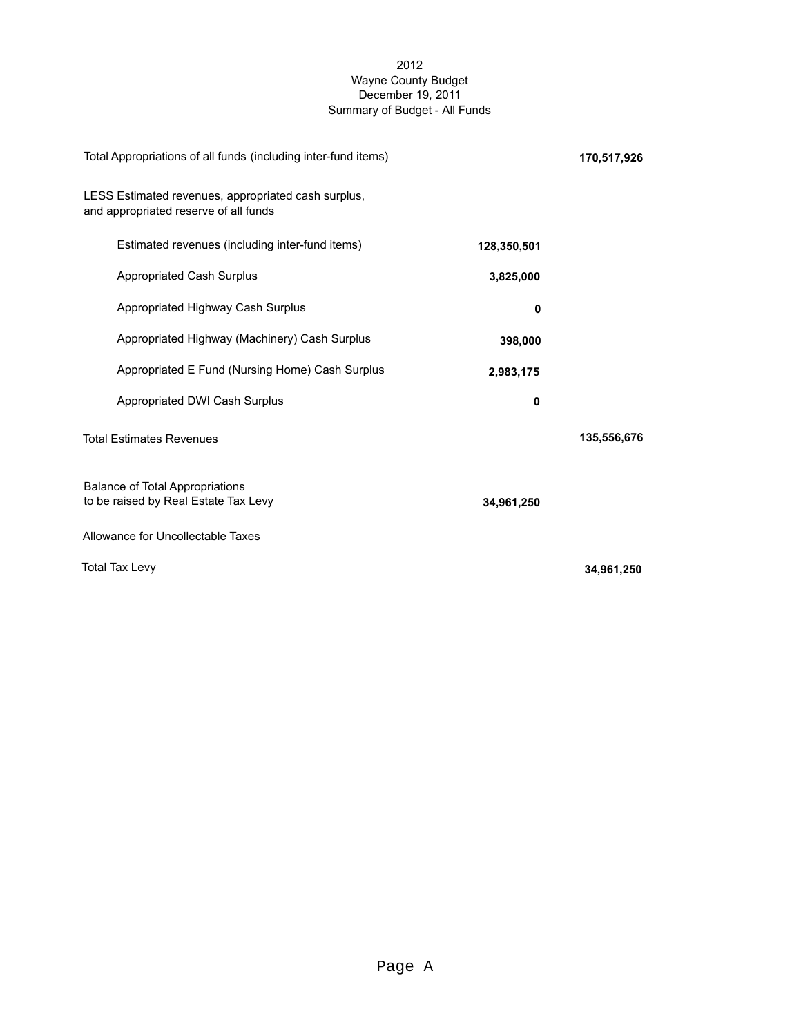# 2012
# Wayne County Budget
# December 19, 2011
# Summary of Budget - All Funds

| | | |
|---|---|---|
| Total Appropriations of all funds (including inter-fund items) | | **170,517,926** |
| LESS Estimated revenues, appropriated cash surplus, and appropriated reserve of all funds | | |
| Estimated revenues (including inter-fund items) | **128,350,501** | |
| Appropriated Cash Surplus | **3,825,000** | |
| Appropriated Highway Cash Surplus | **0** | |
| Appropriated Highway (Machinery) Cash Surplus | **398,000** | |
| Appropriated E Fund (Nursing Home) Cash Surplus | **2,983,175** | |
| Appropriated DWI Cash Surplus | **0** | |
| Total Estimates Revenues | | **135,556,676** |
| Balance of Total Appropriations to be raised by Real Estate Tax Levy | **34,961,250** | |
| Allowance for Uncollectable Taxes | | |
| Total Tax Levy | | **34,961,250** |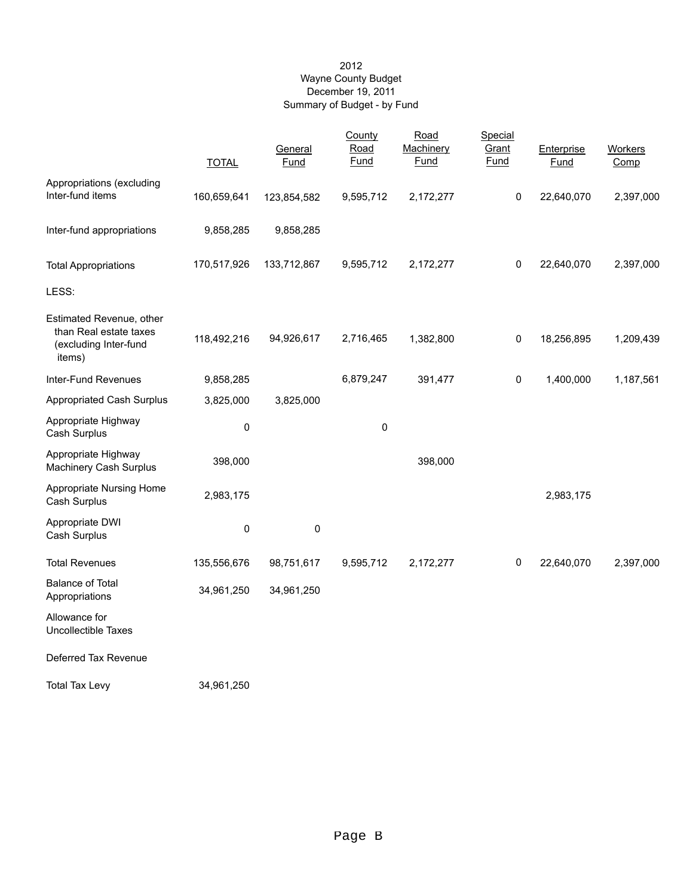2012
Wayne County Budget
December 19, 2011
Summary of Budget - by Fund

| | TOTAL | General Fund | County Road Fund | Road Machinery Fund | Special Grant Fund | Enterprise Fund | Workers Comp |
|---|---|---|---|---|---|---|---|
| Appropriations (excluding Inter-fund items | 160,659,641 | 123,854,582 | 9,595,712 | 2,172,277 | 0 | 22,640,070 | 2,397,000 |
| Inter-fund appropriations | 9,858,285 | 9,858,285 | | | | | |
| Total Appropriations | 170,517,926 | 133,712,867 | 9,595,712 | 2,172,277 | 0 | 22,640,070 | 2,397,000 |
| LESS: | | | | | | | |
| Estimated Revenue, other than Real estate taxes (excluding Inter-fund items) | 118,492,216 | 94,926,617 | 2,716,465 | 1,382,800 | 0 | 18,256,895 | 1,209,439 |
| Inter-Fund Revenues | 9,858,285 | | 6,879,247 | 391,477 | 0 | 1,400,000 | 1,187,561 |
| Appropriated Cash Surplus | 3,825,000 | 3,825,000 | | | | | |
| Appropriate Highway Cash Surplus | 0 | | 0 | | | | |
| Appropriate Highway Machinery Cash Surplus | 398,000 | | | 398,000 | | | |
| Appropriate Nursing Home Cash Surplus | 2,983,175 | | | | | 2,983,175 | |
| Appropriate DWI Cash Surplus | 0 | 0 | | | | | |
| Total Revenues | 135,556,676 | 98,751,617 | 9,595,712 | 2,172,277 | 0 | 22,640,070 | 2,397,000 |
| Balance of Total Appropriations | 34,961,250 | 34,961,250 | | | | | |
| Allowance for Uncollectible Taxes | | | | | | | |
| Deferred Tax Revenue | | | | | | | |
| Total Tax Levy | 34,961,250 | | | | | | |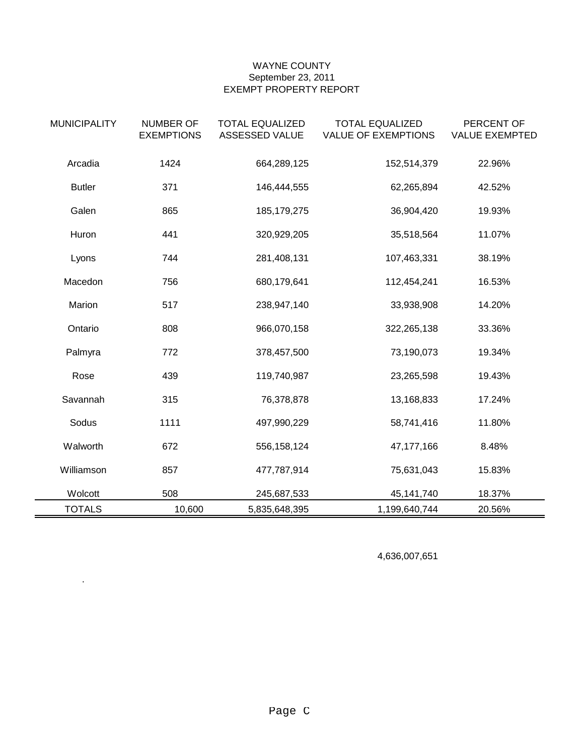WAYNE COUNTY
September 23, 2011
EXEMPT PROPERTY REPORT

| MUNICIPALITY | NUMBER OF EXEMPTIONS | TOTAL EQUALIZED ASSESSED VALUE | TOTAL EQUALIZED VALUE OF EXEMPTIONS | PERCENT OF VALUE EXEMPTED |
|---|---|---|---|---|
| Arcadia | 1424 | 664,289,125 | 152,514,379 | 22.96% |
| Butler | 371 | 146,444,555 | 62,265,894 | 42.52% |
| Galen | 865 | 185,179,275 | 36,904,420 | 19.93% |
| Huron | 441 | 320,929,205 | 35,518,564 | 11.07% |
| Lyons | 744 | 281,408,131 | 107,463,331 | 38.19% |
| Macedon | 756 | 680,179,641 | 112,454,241 | 16.53% |
| Marion | 517 | 238,947,140 | 33,938,908 | 14.20% |
| Ontario | 808 | 966,070,158 | 322,265,138 | 33.36% |
| Palmyra | 772 | 378,457,500 | 73,190,073 | 19.34% |
| Rose | 439 | 119,740,987 | 23,265,598 | 19.43% |
| Savannah | 315 | 76,378,878 | 13,168,833 | 17.24% |
| Sodus | 1111 | 497,990,229 | 58,741,416 | 11.80% |
| Walworth | 672 | 556,158,124 | 47,177,166 | 8.48% |
| Williamson | 857 | 477,787,914 | 75,631,043 | 15.83% |
| Wolcott | 508 | 245,687,533 | 45,141,740 | 18.37% |
| TOTALS | 10,600 | 5,835,648,395 | 1,199,640,744 | 20.56% |

4,636,007,651

.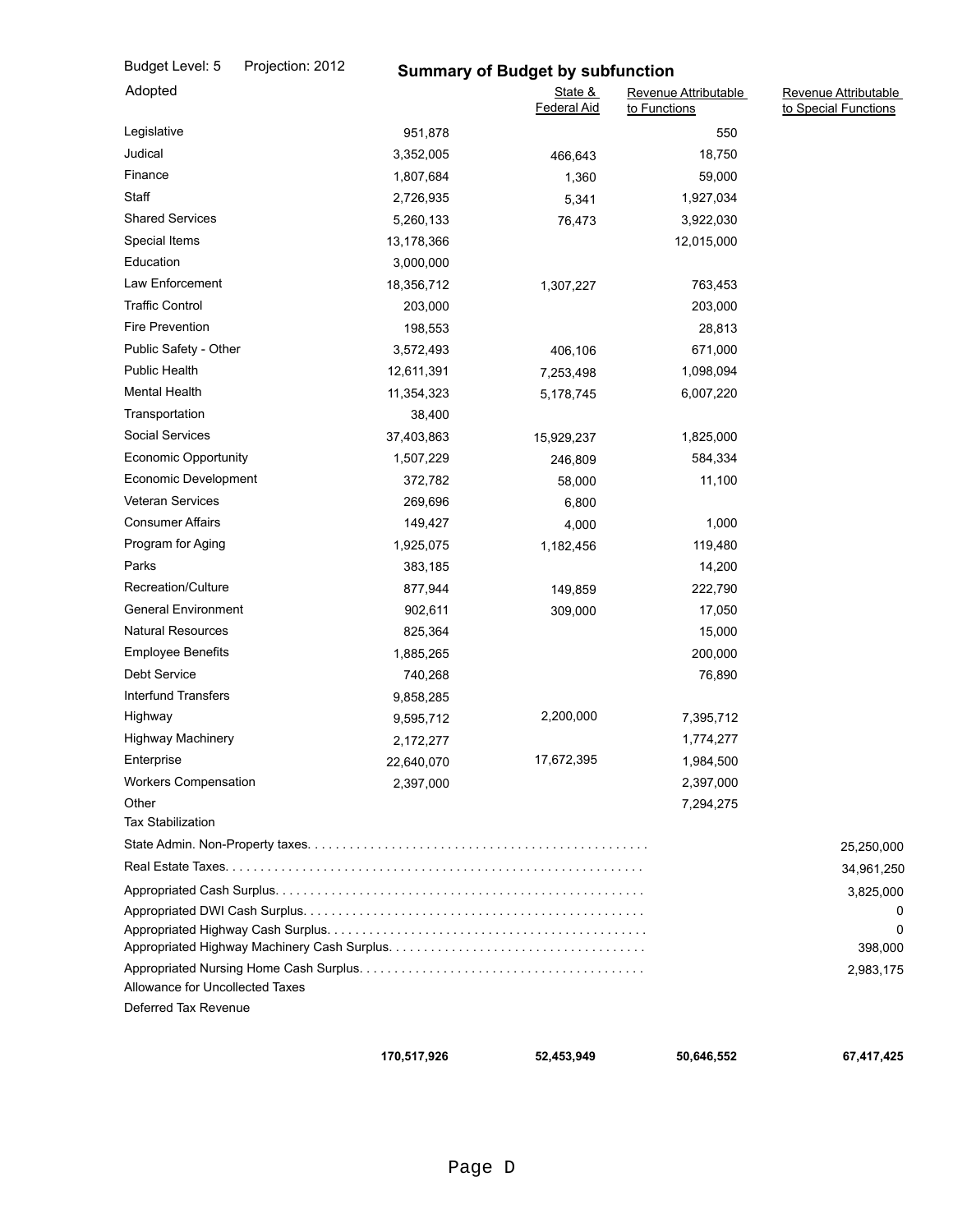Budget Level: 5 Projection: 2012

## Summary of Budget by subfunction

| Adopted | | State & Federal Aid | Revenue Attributable to Functions | Revenue Attributable to Special Functions |
|---|---|---|---|---|
| Legislative | 951,878 | | 550 | |
| Judical | 3,352,005 | 466,643 | 18,750 | |
| Finance | 1,807,684 | 1,360 | 59,000 | |
| Staff | 2,726,935 | 5,341 | 1,927,034 | |
| Shared Services | 5,260,133 | 76,473 | 3,922,030 | |
| Special Items | 13,178,366 | | 12,015,000 | |
| Education | 3,000,000 | | | |
| Law Enforcement | 18,356,712 | 1,307,227 | 763,453 | |
| Traffic Control | 203,000 | | 203,000 | |
| Fire Prevention | 198,553 | | 28,813 | |
| Public Safety - Other | 3,572,493 | 406,106 | 671,000 | |
| Public Health | 12,611,391 | 7,253,498 | 1,098,094 | |
| Mental Health | 11,354,323 | 5,178,745 | 6,007,220 | |
| Transportation | 38,400 | | | |
| Social Services | 37,403,863 | 15,929,237 | 1,825,000 | |
| Economic Opportunity | 1,507,229 | 246,809 | 584,334 | |
| Economic Development | 372,782 | 58,000 | 11,100 | |
| Veteran Services | 269,696 | 6,800 | | |
| Consumer Affairs | 149,427 | 4,000 | 1,000 | |
| Program for Aging | 1,925,075 | 1,182,456 | 119,480 | |
| Parks | 383,185 | | 14,200 | |
| Recreation/Culture | 877,944 | 149,859 | 222,790 | |
| General Environment | 902,611 | 309,000 | 17,050 | |
| Natural Resources | 825,364 | | 15,000 | |
| Employee Benefits | 1,885,265 | | 200,000 | |
| Debt Service | 740,268 | | 76,890 | |
| Interfund Transfers | 9,858,285 | | | |
| Highway | 9,595,712 | 2,200,000 | 7,395,712 | |
| Highway Machinery | 2,172,277 | | 1,774,277 | |
| Enterprise | 22,640,070 | 17,672,395 | 1,984,500 | |
| Workers Compensation | 2,397,000 | | 2,397,000 | |
| Other | | | 7,294,275 | |
| Tax Stabilization | | | | |
| State Admin. Non-Property taxes. | | | | 25,250,000 |
| Real Estate Taxes. | | | | 34,961,250 |
| Appropriated Cash Surplus. | | | | 3,825,000 |
| Appropriated DWI Cash Surplus. | | | | 0 |
| Appropriated Highway Cash Surplus. | | | | 0 |
| Appropriated Highway Machinery Cash Surplus. | | | | 398,000 |
| Appropriated Nursing Home Cash Surplus. | | | | 2,983,175 |
| Allowance for Uncollected Taxes | | | | |
| Deferred Tax Revenue | | | | |
| | **170,517,926** | **52,453,949** | **50,646,552** | **67,417,425** |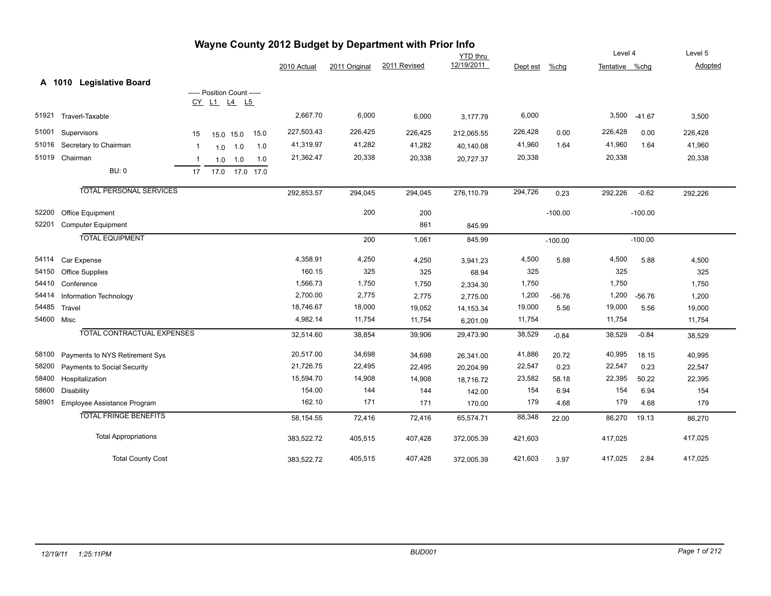# Wayne County 2012 Budget by Department with Prior Info

## A 1010 Legislative Board

| Code | Description | CY | L1 | L4 | L5 | 2010 Actual | 2011 Original | 2011 Revised | YTD thru 12/19/2011 | Dept est | %chg | Level 4 Tentative | %chg | Level 5 Adopted |
|---|---|---|---|---|---|---|---|---|---|---|---|---|---|---|
| 51921 | Traverl-Taxable | | | | | 2,667.70 | 6,000 | 6,000 | 3,177.79 | 6,000 | | 3,500 | -41.67 | 3,500 |
| 51001 | Supervisors | 15 | 15.0 | 15.0 | 15.0 | 227,503.43 | 226,425 | 226,425 | 212,065.55 | 226,428 | 0.00 | 226,428 | 0.00 | 226,428 |
| 51016 | Secretary to Chairman | 1 | 1.0 | 1.0 | 1.0 | 41,319.97 | 41,282 | 41,282 | 40,140.08 | 41,960 | 1.64 | 41,960 | 1.64 | 41,960 |
| 51019 | Chairman | 1 | 1.0 | 1.0 | 1.0 | 21,362.47 | 20,338 | 20,338 | 20,727.37 | 20,338 | | 20,338 | | 20,338 |
| | BU: 0 | 17 | 17.0 | 17.0 | 17.0 | | | | | | | | | |
| | TOTAL PERSONAL SERVICES | | | | | 292,853.57 | 294,045 | 294,045 | 276,110.79 | 294,726 | 0.23 | 292,226 | -0.62 | 292,226 |
| 52200 | Office Equipment | | | | | | 200 | 200 | | | -100.00 | | -100.00 | |
| 52201 | Computer Equipment | | | | | | | 861 | 845.99 | | | | | |
| | TOTAL EQUIPMENT | | | | | | 200 | 1,061 | 845.99 | | -100.00 | | -100.00 | |
| 54114 | Car Expense | | | | | 4,358.91 | 4,250 | 4,250 | 3,941.23 | 4,500 | 5.88 | 4,500 | 5.88 | 4,500 |
| 54150 | Office Supplies | | | | | 160.15 | 325 | 325 | 68.94 | 325 | | 325 | | 325 |
| 54410 | Conference | | | | | 1,566.73 | 1,750 | 1,750 | 2,334.30 | 1,750 | | 1,750 | | 1,750 |
| 54414 | Information Technology | | | | | 2,700.00 | 2,775 | 2,775 | 2,775.00 | 1,200 | -56.76 | 1,200 | -56.76 | 1,200 |
| 54485 | Travel | | | | | 18,746.67 | 18,000 | 19,052 | 14,153.34 | 19,000 | 5.56 | 19,000 | 5.56 | 19,000 |
| 54600 | Misc | | | | | 4,982.14 | 11,754 | 11,754 | 6,201.09 | 11,754 | | 11,754 | | 11,754 |
| | TOTAL CONTRACTUAL EXPENSES | | | | | 32,514.60 | 38,854 | 39,906 | 29,473.90 | 38,529 | -0.84 | 38,529 | -0.84 | 38,529 |
| 58100 | Payments to NYS Retirement Sys | | | | | 20,517.00 | 34,698 | 34,698 | 26,341.00 | 41,886 | 20.72 | 40,995 | 18.15 | 40,995 |
| 58200 | Payments to Social Security | | | | | 21,726.75 | 22,495 | 22,495 | 20,204.99 | 22,547 | 0.23 | 22,547 | 0.23 | 22,547 |
| 58400 | Hospitalization | | | | | 15,594.70 | 14,908 | 14,908 | 18,716.72 | 23,582 | 58.18 | 22,395 | 50.22 | 22,395 |
| 58600 | Disability | | | | | 154.00 | 144 | 144 | 142.00 | 154 | 6.94 | 154 | 6.94 | 154 |
| 58901 | Employee Assistance Program | | | | | 162.10 | 171 | 171 | 170.00 | 179 | 4.68 | 179 | 4.68 | 179 |
| | TOTAL FRINGE BENEFITS | | | | | 58,154.55 | 72,416 | 72,416 | 65,574.71 | 88,348 | 22.00 | 86,270 | 19.13 | 86,270 |
| | Total Appropriations | | | | | 383,522.72 | 405,515 | 407,428 | 372,005.39 | 421,603 | | 417,025 | | 417,025 |
| | Total County Cost | | | | | 383,522.72 | 405,515 | 407,428 | 372,005.39 | 421,603 | 3.97 | 417,025 | 2.84 | 417,025 |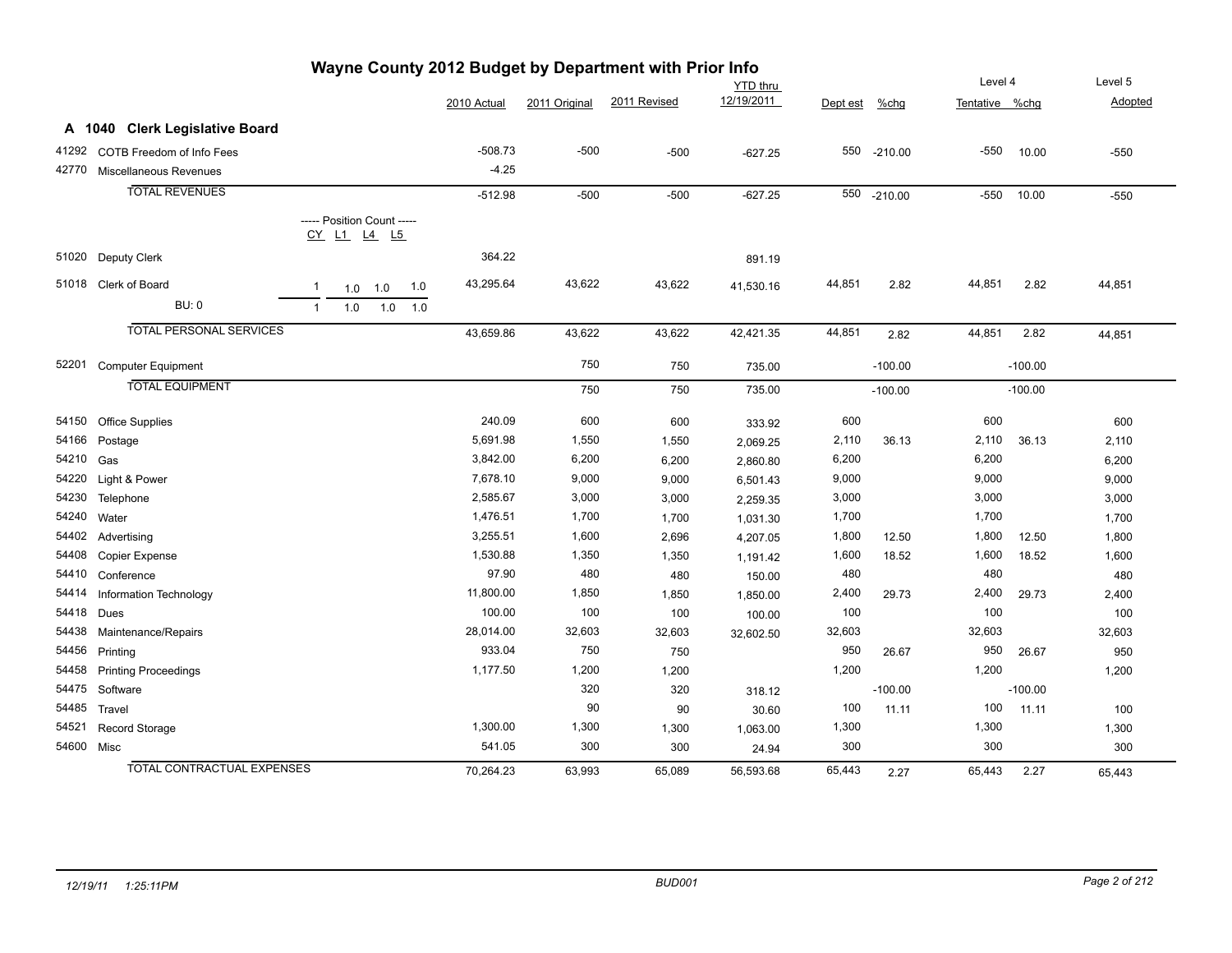# Wayne County 2012 Budget by Department with Prior Info

## A 1040 Clerk Legislative Board

| Code | Description | Position Count CY | L1 | L4 | L5 | 2010 Actual | 2011 Original | 2011 Revised | YTD thru 12/19/2011 | Dept est | %chg | Level 4 Tentative | %chg | Level 5 Adopted |
|---|---|---|---|---|---|---|---|---|---|---|---|---|---|---|
| 41292 | COTB Freedom of Info Fees | | | | | -508.73 | -500 | -500 | -627.25 | 550 | -210.00 | -550 | 10.00 | -550 |
| 42770 | Miscellaneous Revenues | | | | | -4.25 | | | | | | | | |
| | TOTAL REVENUES | | | | | -512.98 | -500 | -500 | -627.25 | 550 | -210.00 | -550 | 10.00 | -550 |
| 51020 | Deputy Clerk | | | | | 364.22 | | | 891.19 | | | | | |
| 51018 | Clerk of Board | 1 | 1.0 | 1.0 | 1.0 | 43,295.64 | 43,622 | 43,622 | 41,530.16 | 44,851 | 2.82 | 44,851 | 2.82 | 44,851 |
| | BU: 0 | 1 | 1.0 | 1.0 | 1.0 | | | | | | | | | |
| | TOTAL PERSONAL SERVICES | | | | | 43,659.86 | 43,622 | 43,622 | 42,421.35 | 44,851 | 2.82 | 44,851 | 2.82 | 44,851 |
| 52201 | Computer Equipment | | | | | | 750 | 750 | 735.00 | | -100.00 | | -100.00 | |
| | TOTAL EQUIPMENT | | | | | | 750 | 750 | 735.00 | | -100.00 | | -100.00 | |
| 54150 | Office Supplies | | | | | 240.09 | 600 | 600 | 333.92 | 600 | | 600 | | 600 |
| 54166 | Postage | | | | | 5,691.98 | 1,550 | 1,550 | 2,069.25 | 2,110 | 36.13 | 2,110 | 36.13 | 2,110 |
| 54210 | Gas | | | | | 3,842.00 | 6,200 | 6,200 | 2,860.80 | 6,200 | | 6,200 | | 6,200 |
| 54220 | Light & Power | | | | | 7,678.10 | 9,000 | 9,000 | 6,501.43 | 9,000 | | 9,000 | | 9,000 |
| 54230 | Telephone | | | | | 2,585.67 | 3,000 | 3,000 | 2,259.35 | 3,000 | | 3,000 | | 3,000 |
| 54240 | Water | | | | | 1,476.51 | 1,700 | 1,700 | 1,031.30 | 1,700 | | 1,700 | | 1,700 |
| 54402 | Advertising | | | | | 3,255.51 | 1,600 | 2,696 | 4,207.05 | 1,800 | 12.50 | 1,800 | 12.50 | 1,800 |
| 54408 | Copier Expense | | | | | 1,530.88 | 1,350 | 1,350 | 1,191.42 | 1,600 | 18.52 | 1,600 | 18.52 | 1,600 |
| 54410 | Conference | | | | | 97.90 | 480 | 480 | 150.00 | 480 | | 480 | | 480 |
| 54414 | Information Technology | | | | | 11,800.00 | 1,850 | 1,850 | 1,850.00 | 2,400 | 29.73 | 2,400 | 29.73 | 2,400 |
| 54418 | Dues | | | | | 100.00 | 100 | 100 | 100.00 | 100 | | 100 | | 100 |
| 54438 | Maintenance/Repairs | | | | | 28,014.00 | 32,603 | 32,603 | 32,602.50 | 32,603 | | 32,603 | | 32,603 |
| 54456 | Printing | | | | | 933.04 | 750 | 750 | | 950 | 26.67 | 950 | 26.67 | 950 |
| 54458 | Printing Proceedings | | | | | 1,177.50 | 1,200 | 1,200 | | 1,200 | | 1,200 | | 1,200 |
| 54475 | Software | | | | | | 320 | 320 | 318.12 | | -100.00 | | -100.00 | |
| 54485 | Travel | | | | | | 90 | 90 | 30.60 | 100 | 11.11 | 100 | 11.11 | 100 |
| 54521 | Record Storage | | | | | 1,300.00 | 1,300 | 1,300 | 1,063.00 | 1,300 | | 1,300 | | 1,300 |
| 54600 | Misc | | | | | 541.05 | 300 | 300 | 24.94 | 300 | | 300 | | 300 |
| | TOTAL CONTRACTUAL EXPENSES | | | | | 70,264.23 | 63,993 | 65,089 | 56,593.68 | 65,443 | 2.27 | 65,443 | 2.27 | 65,443 |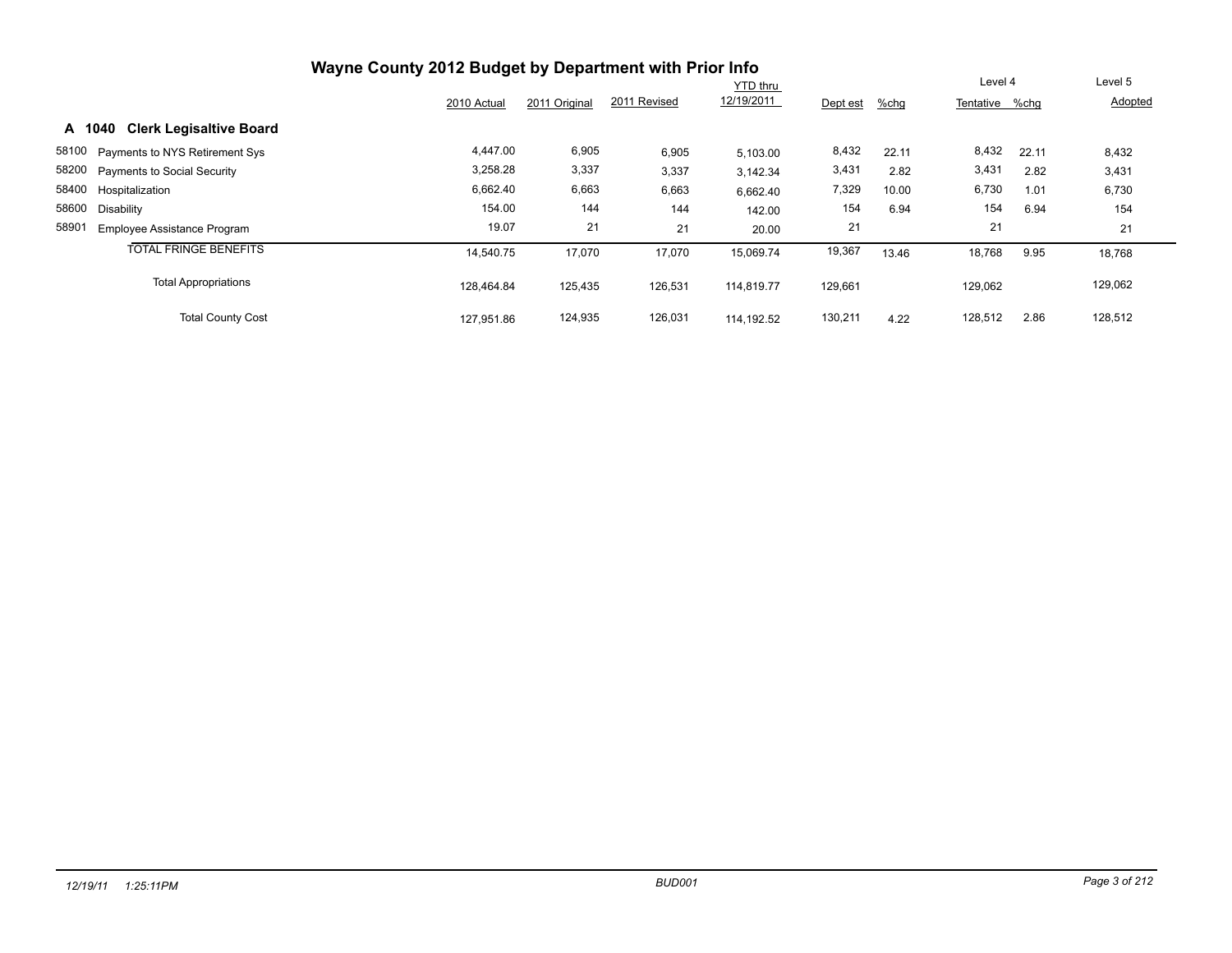# Wayne County 2012 Budget by Department with Prior Info

## A 1040 Clerk Legisaltive Board

| | | 2010 Actual | 2011 Original | 2011 Revised | YTD thru 12/19/2011 | Dept est | %chg | Level 4 Tentative | %chg | Level 5 Adopted |
|---|---|---|---|---|---|---|---|---|---|---|
| 58100 | Payments to NYS Retirement Sys | 4,447.00 | 6,905 | 6,905 | 5,103.00 | 8,432 | 22.11 | 8,432 | 22.11 | 8,432 |
| 58200 | Payments to Social Security | 3,258.28 | 3,337 | 3,337 | 3,142.34 | 3,431 | 2.82 | 3,431 | 2.82 | 3,431 |
| 58400 | Hospitalization | 6,662.40 | 6,663 | 6,663 | 6,662.40 | 7,329 | 10.00 | 6,730 | 1.01 | 6,730 |
| 58600 | Disability | 154.00 | 144 | 144 | 142.00 | 154 | 6.94 | 154 | 6.94 | 154 |
| 58901 | Employee Assistance Program | 19.07 | 21 | 21 | 20.00 | 21 | | 21 | | 21 |
| | TOTAL FRINGE BENEFITS | 14,540.75 | 17,070 | 17,070 | 15,069.74 | 19,367 | 13.46 | 18,768 | 9.95 | 18,768 |
| | Total Appropriations | 128,464.84 | 125,435 | 126,531 | 114,819.77 | 129,661 | | 129,062 | | 129,062 |
| | Total County Cost | 127,951.86 | 124,935 | 126,031 | 114,192.52 | 130,211 | 4.22 | 128,512 | 2.86 | 128,512 |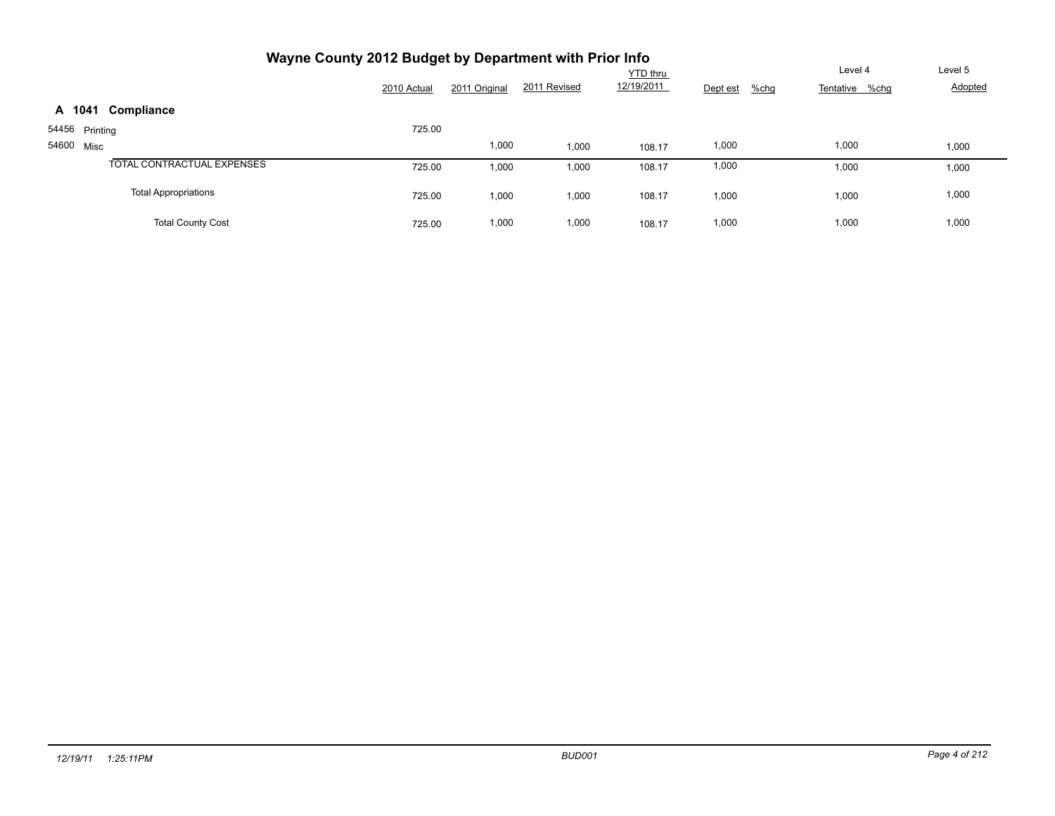# Wayne County 2012 Budget by Department with Prior Info

| | 2010 Actual | 2011 Original | 2011 Revised | YTD thru 12/19/2011 | Dept est | %chg | Level 4 Tentative | %chg | Level 5 Adopted |
|---|---|---|---|---|---|---|---|---|---|
| **A 1041 Compliance** | | | | | | | | | |
| 54456 Printing | 725.00 | | | | | | | | |
| 54600 Misc | | 1,000 | 1,000 | 108.17 | 1,000 | | 1,000 | | 1,000 |
| TOTAL CONTRACTUAL EXPENSES | 725.00 | 1,000 | 1,000 | 108.17 | 1,000 | | 1,000 | | 1,000 |
| Total Appropriations | 725.00 | 1,000 | 1,000 | 108.17 | 1,000 | | 1,000 | | 1,000 |
| Total County Cost | 725.00 | 1,000 | 1,000 | 108.17 | 1,000 | | 1,000 | | 1,000 |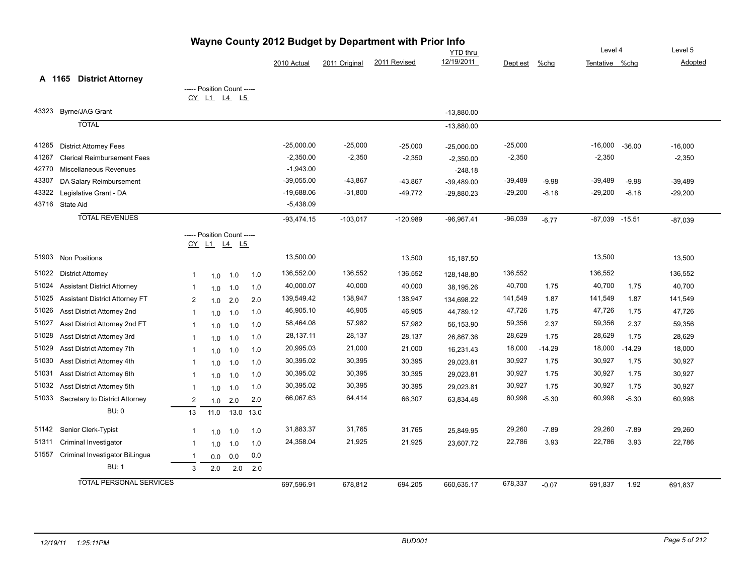# Wayne County 2012 Budget by Department with Prior Info

## A 1165 District Attorney

| Code | Description | CY | L1 | L4 | L5 | 2010 Actual | 2011 Original | 2011 Revised | YTD thru 12/19/2011 | Dept est | %chg | Level 4 Tentative | %chg | Level 5 Adopted |
|---|---|---|---|---|---|---|---|---|---|---|---|---|---|---|
| 43323 | Byrne/JAG Grant | | | | | | | | -13,880.00 | | | | | |
| | TOTAL | | | | | | | | -13,880.00 | | | | | |
| 41265 | District Attorney Fees | | | | | -25,000.00 | -25,000 | -25,000 | -25,000.00 | -25,000 | | -16,000 | -36.00 | -16,000 |
| 41267 | Clerical Reimbursement Fees | | | | | -2,350.00 | -2,350 | -2,350 | -2,350.00 | -2,350 | | -2,350 | | -2,350 |
| 42770 | Miscellaneous Revenues | | | | | -1,943.00 | | | -248.18 | | | | | |
| 43307 | DA Salary Reimbursement | | | | | -39,055.00 | -43,867 | -43,867 | -39,489.00 | -39,489 | -9.98 | -39,489 | -9.98 | -39,489 |
| 43322 | Legislative Grant - DA | | | | | -19,688.06 | -31,800 | -49,772 | -29,880.23 | -29,200 | -8.18 | -29,200 | -8.18 | -29,200 |
| 43716 | State Aid | | | | | -5,438.09 | | | | | | | | |
| | TOTAL REVENUES | | | | | -93,474.15 | -103,017 | -120,989 | -96,967.41 | -96,039 | -6.77 | -87,039 | -15.51 | -87,039 |
| 51903 | Non Positions | | | | | 13,500.00 | | 13,500 | 15,187.50 | | | 13,500 | | 13,500 |
| 51022 | District Attorney | 1 | 1.0 | 1.0 | 1.0 | 136,552.00 | 136,552 | 136,552 | 128,148.80 | 136,552 | | 136,552 | | 136,552 |
| 51024 | Assistant District Attorney | 1 | 1.0 | 1.0 | 1.0 | 40,000.07 | 40,000 | 40,000 | 38,195.26 | 40,700 | 1.75 | 40,700 | 1.75 | 40,700 |
| 51025 | Assistant District Attorney FT | 2 | 1.0 | 2.0 | 2.0 | 139,549.42 | 138,947 | 138,947 | 134,698.22 | 141,549 | 1.87 | 141,549 | 1.87 | 141,549 |
| 51026 | Asst District Attorney 2nd | 1 | 1.0 | 1.0 | 1.0 | 46,905.10 | 46,905 | 46,905 | 44,789.12 | 47,726 | 1.75 | 47,726 | 1.75 | 47,726 |
| 51027 | Asst District Attorney 2nd FT | 1 | 1.0 | 1.0 | 1.0 | 58,464.08 | 57,982 | 57,982 | 56,153.90 | 59,356 | 2.37 | 59,356 | 2.37 | 59,356 |
| 51028 | Asst District Attorney 3rd | 1 | 1.0 | 1.0 | 1.0 | 28,137.11 | 28,137 | 28,137 | 26,867.36 | 28,629 | 1.75 | 28,629 | 1.75 | 28,629 |
| 51029 | Asst District Attorney 7th | 1 | 1.0 | 1.0 | 1.0 | 20,995.03 | 21,000 | 21,000 | 16,231.43 | 18,000 | -14.29 | 18,000 | -14.29 | 18,000 |
| 51030 | Asst District Attorney 4th | 1 | 1.0 | 1.0 | 1.0 | 30,395.02 | 30,395 | 30,395 | 29,023.81 | 30,927 | 1.75 | 30,927 | 1.75 | 30,927 |
| 51031 | Asst District Attorney 6th | 1 | 1.0 | 1.0 | 1.0 | 30,395.02 | 30,395 | 30,395 | 29,023.81 | 30,927 | 1.75 | 30,927 | 1.75 | 30,927 |
| 51032 | Asst District Attorney 5th | 1 | 1.0 | 1.0 | 1.0 | 30,395.02 | 30,395 | 30,395 | 29,023.81 | 30,927 | 1.75 | 30,927 | 1.75 | 30,927 |
| 51033 | Secretary to District Attorney | 2 | 1.0 | 2.0 | 2.0 | 66,067.63 | 64,414 | 66,307 | 63,834.48 | 60,998 | -5.30 | 60,998 | -5.30 | 60,998 |
| | BU: 0 | 13 | 11.0 | 13.0 | 13.0 | | | | | | | | | |
| 51142 | Senior Clerk-Typist | 1 | 1.0 | 1.0 | 1.0 | 31,883.37 | 31,765 | 31,765 | 25,849.95 | 29,260 | -7.89 | 29,260 | -7.89 | 29,260 |
| 51311 | Criminal Investigator | 1 | 1.0 | 1.0 | 1.0 | 24,358.04 | 21,925 | 21,925 | 23,607.72 | 22,786 | 3.93 | 22,786 | 3.93 | 22,786 |
| 51557 | Criminal Investigator BiLingua | 1 | 0.0 | 0.0 | 0.0 | | | | | | | | | |
| | BU: 1 | 3 | 2.0 | 2.0 | 2.0 | | | | | | | | | |
| | TOTAL PERSONAL SERVICES | | | | | 697,596.91 | 678,812 | 694,205 | 660,635.17 | 678,337 | -0.07 | 691,837 | 1.92 | 691,837 |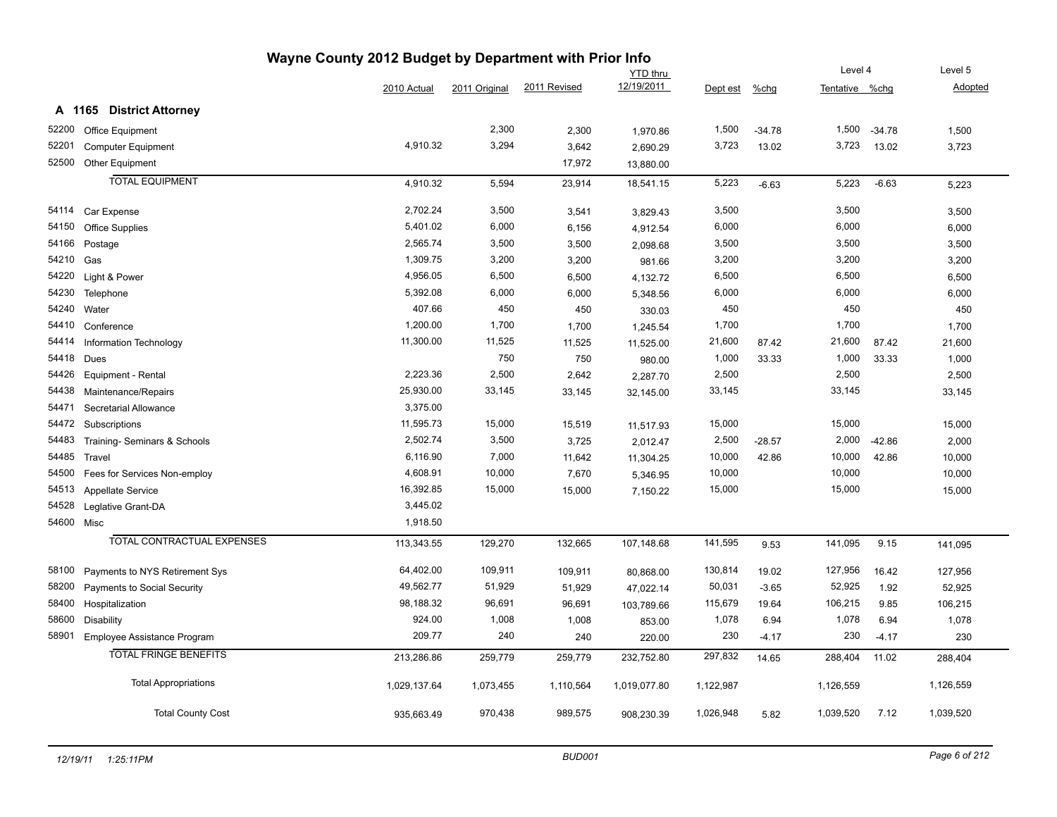# Wayne County 2012 Budget by Department with Prior Info

## A 1165 District Attorney

| | | 2010 Actual | 2011 Original | 2011 Revised | YTD thru 12/19/2011 | Dept est | %chg | Level 4 Tentative | %chg | Level 5 Adopted |
|---|---|---|---|---|---|---|---|---|---|---|
| 52200 | Office Equipment | | 2,300 | 2,300 | 1,970.86 | 1,500 | -34.78 | 1,500 | -34.78 | 1,500 |
| 52201 | Computer Equipment | 4,910.32 | 3,294 | 3,642 | 2,690.29 | 3,723 | 13.02 | 3,723 | 13.02 | 3,723 |
| 52500 | Other Equipment | | | 17,972 | 13,880.00 | | | | | |
| | TOTAL EQUIPMENT | 4,910.32 | 5,594 | 23,914 | 18,541.15 | 5,223 | -6.63 | 5,223 | -6.63 | 5,223 |
| 54114 | Car Expense | 2,702.24 | 3,500 | 3,541 | 3,829.43 | 3,500 | | 3,500 | | 3,500 |
| 54150 | Office Supplies | 5,401.02 | 6,000 | 6,156 | 4,912.54 | 6,000 | | 6,000 | | 6,000 |
| 54166 | Postage | 2,565.74 | 3,500 | 3,500 | 2,098.68 | 3,500 | | 3,500 | | 3,500 |
| 54210 | Gas | 1,309.75 | 3,200 | 3,200 | 981.66 | 3,200 | | 3,200 | | 3,200 |
| 54220 | Light & Power | 4,956.05 | 6,500 | 6,500 | 4,132.72 | 6,500 | | 6,500 | | 6,500 |
| 54230 | Telephone | 5,392.08 | 6,000 | 6,000 | 5,348.56 | 6,000 | | 6,000 | | 6,000 |
| 54240 | Water | 407.66 | 450 | 450 | 330.03 | 450 | | 450 | | 450 |
| 54410 | Conference | 1,200.00 | 1,700 | 1,700 | 1,245.54 | 1,700 | | 1,700 | | 1,700 |
| 54414 | Information Technology | 11,300.00 | 11,525 | 11,525 | 11,525.00 | 21,600 | 87.42 | 21,600 | 87.42 | 21,600 |
| 54418 | Dues | | 750 | 750 | 980.00 | 1,000 | 33.33 | 1,000 | 33.33 | 1,000 |
| 54426 | Equipment - Rental | 2,223.36 | 2,500 | 2,642 | 2,287.70 | 2,500 | | 2,500 | | 2,500 |
| 54438 | Maintenance/Repairs | 25,930.00 | 33,145 | 33,145 | 32,145.00 | 33,145 | | 33,145 | | 33,145 |
| 54471 | Secretarial Allowance | 3,375.00 | | | | | | | | |
| 54472 | Subscriptions | 11,595.73 | 15,000 | 15,519 | 11,517.93 | 15,000 | | 15,000 | | 15,000 |
| 54483 | Training- Seminars & Schools | 2,502.74 | 3,500 | 3,725 | 2,012.47 | 2,500 | -28.57 | 2,000 | -42.86 | 2,000 |
| 54485 | Travel | 6,116.90 | 7,000 | 11,642 | 11,304.25 | 10,000 | 42.86 | 10,000 | 42.86 | 10,000 |
| 54500 | Fees for Services Non-employ | 4,608.91 | 10,000 | 7,670 | 5,346.95 | 10,000 | | 10,000 | | 10,000 |
| 54513 | Appellate Service | 16,392.85 | 15,000 | 15,000 | 7,150.22 | 15,000 | | 15,000 | | 15,000 |
| 54528 | Leglative Grant-DA | 3,445.02 | | | | | | | | |
| 54600 | Misc | 1,918.50 | | | | | | | | |
| | TOTAL CONTRACTUAL EXPENSES | 113,343.55 | 129,270 | 132,665 | 107,148.68 | 141,595 | 9.53 | 141,095 | 9.15 | 141,095 |
| 58100 | Payments to NYS Retirement Sys | 64,402.00 | 109,911 | 109,911 | 80,868.00 | 130,814 | 19.02 | 127,956 | 16.42 | 127,956 |
| 58200 | Payments to Social Security | 49,562.77 | 51,929 | 51,929 | 47,022.14 | 50,031 | -3.65 | 52,925 | 1.92 | 52,925 |
| 58400 | Hospitalization | 98,188.32 | 96,691 | 96,691 | 103,789.66 | 115,679 | 19.64 | 106,215 | 9.85 | 106,215 |
| 58600 | Disability | 924.00 | 1,008 | 1,008 | 853.00 | 1,078 | 6.94 | 1,078 | 6.94 | 1,078 |
| 58901 | Employee Assistance Program | 209.77 | 240 | 240 | 220.00 | 230 | -4.17 | 230 | -4.17 | 230 |
| | TOTAL FRINGE BENEFITS | 213,286.86 | 259,779 | 259,779 | 232,752.80 | 297,832 | 14.65 | 288,404 | 11.02 | 288,404 |
| | Total Appropriations | 1,029,137.64 | 1,073,455 | 1,110,564 | 1,019,077.80 | 1,122,987 | | 1,126,559 | | 1,126,559 |
| | Total County Cost | 935,663.49 | 970,438 | 989,575 | 908,230.39 | 1,026,948 | 5.82 | 1,039,520 | 7.12 | 1,039,520 |

12/19/11 1:25:11PM BUD001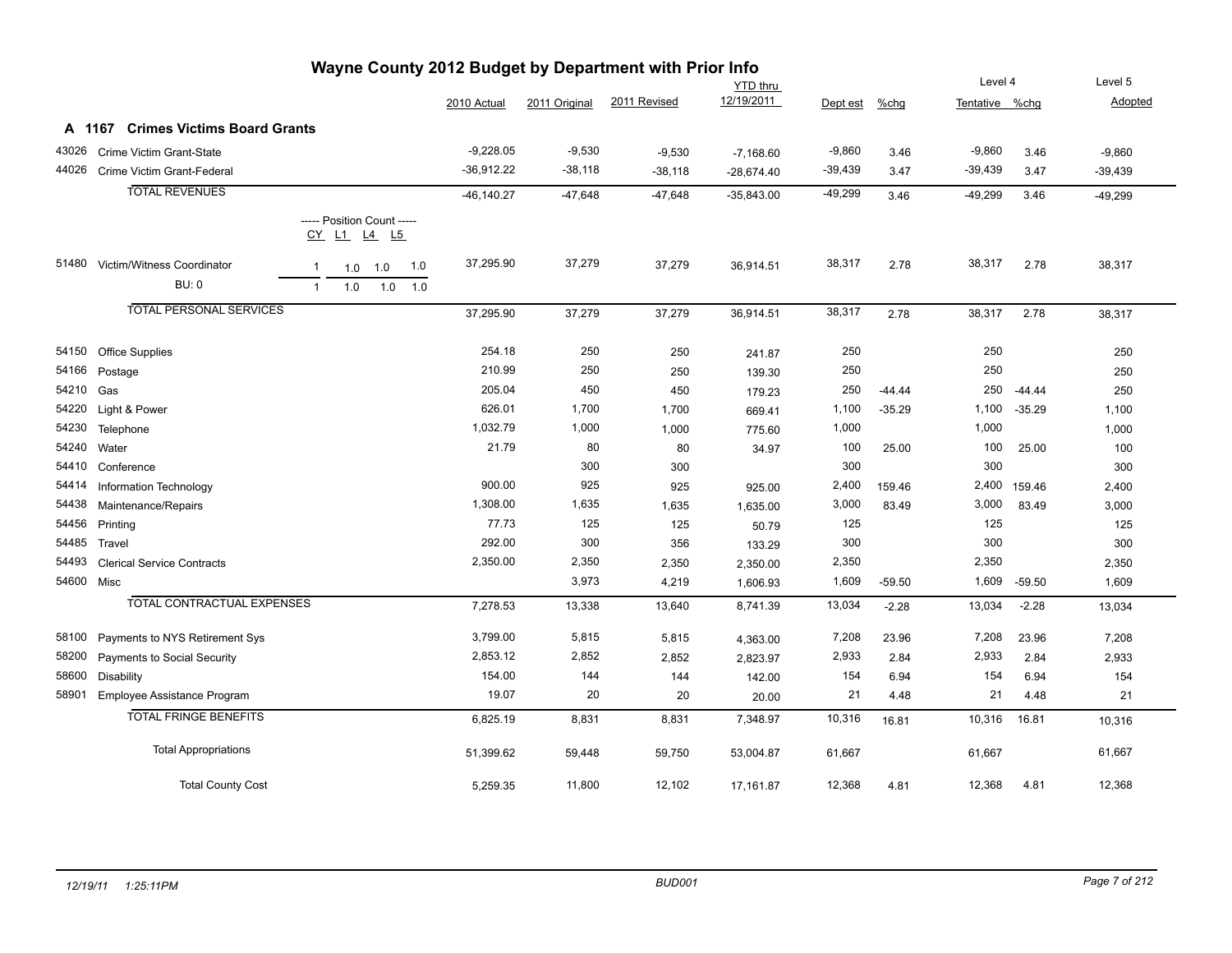# Wayne County 2012 Budget by Department with Prior Info

## A 1167 Crimes Victims Board Grants

| Code | Description | 2010 Actual | 2011 Original | 2011 Revised | YTD thru 12/19/2011 | Dept est | %chg | Level 4 Tentative | %chg | Level 5 Adopted |
|---|---|---|---|---|---|---|---|---|---|---|
| 43026 | Crime Victim Grant-State | -9,228.05 | -9,530 | -9,530 | -7,168.60 | -9,860 | 3.46 | -9,860 | 3.46 | -9,860 |
| 44026 | Crime Victim Grant-Federal | -36,912.22 | -38,118 | -38,118 | -28,674.40 | -39,439 | 3.47 | -39,439 | 3.47 | -39,439 |
| | **TOTAL REVENUES** | -46,140.27 | -47,648 | -47,648 | -35,843.00 | -49,299 | 3.46 | -49,299 | 3.46 | -49,299 |

| Code | Description | CY | L1 | L4 | L5 | 2010 Actual | 2011 Original | 2011 Revised | YTD thru 12/19/2011 | Dept est | %chg | Level 4 Tentative | %chg | Level 5 Adopted |
|---|---|---|---|---|---|---|---|---|---|---|---|---|---|---|
| 51480 | Victim/Witness Coordinator | 1 | 1.0 | 1.0 | 1.0 | 37,295.90 | 37,279 | 37,279 | 36,914.51 | 38,317 | 2.78 | 38,317 | 2.78 | 38,317 |
| | BU: 0 | 1 | 1.0 | 1.0 | 1.0 | | | | | | | | | |
| | **TOTAL PERSONAL SERVICES** | | | | | 37,295.90 | 37,279 | 37,279 | 36,914.51 | 38,317 | 2.78 | 38,317 | 2.78 | 38,317 |

| Code | Description | 2010 Actual | 2011 Original | 2011 Revised | YTD thru 12/19/2011 | Dept est | %chg | Level 4 Tentative | %chg | Level 5 Adopted |
|---|---|---|---|---|---|---|---|---|---|---|
| 54150 | Office Supplies | 254.18 | 250 | 250 | 241.87 | 250 | | 250 | | 250 |
| 54166 | Postage | 210.99 | 250 | 250 | 139.30 | 250 | | 250 | | 250 |
| 54210 | Gas | 205.04 | 450 | 450 | 179.23 | 250 | -44.44 | 250 | -44.44 | 250 |
| 54220 | Light & Power | 626.01 | 1,700 | 1,700 | 669.41 | 1,100 | -35.29 | 1,100 | -35.29 | 1,100 |
| 54230 | Telephone | 1,032.79 | 1,000 | 1,000 | 775.60 | 1,000 | | 1,000 | | 1,000 |
| 54240 | Water | 21.79 | 80 | 80 | 34.97 | 100 | 25.00 | 100 | 25.00 | 100 |
| 54410 | Conference | | 300 | 300 | | 300 | | 300 | | 300 |
| 54414 | Information Technology | 900.00 | 925 | 925 | 925.00 | 2,400 | 159.46 | 2,400 | 159.46 | 2,400 |
| 54438 | Maintenance/Repairs | 1,308.00 | 1,635 | 1,635 | 1,635.00 | 3,000 | 83.49 | 3,000 | 83.49 | 3,000 |
| 54456 | Printing | 77.73 | 125 | 125 | 50.79 | 125 | | 125 | | 125 |
| 54485 | Travel | 292.00 | 300 | 356 | 133.29 | 300 | | 300 | | 300 |
| 54493 | Clerical Service Contracts | 2,350.00 | 2,350 | 2,350 | 2,350.00 | 2,350 | | 2,350 | | 2,350 |
| 54600 | Misc | | 3,973 | 4,219 | 1,606.93 | 1,609 | -59.50 | 1,609 | -59.50 | 1,609 |
| | **TOTAL CONTRACTUAL EXPENSES** | 7,278.53 | 13,338 | 13,640 | 8,741.39 | 13,034 | -2.28 | 13,034 | -2.28 | 13,034 |
| 58100 | Payments to NYS Retirement Sys | 3,799.00 | 5,815 | 5,815 | 4,363.00 | 7,208 | 23.96 | 7,208 | 23.96 | 7,208 |
| 58200 | Payments to Social Security | 2,853.12 | 2,852 | 2,852 | 2,823.97 | 2,933 | 2.84 | 2,933 | 2.84 | 2,933 |
| 58600 | Disability | 154.00 | 144 | 144 | 142.00 | 154 | 6.94 | 154 | 6.94 | 154 |
| 58901 | Employee Assistance Program | 19.07 | 20 | 20 | 20.00 | 21 | 4.48 | 21 | 4.48 | 21 |
| | **TOTAL FRINGE BENEFITS** | 6,825.19 | 8,831 | 8,831 | 7,348.97 | 10,316 | 16.81 | 10,316 | 16.81 | 10,316 |
| | Total Appropriations | 51,399.62 | 59,448 | 59,750 | 53,004.87 | 61,667 | | 61,667 | | 61,667 |
| | Total County Cost | 5,259.35 | 11,800 | 12,102 | 17,161.87 | 12,368 | 4.81 | 12,368 | 4.81 | 12,368 |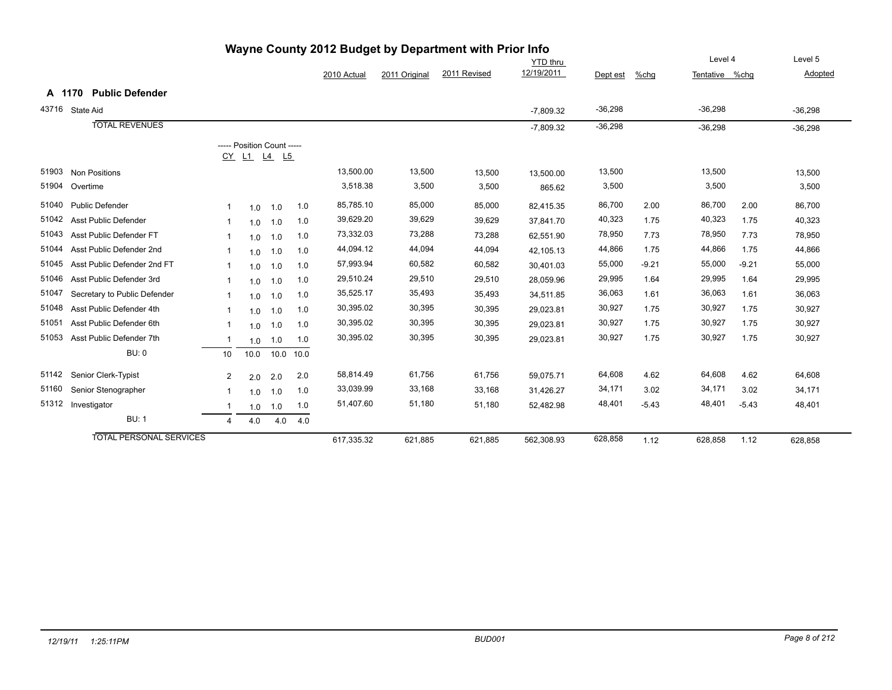# Wayne County 2012 Budget by Department with Prior Info

## A 1170 Public Defender

| Code | Description | CY | L1 | L4 | L5 | 2010 Actual | 2011 Original | 2011 Revised | YTD thru 12/19/2011 | Dept est | %chg | Level 4 Tentative | Level 4 %chg | Level 5 Adopted |
|---|---|---|---|---|---|---|---|---|---|---|---|---|---|---|
| 43716 | State Aid | | | | | | | | -7,809.32 | -36,298 | | -36,298 | | -36,298 |
| | TOTAL REVENUES | | | | | | | | -7,809.32 | -36,298 | | -36,298 | | -36,298 |
| | | ----- Position Count ----- | | | | | | | | | | | | |
| 51903 | Non Positions | | | | | 13,500.00 | 13,500 | 13,500 | 13,500.00 | 13,500 | | 13,500 | | 13,500 |
| 51904 | Overtime | | | | | 3,518.38 | 3,500 | 3,500 | 865.62 | 3,500 | | 3,500 | | 3,500 |
| 51040 | Public Defender | 1 | 1.0 | 1.0 | 1.0 | 85,785.10 | 85,000 | 85,000 | 82,415.35 | 86,700 | 2.00 | 86,700 | 2.00 | 86,700 |
| 51042 | Asst Public Defender | 1 | 1.0 | 1.0 | 1.0 | 39,629.20 | 39,629 | 39,629 | 37,841.70 | 40,323 | 1.75 | 40,323 | 1.75 | 40,323 |
| 51043 | Asst Public Defender FT | 1 | 1.0 | 1.0 | 1.0 | 73,332.03 | 73,288 | 73,288 | 62,551.90 | 78,950 | 7.73 | 78,950 | 7.73 | 78,950 |
| 51044 | Asst Public Defender 2nd | 1 | 1.0 | 1.0 | 1.0 | 44,094.12 | 44,094 | 44,094 | 42,105.13 | 44,866 | 1.75 | 44,866 | 1.75 | 44,866 |
| 51045 | Asst Public Defender 2nd FT | 1 | 1.0 | 1.0 | 1.0 | 57,993.94 | 60,582 | 60,582 | 30,401.03 | 55,000 | -9.21 | 55,000 | -9.21 | 55,000 |
| 51046 | Asst Public Defender 3rd | 1 | 1.0 | 1.0 | 1.0 | 29,510.24 | 29,510 | 29,510 | 28,059.96 | 29,995 | 1.64 | 29,995 | 1.64 | 29,995 |
| 51047 | Secretary to Public Defender | 1 | 1.0 | 1.0 | 1.0 | 35,525.17 | 35,493 | 35,493 | 34,511.85 | 36,063 | 1.61 | 36,063 | 1.61 | 36,063 |
| 51048 | Asst Public Defender 4th | 1 | 1.0 | 1.0 | 1.0 | 30,395.02 | 30,395 | 30,395 | 29,023.81 | 30,927 | 1.75 | 30,927 | 1.75 | 30,927 |
| 51051 | Asst Public Defender 6th | 1 | 1.0 | 1.0 | 1.0 | 30,395.02 | 30,395 | 30,395 | 29,023.81 | 30,927 | 1.75 | 30,927 | 1.75 | 30,927 |
| 51053 | Asst Public Defender 7th | 1 | 1.0 | 1.0 | 1.0 | 30,395.02 | 30,395 | 30,395 | 29,023.81 | 30,927 | 1.75 | 30,927 | 1.75 | 30,927 |
| | BU: 0 | 10 | 10.0 | 10.0 | 10.0 | | | | | | | | | |
| 51142 | Senior Clerk-Typist | 2 | 2.0 | 2.0 | 2.0 | 58,814.49 | 61,756 | 61,756 | 59,075.71 | 64,608 | 4.62 | 64,608 | 4.62 | 64,608 |
| 51160 | Senior Stenographer | 1 | 1.0 | 1.0 | 1.0 | 33,039.99 | 33,168 | 33,168 | 31,426.27 | 34,171 | 3.02 | 34,171 | 3.02 | 34,171 |
| 51312 | Investigator | 1 | 1.0 | 1.0 | 1.0 | 51,407.60 | 51,180 | 51,180 | 52,482.98 | 48,401 | -5.43 | 48,401 | -5.43 | 48,401 |
| | BU: 1 | 4 | 4.0 | 4.0 | 4.0 | | | | | | | | | |
| | TOTAL PERSONAL SERVICES | | | | | 617,335.32 | 621,885 | 621,885 | 562,308.93 | 628,858 | 1.12 | 628,858 | 1.12 | 628,858 |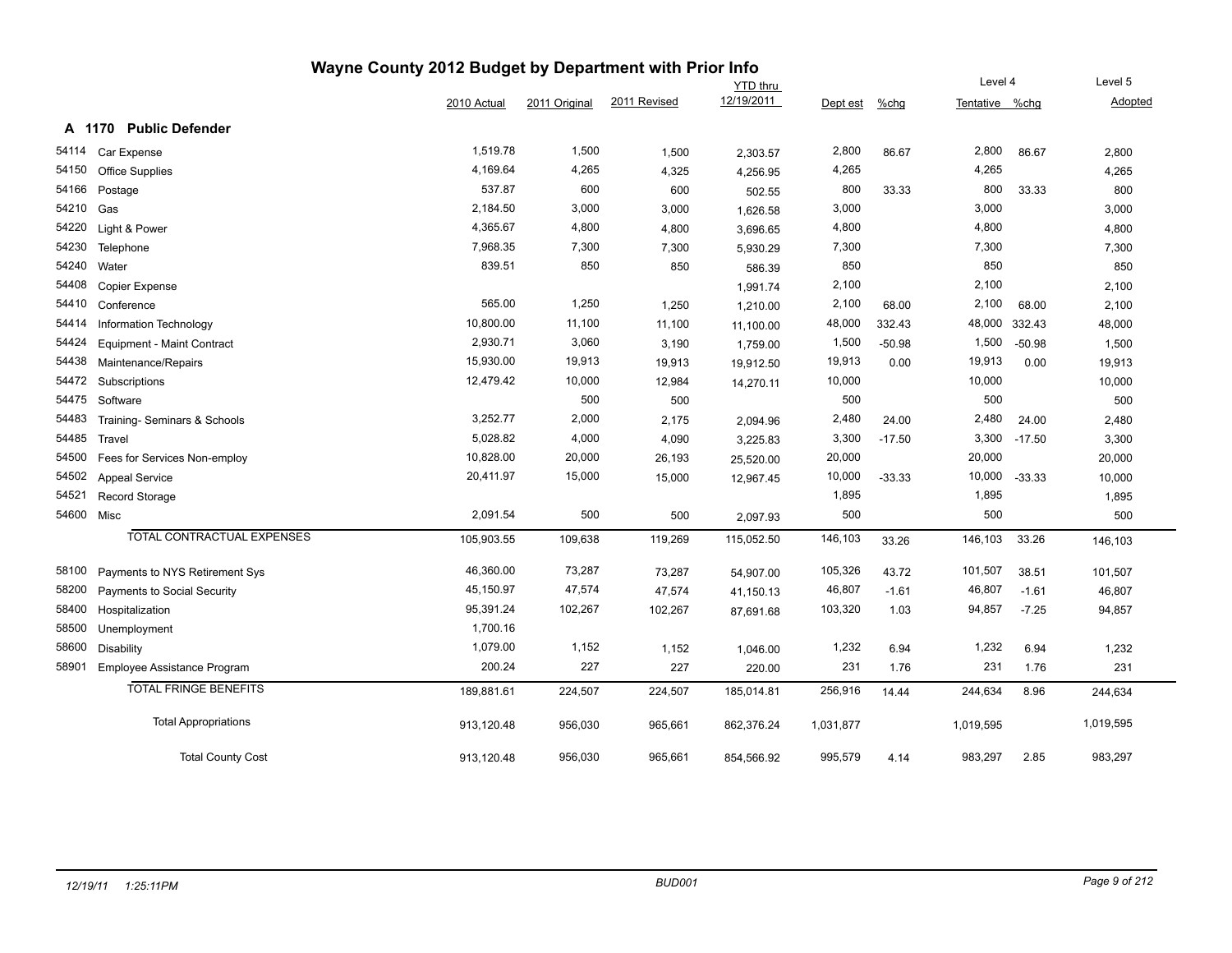# Wayne County 2012 Budget by Department with Prior Info

## A 1170 Public Defender

| | | 2010 Actual | 2011 Original | 2011 Revised | YTD thru 12/19/2011 | Dept est | %chg | Level 4 Tentative | %chg | Level 5 Adopted |
|---|---|---|---|---|---|---|---|---|---|---|
| 54114 | Car Expense | 1,519.78 | 1,500 | 1,500 | 2,303.57 | 2,800 | 86.67 | 2,800 | 86.67 | 2,800 |
| 54150 | Office Supplies | 4,169.64 | 4,265 | 4,325 | 4,256.95 | 4,265 | | 4,265 | | 4,265 |
| 54166 | Postage | 537.87 | 600 | 600 | 502.55 | 800 | 33.33 | 800 | 33.33 | 800 |
| 54210 | Gas | 2,184.50 | 3,000 | 3,000 | 1,626.58 | 3,000 | | 3,000 | | 3,000 |
| 54220 | Light & Power | 4,365.67 | 4,800 | 4,800 | 3,696.65 | 4,800 | | 4,800 | | 4,800 |
| 54230 | Telephone | 7,968.35 | 7,300 | 7,300 | 5,930.29 | 7,300 | | 7,300 | | 7,300 |
| 54240 | Water | 839.51 | 850 | 850 | 586.39 | 850 | | 850 | | 850 |
| 54408 | Copier Expense | | | | 1,991.74 | 2,100 | | 2,100 | | 2,100 |
| 54410 | Conference | 565.00 | 1,250 | 1,250 | 1,210.00 | 2,100 | 68.00 | 2,100 | 68.00 | 2,100 |
| 54414 | Information Technology | 10,800.00 | 11,100 | 11,100 | 11,100.00 | 48,000 | 332.43 | 48,000 | 332.43 | 48,000 |
| 54424 | Equipment - Maint Contract | 2,930.71 | 3,060 | 3,190 | 1,759.00 | 1,500 | -50.98 | 1,500 | -50.98 | 1,500 |
| 54438 | Maintenance/Repairs | 15,930.00 | 19,913 | 19,913 | 19,912.50 | 19,913 | 0.00 | 19,913 | 0.00 | 19,913 |
| 54472 | Subscriptions | 12,479.42 | 10,000 | 12,984 | 14,270.11 | 10,000 | | 10,000 | | 10,000 |
| 54475 | Software | | 500 | 500 | | 500 | | 500 | | 500 |
| 54483 | Training- Seminars & Schools | 3,252.77 | 2,000 | 2,175 | 2,094.96 | 2,480 | 24.00 | 2,480 | 24.00 | 2,480 |
| 54485 | Travel | 5,028.82 | 4,000 | 4,090 | 3,225.83 | 3,300 | -17.50 | 3,300 | -17.50 | 3,300 |
| 54500 | Fees for Services Non-employ | 10,828.00 | 20,000 | 26,193 | 25,520.00 | 20,000 | | 20,000 | | 20,000 |
| 54502 | Appeal Service | 20,411.97 | 15,000 | 15,000 | 12,967.45 | 10,000 | -33.33 | 10,000 | -33.33 | 10,000 |
| 54521 | Record Storage | | | | | 1,895 | | 1,895 | | 1,895 |
| 54600 | Misc | 2,091.54 | 500 | 500 | 2,097.93 | 500 | | 500 | | 500 |
| | TOTAL CONTRACTUAL EXPENSES | 105,903.55 | 109,638 | 119,269 | 115,052.50 | 146,103 | 33.26 | 146,103 | 33.26 | 146,103 |
| 58100 | Payments to NYS Retirement Sys | 46,360.00 | 73,287 | 73,287 | 54,907.00 | 105,326 | 43.72 | 101,507 | 38.51 | 101,507 |
| 58200 | Payments to Social Security | 45,150.97 | 47,574 | 47,574 | 41,150.13 | 46,807 | -1.61 | 46,807 | -1.61 | 46,807 |
| 58400 | Hospitalization | 95,391.24 | 102,267 | 102,267 | 87,691.68 | 103,320 | 1.03 | 94,857 | -7.25 | 94,857 |
| 58500 | Unemployment | 1,700.16 | | | | | | | | |
| 58600 | Disability | 1,079.00 | 1,152 | 1,152 | 1,046.00 | 1,232 | 6.94 | 1,232 | 6.94 | 1,232 |
| 58901 | Employee Assistance Program | 200.24 | 227 | 227 | 220.00 | 231 | 1.76 | 231 | 1.76 | 231 |
| | TOTAL FRINGE BENEFITS | 189,881.61 | 224,507 | 224,507 | 185,014.81 | 256,916 | 14.44 | 244,634 | 8.96 | 244,634 |
| | Total Appropriations | 913,120.48 | 956,030 | 965,661 | 862,376.24 | 1,031,877 | | 1,019,595 | | 1,019,595 |
| | Total County Cost | 913,120.48 | 956,030 | 965,661 | 854,566.92 | 995,579 | 4.14 | 983,297 | 2.85 | 983,297 |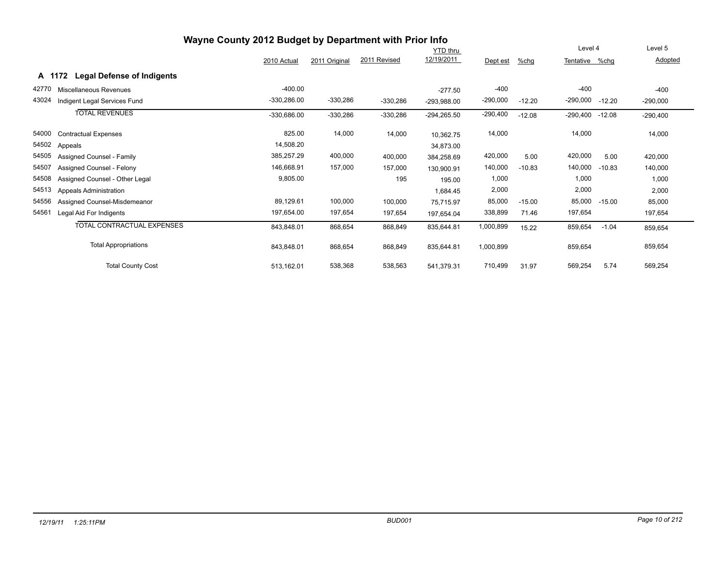# Wayne County 2012 Budget by Department with Prior Info

## A 1172 Legal Defense of Indigents

| Code | Description | 2010 Actual | 2011 Original | 2011 Revised | YTD thru 12/19/2011 | Dept est | %chg | Level 4 Tentative | %chg | Level 5 Adopted |
|---|---|---|---|---|---|---|---|---|---|---|
| 42770 | Miscellaneous Revenues | -400.00 | | | -277.50 | -400 | | -400 | | -400 |
| 43024 | Indigent Legal Services Fund | -330,286.00 | -330,286 | -330,286 | -293,988.00 | -290,000 | -12.20 | -290,000 | -12.20 | -290,000 |
| | TOTAL REVENUES | -330,686.00 | -330,286 | -330,286 | -294,265.50 | -290,400 | -12.08 | -290,400 | -12.08 | -290,400 |
| 54000 | Contractual Expenses | 825.00 | 14,000 | 14,000 | 10,362.75 | 14,000 | | 14,000 | | 14,000 |
| 54502 | Appeals | 14,508.20 | | | 34,873.00 | | | | | |
| 54505 | Assigned Counsel - Family | 385,257.29 | 400,000 | 400,000 | 384,258.69 | 420,000 | 5.00 | 420,000 | 5.00 | 420,000 |
| 54507 | Assigned Counsel - Felony | 146,668.91 | 157,000 | 157,000 | 130,900.91 | 140,000 | -10.83 | 140,000 | -10.83 | 140,000 |
| 54508 | Assigned Counsel - Other Legal | 9,805.00 | | 195 | 195.00 | 1,000 | | 1,000 | | 1,000 |
| 54513 | Appeals Administration | | | | 1,684.45 | 2,000 | | 2,000 | | 2,000 |
| 54556 | Assigned Counsel-Misdemeanor | 89,129.61 | 100,000 | 100,000 | 75,715.97 | 85,000 | -15.00 | 85,000 | -15.00 | 85,000 |
| 54561 | Legal Aid For Indigents | 197,654.00 | 197,654 | 197,654 | 197,654.04 | 338,899 | 71.46 | 197,654 | | 197,654 |
| | TOTAL CONTRACTUAL EXPENSES | 843,848.01 | 868,654 | 868,849 | 835,644.81 | 1,000,899 | 15.22 | 859,654 | -1.04 | 859,654 |
| | Total Appropriations | 843,848.01 | 868,654 | 868,849 | 835,644.81 | 1,000,899 | | 859,654 | | 859,654 |
| | Total County Cost | 513,162.01 | 538,368 | 538,563 | 541,379.31 | 710,499 | 31.97 | 569,254 | 5.74 | 569,254 |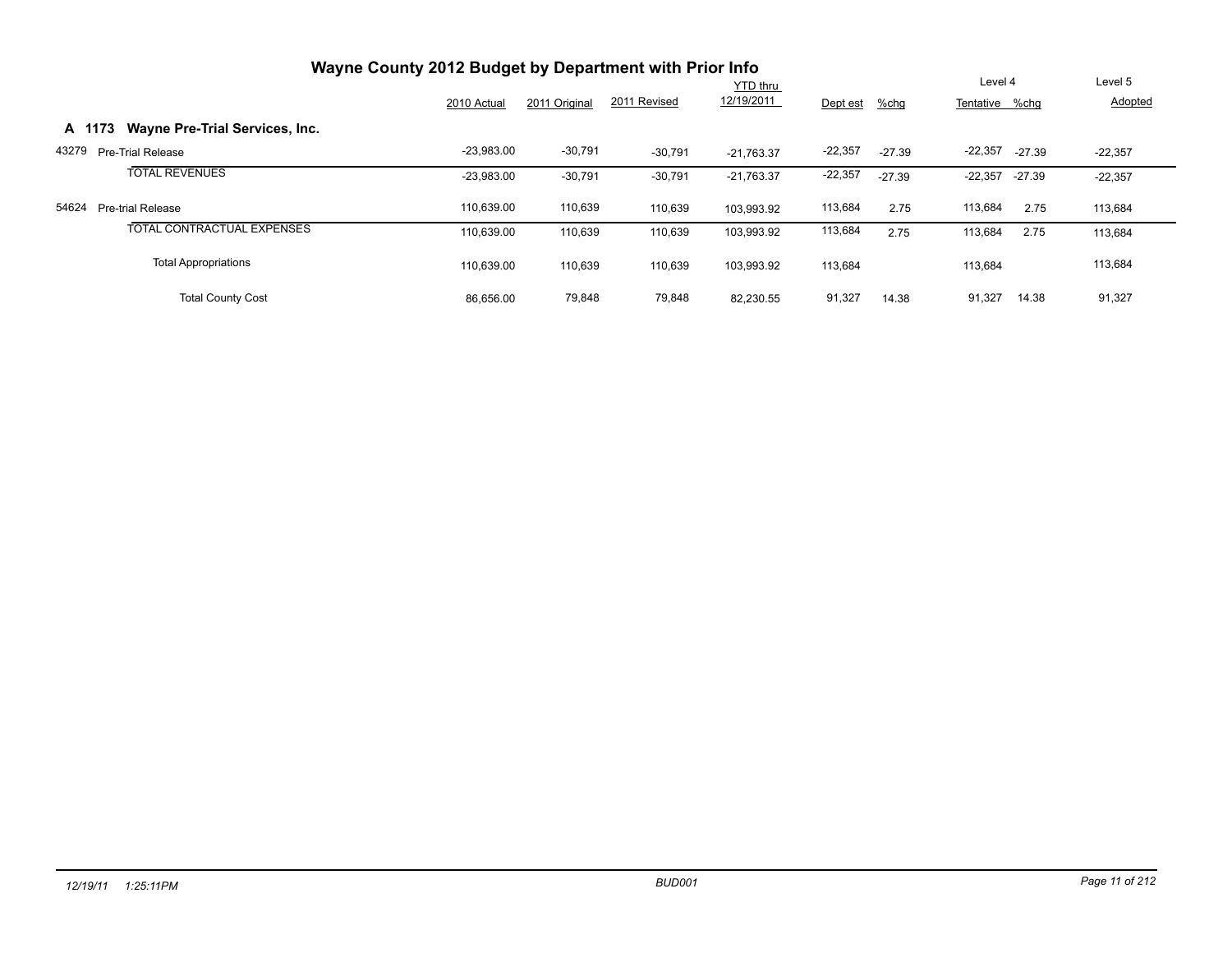# Wayne County 2012 Budget by Department with Prior Info

## A 1173 Wayne Pre-Trial Services, Inc.

| | | 2010 Actual | 2011 Original | 2011 Revised | YTD thru 12/19/2011 | Dept est | %chg | Level 4 Tentative | %chg | Level 5 Adopted |
|---|---|---|---|---|---|---|---|---|---|---|
| 43279 | Pre-Trial Release | -23,983.00 | -30,791 | -30,791 | -21,763.37 | -22,357 | -27.39 | -22,357 | -27.39 | -22,357 |
| | TOTAL REVENUES | -23,983.00 | -30,791 | -30,791 | -21,763.37 | -22,357 | -27.39 | -22,357 | -27.39 | -22,357 |
| 54624 | Pre-trial Release | 110,639.00 | 110,639 | 110,639 | 103,993.92 | 113,684 | 2.75 | 113,684 | 2.75 | 113,684 |
| | TOTAL CONTRACTUAL EXPENSES | 110,639.00 | 110,639 | 110,639 | 103,993.92 | 113,684 | 2.75 | 113,684 | 2.75 | 113,684 |
| | Total Appropriations | 110,639.00 | 110,639 | 110,639 | 103,993.92 | 113,684 | | 113,684 | | 113,684 |
| | Total County Cost | 86,656.00 | 79,848 | 79,848 | 82,230.55 | 91,327 | 14.38 | 91,327 | 14.38 | 91,327 |

12/19/11 1:25:11PM BUD001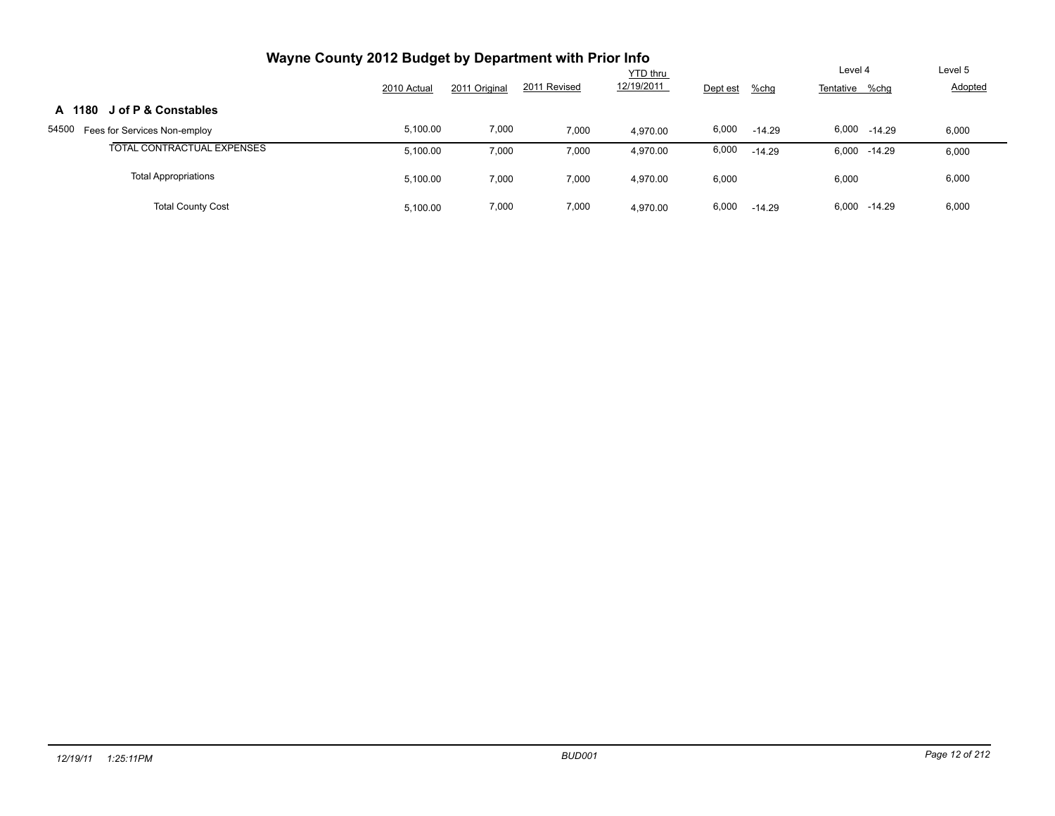# Wayne County 2012 Budget by Department with Prior Info

| | 2010 Actual | 2011 Original | 2011 Revised | YTD thru 12/19/2011 | Dept est | %chg | Level 4 Tentative | %chg | Level 5 Adopted |
|---|---|---|---|---|---|---|---|---|---|
| **A 1180 J of P & Constables** | | | | | | | | | |
| 54500 Fees for Services Non-employ | 5,100.00 | 7,000 | 7,000 | 4,970.00 | 6,000 | -14.29 | 6,000 | -14.29 | 6,000 |
| TOTAL CONTRACTUAL EXPENSES | 5,100.00 | 7,000 | 7,000 | 4,970.00 | 6,000 | -14.29 | 6,000 | -14.29 | 6,000 |
| Total Appropriations | 5,100.00 | 7,000 | 7,000 | 4,970.00 | 6,000 | | 6,000 | | 6,000 |
| Total County Cost | 5,100.00 | 7,000 | 7,000 | 4,970.00 | 6,000 | -14.29 | 6,000 | -14.29 | 6,000 |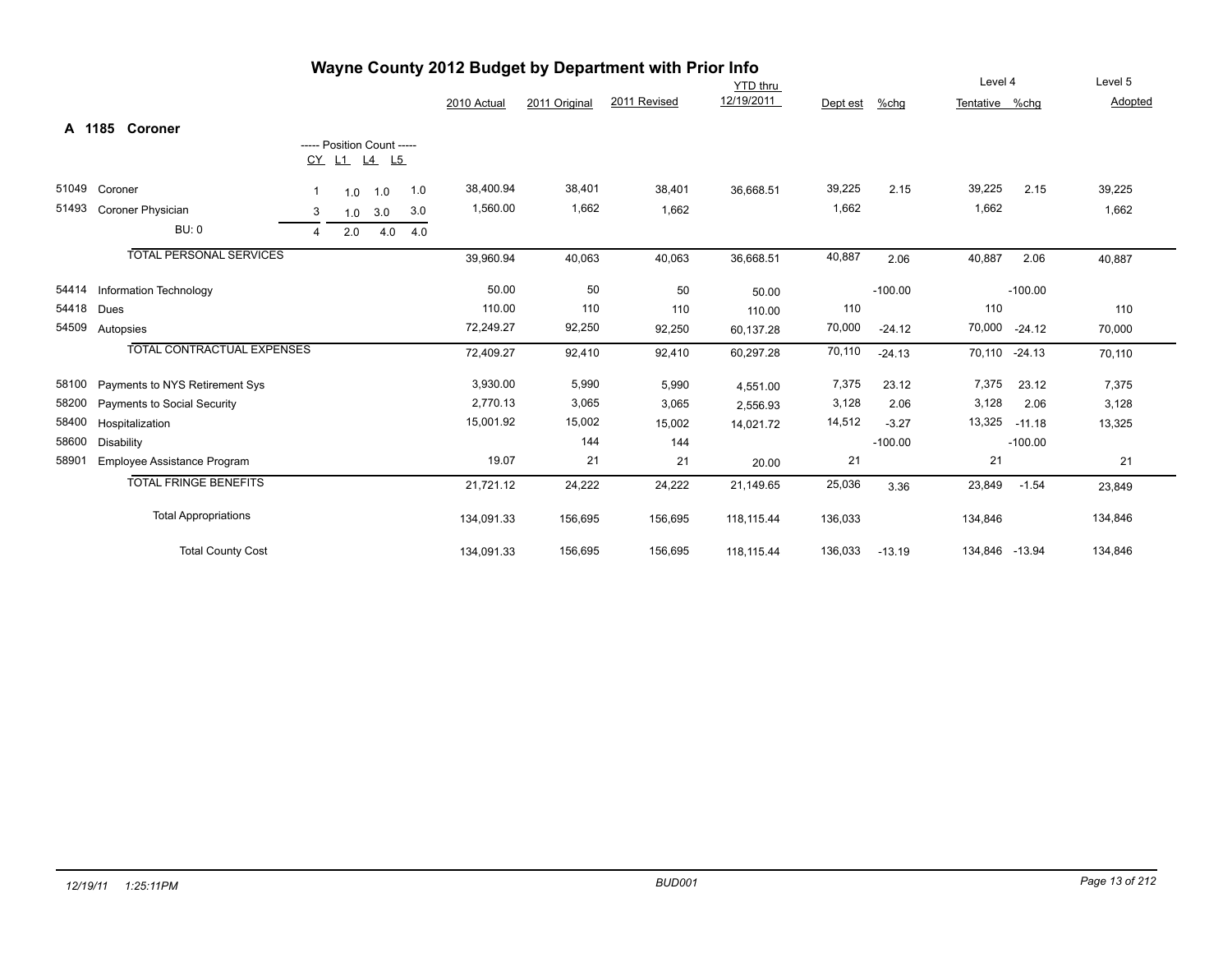# Wayne County 2012 Budget by Department with Prior Info

## A 1185 Coroner

| | | CY | L1 | L4 | L5 | 2010 Actual | 2011 Original | 2011 Revised | YTD thru 12/19/2011 | Dept est | %chg | Level 4 Tentative | %chg | Level 5 Adopted |
|---|---|---|---|---|---|---|---|---|---|---|---|---|---|---|
| 51049 | Coroner | 1 | 1.0 | 1.0 | 1.0 | 38,400.94 | 38,401 | 38,401 | 36,668.51 | 39,225 | 2.15 | 39,225 | 2.15 | 39,225 |
| 51493 | Coroner Physician | 3 | 1.0 | 3.0 | 3.0 | 1,560.00 | 1,662 | 1,662 | | 1,662 | | 1,662 | | 1,662 |
| | BU: 0 | 4 | 2.0 | 4.0 | 4.0 | | | | | | | | | |
| | TOTAL PERSONAL SERVICES | | | | | 39,960.94 | 40,063 | 40,063 | 36,668.51 | 40,887 | 2.06 | 40,887 | 2.06 | 40,887 |
| 54414 | Information Technology | | | | | 50.00 | 50 | 50 | 50.00 | | -100.00 | | -100.00 | |
| 54418 | Dues | | | | | 110.00 | 110 | 110 | 110.00 | 110 | | 110 | | 110 |
| 54509 | Autopsies | | | | | 72,249.27 | 92,250 | 92,250 | 60,137.28 | 70,000 | -24.12 | 70,000 | -24.12 | 70,000 |
| | TOTAL CONTRACTUAL EXPENSES | | | | | 72,409.27 | 92,410 | 92,410 | 60,297.28 | 70,110 | -24.13 | 70,110 | -24.13 | 70,110 |
| 58100 | Payments to NYS Retirement Sys | | | | | 3,930.00 | 5,990 | 5,990 | 4,551.00 | 7,375 | 23.12 | 7,375 | 23.12 | 7,375 |
| 58200 | Payments to Social Security | | | | | 2,770.13 | 3,065 | 3,065 | 2,556.93 | 3,128 | 2.06 | 3,128 | 2.06 | 3,128 |
| 58400 | Hospitalization | | | | | 15,001.92 | 15,002 | 15,002 | 14,021.72 | 14,512 | -3.27 | 13,325 | -11.18 | 13,325 |
| 58600 | Disability | | | | | | 144 | 144 | | | -100.00 | | -100.00 | |
| 58901 | Employee Assistance Program | | | | | 19.07 | 21 | 21 | 20.00 | 21 | | 21 | | 21 |
| | TOTAL FRINGE BENEFITS | | | | | 21,721.12 | 24,222 | 24,222 | 21,149.65 | 25,036 | 3.36 | 23,849 | -1.54 | 23,849 |
| | Total Appropriations | | | | | 134,091.33 | 156,695 | 156,695 | 118,115.44 | 136,033 | | 134,846 | | 134,846 |
| | Total County Cost | | | | | 134,091.33 | 156,695 | 156,695 | 118,115.44 | 136,033 | -13.19 | 134,846 | -13.94 | 134,846 |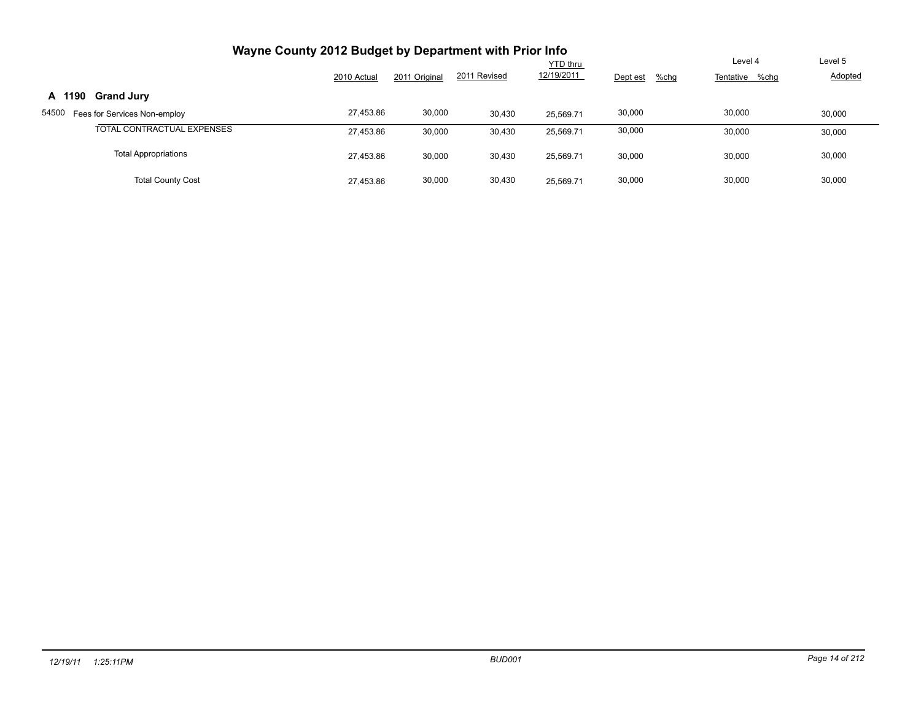# Wayne County 2012 Budget by Department with Prior Info

| | 2010 Actual | 2011 Original | 2011 Revised | YTD thru 12/19/2011 | Dept est | %chg | Level 4 Tentative | %chg | Level 5 Adopted |
|---|---|---|---|---|---|---|---|---|---|
| **A 1190 Grand Jury** | | | | | | | | | |
| 54500 Fees for Services Non-employ | 27,453.86 | 30,000 | 30,430 | 25,569.71 | 30,000 | | 30,000 | | 30,000 |
| TOTAL CONTRACTUAL EXPENSES | 27,453.86 | 30,000 | 30,430 | 25,569.71 | 30,000 | | 30,000 | | 30,000 |
| Total Appropriations | 27,453.86 | 30,000 | 30,430 | 25,569.71 | 30,000 | | 30,000 | | 30,000 |
| Total County Cost | 27,453.86 | 30,000 | 30,430 | 25,569.71 | 30,000 | | 30,000 | | 30,000 |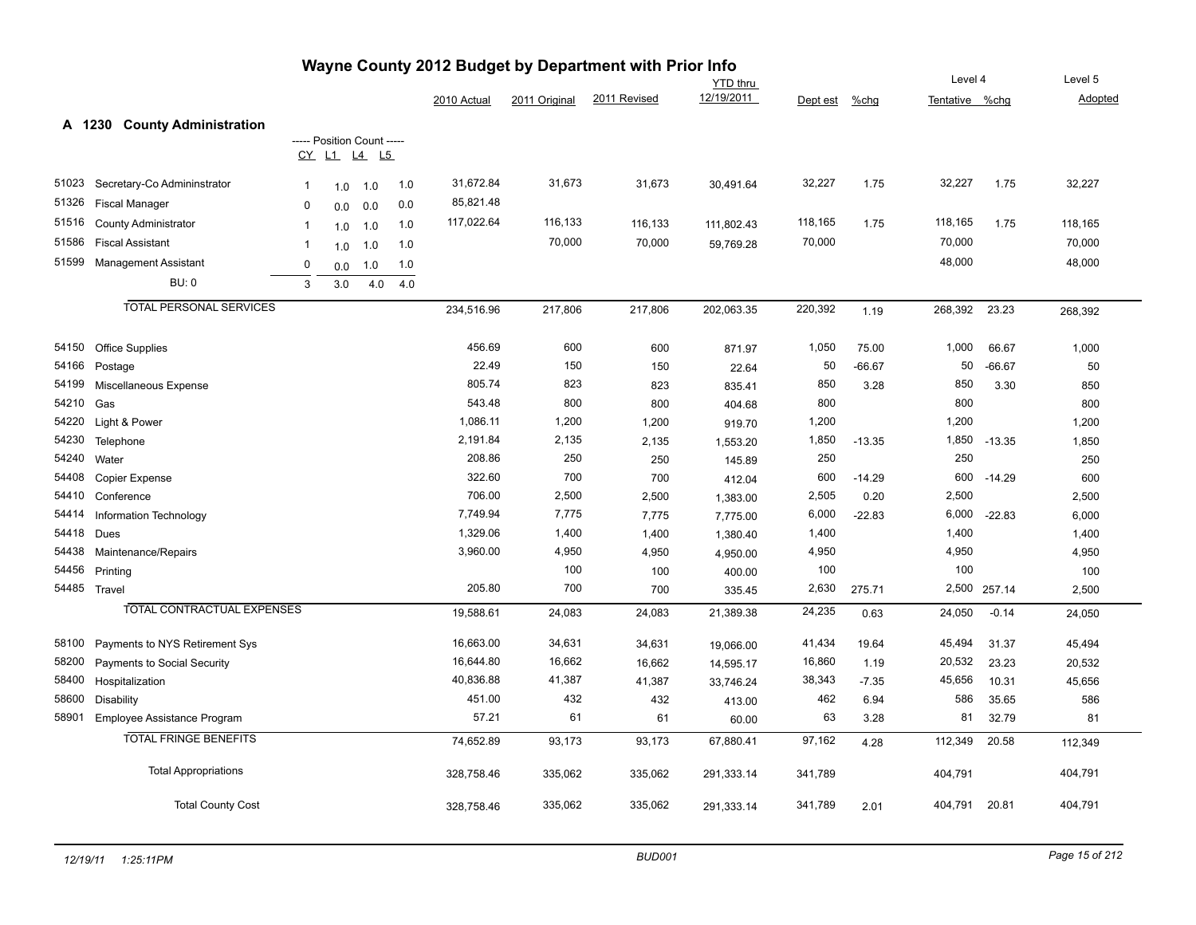# Wayne County 2012 Budget by Department with Prior Info

## A 1230 County Administration

| Acct | Description | CY | L1 | L4 | L5 | 2010 Actual | 2011 Original | 2011 Revised | YTD thru 12/19/2011 | Dept est | %chg | Level 4 Tentative | %chg | Level 5 Adopted |
|---|---|---|---|---|---|---|---|---|---|---|---|---|---|---|
| 51023 | Secretary-Co Admininstrator | 1 | 1.0 | 1.0 | 1.0 | 31,672.84 | 31,673 | 31,673 | 30,491.64 | 32,227 | 1.75 | 32,227 | 1.75 | 32,227 |
| 51326 | Fiscal Manager | 0 | 0.0 | 0.0 | 0.0 | 85,821.48 | | | | | | | | |
| 51516 | County Administrator | 1 | 1.0 | 1.0 | 1.0 | 117,022.64 | 116,133 | 116,133 | 111,802.43 | 118,165 | 1.75 | 118,165 | 1.75 | 118,165 |
| 51586 | Fiscal Assistant | 1 | 1.0 | 1.0 | 1.0 | | 70,000 | 70,000 | 59,769.28 | 70,000 | | 70,000 | | 70,000 |
| 51599 | Management Assistant | 0 | 0.0 | 1.0 | 1.0 | | | | | | | 48,000 | | 48,000 |
| | BU: 0 | 3 | 3.0 | 4.0 | 4.0 | | | | | | | | | |
| | TOTAL PERSONAL SERVICES | | | | | 234,516.96 | 217,806 | 217,806 | 202,063.35 | 220,392 | 1.19 | 268,392 | 23.23 | 268,392 |
| 54150 | Office Supplies | | | | | 456.69 | 600 | 600 | 871.97 | 1,050 | 75.00 | 1,000 | 66.67 | 1,000 |
| 54166 | Postage | | | | | 22.49 | 150 | 150 | 22.64 | 50 | -66.67 | 50 | -66.67 | 50 |
| 54199 | Miscellaneous Expense | | | | | 805.74 | 823 | 823 | 835.41 | 850 | 3.28 | 850 | 3.30 | 850 |
| 54210 | Gas | | | | | 543.48 | 800 | 800 | 404.68 | 800 | | 800 | | 800 |
| 54220 | Light & Power | | | | | 1,086.11 | 1,200 | 1,200 | 919.70 | 1,200 | | 1,200 | | 1,200 |
| 54230 | Telephone | | | | | 2,191.84 | 2,135 | 2,135 | 1,553.20 | 1,850 | -13.35 | 1,850 | -13.35 | 1,850 |
| 54240 | Water | | | | | 208.86 | 250 | 250 | 145.89 | 250 | | 250 | | 250 |
| 54408 | Copier Expense | | | | | 322.60 | 700 | 700 | 412.04 | 600 | -14.29 | 600 | -14.29 | 600 |
| 54410 | Conference | | | | | 706.00 | 2,500 | 2,500 | 1,383.00 | 2,505 | 0.20 | 2,500 | | 2,500 |
| 54414 | Information Technology | | | | | 7,749.94 | 7,775 | 7,775 | 7,775.00 | 6,000 | -22.83 | 6,000 | -22.83 | 6,000 |
| 54418 | Dues | | | | | 1,329.06 | 1,400 | 1,400 | 1,380.40 | 1,400 | | 1,400 | | 1,400 |
| 54438 | Maintenance/Repairs | | | | | 3,960.00 | 4,950 | 4,950 | 4,950.00 | 4,950 | | 4,950 | | 4,950 |
| 54456 | Printing | | | | | | 100 | 100 | 400.00 | 100 | | 100 | | 100 |
| 54485 | Travel | | | | | 205.80 | 700 | 700 | 335.45 | 2,630 | 275.71 | 2,500 | 257.14 | 2,500 |
| | TOTAL CONTRACTUAL EXPENSES | | | | | 19,588.61 | 24,083 | 24,083 | 21,389.38 | 24,235 | 0.63 | 24,050 | -0.14 | 24,050 |
| 58100 | Payments to NYS Retirement Sys | | | | | 16,663.00 | 34,631 | 34,631 | 19,066.00 | 41,434 | 19.64 | 45,494 | 31.37 | 45,494 |
| 58200 | Payments to Social Security | | | | | 16,644.80 | 16,662 | 16,662 | 14,595.17 | 16,860 | 1.19 | 20,532 | 23.23 | 20,532 |
| 58400 | Hospitalization | | | | | 40,836.88 | 41,387 | 41,387 | 33,746.24 | 38,343 | -7.35 | 45,656 | 10.31 | 45,656 |
| 58600 | Disability | | | | | 451.00 | 432 | 432 | 413.00 | 462 | 6.94 | 586 | 35.65 | 586 |
| 58901 | Employee Assistance Program | | | | | 57.21 | 61 | 61 | 60.00 | 63 | 3.28 | 81 | 32.79 | 81 |
| | TOTAL FRINGE BENEFITS | | | | | 74,652.89 | 93,173 | 93,173 | 67,880.41 | 97,162 | 4.28 | 112,349 | 20.58 | 112,349 |
| | Total Appropriations | | | | | 328,758.46 | 335,062 | 335,062 | 291,333.14 | 341,789 | | 404,791 | | 404,791 |
| | Total County Cost | | | | | 328,758.46 | 335,062 | 335,062 | 291,333.14 | 341,789 | 2.01 | 404,791 | 20.81 | 404,791 |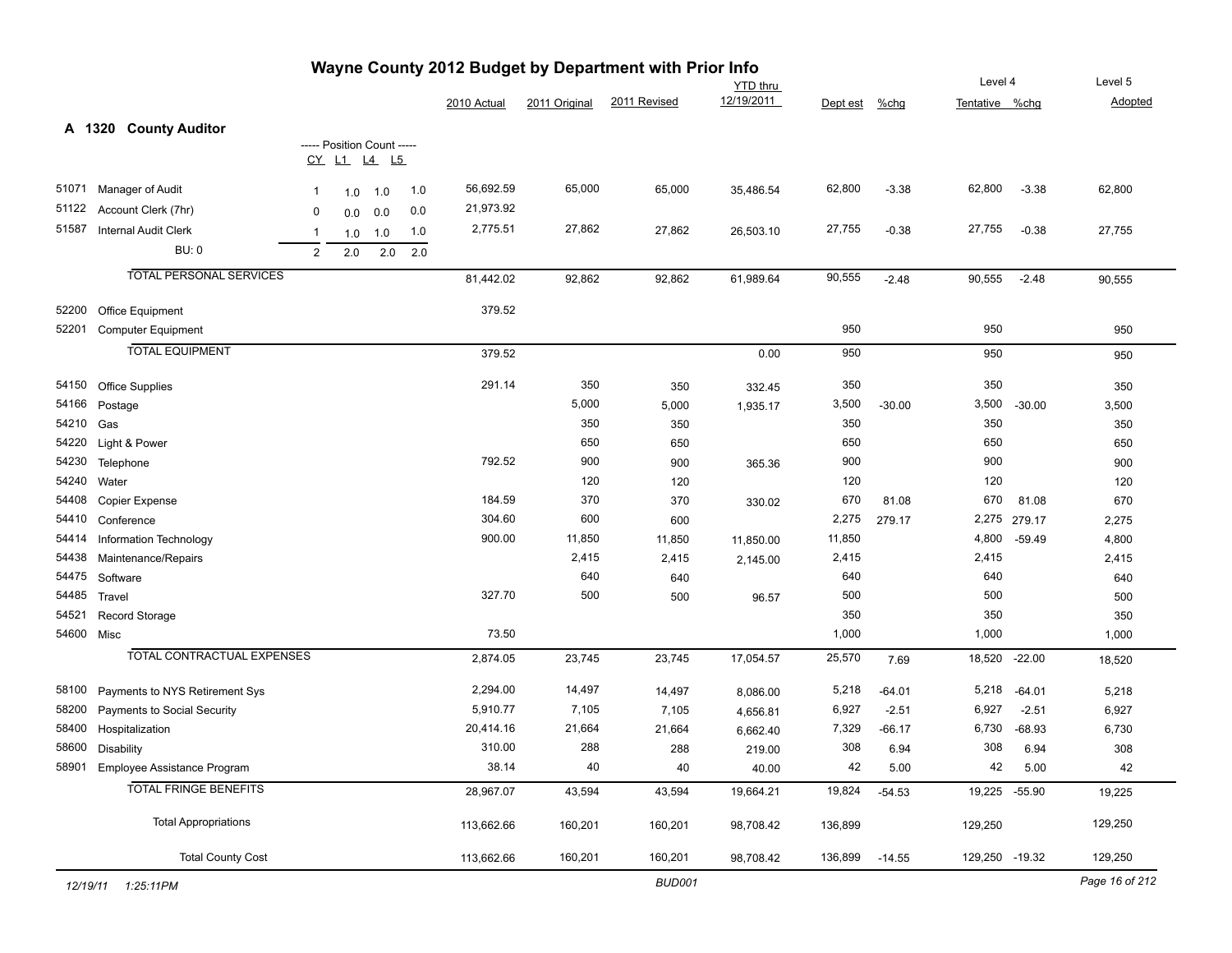# Wayne County 2012 Budget by Department with Prior Info

## A 1320 County Auditor

| Code | Description | CY | L1 | L4 | L5 | 2010 Actual | 2011 Original | 2011 Revised | YTD thru 12/19/2011 | Dept est | %chg | Level 4 Tentative | %chg | Level 5 Adopted |
|---|---|---|---|---|---|---|---|---|---|---|---|---|---|---|
| | | ----- Position Count ----- | | | | | | | | | | | | |
| 51071 | Manager of Audit | 1 | 1.0 | 1.0 | 1.0 | 56,692.59 | 65,000 | 65,000 | 35,486.54 | 62,800 | -3.38 | 62,800 | -3.38 | 62,800 |
| 51122 | Account Clerk (7hr) | 0 | 0.0 | 0.0 | 0.0 | 21,973.92 | | | | | | | | |
| 51587 | Internal Audit Clerk | 1 | 1.0 | 1.0 | 1.0 | 2,775.51 | 27,862 | 27,862 | 26,503.10 | 27,755 | -0.38 | 27,755 | -0.38 | 27,755 |
| | BU: 0 | 2 | 2.0 | 2.0 | 2.0 | | | | | | | | | |
| | TOTAL PERSONAL SERVICES | | | | | 81,442.02 | 92,862 | 92,862 | 61,989.64 | 90,555 | -2.48 | 90,555 | -2.48 | 90,555 |
| 52200 | Office Equipment | | | | | 379.52 | | | | | | | | |
| 52201 | Computer Equipment | | | | | | | | | 950 | | 950 | | 950 |
| | TOTAL EQUIPMENT | | | | | 379.52 | | | 0.00 | 950 | | 950 | | 950 |
| 54150 | Office Supplies | | | | | 291.14 | 350 | 350 | 332.45 | 350 | | 350 | | 350 |
| 54166 | Postage | | | | | | 5,000 | 5,000 | 1,935.17 | 3,500 | -30.00 | 3,500 | -30.00 | 3,500 |
| 54210 | Gas | | | | | | 350 | 350 | | 350 | | 350 | | 350 |
| 54220 | Light & Power | | | | | | 650 | 650 | | 650 | | 650 | | 650 |
| 54230 | Telephone | | | | | 792.52 | 900 | 900 | 365.36 | 900 | | 900 | | 900 |
| 54240 | Water | | | | | | 120 | 120 | | 120 | | 120 | | 120 |
| 54408 | Copier Expense | | | | | 184.59 | 370 | 370 | 330.02 | 670 | 81.08 | 670 | 81.08 | 670 |
| 54410 | Conference | | | | | 304.60 | 600 | 600 | | 2,275 | 279.17 | 2,275 | 279.17 | 2,275 |
| 54414 | Information Technology | | | | | 900.00 | 11,850 | 11,850 | 11,850.00 | 11,850 | | 4,800 | -59.49 | 4,800 |
| 54438 | Maintenance/Repairs | | | | | | 2,415 | 2,415 | 2,145.00 | 2,415 | | 2,415 | | 2,415 |
| 54475 | Software | | | | | | 640 | 640 | | 640 | | 640 | | 640 |
| 54485 | Travel | | | | | 327.70 | 500 | 500 | 96.57 | 500 | | 500 | | 500 |
| 54521 | Record Storage | | | | | | | | | 350 | | 350 | | 350 |
| 54600 | Misc | | | | | 73.50 | | | | 1,000 | | 1,000 | | 1,000 |
| | TOTAL CONTRACTUAL EXPENSES | | | | | 2,874.05 | 23,745 | 23,745 | 17,054.57 | 25,570 | 7.69 | 18,520 | -22.00 | 18,520 |
| 58100 | Payments to NYS Retirement Sys | | | | | 2,294.00 | 14,497 | 14,497 | 8,086.00 | 5,218 | -64.01 | 5,218 | -64.01 | 5,218 |
| 58200 | Payments to Social Security | | | | | 5,910.77 | 7,105 | 7,105 | 4,656.81 | 6,927 | -2.51 | 6,927 | -2.51 | 6,927 |
| 58400 | Hospitalization | | | | | 20,414.16 | 21,664 | 21,664 | 6,662.40 | 7,329 | -66.17 | 6,730 | -68.93 | 6,730 |
| 58600 | Disability | | | | | 310.00 | 288 | 288 | 219.00 | 308 | 6.94 | 308 | 6.94 | 308 |
| 58901 | Employee Assistance Program | | | | | 38.14 | 40 | 40 | 40.00 | 42 | 5.00 | 42 | 5.00 | 42 |
| | TOTAL FRINGE BENEFITS | | | | | 28,967.07 | 43,594 | 43,594 | 19,664.21 | 19,824 | -54.53 | 19,225 | -55.90 | 19,225 |
| | Total Appropriations | | | | | 113,662.66 | 160,201 | 160,201 | 98,708.42 | 136,899 | | 129,250 | | 129,250 |
| | Total County Cost | | | | | 113,662.66 | 160,201 | 160,201 | 98,708.42 | 136,899 | -14.55 | 129,250 | -19.32 | 129,250 |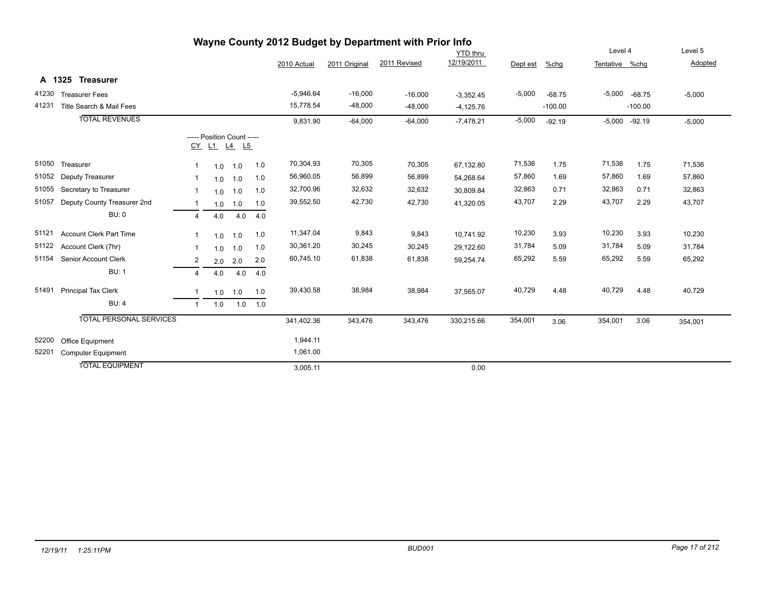# Wayne County 2012 Budget by Department with Prior Info

## A 1325 Treasurer

| Code | Description | CY | L1 | L4 | L5 | 2010 Actual | 2011 Original | 2011 Revised | YTD thru 12/19/2011 | Dept est | %chg | Level 4 Tentative | %chg | Level 5 Adopted |
|---|---|---|---|---|---|---|---|---|---|---|---|---|---|---|
| 41230 | Treasurer Fees | | | | | -5,946.64 | -16,000 | -16,000 | -3,352.45 | -5,000 | -68.75 | -5,000 | -68.75 | -5,000 |
| 41231 | Title Search & Mail Fees | | | | | 15,778.54 | -48,000 | -48,000 | -4,125.76 | | -100.00 | | -100.00 | |
| | TOTAL REVENUES | | | | | 9,831.90 | -64,000 | -64,000 | -7,478.21 | -5,000 | -92.19 | -5,000 | -92.19 | -5,000 |
| | | ----- Position Count ----- | | | | | | | | | | | | |
| | | CY | L1 | L4 | L5 | | | | | | | | | |
| 51050 | Treasurer | 1 | 1.0 | 1.0 | 1.0 | 70,304.93 | 70,305 | 70,305 | 67,132.80 | 71,536 | 1.75 | 71,536 | 1.75 | 71,536 |
| 51052 | Deputy Treasurer | 1 | 1.0 | 1.0 | 1.0 | 56,960.05 | 56,899 | 56,899 | 54,268.64 | 57,860 | 1.69 | 57,860 | 1.69 | 57,860 |
| 51055 | Secretary to Treasurer | 1 | 1.0 | 1.0 | 1.0 | 32,700.96 | 32,632 | 32,632 | 30,809.84 | 32,863 | 0.71 | 32,863 | 0.71 | 32,863 |
| 51057 | Deputy County Treasurer 2nd | 1 | 1.0 | 1.0 | 1.0 | 39,552.50 | 42,730 | 42,730 | 41,320.05 | 43,707 | 2.29 | 43,707 | 2.29 | 43,707 |
| | BU: 0 | 4 | 4.0 | 4.0 | 4.0 | | | | | | | | | |
| 51121 | Account Clerk Part Time | 1 | 1.0 | 1.0 | 1.0 | 11,347.04 | 9,843 | 9,843 | 10,741.92 | 10,230 | 3.93 | 10,230 | 3.93 | 10,230 |
| 51122 | Account Clerk (7hr) | 1 | 1.0 | 1.0 | 1.0 | 30,361.20 | 30,245 | 30,245 | 29,122.60 | 31,784 | 5.09 | 31,784 | 5.09 | 31,784 |
| 51154 | Senior Account Clerk | 2 | 2.0 | 2.0 | 2.0 | 60,745.10 | 61,838 | 61,838 | 59,254.74 | 65,292 | 5.59 | 65,292 | 5.59 | 65,292 |
| | BU: 1 | 4 | 4.0 | 4.0 | 4.0 | | | | | | | | | |
| 51491 | Principal Tax Clerk | 1 | 1.0 | 1.0 | 1.0 | 39,430.58 | 38,984 | 38,984 | 37,565.07 | 40,729 | 4.48 | 40,729 | 4.48 | 40,729 |
| | BU: 4 | 1 | 1.0 | 1.0 | 1.0 | | | | | | | | | |
| | TOTAL PERSONAL SERVICES | | | | | 341,402.36 | 343,476 | 343,476 | 330,215.66 | 354,001 | 3.06 | 354,001 | 3.06 | 354,001 |
| 52200 | Office Equipment | | | | | 1,944.11 | | | | | | | | |
| 52201 | Computer Equipment | | | | | 1,061.00 | | | | | | | | |
| | TOTAL EQUIPMENT | | | | | 3,005.11 | | | 0.00 | | | | | |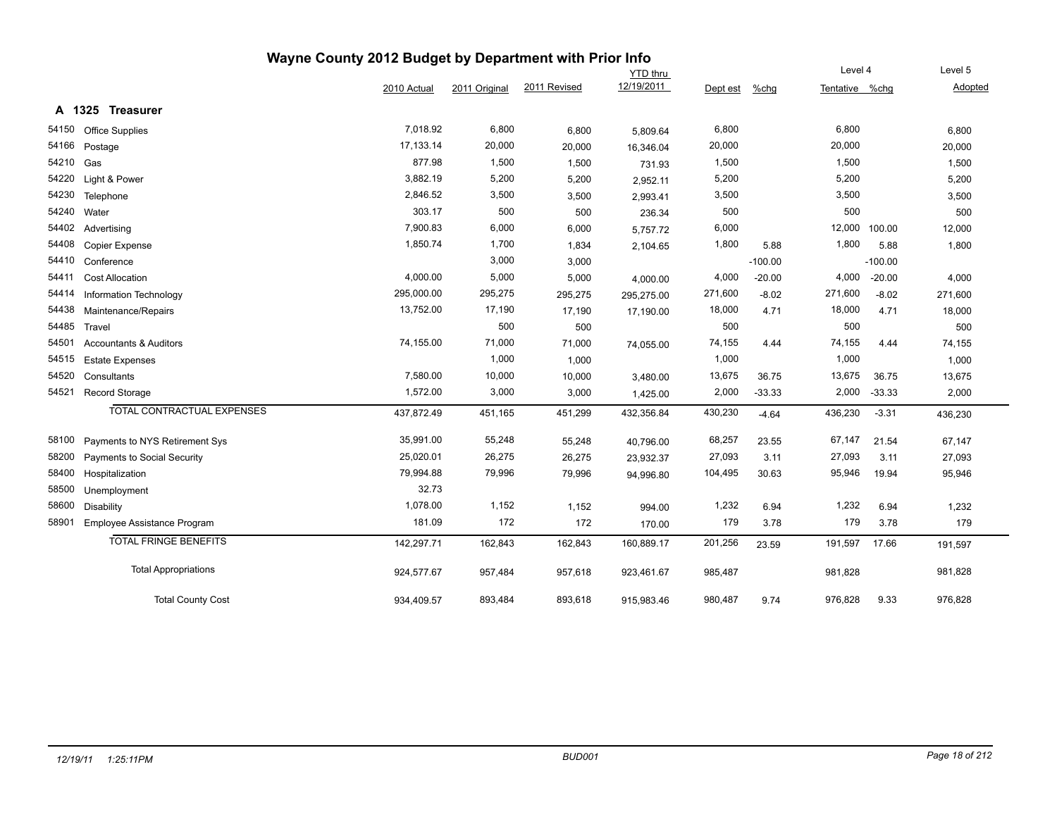# Wayne County 2012 Budget by Department with Prior Info

## A 1325 Treasurer

| | | 2010 Actual | 2011 Original | 2011 Revised | YTD thru 12/19/2011 | Dept est | %chg | Level 4 Tentative | %chg | Level 5 Adopted |
|---|---|---|---|---|---|---|---|---|---|---|
| 54150 | Office Supplies | 7,018.92 | 6,800 | 6,800 | 5,809.64 | 6,800 | | 6,800 | | 6,800 |
| 54166 | Postage | 17,133.14 | 20,000 | 20,000 | 16,346.04 | 20,000 | | 20,000 | | 20,000 |
| 54210 | Gas | 877.98 | 1,500 | 1,500 | 731.93 | 1,500 | | 1,500 | | 1,500 |
| 54220 | Light & Power | 3,882.19 | 5,200 | 5,200 | 2,952.11 | 5,200 | | 5,200 | | 5,200 |
| 54230 | Telephone | 2,846.52 | 3,500 | 3,500 | 2,993.41 | 3,500 | | 3,500 | | 3,500 |
| 54240 | Water | 303.17 | 500 | 500 | 236.34 | 500 | | 500 | | 500 |
| 54402 | Advertising | 7,900.83 | 6,000 | 6,000 | 5,757.72 | 6,000 | | 12,000 | 100.00 | 12,000 |
| 54408 | Copier Expense | 1,850.74 | 1,700 | 1,834 | 2,104.65 | 1,800 | 5.88 | 1,800 | 5.88 | 1,800 |
| 54410 | Conference | | 3,000 | 3,000 | | | -100.00 | | -100.00 | |
| 54411 | Cost Allocation | 4,000.00 | 5,000 | 5,000 | 4,000.00 | 4,000 | -20.00 | 4,000 | -20.00 | 4,000 |
| 54414 | Information Technology | 295,000.00 | 295,275 | 295,275 | 295,275.00 | 271,600 | -8.02 | 271,600 | -8.02 | 271,600 |
| 54438 | Maintenance/Repairs | 13,752.00 | 17,190 | 17,190 | 17,190.00 | 18,000 | 4.71 | 18,000 | 4.71 | 18,000 |
| 54485 | Travel | | 500 | 500 | | 500 | | 500 | | 500 |
| 54501 | Accountants & Auditors | 74,155.00 | 71,000 | 71,000 | 74,055.00 | 74,155 | 4.44 | 74,155 | 4.44 | 74,155 |
| 54515 | Estate Expenses | | 1,000 | 1,000 | | 1,000 | | 1,000 | | 1,000 |
| 54520 | Consultants | 7,580.00 | 10,000 | 10,000 | 3,480.00 | 13,675 | 36.75 | 13,675 | 36.75 | 13,675 |
| 54521 | Record Storage | 1,572.00 | 3,000 | 3,000 | 1,425.00 | 2,000 | -33.33 | 2,000 | -33.33 | 2,000 |
| | TOTAL CONTRACTUAL EXPENSES | 437,872.49 | 451,165 | 451,299 | 432,356.84 | 430,230 | -4.64 | 436,230 | -3.31 | 436,230 |
| 58100 | Payments to NYS Retirement Sys | 35,991.00 | 55,248 | 55,248 | 40,796.00 | 68,257 | 23.55 | 67,147 | 21.54 | 67,147 |
| 58200 | Payments to Social Security | 25,020.01 | 26,275 | 26,275 | 23,932.37 | 27,093 | 3.11 | 27,093 | 3.11 | 27,093 |
| 58400 | Hospitalization | 79,994.88 | 79,996 | 79,996 | 94,996.80 | 104,495 | 30.63 | 95,946 | 19.94 | 95,946 |
| 58500 | Unemployment | 32.73 | | | | | | | | |
| 58600 | Disability | 1,078.00 | 1,152 | 1,152 | 994.00 | 1,232 | 6.94 | 1,232 | 6.94 | 1,232 |
| 58901 | Employee Assistance Program | 181.09 | 172 | 172 | 170.00 | 179 | 3.78 | 179 | 3.78 | 179 |
| | TOTAL FRINGE BENEFITS | 142,297.71 | 162,843 | 162,843 | 160,889.17 | 201,256 | 23.59 | 191,597 | 17.66 | 191,597 |
| | Total Appropriations | 924,577.67 | 957,484 | 957,618 | 923,461.67 | 985,487 | | 981,828 | | 981,828 |
| | Total County Cost | 934,409.57 | 893,484 | 893,618 | 915,983.46 | 980,487 | 9.74 | 976,828 | 9.33 | 976,828 |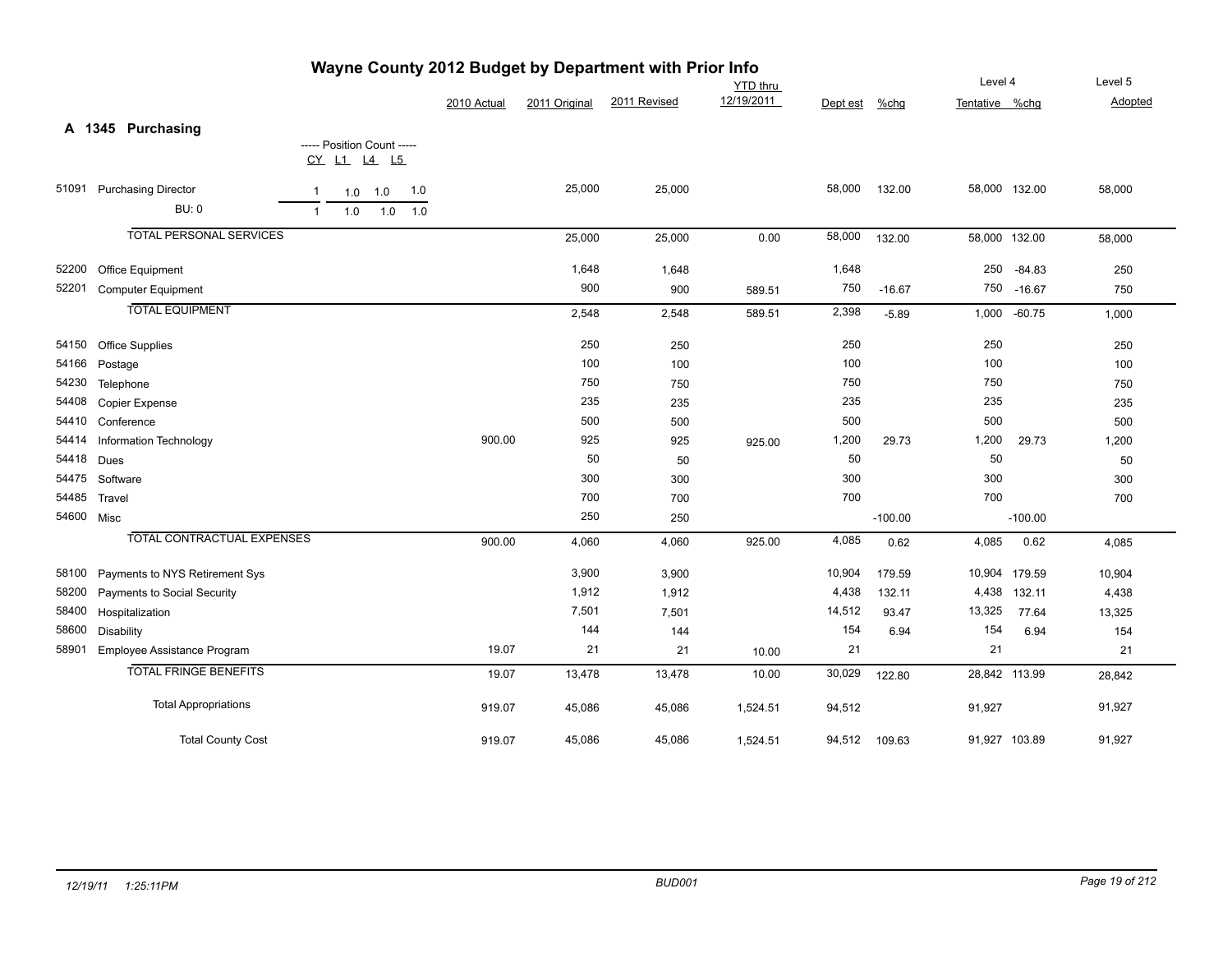# Wayne County 2012 Budget by Department with Prior Info

## A 1345 Purchasing

| | | Position Count CY | L1 | L4 | L5 | 2010 Actual | 2011 Original | 2011 Revised | YTD thru 12/19/2011 | Dept est | %chg | Level 4 Tentative | %chg | Level 5 Adopted |
|---|---|---|---|---|---|---|---|---|---|---|---|---|---|---|
| 51091 | Purchasing Director | 1 | 1.0 | 1.0 | 1.0 | | 25,000 | 25,000 | | 58,000 | 132.00 | 58,000 | 132.00 | 58,000 |
| | BU: 0 | 1 | 1.0 | 1.0 | 1.0 | | | | | | | | | |
| | TOTAL PERSONAL SERVICES | | | | | | 25,000 | 25,000 | 0.00 | 58,000 | 132.00 | 58,000 | 132.00 | 58,000 |
| 52200 | Office Equipment | | | | | | 1,648 | 1,648 | | 1,648 | | 250 | -84.83 | 250 |
| 52201 | Computer Equipment | | | | | | 900 | 900 | 589.51 | 750 | -16.67 | 750 | -16.67 | 750 |
| | TOTAL EQUIPMENT | | | | | | 2,548 | 2,548 | 589.51 | 2,398 | -5.89 | 1,000 | -60.75 | 1,000 |
| 54150 | Office Supplies | | | | | | 250 | 250 | | 250 | | 250 | | 250 |
| 54166 | Postage | | | | | | 100 | 100 | | 100 | | 100 | | 100 |
| 54230 | Telephone | | | | | | 750 | 750 | | 750 | | 750 | | 750 |
| 54408 | Copier Expense | | | | | | 235 | 235 | | 235 | | 235 | | 235 |
| 54410 | Conference | | | | | | 500 | 500 | | 500 | | 500 | | 500 |
| 54414 | Information Technology | | | | | 900.00 | 925 | 925 | 925.00 | 1,200 | 29.73 | 1,200 | 29.73 | 1,200 |
| 54418 | Dues | | | | | | 50 | 50 | | 50 | | 50 | | 50 |
| 54475 | Software | | | | | | 300 | 300 | | 300 | | 300 | | 300 |
| 54485 | Travel | | | | | | 700 | 700 | | 700 | | 700 | | 700 |
| 54600 | Misc | | | | | | 250 | 250 | | | -100.00 | | -100.00 | |
| | TOTAL CONTRACTUAL EXPENSES | | | | | 900.00 | 4,060 | 4,060 | 925.00 | 4,085 | 0.62 | 4,085 | 0.62 | 4,085 |
| 58100 | Payments to NYS Retirement Sys | | | | | | 3,900 | 3,900 | | 10,904 | 179.59 | 10,904 | 179.59 | 10,904 |
| 58200 | Payments to Social Security | | | | | | 1,912 | 1,912 | | 4,438 | 132.11 | 4,438 | 132.11 | 4,438 |
| 58400 | Hospitalization | | | | | | 7,501 | 7,501 | | 14,512 | 93.47 | 13,325 | 77.64 | 13,325 |
| 58600 | Disability | | | | | | 144 | 144 | | 154 | 6.94 | 154 | 6.94 | 154 |
| 58901 | Employee Assistance Program | | | | | 19.07 | 21 | 21 | 10.00 | 21 | | 21 | | 21 |
| | TOTAL FRINGE BENEFITS | | | | | 19.07 | 13,478 | 13,478 | 10.00 | 30,029 | 122.80 | 28,842 | 113.99 | 28,842 |
| | Total Appropriations | | | | | 919.07 | 45,086 | 45,086 | 1,524.51 | 94,512 | | 91,927 | | 91,927 |
| | Total County Cost | | | | | 919.07 | 45,086 | 45,086 | 1,524.51 | 94,512 | 109.63 | 91,927 | 103.89 | 91,927 |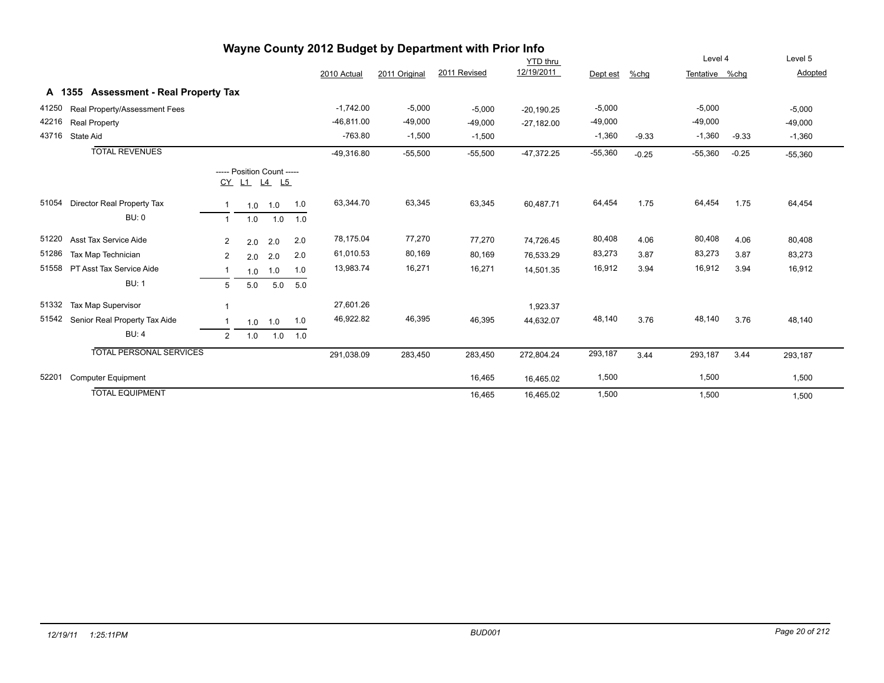# Wayne County 2012 Budget by Department with Prior Info

## A 1355 Assessment - Real Property Tax

| Code | Description | CY | L1 | L4 | L5 | 2010 Actual | 2011 Original | 2011 Revised | YTD thru 12/19/2011 | Dept est | %chg | Level 4 Tentative | %chg | Level 5 Adopted |
|---|---|---|---|---|---|---|---|---|---|---|---|---|---|---|
| 41250 | Real Property/Assessment Fees | | | | | -1,742.00 | -5,000 | -5,000 | -20,190.25 | -5,000 | | -5,000 | | -5,000 |
| 42216 | Real Property | | | | | -46,811.00 | -49,000 | -49,000 | -27,182.00 | -49,000 | | -49,000 | | -49,000 |
| 43716 | State Aid | | | | | -763.80 | -1,500 | -1,500 | | -1,360 | -9.33 | -1,360 | -9.33 | -1,360 |
| | **TOTAL REVENUES** | | | | | -49,316.80 | -55,500 | -55,500 | -47,372.25 | -55,360 | -0.25 | -55,360 | -0.25 | -55,360 |
| 51054 | Director Real Property Tax | 1 | 1.0 | 1.0 | 1.0 | 63,344.70 | 63,345 | 63,345 | 60,487.71 | 64,454 | 1.75 | 64,454 | 1.75 | 64,454 |
| | BU: 0 | 1 | 1.0 | 1.0 | 1.0 | | | | | | | | | |
| 51220 | Asst Tax Service Aide | 2 | 2.0 | 2.0 | 2.0 | 78,175.04 | 77,270 | 77,270 | 74,726.45 | 80,408 | 4.06 | 80,408 | 4.06 | 80,408 |
| 51286 | Tax Map Technician | 2 | 2.0 | 2.0 | 2.0 | 61,010.53 | 80,169 | 80,169 | 76,533.29 | 83,273 | 3.87 | 83,273 | 3.87 | 83,273 |
| 51558 | PT Asst Tax Service Aide | 1 | 1.0 | 1.0 | 1.0 | 13,983.74 | 16,271 | 16,271 | 14,501.35 | 16,912 | 3.94 | 16,912 | 3.94 | 16,912 |
| | BU: 1 | 5 | 5.0 | 5.0 | 5.0 | | | | | | | | | |
| 51332 | Tax Map Supervisor | 1 | | | | 27,601.26 | | | 1,923.37 | | | | | |
| 51542 | Senior Real Property Tax Aide | 1 | 1.0 | 1.0 | 1.0 | 46,922.82 | 46,395 | 46,395 | 44,632.07 | 48,140 | 3.76 | 48,140 | 3.76 | 48,140 |
| | BU: 4 | 2 | 1.0 | 1.0 | 1.0 | | | | | | | | | |
| | **TOTAL PERSONAL SERVICES** | | | | | 291,038.09 | 283,450 | 283,450 | 272,804.24 | 293,187 | 3.44 | 293,187 | 3.44 | 293,187 |
| 52201 | Computer Equipment | | | | | | | 16,465 | 16,465.02 | 1,500 | | 1,500 | | 1,500 |
| | **TOTAL EQUIPMENT** | | | | | | | 16,465 | 16,465.02 | 1,500 | | 1,500 | | 1,500 |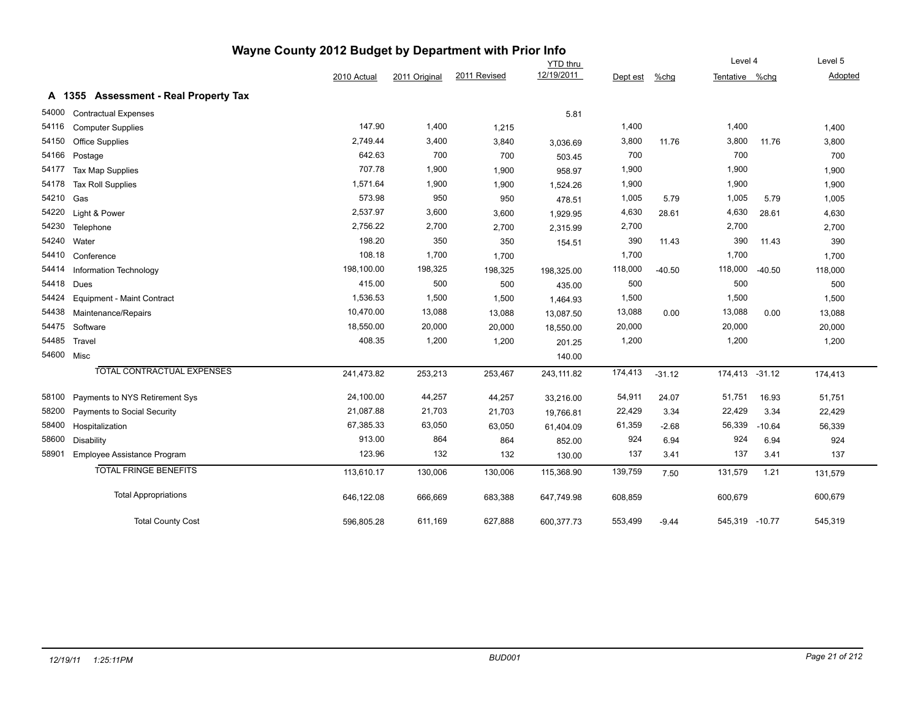# Wayne County 2012 Budget by Department with Prior Info

## A 1355 Assessment - Real Property Tax

| Code | Description | 2010 Actual | 2011 Original | 2011 Revised | YTD thru 12/19/2011 | Dept est | %chg | Level 4 Tentative | %chg | Level 5 Adopted |
|---|---|---|---|---|---|---|---|---|---|---|
| 54000 | Contractual Expenses | | | | 5.81 | | | | | |
| 54116 | Computer Supplies | 147.90 | 1,400 | 1,215 | | 1,400 | | 1,400 | | 1,400 |
| 54150 | Office Supplies | 2,749.44 | 3,400 | 3,840 | 3,036.69 | 3,800 | 11.76 | 3,800 | 11.76 | 3,800 |
| 54166 | Postage | 642.63 | 700 | 700 | 503.45 | 700 | | 700 | | 700 |
| 54177 | Tax Map Supplies | 707.78 | 1,900 | 1,900 | 958.97 | 1,900 | | 1,900 | | 1,900 |
| 54178 | Tax Roll Supplies | 1,571.64 | 1,900 | 1,900 | 1,524.26 | 1,900 | | 1,900 | | 1,900 |
| 54210 | Gas | 573.98 | 950 | 950 | 478.51 | 1,005 | 5.79 | 1,005 | 5.79 | 1,005 |
| 54220 | Light & Power | 2,537.97 | 3,600 | 3,600 | 1,929.95 | 4,630 | 28.61 | 4,630 | 28.61 | 4,630 |
| 54230 | Telephone | 2,756.22 | 2,700 | 2,700 | 2,315.99 | 2,700 | | 2,700 | | 2,700 |
| 54240 | Water | 198.20 | 350 | 350 | 154.51 | 390 | 11.43 | 390 | 11.43 | 390 |
| 54410 | Conference | 108.18 | 1,700 | 1,700 | | 1,700 | | 1,700 | | 1,700 |
| 54414 | Information Technology | 198,100.00 | 198,325 | 198,325 | 198,325.00 | 118,000 | -40.50 | 118,000 | -40.50 | 118,000 |
| 54418 | Dues | 415.00 | 500 | 500 | 435.00 | 500 | | 500 | | 500 |
| 54424 | Equipment - Maint Contract | 1,536.53 | 1,500 | 1,500 | 1,464.93 | 1,500 | | 1,500 | | 1,500 |
| 54438 | Maintenance/Repairs | 10,470.00 | 13,088 | 13,088 | 13,087.50 | 13,088 | 0.00 | 13,088 | 0.00 | 13,088 |
| 54475 | Software | 18,550.00 | 20,000 | 20,000 | 18,550.00 | 20,000 | | 20,000 | | 20,000 |
| 54485 | Travel | 408.35 | 1,200 | 1,200 | 201.25 | 1,200 | | 1,200 | | 1,200 |
| 54600 | Misc | | | | 140.00 | | | | | |
| | TOTAL CONTRACTUAL EXPENSES | 241,473.82 | 253,213 | 253,467 | 243,111.82 | 174,413 | -31.12 | 174,413 | -31.12 | 174,413 |
| 58100 | Payments to NYS Retirement Sys | 24,100.00 | 44,257 | 44,257 | 33,216.00 | 54,911 | 24.07 | 51,751 | 16.93 | 51,751 |
| 58200 | Payments to Social Security | 21,087.88 | 21,703 | 21,703 | 19,766.81 | 22,429 | 3.34 | 22,429 | 3.34 | 22,429 |
| 58400 | Hospitalization | 67,385.33 | 63,050 | 63,050 | 61,404.09 | 61,359 | -2.68 | 56,339 | -10.64 | 56,339 |
| 58600 | Disability | 913.00 | 864 | 864 | 852.00 | 924 | 6.94 | 924 | 6.94 | 924 |
| 58901 | Employee Assistance Program | 123.96 | 132 | 132 | 130.00 | 137 | 3.41 | 137 | 3.41 | 137 |
| | TOTAL FRINGE BENEFITS | 113,610.17 | 130,006 | 130,006 | 115,368.90 | 139,759 | 7.50 | 131,579 | 1.21 | 131,579 |
| | Total Appropriations | 646,122.08 | 666,669 | 683,388 | 647,749.98 | 608,859 | | 600,679 | | 600,679 |
| | Total County Cost | 596,805.28 | 611,169 | 627,888 | 600,377.73 | 553,499 | -9.44 | 545,319 | -10.77 | 545,319 |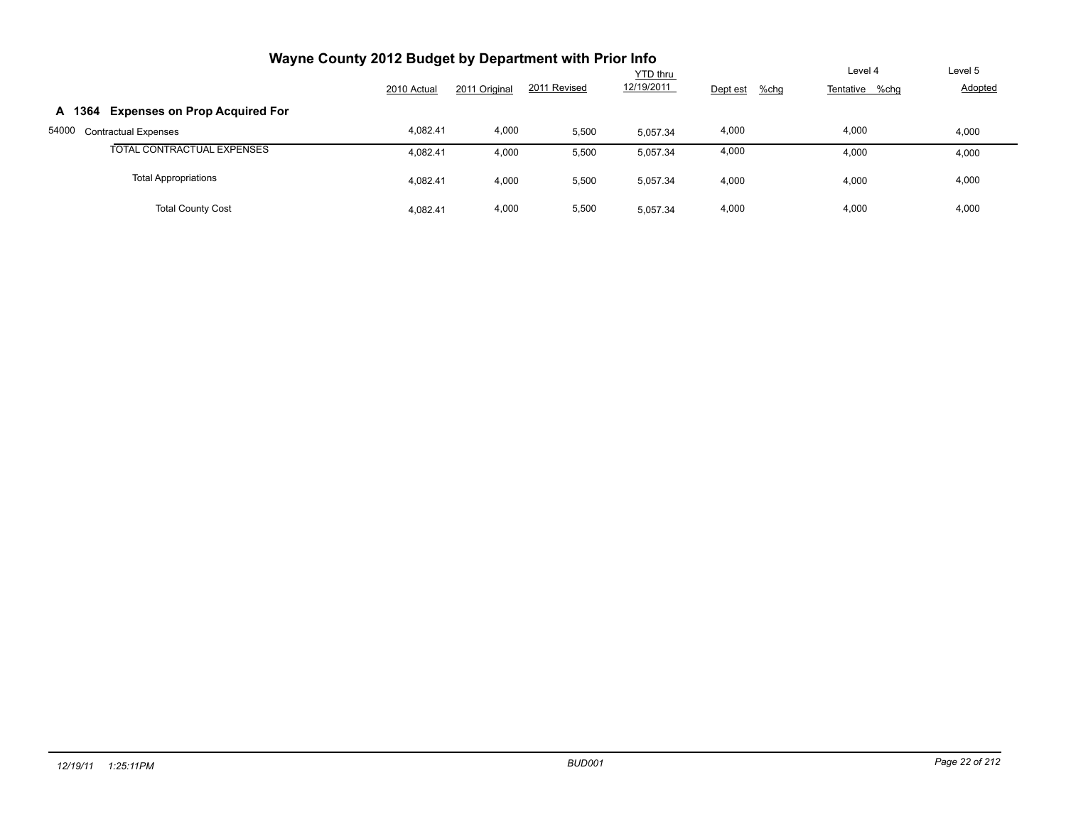# Wayne County 2012 Budget by Department with Prior Info

| | 2010 Actual | 2011 Original | 2011 Revised | YTD thru 12/19/2011 | Dept est | %chg | Level 4 Tentative | %chg | Level 5 Adopted |
|---|---|---|---|---|---|---|---|---|---|
| **A 1364 Expenses on Prop Acquired For** | | | | | | | | | |
| 54000 Contractual Expenses | 4,082.41 | 4,000 | 5,500 | 5,057.34 | 4,000 | | 4,000 | | 4,000 |
| TOTAL CONTRACTUAL EXPENSES | 4,082.41 | 4,000 | 5,500 | 5,057.34 | 4,000 | | 4,000 | | 4,000 |
| Total Appropriations | 4,082.41 | 4,000 | 5,500 | 5,057.34 | 4,000 | | 4,000 | | 4,000 |
| Total County Cost | 4,082.41 | 4,000 | 5,500 | 5,057.34 | 4,000 | | 4,000 | | 4,000 |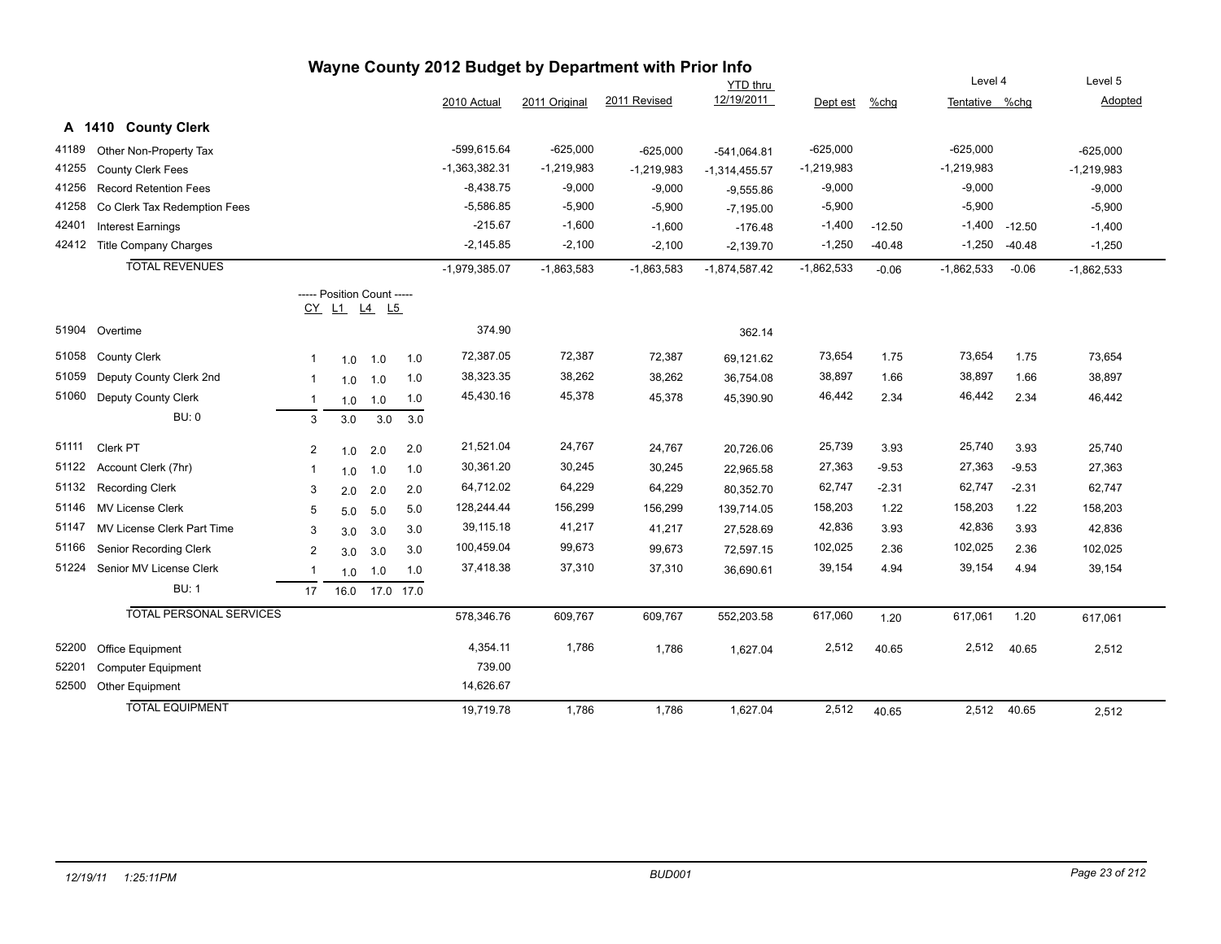# Wayne County 2012 Budget by Department with Prior Info

## A 1410 County Clerk

| Code | Description | CY | L1 | L4 | L5 | 2010 Actual | 2011 Original | 2011 Revised | YTD thru 12/19/2011 | Dept est | %chg | Level 4 Tentative | %chg | Level 5 Adopted |
|---|---|---|---|---|---|---|---|---|---|---|---|---|---|---|
| 41189 | Other Non-Property Tax | | | | | -599,615.64 | -625,000 | -625,000 | -541,064.81 | -625,000 | | -625,000 | | -625,000 |
| 41255 | County Clerk Fees | | | | | -1,363,382.31 | -1,219,983 | -1,219,983 | -1,314,455.57 | -1,219,983 | | -1,219,983 | | -1,219,983 |
| 41256 | Record Retention Fees | | | | | -8,438.75 | -9,000 | -9,000 | -9,555.86 | -9,000 | | -9,000 | | -9,000 |
| 41258 | Co Clerk Tax Redemption Fees | | | | | -5,586.85 | -5,900 | -5,900 | -7,195.00 | -5,900 | | -5,900 | | -5,900 |
| 42401 | Interest Earnings | | | | | -215.67 | -1,600 | -1,600 | -176.48 | -1,400 | -12.50 | -1,400 | -12.50 | -1,400 |
| 42412 | Title Company Charges | | | | | -2,145.85 | -2,100 | -2,100 | -2,139.70 | -1,250 | -40.48 | -1,250 | -40.48 | -1,250 |
| | TOTAL REVENUES | | | | | -1,979,385.07 | -1,863,583 | -1,863,583 | -1,874,587.42 | -1,862,533 | -0.06 | -1,862,533 | -0.06 | -1,862,533 |
| | | ----- Position Count ----- | | | | | | | | | | | | |
| 51904 | Overtime | | | | | 374.90 | | | 362.14 | | | | | |
| 51058 | County Clerk | 1 | 1.0 | 1.0 | 1.0 | 72,387.05 | 72,387 | 72,387 | 69,121.62 | 73,654 | 1.75 | 73,654 | 1.75 | 73,654 |
| 51059 | Deputy County Clerk 2nd | 1 | 1.0 | 1.0 | 1.0 | 38,323.35 | 38,262 | 38,262 | 36,754.08 | 38,897 | 1.66 | 38,897 | 1.66 | 38,897 |
| 51060 | Deputy County Clerk | 1 | 1.0 | 1.0 | 1.0 | 45,430.16 | 45,378 | 45,378 | 45,390.90 | 46,442 | 2.34 | 46,442 | 2.34 | 46,442 |
| | BU: 0 | 3 | 3.0 | 3.0 | 3.0 | | | | | | | | | |
| 51111 | Clerk PT | 2 | 1.0 | 2.0 | 2.0 | 21,521.04 | 24,767 | 24,767 | 20,726.06 | 25,739 | 3.93 | 25,740 | 3.93 | 25,740 |
| 51122 | Account Clerk (7hr) | 1 | 1.0 | 1.0 | 1.0 | 30,361.20 | 30,245 | 30,245 | 22,965.58 | 27,363 | -9.53 | 27,363 | -9.53 | 27,363 |
| 51132 | Recording Clerk | 3 | 2.0 | 2.0 | 2.0 | 64,712.02 | 64,229 | 64,229 | 80,352.70 | 62,747 | -2.31 | 62,747 | -2.31 | 62,747 |
| 51146 | MV License Clerk | 5 | 5.0 | 5.0 | 5.0 | 128,244.44 | 156,299 | 156,299 | 139,714.05 | 158,203 | 1.22 | 158,203 | 1.22 | 158,203 |
| 51147 | MV License Clerk Part Time | 3 | 3.0 | 3.0 | 3.0 | 39,115.18 | 41,217 | 41,217 | 27,528.69 | 42,836 | 3.93 | 42,836 | 3.93 | 42,836 |
| 51166 | Senior Recording Clerk | 2 | 3.0 | 3.0 | 3.0 | 100,459.04 | 99,673 | 99,673 | 72,597.15 | 102,025 | 2.36 | 102,025 | 2.36 | 102,025 |
| 51224 | Senior MV License Clerk | 1 | 1.0 | 1.0 | 1.0 | 37,418.38 | 37,310 | 37,310 | 36,690.61 | 39,154 | 4.94 | 39,154 | 4.94 | 39,154 |
| | BU: 1 | 17 | 16.0 | 17.0 | 17.0 | | | | | | | | | |
| | TOTAL PERSONAL SERVICES | | | | | 578,346.76 | 609,767 | 609,767 | 552,203.58 | 617,060 | 1.20 | 617,061 | 1.20 | 617,061 |
| 52200 | Office Equipment | | | | | 4,354.11 | 1,786 | 1,786 | 1,627.04 | 2,512 | 40.65 | 2,512 | 40.65 | 2,512 |
| 52201 | Computer Equipment | | | | | 739.00 | | | | | | | | |
| 52500 | Other Equipment | | | | | 14,626.67 | | | | | | | | |
| | TOTAL EQUIPMENT | | | | | 19,719.78 | 1,786 | 1,786 | 1,627.04 | 2,512 | 40.65 | 2,512 | 40.65 | 2,512 |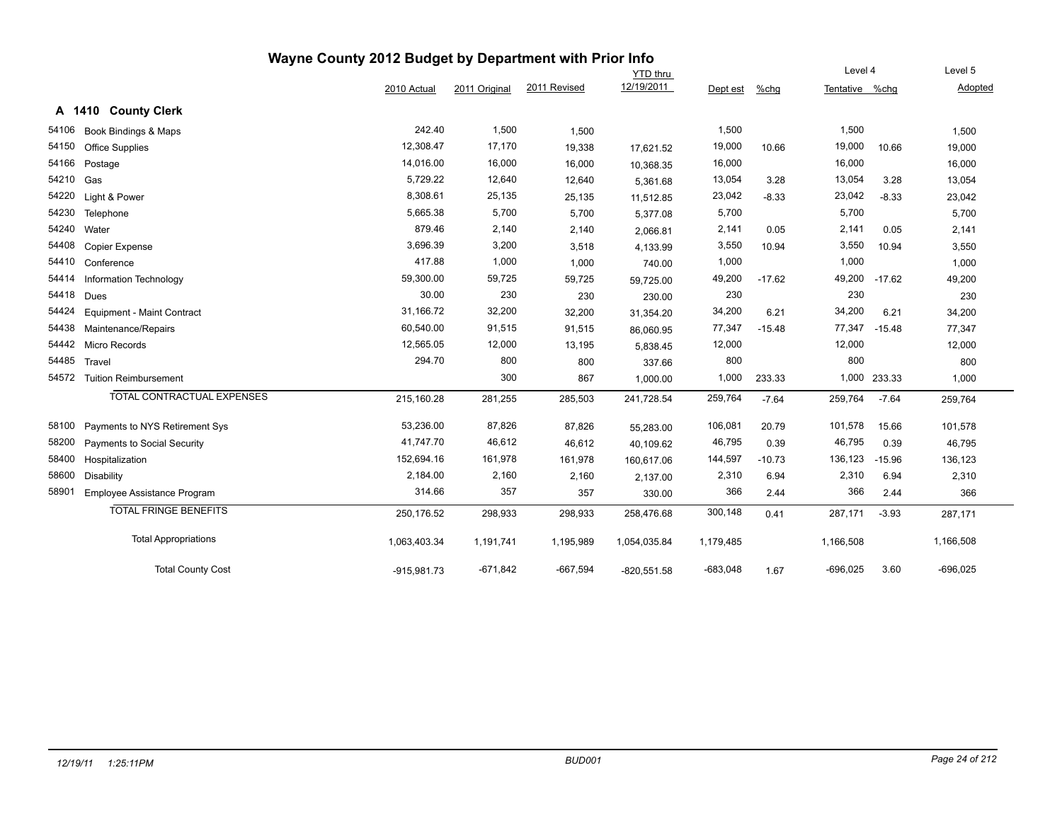# Wayne County 2012 Budget by Department with Prior Info

## A 1410 County Clerk

| | | 2010 Actual | 2011 Original | 2011 Revised | YTD thru 12/19/2011 | Dept est | %chg | Level 4 Tentative | %chg | Level 5 Adopted |
|---|---|---|---|---|---|---|---|---|---|---|
| 54106 | Book Bindings & Maps | 242.40 | 1,500 | 1,500 | | 1,500 | | 1,500 | | 1,500 |
| 54150 | Office Supplies | 12,308.47 | 17,170 | 19,338 | 17,621.52 | 19,000 | 10.66 | 19,000 | 10.66 | 19,000 |
| 54166 | Postage | 14,016.00 | 16,000 | 16,000 | 10,368.35 | 16,000 | | 16,000 | | 16,000 |
| 54210 | Gas | 5,729.22 | 12,640 | 12,640 | 5,361.68 | 13,054 | 3.28 | 13,054 | 3.28 | 13,054 |
| 54220 | Light & Power | 8,308.61 | 25,135 | 25,135 | 11,512.85 | 23,042 | -8.33 | 23,042 | -8.33 | 23,042 |
| 54230 | Telephone | 5,665.38 | 5,700 | 5,700 | 5,377.08 | 5,700 | | 5,700 | | 5,700 |
| 54240 | Water | 879.46 | 2,140 | 2,140 | 2,066.81 | 2,141 | 0.05 | 2,141 | 0.05 | 2,141 |
| 54408 | Copier Expense | 3,696.39 | 3,200 | 3,518 | 4,133.99 | 3,550 | 10.94 | 3,550 | 10.94 | 3,550 |
| 54410 | Conference | 417.88 | 1,000 | 1,000 | 740.00 | 1,000 | | 1,000 | | 1,000 |
| 54414 | Information Technology | 59,300.00 | 59,725 | 59,725 | 59,725.00 | 49,200 | -17.62 | 49,200 | -17.62 | 49,200 |
| 54418 | Dues | 30.00 | 230 | 230 | 230.00 | 230 | | 230 | | 230 |
| 54424 | Equipment - Maint Contract | 31,166.72 | 32,200 | 32,200 | 31,354.20 | 34,200 | 6.21 | 34,200 | 6.21 | 34,200 |
| 54438 | Maintenance/Repairs | 60,540.00 | 91,515 | 91,515 | 86,060.95 | 77,347 | -15.48 | 77,347 | -15.48 | 77,347 |
| 54442 | Micro Records | 12,565.05 | 12,000 | 13,195 | 5,838.45 | 12,000 | | 12,000 | | 12,000 |
| 54485 | Travel | 294.70 | 800 | 800 | 337.66 | 800 | | 800 | | 800 |
| 54572 | Tuition Reimbursement | | 300 | 867 | 1,000.00 | 1,000 | 233.33 | 1,000 | 233.33 | 1,000 |
| | TOTAL CONTRACTUAL EXPENSES | 215,160.28 | 281,255 | 285,503 | 241,728.54 | 259,764 | -7.64 | 259,764 | -7.64 | 259,764 |
| 58100 | Payments to NYS Retirement Sys | 53,236.00 | 87,826 | 87,826 | 55,283.00 | 106,081 | 20.79 | 101,578 | 15.66 | 101,578 |
| 58200 | Payments to Social Security | 41,747.70 | 46,612 | 46,612 | 40,109.62 | 46,795 | 0.39 | 46,795 | 0.39 | 46,795 |
| 58400 | Hospitalization | 152,694.16 | 161,978 | 161,978 | 160,617.06 | 144,597 | -10.73 | 136,123 | -15.96 | 136,123 |
| 58600 | Disability | 2,184.00 | 2,160 | 2,160 | 2,137.00 | 2,310 | 6.94 | 2,310 | 6.94 | 2,310 |
| 58901 | Employee Assistance Program | 314.66 | 357 | 357 | 330.00 | 366 | 2.44 | 366 | 2.44 | 366 |
| | TOTAL FRINGE BENEFITS | 250,176.52 | 298,933 | 298,933 | 258,476.68 | 300,148 | 0.41 | 287,171 | -3.93 | 287,171 |
| | Total Appropriations | 1,063,403.34 | 1,191,741 | 1,195,989 | 1,054,035.84 | 1,179,485 | | 1,166,508 | | 1,166,508 |
| | Total County Cost | -915,981.73 | -671,842 | -667,594 | -820,551.58 | -683,048 | 1.67 | -696,025 | 3.60 | -696,025 |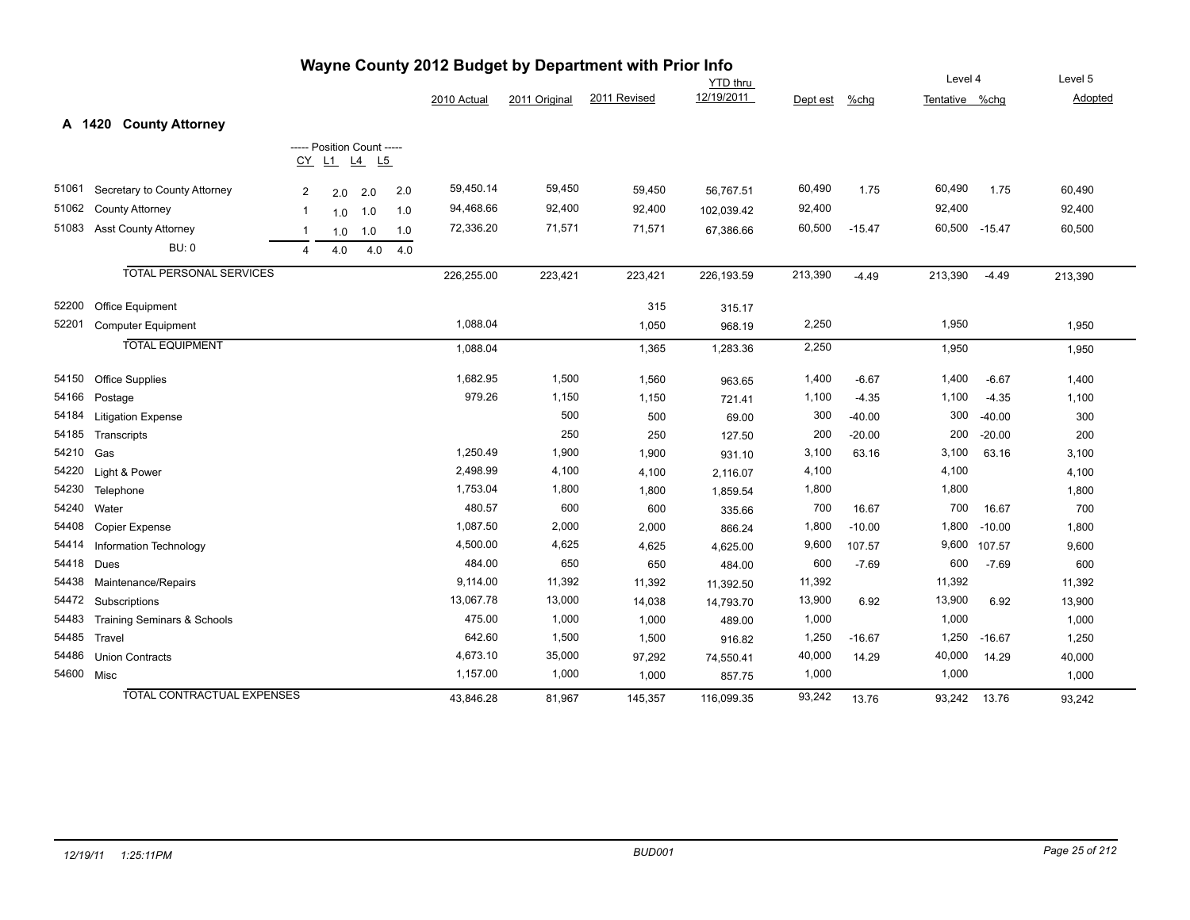# Wayne County 2012 Budget by Department with Prior Info

## A 1420 County Attorney

| Code | Description | CY | L1 | L4 | L5 | 2010 Actual | 2011 Original | 2011 Revised | YTD thru 12/19/2011 | Dept est | %chg | Level 4 Tentative | %chg | Level 5 Adopted |
|---|---|---|---|---|---|---|---|---|---|---|---|---|---|---|
| 51061 | Secretary to County Attorney | 2 | 2.0 | 2.0 | 2.0 | 59,450.14 | 59,450 | 59,450 | 56,767.51 | 60,490 | 1.75 | 60,490 | 1.75 | 60,490 |
| 51062 | County Attorney | 1 | 1.0 | 1.0 | 1.0 | 94,468.66 | 92,400 | 92,400 | 102,039.42 | 92,400 | | 92,400 | | 92,400 |
| 51083 | Asst County Attorney | 1 | 1.0 | 1.0 | 1.0 | 72,336.20 | 71,571 | 71,571 | 67,386.66 | 60,500 | -15.47 | 60,500 | -15.47 | 60,500 |
| | BU: 0 | 4 | 4.0 | 4.0 | 4.0 | | | | | | | | | |
| | **TOTAL PERSONAL SERVICES** | | | | | 226,255.00 | 223,421 | 223,421 | 226,193.59 | 213,390 | -4.49 | 213,390 | -4.49 | 213,390 |
| 52200 | Office Equipment | | | | | | | 315 | 315.17 | | | | | |
| 52201 | Computer Equipment | | | | | 1,088.04 | | 1,050 | 968.19 | 2,250 | | 1,950 | | 1,950 |
| | **TOTAL EQUIPMENT** | | | | | 1,088.04 | | 1,365 | 1,283.36 | 2,250 | | 1,950 | | 1,950 |
| 54150 | Office Supplies | | | | | 1,682.95 | 1,500 | 1,560 | 963.65 | 1,400 | -6.67 | 1,400 | -6.67 | 1,400 |
| 54166 | Postage | | | | | 979.26 | 1,150 | 1,150 | 721.41 | 1,100 | -4.35 | 1,100 | -4.35 | 1,100 |
| 54184 | Litigation Expense | | | | | | 500 | 500 | 69.00 | 300 | -40.00 | 300 | -40.00 | 300 |
| 54185 | Transcripts | | | | | | 250 | 250 | 127.50 | 200 | -20.00 | 200 | -20.00 | 200 |
| 54210 | Gas | | | | | 1,250.49 | 1,900 | 1,900 | 931.10 | 3,100 | 63.16 | 3,100 | 63.16 | 3,100 |
| 54220 | Light & Power | | | | | 2,498.99 | 4,100 | 4,100 | 2,116.07 | 4,100 | | 4,100 | | 4,100 |
| 54230 | Telephone | | | | | 1,753.04 | 1,800 | 1,800 | 1,859.54 | 1,800 | | 1,800 | | 1,800 |
| 54240 | Water | | | | | 480.57 | 600 | 600 | 335.66 | 700 | 16.67 | 700 | 16.67 | 700 |
| 54408 | Copier Expense | | | | | 1,087.50 | 2,000 | 2,000 | 866.24 | 1,800 | -10.00 | 1,800 | -10.00 | 1,800 |
| 54414 | Information Technology | | | | | 4,500.00 | 4,625 | 4,625 | 4,625.00 | 9,600 | 107.57 | 9,600 | 107.57 | 9,600 |
| 54418 | Dues | | | | | 484.00 | 650 | 650 | 484.00 | 600 | -7.69 | 600 | -7.69 | 600 |
| 54438 | Maintenance/Repairs | | | | | 9,114.00 | 11,392 | 11,392 | 11,392.50 | 11,392 | | 11,392 | | 11,392 |
| 54472 | Subscriptions | | | | | 13,067.78 | 13,000 | 14,038 | 14,793.70 | 13,900 | 6.92 | 13,900 | 6.92 | 13,900 |
| 54483 | Training Seminars & Schools | | | | | 475.00 | 1,000 | 1,000 | 489.00 | 1,000 | | 1,000 | | 1,000 |
| 54485 | Travel | | | | | 642.60 | 1,500 | 1,500 | 916.82 | 1,250 | -16.67 | 1,250 | -16.67 | 1,250 |
| 54486 | Union Contracts | | | | | 4,673.10 | 35,000 | 97,292 | 74,550.41 | 40,000 | 14.29 | 40,000 | 14.29 | 40,000 |
| 54600 | Misc | | | | | 1,157.00 | 1,000 | 1,000 | 857.75 | 1,000 | | 1,000 | | 1,000 |
| | **TOTAL CONTRACTUAL EXPENSES** | | | | | 43,846.28 | 81,967 | 145,357 | 116,099.35 | 93,242 | 13.76 | 93,242 | 13.76 | 93,242 |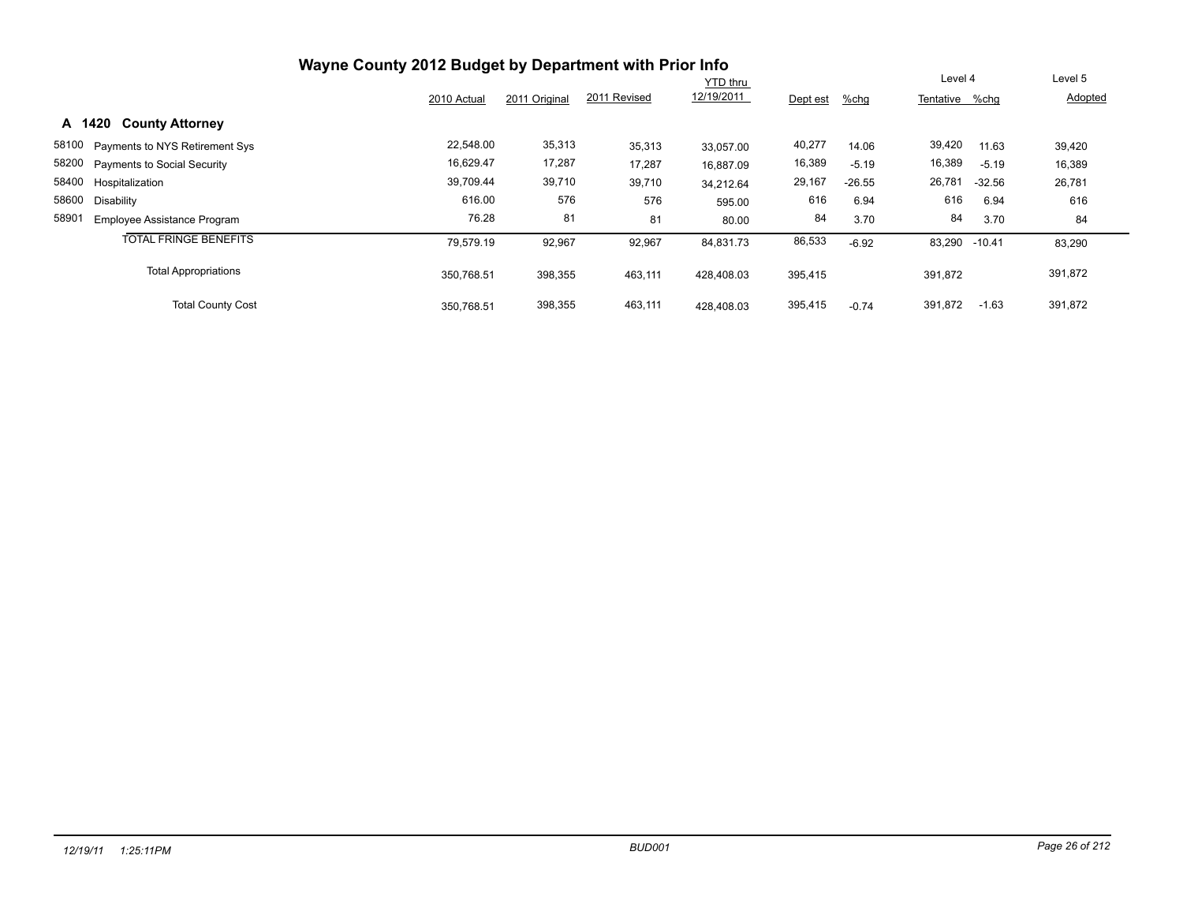# Wayne County 2012 Budget by Department with Prior Info

## A 1420 County Attorney

| | | 2010 Actual | 2011 Original | 2011 Revised | YTD thru 12/19/2011 | Dept est | %chg | Level 4 Tentative | %chg | Level 5 Adopted |
|---|---|---|---|---|---|---|---|---|---|---|
| 58100 | Payments to NYS Retirement Sys | 22,548.00 | 35,313 | 35,313 | 33,057.00 | 40,277 | 14.06 | 39,420 | 11.63 | 39,420 |
| 58200 | Payments to Social Security | 16,629.47 | 17,287 | 17,287 | 16,887.09 | 16,389 | -5.19 | 16,389 | -5.19 | 16,389 |
| 58400 | Hospitalization | 39,709.44 | 39,710 | 39,710 | 34,212.64 | 29,167 | -26.55 | 26,781 | -32.56 | 26,781 |
| 58600 | Disability | 616.00 | 576 | 576 | 595.00 | 616 | 6.94 | 616 | 6.94 | 616 |
| 58901 | Employee Assistance Program | 76.28 | 81 | 81 | 80.00 | 84 | 3.70 | 84 | 3.70 | 84 |
| | TOTAL FRINGE BENEFITS | 79,579.19 | 92,967 | 92,967 | 84,831.73 | 86,533 | -6.92 | 83,290 | -10.41 | 83,290 |
| | Total Appropriations | 350,768.51 | 398,355 | 463,111 | 428,408.03 | 395,415 | | 391,872 | | 391,872 |
| | Total County Cost | 350,768.51 | 398,355 | 463,111 | 428,408.03 | 395,415 | -0.74 | 391,872 | -1.63 | 391,872 |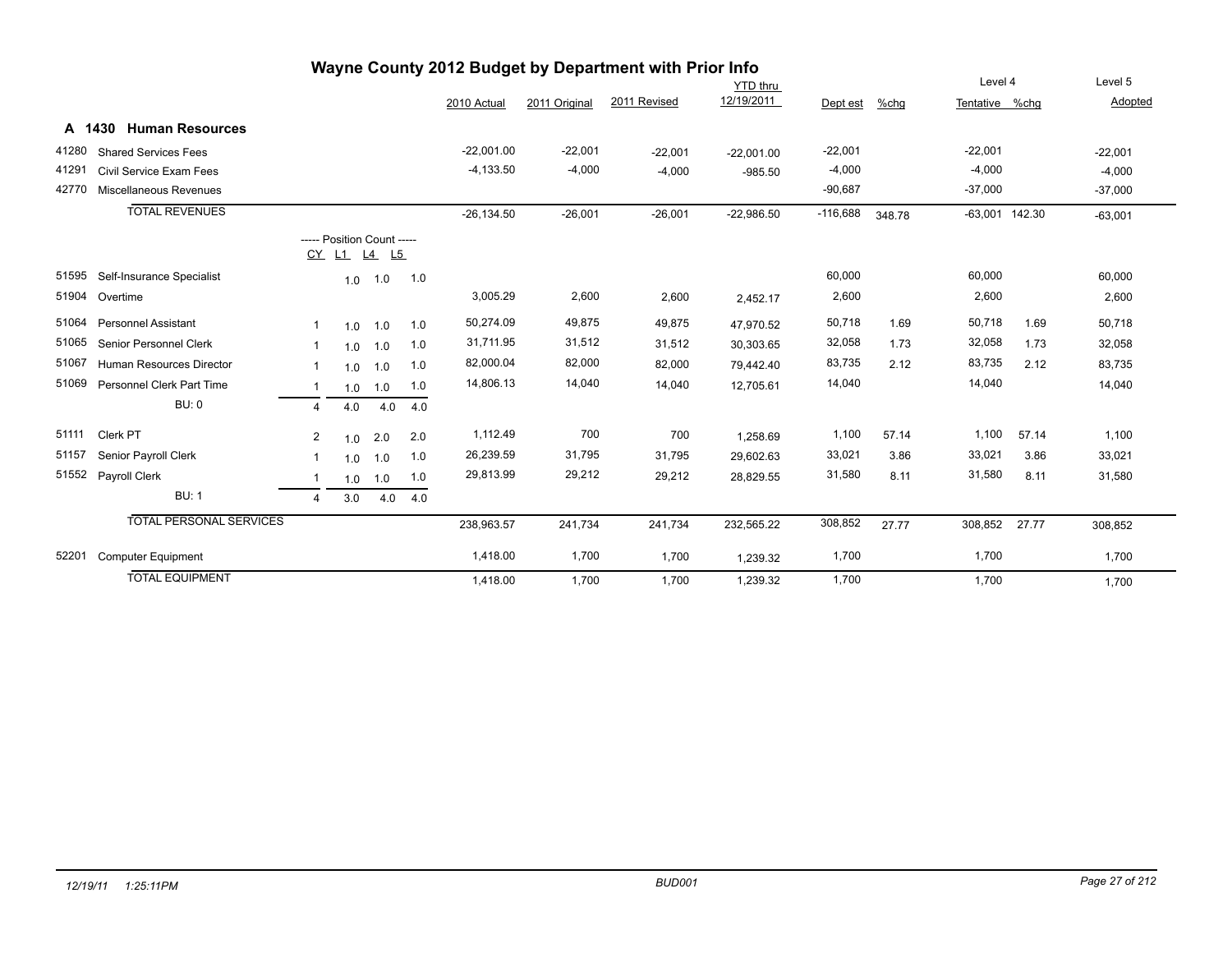# Wayne County 2012 Budget by Department with Prior Info

## A 1430 Human Resources

| Code | Description | CY | L1 | L4 | L5 | 2010 Actual | 2011 Original | 2011 Revised | YTD thru 12/19/2011 | Dept est | %chg | Level 4 Tentative | %chg | Level 5 Adopted |
|---|---|---|---|---|---|---|---|---|---|---|---|---|---|---|
| 41280 | Shared Services Fees | | | | | -22,001.00 | -22,001 | -22,001 | -22,001.00 | -22,001 | | -22,001 | | -22,001 |
| 41291 | Civil Service Exam Fees | | | | | -4,133.50 | -4,000 | -4,000 | -985.50 | -4,000 | | -4,000 | | -4,000 |
| 42770 | Miscellaneous Revenues | | | | | | | | | -90,687 | | -37,000 | | -37,000 |
| | TOTAL REVENUES | | | | | -26,134.50 | -26,001 | -26,001 | -22,986.50 | -116,688 | 348.78 | -63,001 | 142.30 | -63,001 |
| | | ----- Position Count ----- | | | | | | | | | | | | |
| | | CY | L1 | L4 | L5 | | | | | | | | | |
| 51595 | Self-Insurance Specialist | | 1.0 | 1.0 | 1.0 | | | | | 60,000 | | 60,000 | | 60,000 |
| 51904 | Overtime | | | | | 3,005.29 | 2,600 | 2,600 | 2,452.17 | 2,600 | | 2,600 | | 2,600 |
| 51064 | Personnel Assistant | 1 | 1.0 | 1.0 | 1.0 | 50,274.09 | 49,875 | 49,875 | 47,970.52 | 50,718 | 1.69 | 50,718 | 1.69 | 50,718 |
| 51065 | Senior Personnel Clerk | 1 | 1.0 | 1.0 | 1.0 | 31,711.95 | 31,512 | 31,512 | 30,303.65 | 32,058 | 1.73 | 32,058 | 1.73 | 32,058 |
| 51067 | Human Resources Director | 1 | 1.0 | 1.0 | 1.0 | 82,000.04 | 82,000 | 82,000 | 79,442.40 | 83,735 | 2.12 | 83,735 | 2.12 | 83,735 |
| 51069 | Personnel Clerk Part Time | 1 | 1.0 | 1.0 | 1.0 | 14,806.13 | 14,040 | 14,040 | 12,705.61 | 14,040 | | 14,040 | | 14,040 |
| | BU: 0 | 4 | 4.0 | 4.0 | 4.0 | | | | | | | | | |
| 51111 | Clerk PT | 2 | 1.0 | 2.0 | 2.0 | 1,112.49 | 700 | 700 | 1,258.69 | 1,100 | 57.14 | 1,100 | 57.14 | 1,100 |
| 51157 | Senior Payroll Clerk | 1 | 1.0 | 1.0 | 1.0 | 26,239.59 | 31,795 | 31,795 | 29,602.63 | 33,021 | 3.86 | 33,021 | 3.86 | 33,021 |
| 51552 | Payroll Clerk | 1 | 1.0 | 1.0 | 1.0 | 29,813.99 | 29,212 | 29,212 | 28,829.55 | 31,580 | 8.11 | 31,580 | 8.11 | 31,580 |
| | BU: 1 | 4 | 3.0 | 4.0 | 4.0 | | | | | | | | | |
| | TOTAL PERSONAL SERVICES | | | | | 238,963.57 | 241,734 | 241,734 | 232,565.22 | 308,852 | 27.77 | 308,852 | 27.77 | 308,852 |
| 52201 | Computer Equipment | | | | | 1,418.00 | 1,700 | 1,700 | 1,239.32 | 1,700 | | 1,700 | | 1,700 |
| | TOTAL EQUIPMENT | | | | | 1,418.00 | 1,700 | 1,700 | 1,239.32 | 1,700 | | 1,700 | | 1,700 |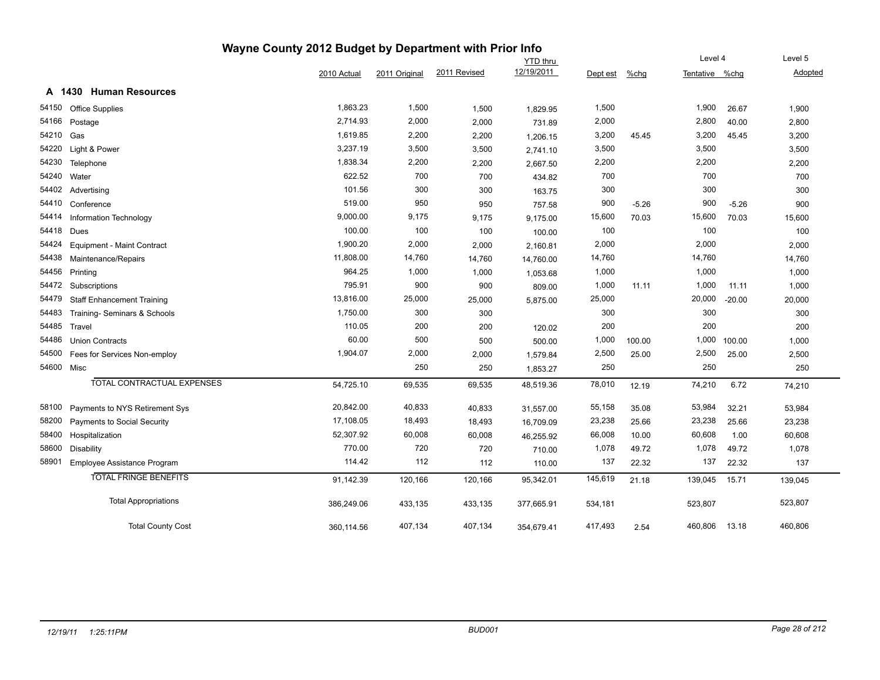# Wayne County 2012 Budget by Department with Prior Info

## A 1430 Human Resources

| Code | Description | 2010 Actual | 2011 Original | 2011 Revised | YTD thru 12/19/2011 | Dept est | %chg | Level 4 Tentative | %chg | Level 5 Adopted |
|---|---|---|---|---|---|---|---|---|---|---|
| 54150 | Office Supplies | 1,863.23 | 1,500 | 1,500 | 1,829.95 | 1,500 | | 1,900 | 26.67 | 1,900 |
| 54166 | Postage | 2,714.93 | 2,000 | 2,000 | 731.89 | 2,000 | | 2,800 | 40.00 | 2,800 |
| 54210 | Gas | 1,619.85 | 2,200 | 2,200 | 1,206.15 | 3,200 | 45.45 | 3,200 | 45.45 | 3,200 |
| 54220 | Light & Power | 3,237.19 | 3,500 | 3,500 | 2,741.10 | 3,500 | | 3,500 | | 3,500 |
| 54230 | Telephone | 1,838.34 | 2,200 | 2,200 | 2,667.50 | 2,200 | | 2,200 | | 2,200 |
| 54240 | Water | 622.52 | 700 | 700 | 434.82 | 700 | | 700 | | 700 |
| 54402 | Advertising | 101.56 | 300 | 300 | 163.75 | 300 | | 300 | | 300 |
| 54410 | Conference | 519.00 | 950 | 950 | 757.58 | 900 | -5.26 | 900 | -5.26 | 900 |
| 54414 | Information Technology | 9,000.00 | 9,175 | 9,175 | 9,175.00 | 15,600 | 70.03 | 15,600 | 70.03 | 15,600 |
| 54418 | Dues | 100.00 | 100 | 100 | 100.00 | 100 | | 100 | | 100 |
| 54424 | Equipment - Maint Contract | 1,900.20 | 2,000 | 2,000 | 2,160.81 | 2,000 | | 2,000 | | 2,000 |
| 54438 | Maintenance/Repairs | 11,808.00 | 14,760 | 14,760 | 14,760.00 | 14,760 | | 14,760 | | 14,760 |
| 54456 | Printing | 964.25 | 1,000 | 1,000 | 1,053.68 | 1,000 | | 1,000 | | 1,000 |
| 54472 | Subscriptions | 795.91 | 900 | 900 | 809.00 | 1,000 | 11.11 | 1,000 | 11.11 | 1,000 |
| 54479 | Staff Enhancement Training | 13,816.00 | 25,000 | 25,000 | 5,875.00 | 25,000 | | 20,000 | -20.00 | 20,000 |
| 54483 | Training- Seminars & Schools | 1,750.00 | 300 | 300 | | 300 | | 300 | | 300 |
| 54485 | Travel | 110.05 | 200 | 200 | 120.02 | 200 | | 200 | | 200 |
| 54486 | Union Contracts | 60.00 | 500 | 500 | 500.00 | 1,000 | 100.00 | 1,000 | 100.00 | 1,000 |
| 54500 | Fees for Services Non-employ | 1,904.07 | 2,000 | 2,000 | 1,579.84 | 2,500 | 25.00 | 2,500 | 25.00 | 2,500 |
| 54600 | Misc | | 250 | 250 | 1,853.27 | 250 | | 250 | | 250 |
| | TOTAL CONTRACTUAL EXPENSES | 54,725.10 | 69,535 | 69,535 | 48,519.36 | 78,010 | 12.19 | 74,210 | 6.72 | 74,210 |
| 58100 | Payments to NYS Retirement Sys | 20,842.00 | 40,833 | 40,833 | 31,557.00 | 55,158 | 35.08 | 53,984 | 32.21 | 53,984 |
| 58200 | Payments to Social Security | 17,108.05 | 18,493 | 18,493 | 16,709.09 | 23,238 | 25.66 | 23,238 | 25.66 | 23,238 |
| 58400 | Hospitalization | 52,307.92 | 60,008 | 60,008 | 46,255.92 | 66,008 | 10.00 | 60,608 | 1.00 | 60,608 |
| 58600 | Disability | 770.00 | 720 | 720 | 710.00 | 1,078 | 49.72 | 1,078 | 49.72 | 1,078 |
| 58901 | Employee Assistance Program | 114.42 | 112 | 112 | 110.00 | 137 | 22.32 | 137 | 22.32 | 137 |
| | TOTAL FRINGE BENEFITS | 91,142.39 | 120,166 | 120,166 | 95,342.01 | 145,619 | 21.18 | 139,045 | 15.71 | 139,045 |
| | Total Appropriations | 386,249.06 | 433,135 | 433,135 | 377,665.91 | 534,181 | | 523,807 | | 523,807 |
| | Total County Cost | 360,114.56 | 407,134 | 407,134 | 354,679.41 | 417,493 | 2.54 | 460,806 | 13.18 | 460,806 |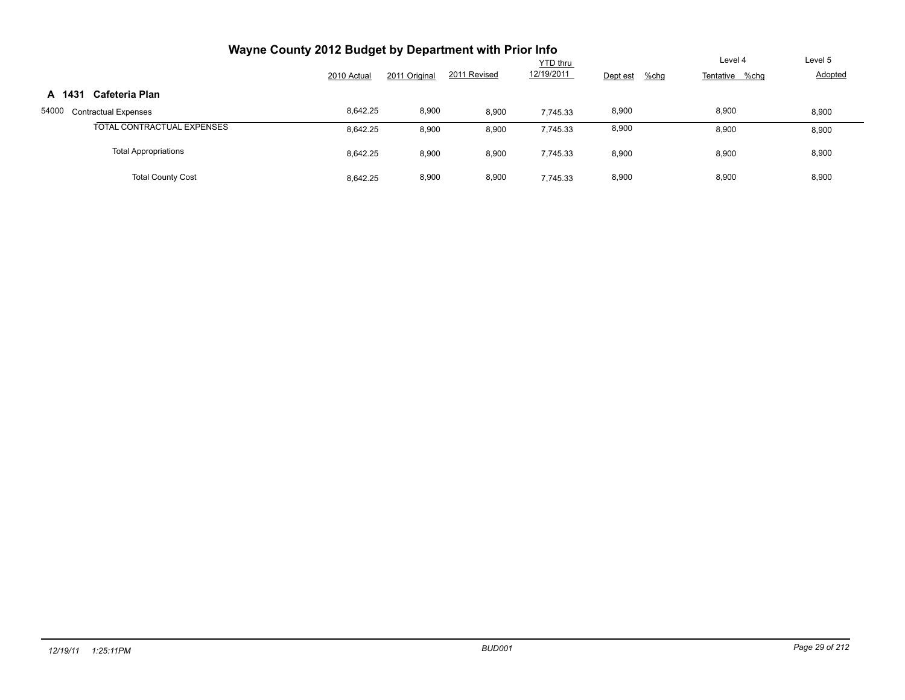# Wayne County 2012 Budget by Department with Prior Info

| | 2010 Actual | 2011 Original | 2011 Revised | YTD thru 12/19/2011 | Dept est | %chg | Level 4 Tentative | %chg | Level 5 Adopted |
|---|---|---|---|---|---|---|---|---|---|
| **A 1431 Cafeteria Plan** | | | | | | | | | |
| 54000 Contractual Expenses | 8,642.25 | 8,900 | 8,900 | 7,745.33 | 8,900 | | 8,900 | | 8,900 |
| TOTAL CONTRACTUAL EXPENSES | 8,642.25 | 8,900 | 8,900 | 7,745.33 | 8,900 | | 8,900 | | 8,900 |
| Total Appropriations | 8,642.25 | 8,900 | 8,900 | 7,745.33 | 8,900 | | 8,900 | | 8,900 |
| Total County Cost | 8,642.25 | 8,900 | 8,900 | 7,745.33 | 8,900 | | 8,900 | | 8,900 |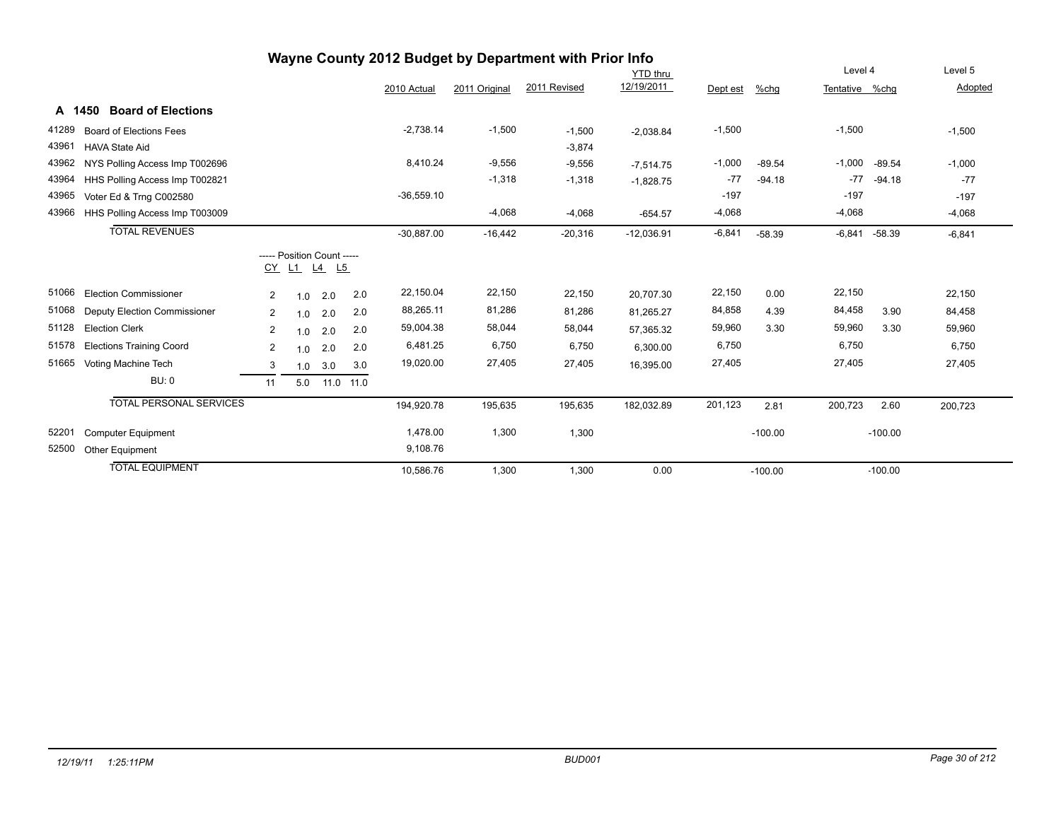# Wayne County 2012 Budget by Department with Prior Info

## A 1450 Board of Elections

| Code | Description | 2010 Actual | 2011 Original | 2011 Revised | YTD thru 12/19/2011 | Dept est | %chg | Level 4 Tentative | %chg | Level 5 Adopted |
|---|---|---|---|---|---|---|---|---|---|---|
| 41289 | Board of Elections Fees | -2,738.14 | -1,500 | -1,500 | -2,038.84 | -1,500 | | -1,500 | | -1,500 |
| 43961 | HAVA State Aid | | | -3,874 | | | | | | |
| 43962 | NYS Polling Access Imp T002696 | 8,410.24 | -9,556 | -9,556 | -7,514.75 | -1,000 | -89.54 | -1,000 | -89.54 | -1,000 |
| 43964 | HHS Polling Access Imp T002821 | | -1,318 | -1,318 | -1,828.75 | -77 | -94.18 | -77 | -94.18 | -77 |
| 43965 | Voter Ed & Trng C002580 | -36,559.10 | | | | -197 | | -197 | | -197 |
| 43966 | HHS Polling Access Imp T003009 | | -4,068 | -4,068 | -654.57 | -4,068 | | -4,068 | | -4,068 |
| | TOTAL REVENUES | -30,887.00 | -16,442 | -20,316 | -12,036.91 | -6,841 | -58.39 | -6,841 | -58.39 | -6,841 |

| Code | Description | CY | L1 | L4 | L5 | 2010 Actual | 2011 Original | 2011 Revised | YTD thru 12/19/2011 | Dept est | %chg | Level 4 Tentative | %chg | Level 5 Adopted |
|---|---|---|---|---|---|---|---|---|---|---|---|---|---|---|
| 51066 | Election Commissioner | 2 | 1.0 | 2.0 | 2.0 | 22,150.04 | 22,150 | 22,150 | 20,707.30 | 22,150 | 0.00 | 22,150 | | 22,150 |
| 51068 | Deputy Election Commissioner | 2 | 1.0 | 2.0 | 2.0 | 88,265.11 | 81,286 | 81,286 | 81,265.27 | 84,858 | 4.39 | 84,458 | 3.90 | 84,458 |
| 51128 | Election Clerk | 2 | 1.0 | 2.0 | 2.0 | 59,004.38 | 58,044 | 58,044 | 57,365.32 | 59,960 | 3.30 | 59,960 | 3.30 | 59,960 |
| 51578 | Elections Training Coord | 2 | 1.0 | 2.0 | 2.0 | 6,481.25 | 6,750 | 6,750 | 6,300.00 | 6,750 | | 6,750 | | 6,750 |
| 51665 | Voting Machine Tech | 3 | 1.0 | 3.0 | 3.0 | 19,020.00 | 27,405 | 27,405 | 16,395.00 | 27,405 | | 27,405 | | 27,405 |
| | BU: 0 | 11 | 5.0 | 11.0 | 11.0 | | | | | | | | | |
| | TOTAL PERSONAL SERVICES | | | | | 194,920.78 | 195,635 | 195,635 | 182,032.89 | 201,123 | 2.81 | 200,723 | 2.60 | 200,723 |
| 52201 | Computer Equipment | | | | | 1,478.00 | 1,300 | 1,300 | | | -100.00 | | -100.00 | |
| 52500 | Other Equipment | | | | | 9,108.76 | | | | | | | | |
| | TOTAL EQUIPMENT | | | | | 10,586.76 | 1,300 | 1,300 | 0.00 | | -100.00 | | -100.00 | |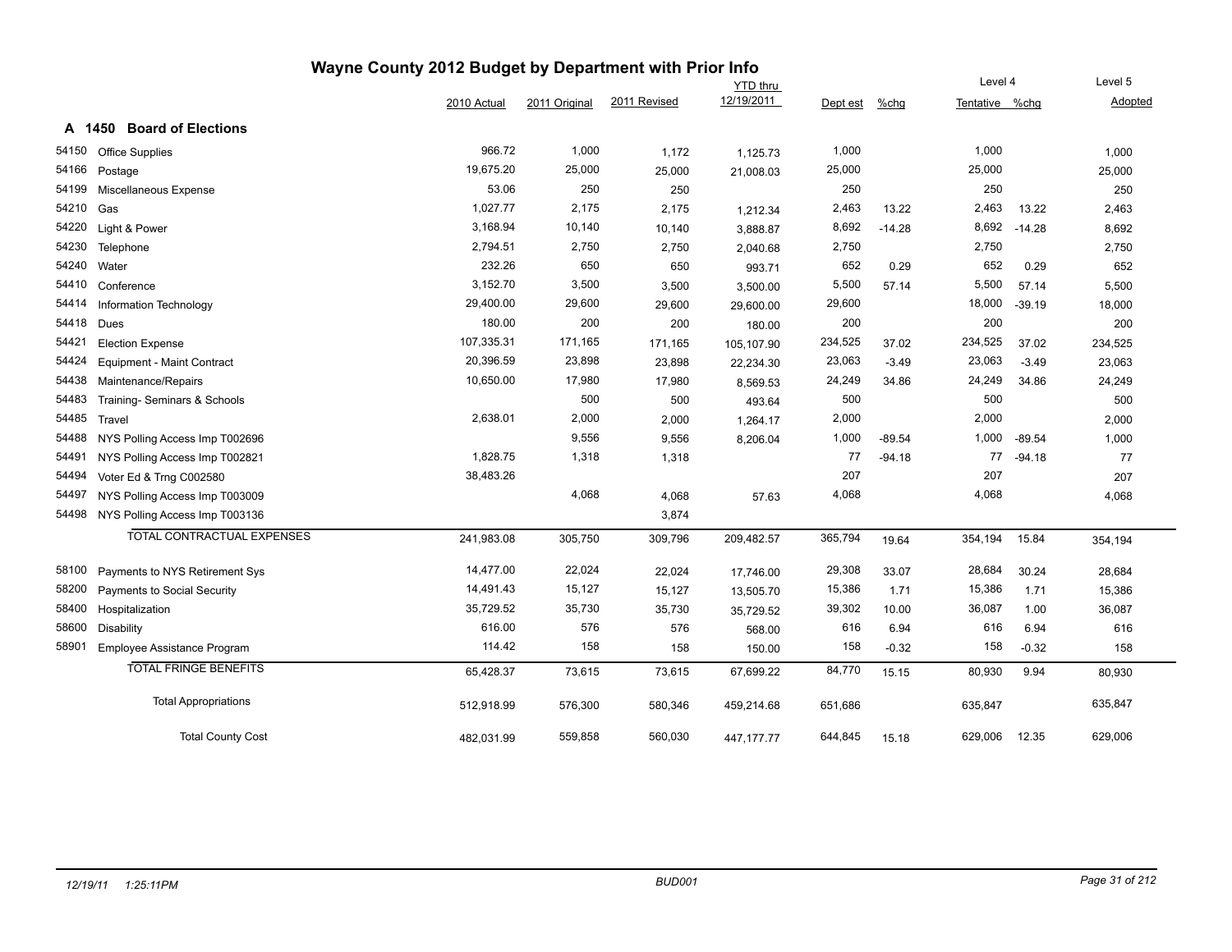# Wayne County 2012 Budget by Department with Prior Info

## A 1450 Board of Elections

| Code | Description | 2010 Actual | 2011 Original | 2011 Revised | YTD thru 12/19/2011 | Dept est | %chg | Level 4 Tentative | %chg | Level 5 Adopted |
|---|---|---|---|---|---|---|---|---|---|---|
| 54150 | Office Supplies | 966.72 | 1,000 | 1,172 | 1,125.73 | 1,000 | | 1,000 | | 1,000 |
| 54166 | Postage | 19,675.20 | 25,000 | 25,000 | 21,008.03 | 25,000 | | 25,000 | | 25,000 |
| 54199 | Miscellaneous Expense | 53.06 | 250 | 250 | | 250 | | 250 | | 250 |
| 54210 | Gas | 1,027.77 | 2,175 | 2,175 | 1,212.34 | 2,463 | 13.22 | 2,463 | 13.22 | 2,463 |
| 54220 | Light & Power | 3,168.94 | 10,140 | 10,140 | 3,888.87 | 8,692 | -14.28 | 8,692 | -14.28 | 8,692 |
| 54230 | Telephone | 2,794.51 | 2,750 | 2,750 | 2,040.68 | 2,750 | | 2,750 | | 2,750 |
| 54240 | Water | 232.26 | 650 | 650 | 993.71 | 652 | 0.29 | 652 | 0.29 | 652 |
| 54410 | Conference | 3,152.70 | 3,500 | 3,500 | 3,500.00 | 5,500 | 57.14 | 5,500 | 57.14 | 5,500 |
| 54414 | Information Technology | 29,400.00 | 29,600 | 29,600 | 29,600.00 | 29,600 | | 18,000 | -39.19 | 18,000 |
| 54418 | Dues | 180.00 | 200 | 200 | 180.00 | 200 | | 200 | | 200 |
| 54421 | Election Expense | 107,335.31 | 171,165 | 171,165 | 105,107.90 | 234,525 | 37.02 | 234,525 | 37.02 | 234,525 |
| 54424 | Equipment - Maint Contract | 20,396.59 | 23,898 | 23,898 | 22,234.30 | 23,063 | -3.49 | 23,063 | -3.49 | 23,063 |
| 54438 | Maintenance/Repairs | 10,650.00 | 17,980 | 17,980 | 8,569.53 | 24,249 | 34.86 | 24,249 | 34.86 | 24,249 |
| 54483 | Training- Seminars & Schools | | 500 | 500 | 493.64 | 500 | | 500 | | 500 |
| 54485 | Travel | 2,638.01 | 2,000 | 2,000 | 1,264.17 | 2,000 | | 2,000 | | 2,000 |
| 54488 | NYS Polling Access Imp T002696 | | 9,556 | 9,556 | 8,206.04 | 1,000 | -89.54 | 1,000 | -89.54 | 1,000 |
| 54491 | NYS Polling Access Imp T002821 | 1,828.75 | 1,318 | 1,318 | | 77 | -94.18 | 77 | -94.18 | 77 |
| 54494 | Voter Ed & Trng C002580 | 38,483.26 | | | | 207 | | 207 | | 207 |
| 54497 | NYS Polling Access Imp T003009 | | 4,068 | 4,068 | 57.63 | 4,068 | | 4,068 | | 4,068 |
| 54498 | NYS Polling Access Imp T003136 | | | 3,874 | | | | | | |
| | TOTAL CONTRACTUAL EXPENSES | 241,983.08 | 305,750 | 309,796 | 209,482.57 | 365,794 | 19.64 | 354,194 | 15.84 | 354,194 |
| 58100 | Payments to NYS Retirement Sys | 14,477.00 | 22,024 | 22,024 | 17,746.00 | 29,308 | 33.07 | 28,684 | 30.24 | 28,684 |
| 58200 | Payments to Social Security | 14,491.43 | 15,127 | 15,127 | 13,505.70 | 15,386 | 1.71 | 15,386 | 1.71 | 15,386 |
| 58400 | Hospitalization | 35,729.52 | 35,730 | 35,730 | 35,729.52 | 39,302 | 10.00 | 36,087 | 1.00 | 36,087 |
| 58600 | Disability | 616.00 | 576 | 576 | 568.00 | 616 | 6.94 | 616 | 6.94 | 616 |
| 58901 | Employee Assistance Program | 114.42 | 158 | 158 | 150.00 | 158 | -0.32 | 158 | -0.32 | 158 |
| | TOTAL FRINGE BENEFITS | 65,428.37 | 73,615 | 73,615 | 67,699.22 | 84,770 | 15.15 | 80,930 | 9.94 | 80,930 |
| | Total Appropriations | 512,918.99 | 576,300 | 580,346 | 459,214.68 | 651,686 | | 635,847 | | 635,847 |
| | Total County Cost | 482,031.99 | 559,858 | 560,030 | 447,177.77 | 644,845 | 15.18 | 629,006 | 12.35 | 629,006 |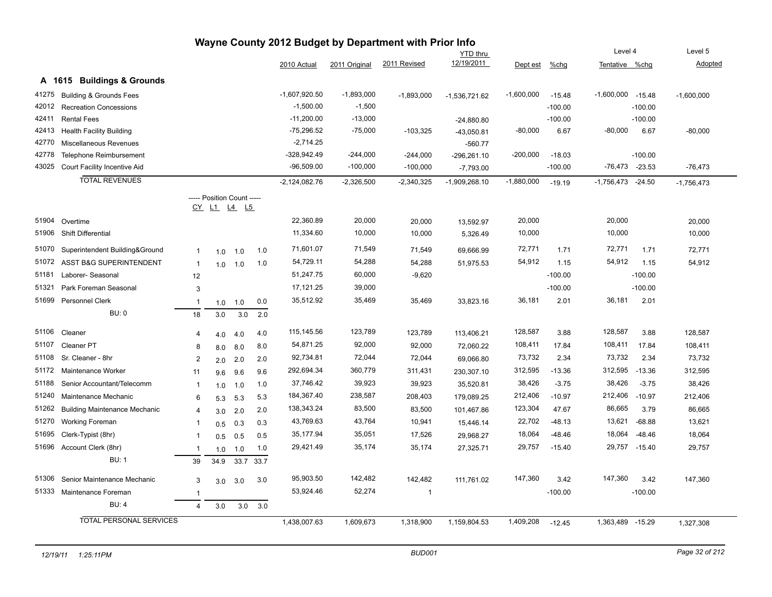# Wayne County 2012 Budget by Department with Prior Info

## A 1615 Buildings & Grounds

| Code | Description | CY | L1 | L4 | L5 | 2010 Actual | 2011 Original | 2011 Revised | YTD thru 12/19/2011 | Dept est | %chg | Level 4 Tentative | %chg | Level 5 Adopted |
|---|---|---|---|---|---|---|---|---|---|---|---|---|---|---|
| 41275 | Building & Grounds Fees | | | | | -1,607,920.50 | -1,893,000 | -1,893,000 | -1,536,721.62 | -1,600,000 | -15.48 | -1,600,000 | -15.48 | -1,600,000 |
| 42012 | Recreation Concessions | | | | | -1,500.00 | -1,500 | | | | -100.00 | | -100.00 | |
| 42411 | Rental Fees | | | | | -11,200.00 | -13,000 | | -24,880.80 | | -100.00 | | -100.00 | |
| 42413 | Health Facility Building | | | | | -75,296.52 | -75,000 | -103,325 | -43,050.81 | -80,000 | 6.67 | -80,000 | 6.67 | -80,000 |
| 42770 | Miscellaneous Revenues | | | | | -2,714.25 | | | -560.77 | | | | | |
| 42778 | Telephone Reimbursement | | | | | -328,942.49 | -244,000 | -244,000 | -296,261.10 | -200,000 | -18.03 | | -100.00 | |
| 43025 | Court Facility Incentive Aid | | | | | -96,509.00 | -100,000 | -100,000 | -7,793.00 | | -100.00 | -76,473 | -23.53 | -76,473 |
| | TOTAL REVENUES | | | | | -2,124,082.76 | -2,326,500 | -2,340,325 | -1,909,268.10 | -1,880,000 | -19.19 | -1,756,473 | -24.50 | -1,756,473 |
| | ----- Position Count ----- | CY | L1 | L4 | L5 | | | | | | | | | |
| 51904 | Overtime | | | | | 22,360.89 | 20,000 | 20,000 | 13,592.97 | 20,000 | | 20,000 | | 20,000 |
| 51906 | Shift Differential | | | | | 11,334.60 | 10,000 | 10,000 | 5,326.49 | 10,000 | | 10,000 | | 10,000 |
| 51070 | Superintendent Building&Ground | 1 | 1.0 | 1.0 | 1.0 | 71,601.07 | 71,549 | 71,549 | 69,666.99 | 72,771 | 1.71 | 72,771 | 1.71 | 72,771 |
| 51072 | ASST B&G SUPERINTENDENT | 1 | 1.0 | 1.0 | 1.0 | 54,729.11 | 54,288 | 54,288 | 51,975.53 | 54,912 | 1.15 | 54,912 | 1.15 | 54,912 |
| 51181 | Laborer- Seasonal | 12 | | | | 51,247.75 | 60,000 | -9,620 | | | -100.00 | | -100.00 | |
| 51321 | Park Foreman Seasonal | 3 | | | | 17,121.25 | 39,000 | | | | -100.00 | | -100.00 | |
| 51699 | Personnel Clerk | 1 | 1.0 | 1.0 | 0.0 | 35,512.92 | 35,469 | 35,469 | 33,823.16 | 36,181 | 2.01 | 36,181 | 2.01 | |
| | BU: 0 | 18 | 3.0 | 3.0 | 2.0 | | | | | | | | | |
| 51106 | Cleaner | 4 | 4.0 | 4.0 | 4.0 | 115,145.56 | 123,789 | 123,789 | 113,406.21 | 128,587 | 3.88 | 128,587 | 3.88 | 128,587 |
| 51107 | Cleaner PT | 8 | 8.0 | 8.0 | 8.0 | 54,871.25 | 92,000 | 92,000 | 72,060.22 | 108,411 | 17.84 | 108,411 | 17.84 | 108,411 |
| 51108 | Sr. Cleaner - 8hr | 2 | 2.0 | 2.0 | 2.0 | 92,734.81 | 72,044 | 72,044 | 69,066.80 | 73,732 | 2.34 | 73,732 | 2.34 | 73,732 |
| 51172 | Maintenance Worker | 11 | 9.6 | 9.6 | 9.6 | 292,694.34 | 360,779 | 311,431 | 230,307.10 | 312,595 | -13.36 | 312,595 | -13.36 | 312,595 |
| 51188 | Senior Accountant/Telecomm | 1 | 1.0 | 1.0 | 1.0 | 37,746.42 | 39,923 | 39,923 | 35,520.81 | 38,426 | -3.75 | 38,426 | -3.75 | 38,426 |
| 51240 | Maintenance Mechanic | 6 | 5.3 | 5.3 | 5.3 | 184,367.40 | 238,587 | 208,403 | 179,089.25 | 212,406 | -10.97 | 212,406 | -10.97 | 212,406 |
| 51262 | Building Maintenance Mechanic | 4 | 3.0 | 2.0 | 2.0 | 138,343.24 | 83,500 | 83,500 | 101,467.86 | 123,304 | 47.67 | 86,665 | 3.79 | 86,665 |
| 51270 | Working Foreman | 1 | 0.5 | 0.3 | 0.3 | 43,769.63 | 43,764 | 10,941 | 15,446.14 | 22,702 | -48.13 | 13,621 | -68.88 | 13,621 |
| 51695 | Clerk-Typist (8hr) | 1 | 0.5 | 0.5 | 0.5 | 35,177.94 | 35,051 | 17,526 | 29,968.27 | 18,064 | -48.46 | 18,064 | -48.46 | 18,064 |
| 51696 | Account Clerk (8hr) | 1 | 1.0 | 1.0 | 1.0 | 29,421.49 | 35,174 | 35,174 | 27,325.71 | 29,757 | -15.40 | 29,757 | -15.40 | 29,757 |
| | BU: 1 | 39 | 34.9 | 33.7 | 33.7 | | | | | | | | | |
| 51306 | Senior Maintenance Mechanic | 3 | 3.0 | 3.0 | 3.0 | 95,903.50 | 142,482 | 142,482 | 111,761.02 | 147,360 | 3.42 | 147,360 | 3.42 | 147,360 |
| 51333 | Maintenance Foreman | 1 | | | | 53,924.46 | 52,274 | 1 | | | -100.00 | | -100.00 | |
| | BU: 4 | 4 | 3.0 | 3.0 | 3.0 | | | | | | | | | |
| | TOTAL PERSONAL SERVICES | | | | | 1,438,007.63 | 1,609,673 | 1,318,900 | 1,159,804.53 | 1,409,208 | -12.45 | 1,363,489 | -15.29 | 1,327,308 |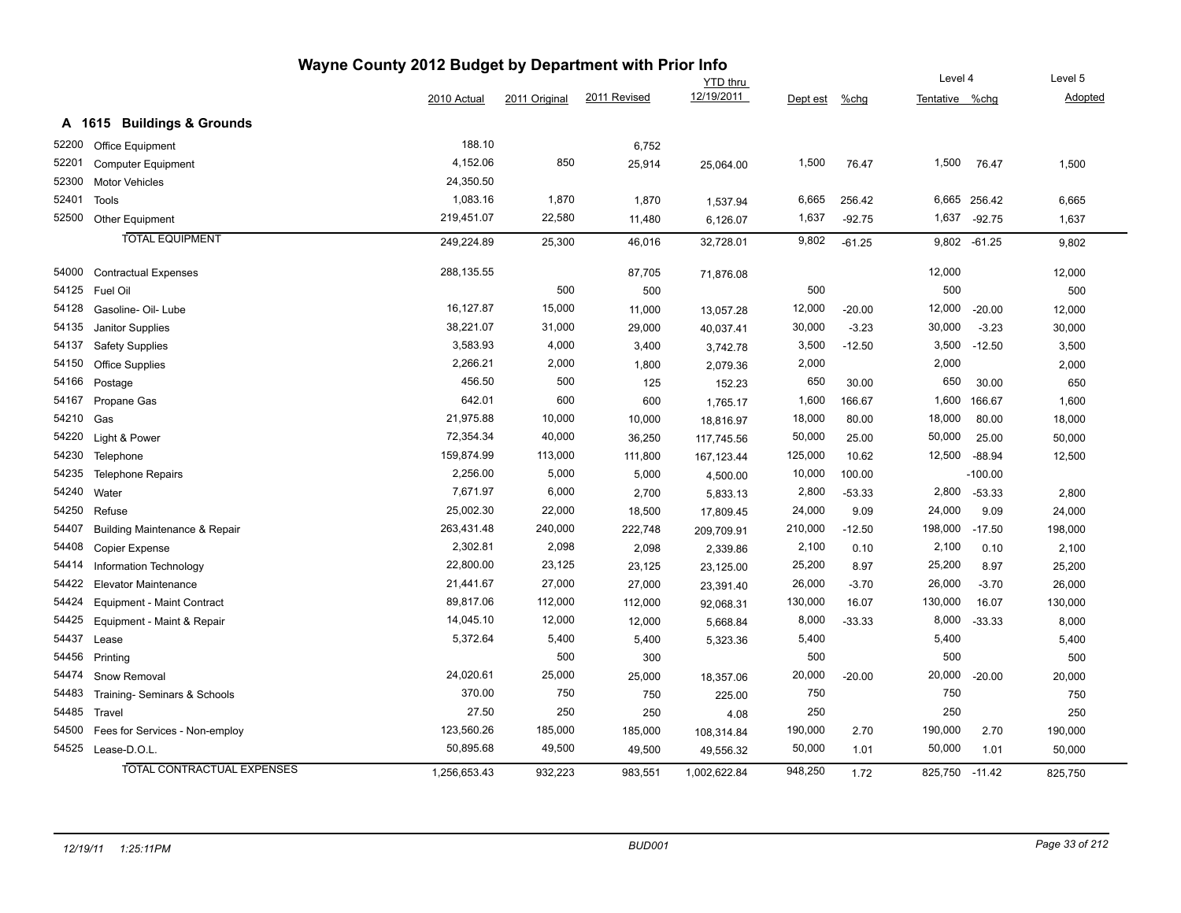# Wayne County 2012 Budget by Department with Prior Info

## A 1615 Buildings & Grounds

| Code | Description | 2010 Actual | 2011 Original | 2011 Revised | YTD thru 12/19/2011 | Dept est | %chg | Level 4 Tentative | Level 4 %chg | Level 5 Adopted |
|---|---|---|---|---|---|---|---|---|---|---|
| 52200 | Office Equipment | 188.10 | | 6,752 | | | | | | |
| 52201 | Computer Equipment | 4,152.06 | 850 | 25,914 | 25,064.00 | 1,500 | 76.47 | 1,500 | 76.47 | 1,500 |
| 52300 | Motor Vehicles | 24,350.50 | | | | | | | | |
| 52401 | Tools | 1,083.16 | 1,870 | 1,870 | 1,537.94 | 6,665 | 256.42 | 6,665 | 256.42 | 6,665 |
| 52500 | Other Equipment | 219,451.07 | 22,580 | 11,480 | 6,126.07 | 1,637 | -92.75 | 1,637 | -92.75 | 1,637 |
| | TOTAL EQUIPMENT | 249,224.89 | 25,300 | 46,016 | 32,728.01 | 9,802 | -61.25 | 9,802 | -61.25 | 9,802 |
| 54000 | Contractual Expenses | 288,135.55 | | 87,705 | 71,876.08 | | | 12,000 | | 12,000 |
| 54125 | Fuel Oil | | 500 | 500 | | 500 | | 500 | | 500 |
| 54128 | Gasoline- Oil- Lube | 16,127.87 | 15,000 | 11,000 | 13,057.28 | 12,000 | -20.00 | 12,000 | -20.00 | 12,000 |
| 54135 | Janitor Supplies | 38,221.07 | 31,000 | 29,000 | 40,037.41 | 30,000 | -3.23 | 30,000 | -3.23 | 30,000 |
| 54137 | Safety Supplies | 3,583.93 | 4,000 | 3,400 | 3,742.78 | 3,500 | -12.50 | 3,500 | -12.50 | 3,500 |
| 54150 | Office Supplies | 2,266.21 | 2,000 | 1,800 | 2,079.36 | 2,000 | | 2,000 | | 2,000 |
| 54166 | Postage | 456.50 | 500 | 125 | 152.23 | 650 | 30.00 | 650 | 30.00 | 650 |
| 54167 | Propane Gas | 642.01 | 600 | 600 | 1,765.17 | 1,600 | 166.67 | 1,600 | 166.67 | 1,600 |
| 54210 | Gas | 21,975.88 | 10,000 | 10,000 | 18,816.97 | 18,000 | 80.00 | 18,000 | 80.00 | 18,000 |
| 54220 | Light & Power | 72,354.34 | 40,000 | 36,250 | 117,745.56 | 50,000 | 25.00 | 50,000 | 25.00 | 50,000 |
| 54230 | Telephone | 159,874.99 | 113,000 | 111,800 | 167,123.44 | 125,000 | 10.62 | 12,500 | -88.94 | 12,500 |
| 54235 | Telephone Repairs | 2,256.00 | 5,000 | 5,000 | 4,500.00 | 10,000 | 100.00 | | -100.00 | |
| 54240 | Water | 7,671.97 | 6,000 | 2,700 | 5,833.13 | 2,800 | -53.33 | 2,800 | -53.33 | 2,800 |
| 54250 | Refuse | 25,002.30 | 22,000 | 18,500 | 17,809.45 | 24,000 | 9.09 | 24,000 | 9.09 | 24,000 |
| 54407 | Building Maintenance & Repair | 263,431.48 | 240,000 | 222,748 | 209,709.91 | 210,000 | -12.50 | 198,000 | -17.50 | 198,000 |
| 54408 | Copier Expense | 2,302.81 | 2,098 | 2,098 | 2,339.86 | 2,100 | 0.10 | 2,100 | 0.10 | 2,100 |
| 54414 | Information Technology | 22,800.00 | 23,125 | 23,125 | 23,125.00 | 25,200 | 8.97 | 25,200 | 8.97 | 25,200 |
| 54422 | Elevator Maintenance | 21,441.67 | 27,000 | 27,000 | 23,391.40 | 26,000 | -3.70 | 26,000 | -3.70 | 26,000 |
| 54424 | Equipment - Maint Contract | 89,817.06 | 112,000 | 112,000 | 92,068.31 | 130,000 | 16.07 | 130,000 | 16.07 | 130,000 |
| 54425 | Equipment - Maint & Repair | 14,045.10 | 12,000 | 12,000 | 5,668.84 | 8,000 | -33.33 | 8,000 | -33.33 | 8,000 |
| 54437 | Lease | 5,372.64 | 5,400 | 5,400 | 5,323.36 | 5,400 | | 5,400 | | 5,400 |
| 54456 | Printing | | 500 | 300 | | 500 | | 500 | | 500 |
| 54474 | Snow Removal | 24,020.61 | 25,000 | 25,000 | 18,357.06 | 20,000 | -20.00 | 20,000 | -20.00 | 20,000 |
| 54483 | Training- Seminars & Schools | 370.00 | 750 | 750 | 225.00 | 750 | | 750 | | 750 |
| 54485 | Travel | 27.50 | 250 | 250 | 4.08 | 250 | | 250 | | 250 |
| 54500 | Fees for Services - Non-employ | 123,560.26 | 185,000 | 185,000 | 108,314.84 | 190,000 | 2.70 | 190,000 | 2.70 | 190,000 |
| 54525 | Lease-D.O.L. | 50,895.68 | 49,500 | 49,500 | 49,556.32 | 50,000 | 1.01 | 50,000 | 1.01 | 50,000 |
| | TOTAL CONTRACTUAL EXPENSES | 1,256,653.43 | 932,223 | 983,551 | 1,002,622.84 | 948,250 | 1.72 | 825,750 | -11.42 | 825,750 |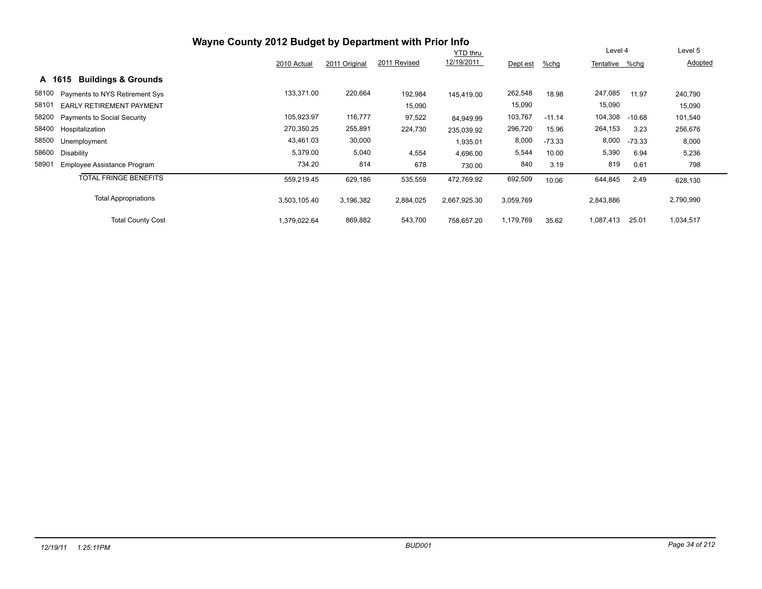# Wayne County 2012 Budget by Department with Prior Info

## A 1615 Buildings & Grounds

| Code | Description | 2010 Actual | 2011 Original | 2011 Revised | YTD thru 12/19/2011 | Dept est | %chg | Level 4 Tentative | %chg | Level 5 Adopted |
|---|---|---|---|---|---|---|---|---|---|---|
| 58100 | Payments to NYS Retirement Sys | 133,371.00 | 220,664 | 192,984 | 145,419.00 | 262,548 | 18.98 | 247,085 | 11.97 | 240,790 |
| 58101 | EARLY RETIREMENT PAYMENT | | | 15,090 | | 15,090 | | 15,090 | | 15,090 |
| 58200 | Payments to Social Security | 105,923.97 | 116,777 | 97,522 | 84,949.99 | 103,767 | -11.14 | 104,308 | -10.68 | 101,540 |
| 58400 | Hospitalization | 270,350.25 | 255,891 | 224,730 | 235,039.92 | 296,720 | 15.96 | 264,153 | 3.23 | 256,676 |
| 58500 | Unemployment | 43,461.03 | 30,000 | | 1,935.01 | 8,000 | -73.33 | 8,000 | -73.33 | 8,000 |
| 58600 | Disability | 5,379.00 | 5,040 | 4,554 | 4,696.00 | 5,544 | 10.00 | 5,390 | 6.94 | 5,236 |
| 58901 | Employee Assistance Program | 734.20 | 814 | 678 | 730.00 | 840 | 3.19 | 819 | 0.61 | 798 |
| | TOTAL FRINGE BENEFITS | 559,219.45 | 629,186 | 535,559 | 472,769.92 | 692,509 | 10.06 | 644,845 | 2.49 | 628,130 |
| | Total Appropriations | 3,503,105.40 | 3,196,382 | 2,884,025 | 2,667,925.30 | 3,059,769 | | 2,843,886 | | 2,790,990 |
| | Total County Cost | 1,379,022.64 | 869,882 | 543,700 | 758,657.20 | 1,179,769 | 35.62 | 1,087,413 | 25.01 | 1,034,517 |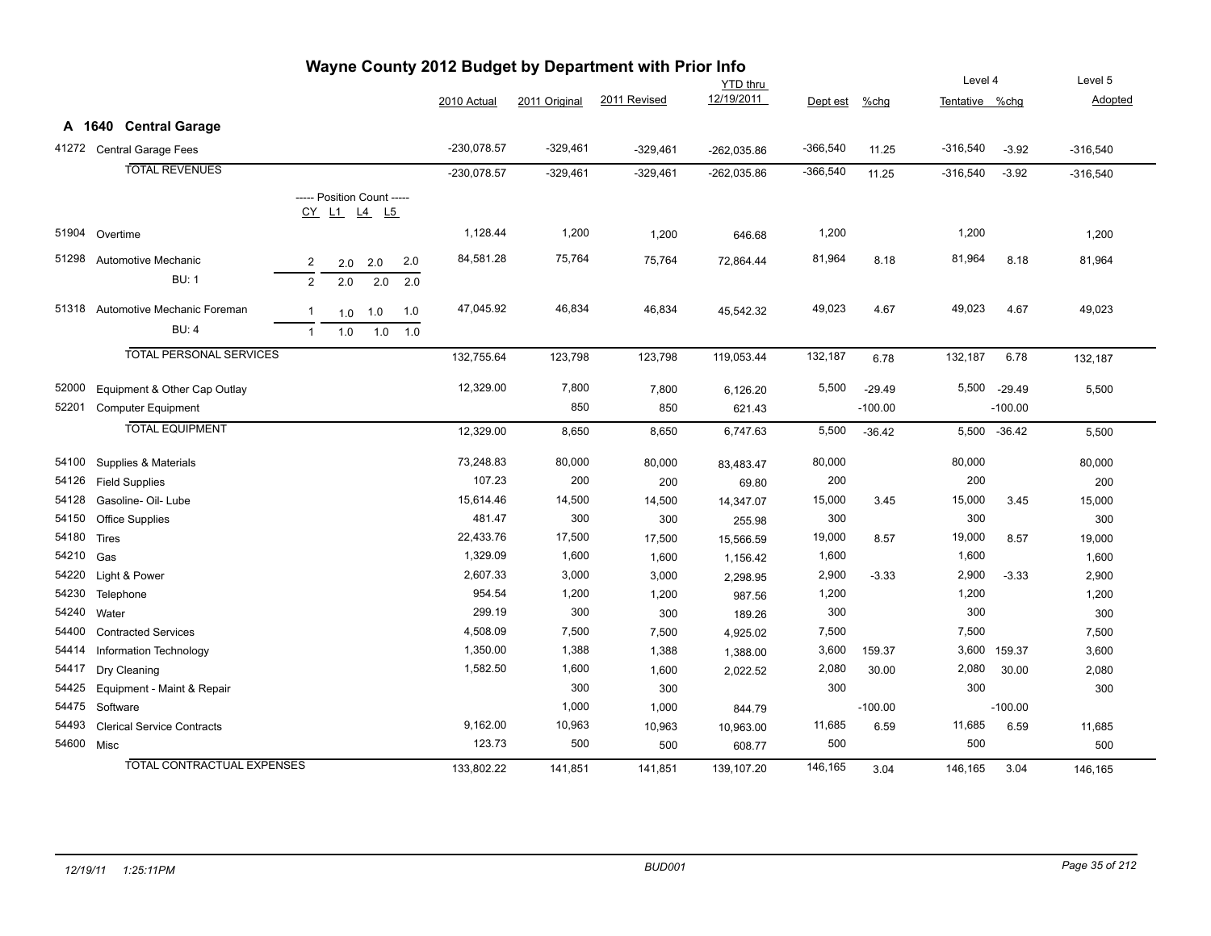# Wayne County 2012 Budget by Department with Prior Info

## A 1640 Central Garage

| Code | Description | CY | L1 | L4 | L5 | 2010 Actual | 2011 Original | 2011 Revised | YTD thru 12/19/2011 | Dept est | %chg | Level 4 Tentative | %chg | Level 5 Adopted |
|---|---|---|---|---|---|---|---|---|---|---|---|---|---|---|
| 41272 | Central Garage Fees | | | | | -230,078.57 | -329,461 | -329,461 | -262,035.86 | -366,540 | 11.25 | -316,540 | -3.92 | -316,540 |
| | TOTAL REVENUES | | | | | -230,078.57 | -329,461 | -329,461 | -262,035.86 | -366,540 | 11.25 | -316,540 | -3.92 | -316,540 |
| | ----- Position Count ----- | CY | L1 | L4 | L5 | | | | | | | | | |
| 51904 | Overtime | | | | | 1,128.44 | 1,200 | 1,200 | 646.68 | 1,200 | | 1,200 | | 1,200 |
| 51298 | Automotive Mechanic | 2 | 2.0 | 2.0 | 2.0 | 84,581.28 | 75,764 | 75,764 | 72,864.44 | 81,964 | 8.18 | 81,964 | 8.18 | 81,964 |
| | BU: 1 | 2 | 2.0 | 2.0 | 2.0 | | | | | | | | | |
| 51318 | Automotive Mechanic Foreman | 1 | 1.0 | 1.0 | 1.0 | 47,045.92 | 46,834 | 46,834 | 45,542.32 | 49,023 | 4.67 | 49,023 | 4.67 | 49,023 |
| | BU: 4 | 1 | 1.0 | 1.0 | 1.0 | | | | | | | | | |
| | TOTAL PERSONAL SERVICES | | | | | 132,755.64 | 123,798 | 123,798 | 119,053.44 | 132,187 | 6.78 | 132,187 | 6.78 | 132,187 |
| 52000 | Equipment & Other Cap Outlay | | | | | 12,329.00 | 7,800 | 7,800 | 6,126.20 | 5,500 | -29.49 | 5,500 | -29.49 | 5,500 |
| 52201 | Computer Equipment | | | | | | 850 | 850 | 621.43 | | -100.00 | | -100.00 | |
| | TOTAL EQUIPMENT | | | | | 12,329.00 | 8,650 | 8,650 | 6,747.63 | 5,500 | -36.42 | 5,500 | -36.42 | 5,500 |
| 54100 | Supplies & Materials | | | | | 73,248.83 | 80,000 | 80,000 | 83,483.47 | 80,000 | | 80,000 | | 80,000 |
| 54126 | Field Supplies | | | | | 107.23 | 200 | 200 | 69.80 | 200 | | 200 | | 200 |
| 54128 | Gasoline- Oil- Lube | | | | | 15,614.46 | 14,500 | 14,500 | 14,347.07 | 15,000 | 3.45 | 15,000 | 3.45 | 15,000 |
| 54150 | Office Supplies | | | | | 481.47 | 300 | 300 | 255.98 | 300 | | 300 | | 300 |
| 54180 | Tires | | | | | 22,433.76 | 17,500 | 17,500 | 15,566.59 | 19,000 | 8.57 | 19,000 | 8.57 | 19,000 |
| 54210 | Gas | | | | | 1,329.09 | 1,600 | 1,600 | 1,156.42 | 1,600 | | 1,600 | | 1,600 |
| 54220 | Light & Power | | | | | 2,607.33 | 3,000 | 3,000 | 2,298.95 | 2,900 | -3.33 | 2,900 | -3.33 | 2,900 |
| 54230 | Telephone | | | | | 954.54 | 1,200 | 1,200 | 987.56 | 1,200 | | 1,200 | | 1,200 |
| 54240 | Water | | | | | 299.19 | 300 | 300 | 189.26 | 300 | | 300 | | 300 |
| 54400 | Contracted Services | | | | | 4,508.09 | 7,500 | 7,500 | 4,925.02 | 7,500 | | 7,500 | | 7,500 |
| 54414 | Information Technology | | | | | 1,350.00 | 1,388 | 1,388 | 1,388.00 | 3,600 | 159.37 | 3,600 | 159.37 | 3,600 |
| 54417 | Dry Cleaning | | | | | 1,582.50 | 1,600 | 1,600 | 2,022.52 | 2,080 | 30.00 | 2,080 | 30.00 | 2,080 |
| 54425 | Equipment - Maint & Repair | | | | | | 300 | 300 | | 300 | | 300 | | 300 |
| 54475 | Software | | | | | | 1,000 | 1,000 | 844.79 | | -100.00 | | -100.00 | |
| 54493 | Clerical Service Contracts | | | | | 9,162.00 | 10,963 | 10,963 | 10,963.00 | 11,685 | 6.59 | 11,685 | 6.59 | 11,685 |
| 54600 | Misc | | | | | 123.73 | 500 | 500 | 608.77 | 500 | | 500 | | 500 |
| | TOTAL CONTRACTUAL EXPENSES | | | | | 133,802.22 | 141,851 | 141,851 | 139,107.20 | 146,165 | 3.04 | 146,165 | 3.04 | 146,165 |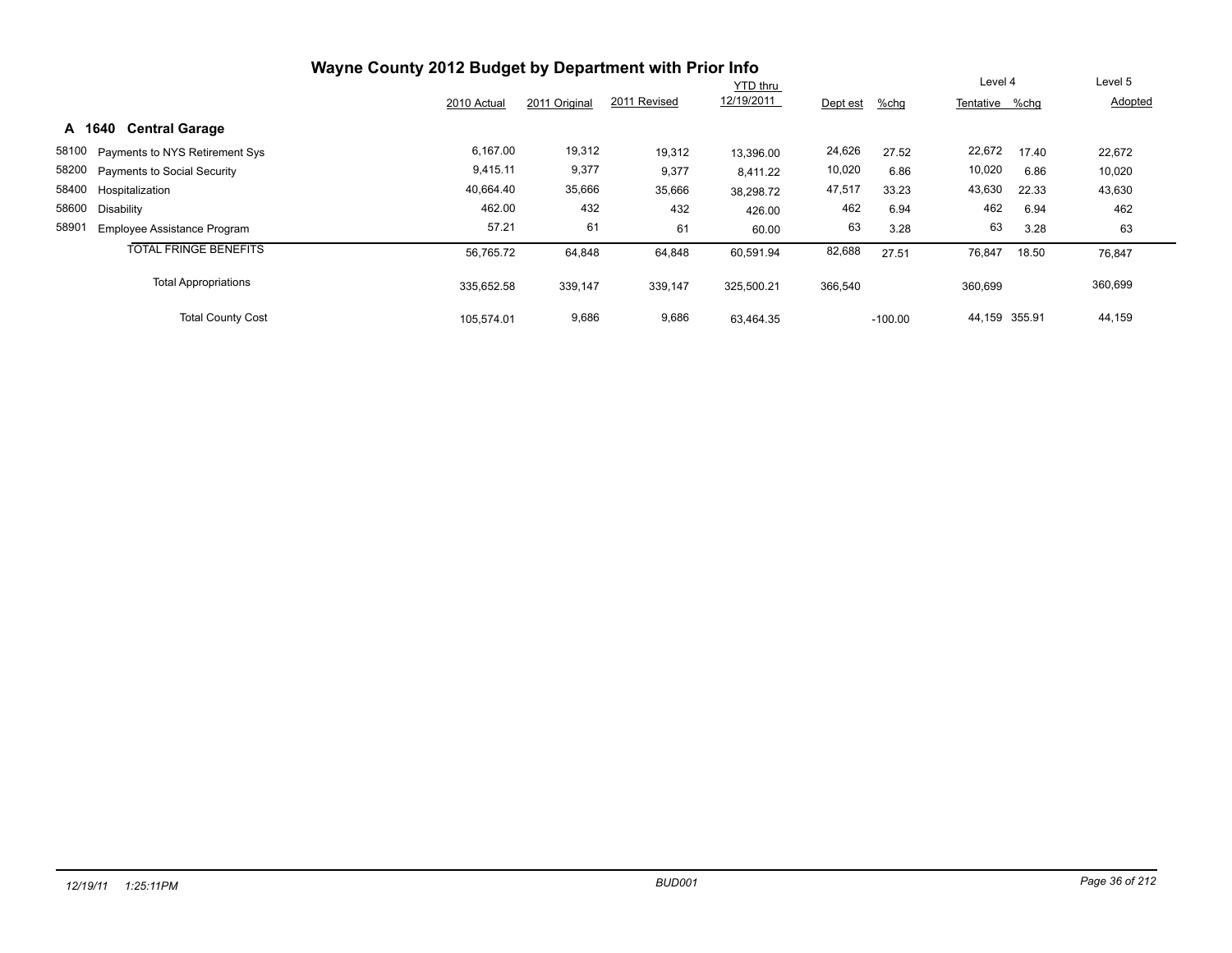# Wayne County 2012 Budget by Department with Prior Info

## A 1640 Central Garage

| | | 2010 Actual | 2011 Original | 2011 Revised | YTD thru 12/19/2011 | Dept est | %chg | Level 4 Tentative | %chg | Level 5 Adopted |
|---|---|---|---|---|---|---|---|---|---|---|
| 58100 | Payments to NYS Retirement Sys | 6,167.00 | 19,312 | 19,312 | 13,396.00 | 24,626 | 27.52 | 22,672 | 17.40 | 22,672 |
| 58200 | Payments to Social Security | 9,415.11 | 9,377 | 9,377 | 8,411.22 | 10,020 | 6.86 | 10,020 | 6.86 | 10,020 |
| 58400 | Hospitalization | 40,664.40 | 35,666 | 35,666 | 38,298.72 | 47,517 | 33.23 | 43,630 | 22.33 | 43,630 |
| 58600 | Disability | 462.00 | 432 | 432 | 426.00 | 462 | 6.94 | 462 | 6.94 | 462 |
| 58901 | Employee Assistance Program | 57.21 | 61 | 61 | 60.00 | 63 | 3.28 | 63 | 3.28 | 63 |
| | TOTAL FRINGE BENEFITS | 56,765.72 | 64,848 | 64,848 | 60,591.94 | 82,688 | 27.51 | 76,847 | 18.50 | 76,847 |
| | Total Appropriations | 335,652.58 | 339,147 | 339,147 | 325,500.21 | 366,540 | | 360,699 | | 360,699 |
| | Total County Cost | 105,574.01 | 9,686 | 9,686 | 63,464.35 | | -100.00 | 44,159 | 355.91 | 44,159 |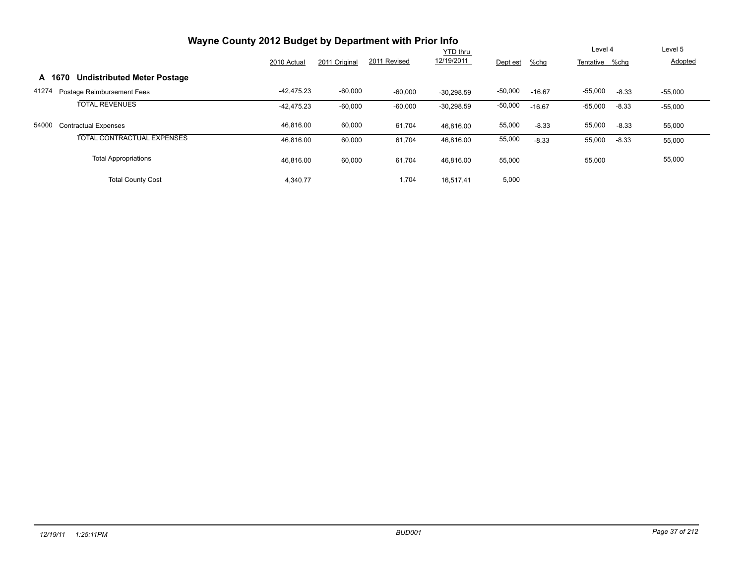# Wayne County 2012 Budget by Department with Prior Info

| | | 2010 Actual | 2011 Original | 2011 Revised | YTD thru 12/19/2011 | Dept est | %chg | Level 4 Tentative | %chg | Level 5 Adopted |
|---|---|---|---|---|---|---|---|---|---|---|
| **A 1670** | **Undistributed Meter Postage** | | | | | | | | | |
| 41274 | Postage Reimbursement Fees | -42,475.23 | -60,000 | -60,000 | -30,298.59 | -50,000 | -16.67 | -55,000 | -8.33 | -55,000 |
| | TOTAL REVENUES | -42,475.23 | -60,000 | -60,000 | -30,298.59 | -50,000 | -16.67 | -55,000 | -8.33 | -55,000 |
| 54000 | Contractual Expenses | 46,816.00 | 60,000 | 61,704 | 46,816.00 | 55,000 | -8.33 | 55,000 | -8.33 | 55,000 |
| | TOTAL CONTRACTUAL EXPENSES | 46,816.00 | 60,000 | 61,704 | 46,816.00 | 55,000 | -8.33 | 55,000 | -8.33 | 55,000 |
| | Total Appropriations | 46,816.00 | 60,000 | 61,704 | 46,816.00 | 55,000 | | 55,000 | | 55,000 |
| | Total County Cost | 4,340.77 | | 1,704 | 16,517.41 | 5,000 | | | | |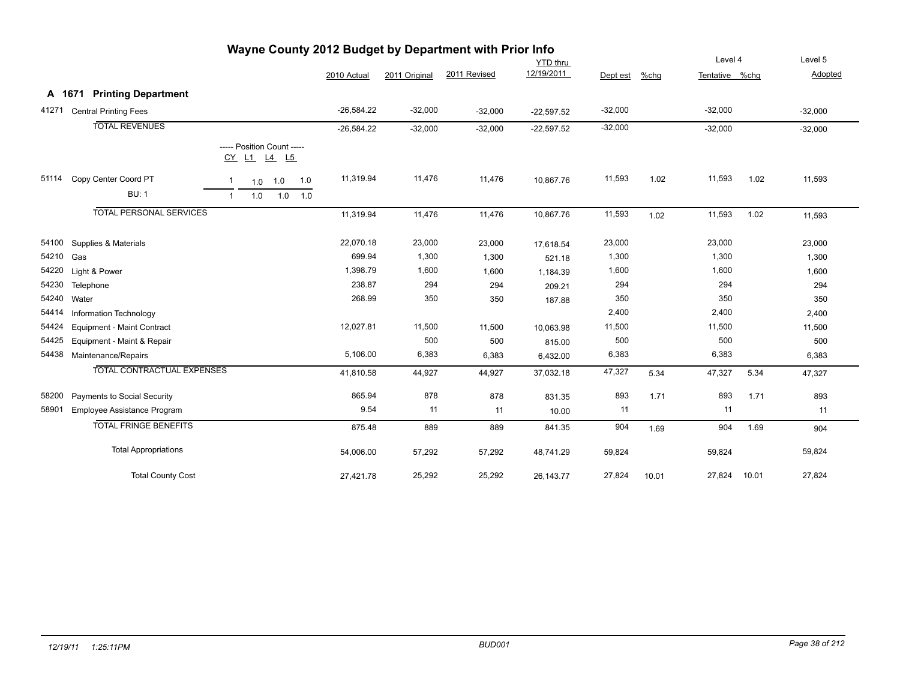# Wayne County 2012 Budget by Department with Prior Info

## A 1671 Printing Department

| Code | Description | Position Count (CY / L1 / L4 / L5) | 2010 Actual | 2011 Original | 2011 Revised | YTD thru 12/19/2011 | Dept est | %chg | Level 4 Tentative | %chg | Level 5 Adopted |
|---|---|---|---|---|---|---|---|---|---|---|---|
| 41271 | Central Printing Fees | | -26,584.22 | -32,000 | -32,000 | -22,597.52 | -32,000 | | -32,000 | | -32,000 |
| | TOTAL REVENUES | | -26,584.22 | -32,000 | -32,000 | -22,597.52 | -32,000 | | -32,000 | | -32,000 |
| 51114 | Copy Center Coord PT | 1 / 1.0 / 1.0 / 1.0 | 11,319.94 | 11,476 | 11,476 | 10,867.76 | 11,593 | 1.02 | 11,593 | 1.02 | 11,593 |
| | BU: 1 | 1 / 1.0 / 1.0 / 1.0 | | | | | | | | | |
| | TOTAL PERSONAL SERVICES | | 11,319.94 | 11,476 | 11,476 | 10,867.76 | 11,593 | 1.02 | 11,593 | 1.02 | 11,593 |
| 54100 | Supplies & Materials | | 22,070.18 | 23,000 | 23,000 | 17,618.54 | 23,000 | | 23,000 | | 23,000 |
| 54210 | Gas | | 699.94 | 1,300 | 1,300 | 521.18 | 1,300 | | 1,300 | | 1,300 |
| 54220 | Light & Power | | 1,398.79 | 1,600 | 1,600 | 1,184.39 | 1,600 | | 1,600 | | 1,600 |
| 54230 | Telephone | | 238.87 | 294 | 294 | 209.21 | 294 | | 294 | | 294 |
| 54240 | Water | | 268.99 | 350 | 350 | 187.88 | 350 | | 350 | | 350 |
| 54414 | Information Technology | | | | | | 2,400 | | 2,400 | | 2,400 |
| 54424 | Equipment - Maint Contract | | 12,027.81 | 11,500 | 11,500 | 10,063.98 | 11,500 | | 11,500 | | 11,500 |
| 54425 | Equipment - Maint & Repair | | | 500 | 500 | 815.00 | 500 | | 500 | | 500 |
| 54438 | Maintenance/Repairs | | 5,106.00 | 6,383 | 6,383 | 6,432.00 | 6,383 | | 6,383 | | 6,383 |
| | TOTAL CONTRACTUAL EXPENSES | | 41,810.58 | 44,927 | 44,927 | 37,032.18 | 47,327 | 5.34 | 47,327 | 5.34 | 47,327 |
| 58200 | Payments to Social Security | | 865.94 | 878 | 878 | 831.35 | 893 | 1.71 | 893 | 1.71 | 893 |
| 58901 | Employee Assistance Program | | 9.54 | 11 | 11 | 10.00 | 11 | | 11 | | 11 |
| | TOTAL FRINGE BENEFITS | | 875.48 | 889 | 889 | 841.35 | 904 | 1.69 | 904 | 1.69 | 904 |
| | Total Appropriations | | 54,006.00 | 57,292 | 57,292 | 48,741.29 | 59,824 | | 59,824 | | 59,824 |
| | Total County Cost | | 27,421.78 | 25,292 | 25,292 | 26,143.77 | 27,824 | 10.01 | 27,824 | 10.01 | 27,824 |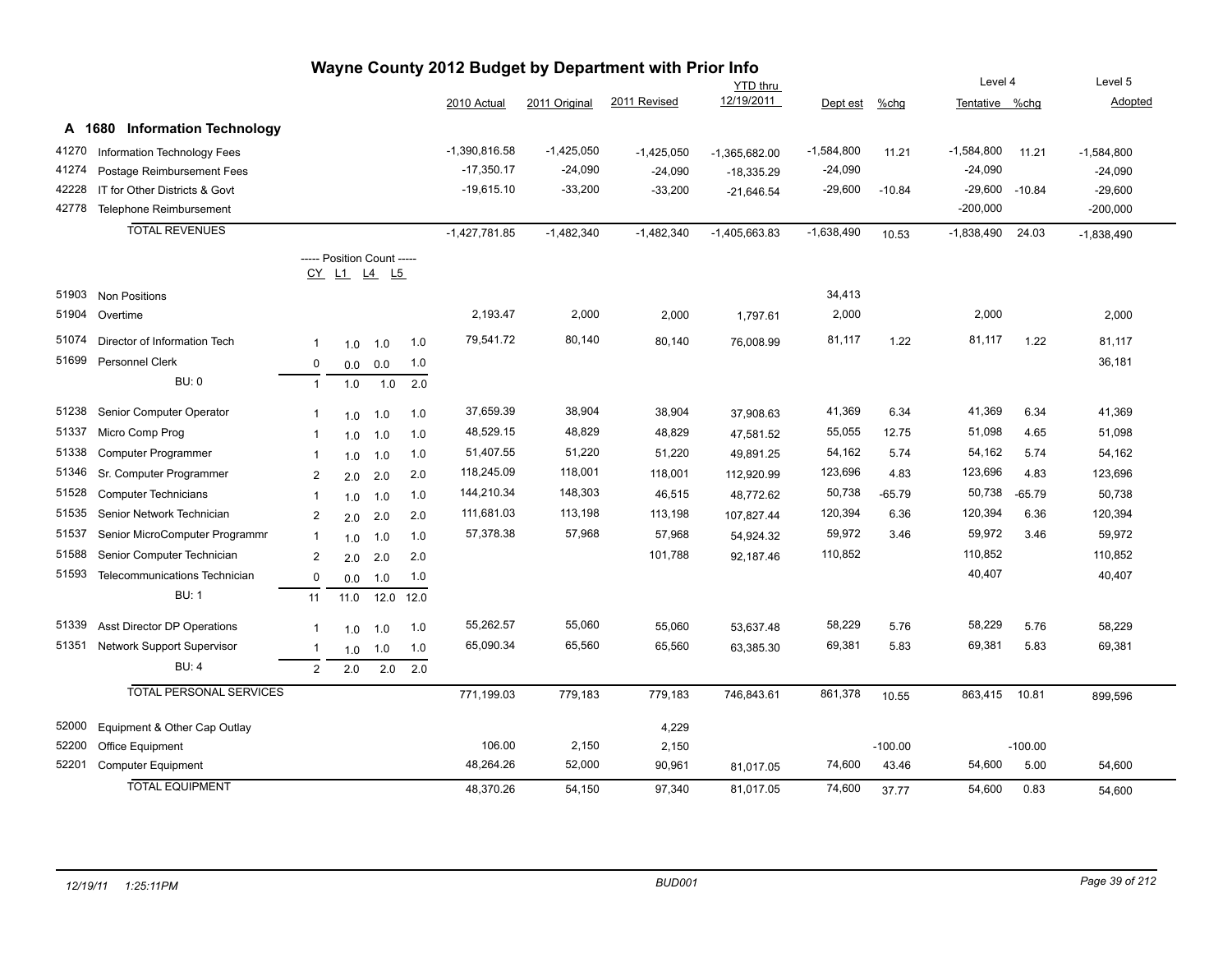# Wayne County 2012 Budget by Department with Prior Info

## A 1680 Information Technology

| Code | Description | CY | L1 | L4 | L5 | 2010 Actual | 2011 Original | 2011 Revised | YTD thru 12/19/2011 | Dept est | %chg | Level 4 Tentative | %chg | Level 5 Adopted |
|---|---|---|---|---|---|---|---|---|---|---|---|---|---|---|
| 41270 | Information Technology Fees | | | | | -1,390,816.58 | -1,425,050 | -1,425,050 | -1,365,682.00 | -1,584,800 | 11.21 | -1,584,800 | 11.21 | -1,584,800 |
| 41274 | Postage Reimbursement Fees | | | | | -17,350.17 | -24,090 | -24,090 | -18,335.29 | -24,090 | | -24,090 | | -24,090 |
| 42228 | IT for Other Districts & Govt | | | | | -19,615.10 | -33,200 | -33,200 | -21,646.54 | -29,600 | -10.84 | -29,600 | -10.84 | -29,600 |
| 42778 | Telephone Reimbursement | | | | | | | | | | | -200,000 | | -200,000 |
| | **TOTAL REVENUES** | | | | | -1,427,781.85 | -1,482,340 | -1,482,340 | -1,405,663.83 | -1,638,490 | 10.53 | -1,838,490 | 24.03 | -1,838,490 |
| | ----- Position Count ----- | CY | L1 | L4 | L5 | | | | | | | | | |
| 51903 | Non Positions | | | | | | | | | 34,413 | | | | |
| 51904 | Overtime | | | | | 2,193.47 | 2,000 | 2,000 | 1,797.61 | 2,000 | | 2,000 | | 2,000 |
| 51074 | Director of Information Tech | 1 | 1.0 | 1.0 | 1.0 | 79,541.72 | 80,140 | 80,140 | 76,008.99 | 81,117 | 1.22 | 81,117 | 1.22 | 81,117 |
| 51699 | Personnel Clerk | 0 | 0.0 | 0.0 | 1.0 | | | | | | | | | 36,181 |
| | BU: 0 | 1 | 1.0 | 1.0 | 2.0 | | | | | | | | | |
| 51238 | Senior Computer Operator | 1 | 1.0 | 1.0 | 1.0 | 37,659.39 | 38,904 | 38,904 | 37,908.63 | 41,369 | 6.34 | 41,369 | 6.34 | 41,369 |
| 51337 | Micro Comp Prog | 1 | 1.0 | 1.0 | 1.0 | 48,529.15 | 48,829 | 48,829 | 47,581.52 | 55,055 | 12.75 | 51,098 | 4.65 | 51,098 |
| 51338 | Computer Programmer | 1 | 1.0 | 1.0 | 1.0 | 51,407.55 | 51,220 | 51,220 | 49,891.25 | 54,162 | 5.74 | 54,162 | 5.74 | 54,162 |
| 51346 | Sr. Computer Programmer | 2 | 2.0 | 2.0 | 2.0 | 118,245.09 | 118,001 | 118,001 | 112,920.99 | 123,696 | 4.83 | 123,696 | 4.83 | 123,696 |
| 51528 | Computer Technicians | 1 | 1.0 | 1.0 | 1.0 | 144,210.34 | 148,303 | 46,515 | 48,772.62 | 50,738 | -65.79 | 50,738 | -65.79 | 50,738 |
| 51535 | Senior Network Technician | 2 | 2.0 | 2.0 | 2.0 | 111,681.03 | 113,198 | 113,198 | 107,827.44 | 120,394 | 6.36 | 120,394 | 6.36 | 120,394 |
| 51537 | Senior MicroComputer Programmr | 1 | 1.0 | 1.0 | 1.0 | 57,378.38 | 57,968 | 57,968 | 54,924.32 | 59,972 | 3.46 | 59,972 | 3.46 | 59,972 |
| 51588 | Senior Computer Technician | 2 | 2.0 | 2.0 | 2.0 | | | 101,788 | 92,187.46 | 110,852 | | 110,852 | | 110,852 |
| 51593 | Telecommunications Technician | 0 | 0.0 | 1.0 | 1.0 | | | | | | | 40,407 | | 40,407 |
| | BU: 1 | 11 | 11.0 | 12.0 | 12.0 | | | | | | | | | |
| 51339 | Asst Director DP Operations | 1 | 1.0 | 1.0 | 1.0 | 55,262.57 | 55,060 | 55,060 | 53,637.48 | 58,229 | 5.76 | 58,229 | 5.76 | 58,229 |
| 51351 | Network Support Supervisor | 1 | 1.0 | 1.0 | 1.0 | 65,090.34 | 65,560 | 65,560 | 63,385.30 | 69,381 | 5.83 | 69,381 | 5.83 | 69,381 |
| | BU: 4 | 2 | 2.0 | 2.0 | 2.0 | | | | | | | | | |
| | **TOTAL PERSONAL SERVICES** | | | | | 771,199.03 | 779,183 | 779,183 | 746,843.61 | 861,378 | 10.55 | 863,415 | 10.81 | 899,596 |
| 52000 | Equipment & Other Cap Outlay | | | | | | | 4,229 | | | | | | |
| 52200 | Office Equipment | | | | | 106.00 | 2,150 | 2,150 | | | -100.00 | | -100.00 | |
| 52201 | Computer Equipment | | | | | 48,264.26 | 52,000 | 90,961 | 81,017.05 | 74,600 | 43.46 | 54,600 | 5.00 | 54,600 |
| | **TOTAL EQUIPMENT** | | | | | 48,370.26 | 54,150 | 97,340 | 81,017.05 | 74,600 | 37.77 | 54,600 | 0.83 | 54,600 |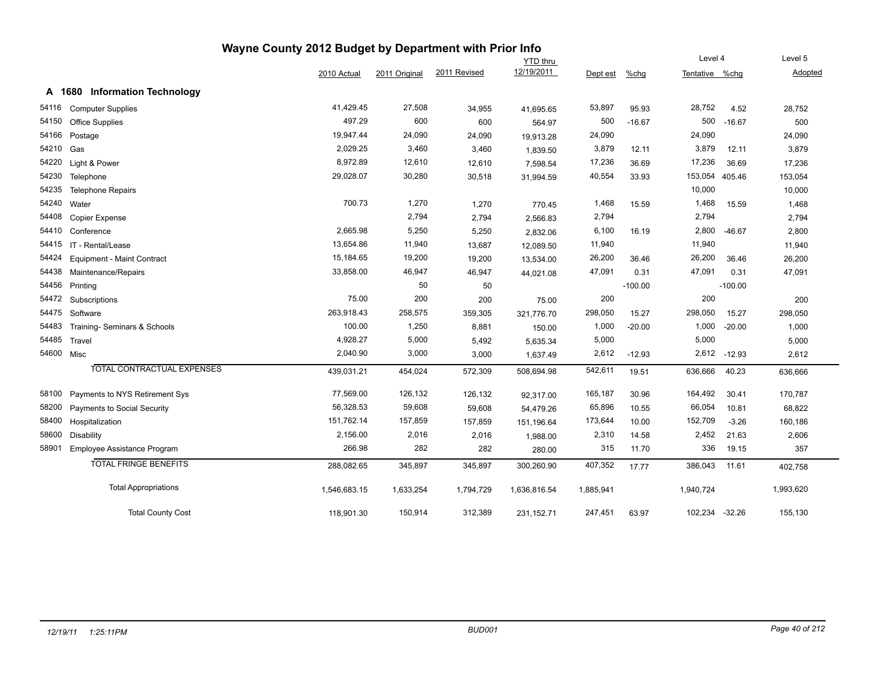# Wayne County 2012 Budget by Department with Prior Info

## A 1680 Information Technology

| | | 2010 Actual | 2011 Original | 2011 Revised | YTD thru 12/19/2011 | Dept est | %chg | Level 4 Tentative | %chg | Level 5 Adopted |
|---|---|---|---|---|---|---|---|---|---|---|
| 54116 | Computer Supplies | 41,429.45 | 27,508 | 34,955 | 41,695.65 | 53,897 | 95.93 | 28,752 | 4.52 | 28,752 |
| 54150 | Office Supplies | 497.29 | 600 | 600 | 564.97 | 500 | -16.67 | 500 | -16.67 | 500 |
| 54166 | Postage | 19,947.44 | 24,090 | 24,090 | 19,913.28 | 24,090 | | 24,090 | | 24,090 |
| 54210 | Gas | 2,029.25 | 3,460 | 3,460 | 1,839.50 | 3,879 | 12.11 | 3,879 | 12.11 | 3,879 |
| 54220 | Light & Power | 8,972.89 | 12,610 | 12,610 | 7,598.54 | 17,236 | 36.69 | 17,236 | 36.69 | 17,236 |
| 54230 | Telephone | 29,028.07 | 30,280 | 30,518 | 31,994.59 | 40,554 | 33.93 | 153,054 | 405.46 | 153,054 |
| 54235 | Telephone Repairs | | | | | | | 10,000 | | 10,000 |
| 54240 | Water | 700.73 | 1,270 | 1,270 | 770.45 | 1,468 | 15.59 | 1,468 | 15.59 | 1,468 |
| 54408 | Copier Expense | | 2,794 | 2,794 | 2,566.83 | 2,794 | | 2,794 | | 2,794 |
| 54410 | Conference | 2,665.98 | 5,250 | 5,250 | 2,832.06 | 6,100 | 16.19 | 2,800 | -46.67 | 2,800 |
| 54415 | IT - Rental/Lease | 13,654.86 | 11,940 | 13,687 | 12,089.50 | 11,940 | | 11,940 | | 11,940 |
| 54424 | Equipment - Maint Contract | 15,184.65 | 19,200 | 19,200 | 13,534.00 | 26,200 | 36.46 | 26,200 | 36.46 | 26,200 |
| 54438 | Maintenance/Repairs | 33,858.00 | 46,947 | 46,947 | 44,021.08 | 47,091 | 0.31 | 47,091 | 0.31 | 47,091 |
| 54456 | Printing | | 50 | 50 | | | -100.00 | | -100.00 | |
| 54472 | Subscriptions | 75.00 | 200 | 200 | 75.00 | 200 | | 200 | | 200 |
| 54475 | Software | 263,918.43 | 258,575 | 359,305 | 321,776.70 | 298,050 | 15.27 | 298,050 | 15.27 | 298,050 |
| 54483 | Training- Seminars & Schools | 100.00 | 1,250 | 8,881 | 150.00 | 1,000 | -20.00 | 1,000 | -20.00 | 1,000 |
| 54485 | Travel | 4,928.27 | 5,000 | 5,492 | 5,635.34 | 5,000 | | 5,000 | | 5,000 |
| 54600 | Misc | 2,040.90 | 3,000 | 3,000 | 1,637.49 | 2,612 | -12.93 | 2,612 | -12.93 | 2,612 |
| | TOTAL CONTRACTUAL EXPENSES | 439,031.21 | 454,024 | 572,309 | 508,694.98 | 542,611 | 19.51 | 636,666 | 40.23 | 636,666 |
| 58100 | Payments to NYS Retirement Sys | 77,569.00 | 126,132 | 126,132 | 92,317.00 | 165,187 | 30.96 | 164,492 | 30.41 | 170,787 |
| 58200 | Payments to Social Security | 56,328.53 | 59,608 | 59,608 | 54,479.26 | 65,896 | 10.55 | 66,054 | 10.81 | 68,822 |
| 58400 | Hospitalization | 151,762.14 | 157,859 | 157,859 | 151,196.64 | 173,644 | 10.00 | 152,709 | -3.26 | 160,186 |
| 58600 | Disability | 2,156.00 | 2,016 | 2,016 | 1,988.00 | 2,310 | 14.58 | 2,452 | 21.63 | 2,606 |
| 58901 | Employee Assistance Program | 266.98 | 282 | 282 | 280.00 | 315 | 11.70 | 336 | 19.15 | 357 |
| | TOTAL FRINGE BENEFITS | 288,082.65 | 345,897 | 345,897 | 300,260.90 | 407,352 | 17.77 | 386,043 | 11.61 | 402,758 |
| | Total Appropriations | 1,546,683.15 | 1,633,254 | 1,794,729 | 1,636,816.54 | 1,885,941 | | 1,940,724 | | 1,993,620 |
| | Total County Cost | 118,901.30 | 150,914 | 312,389 | 231,152.71 | 247,451 | 63.97 | 102,234 | -32.26 | 155,130 |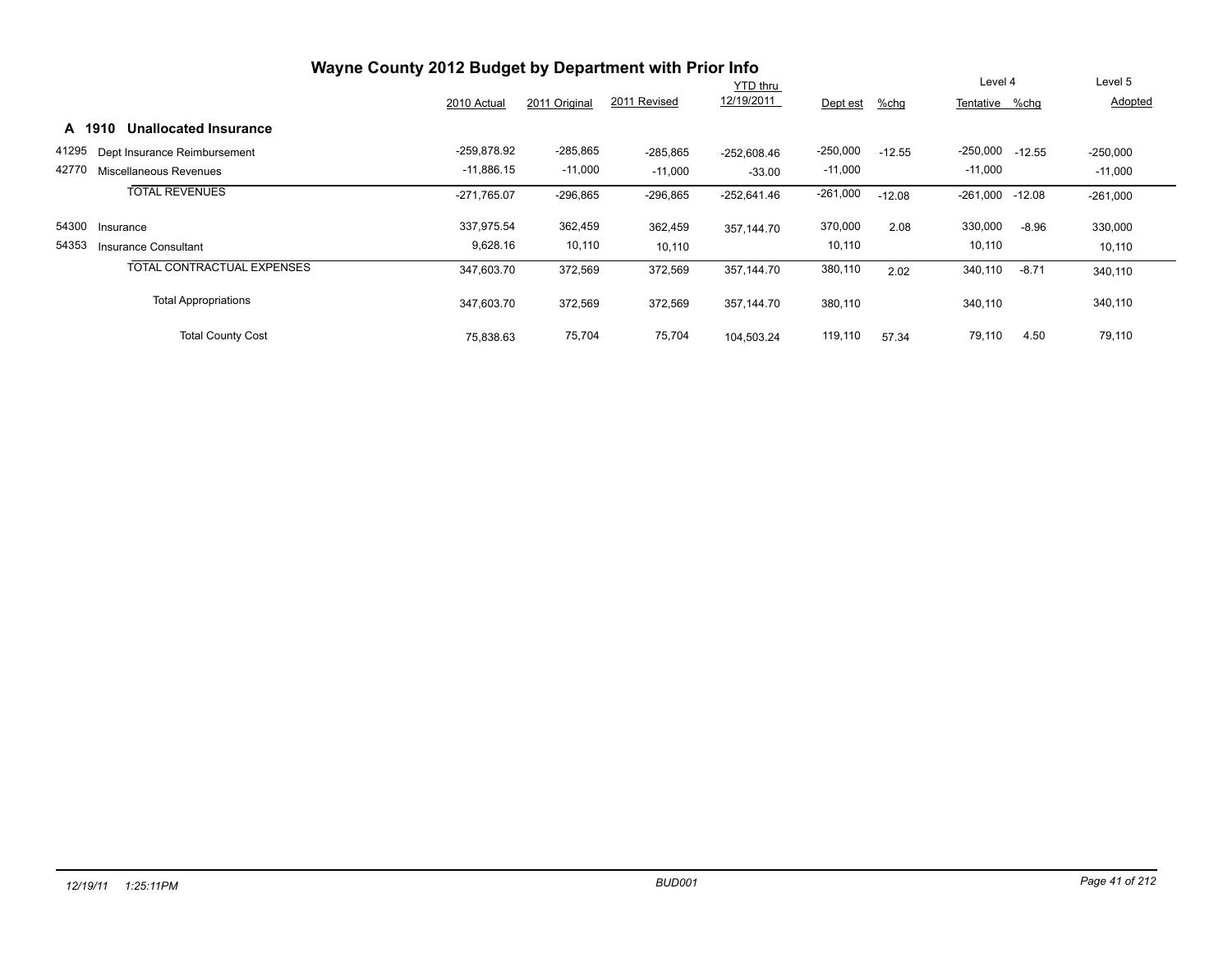# Wayne County 2012 Budget by Department with Prior Info

| | | 2010 Actual | 2011 Original | 2011 Revised | YTD thru 12/19/2011 | Dept est | %chg | Level 4 Tentative | %chg | Level 5 Adopted |
|---|---|---|---|---|---|---|---|---|---|---|
| **A 1910** | **Unallocated Insurance** | | | | | | | | | |
| 41295 | Dept Insurance Reimbursement | -259,878.92 | -285,865 | -285,865 | -252,608.46 | -250,000 | -12.55 | -250,000 | -12.55 | -250,000 |
| 42770 | Miscellaneous Revenues | -11,886.15 | -11,000 | -11,000 | -33.00 | -11,000 | | -11,000 | | -11,000 |
| | TOTAL REVENUES | -271,765.07 | -296,865 | -296,865 | -252,641.46 | -261,000 | -12.08 | -261,000 | -12.08 | -261,000 |
| 54300 | Insurance | 337,975.54 | 362,459 | 362,459 | 357,144.70 | 370,000 | 2.08 | 330,000 | -8.96 | 330,000 |
| 54353 | Insurance Consultant | 9,628.16 | 10,110 | 10,110 | | 10,110 | | 10,110 | | 10,110 |
| | TOTAL CONTRACTUAL EXPENSES | 347,603.70 | 372,569 | 372,569 | 357,144.70 | 380,110 | 2.02 | 340,110 | -8.71 | 340,110 |
| | Total Appropriations | 347,603.70 | 372,569 | 372,569 | 357,144.70 | 380,110 | | 340,110 | | 340,110 |
| | Total County Cost | 75,838.63 | 75,704 | 75,704 | 104,503.24 | 119,110 | 57.34 | 79,110 | 4.50 | 79,110 |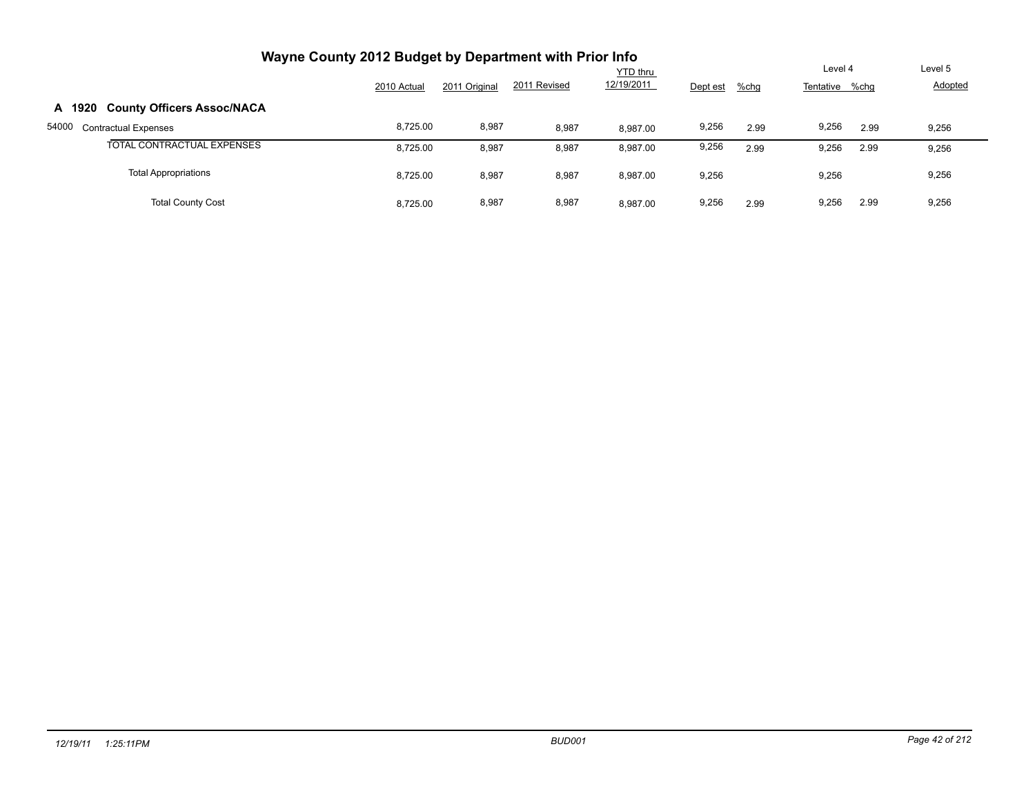# Wayne County 2012 Budget by Department with Prior Info

| | 2010 Actual | 2011 Original | 2011 Revised | YTD thru 12/19/2011 | Dept est | %chg | Level 4 Tentative | %chg | Level 5 Adopted |
|---|---|---|---|---|---|---|---|---|---|
| **A 1920 County Officers Assoc/NACA** | | | | | | | | | |
| 54000 Contractual Expenses | 8,725.00 | 8,987 | 8,987 | 8,987.00 | 9,256 | 2.99 | 9,256 | 2.99 | 9,256 |
| TOTAL CONTRACTUAL EXPENSES | 8,725.00 | 8,987 | 8,987 | 8,987.00 | 9,256 | 2.99 | 9,256 | 2.99 | 9,256 |
| Total Appropriations | 8,725.00 | 8,987 | 8,987 | 8,987.00 | 9,256 | | 9,256 | | 9,256 |
| Total County Cost | 8,725.00 | 8,987 | 8,987 | 8,987.00 | 9,256 | 2.99 | 9,256 | 2.99 | 9,256 |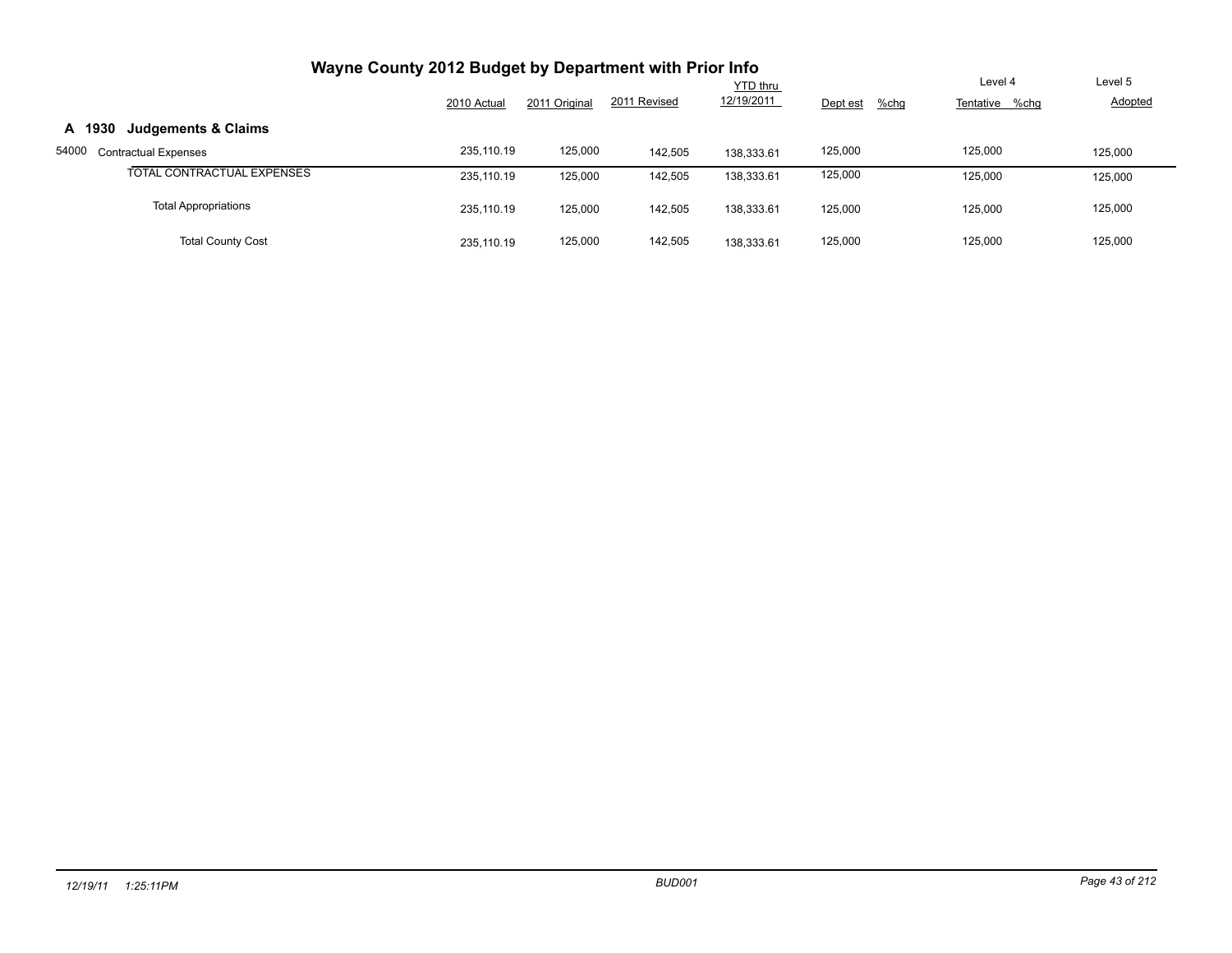# Wayne County 2012 Budget by Department with Prior Info

| | 2010 Actual | 2011 Original | 2011 Revised | YTD thru 12/19/2011 | Dept est | %chg | Level 4 Tentative | %chg | Level 5 Adopted |
|---|---|---|---|---|---|---|---|---|---|
| **A 1930 Judgements & Claims** | | | | | | | | | |
| 54000 Contractual Expenses | 235,110.19 | 125,000 | 142,505 | 138,333.61 | 125,000 | | 125,000 | | 125,000 |
| TOTAL CONTRACTUAL EXPENSES | 235,110.19 | 125,000 | 142,505 | 138,333.61 | 125,000 | | 125,000 | | 125,000 |
| Total Appropriations | 235,110.19 | 125,000 | 142,505 | 138,333.61 | 125,000 | | 125,000 | | 125,000 |
| Total County Cost | 235,110.19 | 125,000 | 142,505 | 138,333.61 | 125,000 | | 125,000 | | 125,000 |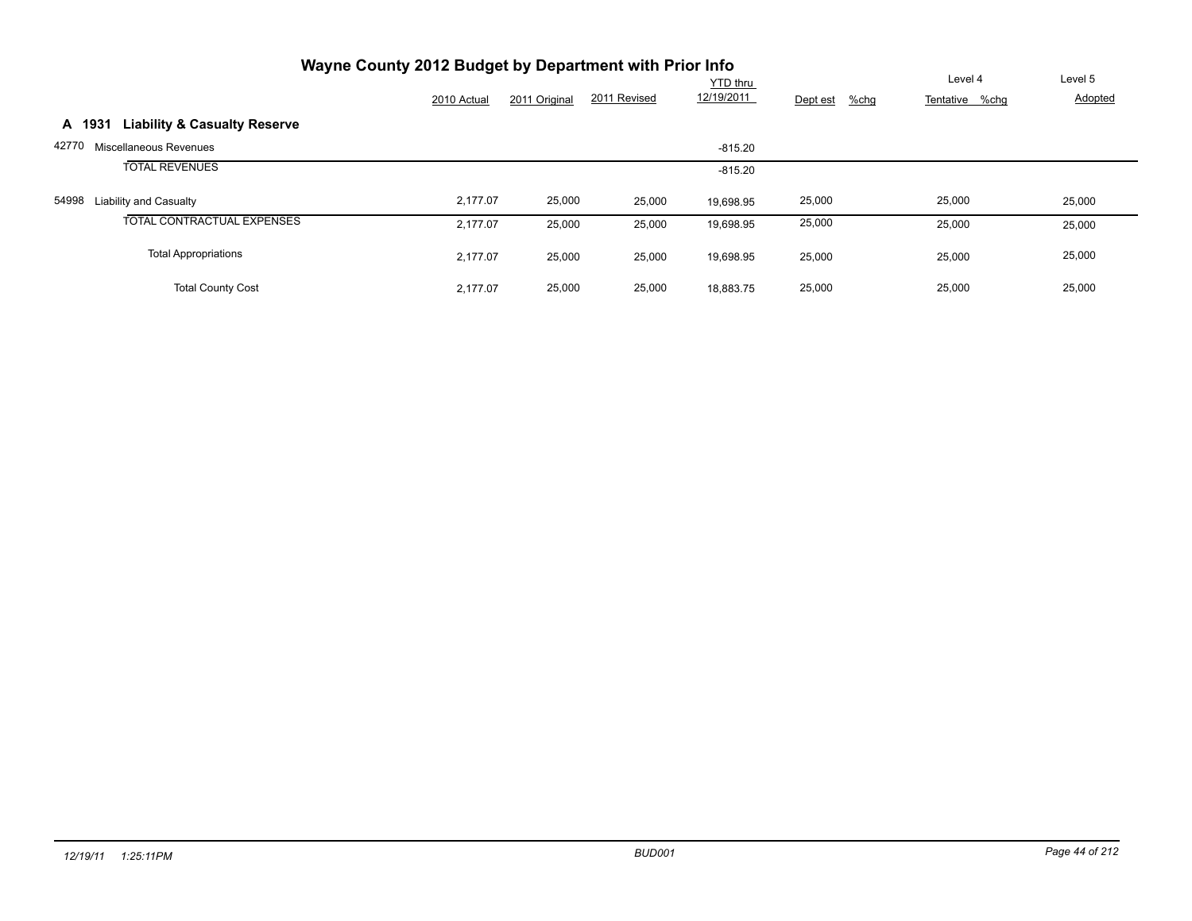# Wayne County 2012 Budget by Department with Prior Info

## A 1931 Liability & Casualty Reserve

| | | 2010 Actual | 2011 Original | 2011 Revised | YTD thru 12/19/2011 | Dept est | %chg | Level 4 Tentative | %chg | Level 5 Adopted |
|---|---|---|---|---|---|---|---|---|---|---|
| 42770 | Miscellaneous Revenues | | | | -815.20 | | | | | |
| | TOTAL REVENUES | | | | -815.20 | | | | | |
| 54998 | Liability and Casualty | 2,177.07 | 25,000 | 25,000 | 19,698.95 | 25,000 | | 25,000 | | 25,000 |
| | TOTAL CONTRACTUAL EXPENSES | 2,177.07 | 25,000 | 25,000 | 19,698.95 | 25,000 | | 25,000 | | 25,000 |
| | Total Appropriations | 2,177.07 | 25,000 | 25,000 | 19,698.95 | 25,000 | | 25,000 | | 25,000 |
| | Total County Cost | 2,177.07 | 25,000 | 25,000 | 18,883.75 | 25,000 | | 25,000 | | 25,000 |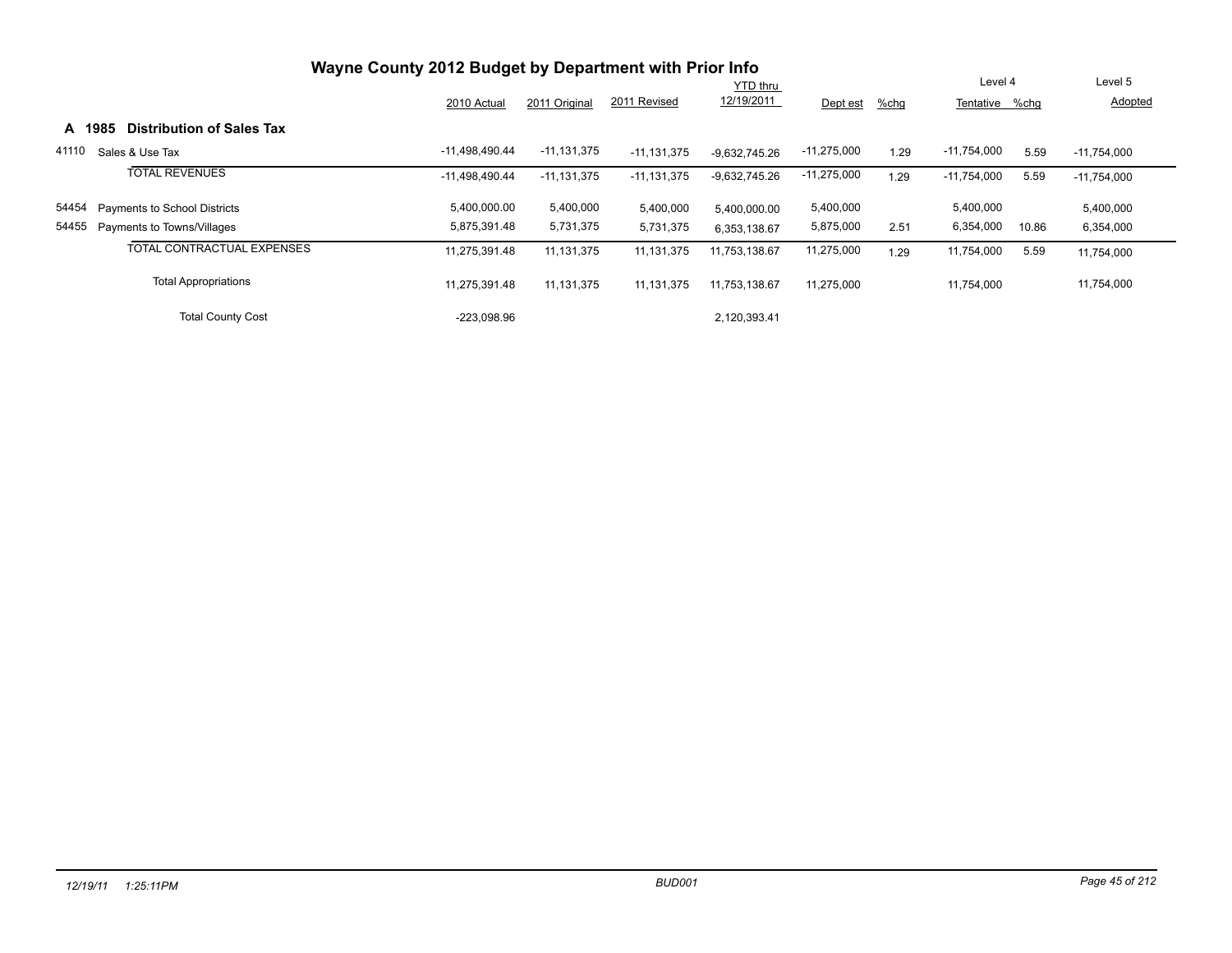# Wayne County 2012 Budget by Department with Prior Info

## A 1985 Distribution of Sales Tax

| | | 2010 Actual | 2011 Original | 2011 Revised | YTD thru 12/19/2011 | Dept est | %chg | Level 4 Tentative | %chg | Level 5 Adopted |
|---|---|---|---|---|---|---|---|---|---|---|
| 41110 | Sales & Use Tax | -11,498,490.44 | -11,131,375 | -11,131,375 | -9,632,745.26 | -11,275,000 | 1.29 | -11,754,000 | 5.59 | -11,754,000 |
| | TOTAL REVENUES | -11,498,490.44 | -11,131,375 | -11,131,375 | -9,632,745.26 | -11,275,000 | 1.29 | -11,754,000 | 5.59 | -11,754,000 |
| 54454 | Payments to School Districts | 5,400,000.00 | 5,400,000 | 5,400,000 | 5,400,000.00 | 5,400,000 | | 5,400,000 | | 5,400,000 |
| 54455 | Payments to Towns/Villages | 5,875,391.48 | 5,731,375 | 5,731,375 | 6,353,138.67 | 5,875,000 | 2.51 | 6,354,000 | 10.86 | 6,354,000 |
| | TOTAL CONTRACTUAL EXPENSES | 11,275,391.48 | 11,131,375 | 11,131,375 | 11,753,138.67 | 11,275,000 | 1.29 | 11,754,000 | 5.59 | 11,754,000 |
| | Total Appropriations | 11,275,391.48 | 11,131,375 | 11,131,375 | 11,753,138.67 | 11,275,000 | | 11,754,000 | | 11,754,000 |
| | Total County Cost | -223,098.96 | | | 2,120,393.41 | | | | | |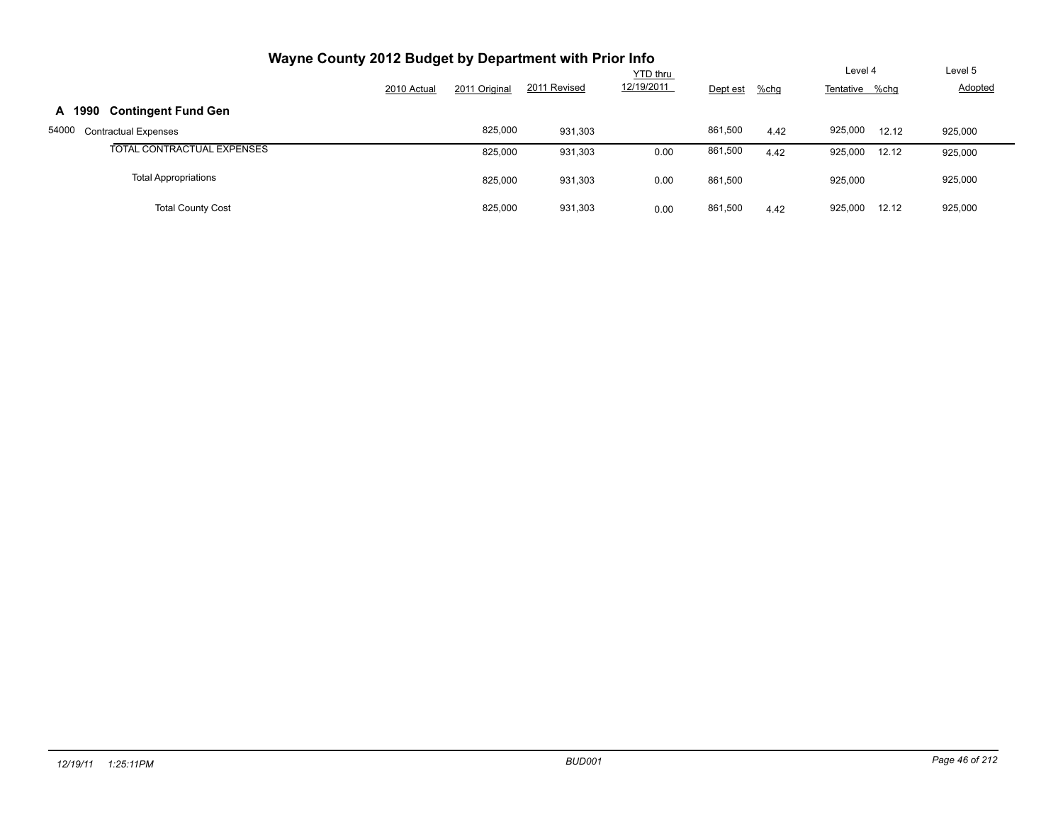# Wayne County 2012 Budget by Department with Prior Info

| | 2010 Actual | 2011 Original | 2011 Revised | YTD thru 12/19/2011 | Dept est | %chg | Level 4 Tentative | %chg | Level 5 Adopted |
|---|---|---|---|---|---|---|---|---|---|
| **A 1990 Contingent Fund Gen** | | | | | | | | | |
| 54000 Contractual Expenses | | 825,000 | 931,303 | | 861,500 | 4.42 | 925,000 | 12.12 | 925,000 |
| TOTAL CONTRACTUAL EXPENSES | | 825,000 | 931,303 | 0.00 | 861,500 | 4.42 | 925,000 | 12.12 | 925,000 |
| Total Appropriations | | 825,000 | 931,303 | 0.00 | 861,500 | | 925,000 | | 925,000 |
| Total County Cost | | 825,000 | 931,303 | 0.00 | 861,500 | 4.42 | 925,000 | 12.12 | 925,000 |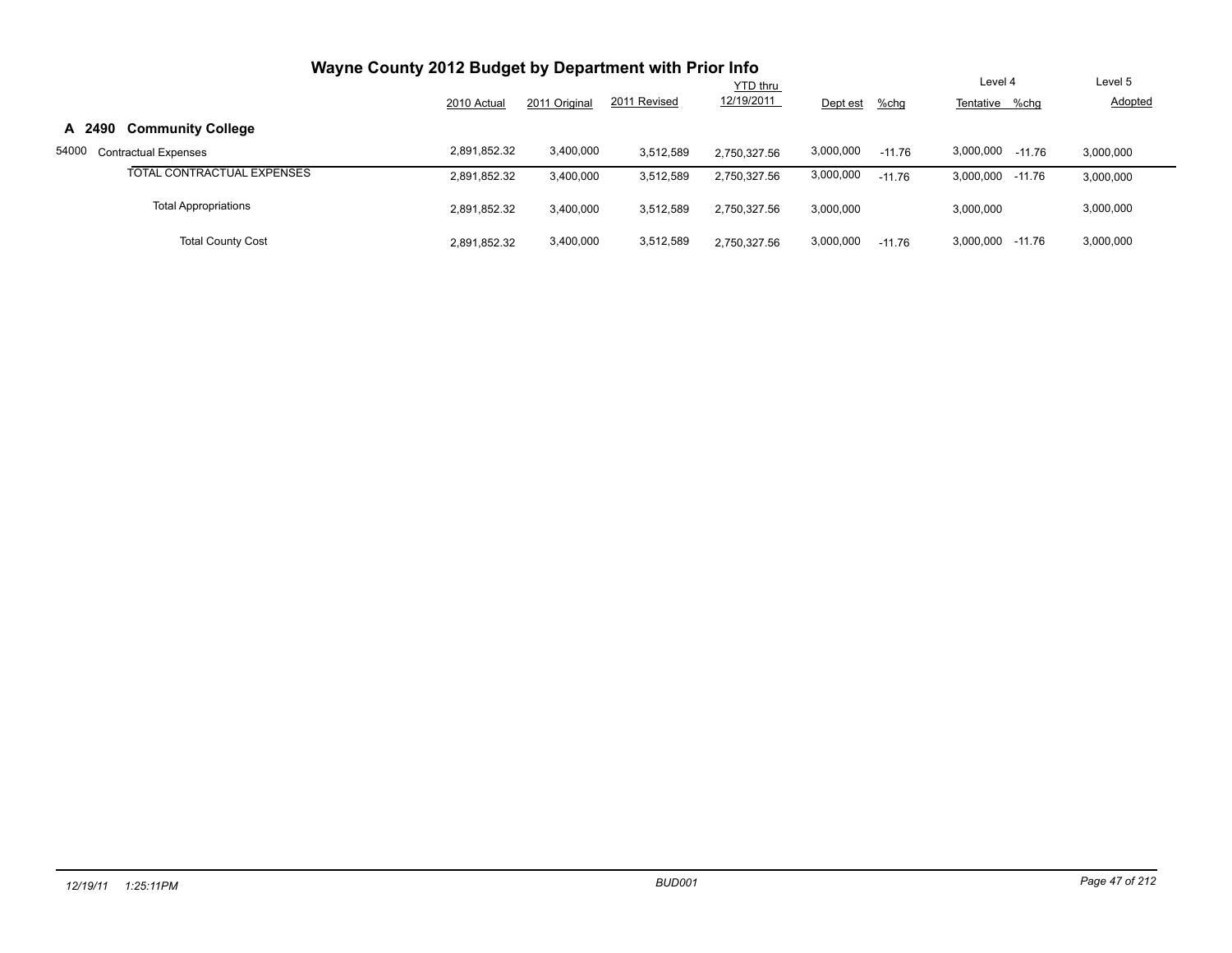# Wayne County 2012 Budget by Department with Prior Info

| | 2010 Actual | 2011 Original | 2011 Revised | YTD thru 12/19/2011 | Dept est | %chg | Level 4 Tentative | %chg | Level 5 Adopted |
|---|---|---|---|---|---|---|---|---|---|
| **A 2490 Community College** | | | | | | | | | |
| 54000 Contractual Expenses | 2,891,852.32 | 3,400,000 | 3,512,589 | 2,750,327.56 | 3,000,000 | -11.76 | 3,000,000 | -11.76 | 3,000,000 |
| TOTAL CONTRACTUAL EXPENSES | 2,891,852.32 | 3,400,000 | 3,512,589 | 2,750,327.56 | 3,000,000 | -11.76 | 3,000,000 | -11.76 | 3,000,000 |
| Total Appropriations | 2,891,852.32 | 3,400,000 | 3,512,589 | 2,750,327.56 | 3,000,000 | | 3,000,000 | | 3,000,000 |
| Total County Cost | 2,891,852.32 | 3,400,000 | 3,512,589 | 2,750,327.56 | 3,000,000 | -11.76 | 3,000,000 | -11.76 | 3,000,000 |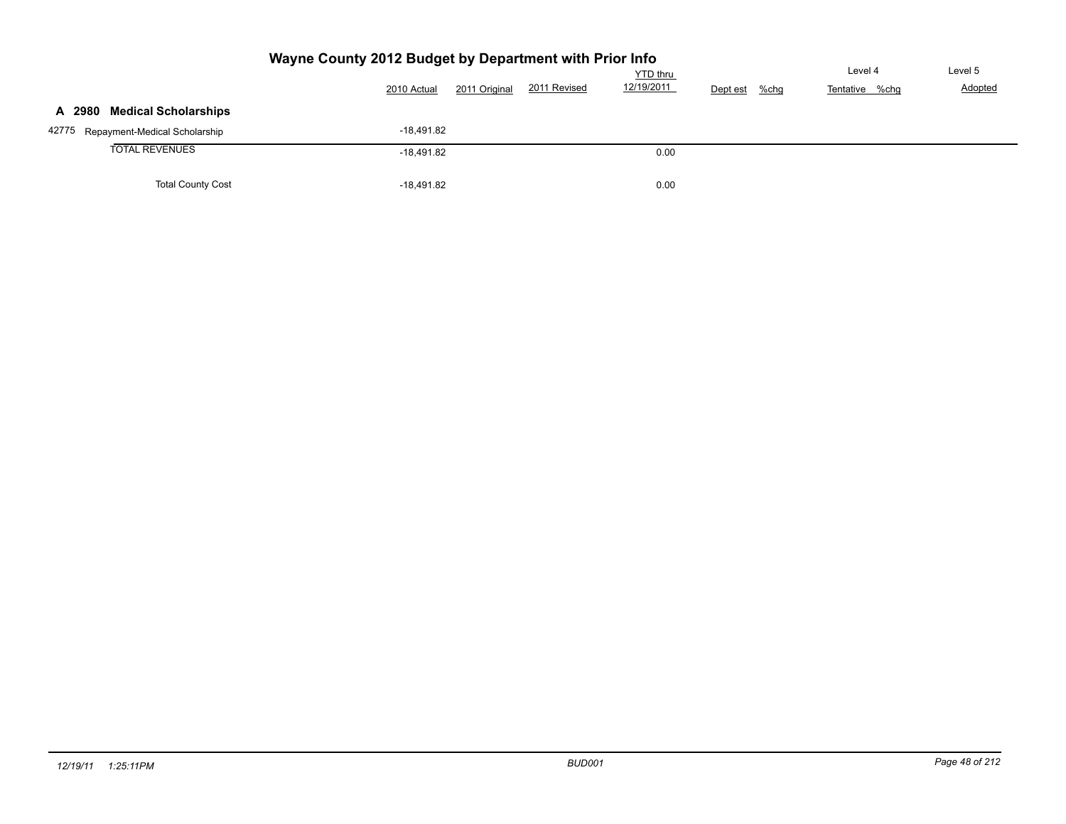# Wayne County 2012 Budget by Department with Prior Info

| | 2010 Actual | 2011 Original | 2011 Revised | YTD thru 12/19/2011 | Dept est | %chg | Level 4 Tentative | %chg | Level 5 Adopted |
|---|---|---|---|---|---|---|---|---|---|
| **A 2980 Medical Scholarships** | | | | | | | | | |
| 42775 Repayment-Medical Scholarship | -18,491.82 | | | | | | | | |
| TOTAL REVENUES | -18,491.82 | | | 0.00 | | | | | |
| Total County Cost | -18,491.82 | | | 0.00 | | | | | |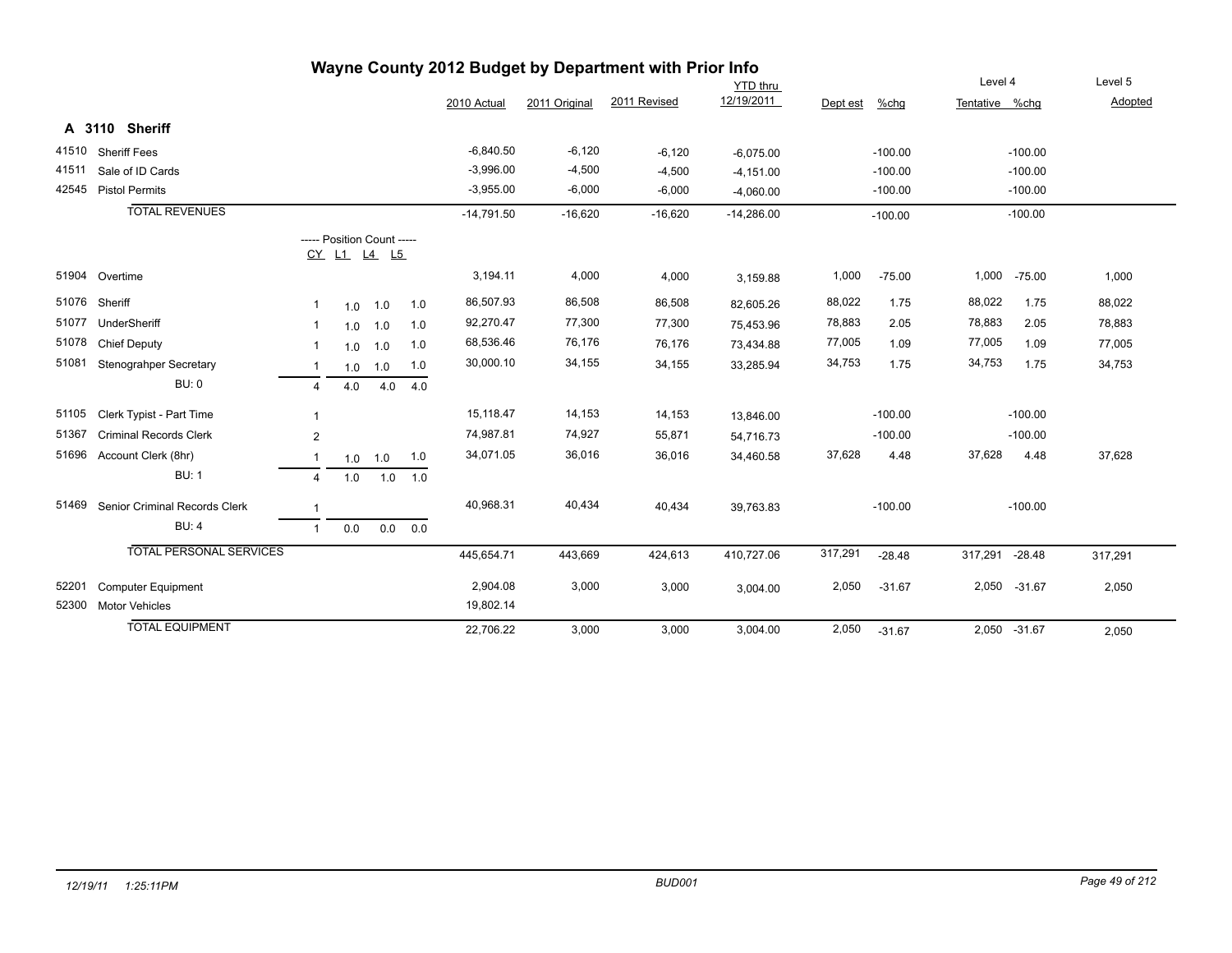# Wayne County 2012 Budget by Department with Prior Info

## A 3110 Sheriff

| Code | Description | CY | L1 | L4 | L5 | 2010 Actual | 2011 Original | 2011 Revised | YTD thru 12/19/2011 | Dept est | %chg | Level 4 Tentative | %chg | Level 5 Adopted |
|---|---|---|---|---|---|---|---|---|---|---|---|---|---|---|
| 41510 | Sheriff Fees | | | | | -6,840.50 | -6,120 | -6,120 | -6,075.00 | | -100.00 | | -100.00 | |
| 41511 | Sale of ID Cards | | | | | -3,996.00 | -4,500 | -4,500 | -4,151.00 | | -100.00 | | -100.00 | |
| 42545 | Pistol Permits | | | | | -3,955.00 | -6,000 | -6,000 | -4,060.00 | | -100.00 | | -100.00 | |
| | TOTAL REVENUES | | | | | -14,791.50 | -16,620 | -16,620 | -14,286.00 | | -100.00 | | -100.00 | |
| | ----- Position Count ----- | CY | L1 | L4 | L5 | | | | | | | | | |
| 51904 | Overtime | | | | | 3,194.11 | 4,000 | 4,000 | 3,159.88 | 1,000 | -75.00 | 1,000 | -75.00 | 1,000 |
| 51076 | Sheriff | 1 | 1.0 | 1.0 | 1.0 | 86,507.93 | 86,508 | 86,508 | 82,605.26 | 88,022 | 1.75 | 88,022 | 1.75 | 88,022 |
| 51077 | UnderSheriff | 1 | 1.0 | 1.0 | 1.0 | 92,270.47 | 77,300 | 77,300 | 75,453.96 | 78,883 | 2.05 | 78,883 | 2.05 | 78,883 |
| 51078 | Chief Deputy | 1 | 1.0 | 1.0 | 1.0 | 68,536.46 | 76,176 | 76,176 | 73,434.88 | 77,005 | 1.09 | 77,005 | 1.09 | 77,005 |
| 51081 | Stenograhper Secretary | 1 | 1.0 | 1.0 | 1.0 | 30,000.10 | 34,155 | 34,155 | 33,285.94 | 34,753 | 1.75 | 34,753 | 1.75 | 34,753 |
| | BU: 0 | 4 | 4.0 | 4.0 | 4.0 | | | | | | | | | |
| 51105 | Clerk Typist - Part Time | 1 | | | | 15,118.47 | 14,153 | 14,153 | 13,846.00 | | -100.00 | | -100.00 | |
| 51367 | Criminal Records Clerk | 2 | | | | 74,987.81 | 74,927 | 55,871 | 54,716.73 | | -100.00 | | -100.00 | |
| 51696 | Account Clerk (8hr) | 1 | 1.0 | 1.0 | 1.0 | 34,071.05 | 36,016 | 36,016 | 34,460.58 | 37,628 | 4.48 | 37,628 | 4.48 | 37,628 |
| | BU: 1 | 4 | 1.0 | 1.0 | 1.0 | | | | | | | | | |
| 51469 | Senior Criminal Records Clerk | 1 | | | | 40,968.31 | 40,434 | 40,434 | 39,763.83 | | -100.00 | | -100.00 | |
| | BU: 4 | 1 | 0.0 | 0.0 | 0.0 | | | | | | | | | |
| | TOTAL PERSONAL SERVICES | | | | | 445,654.71 | 443,669 | 424,613 | 410,727.06 | 317,291 | -28.48 | 317,291 | -28.48 | 317,291 |
| 52201 | Computer Equipment | | | | | 2,904.08 | 3,000 | 3,000 | 3,004.00 | 2,050 | -31.67 | 2,050 | -31.67 | 2,050 |
| 52300 | Motor Vehicles | | | | | 19,802.14 | | | | | | | | |
| | TOTAL EQUIPMENT | | | | | 22,706.22 | 3,000 | 3,000 | 3,004.00 | 2,050 | -31.67 | 2,050 | -31.67 | 2,050 |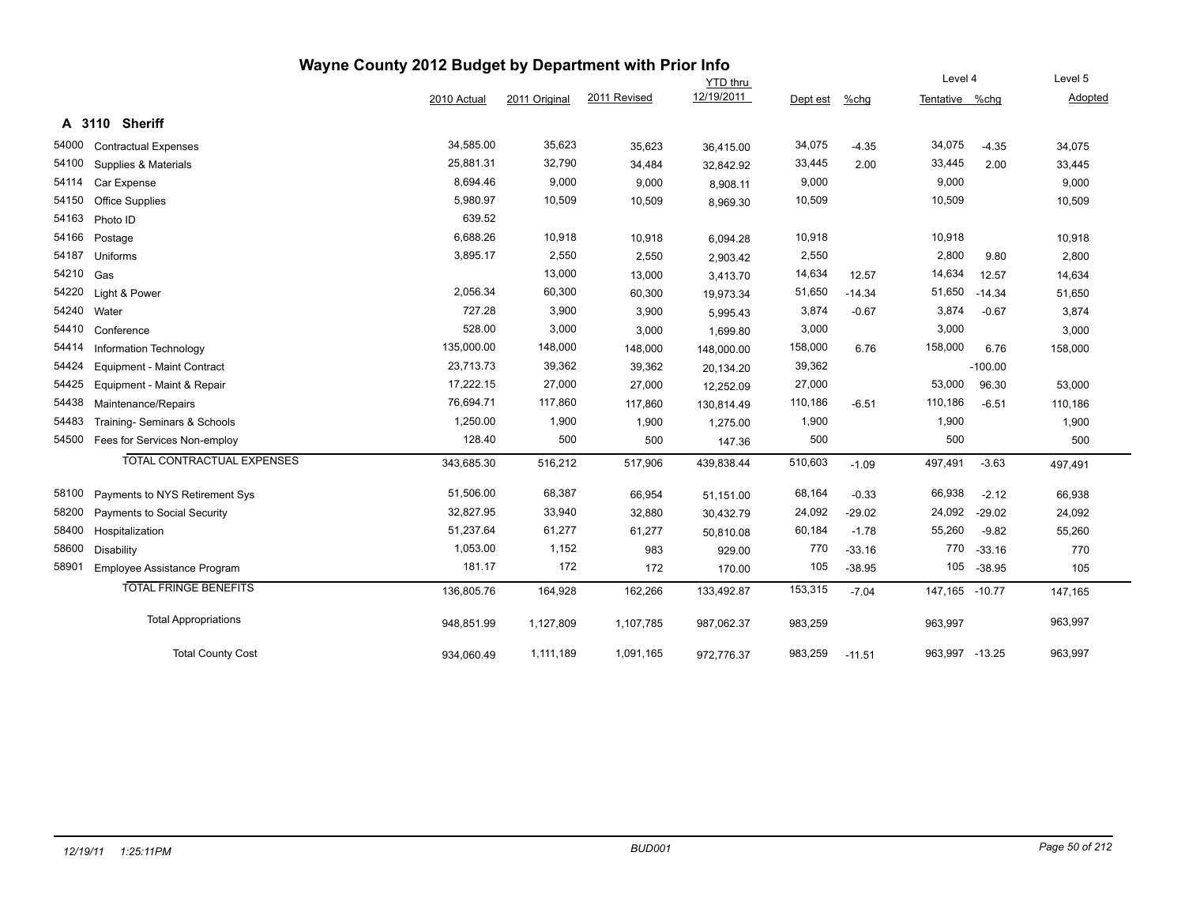# Wayne County 2012 Budget by Department with Prior Info

## A 3110 Sheriff

| | | 2010 Actual | 2011 Original | 2011 Revised | YTD thru 12/19/2011 | Dept est | %chg | Level 4 Tentative | %chg | Level 5 Adopted |
|---|---|---|---|---|---|---|---|---|---|---|
| 54000 | Contractual Expenses | 34,585.00 | 35,623 | 35,623 | 36,415.00 | 34,075 | -4.35 | 34,075 | -4.35 | 34,075 |
| 54100 | Supplies & Materials | 25,881.31 | 32,790 | 34,484 | 32,842.92 | 33,445 | 2.00 | 33,445 | 2.00 | 33,445 |
| 54114 | Car Expense | 8,694.46 | 9,000 | 9,000 | 8,908.11 | 9,000 | | 9,000 | | 9,000 |
| 54150 | Office Supplies | 5,980.97 | 10,509 | 10,509 | 8,969.30 | 10,509 | | 10,509 | | 10,509 |
| 54163 | Photo ID | 639.52 | | | | | | | | |
| 54166 | Postage | 6,688.26 | 10,918 | 10,918 | 6,094.28 | 10,918 | | 10,918 | | 10,918 |
| 54187 | Uniforms | 3,895.17 | 2,550 | 2,550 | 2,903.42 | 2,550 | | 2,800 | 9.80 | 2,800 |
| 54210 | Gas | | 13,000 | 13,000 | 3,413.70 | 14,634 | 12.57 | 14,634 | 12.57 | 14,634 |
| 54220 | Light & Power | 2,056.34 | 60,300 | 60,300 | 19,973.34 | 51,650 | -14.34 | 51,650 | -14.34 | 51,650 |
| 54240 | Water | 727.28 | 3,900 | 3,900 | 5,995.43 | 3,874 | -0.67 | 3,874 | -0.67 | 3,874 |
| 54410 | Conference | 528.00 | 3,000 | 3,000 | 1,699.80 | 3,000 | | 3,000 | | 3,000 |
| 54414 | Information Technology | 135,000.00 | 148,000 | 148,000 | 148,000.00 | 158,000 | 6.76 | 158,000 | 6.76 | 158,000 |
| 54424 | Equipment - Maint Contract | 23,713.73 | 39,362 | 39,362 | 20,134.20 | 39,362 | | | -100.00 | |
| 54425 | Equipment - Maint & Repair | 17,222.15 | 27,000 | 27,000 | 12,252.09 | 27,000 | | 53,000 | 96.30 | 53,000 |
| 54438 | Maintenance/Repairs | 76,694.71 | 117,860 | 117,860 | 130,814.49 | 110,186 | -6.51 | 110,186 | -6.51 | 110,186 |
| 54483 | Training- Seminars & Schools | 1,250.00 | 1,900 | 1,900 | 1,275.00 | 1,900 | | 1,900 | | 1,900 |
| 54500 | Fees for Services Non-employ | 128.40 | 500 | 500 | 147.36 | 500 | | 500 | | 500 |
| | TOTAL CONTRACTUAL EXPENSES | 343,685.30 | 516,212 | 517,906 | 439,838.44 | 510,603 | -1.09 | 497,491 | -3.63 | 497,491 |
| 58100 | Payments to NYS Retirement Sys | 51,506.00 | 68,387 | 66,954 | 51,151.00 | 68,164 | -0.33 | 66,938 | -2.12 | 66,938 |
| 58200 | Payments to Social Security | 32,827.95 | 33,940 | 32,880 | 30,432.79 | 24,092 | -29.02 | 24,092 | -29.02 | 24,092 |
| 58400 | Hospitalization | 51,237.64 | 61,277 | 61,277 | 50,810.08 | 60,184 | -1.78 | 55,260 | -9.82 | 55,260 |
| 58600 | Disability | 1,053.00 | 1,152 | 983 | 929.00 | 770 | -33.16 | 770 | -33.16 | 770 |
| 58901 | Employee Assistance Program | 181.17 | 172 | 172 | 170.00 | 105 | -38.95 | 105 | -38.95 | 105 |
| | TOTAL FRINGE BENEFITS | 136,805.76 | 164,928 | 162,266 | 133,492.87 | 153,315 | -7.04 | 147,165 | -10.77 | 147,165 |
| | Total Appropriations | 948,851.99 | 1,127,809 | 1,107,785 | 987,062.37 | 983,259 | | 963,997 | | 963,997 |
| | Total County Cost | 934,060.49 | 1,111,189 | 1,091,165 | 972,776.37 | 983,259 | -11.51 | 963,997 | -13.25 | 963,997 |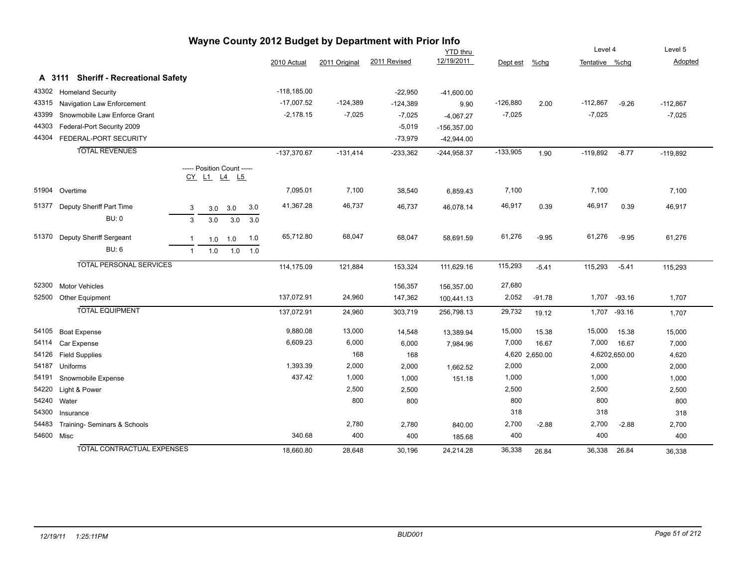# Wayne County 2012 Budget by Department with Prior Info

## A 3111 Sheriff - Recreational Safety

| Code | Description | 2010 Actual | 2011 Original | 2011 Revised | YTD thru 12/19/2011 | Dept est | %chg | Level 4 Tentative | %chg | Level 5 Adopted |
|---|---|---|---|---|---|---|---|---|---|---|
| 43302 | Homeland Security | -118,185.00 | | -22,950 | -41,600.00 | | | | | |
| 43315 | Navigation Law Enforcement | -17,007.52 | -124,389 | -124,389 | 9.90 | -126,880 | 2.00 | -112,867 | -9.26 | -112,867 |
| 43399 | Snowmobile Law Enforce Grant | -2,178.15 | -7,025 | -7,025 | -4,067.27 | -7,025 | | -7,025 | | -7,025 |
| 44303 | Federal-Port Security 2009 | | | -5,019 | -156,357.00 | | | | | |
| 44304 | FEDERAL-PORT SECURITY | | | -73,979 | -42,944.00 | | | | | |
| | **TOTAL REVENUES** | -137,370.67 | -131,414 | -233,362 | -244,958.37 | -133,905 | 1.90 | -119,892 | -8.77 | -119,892 |

| Code | Description | Position Count CY | L1 | L4 | L5 | 2010 Actual | 2011 Original | 2011 Revised | YTD thru 12/19/2011 | Dept est | %chg | Level 4 Tentative | %chg | Level 5 Adopted |
|---|---|---|---|---|---|---|---|---|---|---|---|---|---|---|
| 51904 | Overtime | | | | | 7,095.01 | 7,100 | 38,540 | 6,859.43 | 7,100 | | 7,100 | | 7,100 |
| 51377 | Deputy Sheriff Part Time | 3 | 3.0 | 3.0 | 3.0 | 41,367.28 | 46,737 | 46,737 | 46,078.14 | 46,917 | 0.39 | 46,917 | 0.39 | 46,917 |
| | BU: 0 | 3 | 3.0 | 3.0 | 3.0 | | | | | | | | | |
| 51370 | Deputy Sheriff Sergeant | 1 | 1.0 | 1.0 | 1.0 | 65,712.80 | 68,047 | 68,047 | 58,691.59 | 61,276 | -9.95 | 61,276 | -9.95 | 61,276 |
| | BU: 6 | 1 | 1.0 | 1.0 | 1.0 | | | | | | | | | |
| | **TOTAL PERSONAL SERVICES** | | | | | 114,175.09 | 121,884 | 153,324 | 111,629.16 | 115,293 | -5.41 | 115,293 | -5.41 | 115,293 |

| Code | Description | 2010 Actual | 2011 Original | 2011 Revised | YTD thru 12/19/2011 | Dept est | %chg | Level 4 Tentative | %chg | Level 5 Adopted |
|---|---|---|---|---|---|---|---|---|---|---|
| 52300 | Motor Vehicles | | | 156,357 | 156,357.00 | 27,680 | | | | |
| 52500 | Other Equipment | 137,072.91 | 24,960 | 147,362 | 100,441.13 | 2,052 | -91.78 | 1,707 | -93.16 | 1,707 |
| | **TOTAL EQUIPMENT** | 137,072.91 | 24,960 | 303,719 | 256,798.13 | 29,732 | 19.12 | 1,707 | -93.16 | 1,707 |
| 54105 | Boat Expense | 9,880.08 | 13,000 | 14,548 | 13,389.94 | 15,000 | 15.38 | 15,000 | 15.38 | 15,000 |
| 54114 | Car Expense | 6,609.23 | 6,000 | 6,000 | 7,984.96 | 7,000 | 16.67 | 7,000 | 16.67 | 7,000 |
| 54126 | Field Supplies | | 168 | 168 | | 4,620 | 2,650.00 | 4,620 | 2,650.00 | 4,620 |
| 54187 | Uniforms | 1,393.39 | 2,000 | 2,000 | 1,662.52 | 2,000 | | 2,000 | | 2,000 |
| 54191 | Snowmobile Expense | 437.42 | 1,000 | 1,000 | 151.18 | 1,000 | | 1,000 | | 1,000 |
| 54220 | Light & Power | | 2,500 | 2,500 | | 2,500 | | 2,500 | | 2,500 |
| 54240 | Water | | 800 | 800 | | 800 | | 800 | | 800 |
| 54300 | Insurance | | | | | 318 | | 318 | | 318 |
| 54483 | Training- Seminars & Schools | | 2,780 | 2,780 | 840.00 | 2,700 | -2.88 | 2,700 | -2.88 | 2,700 |
| 54600 | Misc | 340.68 | 400 | 400 | 185.68 | 400 | | 400 | | 400 |
| | **TOTAL CONTRACTUAL EXPENSES** | 18,660.80 | 28,648 | 30,196 | 24,214.28 | 36,338 | 26.84 | 36,338 | 26.84 | 36,338 |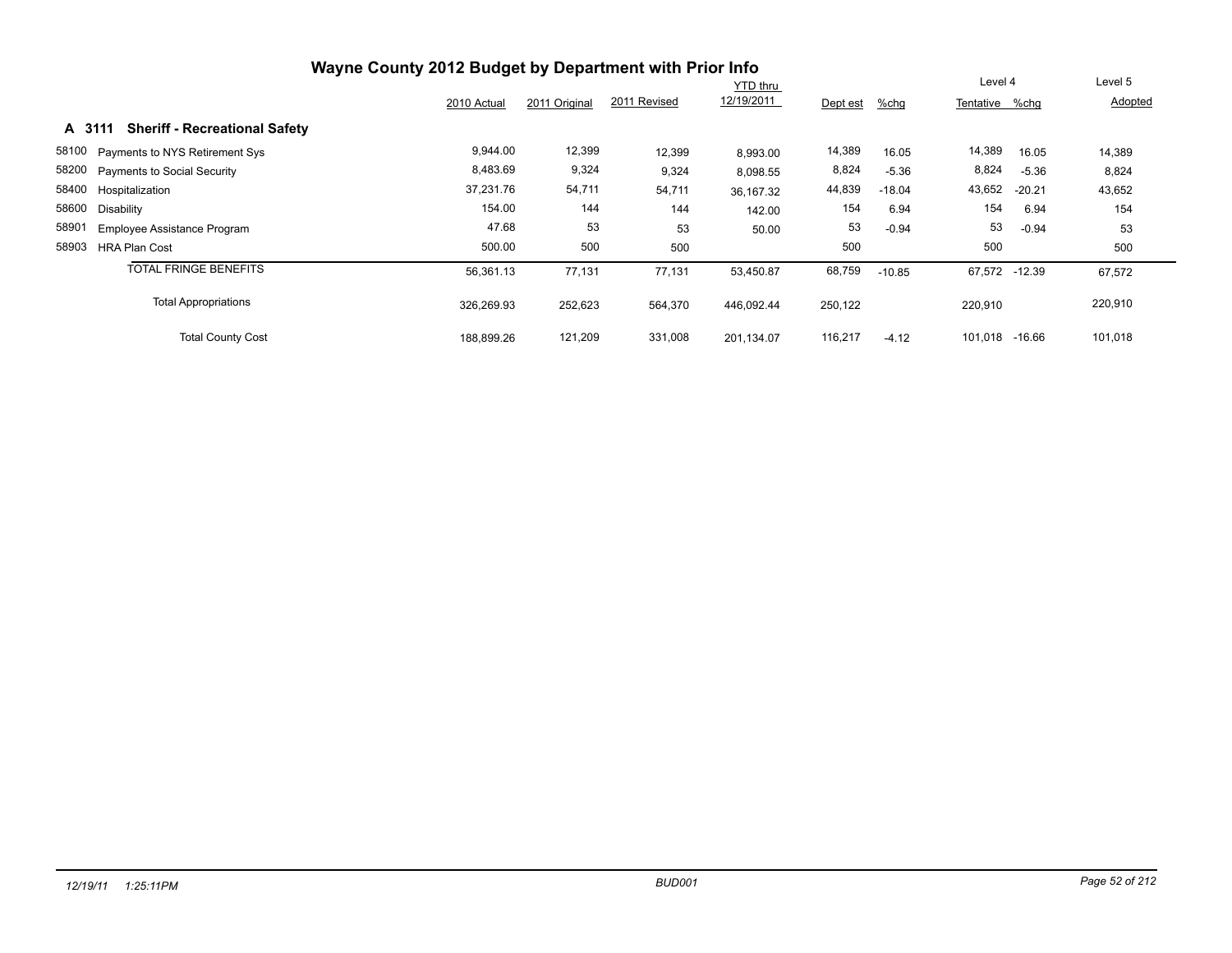# Wayne County 2012 Budget by Department with Prior Info

## A 3111 Sheriff - Recreational Safety

| | | 2010 Actual | 2011 Original | 2011 Revised | YTD thru 12/19/2011 | Dept est | %chg | Level 4 Tentative | %chg | Level 5 Adopted |
|---|---|---|---|---|---|---|---|---|---|---|
| 58100 | Payments to NYS Retirement Sys | 9,944.00 | 12,399 | 12,399 | 8,993.00 | 14,389 | 16.05 | 14,389 | 16.05 | 14,389 |
| 58200 | Payments to Social Security | 8,483.69 | 9,324 | 9,324 | 8,098.55 | 8,824 | -5.36 | 8,824 | -5.36 | 8,824 |
| 58400 | Hospitalization | 37,231.76 | 54,711 | 54,711 | 36,167.32 | 44,839 | -18.04 | 43,652 | -20.21 | 43,652 |
| 58600 | Disability | 154.00 | 144 | 144 | 142.00 | 154 | 6.94 | 154 | 6.94 | 154 |
| 58901 | Employee Assistance Program | 47.68 | 53 | 53 | 50.00 | 53 | -0.94 | 53 | -0.94 | 53 |
| 58903 | HRA Plan Cost | 500.00 | 500 | 500 | | 500 | | 500 | | 500 |
| | TOTAL FRINGE BENEFITS | 56,361.13 | 77,131 | 77,131 | 53,450.87 | 68,759 | -10.85 | 67,572 | -12.39 | 67,572 |
| | Total Appropriations | 326,269.93 | 252,623 | 564,370 | 446,092.44 | 250,122 | | 220,910 | | 220,910 |
| | Total County Cost | 188,899.26 | 121,209 | 331,008 | 201,134.07 | 116,217 | -4.12 | 101,018 | -16.66 | 101,018 |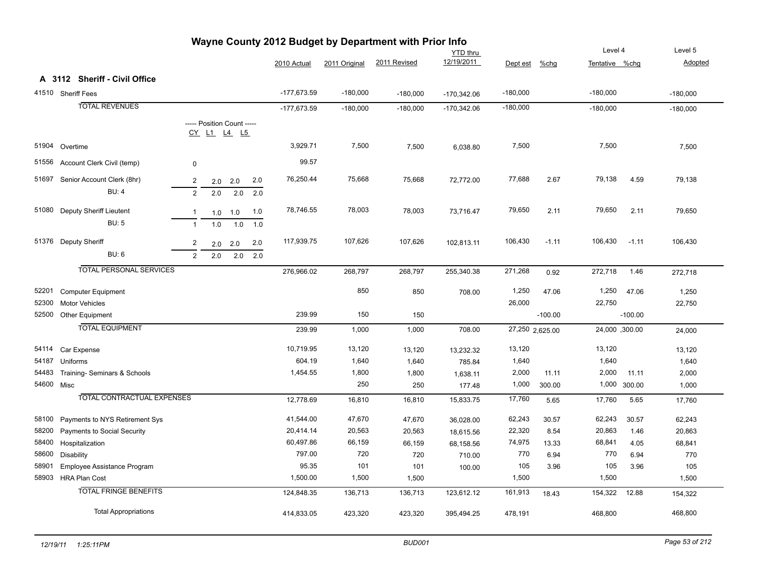# Wayne County 2012 Budget by Department with Prior Info

## A 3112 Sheriff - Civil Office

| Code | Description | CY | L1 | L4 | L5 | 2010 Actual | 2011 Original | 2011 Revised | YTD thru 12/19/2011 | Dept est | %chg | Level 4 Tentative | %chg | Level 5 Adopted |
|---|---|---|---|---|---|---|---|---|---|---|---|---|---|---|
| 41510 | Sheriff Fees | | | | | -177,673.59 | -180,000 | -180,000 | -170,342.06 | -180,000 | | -180,000 | | -180,000 |
| | TOTAL REVENUES | | | | | -177,673.59 | -180,000 | -180,000 | -170,342.06 | -180,000 | | -180,000 | | -180,000 |
| | ----- Position Count ----- | CY | L1 | L4 | L5 | | | | | | | | | |
| 51904 | Overtime | | | | | 3,929.71 | 7,500 | 7,500 | 6,038.80 | 7,500 | | 7,500 | | 7,500 |
| 51556 | Account Clerk Civil (temp) | 0 | | | | 99.57 | | | | | | | | |
| 51697 | Senior Account Clerk (8hr) | 2 | 2.0 | 2.0 | 2.0 | 76,250.44 | 75,668 | 75,668 | 72,772.00 | 77,688 | 2.67 | 79,138 | 4.59 | 79,138 |
| | BU: 4 | 2 | 2.0 | 2.0 | 2.0 | | | | | | | | | |
| 51080 | Deputy Sheriff Lieutent | 1 | 1.0 | 1.0 | 1.0 | 78,746.55 | 78,003 | 78,003 | 73,716.47 | 79,650 | 2.11 | 79,650 | 2.11 | 79,650 |
| | BU: 5 | 1 | 1.0 | 1.0 | 1.0 | | | | | | | | | |
| 51376 | Deputy Sheriff | 2 | 2.0 | 2.0 | 2.0 | 117,939.75 | 107,626 | 107,626 | 102,813.11 | 106,430 | -1.11 | 106,430 | -1.11 | 106,430 |
| | BU: 6 | 2 | 2.0 | 2.0 | 2.0 | | | | | | | | | |
| | TOTAL PERSONAL SERVICES | | | | | 276,966.02 | 268,797 | 268,797 | 255,340.38 | 271,268 | 0.92 | 272,718 | 1.46 | 272,718 |
| 52201 | Computer Equipment | | | | | | 850 | 850 | 708.00 | 1,250 | 47.06 | 1,250 | 47.06 | 1,250 |
| 52300 | Motor Vehicles | | | | | | | | | 26,000 | | 22,750 | | 22,750 |
| 52500 | Other Equipment | | | | | 239.99 | 150 | 150 | | | -100.00 | | -100.00 | |
| | TOTAL EQUIPMENT | | | | | 239.99 | 1,000 | 1,000 | 708.00 | 27,250 | 2,625.00 | 24,000 | ,300.00 | 24,000 |
| 54114 | Car Expense | | | | | 10,719.95 | 13,120 | 13,120 | 13,232.32 | 13,120 | | 13,120 | | 13,120 |
| 54187 | Uniforms | | | | | 604.19 | 1,640 | 1,640 | 785.84 | 1,640 | | 1,640 | | 1,640 |
| 54483 | Training- Seminars & Schools | | | | | 1,454.55 | 1,800 | 1,800 | 1,638.11 | 2,000 | 11.11 | 2,000 | 11.11 | 2,000 |
| 54600 | Misc | | | | | | 250 | 250 | 177.48 | 1,000 | 300.00 | 1,000 | 300.00 | 1,000 |
| | TOTAL CONTRACTUAL EXPENSES | | | | | 12,778.69 | 16,810 | 16,810 | 15,833.75 | 17,760 | 5.65 | 17,760 | 5.65 | 17,760 |
| 58100 | Payments to NYS Retirement Sys | | | | | 41,544.00 | 47,670 | 47,670 | 36,028.00 | 62,243 | 30.57 | 62,243 | 30.57 | 62,243 |
| 58200 | Payments to Social Security | | | | | 20,414.14 | 20,563 | 20,563 | 18,615.56 | 22,320 | 8.54 | 20,863 | 1.46 | 20,863 |
| 58400 | Hospitalization | | | | | 60,497.86 | 66,159 | 66,159 | 68,158.56 | 74,975 | 13.33 | 68,841 | 4.05 | 68,841 |
| 58600 | Disability | | | | | 797.00 | 720 | 720 | 710.00 | 770 | 6.94 | 770 | 6.94 | 770 |
| 58901 | Employee Assistance Program | | | | | 95.35 | 101 | 101 | 100.00 | 105 | 3.96 | 105 | 3.96 | 105 |
| 58903 | HRA Plan Cost | | | | | 1,500.00 | 1,500 | 1,500 | | 1,500 | | 1,500 | | 1,500 |
| | TOTAL FRINGE BENEFITS | | | | | 124,848.35 | 136,713 | 136,713 | 123,612.12 | 161,913 | 18.43 | 154,322 | 12.88 | 154,322 |
| | Total Appropriations | | | | | 414,833.05 | 423,320 | 423,320 | 395,494.25 | 478,191 | | 468,800 | | 468,800 |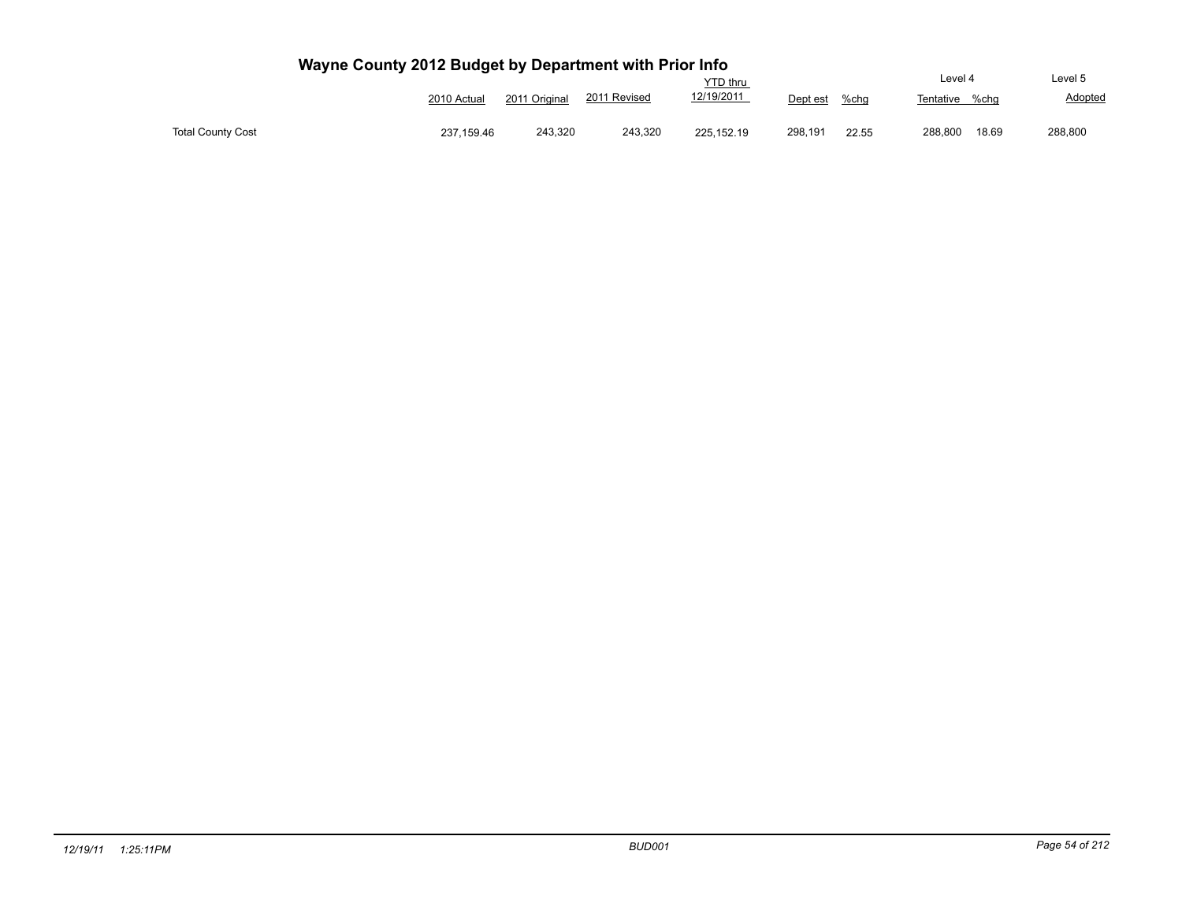# Wayne County 2012 Budget by Department with Prior Info

| | 2010 Actual | 2011 Original | 2011 Revised | YTD thru 12/19/2011 | Dept est | %chg | Level 4 Tentative | %chg | Level 5 Adopted |
|---|---|---|---|---|---|---|---|---|---|
| Total County Cost | 237,159.46 | 243,320 | 243,320 | 225,152.19 | 298,191 | 22.55 | 288,800 | 18.69 | 288,800 |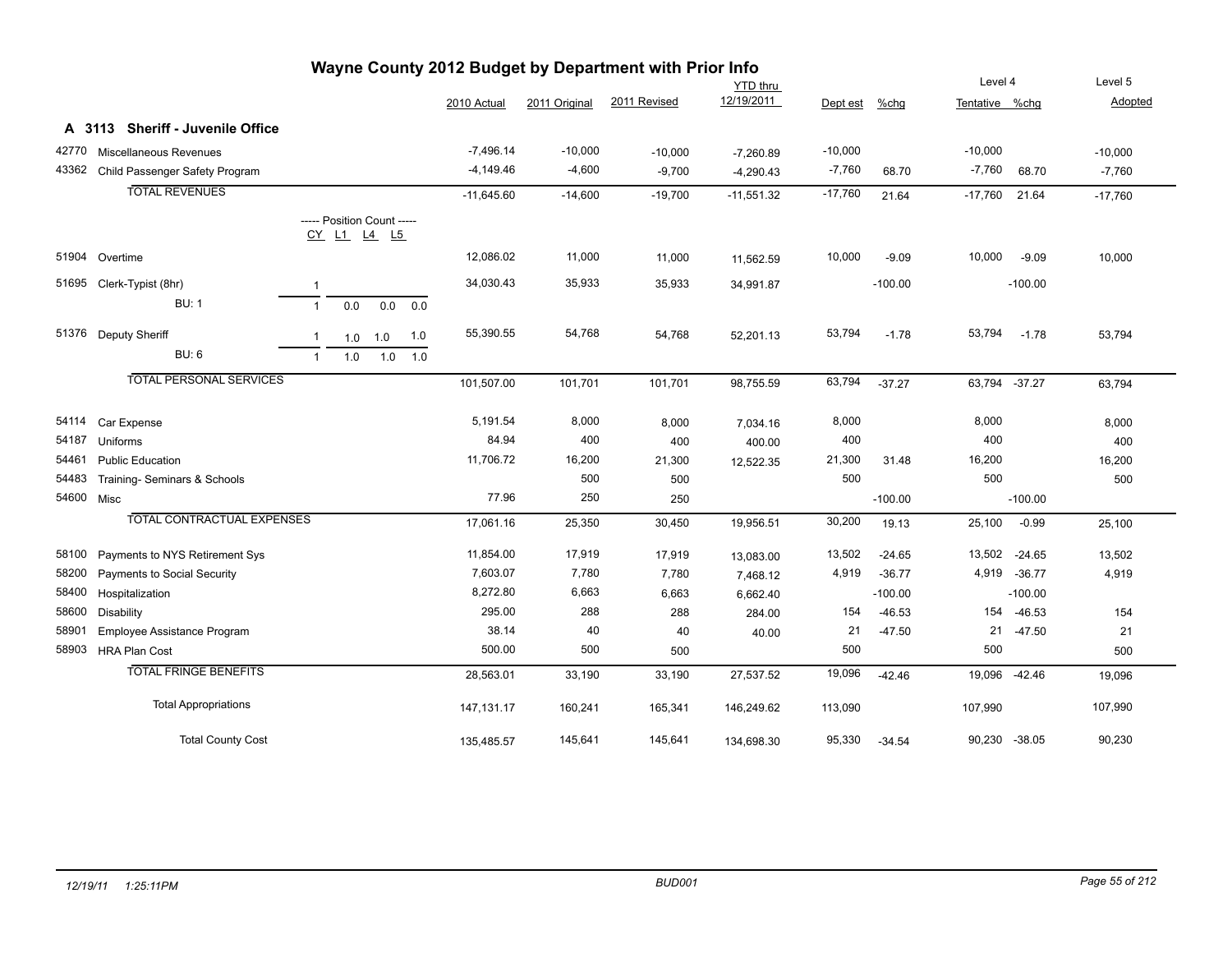# Wayne County 2012 Budget by Department with Prior Info

## A 3113 Sheriff - Juvenile Office

| Code | Description | CY | L1 | L4 | L5 | 2010 Actual | 2011 Original | 2011 Revised | YTD thru 12/19/2011 | Dept est | %chg | Level 4 Tentative | %chg | Level 5 Adopted |
|---|---|---|---|---|---|---|---|---|---|---|---|---|---|---|
| 42770 | Miscellaneous Revenues | | | | | -7,496.14 | -10,000 | -10,000 | -7,260.89 | -10,000 | | -10,000 | | -10,000 |
| 43362 | Child Passenger Safety Program | | | | | -4,149.46 | -4,600 | -9,700 | -4,290.43 | -7,760 | 68.70 | -7,760 | 68.70 | -7,760 |
| | TOTAL REVENUES | | | | | -11,645.60 | -14,600 | -19,700 | -11,551.32 | -17,760 | 21.64 | -17,760 | 21.64 | -17,760 |
| | ----- Position Count ----- | CY | L1 | L4 | L5 | | | | | | | | | |
| 51904 | Overtime | | | | | 12,086.02 | 11,000 | 11,000 | 11,562.59 | 10,000 | -9.09 | 10,000 | -9.09 | 10,000 |
| 51695 | Clerk-Typist (8hr) | 1 | | | | 34,030.43 | 35,933 | 35,933 | 34,991.87 | | -100.00 | | -100.00 | |
| | BU: 1 | 1 | 0.0 | 0.0 | 0.0 | | | | | | | | | |
| 51376 | Deputy Sheriff | 1 | 1.0 | 1.0 | 1.0 | 55,390.55 | 54,768 | 54,768 | 52,201.13 | 53,794 | -1.78 | 53,794 | -1.78 | 53,794 |
| | BU: 6 | 1 | 1.0 | 1.0 | 1.0 | | | | | | | | | |
| | TOTAL PERSONAL SERVICES | | | | | 101,507.00 | 101,701 | 101,701 | 98,755.59 | 63,794 | -37.27 | 63,794 | -37.27 | 63,794 |
| 54114 | Car Expense | | | | | 5,191.54 | 8,000 | 8,000 | 7,034.16 | 8,000 | | 8,000 | | 8,000 |
| 54187 | Uniforms | | | | | 84.94 | 400 | 400 | 400.00 | 400 | | 400 | | 400 |
| 54461 | Public Education | | | | | 11,706.72 | 16,200 | 21,300 | 12,522.35 | 21,300 | 31.48 | 16,200 | | 16,200 |
| 54483 | Training- Seminars & Schools | | | | | | 500 | 500 | | 500 | | 500 | | 500 |
| 54600 | Misc | | | | | 77.96 | 250 | 250 | | | -100.00 | | -100.00 | |
| | TOTAL CONTRACTUAL EXPENSES | | | | | 17,061.16 | 25,350 | 30,450 | 19,956.51 | 30,200 | 19.13 | 25,100 | -0.99 | 25,100 |
| 58100 | Payments to NYS Retirement Sys | | | | | 11,854.00 | 17,919 | 17,919 | 13,083.00 | 13,502 | -24.65 | 13,502 | -24.65 | 13,502 |
| 58200 | Payments to Social Security | | | | | 7,603.07 | 7,780 | 7,780 | 7,468.12 | 4,919 | -36.77 | 4,919 | -36.77 | 4,919 |
| 58400 | Hospitalization | | | | | 8,272.80 | 6,663 | 6,663 | 6,662.40 | | -100.00 | | -100.00 | |
| 58600 | Disability | | | | | 295.00 | 288 | 288 | 284.00 | 154 | -46.53 | 154 | -46.53 | 154 |
| 58901 | Employee Assistance Program | | | | | 38.14 | 40 | 40 | 40.00 | 21 | -47.50 | 21 | -47.50 | 21 |
| 58903 | HRA Plan Cost | | | | | 500.00 | 500 | 500 | | 500 | | 500 | | 500 |
| | TOTAL FRINGE BENEFITS | | | | | 28,563.01 | 33,190 | 33,190 | 27,537.52 | 19,096 | -42.46 | 19,096 | -42.46 | 19,096 |
| | Total Appropriations | | | | | 147,131.17 | 160,241 | 165,341 | 146,249.62 | 113,090 | | 107,990 | | 107,990 |
| | Total County Cost | | | | | 135,485.57 | 145,641 | 145,641 | 134,698.30 | 95,330 | -34.54 | 90,230 | -38.05 | 90,230 |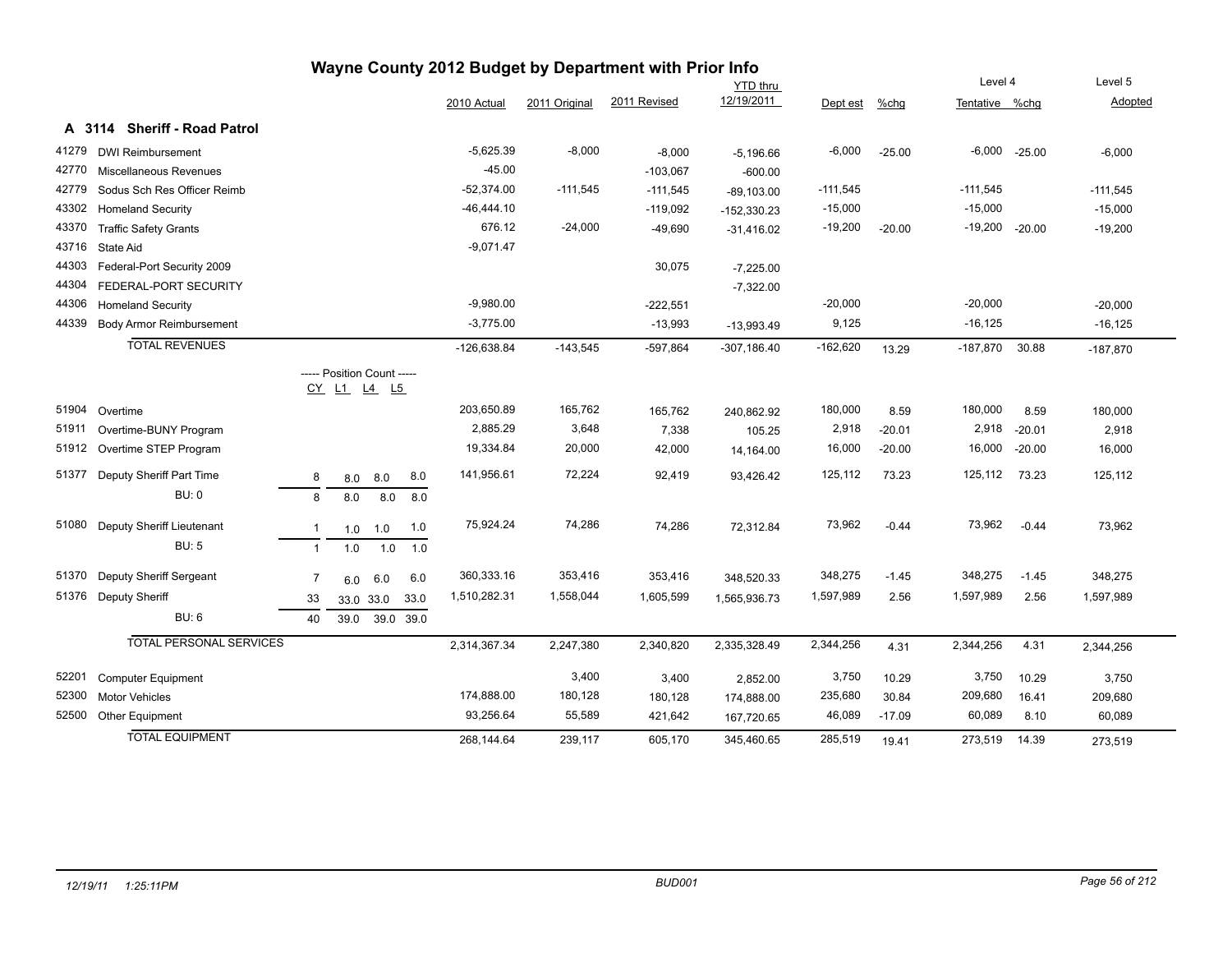# Wayne County 2012 Budget by Department with Prior Info

## A 3114 Sheriff - Road Patrol

| Code | Description | CY | L1 | L4 | L5 | 2010 Actual | 2011 Original | 2011 Revised | YTD thru 12/19/2011 | Dept est | %chg | Level 4 Tentative | %chg | Level 5 Adopted |
|---|---|---|---|---|---|---|---|---|---|---|---|---|---|---|
| 41279 | DWI Reimbursement | | | | | -5,625.39 | -8,000 | -8,000 | -5,196.66 | -6,000 | -25.00 | -6,000 | -25.00 | -6,000 |
| 42770 | Miscellaneous Revenues | | | | | -45.00 | | -103,067 | -600.00 | | | | | |
| 42779 | Sodus Sch Res Officer Reimb | | | | | -52,374.00 | -111,545 | -111,545 | -89,103.00 | -111,545 | | -111,545 | | -111,545 |
| 43302 | Homeland Security | | | | | -46,444.10 | | -119,092 | -152,330.23 | -15,000 | | -15,000 | | -15,000 |
| 43370 | Traffic Safety Grants | | | | | 676.12 | -24,000 | -49,690 | -31,416.02 | -19,200 | -20.00 | -19,200 | -20.00 | -19,200 |
| 43716 | State Aid | | | | | -9,071.47 | | | | | | | | |
| 44303 | Federal-Port Security 2009 | | | | | | | 30,075 | -7,225.00 | | | | | |
| 44304 | FEDERAL-PORT SECURITY | | | | | | | | -7,322.00 | | | | | |
| 44306 | Homeland Security | | | | | -9,980.00 | | -222,551 | | -20,000 | | -20,000 | | -20,000 |
| 44339 | Body Armor Reimbursement | | | | | -3,775.00 | | -13,993 | -13,993.49 | 9,125 | | -16,125 | | -16,125 |
| | **TOTAL REVENUES** | | | | | -126,638.84 | -143,545 | -597,864 | -307,186.40 | -162,620 | 13.29 | -187,870 | 30.88 | -187,870 |
| | | ----- Position Count ----- | | | | | | | | | | | | |
| 51904 | Overtime | | | | | 203,650.89 | 165,762 | 165,762 | 240,862.92 | 180,000 | 8.59 | 180,000 | 8.59 | 180,000 |
| 51911 | Overtime-BUNY Program | | | | | 2,885.29 | 3,648 | 7,338 | 105.25 | 2,918 | -20.01 | 2,918 | -20.01 | 2,918 |
| 51912 | Overtime STEP Program | | | | | 19,334.84 | 20,000 | 42,000 | 14,164.00 | 16,000 | -20.00 | 16,000 | -20.00 | 16,000 |
| 51377 | Deputy Sheriff Part Time | 8 | 8.0 | 8.0 | 8.0 | 141,956.61 | 72,224 | 92,419 | 93,426.42 | 125,112 | 73.23 | 125,112 | 73.23 | 125,112 |
| | BU: 0 | 8 | 8.0 | 8.0 | 8.0 | | | | | | | | | |
| 51080 | Deputy Sheriff Lieutenant | 1 | 1.0 | 1.0 | 1.0 | 75,924.24 | 74,286 | 74,286 | 72,312.84 | 73,962 | -0.44 | 73,962 | -0.44 | 73,962 |
| | BU: 5 | 1 | 1.0 | 1.0 | 1.0 | | | | | | | | | |
| 51370 | Deputy Sheriff Sergeant | 7 | 6.0 | 6.0 | 6.0 | 360,333.16 | 353,416 | 353,416 | 348,520.33 | 348,275 | -1.45 | 348,275 | -1.45 | 348,275 |
| 51376 | Deputy Sheriff | 33 | 33.0 | 33.0 | 33.0 | 1,510,282.31 | 1,558,044 | 1,605,599 | 1,565,936.73 | 1,597,989 | 2.56 | 1,597,989 | 2.56 | 1,597,989 |
| | BU: 6 | 40 | 39.0 | 39.0 | 39.0 | | | | | | | | | |
| | **TOTAL PERSONAL SERVICES** | | | | | 2,314,367.34 | 2,247,380 | 2,340,820 | 2,335,328.49 | 2,344,256 | 4.31 | 2,344,256 | 4.31 | 2,344,256 |
| 52201 | Computer Equipment | | | | | | 3,400 | 3,400 | 2,852.00 | 3,750 | 10.29 | 3,750 | 10.29 | 3,750 |
| 52300 | Motor Vehicles | | | | | 174,888.00 | 180,128 | 180,128 | 174,888.00 | 235,680 | 30.84 | 209,680 | 16.41 | 209,680 |
| 52500 | Other Equipment | | | | | 93,256.64 | 55,589 | 421,642 | 167,720.65 | 46,089 | -17.09 | 60,089 | 8.10 | 60,089 |
| | **TOTAL EQUIPMENT** | | | | | 268,144.64 | 239,117 | 605,170 | 345,460.65 | 285,519 | 19.41 | 273,519 | 14.39 | 273,519 |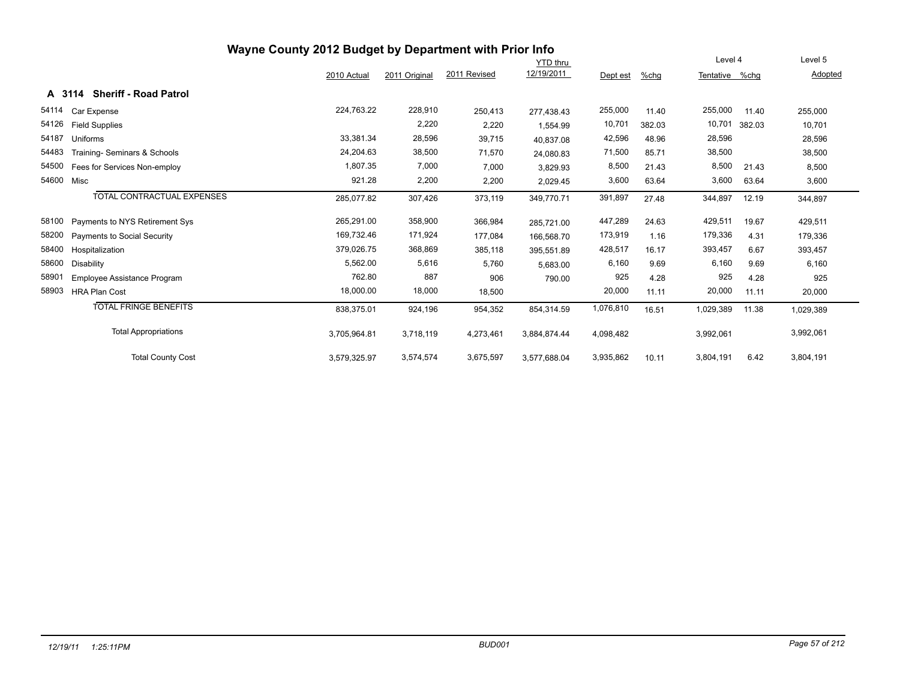# Wayne County 2012 Budget by Department with Prior Info

## A 3114 Sheriff - Road Patrol

| | | 2010 Actual | 2011 Original | 2011 Revised | YTD thru 12/19/2011 | Dept est | %chg | Level 4 Tentative | %chg | Level 5 Adopted |
|---|---|---|---|---|---|---|---|---|---|---|
| 54114 | Car Expense | 224,763.22 | 228,910 | 250,413 | 277,438.43 | 255,000 | 11.40 | 255,000 | 11.40 | 255,000 |
| 54126 | Field Supplies | | 2,220 | 2,220 | 1,554.99 | 10,701 | 382.03 | 10,701 | 382.03 | 10,701 |
| 54187 | Uniforms | 33,381.34 | 28,596 | 39,715 | 40,837.08 | 42,596 | 48.96 | 28,596 | | 28,596 |
| 54483 | Training- Seminars & Schools | 24,204.63 | 38,500 | 71,570 | 24,080.83 | 71,500 | 85.71 | 38,500 | | 38,500 |
| 54500 | Fees for Services Non-employ | 1,807.35 | 7,000 | 7,000 | 3,829.93 | 8,500 | 21.43 | 8,500 | 21.43 | 8,500 |
| 54600 | Misc | 921.28 | 2,200 | 2,200 | 2,029.45 | 3,600 | 63.64 | 3,600 | 63.64 | 3,600 |
| | TOTAL CONTRACTUAL EXPENSES | 285,077.82 | 307,426 | 373,119 | 349,770.71 | 391,897 | 27.48 | 344,897 | 12.19 | 344,897 |
| 58100 | Payments to NYS Retirement Sys | 265,291.00 | 358,900 | 366,984 | 285,721.00 | 447,289 | 24.63 | 429,511 | 19.67 | 429,511 |
| 58200 | Payments to Social Security | 169,732.46 | 171,924 | 177,084 | 166,568.70 | 173,919 | 1.16 | 179,336 | 4.31 | 179,336 |
| 58400 | Hospitalization | 379,026.75 | 368,869 | 385,118 | 395,551.89 | 428,517 | 16.17 | 393,457 | 6.67 | 393,457 |
| 58600 | Disability | 5,562.00 | 5,616 | 5,760 | 5,683.00 | 6,160 | 9.69 | 6,160 | 9.69 | 6,160 |
| 58901 | Employee Assistance Program | 762.80 | 887 | 906 | 790.00 | 925 | 4.28 | 925 | 4.28 | 925 |
| 58903 | HRA Plan Cost | 18,000.00 | 18,000 | 18,500 | | 20,000 | 11.11 | 20,000 | 11.11 | 20,000 |
| | TOTAL FRINGE BENEFITS | 838,375.01 | 924,196 | 954,352 | 854,314.59 | 1,076,810 | 16.51 | 1,029,389 | 11.38 | 1,029,389 |
| | Total Appropriations | 3,705,964.81 | 3,718,119 | 4,273,461 | 3,884,874.44 | 4,098,482 | | 3,992,061 | | 3,992,061 |
| | Total County Cost | 3,579,325.97 | 3,574,574 | 3,675,597 | 3,577,688.04 | 3,935,862 | 10.11 | 3,804,191 | 6.42 | 3,804,191 |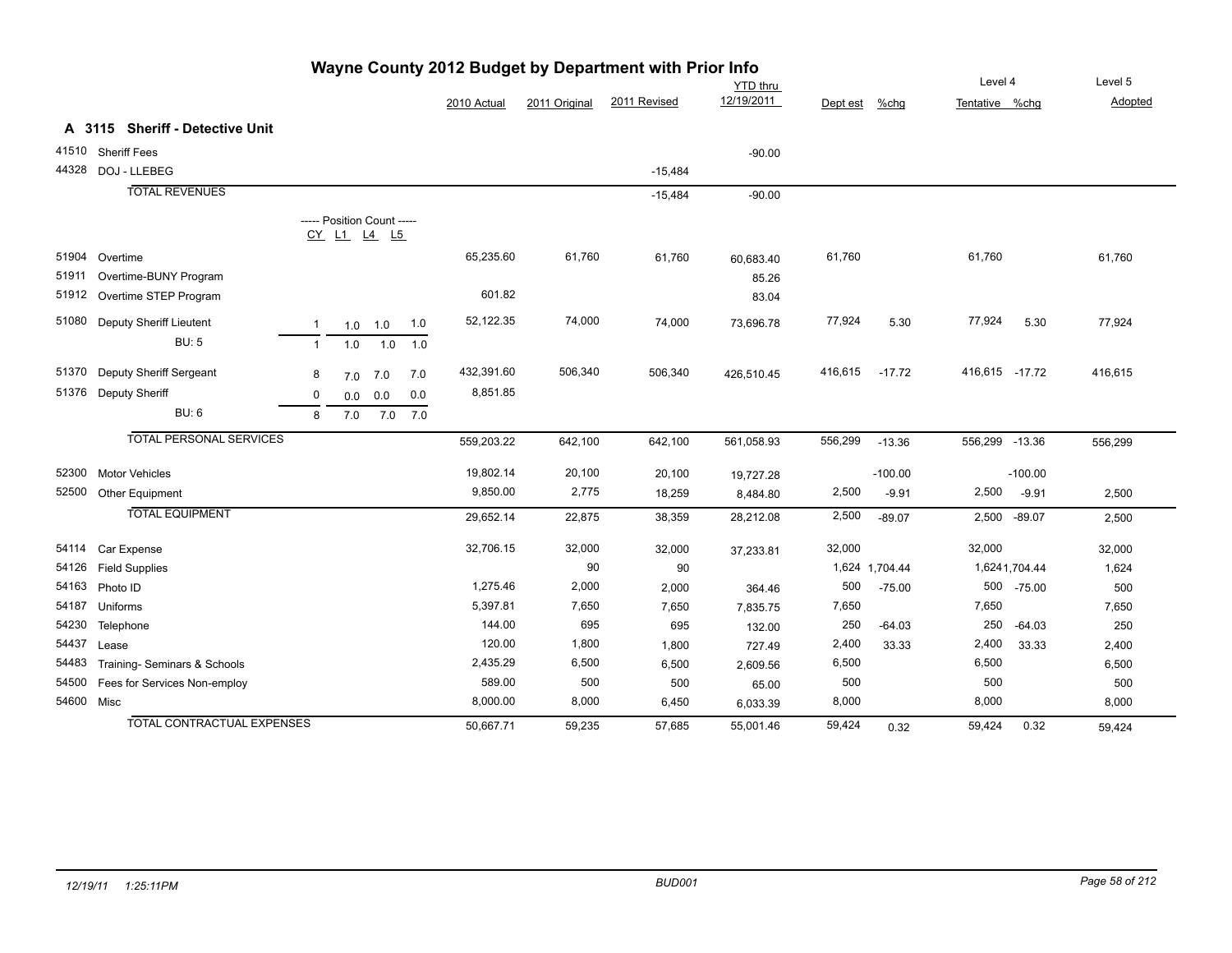# Wayne County 2012 Budget by Department with Prior Info

## A 3115 Sheriff - Detective Unit

| | | CY | L1 | L4 | L5 | 2010 Actual | 2011 Original | 2011 Revised | YTD thru 12/19/2011 | Dept est | %chg | Level 4 Tentative | %chg | Level 5 Adopted |
|---|---|---|---|---|---|---|---|---|---|---|---|---|---|---|
| 41510 | Sheriff Fees | | | | | | | | -90.00 | | | | | |
| 44328 | DOJ - LLEBEG | | | | | | | -15,484 | | | | | | |
| | TOTAL REVENUES | | | | | | | -15,484 | -90.00 | | | | | |
| 51904 | Overtime | | | | | 65,235.60 | 61,760 | 61,760 | 60,683.40 | 61,760 | | 61,760 | | 61,760 |
| 51911 | Overtime-BUNY Program | | | | | | | | 85.26 | | | | | |
| 51912 | Overtime STEP Program | | | | | 601.82 | | | 83.04 | | | | | |
| 51080 | Deputy Sheriff Lieutent | 1 | 1.0 | 1.0 | 1.0 | 52,122.35 | 74,000 | 74,000 | 73,696.78 | 77,924 | 5.30 | 77,924 | 5.30 | 77,924 |
| | BU: 5 | 1 | 1.0 | 1.0 | 1.0 | | | | | | | | | |
| 51370 | Deputy Sheriff Sergeant | 8 | 7.0 | 7.0 | 7.0 | 432,391.60 | 506,340 | 506,340 | 426,510.45 | 416,615 | -17.72 | 416,615 | -17.72 | 416,615 |
| 51376 | Deputy Sheriff | 0 | 0.0 | 0.0 | 0.0 | 8,851.85 | | | | | | | | |
| | BU: 6 | 8 | 7.0 | 7.0 | 7.0 | | | | | | | | | |
| | TOTAL PERSONAL SERVICES | | | | | 559,203.22 | 642,100 | 642,100 | 561,058.93 | 556,299 | -13.36 | 556,299 | -13.36 | 556,299 |
| 52300 | Motor Vehicles | | | | | 19,802.14 | 20,100 | 20,100 | 19,727.28 | | -100.00 | | -100.00 | |
| 52500 | Other Equipment | | | | | 9,850.00 | 2,775 | 18,259 | 8,484.80 | 2,500 | -9.91 | 2,500 | -9.91 | 2,500 |
| | TOTAL EQUIPMENT | | | | | 29,652.14 | 22,875 | 38,359 | 28,212.08 | 2,500 | -89.07 | 2,500 | -89.07 | 2,500 |
| 54114 | Car Expense | | | | | 32,706.15 | 32,000 | 32,000 | 37,233.81 | 32,000 | | 32,000 | | 32,000 |
| 54126 | Field Supplies | | | | | | 90 | 90 | | 1,624 | 1,704.44 | 1,624 | 1,704.44 | 1,624 |
| 54163 | Photo ID | | | | | 1,275.46 | 2,000 | 2,000 | 364.46 | 500 | -75.00 | 500 | -75.00 | 500 |
| 54187 | Uniforms | | | | | 5,397.81 | 7,650 | 7,650 | 7,835.75 | 7,650 | | 7,650 | | 7,650 |
| 54230 | Telephone | | | | | 144.00 | 695 | 695 | 132.00 | 250 | -64.03 | 250 | -64.03 | 250 |
| 54437 | Lease | | | | | 120.00 | 1,800 | 1,800 | 727.49 | 2,400 | 33.33 | 2,400 | 33.33 | 2,400 |
| 54483 | Training- Seminars & Schools | | | | | 2,435.29 | 6,500 | 6,500 | 2,609.56 | 6,500 | | 6,500 | | 6,500 |
| 54500 | Fees for Services Non-employ | | | | | 589.00 | 500 | 500 | 65.00 | 500 | | 500 | | 500 |
| 54600 | Misc | | | | | 8,000.00 | 8,000 | 6,450 | 6,033.39 | 8,000 | | 8,000 | | 8,000 |
| | TOTAL CONTRACTUAL EXPENSES | | | | | 50,667.71 | 59,235 | 57,685 | 55,001.46 | 59,424 | 0.32 | 59,424 | 0.32 | 59,424 |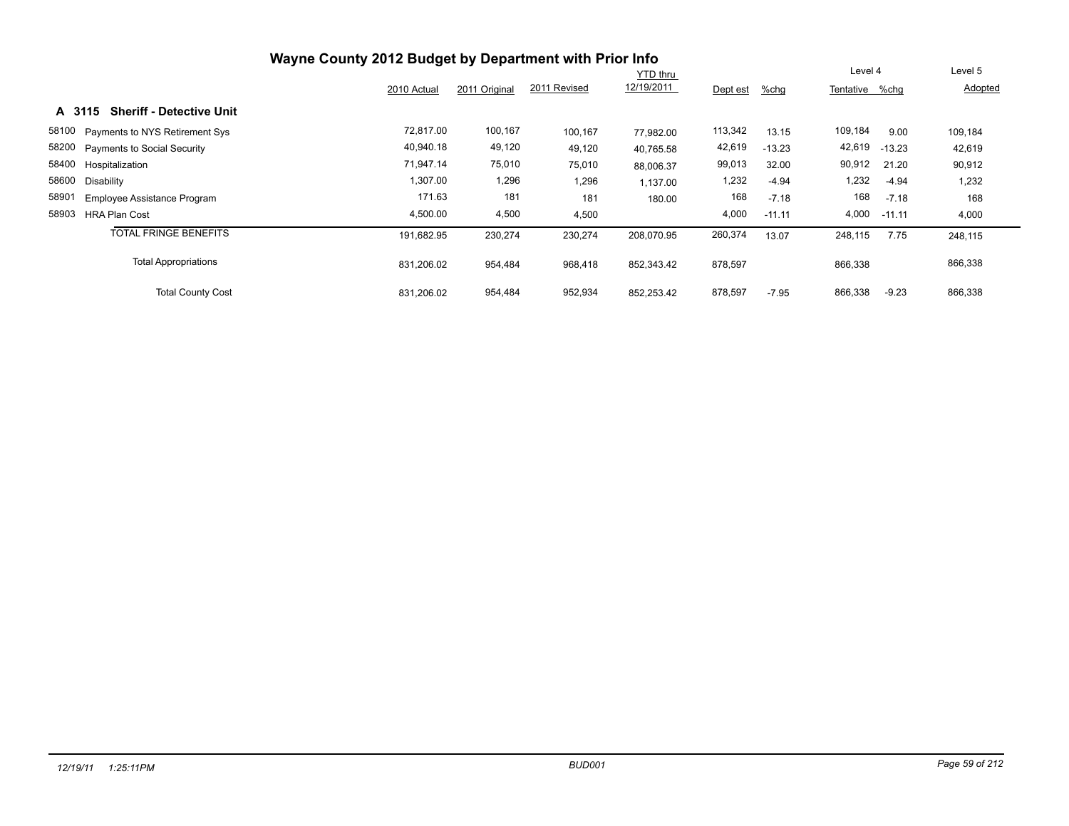# Wayne County 2012 Budget by Department with Prior Info

## A 3115 Sheriff - Detective Unit

| | | 2010 Actual | 2011 Original | 2011 Revised | YTD thru 12/19/2011 | Dept est | %chg | Level 4 Tentative | %chg | Level 5 Adopted |
|---|---|---|---|---|---|---|---|---|---|---|
| 58100 | Payments to NYS Retirement Sys | 72,817.00 | 100,167 | 100,167 | 77,982.00 | 113,342 | 13.15 | 109,184 | 9.00 | 109,184 |
| 58200 | Payments to Social Security | 40,940.18 | 49,120 | 49,120 | 40,765.58 | 42,619 | -13.23 | 42,619 | -13.23 | 42,619 |
| 58400 | Hospitalization | 71,947.14 | 75,010 | 75,010 | 88,006.37 | 99,013 | 32.00 | 90,912 | 21.20 | 90,912 |
| 58600 | Disability | 1,307.00 | 1,296 | 1,296 | 1,137.00 | 1,232 | -4.94 | 1,232 | -4.94 | 1,232 |
| 58901 | Employee Assistance Program | 171.63 | 181 | 181 | 180.00 | 168 | -7.18 | 168 | -7.18 | 168 |
| 58903 | HRA Plan Cost | 4,500.00 | 4,500 | 4,500 | | 4,000 | -11.11 | 4,000 | -11.11 | 4,000 |
| | TOTAL FRINGE BENEFITS | 191,682.95 | 230,274 | 230,274 | 208,070.95 | 260,374 | 13.07 | 248,115 | 7.75 | 248,115 |
| | Total Appropriations | 831,206.02 | 954,484 | 968,418 | 852,343.42 | 878,597 | | 866,338 | | 866,338 |
| | Total County Cost | 831,206.02 | 954,484 | 952,934 | 852,253.42 | 878,597 | -7.95 | 866,338 | -9.23 | 866,338 |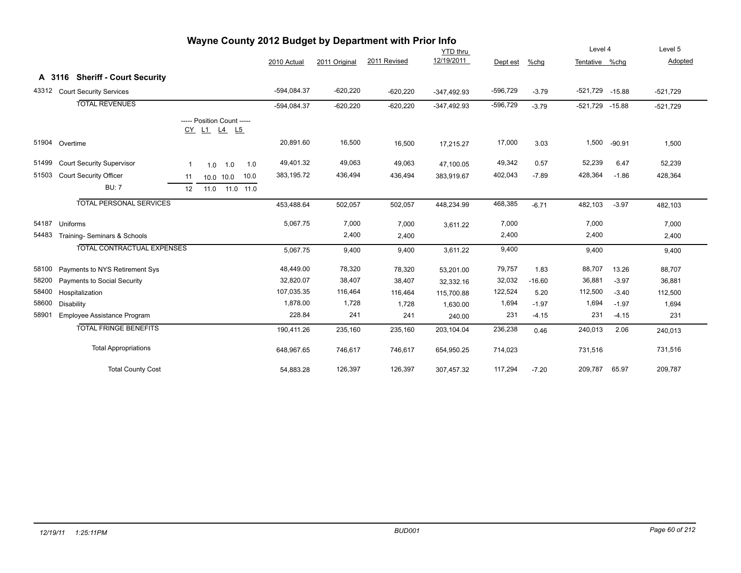# Wayne County 2012 Budget by Department with Prior Info

## A 3116 Sheriff - Court Security

| Code | Description | Position Count CY | L1 | L4 | L5 | 2010 Actual | 2011 Original | 2011 Revised | YTD thru 12/19/2011 | Dept est | %chg | Level 4 Tentative | %chg | Level 5 Adopted |
|---|---|---|---|---|---|---|---|---|---|---|---|---|---|---|
| 43312 | Court Security Services | | | | | -594,084.37 | -620,220 | -620,220 | -347,492.93 | -596,729 | -3.79 | -521,729 | -15.88 | -521,729 |
| | **TOTAL REVENUES** | | | | | -594,084.37 | -620,220 | -620,220 | -347,492.93 | -596,729 | -3.79 | -521,729 | -15.88 | -521,729 |
| 51904 | Overtime | | | | | 20,891.60 | 16,500 | 16,500 | 17,215.27 | 17,000 | 3.03 | 1,500 | -90.91 | 1,500 |
| 51499 | Court Security Supervisor | 1 | 1.0 | 1.0 | 1.0 | 49,401.32 | 49,063 | 49,063 | 47,100.05 | 49,342 | 0.57 | 52,239 | 6.47 | 52,239 |
| 51503 | Court Security Officer | 11 | 10.0 | 10.0 | 10.0 | 383,195.72 | 436,494 | 436,494 | 383,919.67 | 402,043 | -7.89 | 428,364 | -1.86 | 428,364 |
| | BU: 7 | 12 | 11.0 | 11.0 | 11.0 | | | | | | | | | |
| | **TOTAL PERSONAL SERVICES** | | | | | 453,488.64 | 502,057 | 502,057 | 448,234.99 | 468,385 | -6.71 | 482,103 | -3.97 | 482,103 |
| 54187 | Uniforms | | | | | 5,067.75 | 7,000 | 7,000 | 3,611.22 | 7,000 | | 7,000 | | 7,000 |
| 54483 | Training- Seminars & Schools | | | | | | 2,400 | 2,400 | | 2,400 | | 2,400 | | 2,400 |
| | **TOTAL CONTRACTUAL EXPENSES** | | | | | 5,067.75 | 9,400 | 9,400 | 3,611.22 | 9,400 | | 9,400 | | 9,400 |
| 58100 | Payments to NYS Retirement Sys | | | | | 48,449.00 | 78,320 | 78,320 | 53,201.00 | 79,757 | 1.83 | 88,707 | 13.26 | 88,707 |
| 58200 | Payments to Social Security | | | | | 32,820.07 | 38,407 | 38,407 | 32,332.16 | 32,032 | -16.60 | 36,881 | -3.97 | 36,881 |
| 58400 | Hospitalization | | | | | 107,035.35 | 116,464 | 116,464 | 115,700.88 | 122,524 | 5.20 | 112,500 | -3.40 | 112,500 |
| 58600 | Disability | | | | | 1,878.00 | 1,728 | 1,728 | 1,630.00 | 1,694 | -1.97 | 1,694 | -1.97 | 1,694 |
| 58901 | Employee Assistance Program | | | | | 228.84 | 241 | 241 | 240.00 | 231 | -4.15 | 231 | -4.15 | 231 |
| | **TOTAL FRINGE BENEFITS** | | | | | 190,411.26 | 235,160 | 235,160 | 203,104.04 | 236,238 | 0.46 | 240,013 | 2.06 | 240,013 |
| | Total Appropriations | | | | | 648,967.65 | 746,617 | 746,617 | 654,950.25 | 714,023 | | 731,516 | | 731,516 |
| | Total County Cost | | | | | 54,883.28 | 126,397 | 126,397 | 307,457.32 | 117,294 | -7.20 | 209,787 | 65.97 | 209,787 |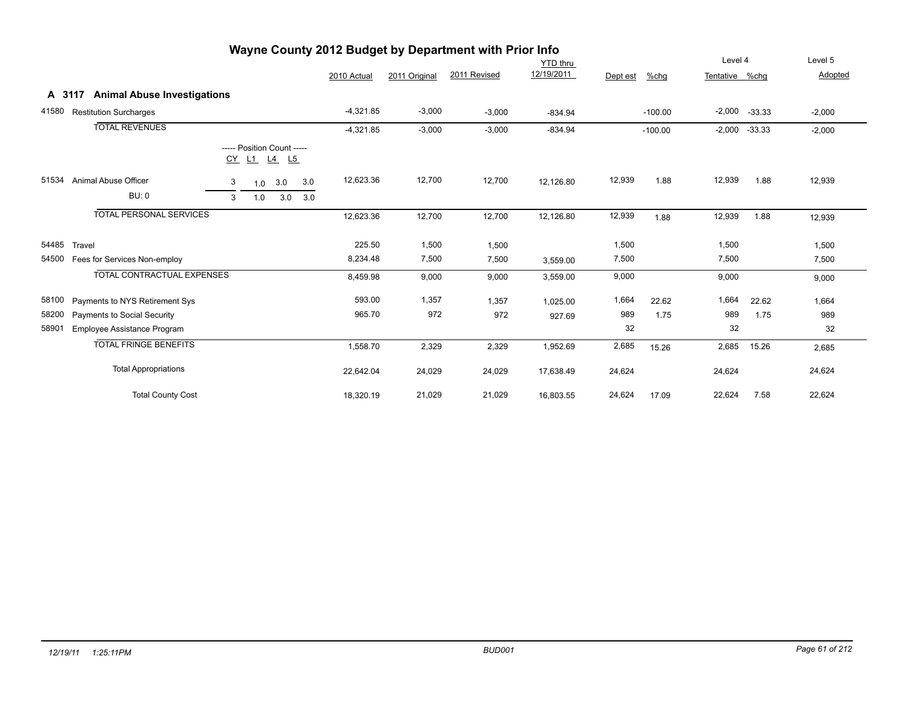# Wayne County 2012 Budget by Department with Prior Info

## A 3117 Animal Abuse Investigations

| Code | Description | Position Count CY | L1 | L4 | L5 | 2010 Actual | 2011 Original | 2011 Revised | YTD thru 12/19/2011 | Dept est | %chg | Level 4 Tentative | %chg | Level 5 Adopted |
|---|---|---|---|---|---|---|---|---|---|---|---|---|---|---|
| 41580 | Restitution Surcharges | | | | | -4,321.85 | -3,000 | -3,000 | -834.94 | | -100.00 | -2,000 | -33.33 | -2,000 |
| | TOTAL REVENUES | | | | | -4,321.85 | -3,000 | -3,000 | -834.94 | | -100.00 | -2,000 | -33.33 | -2,000 |
| 51534 | Animal Abuse Officer | 3 | 1.0 | 3.0 | 3.0 | 12,623.36 | 12,700 | 12,700 | 12,126.80 | 12,939 | 1.88 | 12,939 | 1.88 | 12,939 |
| | BU: 0 | 3 | 1.0 | 3.0 | 3.0 | | | | | | | | | |
| | TOTAL PERSONAL SERVICES | | | | | 12,623.36 | 12,700 | 12,700 | 12,126.80 | 12,939 | 1.88 | 12,939 | 1.88 | 12,939 |
| 54485 | Travel | | | | | 225.50 | 1,500 | 1,500 | | 1,500 | | 1,500 | | 1,500 |
| 54500 | Fees for Services Non-employ | | | | | 8,234.48 | 7,500 | 7,500 | 3,559.00 | 7,500 | | 7,500 | | 7,500 |
| | TOTAL CONTRACTUAL EXPENSES | | | | | 8,459.98 | 9,000 | 9,000 | 3,559.00 | 9,000 | | 9,000 | | 9,000 |
| 58100 | Payments to NYS Retirement Sys | | | | | 593.00 | 1,357 | 1,357 | 1,025.00 | 1,664 | 22.62 | 1,664 | 22.62 | 1,664 |
| 58200 | Payments to Social Security | | | | | 965.70 | 972 | 972 | 927.69 | 989 | 1.75 | 989 | 1.75 | 989 |
| 58901 | Employee Assistance Program | | | | | | | | | 32 | | 32 | | 32 |
| | TOTAL FRINGE BENEFITS | | | | | 1,558.70 | 2,329 | 2,329 | 1,952.69 | 2,685 | 15.26 | 2,685 | 15.26 | 2,685 |
| | Total Appropriations | | | | | 22,642.04 | 24,029 | 24,029 | 17,638.49 | 24,624 | | 24,624 | | 24,624 |
| | Total County Cost | | | | | 18,320.19 | 21,029 | 21,029 | 16,803.55 | 24,624 | 17.09 | 22,624 | 7.58 | 22,624 |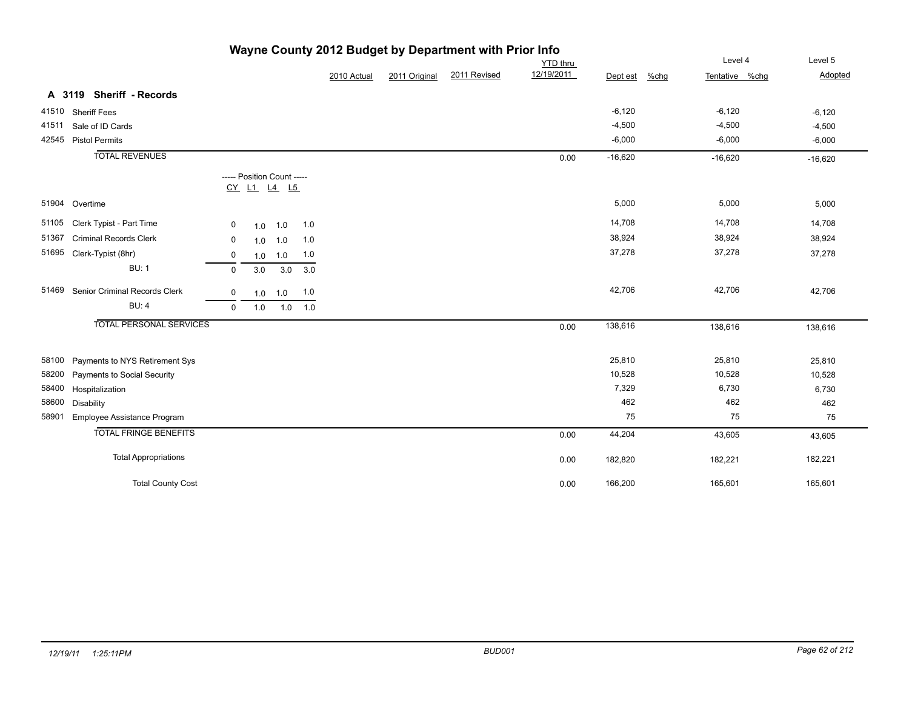# Wayne County 2012 Budget by Department with Prior Info

## A 3119 Sheriff - Records

| Code | Description | CY | L1 | L4 | L5 | 2010 Actual | 2011 Original | 2011 Revised | YTD thru 12/19/2011 | Dept est | %chg | Level 4 Tentative | %chg | Level 5 Adopted |
|---|---|---|---|---|---|---|---|---|---|---|---|---|---|---|
| 41510 | Sheriff Fees | | | | | | | | | -6,120 | | -6,120 | | -6,120 |
| 41511 | Sale of ID Cards | | | | | | | | | -4,500 | | -4,500 | | -4,500 |
| 42545 | Pistol Permits | | | | | | | | | -6,000 | | -6,000 | | -6,000 |
| | **TOTAL REVENUES** | | | | | | | | 0.00 | -16,620 | | -16,620 | | -16,620 |
| 51904 | Overtime | | | | | | | | | 5,000 | | 5,000 | | 5,000 |
| 51105 | Clerk Typist - Part Time | 0 | 1.0 | 1.0 | 1.0 | | | | | 14,708 | | 14,708 | | 14,708 |
| 51367 | Criminal Records Clerk | 0 | 1.0 | 1.0 | 1.0 | | | | | 38,924 | | 38,924 | | 38,924 |
| 51695 | Clerk-Typist (8hr) | 0 | 1.0 | 1.0 | 1.0 | | | | | 37,278 | | 37,278 | | 37,278 |
| | BU: 1 | 0 | 3.0 | 3.0 | 3.0 | | | | | | | | | |
| 51469 | Senior Criminal Records Clerk | 0 | 1.0 | 1.0 | 1.0 | | | | | 42,706 | | 42,706 | | 42,706 |
| | BU: 4 | 0 | 1.0 | 1.0 | 1.0 | | | | | | | | | |
| | **TOTAL PERSONAL SERVICES** | | | | | | | | 0.00 | 138,616 | | 138,616 | | 138,616 |
| 58100 | Payments to NYS Retirement Sys | | | | | | | | | 25,810 | | 25,810 | | 25,810 |
| 58200 | Payments to Social Security | | | | | | | | | 10,528 | | 10,528 | | 10,528 |
| 58400 | Hospitalization | | | | | | | | | 7,329 | | 6,730 | | 6,730 |
| 58600 | Disability | | | | | | | | | 462 | | 462 | | 462 |
| 58901 | Employee Assistance Program | | | | | | | | | 75 | | 75 | | 75 |
| | **TOTAL FRINGE BENEFITS** | | | | | | | | 0.00 | 44,204 | | 43,605 | | 43,605 |
| | Total Appropriations | | | | | | | | 0.00 | 182,820 | | 182,221 | | 182,221 |
| | Total County Cost | | | | | | | | 0.00 | 166,200 | | 165,601 | | 165,601 |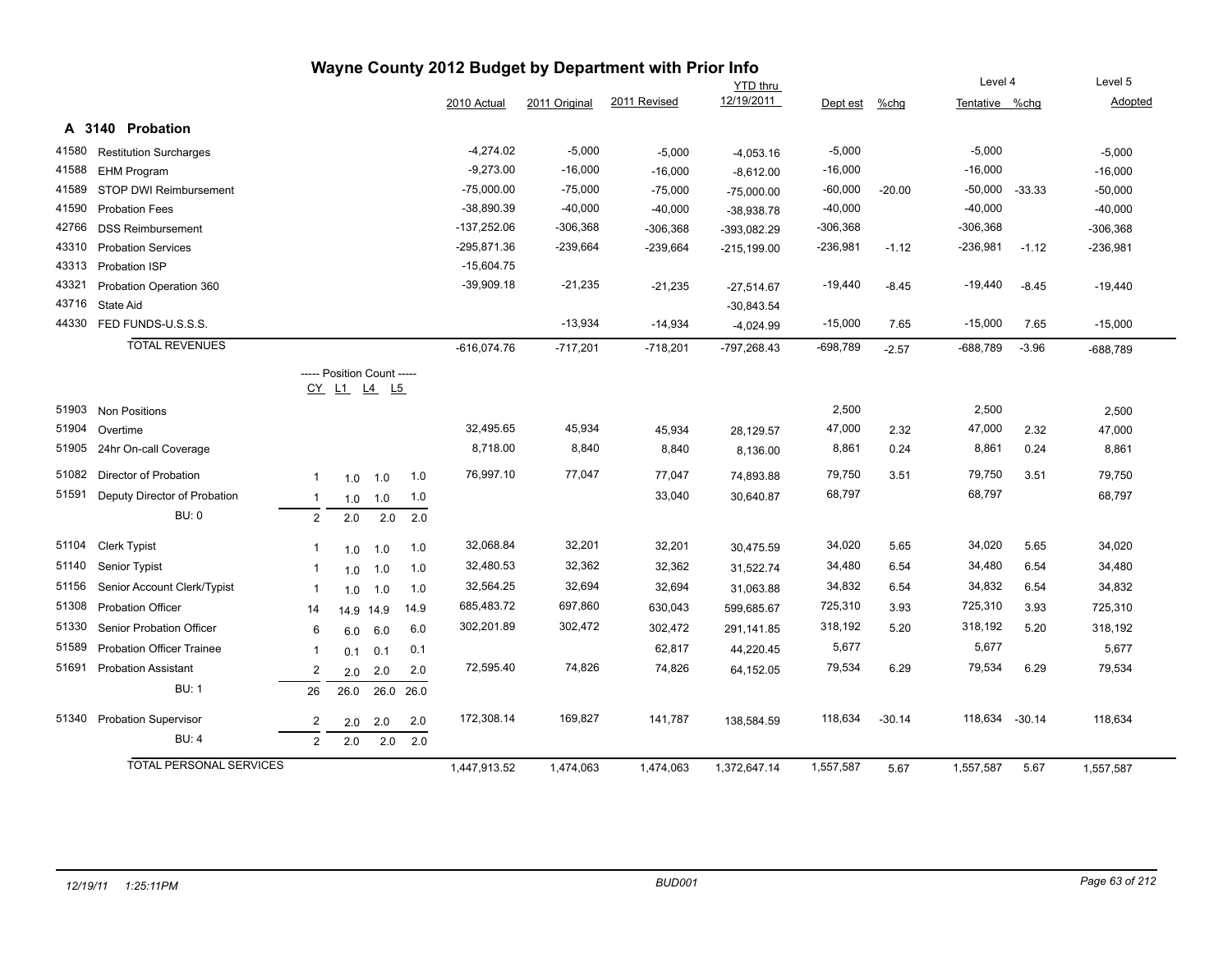# Wayne County 2012 Budget by Department with Prior Info

## A 3140 Probation

| Code | Description | | | | | 2010 Actual | 2011 Original | 2011 Revised | YTD thru 12/19/2011 | Dept est | %chg | Level 4 Tentative | %chg | Level 5 Adopted |
|---|---|---|---|---|---|---|---|---|---|---|---|---|---|---|
| 41580 | Restitution Surcharges | | | | | -4,274.02 | -5,000 | -5,000 | -4,053.16 | -5,000 | | -5,000 | | -5,000 |
| 41588 | EHM Program | | | | | -9,273.00 | -16,000 | -16,000 | -8,612.00 | -16,000 | | -16,000 | | -16,000 |
| 41589 | STOP DWI Reimbursement | | | | | -75,000.00 | -75,000 | -75,000 | -75,000.00 | -60,000 | -20.00 | -50,000 | -33.33 | -50,000 |
| 41590 | Probation Fees | | | | | -38,890.39 | -40,000 | -40,000 | -38,938.78 | -40,000 | | -40,000 | | -40,000 |
| 42766 | DSS Reimbursement | | | | | -137,252.06 | -306,368 | -306,368 | -393,082.29 | -306,368 | | -306,368 | | -306,368 |
| 43310 | Probation Services | | | | | -295,871.36 | -239,664 | -239,664 | -215,199.00 | -236,981 | -1.12 | -236,981 | -1.12 | -236,981 |
| 43313 | Probation ISP | | | | | -15,604.75 | | | | | | | | |
| 43321 | Probation Operation 360 | | | | | -39,909.18 | -21,235 | -21,235 | -27,514.67 | -19,440 | -8.45 | -19,440 | -8.45 | -19,440 |
| 43716 | State Aid | | | | | | | | -30,843.54 | | | | | |
| 44330 | FED FUNDS-U.S.S.S. | | | | | | -13,934 | -14,934 | -4,024.99 | -15,000 | 7.65 | -15,000 | 7.65 | -15,000 |
| | **TOTAL REVENUES** | | | | | -616,074.76 | -717,201 | -718,201 | -797,268.43 | -698,789 | -2.57 | -688,789 | -3.96 | -688,789 |
| | | **Position Count CY** | **L1** | **L4** | **L5** | | | | | | | | | |
| 51903 | Non Positions | | | | | | | | | 2,500 | | 2,500 | | 2,500 |
| 51904 | Overtime | | | | | 32,495.65 | 45,934 | 45,934 | 28,129.57 | 47,000 | 2.32 | 47,000 | 2.32 | 47,000 |
| 51905 | 24hr On-call Coverage | | | | | 8,718.00 | 8,840 | 8,840 | 8,136.00 | 8,861 | 0.24 | 8,861 | 0.24 | 8,861 |
| 51082 | Director of Probation | 1 | 1.0 | 1.0 | 1.0 | 76,997.10 | 77,047 | 77,047 | 74,893.88 | 79,750 | 3.51 | 79,750 | 3.51 | 79,750 |
| 51591 | Deputy Director of Probation | 1 | 1.0 | 1.0 | 1.0 | | | 33,040 | 30,640.87 | 68,797 | | 68,797 | | 68,797 |
| | BU: 0 | 2 | 2.0 | 2.0 | 2.0 | | | | | | | | | |
| 51104 | Clerk Typist | 1 | 1.0 | 1.0 | 1.0 | 32,068.84 | 32,201 | 32,201 | 30,475.59 | 34,020 | 5.65 | 34,020 | 5.65 | 34,020 |
| 51140 | Senior Typist | 1 | 1.0 | 1.0 | 1.0 | 32,480.53 | 32,362 | 32,362 | 31,522.74 | 34,480 | 6.54 | 34,480 | 6.54 | 34,480 |
| 51156 | Senior Account Clerk/Typist | 1 | 1.0 | 1.0 | 1.0 | 32,564.25 | 32,694 | 32,694 | 31,063.88 | 34,832 | 6.54 | 34,832 | 6.54 | 34,832 |
| 51308 | Probation Officer | 14 | 14.9 | 14.9 | 14.9 | 685,483.72 | 697,860 | 630,043 | 599,685.67 | 725,310 | 3.93 | 725,310 | 3.93 | 725,310 |
| 51330 | Senior Probation Officer | 6 | 6.0 | 6.0 | 6.0 | 302,201.89 | 302,472 | 302,472 | 291,141.85 | 318,192 | 5.20 | 318,192 | 5.20 | 318,192 |
| 51589 | Probation Officer Trainee | 1 | 0.1 | 0.1 | 0.1 | | | 62,817 | 44,220.45 | 5,677 | | 5,677 | | 5,677 |
| 51691 | Probation Assistant | 2 | 2.0 | 2.0 | 2.0 | 72,595.40 | 74,826 | 74,826 | 64,152.05 | 79,534 | 6.29 | 79,534 | 6.29 | 79,534 |
| | BU: 1 | 26 | 26.0 | 26.0 | 26.0 | | | | | | | | | |
| 51340 | Probation Supervisor | 2 | 2.0 | 2.0 | 2.0 | 172,308.14 | 169,827 | 141,787 | 138,584.59 | 118,634 | -30.14 | 118,634 | -30.14 | 118,634 |
| | BU: 4 | 2 | 2.0 | 2.0 | 2.0 | | | | | | | | | |
| | **TOTAL PERSONAL SERVICES** | | | | | 1,447,913.52 | 1,474,063 | 1,474,063 | 1,372,647.14 | 1,557,587 | 5.67 | 1,557,587 | 5.67 | 1,557,587 |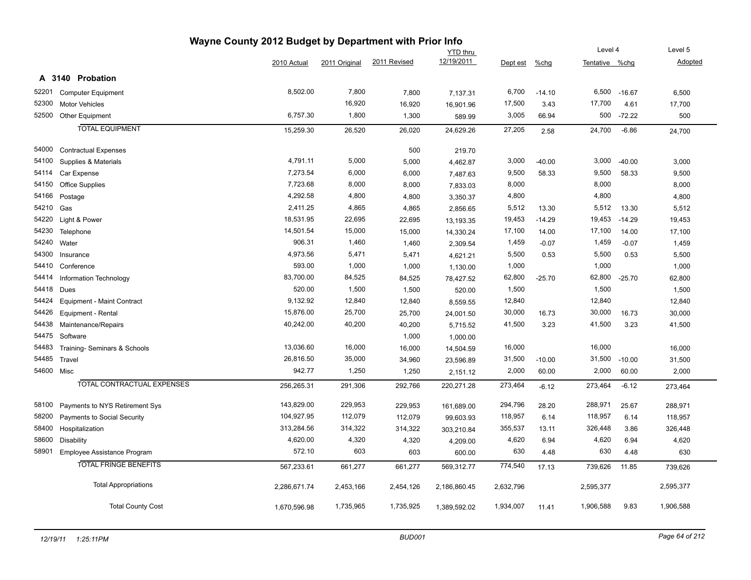# Wayne County 2012 Budget by Department with Prior Info

## A 3140 Probation

| Code | Description | 2010 Actual | 2011 Original | 2011 Revised | YTD thru 12/19/2011 | Dept est | %chg | Level 4 Tentative | %chg | Level 5 Adopted |
|---|---|---|---|---|---|---|---|---|---|---|
| 52201 | Computer Equipment | 8,502.00 | 7,800 | 7,800 | 7,137.31 | 6,700 | -14.10 | 6,500 | -16.67 | 6,500 |
| 52300 | Motor Vehicles | | 16,920 | 16,920 | 16,901.96 | 17,500 | 3.43 | 17,700 | 4.61 | 17,700 |
| 52500 | Other Equipment | 6,757.30 | 1,800 | 1,300 | 589.99 | 3,005 | 66.94 | 500 | -72.22 | 500 |
| | TOTAL EQUIPMENT | 15,259.30 | 26,520 | 26,020 | 24,629.26 | 27,205 | 2.58 | 24,700 | -6.86 | 24,700 |
| 54000 | Contractual Expenses | | | 500 | 219.70 | | | | | |
| 54100 | Supplies & Materials | 4,791.11 | 5,000 | 5,000 | 4,462.87 | 3,000 | -40.00 | 3,000 | -40.00 | 3,000 |
| 54114 | Car Expense | 7,273.54 | 6,000 | 6,000 | 7,487.63 | 9,500 | 58.33 | 9,500 | 58.33 | 9,500 |
| 54150 | Office Supplies | 7,723.68 | 8,000 | 8,000 | 7,833.03 | 8,000 | | 8,000 | | 8,000 |
| 54166 | Postage | 4,292.58 | 4,800 | 4,800 | 3,350.37 | 4,800 | | 4,800 | | 4,800 |
| 54210 | Gas | 2,411.25 | 4,865 | 4,865 | 2,856.65 | 5,512 | 13.30 | 5,512 | 13.30 | 5,512 |
| 54220 | Light & Power | 18,531.95 | 22,695 | 22,695 | 13,193.35 | 19,453 | -14.29 | 19,453 | -14.29 | 19,453 |
| 54230 | Telephone | 14,501.54 | 15,000 | 15,000 | 14,330.24 | 17,100 | 14.00 | 17,100 | 14.00 | 17,100 |
| 54240 | Water | 906.31 | 1,460 | 1,460 | 2,309.54 | 1,459 | -0.07 | 1,459 | -0.07 | 1,459 |
| 54300 | Insurance | 4,973.56 | 5,471 | 5,471 | 4,621.21 | 5,500 | 0.53 | 5,500 | 0.53 | 5,500 |
| 54410 | Conference | 593.00 | 1,000 | 1,000 | 1,130.00 | 1,000 | | 1,000 | | 1,000 |
| 54414 | Information Technology | 83,700.00 | 84,525 | 84,525 | 78,427.52 | 62,800 | -25.70 | 62,800 | -25.70 | 62,800 |
| 54418 | Dues | 520.00 | 1,500 | 1,500 | 520.00 | 1,500 | | 1,500 | | 1,500 |
| 54424 | Equipment - Maint Contract | 9,132.92 | 12,840 | 12,840 | 8,559.55 | 12,840 | | 12,840 | | 12,840 |
| 54426 | Equipment - Rental | 15,876.00 | 25,700 | 25,700 | 24,001.50 | 30,000 | 16.73 | 30,000 | 16.73 | 30,000 |
| 54438 | Maintenance/Repairs | 40,242.00 | 40,200 | 40,200 | 5,715.52 | 41,500 | 3.23 | 41,500 | 3.23 | 41,500 |
| 54475 | Software | | | 1,000 | 1,000.00 | | | | | |
| 54483 | Training- Seminars & Schools | 13,036.60 | 16,000 | 16,000 | 14,504.59 | 16,000 | | 16,000 | | 16,000 |
| 54485 | Travel | 26,816.50 | 35,000 | 34,960 | 23,596.89 | 31,500 | -10.00 | 31,500 | -10.00 | 31,500 |
| 54600 | Misc | 942.77 | 1,250 | 1,250 | 2,151.12 | 2,000 | 60.00 | 2,000 | 60.00 | 2,000 |
| | TOTAL CONTRACTUAL EXPENSES | 256,265.31 | 291,306 | 292,766 | 220,271.28 | 273,464 | -6.12 | 273,464 | -6.12 | 273,464 |
| 58100 | Payments to NYS Retirement Sys | 143,829.00 | 229,953 | 229,953 | 161,689.00 | 294,796 | 28.20 | 288,971 | 25.67 | 288,971 |
| 58200 | Payments to Social Security | 104,927.95 | 112,079 | 112,079 | 99,603.93 | 118,957 | 6.14 | 118,957 | 6.14 | 118,957 |
| 58400 | Hospitalization | 313,284.56 | 314,322 | 314,322 | 303,210.84 | 355,537 | 13.11 | 326,448 | 3.86 | 326,448 |
| 58600 | Disability | 4,620.00 | 4,320 | 4,320 | 4,209.00 | 4,620 | 6.94 | 4,620 | 6.94 | 4,620 |
| 58901 | Employee Assistance Program | 572.10 | 603 | 603 | 600.00 | 630 | 4.48 | 630 | 4.48 | 630 |
| | TOTAL FRINGE BENEFITS | 567,233.61 | 661,277 | 661,277 | 569,312.77 | 774,540 | 17.13 | 739,626 | 11.85 | 739,626 |
| | Total Appropriations | 2,286,671.74 | 2,453,166 | 2,454,126 | 2,186,860.45 | 2,632,796 | | 2,595,377 | | 2,595,377 |
| | Total County Cost | 1,670,596.98 | 1,735,965 | 1,735,925 | 1,389,592.02 | 1,934,007 | 11.41 | 1,906,588 | 9.83 | 1,906,588 |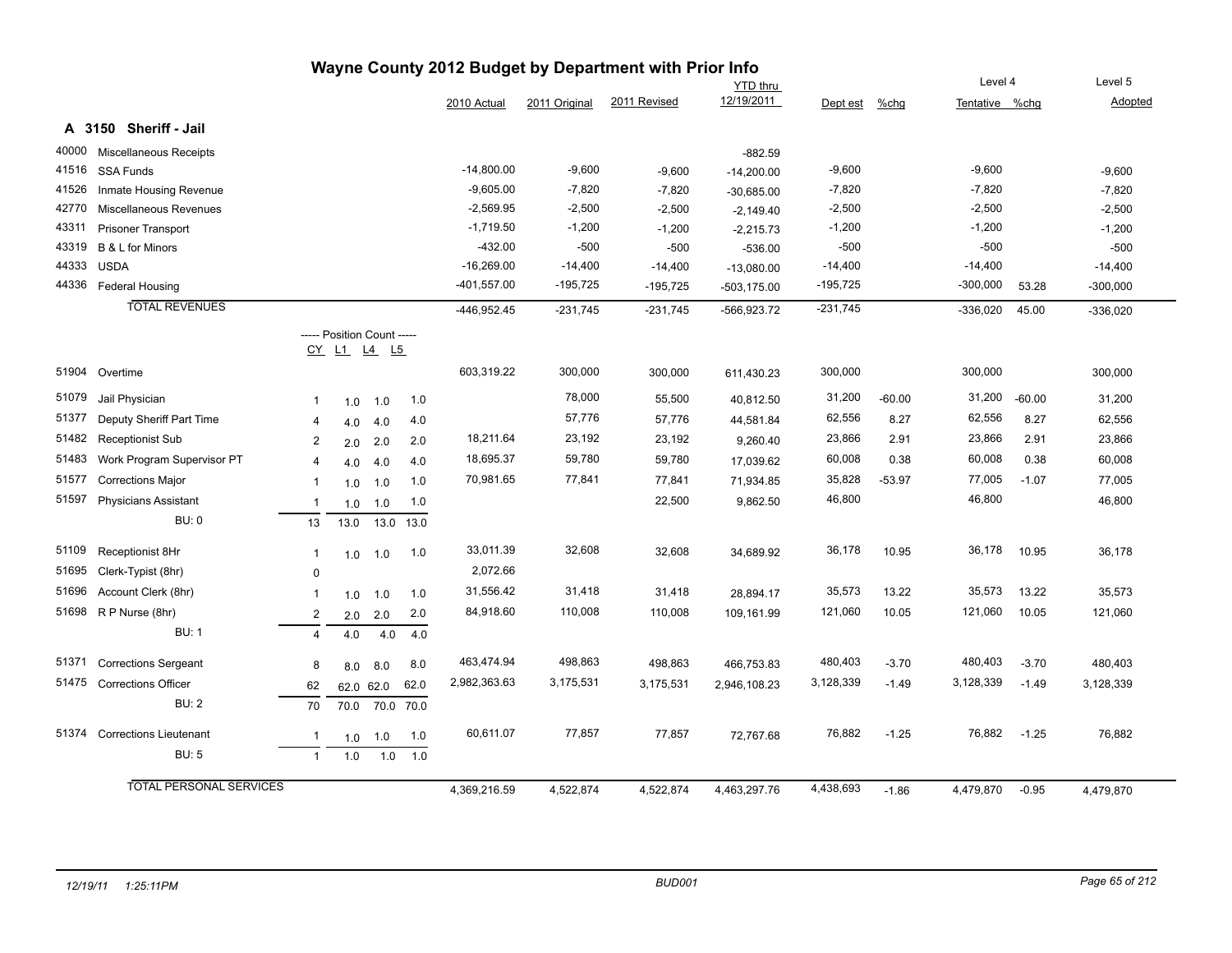# Wayne County 2012 Budget by Department with Prior Info

## A 3150 Sheriff - Jail

| Code | Description | CY | L1 | L4 | L5 | 2010 Actual | 2011 Original | 2011 Revised | YTD thru 12/19/2011 | Dept est | %chg | Level 4 Tentative | %chg | Level 5 Adopted |
|---|---|---|---|---|---|---|---|---|---|---|---|---|---|---|
| 40000 | Miscellaneous Receipts | | | | | | | | -882.59 | | | | | |
| 41516 | SSA Funds | | | | | -14,800.00 | -9,600 | -9,600 | -14,200.00 | -9,600 | | -9,600 | | -9,600 |
| 41526 | Inmate Housing Revenue | | | | | -9,605.00 | -7,820 | -7,820 | -30,685.00 | -7,820 | | -7,820 | | -7,820 |
| 42770 | Miscellaneous Revenues | | | | | -2,569.95 | -2,500 | -2,500 | -2,149.40 | -2,500 | | -2,500 | | -2,500 |
| 43311 | Prisoner Transport | | | | | -1,719.50 | -1,200 | -1,200 | -2,215.73 | -1,200 | | -1,200 | | -1,200 |
| 43319 | B & L for Minors | | | | | -432.00 | -500 | -500 | -536.00 | -500 | | -500 | | -500 |
| 44333 | USDA | | | | | -16,269.00 | -14,400 | -14,400 | -13,080.00 | -14,400 | | -14,400 | | -14,400 |
| 44336 | Federal Housing | | | | | -401,557.00 | -195,725 | -195,725 | -503,175.00 | -195,725 | | -300,000 | 53.28 | -300,000 |
| | **TOTAL REVENUES** | | | | | -446,952.45 | -231,745 | -231,745 | -566,923.72 | -231,745 | | -336,020 | 45.00 | -336,020 |
| | ----- Position Count ----- | CY | L1 | L4 | L5 | | | | | | | | | |
| 51904 | Overtime | | | | | 603,319.22 | 300,000 | 300,000 | 611,430.23 | 300,000 | | 300,000 | | 300,000 |
| 51079 | Jail Physician | 1 | 1.0 | 1.0 | 1.0 | | 78,000 | 55,500 | 40,812.50 | 31,200 | -60.00 | 31,200 | -60.00 | 31,200 |
| 51377 | Deputy Sheriff Part Time | 4 | 4.0 | 4.0 | 4.0 | | 57,776 | 57,776 | 44,581.84 | 62,556 | 8.27 | 62,556 | 8.27 | 62,556 |
| 51482 | Receptionist Sub | 2 | 2.0 | 2.0 | 2.0 | 18,211.64 | 23,192 | 23,192 | 9,260.40 | 23,866 | 2.91 | 23,866 | 2.91 | 23,866 |
| 51483 | Work Program Supervisor PT | 4 | 4.0 | 4.0 | 4.0 | 18,695.37 | 59,780 | 59,780 | 17,039.62 | 60,008 | 0.38 | 60,008 | 0.38 | 60,008 |
| 51577 | Corrections Major | 1 | 1.0 | 1.0 | 1.0 | 70,981.65 | 77,841 | 77,841 | 71,934.85 | 35,828 | -53.97 | 77,005 | -1.07 | 77,005 |
| 51597 | Physicians Assistant | 1 | 1.0 | 1.0 | 1.0 | | | 22,500 | 9,862.50 | 46,800 | | 46,800 | | 46,800 |
| | BU: 0 | 13 | 13.0 | 13.0 | 13.0 | | | | | | | | | |
| 51109 | Receptionist 8Hr | 1 | 1.0 | 1.0 | 1.0 | 33,011.39 | 32,608 | 32,608 | 34,689.92 | 36,178 | 10.95 | 36,178 | 10.95 | 36,178 |
| 51695 | Clerk-Typist (8hr) | 0 | | | | 2,072.66 | | | | | | | | |
| 51696 | Account Clerk (8hr) | 1 | 1.0 | 1.0 | 1.0 | 31,556.42 | 31,418 | 31,418 | 28,894.17 | 35,573 | 13.22 | 35,573 | 13.22 | 35,573 |
| 51698 | R P Nurse (8hr) | 2 | 2.0 | 2.0 | 2.0 | 84,918.60 | 110,008 | 110,008 | 109,161.99 | 121,060 | 10.05 | 121,060 | 10.05 | 121,060 |
| | BU: 1 | 4 | 4.0 | 4.0 | 4.0 | | | | | | | | | |
| 51371 | Corrections Sergeant | 8 | 8.0 | 8.0 | 8.0 | 463,474.94 | 498,863 | 498,863 | 466,753.83 | 480,403 | -3.70 | 480,403 | -3.70 | 480,403 |
| 51475 | Corrections Officer | 62 | 62.0 | 62.0 | 62.0 | 2,982,363.63 | 3,175,531 | 3,175,531 | 2,946,108.23 | 3,128,339 | -1.49 | 3,128,339 | -1.49 | 3,128,339 |
| | BU: 2 | 70 | 70.0 | 70.0 | 70.0 | | | | | | | | | |
| 51374 | Corrections Lieutenant | 1 | 1.0 | 1.0 | 1.0 | 60,611.07 | 77,857 | 77,857 | 72,767.68 | 76,882 | -1.25 | 76,882 | -1.25 | 76,882 |
| | BU: 5 | 1 | 1.0 | 1.0 | 1.0 | | | | | | | | | |
| | **TOTAL PERSONAL SERVICES** | | | | | 4,369,216.59 | 4,522,874 | 4,522,874 | 4,463,297.76 | 4,438,693 | -1.86 | 4,479,870 | -0.95 | 4,479,870 |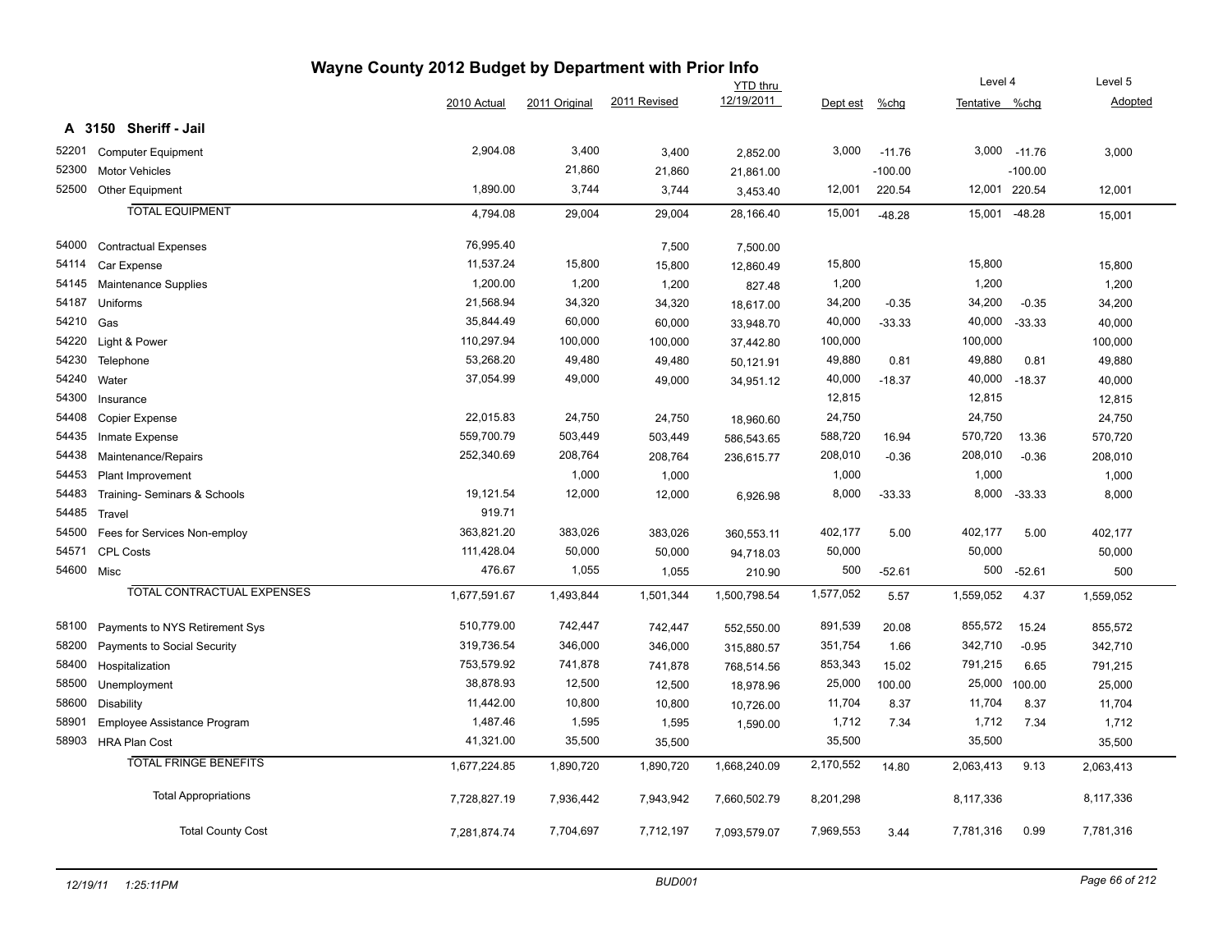# Wayne County 2012 Budget by Department with Prior Info

## A 3150 Sheriff - Jail

| | | 2010 Actual | 2011 Original | 2011 Revised | YTD thru 12/19/2011 | Dept est | %chg | Level 4 Tentative | %chg | Level 5 Adopted |
|---|---|---|---|---|---|---|---|---|---|---|
| 52201 | Computer Equipment | 2,904.08 | 3,400 | 3,400 | 2,852.00 | 3,000 | -11.76 | 3,000 | -11.76 | 3,000 |
| 52300 | Motor Vehicles | | 21,860 | 21,860 | 21,861.00 | | -100.00 | | -100.00 | |
| 52500 | Other Equipment | 1,890.00 | 3,744 | 3,744 | 3,453.40 | 12,001 | 220.54 | 12,001 | 220.54 | 12,001 |
| | TOTAL EQUIPMENT | 4,794.08 | 29,004 | 29,004 | 28,166.40 | 15,001 | -48.28 | 15,001 | -48.28 | 15,001 |
| 54000 | Contractual Expenses | 76,995.40 | | 7,500 | 7,500.00 | | | | | |
| 54114 | Car Expense | 11,537.24 | 15,800 | 15,800 | 12,860.49 | 15,800 | | 15,800 | | 15,800 |
| 54145 | Maintenance Supplies | 1,200.00 | 1,200 | 1,200 | 827.48 | 1,200 | | 1,200 | | 1,200 |
| 54187 | Uniforms | 21,568.94 | 34,320 | 34,320 | 18,617.00 | 34,200 | -0.35 | 34,200 | -0.35 | 34,200 |
| 54210 | Gas | 35,844.49 | 60,000 | 60,000 | 33,948.70 | 40,000 | -33.33 | 40,000 | -33.33 | 40,000 |
| 54220 | Light & Power | 110,297.94 | 100,000 | 100,000 | 37,442.80 | 100,000 | | 100,000 | | 100,000 |
| 54230 | Telephone | 53,268.20 | 49,480 | 49,480 | 50,121.91 | 49,880 | 0.81 | 49,880 | 0.81 | 49,880 |
| 54240 | Water | 37,054.99 | 49,000 | 49,000 | 34,951.12 | 40,000 | -18.37 | 40,000 | -18.37 | 40,000 |
| 54300 | Insurance | | | | | 12,815 | | 12,815 | | 12,815 |
| 54408 | Copier Expense | 22,015.83 | 24,750 | 24,750 | 18,960.60 | 24,750 | | 24,750 | | 24,750 |
| 54435 | Inmate Expense | 559,700.79 | 503,449 | 503,449 | 586,543.65 | 588,720 | 16.94 | 570,720 | 13.36 | 570,720 |
| 54438 | Maintenance/Repairs | 252,340.69 | 208,764 | 208,764 | 236,615.77 | 208,010 | -0.36 | 208,010 | -0.36 | 208,010 |
| 54453 | Plant Improvement | | 1,000 | 1,000 | | 1,000 | | 1,000 | | 1,000 |
| 54483 | Training- Seminars & Schools | 19,121.54 | 12,000 | 12,000 | 6,926.98 | 8,000 | -33.33 | 8,000 | -33.33 | 8,000 |
| 54485 | Travel | 919.71 | | | | | | | | |
| 54500 | Fees for Services Non-employ | 363,821.20 | 383,026 | 383,026 | 360,553.11 | 402,177 | 5.00 | 402,177 | 5.00 | 402,177 |
| 54571 | CPL Costs | 111,428.04 | 50,000 | 50,000 | 94,718.03 | 50,000 | | 50,000 | | 50,000 |
| 54600 | Misc | 476.67 | 1,055 | 1,055 | 210.90 | 500 | -52.61 | 500 | -52.61 | 500 |
| | TOTAL CONTRACTUAL EXPENSES | 1,677,591.67 | 1,493,844 | 1,501,344 | 1,500,798.54 | 1,577,052 | 5.57 | 1,559,052 | 4.37 | 1,559,052 |
| 58100 | Payments to NYS Retirement Sys | 510,779.00 | 742,447 | 742,447 | 552,550.00 | 891,539 | 20.08 | 855,572 | 15.24 | 855,572 |
| 58200 | Payments to Social Security | 319,736.54 | 346,000 | 346,000 | 315,880.57 | 351,754 | 1.66 | 342,710 | -0.95 | 342,710 |
| 58400 | Hospitalization | 753,579.92 | 741,878 | 741,878 | 768,514.56 | 853,343 | 15.02 | 791,215 | 6.65 | 791,215 |
| 58500 | Unemployment | 38,878.93 | 12,500 | 12,500 | 18,978.96 | 25,000 | 100.00 | 25,000 | 100.00 | 25,000 |
| 58600 | Disability | 11,442.00 | 10,800 | 10,800 | 10,726.00 | 11,704 | 8.37 | 11,704 | 8.37 | 11,704 |
| 58901 | Employee Assistance Program | 1,487.46 | 1,595 | 1,595 | 1,590.00 | 1,712 | 7.34 | 1,712 | 7.34 | 1,712 |
| 58903 | HRA Plan Cost | 41,321.00 | 35,500 | 35,500 | | 35,500 | | 35,500 | | 35,500 |
| | TOTAL FRINGE BENEFITS | 1,677,224.85 | 1,890,720 | 1,890,720 | 1,668,240.09 | 2,170,552 | 14.80 | 2,063,413 | 9.13 | 2,063,413 |
| | Total Appropriations | 7,728,827.19 | 7,936,442 | 7,943,942 | 7,660,502.79 | 8,201,298 | | 8,117,336 | | 8,117,336 |
| | Total County Cost | 7,281,874.74 | 7,704,697 | 7,712,197 | 7,093,579.07 | 7,969,553 | 3.44 | 7,781,316 | 0.99 | 7,781,316 |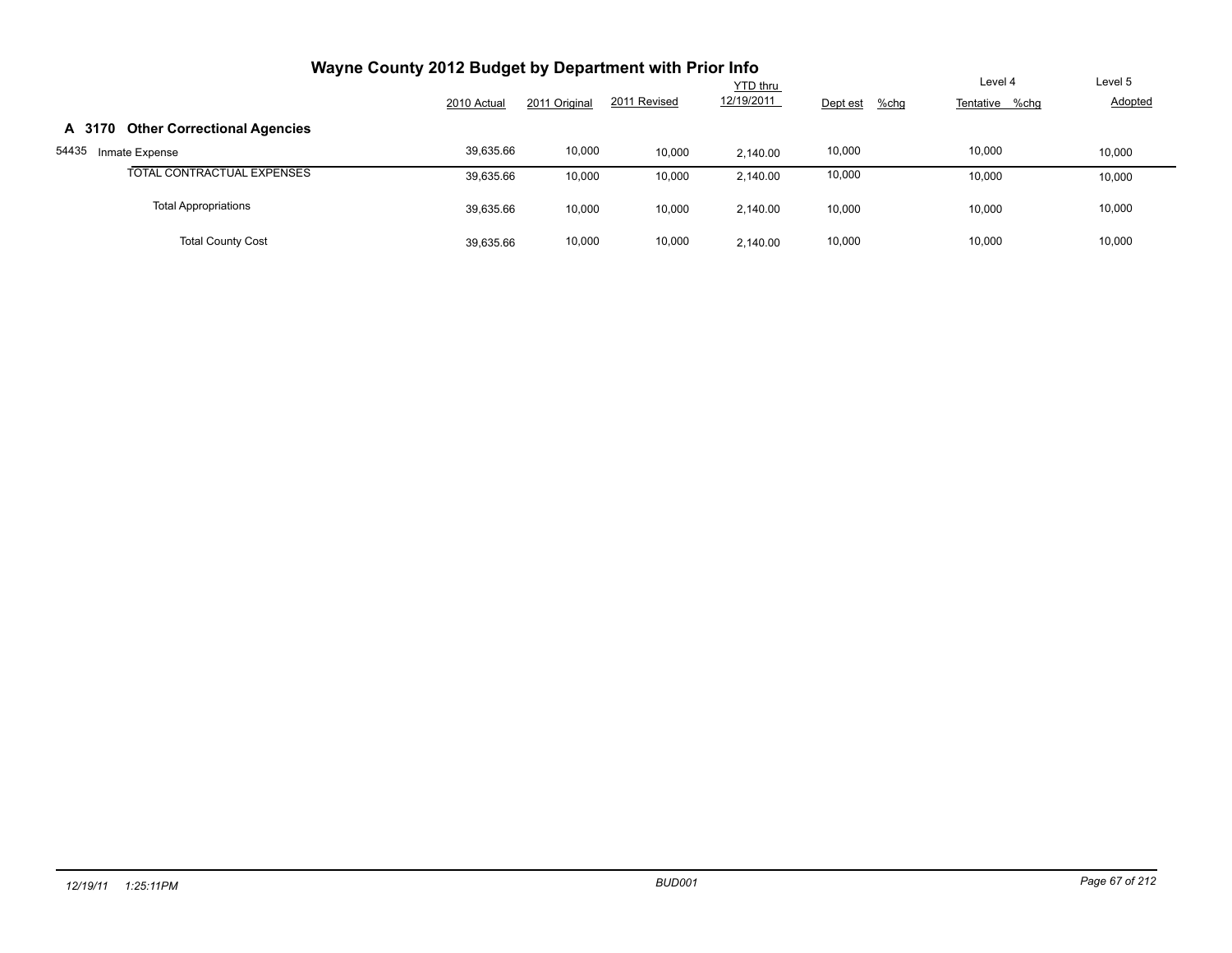# Wayne County 2012 Budget by Department with Prior Info

| | 2010 Actual | 2011 Original | 2011 Revised | YTD thru 12/19/2011 | Dept est | %chg | Level 4 Tentative | %chg | Level 5 Adopted |
|---|---|---|---|---|---|---|---|---|---|
| **A 3170 Other Correctional Agencies** | | | | | | | | | |
| 54435 Inmate Expense | 39,635.66 | 10,000 | 10,000 | 2,140.00 | 10,000 | | 10,000 | | 10,000 |
| TOTAL CONTRACTUAL EXPENSES | 39,635.66 | 10,000 | 10,000 | 2,140.00 | 10,000 | | 10,000 | | 10,000 |
| Total Appropriations | 39,635.66 | 10,000 | 10,000 | 2,140.00 | 10,000 | | 10,000 | | 10,000 |
| Total County Cost | 39,635.66 | 10,000 | 10,000 | 2,140.00 | 10,000 | | 10,000 | | 10,000 |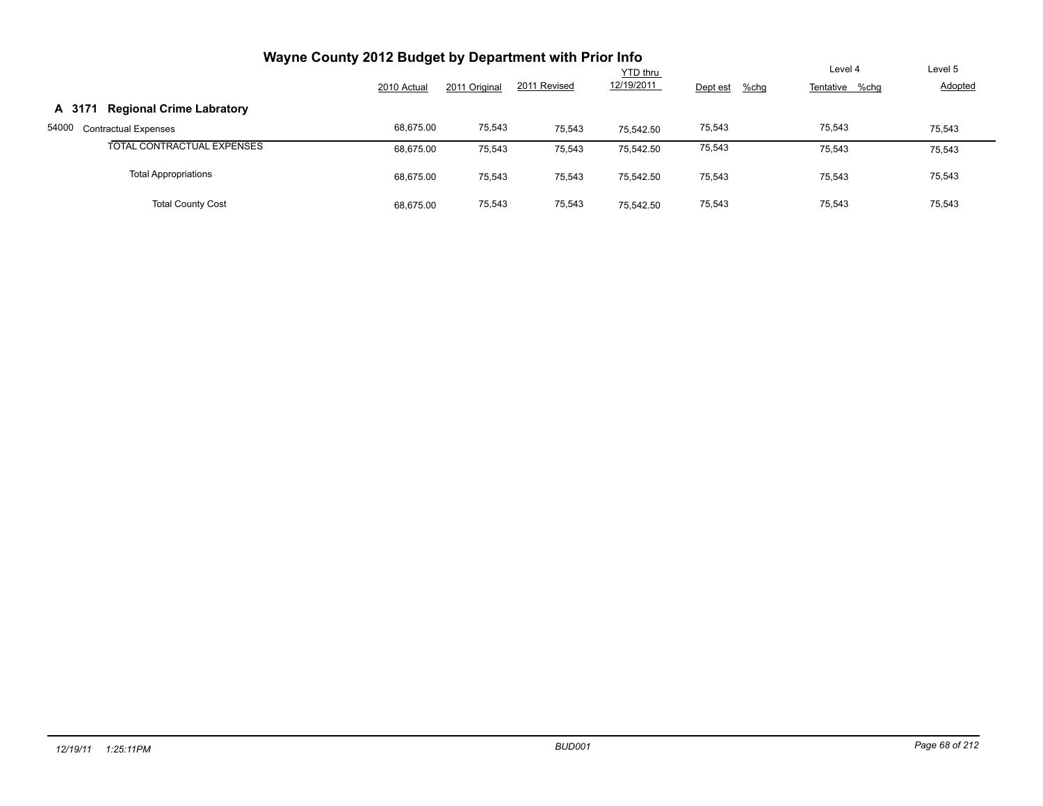# Wayne County 2012 Budget by Department with Prior Info

| | 2010 Actual | 2011 Original | 2011 Revised | YTD thru 12/19/2011 | Dept est | %chg | Level 4 Tentative | %chg | Level 5 Adopted |
|---|---|---|---|---|---|---|---|---|---|
| **A 3171 Regional Crime Labratory** | | | | | | | | | |
| 54000 Contractual Expenses | 68,675.00 | 75,543 | 75,543 | 75,542.50 | 75,543 | | 75,543 | | 75,543 |
| TOTAL CONTRACTUAL EXPENSES | 68,675.00 | 75,543 | 75,543 | 75,542.50 | 75,543 | | 75,543 | | 75,543 |
| Total Appropriations | 68,675.00 | 75,543 | 75,543 | 75,542.50 | 75,543 | | 75,543 | | 75,543 |
| Total County Cost | 68,675.00 | 75,543 | 75,543 | 75,542.50 | 75,543 | | 75,543 | | 75,543 |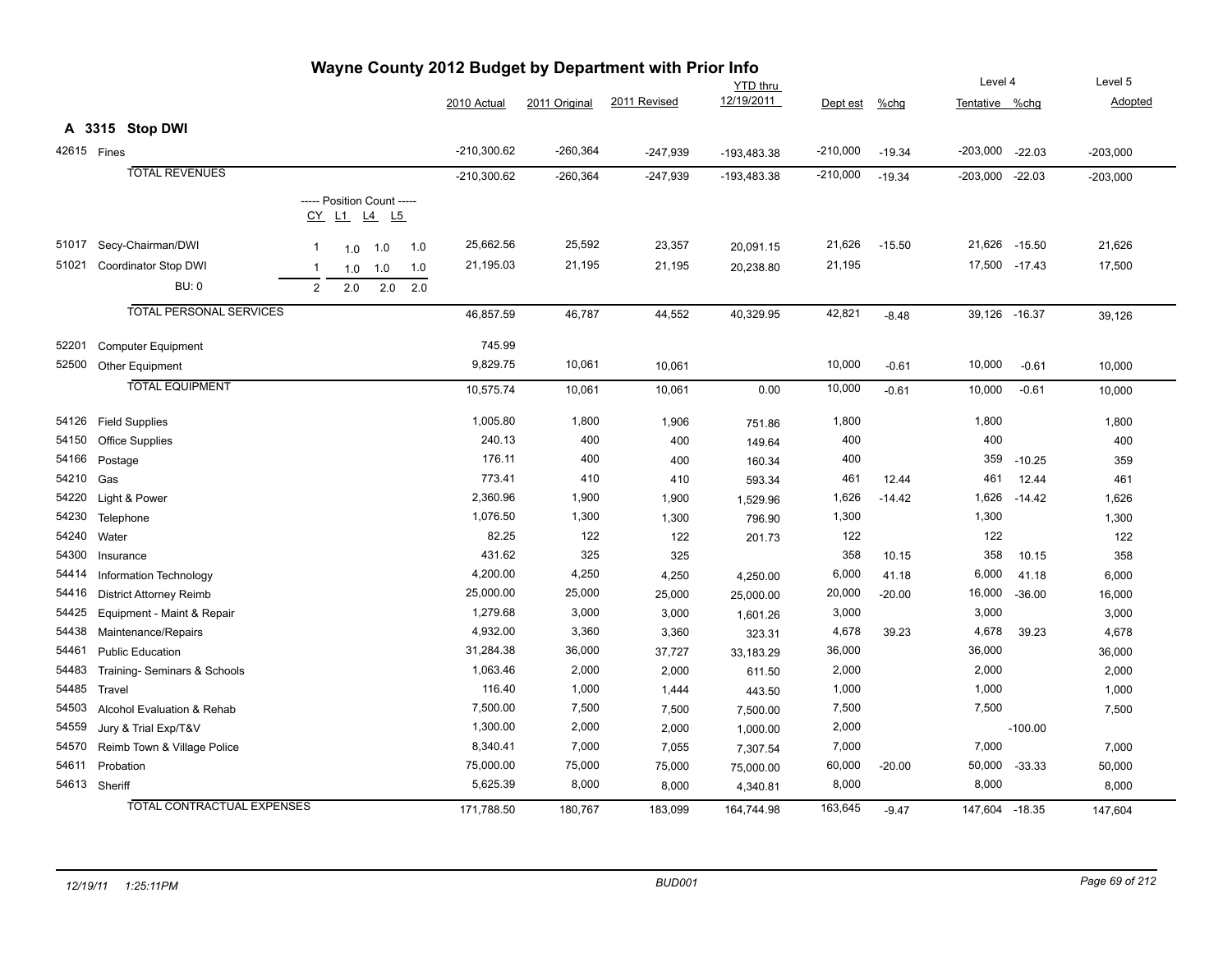# Wayne County 2012 Budget by Department with Prior Info

## A 3315 Stop DWI

| Code | Description | 2010 Actual | 2011 Original | 2011 Revised | YTD thru 12/19/2011 | Dept est | %chg | Level 4 Tentative | %chg | Level 5 Adopted |
|---|---|---|---|---|---|---|---|---|---|---|
| 42615 | Fines | -210,300.62 | -260,364 | -247,939 | -193,483.38 | -210,000 | -19.34 | -203,000 | -22.03 | -203,000 |
| | **TOTAL REVENUES** | -210,300.62 | -260,364 | -247,939 | -193,483.38 | -210,000 | -19.34 | -203,000 | -22.03 | -203,000 |

| Code | Description | CY | L1 | L4 | L5 | 2010 Actual | 2011 Original | 2011 Revised | YTD thru 12/19/2011 | Dept est | %chg | Level 4 Tentative | %chg | Level 5 Adopted |
|---|---|---|---|---|---|---|---|---|---|---|---|---|---|---|
| 51017 | Secy-Chairman/DWI | 1 | 1.0 | 1.0 | 1.0 | 25,662.56 | 25,592 | 23,357 | 20,091.15 | 21,626 | -15.50 | 21,626 | -15.50 | 21,626 |
| 51021 | Coordinator Stop DWI | 1 | 1.0 | 1.0 | 1.0 | 21,195.03 | 21,195 | 21,195 | 20,238.80 | 21,195 | | 17,500 | -17.43 | 17,500 |
| | BU: 0 | 2 | 2.0 | 2.0 | 2.0 | | | | | | | | | |
| | **TOTAL PERSONAL SERVICES** | | | | | 46,857.59 | 46,787 | 44,552 | 40,329.95 | 42,821 | -8.48 | 39,126 | -16.37 | 39,126 |

| Code | Description | 2010 Actual | 2011 Original | 2011 Revised | YTD thru 12/19/2011 | Dept est | %chg | Level 4 Tentative | %chg | Level 5 Adopted |
|---|---|---|---|---|---|---|---|---|---|---|
| 52201 | Computer Equipment | 745.99 | | | | | | | | |
| 52500 | Other Equipment | 9,829.75 | 10,061 | 10,061 | | 10,000 | -0.61 | 10,000 | -0.61 | 10,000 |
| | **TOTAL EQUIPMENT** | 10,575.74 | 10,061 | 10,061 | 0.00 | 10,000 | -0.61 | 10,000 | -0.61 | 10,000 |
| 54126 | Field Supplies | 1,005.80 | 1,800 | 1,906 | 751.86 | 1,800 | | 1,800 | | 1,800 |
| 54150 | Office Supplies | 240.13 | 400 | 400 | 149.64 | 400 | | 400 | | 400 |
| 54166 | Postage | 176.11 | 400 | 400 | 160.34 | 400 | | 359 | -10.25 | 359 |
| 54210 | Gas | 773.41 | 410 | 410 | 593.34 | 461 | 12.44 | 461 | 12.44 | 461 |
| 54220 | Light & Power | 2,360.96 | 1,900 | 1,900 | 1,529.96 | 1,626 | -14.42 | 1,626 | -14.42 | 1,626 |
| 54230 | Telephone | 1,076.50 | 1,300 | 1,300 | 796.90 | 1,300 | | 1,300 | | 1,300 |
| 54240 | Water | 82.25 | 122 | 122 | 201.73 | 122 | | 122 | | 122 |
| 54300 | Insurance | 431.62 | 325 | 325 | | 358 | 10.15 | 358 | 10.15 | 358 |
| 54414 | Information Technology | 4,200.00 | 4,250 | 4,250 | 4,250.00 | 6,000 | 41.18 | 6,000 | 41.18 | 6,000 |
| 54416 | District Attorney Reimb | 25,000.00 | 25,000 | 25,000 | 25,000.00 | 20,000 | -20.00 | 16,000 | -36.00 | 16,000 |
| 54425 | Equipment - Maint & Repair | 1,279.68 | 3,000 | 3,000 | 1,601.26 | 3,000 | | 3,000 | | 3,000 |
| 54438 | Maintenance/Repairs | 4,932.00 | 3,360 | 3,360 | 323.31 | 4,678 | 39.23 | 4,678 | 39.23 | 4,678 |
| 54461 | Public Education | 31,284.38 | 36,000 | 37,727 | 33,183.29 | 36,000 | | 36,000 | | 36,000 |
| 54483 | Training- Seminars & Schools | 1,063.46 | 2,000 | 2,000 | 611.50 | 2,000 | | 2,000 | | 2,000 |
| 54485 | Travel | 116.40 | 1,000 | 1,444 | 443.50 | 1,000 | | 1,000 | | 1,000 |
| 54503 | Alcohol Evaluation & Rehab | 7,500.00 | 7,500 | 7,500 | 7,500.00 | 7,500 | | 7,500 | | 7,500 |
| 54559 | Jury & Trial Exp/T&V | 1,300.00 | 2,000 | 2,000 | 1,000.00 | 2,000 | | | -100.00 | |
| 54570 | Reimb Town & Village Police | 8,340.41 | 7,000 | 7,055 | 7,307.54 | 7,000 | | 7,000 | | 7,000 |
| 54611 | Probation | 75,000.00 | 75,000 | 75,000 | 75,000.00 | 60,000 | -20.00 | 50,000 | -33.33 | 50,000 |
| 54613 | Sheriff | 5,625.39 | 8,000 | 8,000 | 4,340.81 | 8,000 | | 8,000 | | 8,000 |
| | **TOTAL CONTRACTUAL EXPENSES** | 171,788.50 | 180,767 | 183,099 | 164,744.98 | 163,645 | -9.47 | 147,604 | -18.35 | 147,604 |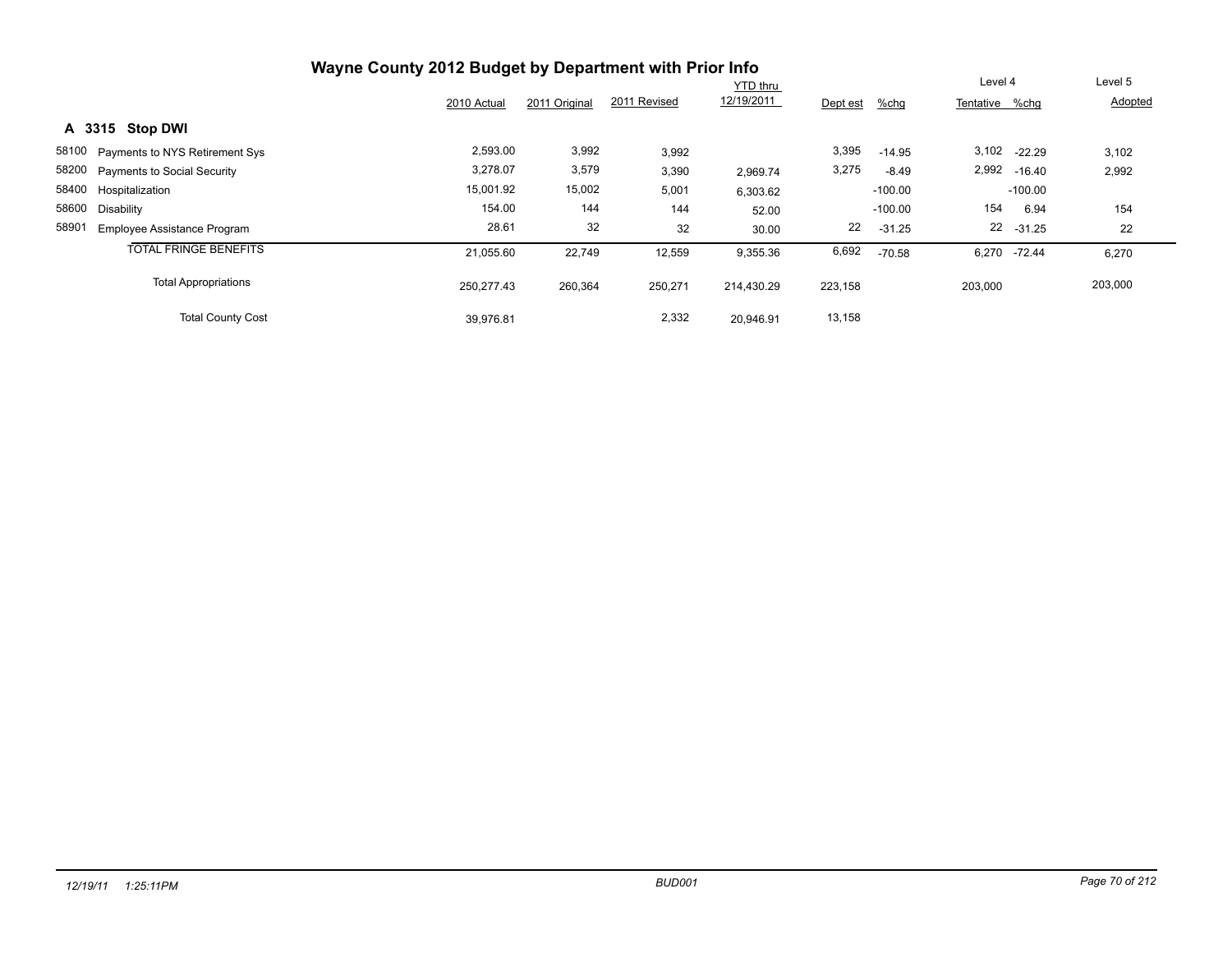## Wayne County 2012 Budget by Department with Prior Info

| | | 2010 Actual | 2011 Original | 2011 Revised | YTD thru 12/19/2011 | Dept est | %chg | Level 4 Tentative | %chg | Level 5 Adopted |
|---|---|---|---|---|---|---|---|---|---|---|
| **A 3315** | **Stop DWI** | | | | | | | | | |
| 58100 | Payments to NYS Retirement Sys | 2,593.00 | 3,992 | 3,992 | | 3,395 | -14.95 | 3,102 | -22.29 | 3,102 |
| 58200 | Payments to Social Security | 3,278.07 | 3,579 | 3,390 | 2,969.74 | 3,275 | -8.49 | 2,992 | -16.40 | 2,992 |
| 58400 | Hospitalization | 15,001.92 | 15,002 | 5,001 | 6,303.62 | | -100.00 | | -100.00 | |
| 58600 | Disability | 154.00 | 144 | 144 | 52.00 | | -100.00 | 154 | 6.94 | 154 |
| 58901 | Employee Assistance Program | 28.61 | 32 | 32 | 30.00 | 22 | -31.25 | 22 | -31.25 | 22 |
| | TOTAL FRINGE BENEFITS | 21,055.60 | 22,749 | 12,559 | 9,355.36 | 6,692 | -70.58 | 6,270 | -72.44 | 6,270 |
| | Total Appropriations | 250,277.43 | 260,364 | 250,271 | 214,430.29 | 223,158 | | 203,000 | | 203,000 |
| | Total County Cost | 39,976.81 | | 2,332 | 20,946.91 | 13,158 | | | | |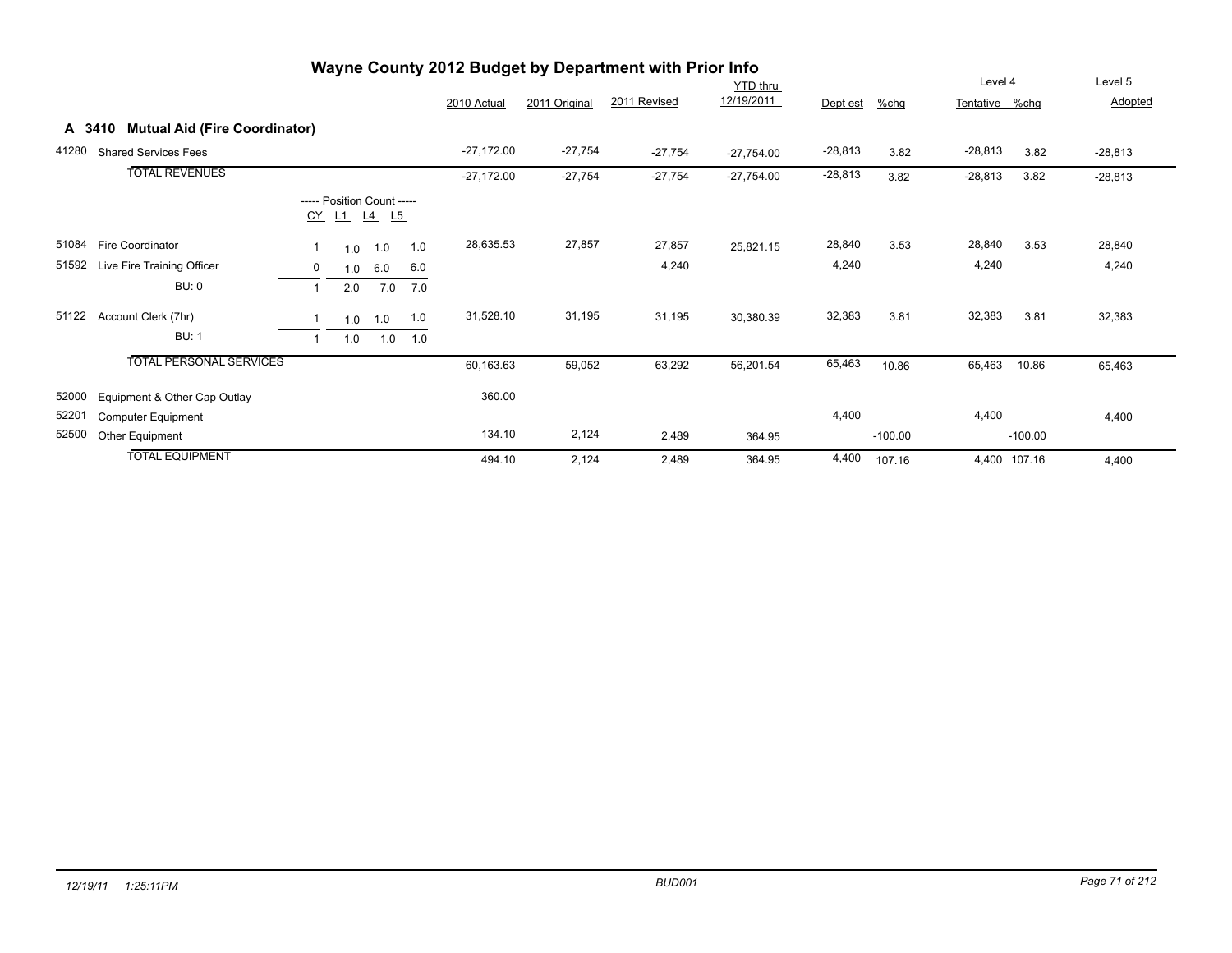# Wayne County 2012 Budget by Department with Prior Info

## A 3410 Mutual Aid (Fire Coordinator)

| | | CY | L1 | L4 | L5 | 2010 Actual | 2011 Original | 2011 Revised | YTD thru 12/19/2011 | Dept est | %chg | Level 4 Tentative | %chg | Level 5 Adopted |
|---|---|---|---|---|---|---|---|---|---|---|---|---|---|---|
| 41280 | Shared Services Fees | | | | | -27,172.00 | -27,754 | -27,754 | -27,754.00 | -28,813 | 3.82 | -28,813 | 3.82 | -28,813 |
| | TOTAL REVENUES | | | | | -27,172.00 | -27,754 | -27,754 | -27,754.00 | -28,813 | 3.82 | -28,813 | 3.82 | -28,813 |
| | ----- Position Count ----- | CY | L1 | L4 | L5 | | | | | | | | | |
| 51084 | Fire Coordinator | 1 | 1.0 | 1.0 | 1.0 | 28,635.53 | 27,857 | 27,857 | 25,821.15 | 28,840 | 3.53 | 28,840 | 3.53 | 28,840 |
| 51592 | Live Fire Training Officer | 0 | 1.0 | 6.0 | 6.0 | | | 4,240 | | 4,240 | | 4,240 | | 4,240 |
| | BU: 0 | 1 | 2.0 | 7.0 | 7.0 | | | | | | | | | |
| 51122 | Account Clerk (7hr) | 1 | 1.0 | 1.0 | 1.0 | 31,528.10 | 31,195 | 31,195 | 30,380.39 | 32,383 | 3.81 | 32,383 | 3.81 | 32,383 |
| | BU: 1 | 1 | 1.0 | 1.0 | 1.0 | | | | | | | | | |
| | TOTAL PERSONAL SERVICES | | | | | 60,163.63 | 59,052 | 63,292 | 56,201.54 | 65,463 | 10.86 | 65,463 | 10.86 | 65,463 |
| 52000 | Equipment & Other Cap Outlay | | | | | 360.00 | | | | | | | | |
| 52201 | Computer Equipment | | | | | | | | | 4,400 | | 4,400 | | 4,400 |
| 52500 | Other Equipment | | | | | 134.10 | 2,124 | 2,489 | 364.95 | | -100.00 | | -100.00 | |
| | TOTAL EQUIPMENT | | | | | 494.10 | 2,124 | 2,489 | 364.95 | 4,400 | 107.16 | 4,400 | 107.16 | 4,400 |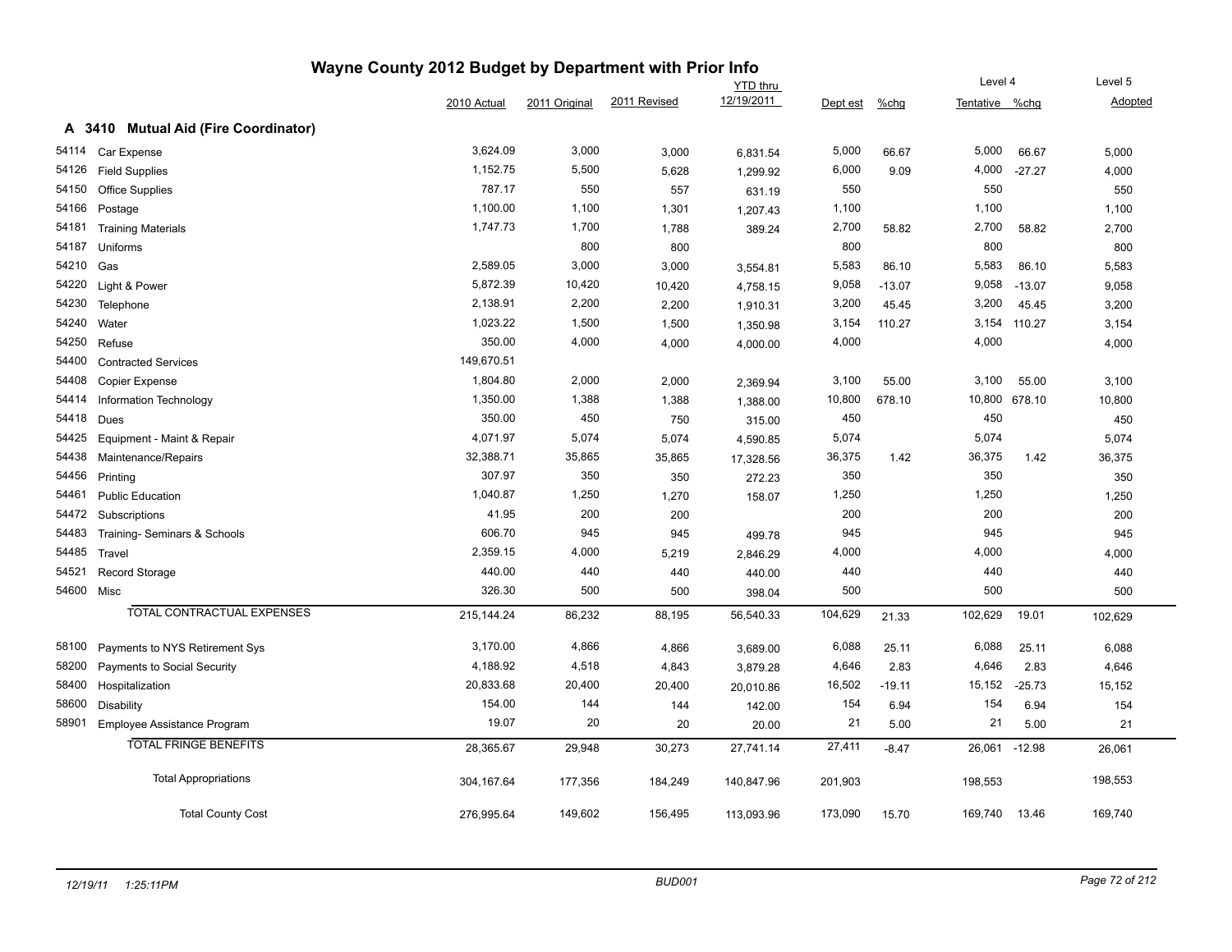# Wayne County 2012 Budget by Department with Prior Info

## A 3410 Mutual Aid (Fire Coordinator)

| | | 2010 Actual | 2011 Original | 2011 Revised | YTD thru 12/19/2011 | Dept est | %chg | Level 4 Tentative | %chg | Level 5 Adopted |
|---|---|---|---|---|---|---|---|---|---|---|
| 54114 | Car Expense | 3,624.09 | 3,000 | 3,000 | 6,831.54 | 5,000 | 66.67 | 5,000 | 66.67 | 5,000 |
| 54126 | Field Supplies | 1,152.75 | 5,500 | 5,628 | 1,299.92 | 6,000 | 9.09 | 4,000 | -27.27 | 4,000 |
| 54150 | Office Supplies | 787.17 | 550 | 557 | 631.19 | 550 | | 550 | | 550 |
| 54166 | Postage | 1,100.00 | 1,100 | 1,301 | 1,207.43 | 1,100 | | 1,100 | | 1,100 |
| 54181 | Training Materials | 1,747.73 | 1,700 | 1,788 | 389.24 | 2,700 | 58.82 | 2,700 | 58.82 | 2,700 |
| 54187 | Uniforms | | 800 | 800 | | 800 | | 800 | | 800 |
| 54210 | Gas | 2,589.05 | 3,000 | 3,000 | 3,554.81 | 5,583 | 86.10 | 5,583 | 86.10 | 5,583 |
| 54220 | Light & Power | 5,872.39 | 10,420 | 10,420 | 4,758.15 | 9,058 | -13.07 | 9,058 | -13.07 | 9,058 |
| 54230 | Telephone | 2,138.91 | 2,200 | 2,200 | 1,910.31 | 3,200 | 45.45 | 3,200 | 45.45 | 3,200 |
| 54240 | Water | 1,023.22 | 1,500 | 1,500 | 1,350.98 | 3,154 | 110.27 | 3,154 | 110.27 | 3,154 |
| 54250 | Refuse | 350.00 | 4,000 | 4,000 | 4,000.00 | 4,000 | | 4,000 | | 4,000 |
| 54400 | Contracted Services | 149,670.51 | | | | | | | | |
| 54408 | Copier Expense | 1,804.80 | 2,000 | 2,000 | 2,369.94 | 3,100 | 55.00 | 3,100 | 55.00 | 3,100 |
| 54414 | Information Technology | 1,350.00 | 1,388 | 1,388 | 1,388.00 | 10,800 | 678.10 | 10,800 | 678.10 | 10,800 |
| 54418 | Dues | 350.00 | 450 | 750 | 315.00 | 450 | | 450 | | 450 |
| 54425 | Equipment - Maint & Repair | 4,071.97 | 5,074 | 5,074 | 4,590.85 | 5,074 | | 5,074 | | 5,074 |
| 54438 | Maintenance/Repairs | 32,388.71 | 35,865 | 35,865 | 17,328.56 | 36,375 | 1.42 | 36,375 | 1.42 | 36,375 |
| 54456 | Printing | 307.97 | 350 | 350 | 272.23 | 350 | | 350 | | 350 |
| 54461 | Public Education | 1,040.87 | 1,250 | 1,270 | 158.07 | 1,250 | | 1,250 | | 1,250 |
| 54472 | Subscriptions | 41.95 | 200 | 200 | | 200 | | 200 | | 200 |
| 54483 | Training- Seminars & Schools | 606.70 | 945 | 945 | 499.78 | 945 | | 945 | | 945 |
| 54485 | Travel | 2,359.15 | 4,000 | 5,219 | 2,846.29 | 4,000 | | 4,000 | | 4,000 |
| 54521 | Record Storage | 440.00 | 440 | 440 | 440.00 | 440 | | 440 | | 440 |
| 54600 | Misc | 326.30 | 500 | 500 | 398.04 | 500 | | 500 | | 500 |
| | TOTAL CONTRACTUAL EXPENSES | 215,144.24 | 86,232 | 88,195 | 56,540.33 | 104,629 | 21.33 | 102,629 | 19.01 | 102,629 |
| 58100 | Payments to NYS Retirement Sys | 3,170.00 | 4,866 | 4,866 | 3,689.00 | 6,088 | 25.11 | 6,088 | 25.11 | 6,088 |
| 58200 | Payments to Social Security | 4,188.92 | 4,518 | 4,843 | 3,879.28 | 4,646 | 2.83 | 4,646 | 2.83 | 4,646 |
| 58400 | Hospitalization | 20,833.68 | 20,400 | 20,400 | 20,010.86 | 16,502 | -19.11 | 15,152 | -25.73 | 15,152 |
| 58600 | Disability | 154.00 | 144 | 144 | 142.00 | 154 | 6.94 | 154 | 6.94 | 154 |
| 58901 | Employee Assistance Program | 19.07 | 20 | 20 | 20.00 | 21 | 5.00 | 21 | 5.00 | 21 |
| | TOTAL FRINGE BENEFITS | 28,365.67 | 29,948 | 30,273 | 27,741.14 | 27,411 | -8.47 | 26,061 | -12.98 | 26,061 |
| | Total Appropriations | 304,167.64 | 177,356 | 184,249 | 140,847.96 | 201,903 | | 198,553 | | 198,553 |
| | Total County Cost | 276,995.64 | 149,602 | 156,495 | 113,093.96 | 173,090 | 15.70 | 169,740 | 13.46 | 169,740 |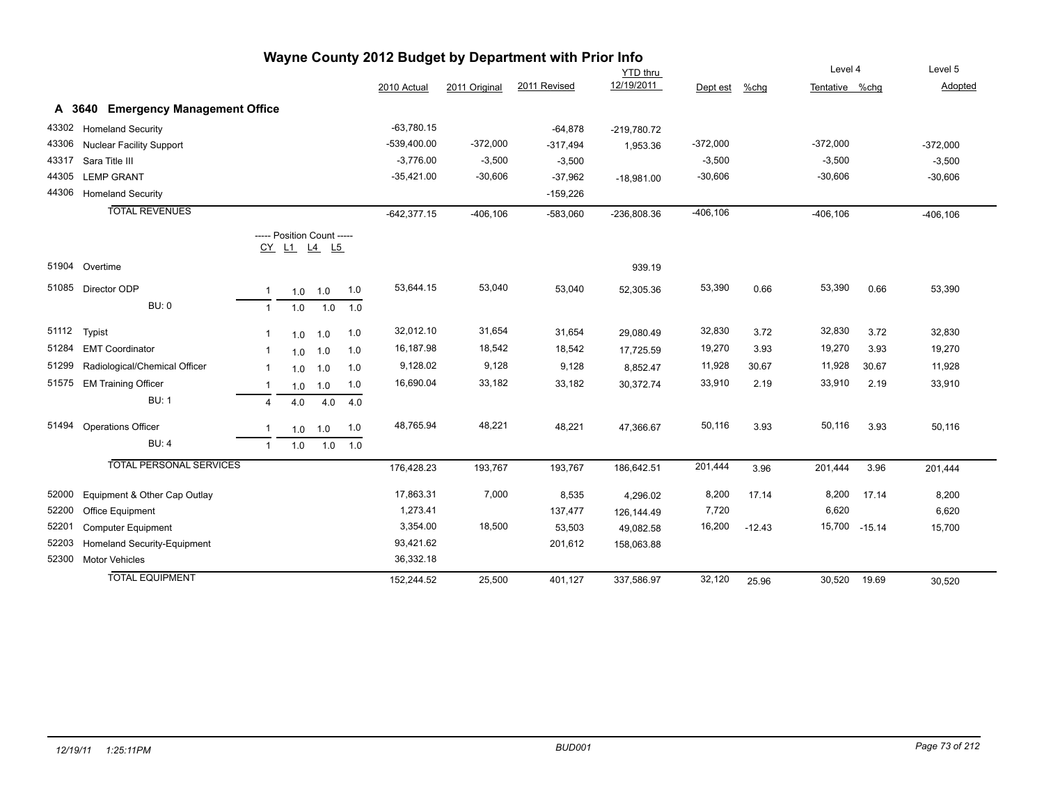# Wayne County 2012 Budget by Department with Prior Info

## A 3640 Emergency Management Office

| Code | Description | CY | L1 | L4 | L5 | 2010 Actual | 2011 Original | 2011 Revised | YTD thru 12/19/2011 | Dept est | %chg | Level 4 Tentative | %chg | Level 5 Adopted |
|---|---|---|---|---|---|---|---|---|---|---|---|---|---|---|
| 43302 | Homeland Security | | | | | -63,780.15 | | -64,878 | -219,780.72 | | | | | |
| 43306 | Nuclear Facility Support | | | | | -539,400.00 | -372,000 | -317,494 | 1,953.36 | -372,000 | | -372,000 | | -372,000 |
| 43317 | Sara Title III | | | | | -3,776.00 | -3,500 | -3,500 | | -3,500 | | -3,500 | | -3,500 |
| 44305 | LEMP GRANT | | | | | -35,421.00 | -30,606 | -37,962 | -18,981.00 | -30,606 | | -30,606 | | -30,606 |
| 44306 | Homeland Security | | | | | | | -159,226 | | | | | | |
| | TOTAL REVENUES | | | | | -642,377.15 | -406,106 | -583,060 | -236,808.36 | -406,106 | | -406,106 | | -406,106 |
| | | ----- Position Count ----- | | | | | | | | | | | | |
| 51904 | Overtime | | | | | | | | 939.19 | | | | | |
| 51085 | Director ODP | 1 | 1.0 | 1.0 | 1.0 | 53,644.15 | 53,040 | 53,040 | 52,305.36 | 53,390 | 0.66 | 53,390 | 0.66 | 53,390 |
| | BU: 0 | 1 | 1.0 | 1.0 | 1.0 | | | | | | | | | |
| 51112 | Typist | 1 | 1.0 | 1.0 | 1.0 | 32,012.10 | 31,654 | 31,654 | 29,080.49 | 32,830 | 3.72 | 32,830 | 3.72 | 32,830 |
| 51284 | EMT Coordinator | 1 | 1.0 | 1.0 | 1.0 | 16,187.98 | 18,542 | 18,542 | 17,725.59 | 19,270 | 3.93 | 19,270 | 3.93 | 19,270 |
| 51299 | Radiological/Chemical Officer | 1 | 1.0 | 1.0 | 1.0 | 9,128.02 | 9,128 | 9,128 | 8,852.47 | 11,928 | 30.67 | 11,928 | 30.67 | 11,928 |
| 51575 | EM Training Officer | 1 | 1.0 | 1.0 | 1.0 | 16,690.04 | 33,182 | 33,182 | 30,372.74 | 33,910 | 2.19 | 33,910 | 2.19 | 33,910 |
| | BU: 1 | 4 | 4.0 | 4.0 | 4.0 | | | | | | | | | |
| 51494 | Operations Officer | 1 | 1.0 | 1.0 | 1.0 | 48,765.94 | 48,221 | 48,221 | 47,366.67 | 50,116 | 3.93 | 50,116 | 3.93 | 50,116 |
| | BU: 4 | 1 | 1.0 | 1.0 | 1.0 | | | | | | | | | |
| | TOTAL PERSONAL SERVICES | | | | | 176,428.23 | 193,767 | 193,767 | 186,642.51 | 201,444 | 3.96 | 201,444 | 3.96 | 201,444 |
| 52000 | Equipment & Other Cap Outlay | | | | | 17,863.31 | 7,000 | 8,535 | 4,296.02 | 8,200 | 17.14 | 8,200 | 17.14 | 8,200 |
| 52200 | Office Equipment | | | | | 1,273.41 | | 137,477 | 126,144.49 | 7,720 | | 6,620 | | 6,620 |
| 52201 | Computer Equipment | | | | | 3,354.00 | 18,500 | 53,503 | 49,082.58 | 16,200 | -12.43 | 15,700 | -15.14 | 15,700 |
| 52203 | Homeland Security-Equipment | | | | | 93,421.62 | | 201,612 | 158,063.88 | | | | | |
| 52300 | Motor Vehicles | | | | | 36,332.18 | | | | | | | | |
| | TOTAL EQUIPMENT | | | | | 152,244.52 | 25,500 | 401,127 | 337,586.97 | 32,120 | 25.96 | 30,520 | 19.69 | 30,520 |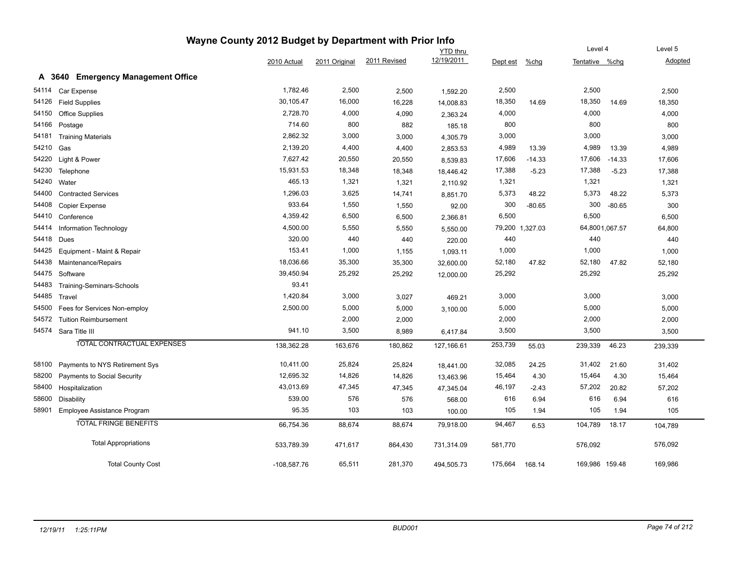# Wayne County 2012 Budget by Department with Prior Info

## A 3640 Emergency Management Office

| Code | Description | 2010 Actual | 2011 Original | 2011 Revised | YTD thru 12/19/2011 | Dept est | %chg | Level 4 Tentative | %chg | Level 5 Adopted |
|---|---|---|---|---|---|---|---|---|---|---|
| 54114 | Car Expense | 1,782.46 | 2,500 | 2,500 | 1,592.20 | 2,500 | | 2,500 | | 2,500 |
| 54126 | Field Supplies | 30,105.47 | 16,000 | 16,228 | 14,008.83 | 18,350 | 14.69 | 18,350 | 14.69 | 18,350 |
| 54150 | Office Supplies | 2,728.70 | 4,000 | 4,090 | 2,363.24 | 4,000 | | 4,000 | | 4,000 |
| 54166 | Postage | 714.60 | 800 | 882 | 185.18 | 800 | | 800 | | 800 |
| 54181 | Training Materials | 2,862.32 | 3,000 | 3,000 | 4,305.79 | 3,000 | | 3,000 | | 3,000 |
| 54210 | Gas | 2,139.20 | 4,400 | 4,400 | 2,853.53 | 4,989 | 13.39 | 4,989 | 13.39 | 4,989 |
| 54220 | Light & Power | 7,627.42 | 20,550 | 20,550 | 8,539.83 | 17,606 | -14.33 | 17,606 | -14.33 | 17,606 |
| 54230 | Telephone | 15,931.53 | 18,348 | 18,348 | 18,446.42 | 17,388 | -5.23 | 17,388 | -5.23 | 17,388 |
| 54240 | Water | 465.13 | 1,321 | 1,321 | 2,110.92 | 1,321 | | 1,321 | | 1,321 |
| 54400 | Contracted Services | 1,296.03 | 3,625 | 14,741 | 8,851.70 | 5,373 | 48.22 | 5,373 | 48.22 | 5,373 |
| 54408 | Copier Expense | 933.64 | 1,550 | 1,550 | 92.00 | 300 | -80.65 | 300 | -80.65 | 300 |
| 54410 | Conference | 4,359.42 | 6,500 | 6,500 | 2,366.81 | 6,500 | | 6,500 | | 6,500 |
| 54414 | Information Technology | 4,500.00 | 5,550 | 5,550 | 5,550.00 | 79,200 | 1,327.03 | 64,800 | 1,067.57 | 64,800 |
| 54418 | Dues | 320.00 | 440 | 440 | 220.00 | 440 | | 440 | | 440 |
| 54425 | Equipment - Maint & Repair | 153.41 | 1,000 | 1,155 | 1,093.11 | 1,000 | | 1,000 | | 1,000 |
| 54438 | Maintenance/Repairs | 18,036.66 | 35,300 | 35,300 | 32,600.00 | 52,180 | 47.82 | 52,180 | 47.82 | 52,180 |
| 54475 | Software | 39,450.94 | 25,292 | 25,292 | 12,000.00 | 25,292 | | 25,292 | | 25,292 |
| 54483 | Training-Seminars-Schools | 93.41 | | | | | | | | |
| 54485 | Travel | 1,420.84 | 3,000 | 3,027 | 469.21 | 3,000 | | 3,000 | | 3,000 |
| 54500 | Fees for Services Non-employ | 2,500.00 | 5,000 | 5,000 | 3,100.00 | 5,000 | | 5,000 | | 5,000 |
| 54572 | Tuition Reimbursement | | 2,000 | 2,000 | | 2,000 | | 2,000 | | 2,000 |
| 54574 | Sara Title III | 941.10 | 3,500 | 8,989 | 6,417.84 | 3,500 | | 3,500 | | 3,500 |
| | TOTAL CONTRACTUAL EXPENSES | 138,362.28 | 163,676 | 180,862 | 127,166.61 | 253,739 | 55.03 | 239,339 | 46.23 | 239,339 |
| 58100 | Payments to NYS Retirement Sys | 10,411.00 | 25,824 | 25,824 | 18,441.00 | 32,085 | 24.25 | 31,402 | 21.60 | 31,402 |
| 58200 | Payments to Social Security | 12,695.32 | 14,826 | 14,826 | 13,463.96 | 15,464 | 4.30 | 15,464 | 4.30 | 15,464 |
| 58400 | Hospitalization | 43,013.69 | 47,345 | 47,345 | 47,345.04 | 46,197 | -2.43 | 57,202 | 20.82 | 57,202 |
| 58600 | Disability | 539.00 | 576 | 576 | 568.00 | 616 | 6.94 | 616 | 6.94 | 616 |
| 58901 | Employee Assistance Program | 95.35 | 103 | 103 | 100.00 | 105 | 1.94 | 105 | 1.94 | 105 |
| | TOTAL FRINGE BENEFITS | 66,754.36 | 88,674 | 88,674 | 79,918.00 | 94,467 | 6.53 | 104,789 | 18.17 | 104,789 |
| | Total Appropriations | 533,789.39 | 471,617 | 864,430 | 731,314.09 | 581,770 | | 576,092 | | 576,092 |
| | Total County Cost | -108,587.76 | 65,511 | 281,370 | 494,505.73 | 175,664 | 168.14 | 169,986 | 159.48 | 169,986 |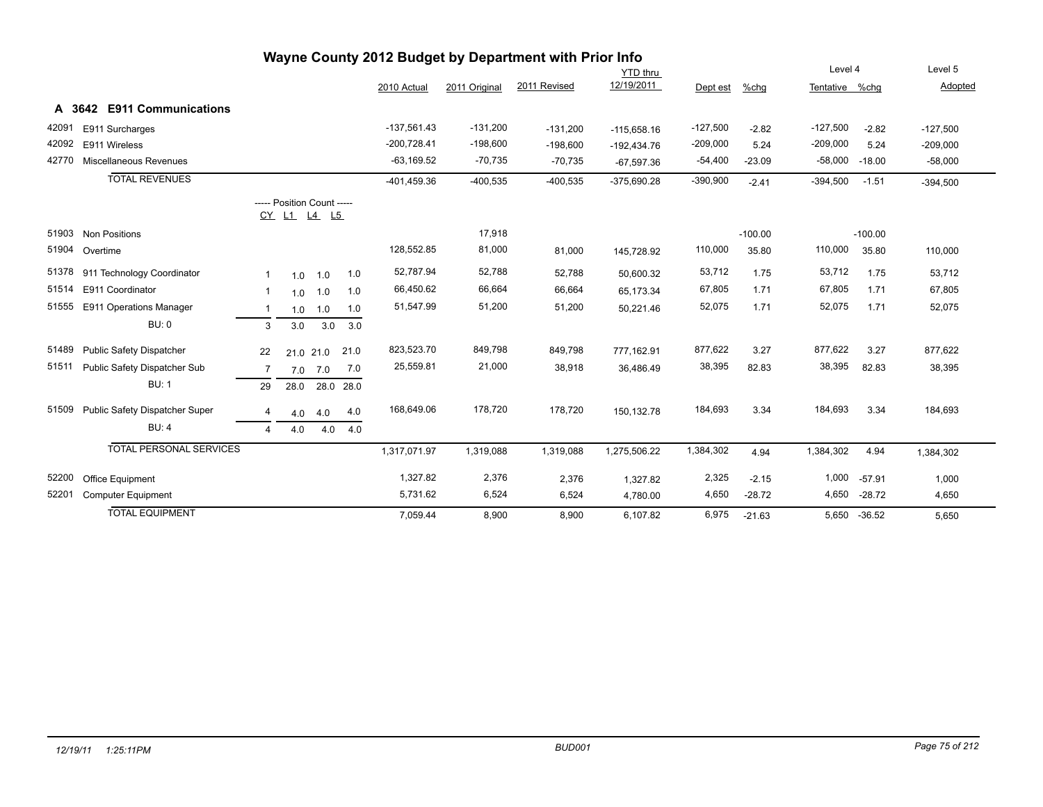# Wayne County 2012 Budget by Department with Prior Info

## A 3642 E911 Communications

| Code | Description | CY | L1 | L4 | L5 | 2010 Actual | 2011 Original | 2011 Revised | YTD thru 12/19/2011 | Dept est | %chg | Level 4 Tentative | %chg | Level 5 Adopted |
|---|---|---|---|---|---|---|---|---|---|---|---|---|---|---|
| 42091 | E911 Surcharges | | | | | -137,561.43 | -131,200 | -131,200 | -115,658.16 | -127,500 | -2.82 | -127,500 | -2.82 | -127,500 |
| 42092 | E911 Wireless | | | | | -200,728.41 | -198,600 | -198,600 | -192,434.76 | -209,000 | 5.24 | -209,000 | 5.24 | -209,000 |
| 42770 | Miscellaneous Revenues | | | | | -63,169.52 | -70,735 | -70,735 | -67,597.36 | -54,400 | -23.09 | -58,000 | -18.00 | -58,000 |
| | **TOTAL REVENUES** | | | | | -401,459.36 | -400,535 | -400,535 | -375,690.28 | -390,900 | -2.41 | -394,500 | -1.51 | -394,500 |
| | ----- Position Count ----- | CY | L1 | L4 | L5 | | | | | | | | | |
| 51903 | Non Positions | | | | | | 17,918 | | | | -100.00 | | -100.00 | |
| 51904 | Overtime | | | | | 128,552.85 | 81,000 | 81,000 | 145,728.92 | 110,000 | 35.80 | 110,000 | 35.80 | 110,000 |
| 51378 | 911 Technology Coordinator | 1 | 1.0 | 1.0 | 1.0 | 52,787.94 | 52,788 | 52,788 | 50,600.32 | 53,712 | 1.75 | 53,712 | 1.75 | 53,712 |
| 51514 | E911 Coordinator | 1 | 1.0 | 1.0 | 1.0 | 66,450.62 | 66,664 | 66,664 | 65,173.34 | 67,805 | 1.71 | 67,805 | 1.71 | 67,805 |
| 51555 | E911 Operations Manager | 1 | 1.0 | 1.0 | 1.0 | 51,547.99 | 51,200 | 51,200 | 50,221.46 | 52,075 | 1.71 | 52,075 | 1.71 | 52,075 |
| | BU: 0 | 3 | 3.0 | 3.0 | 3.0 | | | | | | | | | |
| 51489 | Public Safety Dispatcher | 22 | 21.0 | 21.0 | 21.0 | 823,523.70 | 849,798 | 849,798 | 777,162.91 | 877,622 | 3.27 | 877,622 | 3.27 | 877,622 |
| 51511 | Public Safety Dispatcher Sub | 7 | 7.0 | 7.0 | 7.0 | 25,559.81 | 21,000 | 38,918 | 36,486.49 | 38,395 | 82.83 | 38,395 | 82.83 | 38,395 |
| | BU: 1 | 29 | 28.0 | 28.0 | 28.0 | | | | | | | | | |
| 51509 | Public Safety Dispatcher Super | 4 | 4.0 | 4.0 | 4.0 | 168,649.06 | 178,720 | 178,720 | 150,132.78 | 184,693 | 3.34 | 184,693 | 3.34 | 184,693 |
| | BU: 4 | 4 | 4.0 | 4.0 | 4.0 | | | | | | | | | |
| | **TOTAL PERSONAL SERVICES** | | | | | 1,317,071.97 | 1,319,088 | 1,319,088 | 1,275,506.22 | 1,384,302 | 4.94 | 1,384,302 | 4.94 | 1,384,302 |
| 52200 | Office Equipment | | | | | 1,327.82 | 2,376 | 2,376 | 1,327.82 | 2,325 | -2.15 | 1,000 | -57.91 | 1,000 |
| 52201 | Computer Equipment | | | | | 5,731.62 | 6,524 | 6,524 | 4,780.00 | 4,650 | -28.72 | 4,650 | -28.72 | 4,650 |
| | **TOTAL EQUIPMENT** | | | | | 7,059.44 | 8,900 | 8,900 | 6,107.82 | 6,975 | -21.63 | 5,650 | -36.52 | 5,650 |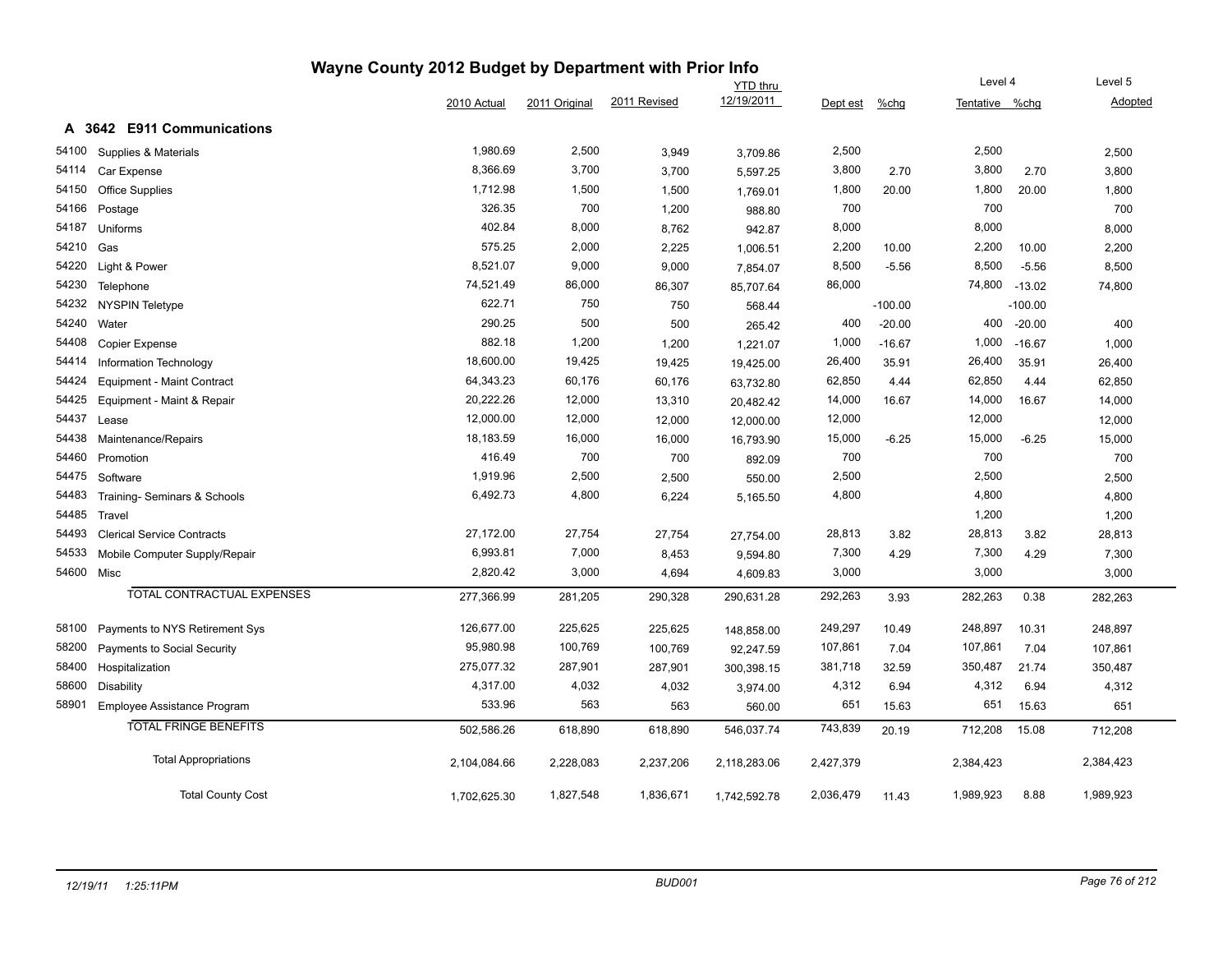# Wayne County 2012 Budget by Department with Prior Info

## A 3642 E911 Communications

| Code | Description | 2010 Actual | 2011 Original | 2011 Revised | YTD thru 12/19/2011 | Dept est | %chg | Level 4 Tentative | %chg | Level 5 Adopted |
|---|---|---|---|---|---|---|---|---|---|---|
| 54100 | Supplies & Materials | 1,980.69 | 2,500 | 3,949 | 3,709.86 | 2,500 | | 2,500 | | 2,500 |
| 54114 | Car Expense | 8,366.69 | 3,700 | 3,700 | 5,597.25 | 3,800 | 2.70 | 3,800 | 2.70 | 3,800 |
| 54150 | Office Supplies | 1,712.98 | 1,500 | 1,500 | 1,769.01 | 1,800 | 20.00 | 1,800 | 20.00 | 1,800 |
| 54166 | Postage | 326.35 | 700 | 1,200 | 988.80 | 700 | | 700 | | 700 |
| 54187 | Uniforms | 402.84 | 8,000 | 8,762 | 942.87 | 8,000 | | 8,000 | | 8,000 |
| 54210 | Gas | 575.25 | 2,000 | 2,225 | 1,006.51 | 2,200 | 10.00 | 2,200 | 10.00 | 2,200 |
| 54220 | Light & Power | 8,521.07 | 9,000 | 9,000 | 7,854.07 | 8,500 | -5.56 | 8,500 | -5.56 | 8,500 |
| 54230 | Telephone | 74,521.49 | 86,000 | 86,307 | 85,707.64 | 86,000 | | 74,800 | -13.02 | 74,800 |
| 54232 | NYSPIN Teletype | 622.71 | 750 | 750 | 568.44 | | -100.00 | | -100.00 | |
| 54240 | Water | 290.25 | 500 | 500 | 265.42 | 400 | -20.00 | 400 | -20.00 | 400 |
| 54408 | Copier Expense | 882.18 | 1,200 | 1,200 | 1,221.07 | 1,000 | -16.67 | 1,000 | -16.67 | 1,000 |
| 54414 | Information Technology | 18,600.00 | 19,425 | 19,425 | 19,425.00 | 26,400 | 35.91 | 26,400 | 35.91 | 26,400 |
| 54424 | Equipment - Maint Contract | 64,343.23 | 60,176 | 60,176 | 63,732.80 | 62,850 | 4.44 | 62,850 | 4.44 | 62,850 |
| 54425 | Equipment - Maint & Repair | 20,222.26 | 12,000 | 13,310 | 20,482.42 | 14,000 | 16.67 | 14,000 | 16.67 | 14,000 |
| 54437 | Lease | 12,000.00 | 12,000 | 12,000 | 12,000.00 | 12,000 | | 12,000 | | 12,000 |
| 54438 | Maintenance/Repairs | 18,183.59 | 16,000 | 16,000 | 16,793.90 | 15,000 | -6.25 | 15,000 | -6.25 | 15,000 |
| 54460 | Promotion | 416.49 | 700 | 700 | 892.09 | 700 | | 700 | | 700 |
| 54475 | Software | 1,919.96 | 2,500 | 2,500 | 550.00 | 2,500 | | 2,500 | | 2,500 |
| 54483 | Training- Seminars & Schools | 6,492.73 | 4,800 | 6,224 | 5,165.50 | 4,800 | | 4,800 | | 4,800 |
| 54485 | Travel | | | | | | | 1,200 | | 1,200 |
| 54493 | Clerical Service Contracts | 27,172.00 | 27,754 | 27,754 | 27,754.00 | 28,813 | 3.82 | 28,813 | 3.82 | 28,813 |
| 54533 | Mobile Computer Supply/Repair | 6,993.81 | 7,000 | 8,453 | 9,594.80 | 7,300 | 4.29 | 7,300 | 4.29 | 7,300 |
| 54600 | Misc | 2,820.42 | 3,000 | 4,694 | 4,609.83 | 3,000 | | 3,000 | | 3,000 |
| | TOTAL CONTRACTUAL EXPENSES | 277,366.99 | 281,205 | 290,328 | 290,631.28 | 292,263 | 3.93 | 282,263 | 0.38 | 282,263 |
| 58100 | Payments to NYS Retirement Sys | 126,677.00 | 225,625 | 225,625 | 148,858.00 | 249,297 | 10.49 | 248,897 | 10.31 | 248,897 |
| 58200 | Payments to Social Security | 95,980.98 | 100,769 | 100,769 | 92,247.59 | 107,861 | 7.04 | 107,861 | 7.04 | 107,861 |
| 58400 | Hospitalization | 275,077.32 | 287,901 | 287,901 | 300,398.15 | 381,718 | 32.59 | 350,487 | 21.74 | 350,487 |
| 58600 | Disability | 4,317.00 | 4,032 | 4,032 | 3,974.00 | 4,312 | 6.94 | 4,312 | 6.94 | 4,312 |
| 58901 | Employee Assistance Program | 533.96 | 563 | 563 | 560.00 | 651 | 15.63 | 651 | 15.63 | 651 |
| | TOTAL FRINGE BENEFITS | 502,586.26 | 618,890 | 618,890 | 546,037.74 | 743,839 | 20.19 | 712,208 | 15.08 | 712,208 |
| | Total Appropriations | 2,104,084.66 | 2,228,083 | 2,237,206 | 2,118,283.06 | 2,427,379 | | 2,384,423 | | 2,384,423 |
| | Total County Cost | 1,702,625.30 | 1,827,548 | 1,836,671 | 1,742,592.78 | 2,036,479 | 11.43 | 1,989,923 | 8.88 | 1,989,923 |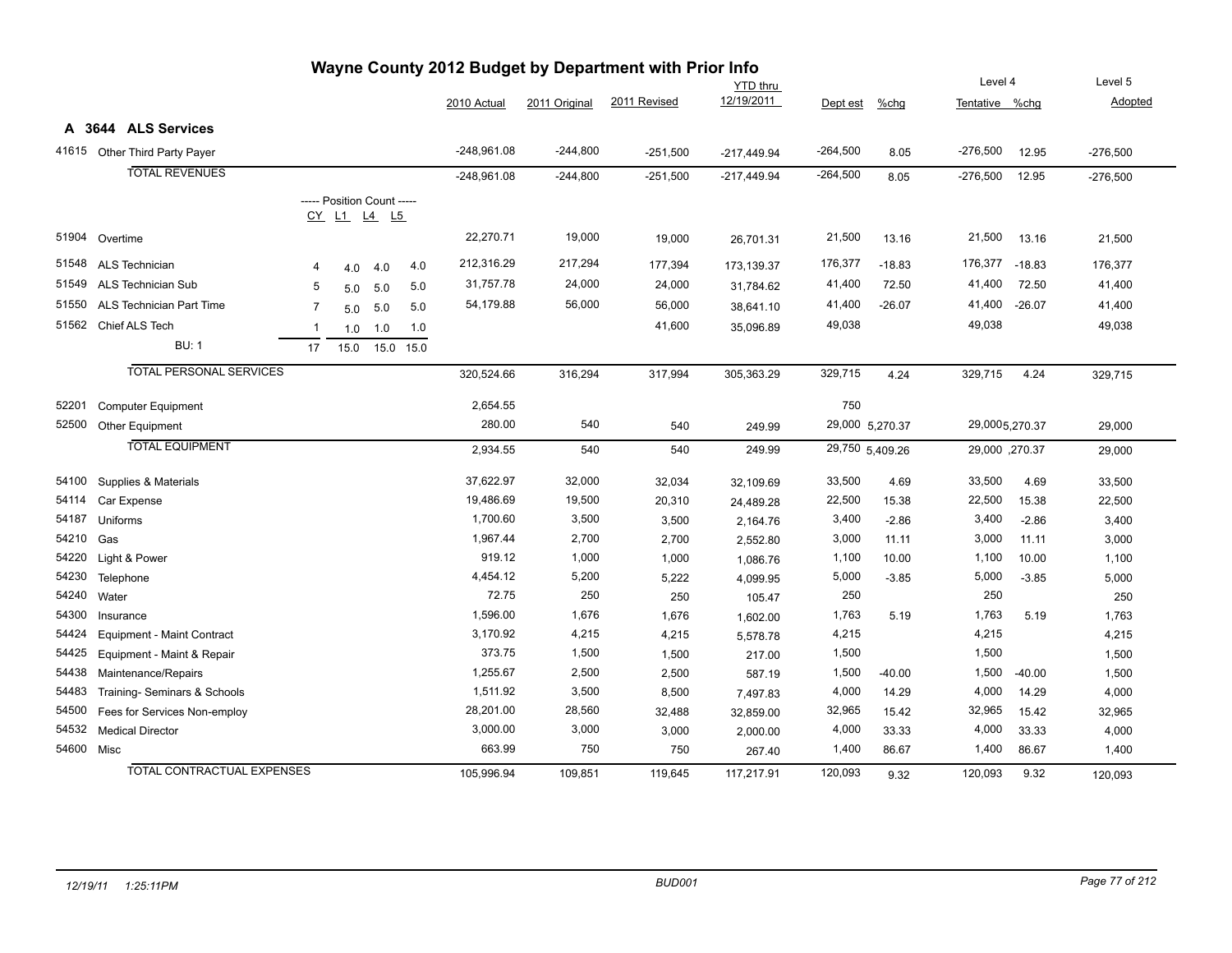# Wayne County 2012 Budget by Department with Prior Info

## A 3644 ALS Services

| Code | Description | CY | L1 | L4 | L5 | 2010 Actual | 2011 Original | 2011 Revised | YTD thru 12/19/2011 | Dept est | %chg | Level 4 Tentative | %chg | Level 5 Adopted |
|---|---|---|---|---|---|---|---|---|---|---|---|---|---|---|
| 41615 | Other Third Party Payer | | | | | -248,961.08 | -244,800 | -251,500 | -217,449.94 | -264,500 | 8.05 | -276,500 | 12.95 | -276,500 |
| | **TOTAL REVENUES** | | | | | -248,961.08 | -244,800 | -251,500 | -217,449.94 | -264,500 | 8.05 | -276,500 | 12.95 | -276,500 |
| | ----- Position Count ----- | CY | L1 | L4 | L5 | | | | | | | | | |
| 51904 | Overtime | | | | | 22,270.71 | 19,000 | 19,000 | 26,701.31 | 21,500 | 13.16 | 21,500 | 13.16 | 21,500 |
| 51548 | ALS Technician | 4 | 4.0 | 4.0 | 4.0 | 212,316.29 | 217,294 | 177,394 | 173,139.37 | 176,377 | -18.83 | 176,377 | -18.83 | 176,377 |
| 51549 | ALS Technician Sub | 5 | 5.0 | 5.0 | 5.0 | 31,757.78 | 24,000 | 24,000 | 31,784.62 | 41,400 | 72.50 | 41,400 | 72.50 | 41,400 |
| 51550 | ALS Technician Part Time | 7 | 5.0 | 5.0 | 5.0 | 54,179.88 | 56,000 | 56,000 | 38,641.10 | 41,400 | -26.07 | 41,400 | -26.07 | 41,400 |
| 51562 | Chief ALS Tech | 1 | 1.0 | 1.0 | 1.0 | | | 41,600 | 35,096.89 | 49,038 | | 49,038 | | 49,038 |
| | BU: 1 | 17 | 15.0 | 15.0 | 15.0 | | | | | | | | | |
| | **TOTAL PERSONAL SERVICES** | | | | | 320,524.66 | 316,294 | 317,994 | 305,363.29 | 329,715 | 4.24 | 329,715 | 4.24 | 329,715 |
| 52201 | Computer Equipment | | | | | 2,654.55 | | | | 750 | | | | |
| 52500 | Other Equipment | | | | | 280.00 | 540 | 540 | 249.99 | 29,000 | 5,270.37 | 29,000 | 5,270.37 | 29,000 |
| | **TOTAL EQUIPMENT** | | | | | 2,934.55 | 540 | 540 | 249.99 | 29,750 | 5,409.26 | 29,000 | ,270.37 | 29,000 |
| 54100 | Supplies & Materials | | | | | 37,622.97 | 32,000 | 32,034 | 32,109.69 | 33,500 | 4.69 | 33,500 | 4.69 | 33,500 |
| 54114 | Car Expense | | | | | 19,486.69 | 19,500 | 20,310 | 24,489.28 | 22,500 | 15.38 | 22,500 | 15.38 | 22,500 |
| 54187 | Uniforms | | | | | 1,700.60 | 3,500 | 3,500 | 2,164.76 | 3,400 | -2.86 | 3,400 | -2.86 | 3,400 |
| 54210 | Gas | | | | | 1,967.44 | 2,700 | 2,700 | 2,552.80 | 3,000 | 11.11 | 3,000 | 11.11 | 3,000 |
| 54220 | Light & Power | | | | | 919.12 | 1,000 | 1,000 | 1,086.76 | 1,100 | 10.00 | 1,100 | 10.00 | 1,100 |
| 54230 | Telephone | | | | | 4,454.12 | 5,200 | 5,222 | 4,099.95 | 5,000 | -3.85 | 5,000 | -3.85 | 5,000 |
| 54240 | Water | | | | | 72.75 | 250 | 250 | 105.47 | 250 | | 250 | | 250 |
| 54300 | Insurance | | | | | 1,596.00 | 1,676 | 1,676 | 1,602.00 | 1,763 | 5.19 | 1,763 | 5.19 | 1,763 |
| 54424 | Equipment - Maint Contract | | | | | 3,170.92 | 4,215 | 4,215 | 5,578.78 | 4,215 | | 4,215 | | 4,215 |
| 54425 | Equipment - Maint & Repair | | | | | 373.75 | 1,500 | 1,500 | 217.00 | 1,500 | | 1,500 | | 1,500 |
| 54438 | Maintenance/Repairs | | | | | 1,255.67 | 2,500 | 2,500 | 587.19 | 1,500 | -40.00 | 1,500 | -40.00 | 1,500 |
| 54483 | Training- Seminars & Schools | | | | | 1,511.92 | 3,500 | 8,500 | 7,497.83 | 4,000 | 14.29 | 4,000 | 14.29 | 4,000 |
| 54500 | Fees for Services Non-employ | | | | | 28,201.00 | 28,560 | 32,488 | 32,859.00 | 32,965 | 15.42 | 32,965 | 15.42 | 32,965 |
| 54532 | Medical Director | | | | | 3,000.00 | 3,000 | 3,000 | 2,000.00 | 4,000 | 33.33 | 4,000 | 33.33 | 4,000 |
| 54600 | Misc | | | | | 663.99 | 750 | 750 | 267.40 | 1,400 | 86.67 | 1,400 | 86.67 | 1,400 |
| | **TOTAL CONTRACTUAL EXPENSES** | | | | | 105,996.94 | 109,851 | 119,645 | 117,217.91 | 120,093 | 9.32 | 120,093 | 9.32 | 120,093 |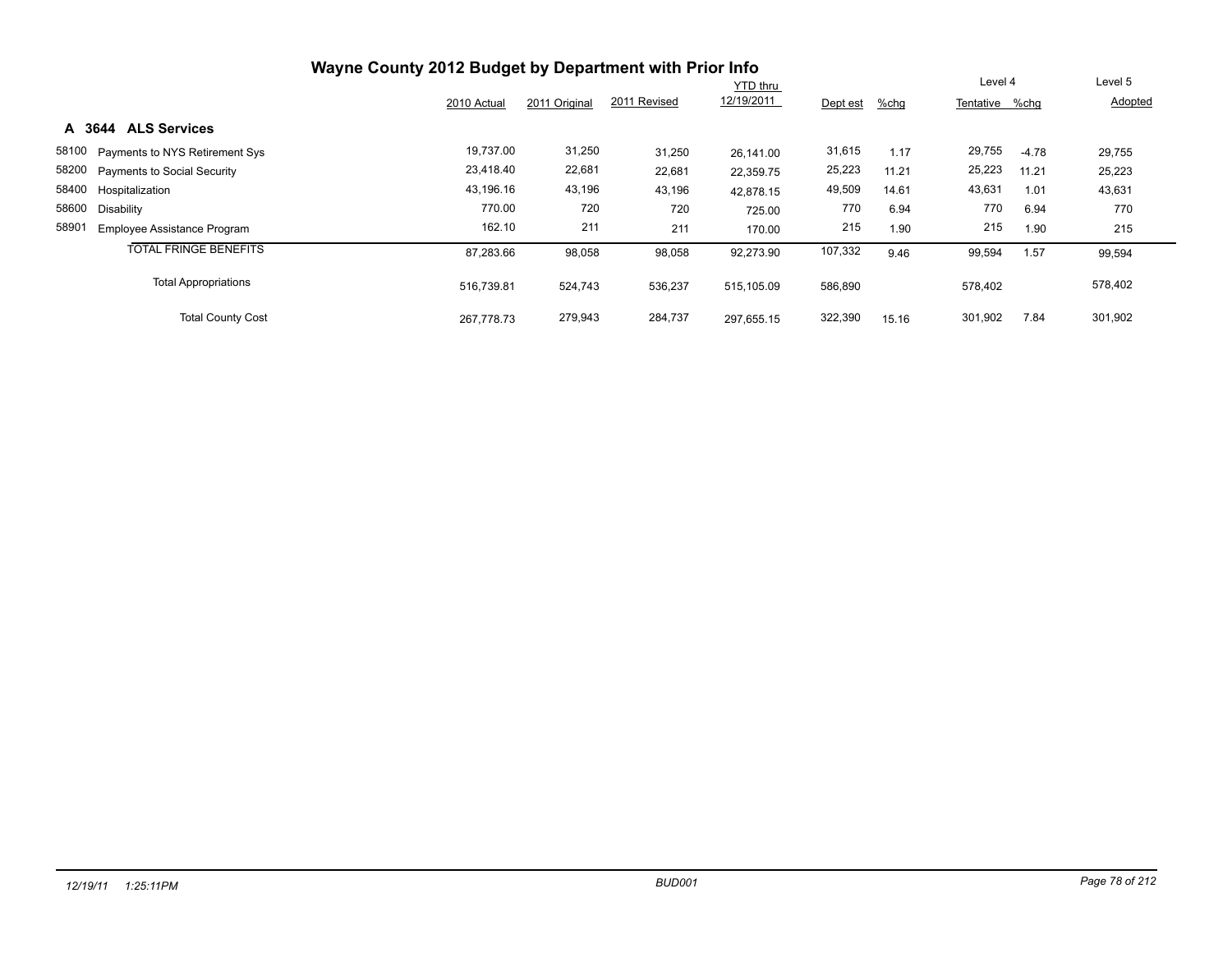# Wayne County 2012 Budget by Department with Prior Info

## A 3644 ALS Services

| | | 2010 Actual | 2011 Original | 2011 Revised | YTD thru 12/19/2011 | Dept est | %chg | Level 4 Tentative | %chg | Level 5 Adopted |
|---|---|---|---|---|---|---|---|---|---|---|
| 58100 | Payments to NYS Retirement Sys | 19,737.00 | 31,250 | 31,250 | 26,141.00 | 31,615 | 1.17 | 29,755 | -4.78 | 29,755 |
| 58200 | Payments to Social Security | 23,418.40 | 22,681 | 22,681 | 22,359.75 | 25,223 | 11.21 | 25,223 | 11.21 | 25,223 |
| 58400 | Hospitalization | 43,196.16 | 43,196 | 43,196 | 42,878.15 | 49,509 | 14.61 | 43,631 | 1.01 | 43,631 |
| 58600 | Disability | 770.00 | 720 | 720 | 725.00 | 770 | 6.94 | 770 | 6.94 | 770 |
| 58901 | Employee Assistance Program | 162.10 | 211 | 211 | 170.00 | 215 | 1.90 | 215 | 1.90 | 215 |
| | TOTAL FRINGE BENEFITS | 87,283.66 | 98,058 | 98,058 | 92,273.90 | 107,332 | 9.46 | 99,594 | 1.57 | 99,594 |
| | Total Appropriations | 516,739.81 | 524,743 | 536,237 | 515,105.09 | 586,890 | | 578,402 | | 578,402 |
| | Total County Cost | 267,778.73 | 279,943 | 284,737 | 297,655.15 | 322,390 | 15.16 | 301,902 | 7.84 | 301,902 |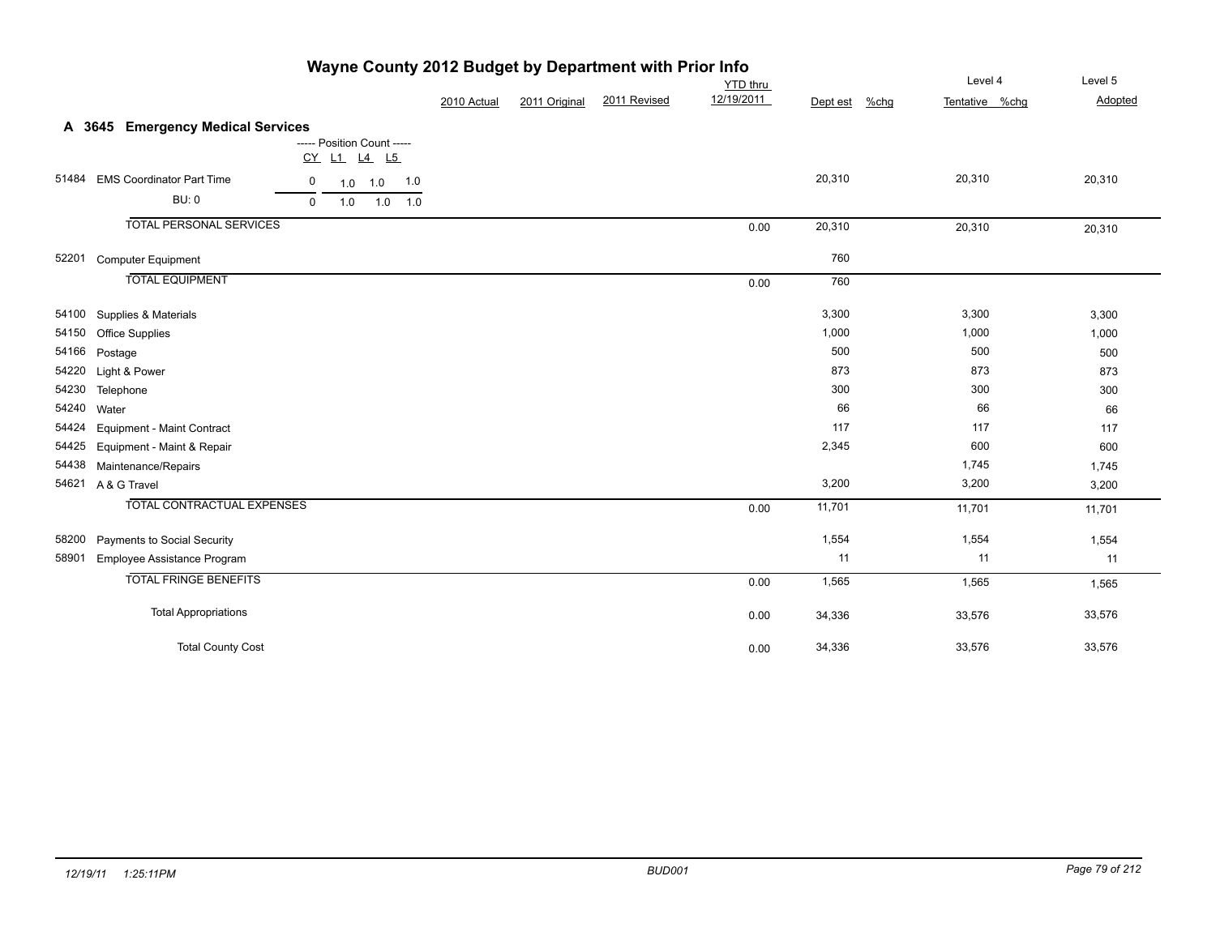# Wayne County 2012 Budget by Department with Prior Info

## A 3645 Emergency Medical Services

| | | Position Count CY | L1 | L4 | L5 | 2010 Actual | 2011 Original | 2011 Revised | YTD thru 12/19/2011 | Dept est | %chg | Level 4 Tentative | %chg | Level 5 Adopted |
|---|---|---|---|---|---|---|---|---|---|---|---|---|---|---|
| 51484 | EMS Coordinator Part Time | 0 | 1.0 | 1.0 | 1.0 | | | | | 20,310 | | 20,310 | | 20,310 |
| | BU: 0 | 0 | 1.0 | 1.0 | 1.0 | | | | | | | | | |
| | TOTAL PERSONAL SERVICES | | | | | | | | 0.00 | 20,310 | | 20,310 | | 20,310 |
| 52201 | Computer Equipment | | | | | | | | | 760 | | | | |
| | TOTAL EQUIPMENT | | | | | | | | 0.00 | 760 | | | | |
| 54100 | Supplies & Materials | | | | | | | | | 3,300 | | 3,300 | | 3,300 |
| 54150 | Office Supplies | | | | | | | | | 1,000 | | 1,000 | | 1,000 |
| 54166 | Postage | | | | | | | | | 500 | | 500 | | 500 |
| 54220 | Light & Power | | | | | | | | | 873 | | 873 | | 873 |
| 54230 | Telephone | | | | | | | | | 300 | | 300 | | 300 |
| 54240 | Water | | | | | | | | | 66 | | 66 | | 66 |
| 54424 | Equipment - Maint Contract | | | | | | | | | 117 | | 117 | | 117 |
| 54425 | Equipment - Maint & Repair | | | | | | | | | 2,345 | | 600 | | 600 |
| 54438 | Maintenance/Repairs | | | | | | | | | | | 1,745 | | 1,745 |
| 54621 | A & G Travel | | | | | | | | | 3,200 | | 3,200 | | 3,200 |
| | TOTAL CONTRACTUAL EXPENSES | | | | | | | | 0.00 | 11,701 | | 11,701 | | 11,701 |
| 58200 | Payments to Social Security | | | | | | | | | 1,554 | | 1,554 | | 1,554 |
| 58901 | Employee Assistance Program | | | | | | | | | 11 | | 11 | | 11 |
| | TOTAL FRINGE BENEFITS | | | | | | | | 0.00 | 1,565 | | 1,565 | | 1,565 |
| | Total Appropriations | | | | | | | | 0.00 | 34,336 | | 33,576 | | 33,576 |
| | Total County Cost | | | | | | | | 0.00 | 34,336 | | 33,576 | | 33,576 |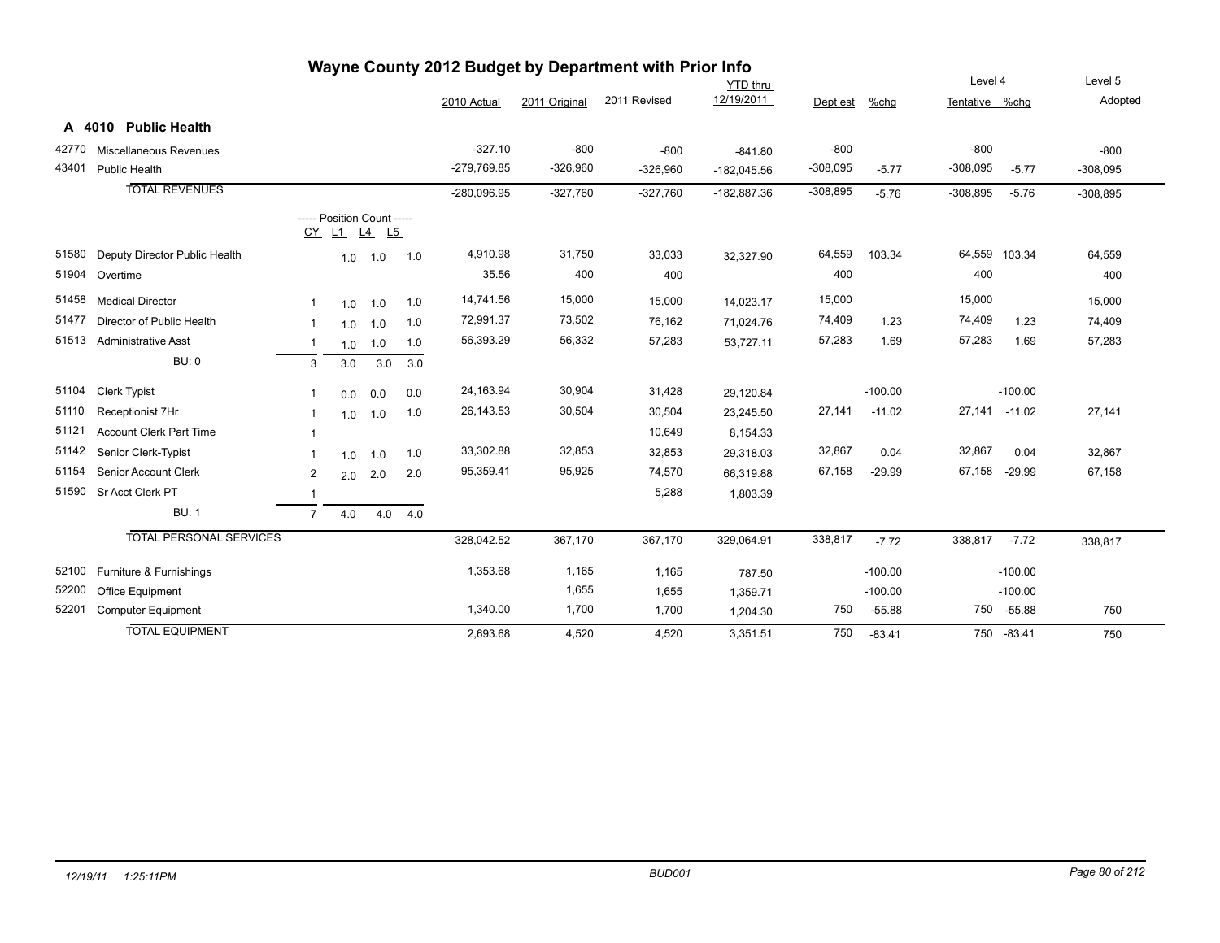# Wayne County 2012 Budget by Department with Prior Info

## A 4010 Public Health

| Code | Description | CY | L1 | L4 | L5 | 2010 Actual | 2011 Original | 2011 Revised | YTD thru 12/19/2011 | Dept est | %chg | Level 4 Tentative | Level 4 %chg | Level 5 Adopted |
|---|---|---|---|---|---|---|---|---|---|---|---|---|---|---|
| 42770 | Miscellaneous Revenues | | | | | -327.10 | -800 | -800 | -841.80 | -800 | | -800 | | -800 |
| 43401 | Public Health | | | | | -279,769.85 | -326,960 | -326,960 | -182,045.56 | -308,095 | -5.77 | -308,095 | -5.77 | -308,095 |
| | **TOTAL REVENUES** | | | | | -280,096.95 | -327,760 | -327,760 | -182,887.36 | -308,895 | -5.76 | -308,895 | -5.76 | -308,895 |
| | ----- Position Count ----- | CY | L1 | L4 | L5 | | | | | | | | | |
| 51580 | Deputy Director Public Health | | 1.0 | 1.0 | 1.0 | 4,910.98 | 31,750 | 33,033 | 32,327.90 | 64,559 | 103.34 | 64,559 | 103.34 | 64,559 |
| 51904 | Overtime | | | | | 35.56 | 400 | 400 | | 400 | | 400 | | 400 |
| 51458 | Medical Director | 1 | 1.0 | 1.0 | 1.0 | 14,741.56 | 15,000 | 15,000 | 14,023.17 | 15,000 | | 15,000 | | 15,000 |
| 51477 | Director of Public Health | 1 | 1.0 | 1.0 | 1.0 | 72,991.37 | 73,502 | 76,162 | 71,024.76 | 74,409 | 1.23 | 74,409 | 1.23 | 74,409 |
| 51513 | Administrative Asst | 1 | 1.0 | 1.0 | 1.0 | 56,393.29 | 56,332 | 57,283 | 53,727.11 | 57,283 | 1.69 | 57,283 | 1.69 | 57,283 |
| | BU: 0 | 3 | 3.0 | 3.0 | 3.0 | | | | | | | | | |
| 51104 | Clerk Typist | 1 | 0.0 | 0.0 | 0.0 | 24,163.94 | 30,904 | 31,428 | 29,120.84 | | -100.00 | | -100.00 | |
| 51110 | Receptionist 7Hr | 1 | 1.0 | 1.0 | 1.0 | 26,143.53 | 30,504 | 30,504 | 23,245.50 | 27,141 | -11.02 | 27,141 | -11.02 | 27,141 |
| 51121 | Account Clerk Part Time | 1 | | | | | | 10,649 | 8,154.33 | | | | | |
| 51142 | Senior Clerk-Typist | 1 | 1.0 | 1.0 | 1.0 | 33,302.88 | 32,853 | 32,853 | 29,318.03 | 32,867 | 0.04 | 32,867 | 0.04 | 32,867 |
| 51154 | Senior Account Clerk | 2 | 2.0 | 2.0 | 2.0 | 95,359.41 | 95,925 | 74,570 | 66,319.88 | 67,158 | -29.99 | 67,158 | -29.99 | 67,158 |
| 51590 | Sr Acct Clerk PT | 1 | | | | | | 5,288 | 1,803.39 | | | | | |
| | BU: 1 | 7 | 4.0 | 4.0 | 4.0 | | | | | | | | | |
| | **TOTAL PERSONAL SERVICES** | | | | | 328,042.52 | 367,170 | 367,170 | 329,064.91 | 338,817 | -7.72 | 338,817 | -7.72 | 338,817 |
| 52100 | Furniture & Furnishings | | | | | 1,353.68 | 1,165 | 1,165 | 787.50 | | -100.00 | | -100.00 | |
| 52200 | Office Equipment | | | | | | 1,655 | 1,655 | 1,359.71 | | -100.00 | | -100.00 | |
| 52201 | Computer Equipment | | | | | 1,340.00 | 1,700 | 1,700 | 1,204.30 | 750 | -55.88 | 750 | -55.88 | 750 |
| | **TOTAL EQUIPMENT** | | | | | 2,693.68 | 4,520 | 4,520 | 3,351.51 | 750 | -83.41 | 750 | -83.41 | 750 |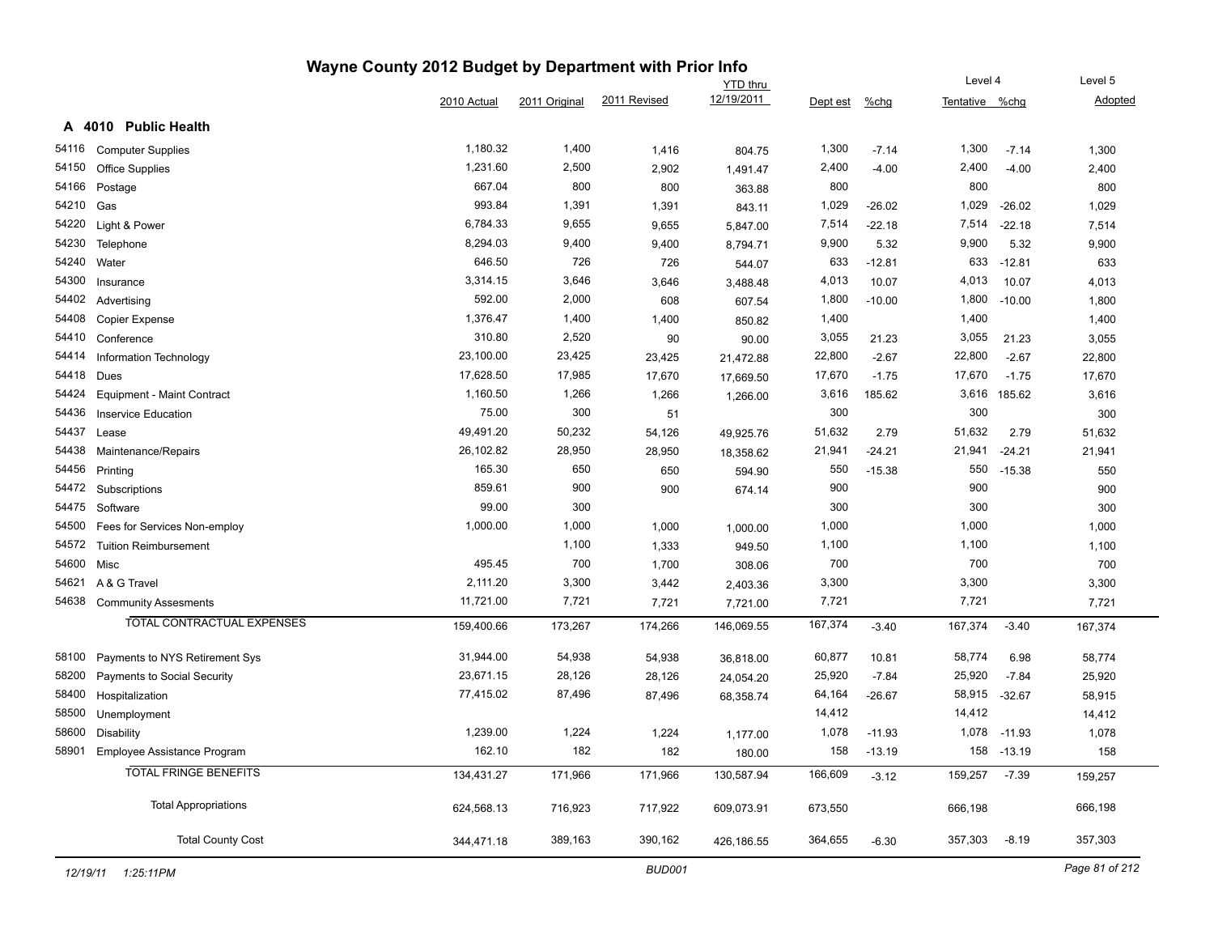# Wayne County 2012 Budget by Department with Prior Info

## A 4010 Public Health

| | | 2010 Actual | 2011 Original | 2011 Revised | YTD thru 12/19/2011 | Dept est | %chg | Level 4 Tentative | %chg | Level 5 Adopted |
|---|---|---|---|---|---|---|---|---|---|---|
| 54116 | Computer Supplies | 1,180.32 | 1,400 | 1,416 | 804.75 | 1,300 | -7.14 | 1,300 | -7.14 | 1,300 |
| 54150 | Office Supplies | 1,231.60 | 2,500 | 2,902 | 1,491.47 | 2,400 | -4.00 | 2,400 | -4.00 | 2,400 |
| 54166 | Postage | 667.04 | 800 | 800 | 363.88 | 800 | | 800 | | 800 |
| 54210 | Gas | 993.84 | 1,391 | 1,391 | 843.11 | 1,029 | -26.02 | 1,029 | -26.02 | 1,029 |
| 54220 | Light & Power | 6,784.33 | 9,655 | 9,655 | 5,847.00 | 7,514 | -22.18 | 7,514 | -22.18 | 7,514 |
| 54230 | Telephone | 8,294.03 | 9,400 | 9,400 | 8,794.71 | 9,900 | 5.32 | 9,900 | 5.32 | 9,900 |
| 54240 | Water | 646.50 | 726 | 726 | 544.07 | 633 | -12.81 | 633 | -12.81 | 633 |
| 54300 | Insurance | 3,314.15 | 3,646 | 3,646 | 3,488.48 | 4,013 | 10.07 | 4,013 | 10.07 | 4,013 |
| 54402 | Advertising | 592.00 | 2,000 | 608 | 607.54 | 1,800 | -10.00 | 1,800 | -10.00 | 1,800 |
| 54408 | Copier Expense | 1,376.47 | 1,400 | 1,400 | 850.82 | 1,400 | | 1,400 | | 1,400 |
| 54410 | Conference | 310.80 | 2,520 | 90 | 90.00 | 3,055 | 21.23 | 3,055 | 21.23 | 3,055 |
| 54414 | Information Technology | 23,100.00 | 23,425 | 23,425 | 21,472.88 | 22,800 | -2.67 | 22,800 | -2.67 | 22,800 |
| 54418 | Dues | 17,628.50 | 17,985 | 17,670 | 17,669.50 | 17,670 | -1.75 | 17,670 | -1.75 | 17,670 |
| 54424 | Equipment - Maint Contract | 1,160.50 | 1,266 | 1,266 | 1,266.00 | 3,616 | 185.62 | 3,616 | 185.62 | 3,616 |
| 54436 | Inservice Education | 75.00 | 300 | 51 | | 300 | | 300 | | 300 |
| 54437 | Lease | 49,491.20 | 50,232 | 54,126 | 49,925.76 | 51,632 | 2.79 | 51,632 | 2.79 | 51,632 |
| 54438 | Maintenance/Repairs | 26,102.82 | 28,950 | 28,950 | 18,358.62 | 21,941 | -24.21 | 21,941 | -24.21 | 21,941 |
| 54456 | Printing | 165.30 | 650 | 650 | 594.90 | 550 | -15.38 | 550 | -15.38 | 550 |
| 54472 | Subscriptions | 859.61 | 900 | 900 | 674.14 | 900 | | 900 | | 900 |
| 54475 | Software | 99.00 | 300 | | | 300 | | 300 | | 300 |
| 54500 | Fees for Services Non-employ | 1,000.00 | 1,000 | 1,000 | 1,000.00 | 1,000 | | 1,000 | | 1,000 |
| 54572 | Tuition Reimbursement | | 1,100 | 1,333 | 949.50 | 1,100 | | 1,100 | | 1,100 |
| 54600 | Misc | 495.45 | 700 | 1,700 | 308.06 | 700 | | 700 | | 700 |
| 54621 | A & G Travel | 2,111.20 | 3,300 | 3,442 | 2,403.36 | 3,300 | | 3,300 | | 3,300 |
| 54638 | Community Assesments | 11,721.00 | 7,721 | 7,721 | 7,721.00 | 7,721 | | 7,721 | | 7,721 |
| | TOTAL CONTRACTUAL EXPENSES | 159,400.66 | 173,267 | 174,266 | 146,069.55 | 167,374 | -3.40 | 167,374 | -3.40 | 167,374 |
| 58100 | Payments to NYS Retirement Sys | 31,944.00 | 54,938 | 54,938 | 36,818.00 | 60,877 | 10.81 | 58,774 | 6.98 | 58,774 |
| 58200 | Payments to Social Security | 23,671.15 | 28,126 | 28,126 | 24,054.20 | 25,920 | -7.84 | 25,920 | -7.84 | 25,920 |
| 58400 | Hospitalization | 77,415.02 | 87,496 | 87,496 | 68,358.74 | 64,164 | -26.67 | 58,915 | -32.67 | 58,915 |
| 58500 | Unemployment | | | | | 14,412 | | 14,412 | | 14,412 |
| 58600 | Disability | 1,239.00 | 1,224 | 1,224 | 1,177.00 | 1,078 | -11.93 | 1,078 | -11.93 | 1,078 |
| 58901 | Employee Assistance Program | 162.10 | 182 | 182 | 180.00 | 158 | -13.19 | 158 | -13.19 | 158 |
| | TOTAL FRINGE BENEFITS | 134,431.27 | 171,966 | 171,966 | 130,587.94 | 166,609 | -3.12 | 159,257 | -7.39 | 159,257 |
| | Total Appropriations | 624,568.13 | 716,923 | 717,922 | 609,073.91 | 673,550 | | 666,198 | | 666,198 |
| | Total County Cost | 344,471.18 | 389,163 | 390,162 | 426,186.55 | 364,655 | -6.30 | 357,303 | -8.19 | 357,303 |

12/19/11 1:25:11PM BUD001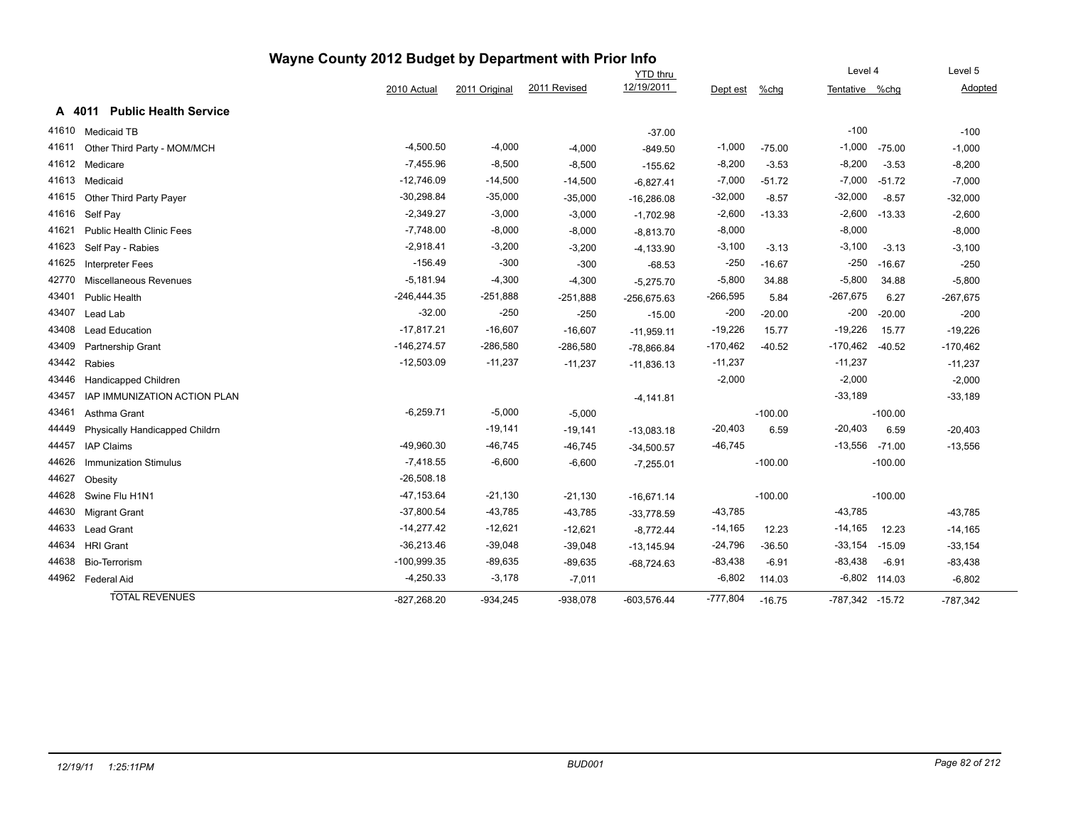# Wayne County 2012 Budget by Department with Prior Info

## A 4011 Public Health Service

| | | 2010 Actual | 2011 Original | 2011 Revised | YTD thru 12/19/2011 | Dept est | %chg | Level 4 Tentative | %chg | Level 5 Adopted |
|---|---|---|---|---|---|---|---|---|---|---|
| 41610 | Medicaid TB | | | | -37.00 | | | -100 | | -100 |
| 41611 | Other Third Party - MOM/MCH | -4,500.50 | -4,000 | -4,000 | -849.50 | -1,000 | -75.00 | -1,000 | -75.00 | -1,000 |
| 41612 | Medicare | -7,455.96 | -8,500 | -8,500 | -155.62 | -8,200 | -3.53 | -8,200 | -3.53 | -8,200 |
| 41613 | Medicaid | -12,746.09 | -14,500 | -14,500 | -6,827.41 | -7,000 | -51.72 | -7,000 | -51.72 | -7,000 |
| 41615 | Other Third Party Payer | -30,298.84 | -35,000 | -35,000 | -16,286.08 | -32,000 | -8.57 | -32,000 | -8.57 | -32,000 |
| 41616 | Self Pay | -2,349.27 | -3,000 | -3,000 | -1,702.98 | -2,600 | -13.33 | -2,600 | -13.33 | -2,600 |
| 41621 | Public Health Clinic Fees | -7,748.00 | -8,000 | -8,000 | -8,813.70 | -8,000 | | -8,000 | | -8,000 |
| 41623 | Self Pay - Rabies | -2,918.41 | -3,200 | -3,200 | -4,133.90 | -3,100 | -3.13 | -3,100 | -3.13 | -3,100 |
| 41625 | Interpreter Fees | -156.49 | -300 | -300 | -68.53 | -250 | -16.67 | -250 | -16.67 | -250 |
| 42770 | Miscellaneous Revenues | -5,181.94 | -4,300 | -4,300 | -5,275.70 | -5,800 | 34.88 | -5,800 | 34.88 | -5,800 |
| 43401 | Public Health | -246,444.35 | -251,888 | -251,888 | -256,675.63 | -266,595 | 5.84 | -267,675 | 6.27 | -267,675 |
| 43407 | Lead Lab | -32.00 | -250 | -250 | -15.00 | -200 | -20.00 | -200 | -20.00 | -200 |
| 43408 | Lead Education | -17,817.21 | -16,607 | -16,607 | -11,959.11 | -19,226 | 15.77 | -19,226 | 15.77 | -19,226 |
| 43409 | Partnership Grant | -146,274.57 | -286,580 | -286,580 | -78,866.84 | -170,462 | -40.52 | -170,462 | -40.52 | -170,462 |
| 43442 | Rabies | -12,503.09 | -11,237 | -11,237 | -11,836.13 | -11,237 | | -11,237 | | -11,237 |
| 43446 | Handicapped Children | | | | | -2,000 | | -2,000 | | -2,000 |
| 43457 | IAP IMMUNIZATION ACTION PLAN | | | | -4,141.81 | | | -33,189 | | -33,189 |
| 43461 | Asthma Grant | -6,259.71 | -5,000 | -5,000 | | | -100.00 | | -100.00 | |
| 44449 | Physically Handicapped Childrn | | -19,141 | -19,141 | -13,083.18 | -20,403 | 6.59 | -20,403 | 6.59 | -20,403 |
| 44457 | IAP Claims | -49,960.30 | -46,745 | -46,745 | -34,500.57 | -46,745 | | -13,556 | -71.00 | -13,556 |
| 44626 | Immunization Stimulus | -7,418.55 | -6,600 | -6,600 | -7,255.01 | | -100.00 | | -100.00 | |
| 44627 | Obesity | -26,508.18 | | | | | | | | |
| 44628 | Swine Flu H1N1 | -47,153.64 | -21,130 | -21,130 | -16,671.14 | | -100.00 | | -100.00 | |
| 44630 | Migrant Grant | -37,800.54 | -43,785 | -43,785 | -33,778.59 | -43,785 | | -43,785 | | -43,785 |
| 44633 | Lead Grant | -14,277.42 | -12,621 | -12,621 | -8,772.44 | -14,165 | 12.23 | -14,165 | 12.23 | -14,165 |
| 44634 | HRI Grant | -36,213.46 | -39,048 | -39,048 | -13,145.94 | -24,796 | -36.50 | -33,154 | -15.09 | -33,154 |
| 44638 | Bio-Terrorism | -100,999.35 | -89,635 | -89,635 | -68,724.63 | -83,438 | -6.91 | -83,438 | -6.91 | -83,438 |
| 44962 | Federal Aid | -4,250.33 | -3,178 | -7,011 | | -6,802 | 114.03 | -6,802 | 114.03 | -6,802 |
| | TOTAL REVENUES | -827,268.20 | -934,245 | -938,078 | -603,576.44 | -777,804 | -16.75 | -787,342 | -15.72 | -787,342 |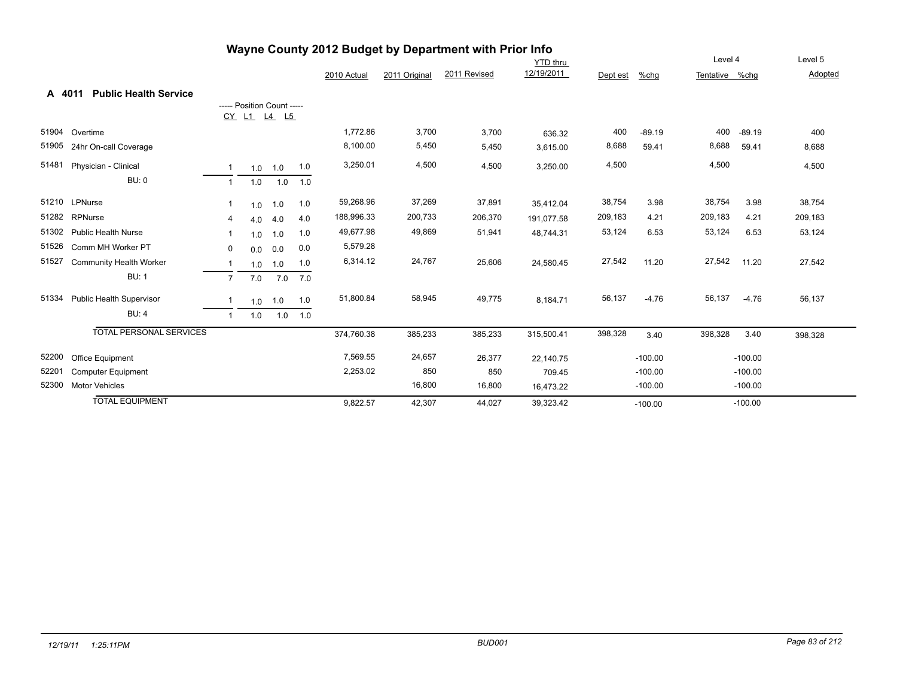# Wayne County 2012 Budget by Department with Prior Info

## A 4011 Public Health Service

| Acct | Description | CY | L1 | L4 | L5 | 2010 Actual | 2011 Original | 2011 Revised | YTD thru 12/19/2011 | Dept est | %chg | Level 4 Tentative | %chg | Level 5 Adopted |
|---|---|---|---|---|---|---|---|---|---|---|---|---|---|---|
| 51904 | Overtime | | | | | 1,772.86 | 3,700 | 3,700 | 636.32 | 400 | -89.19 | 400 | -89.19 | 400 |
| 51905 | 24hr On-call Coverage | | | | | 8,100.00 | 5,450 | 5,450 | 3,615.00 | 8,688 | 59.41 | 8,688 | 59.41 | 8,688 |
| 51481 | Physician - Clinical | 1 | 1.0 | 1.0 | 1.0 | 3,250.01 | 4,500 | 4,500 | 3,250.00 | 4,500 | | 4,500 | | 4,500 |
| | BU: 0 | 1 | 1.0 | 1.0 | 1.0 | | | | | | | | | |
| 51210 | LPNurse | 1 | 1.0 | 1.0 | 1.0 | 59,268.96 | 37,269 | 37,891 | 35,412.04 | 38,754 | 3.98 | 38,754 | 3.98 | 38,754 |
| 51282 | RPNurse | 4 | 4.0 | 4.0 | 4.0 | 188,996.33 | 200,733 | 206,370 | 191,077.58 | 209,183 | 4.21 | 209,183 | 4.21 | 209,183 |
| 51302 | Public Health Nurse | 1 | 1.0 | 1.0 | 1.0 | 49,677.98 | 49,869 | 51,941 | 48,744.31 | 53,124 | 6.53 | 53,124 | 6.53 | 53,124 |
| 51526 | Comm MH Worker PT | 0 | 0.0 | 0.0 | 0.0 | 5,579.28 | | | | | | | | |
| 51527 | Community Health Worker | 1 | 1.0 | 1.0 | 1.0 | 6,314.12 | 24,767 | 25,606 | 24,580.45 | 27,542 | 11.20 | 27,542 | 11.20 | 27,542 |
| | BU: 1 | 7 | 7.0 | 7.0 | 7.0 | | | | | | | | | |
| 51334 | Public Health Supervisor | 1 | 1.0 | 1.0 | 1.0 | 51,800.84 | 58,945 | 49,775 | 8,184.71 | 56,137 | -4.76 | 56,137 | -4.76 | 56,137 |
| | BU: 4 | 1 | 1.0 | 1.0 | 1.0 | | | | | | | | | |
| | TOTAL PERSONAL SERVICES | | | | | 374,760.38 | 385,233 | 385,233 | 315,500.41 | 398,328 | 3.40 | 398,328 | 3.40 | 398,328 |
| 52200 | Office Equipment | | | | | 7,569.55 | 24,657 | 26,377 | 22,140.75 | | -100.00 | | -100.00 | |
| 52201 | Computer Equipment | | | | | 2,253.02 | 850 | 850 | 709.45 | | -100.00 | | -100.00 | |
| 52300 | Motor Vehicles | | | | | | 16,800 | 16,800 | 16,473.22 | | -100.00 | | -100.00 | |
| | TOTAL EQUIPMENT | | | | | 9,822.57 | 42,307 | 44,027 | 39,323.42 | | -100.00 | | -100.00 | |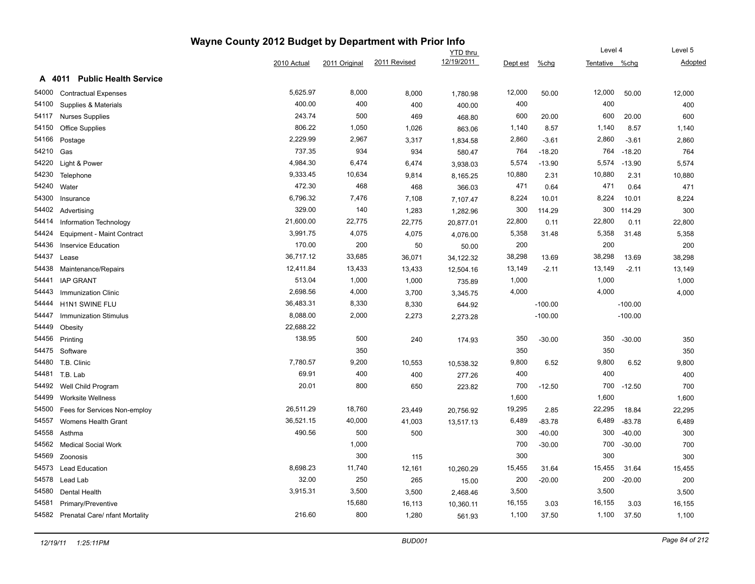# Wayne County 2012 Budget by Department with Prior Info

## A 4011 Public Health Service

| | | 2010 Actual | 2011 Original | 2011 Revised | YTD thru 12/19/2011 | Dept est | %chg | Level 4 Tentative | %chg | Level 5 Adopted |
|---|---|---|---|---|---|---|---|---|---|---|
| 54000 | Contractual Expenses | 5,625.97 | 8,000 | 8,000 | 1,780.98 | 12,000 | 50.00 | 12,000 | 50.00 | 12,000 |
| 54100 | Supplies & Materials | 400.00 | 400 | 400 | 400.00 | 400 | | 400 | | 400 |
| 54117 | Nurses Supplies | 243.74 | 500 | 469 | 468.80 | 600 | 20.00 | 600 | 20.00 | 600 |
| 54150 | Office Supplies | 806.22 | 1,050 | 1,026 | 863.06 | 1,140 | 8.57 | 1,140 | 8.57 | 1,140 |
| 54166 | Postage | 2,229.99 | 2,967 | 3,317 | 1,834.58 | 2,860 | -3.61 | 2,860 | -3.61 | 2,860 |
| 54210 | Gas | 737.35 | 934 | 934 | 580.47 | 764 | -18.20 | 764 | -18.20 | 764 |
| 54220 | Light & Power | 4,984.30 | 6,474 | 6,474 | 3,938.03 | 5,574 | -13.90 | 5,574 | -13.90 | 5,574 |
| 54230 | Telephone | 9,333.45 | 10,634 | 9,814 | 8,165.25 | 10,880 | 2.31 | 10,880 | 2.31 | 10,880 |
| 54240 | Water | 472.30 | 468 | 468 | 366.03 | 471 | 0.64 | 471 | 0.64 | 471 |
| 54300 | Insurance | 6,796.32 | 7,476 | 7,108 | 7,107.47 | 8,224 | 10.01 | 8,224 | 10.01 | 8,224 |
| 54402 | Advertising | 329.00 | 140 | 1,283 | 1,282.96 | 300 | 114.29 | 300 | 114.29 | 300 |
| 54414 | Information Technology | 21,600.00 | 22,775 | 22,775 | 20,877.01 | 22,800 | 0.11 | 22,800 | 0.11 | 22,800 |
| 54424 | Equipment - Maint Contract | 3,991.75 | 4,075 | 4,075 | 4,076.00 | 5,358 | 31.48 | 5,358 | 31.48 | 5,358 |
| 54436 | Inservice Education | 170.00 | 200 | 50 | 50.00 | 200 | | 200 | | 200 |
| 54437 | Lease | 36,717.12 | 33,685 | 36,071 | 34,122.32 | 38,298 | 13.69 | 38,298 | 13.69 | 38,298 |
| 54438 | Maintenance/Repairs | 12,411.84 | 13,433 | 13,433 | 12,504.16 | 13,149 | -2.11 | 13,149 | -2.11 | 13,149 |
| 54441 | IAP GRANT | 513.04 | 1,000 | 1,000 | 735.89 | 1,000 | | 1,000 | | 1,000 |
| 54443 | Immunization Clinic | 2,698.56 | 4,000 | 3,700 | 3,345.75 | 4,000 | | 4,000 | | 4,000 |
| 54444 | H1N1 SWINE FLU | 36,483.31 | 8,330 | 8,330 | 644.92 | | -100.00 | | -100.00 | |
| 54447 | Immunization Stimulus | 8,088.00 | 2,000 | 2,273 | 2,273.28 | | -100.00 | | -100.00 | |
| 54449 | Obesity | 22,688.22 | | | | | | | | |
| 54456 | Printing | 138.95 | 500 | 240 | 174.93 | 350 | -30.00 | 350 | -30.00 | 350 |
| 54475 | Software | | 350 | | | 350 | | 350 | | 350 |
| 54480 | T.B. Clinic | 7,780.57 | 9,200 | 10,553 | 10,538.32 | 9,800 | 6.52 | 9,800 | 6.52 | 9,800 |
| 54481 | T.B. Lab | 69.91 | 400 | 400 | 277.26 | 400 | | 400 | | 400 |
| 54492 | Well Child Program | 20.01 | 800 | 650 | 223.82 | 700 | -12.50 | 700 | -12.50 | 700 |
| 54499 | Worksite Wellness | | | | | 1,600 | | 1,600 | | 1,600 |
| 54500 | Fees for Services Non-employ | 26,511.29 | 18,760 | 23,449 | 20,756.92 | 19,295 | 2.85 | 22,295 | 18.84 | 22,295 |
| 54557 | Womens Health Grant | 36,521.15 | 40,000 | 41,003 | 13,517.13 | 6,489 | -83.78 | 6,489 | -83.78 | 6,489 |
| 54558 | Asthma | 490.56 | 500 | 500 | | 300 | -40.00 | 300 | -40.00 | 300 |
| 54562 | Medical Social Work | | 1,000 | | | 700 | -30.00 | 700 | -30.00 | 700 |
| 54569 | Zoonosis | | 300 | 115 | | 300 | | 300 | | 300 |
| 54573 | Lead Education | 8,698.23 | 11,740 | 12,161 | 10,260.29 | 15,455 | 31.64 | 15,455 | 31.64 | 15,455 |
| 54578 | Lead Lab | 32.00 | 250 | 265 | 15.00 | 200 | -20.00 | 200 | -20.00 | 200 |
| 54580 | Dental Health | 3,915.31 | 3,500 | 3,500 | 2,468.46 | 3,500 | | 3,500 | | 3,500 |
| 54581 | Primary/Preventive | | 15,680 | 16,113 | 10,360.11 | 16,155 | 3.03 | 16,155 | 3.03 | 16,155 |
| 54582 | Prenatal Care/ nfant Mortality | 216.60 | 800 | 1,280 | 561.93 | 1,100 | 37.50 | 1,100 | 37.50 | 1,100 |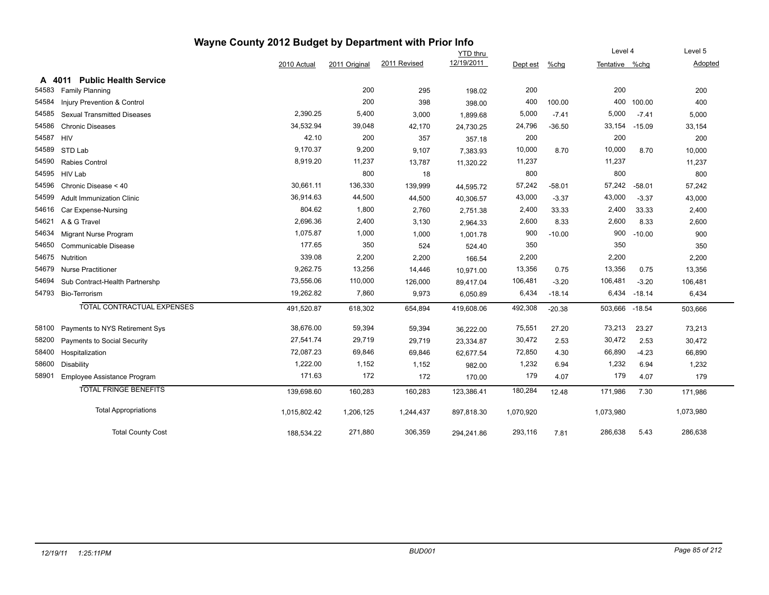# Wayne County 2012 Budget by Department with Prior Info

## A 4011 Public Health Service

| Code | Description | 2010 Actual | 2011 Original | 2011 Revised | YTD thru 12/19/2011 | Dept est | %chg | Level 4 Tentative | %chg | Level 5 Adopted |
|---|---|---|---|---|---|---|---|---|---|---|
| 54583 | Family Planning | | 200 | 295 | 198.02 | 200 | | 200 | | 200 |
| 54584 | Injury Prevention & Control | | 200 | 398 | 398.00 | 400 | 100.00 | 400 | 100.00 | 400 |
| 54585 | Sexual Transmitted Diseases | 2,390.25 | 5,400 | 3,000 | 1,899.68 | 5,000 | -7.41 | 5,000 | -7.41 | 5,000 |
| 54586 | Chronic Diseases | 34,532.94 | 39,048 | 42,170 | 24,730.25 | 24,796 | -36.50 | 33,154 | -15.09 | 33,154 |
| 54587 | HIV | 42.10 | 200 | 357 | 357.18 | 200 | | 200 | | 200 |
| 54589 | STD Lab | 9,170.37 | 9,200 | 9,107 | 7,383.93 | 10,000 | 8.70 | 10,000 | 8.70 | 10,000 |
| 54590 | Rabies Control | 8,919.20 | 11,237 | 13,787 | 11,320.22 | 11,237 | | 11,237 | | 11,237 |
| 54595 | HIV Lab | | 800 | 18 | | 800 | | 800 | | 800 |
| 54596 | Chronic Disease < 40 | 30,661.11 | 136,330 | 139,999 | 44,595.72 | 57,242 | -58.01 | 57,242 | -58.01 | 57,242 |
| 54599 | Adult Immunization Clinic | 36,914.63 | 44,500 | 44,500 | 40,306.57 | 43,000 | -3.37 | 43,000 | -3.37 | 43,000 |
| 54616 | Car Expense-Nursing | 804.62 | 1,800 | 2,760 | 2,751.38 | 2,400 | 33.33 | 2,400 | 33.33 | 2,400 |
| 54621 | A & G Travel | 2,696.36 | 2,400 | 3,130 | 2,964.33 | 2,600 | 8.33 | 2,600 | 8.33 | 2,600 |
| 54634 | Migrant Nurse Program | 1,075.87 | 1,000 | 1,000 | 1,001.78 | 900 | -10.00 | 900 | -10.00 | 900 |
| 54650 | Communicable Disease | 177.65 | 350 | 524 | 524.40 | 350 | | 350 | | 350 |
| 54675 | Nutrition | 339.08 | 2,200 | 2,200 | 166.54 | 2,200 | | 2,200 | | 2,200 |
| 54679 | Nurse Practitioner | 9,262.75 | 13,256 | 14,446 | 10,971.00 | 13,356 | 0.75 | 13,356 | 0.75 | 13,356 |
| 54694 | Sub Contract-Health Partnershp | 73,556.06 | 110,000 | 126,000 | 89,417.04 | 106,481 | -3.20 | 106,481 | -3.20 | 106,481 |
| 54793 | Bio-Terrorism | 19,262.82 | 7,860 | 9,973 | 6,050.89 | 6,434 | -18.14 | 6,434 | -18.14 | 6,434 |
| | TOTAL CONTRACTUAL EXPENSES | 491,520.87 | 618,302 | 654,894 | 419,608.06 | 492,308 | -20.38 | 503,666 | -18.54 | 503,666 |
| 58100 | Payments to NYS Retirement Sys | 38,676.00 | 59,394 | 59,394 | 36,222.00 | 75,551 | 27.20 | 73,213 | 23.27 | 73,213 |
| 58200 | Payments to Social Security | 27,541.74 | 29,719 | 29,719 | 23,334.87 | 30,472 | 2.53 | 30,472 | 2.53 | 30,472 |
| 58400 | Hospitalization | 72,087.23 | 69,846 | 69,846 | 62,677.54 | 72,850 | 4.30 | 66,890 | -4.23 | 66,890 |
| 58600 | Disability | 1,222.00 | 1,152 | 1,152 | 982.00 | 1,232 | 6.94 | 1,232 | 6.94 | 1,232 |
| 58901 | Employee Assistance Program | 171.63 | 172 | 172 | 170.00 | 179 | 4.07 | 179 | 4.07 | 179 |
| | TOTAL FRINGE BENEFITS | 139,698.60 | 160,283 | 160,283 | 123,386.41 | 180,284 | 12.48 | 171,986 | 7.30 | 171,986 |
| | Total Appropriations | 1,015,802.42 | 1,206,125 | 1,244,437 | 897,818.30 | 1,070,920 | | 1,073,980 | | 1,073,980 |
| | Total County Cost | 188,534.22 | 271,880 | 306,359 | 294,241.86 | 293,116 | 7.81 | 286,638 | 5.43 | 286,638 |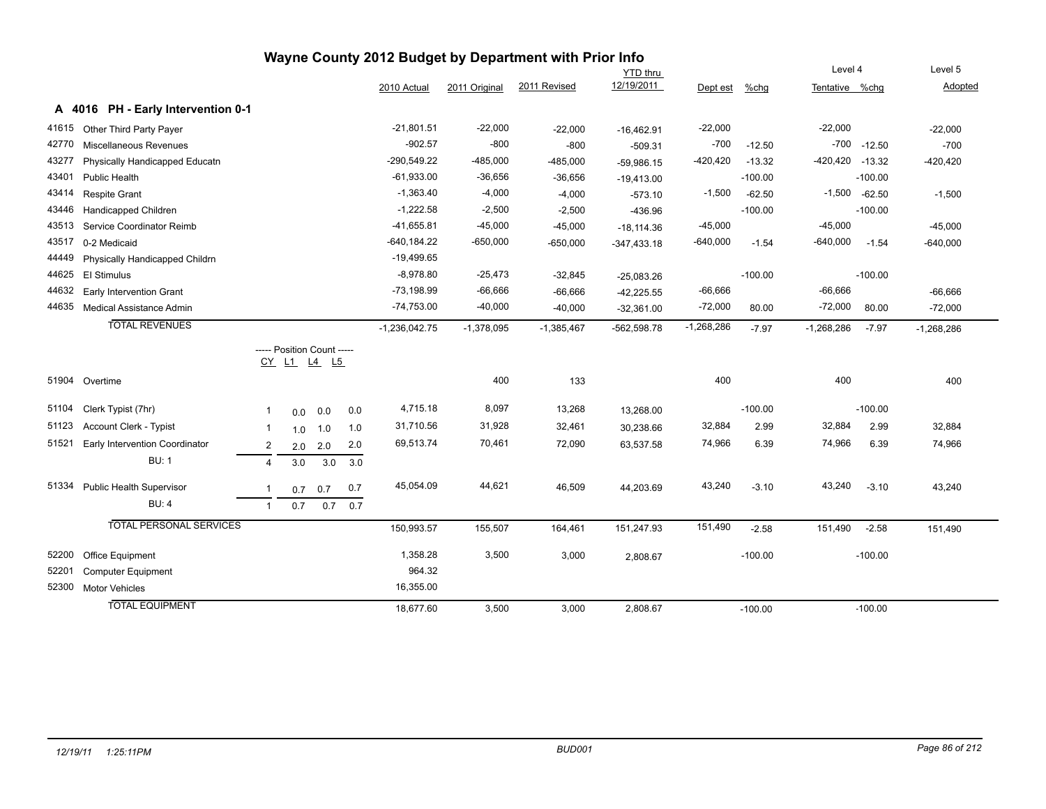# Wayne County 2012 Budget by Department with Prior Info

## A 4016 PH - Early Intervention 0-1

| Account | Description | 2010 Actual | 2011 Original | 2011 Revised | YTD thru 12/19/2011 | Dept est | %chg | Level 4 Tentative | %chg | Level 5 Adopted |
|---|---|---|---|---|---|---|---|---|---|---|
| 41615 | Other Third Party Payer | -21,801.51 | -22,000 | -22,000 | -16,462.91 | -22,000 | | -22,000 | | -22,000 |
| 42770 | Miscellaneous Revenues | -902.57 | -800 | -800 | -509.31 | -700 | -12.50 | -700 | -12.50 | -700 |
| 43277 | Physically Handicapped Educatn | -290,549.22 | -485,000 | -485,000 | -59,986.15 | -420,420 | -13.32 | -420,420 | -13.32 | -420,420 |
| 43401 | Public Health | -61,933.00 | -36,656 | -36,656 | -19,413.00 | | -100.00 | | -100.00 | |
| 43414 | Respite Grant | -1,363.40 | -4,000 | -4,000 | -573.10 | -1,500 | -62.50 | -1,500 | -62.50 | -1,500 |
| 43446 | Handicapped Children | -1,222.58 | -2,500 | -2,500 | -436.96 | | -100.00 | | -100.00 | |
| 43513 | Service Coordinator Reimb | -41,655.81 | -45,000 | -45,000 | -18,114.36 | -45,000 | | -45,000 | | -45,000 |
| 43517 | 0-2 Medicaid | -640,184.22 | -650,000 | -650,000 | -347,433.18 | -640,000 | -1.54 | -640,000 | -1.54 | -640,000 |
| 44449 | Physically Handicapped Childrn | -19,499.65 | | | | | | | | |
| 44625 | EI Stimulus | -8,978.80 | -25,473 | -32,845 | -25,083.26 | | -100.00 | | -100.00 | |
| 44632 | Early Intervention Grant | -73,198.99 | -66,666 | -66,666 | -42,225.55 | -66,666 | | -66,666 | | -66,666 |
| 44635 | Medical Assistance Admin | -74,753.00 | -40,000 | -40,000 | -32,361.00 | -72,000 | 80.00 | -72,000 | 80.00 | -72,000 |
| | **TOTAL REVENUES** | -1,236,042.75 | -1,378,095 | -1,385,467 | -562,598.78 | -1,268,286 | -7.97 | -1,268,286 | -7.97 | -1,268,286 |

| Account | Description | CY | L1 | L4 | L5 | 2010 Actual | 2011 Original | 2011 Revised | YTD thru 12/19/2011 | Dept est | %chg | Level 4 Tentative | %chg | Level 5 Adopted |
|---|---|---|---|---|---|---|---|---|---|---|---|---|---|---|
| 51904 | Overtime | | | | | | 400 | 133 | | 400 | | 400 | | 400 |
| 51104 | Clerk Typist (7hr) | 1 | 0.0 | 0.0 | 0.0 | 4,715.18 | 8,097 | 13,268 | 13,268.00 | | -100.00 | | -100.00 | |
| 51123 | Account Clerk - Typist | 1 | 1.0 | 1.0 | 1.0 | 31,710.56 | 31,928 | 32,461 | 30,238.66 | 32,884 | 2.99 | 32,884 | 2.99 | 32,884 |
| 51521 | Early Intervention Coordinator | 2 | 2.0 | 2.0 | 2.0 | 69,513.74 | 70,461 | 72,090 | 63,537.58 | 74,966 | 6.39 | 74,966 | 6.39 | 74,966 |
| | BU: 1 | 4 | 3.0 | 3.0 | 3.0 | | | | | | | | | |
| 51334 | Public Health Supervisor | 1 | 0.7 | 0.7 | 0.7 | 45,054.09 | 44,621 | 46,509 | 44,203.69 | 43,240 | -3.10 | 43,240 | -3.10 | 43,240 |
| | BU: 4 | 1 | 0.7 | 0.7 | 0.7 | | | | | | | | | |
| | **TOTAL PERSONAL SERVICES** | | | | | 150,993.57 | 155,507 | 164,461 | 151,247.93 | 151,490 | -2.58 | 151,490 | -2.58 | 151,490 |
| 52200 | Office Equipment | | | | | 1,358.28 | 3,500 | 3,000 | 2,808.67 | | -100.00 | | -100.00 | |
| 52201 | Computer Equipment | | | | | 964.32 | | | | | | | | |
| 52300 | Motor Vehicles | | | | | 16,355.00 | | | | | | | | |
| | **TOTAL EQUIPMENT** | | | | | 18,677.60 | 3,500 | 3,000 | 2,808.67 | | -100.00 | | -100.00 | |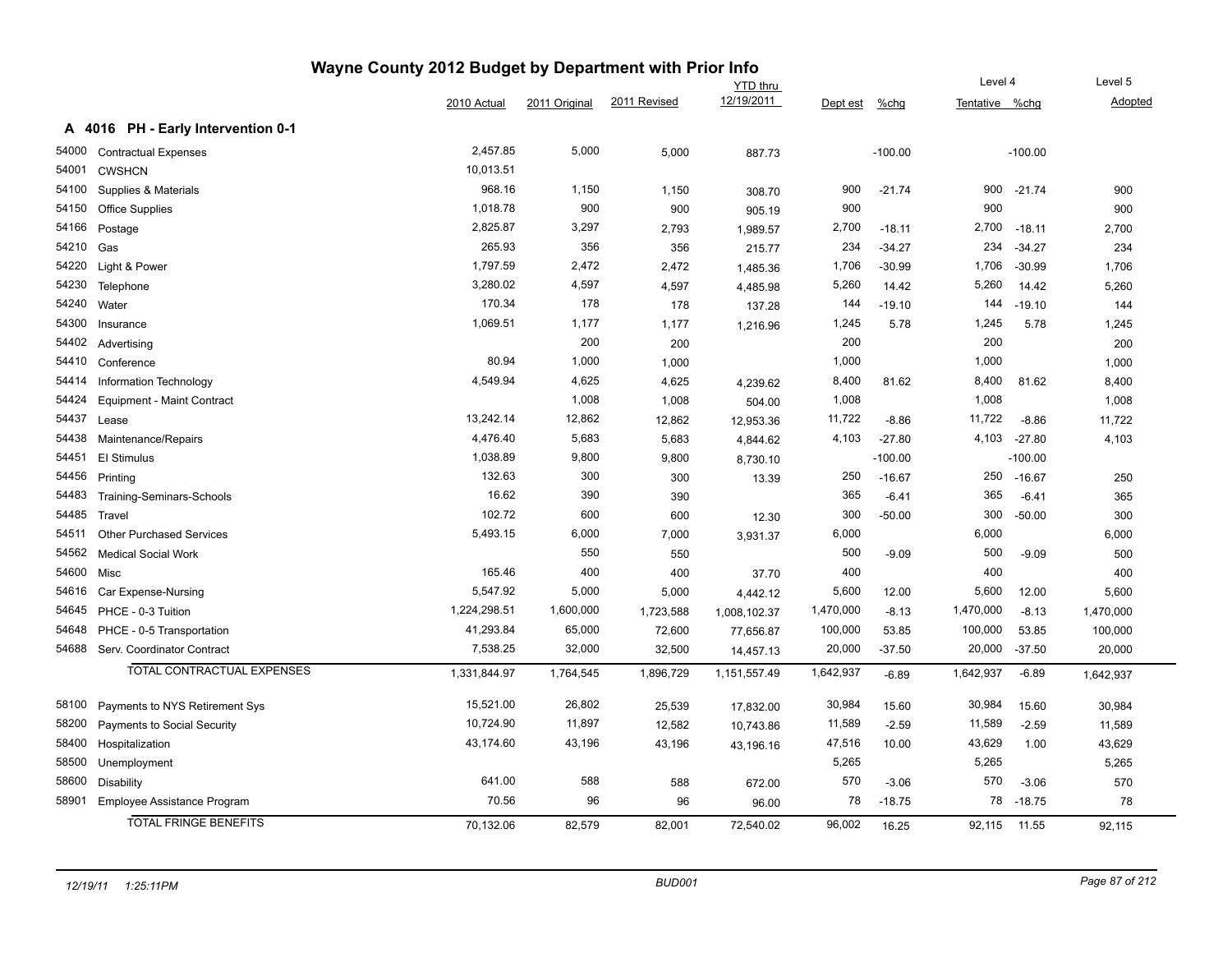# Wayne County 2012 Budget by Department with Prior Info

## A 4016 PH - Early Intervention 0-1

| | | 2010 Actual | 2011 Original | 2011 Revised | YTD thru 12/19/2011 | Dept est | %chg | Level 4 Tentative | %chg | Level 5 Adopted |
|---|---|---|---|---|---|---|---|---|---|---|
| 54000 | Contractual Expenses | 2,457.85 | 5,000 | 5,000 | 887.73 | | -100.00 | | -100.00 | |
| 54001 | CWSHCN | 10,013.51 | | | | | | | | |
| 54100 | Supplies & Materials | 968.16 | 1,150 | 1,150 | 308.70 | 900 | -21.74 | 900 | -21.74 | 900 |
| 54150 | Office Supplies | 1,018.78 | 900 | 900 | 905.19 | 900 | | 900 | | 900 |
| 54166 | Postage | 2,825.87 | 3,297 | 2,793 | 1,989.57 | 2,700 | -18.11 | 2,700 | -18.11 | 2,700 |
| 54210 | Gas | 265.93 | 356 | 356 | 215.77 | 234 | -34.27 | 234 | -34.27 | 234 |
| 54220 | Light & Power | 1,797.59 | 2,472 | 2,472 | 1,485.36 | 1,706 | -30.99 | 1,706 | -30.99 | 1,706 |
| 54230 | Telephone | 3,280.02 | 4,597 | 4,597 | 4,485.98 | 5,260 | 14.42 | 5,260 | 14.42 | 5,260 |
| 54240 | Water | 170.34 | 178 | 178 | 137.28 | 144 | -19.10 | 144 | -19.10 | 144 |
| 54300 | Insurance | 1,069.51 | 1,177 | 1,177 | 1,216.96 | 1,245 | 5.78 | 1,245 | 5.78 | 1,245 |
| 54402 | Advertising | | 200 | 200 | | 200 | | 200 | | 200 |
| 54410 | Conference | 80.94 | 1,000 | 1,000 | | 1,000 | | 1,000 | | 1,000 |
| 54414 | Information Technology | 4,549.94 | 4,625 | 4,625 | 4,239.62 | 8,400 | 81.62 | 8,400 | 81.62 | 8,400 |
| 54424 | Equipment - Maint Contract | | 1,008 | 1,008 | 504.00 | 1,008 | | 1,008 | | 1,008 |
| 54437 | Lease | 13,242.14 | 12,862 | 12,862 | 12,953.36 | 11,722 | -8.86 | 11,722 | -8.86 | 11,722 |
| 54438 | Maintenance/Repairs | 4,476.40 | 5,683 | 5,683 | 4,844.62 | 4,103 | -27.80 | 4,103 | -27.80 | 4,103 |
| 54451 | EI Stimulus | 1,038.89 | 9,800 | 9,800 | 8,730.10 | | -100.00 | | -100.00 | |
| 54456 | Printing | 132.63 | 300 | 300 | 13.39 | 250 | -16.67 | 250 | -16.67 | 250 |
| 54483 | Training-Seminars-Schools | 16.62 | 390 | 390 | | 365 | -6.41 | 365 | -6.41 | 365 |
| 54485 | Travel | 102.72 | 600 | 600 | 12.30 | 300 | -50.00 | 300 | -50.00 | 300 |
| 54511 | Other Purchased Services | 5,493.15 | 6,000 | 7,000 | 3,931.37 | 6,000 | | 6,000 | | 6,000 |
| 54562 | Medical Social Work | | 550 | 550 | | 500 | -9.09 | 500 | -9.09 | 500 |
| 54600 | Misc | 165.46 | 400 | 400 | 37.70 | 400 | | 400 | | 400 |
| 54616 | Car Expense-Nursing | 5,547.92 | 5,000 | 5,000 | 4,442.12 | 5,600 | 12.00 | 5,600 | 12.00 | 5,600 |
| 54645 | PHCE - 0-3 Tuition | 1,224,298.51 | 1,600,000 | 1,723,588 | 1,008,102.37 | 1,470,000 | -8.13 | 1,470,000 | -8.13 | 1,470,000 |
| 54648 | PHCE - 0-5 Transportation | 41,293.84 | 65,000 | 72,600 | 77,656.87 | 100,000 | 53.85 | 100,000 | 53.85 | 100,000 |
| 54688 | Serv. Coordinator Contract | 7,538.25 | 32,000 | 32,500 | 14,457.13 | 20,000 | -37.50 | 20,000 | -37.50 | 20,000 |
| | TOTAL CONTRACTUAL EXPENSES | 1,331,844.97 | 1,764,545 | 1,896,729 | 1,151,557.49 | 1,642,937 | -6.89 | 1,642,937 | -6.89 | 1,642,937 |
| 58100 | Payments to NYS Retirement Sys | 15,521.00 | 26,802 | 25,539 | 17,832.00 | 30,984 | 15.60 | 30,984 | 15.60 | 30,984 |
| 58200 | Payments to Social Security | 10,724.90 | 11,897 | 12,582 | 10,743.86 | 11,589 | -2.59 | 11,589 | -2.59 | 11,589 |
| 58400 | Hospitalization | 43,174.60 | 43,196 | 43,196 | 43,196.16 | 47,516 | 10.00 | 43,629 | 1.00 | 43,629 |
| 58500 | Unemployment | | | | | 5,265 | | 5,265 | | 5,265 |
| 58600 | Disability | 641.00 | 588 | 588 | 672.00 | 570 | -3.06 | 570 | -3.06 | 570 |
| 58901 | Employee Assistance Program | 70.56 | 96 | 96 | 96.00 | 78 | -18.75 | 78 | -18.75 | 78 |
| | TOTAL FRINGE BENEFITS | 70,132.06 | 82,579 | 82,001 | 72,540.02 | 96,002 | 16.25 | 92,115 | 11.55 | 92,115 |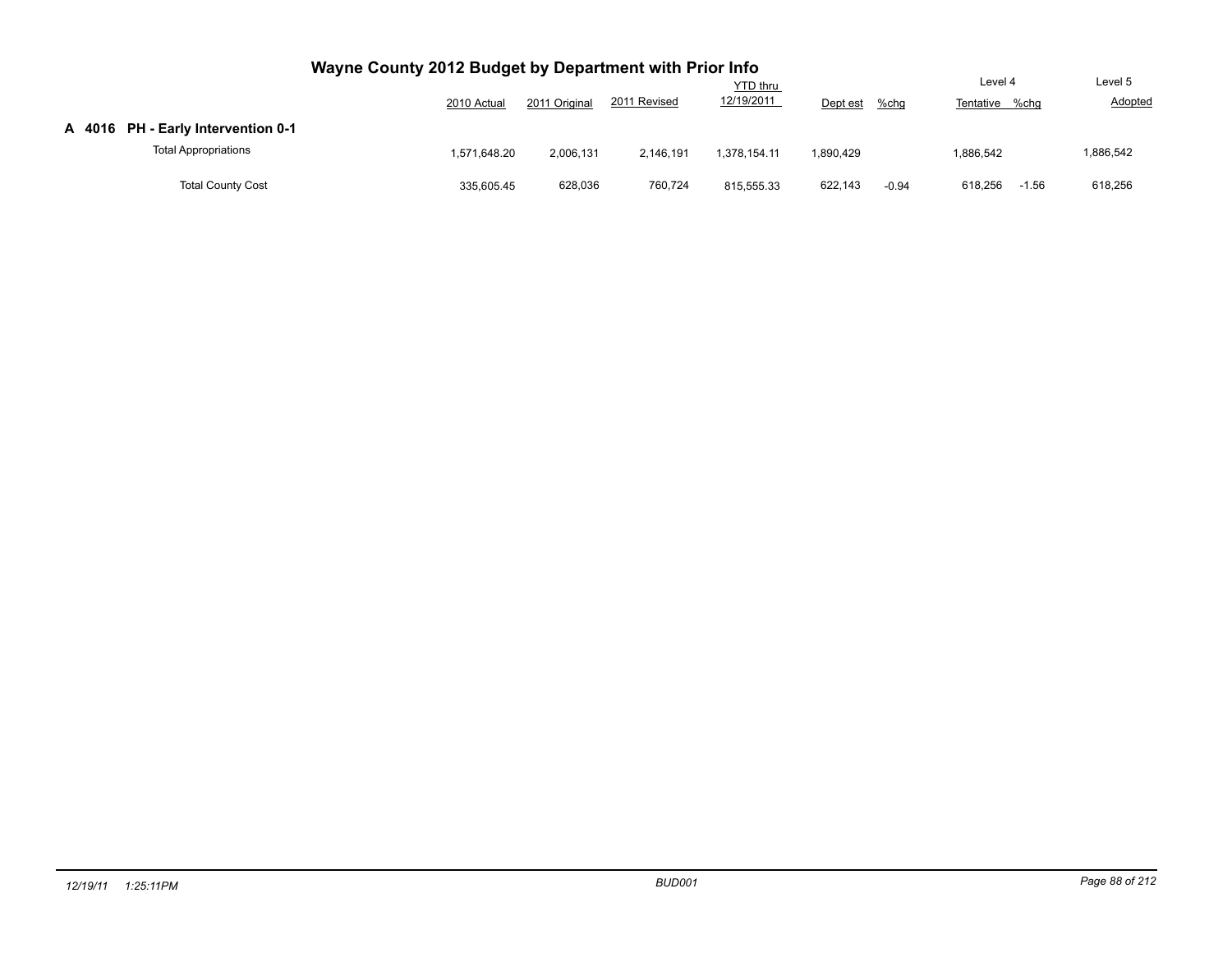# Wayne County 2012 Budget by Department with Prior Info

| | 2010 Actual | 2011 Original | 2011 Revised | YTD thru 12/19/2011 | Dept est | %chg | Level 4 Tentative | %chg | Level 5 Adopted |
|---|---|---|---|---|---|---|---|---|---|
| **A 4016 PH - Early Intervention 0-1** | | | | | | | | | |
| Total Appropriations | 1,571,648.20 | 2,006,131 | 2,146,191 | 1,378,154.11 | 1,890,429 | | 1,886,542 | | 1,886,542 |
| Total County Cost | 335,605.45 | 628,036 | 760,724 | 815,555.33 | 622,143 | -0.94 | 618,256 | -1.56 | 618,256 |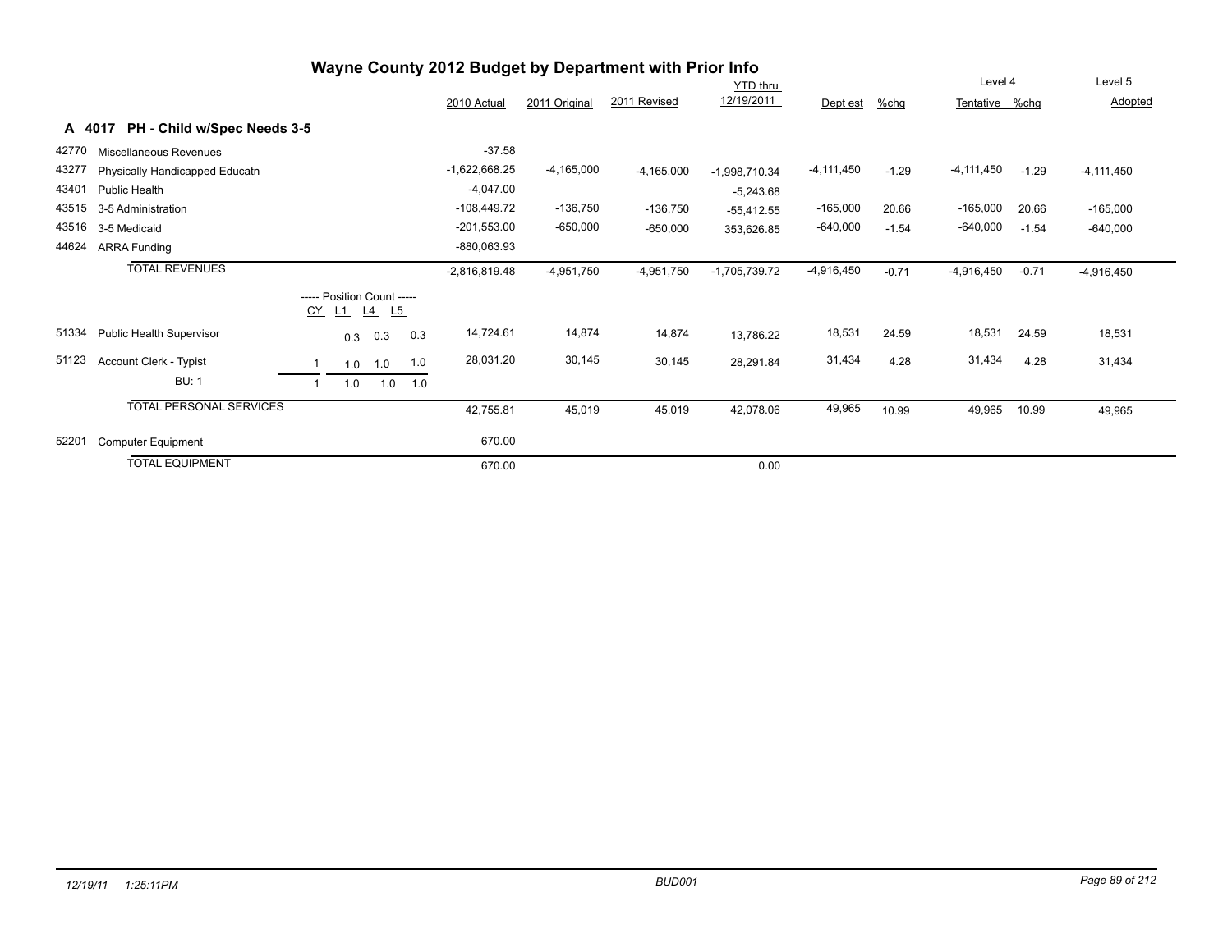# Wayne County 2012 Budget by Department with Prior Info

## A 4017 PH - Child w/Spec Needs 3-5

| | | CY | L1 | L4 | L5 | 2010 Actual | 2011 Original | 2011 Revised | YTD thru 12/19/2011 | Dept est | %chg | Level 4 Tentative | %chg | Level 5 Adopted |
|---|---|---|---|---|---|---|---|---|---|---|---|---|---|---|
| 42770 | Miscellaneous Revenues | | | | | -37.58 | | | | | | | | |
| 43277 | Physically Handicapped Educatn | | | | | -1,622,668.25 | -4,165,000 | -4,165,000 | -1,998,710.34 | -4,111,450 | -1.29 | -4,111,450 | -1.29 | -4,111,450 |
| 43401 | Public Health | | | | | -4,047.00 | | | -5,243.68 | | | | | |
| 43515 | 3-5 Administration | | | | | -108,449.72 | -136,750 | -136,750 | -55,412.55 | -165,000 | 20.66 | -165,000 | 20.66 | -165,000 |
| 43516 | 3-5 Medicaid | | | | | -201,553.00 | -650,000 | -650,000 | 353,626.85 | -640,000 | -1.54 | -640,000 | -1.54 | -640,000 |
| 44624 | ARRA Funding | | | | | -880,063.93 | | | | | | | | |
| | **TOTAL REVENUES** | | | | | -2,816,819.48 | -4,951,750 | -4,951,750 | -1,705,739.72 | -4,916,450 | -0.71 | -4,916,450 | -0.71 | -4,916,450 |
| | | ----- Position Count ----- | | | | | | | | | | | | |
| 51334 | Public Health Supervisor | | 0.3 | 0.3 | 0.3 | 14,724.61 | 14,874 | 14,874 | 13,786.22 | 18,531 | 24.59 | 18,531 | 24.59 | 18,531 |
| 51123 | Account Clerk - Typist | 1 | 1.0 | 1.0 | 1.0 | 28,031.20 | 30,145 | 30,145 | 28,291.84 | 31,434 | 4.28 | 31,434 | 4.28 | 31,434 |
| | BU: 1 | 1 | 1.0 | 1.0 | 1.0 | | | | | | | | | |
| | **TOTAL PERSONAL SERVICES** | | | | | 42,755.81 | 45,019 | 45,019 | 42,078.06 | 49,965 | 10.99 | 49,965 | 10.99 | 49,965 |
| 52201 | Computer Equipment | | | | | 670.00 | | | | | | | | |
| | **TOTAL EQUIPMENT** | | | | | 670.00 | | | 0.00 | | | | | |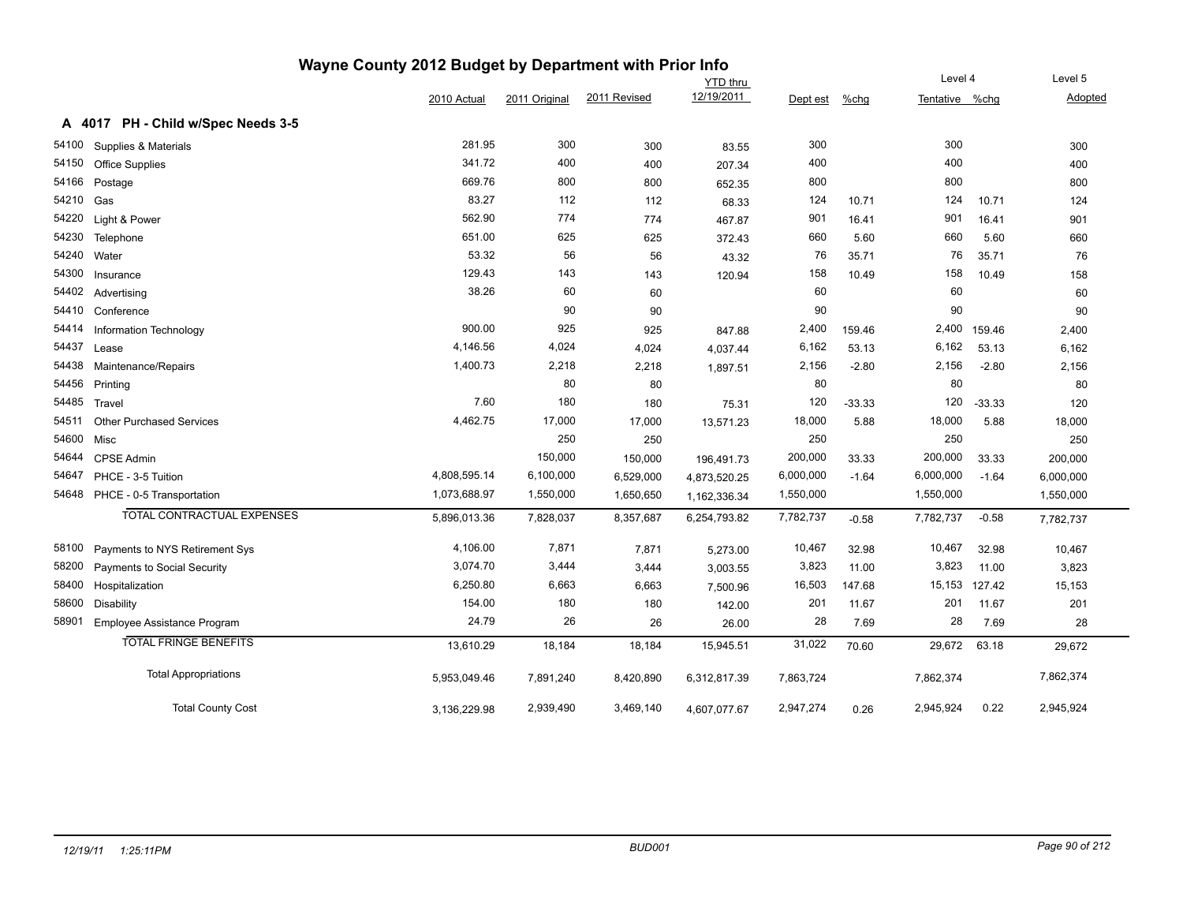# Wayne County 2012 Budget by Department with Prior Info

## A 4017 PH - Child w/Spec Needs 3-5

| Code | Description | 2010 Actual | 2011 Original | 2011 Revised | YTD thru 12/19/2011 | Dept est | %chg | Level 4 Tentative | Level 4 %chg | Level 5 Adopted |
|---|---|---|---|---|---|---|---|---|---|---|
| 54100 | Supplies & Materials | 281.95 | 300 | 300 | 83.55 | 300 | | 300 | | 300 |
| 54150 | Office Supplies | 341.72 | 400 | 400 | 207.34 | 400 | | 400 | | 400 |
| 54166 | Postage | 669.76 | 800 | 800 | 652.35 | 800 | | 800 | | 800 |
| 54210 | Gas | 83.27 | 112 | 112 | 68.33 | 124 | 10.71 | 124 | 10.71 | 124 |
| 54220 | Light & Power | 562.90 | 774 | 774 | 467.87 | 901 | 16.41 | 901 | 16.41 | 901 |
| 54230 | Telephone | 651.00 | 625 | 625 | 372.43 | 660 | 5.60 | 660 | 5.60 | 660 |
| 54240 | Water | 53.32 | 56 | 56 | 43.32 | 76 | 35.71 | 76 | 35.71 | 76 |
| 54300 | Insurance | 129.43 | 143 | 143 | 120.94 | 158 | 10.49 | 158 | 10.49 | 158 |
| 54402 | Advertising | 38.26 | 60 | 60 | | 60 | | 60 | | 60 |
| 54410 | Conference | | 90 | 90 | | 90 | | 90 | | 90 |
| 54414 | Information Technology | 900.00 | 925 | 925 | 847.88 | 2,400 | 159.46 | 2,400 | 159.46 | 2,400 |
| 54437 | Lease | 4,146.56 | 4,024 | 4,024 | 4,037.44 | 6,162 | 53.13 | 6,162 | 53.13 | 6,162 |
| 54438 | Maintenance/Repairs | 1,400.73 | 2,218 | 2,218 | 1,897.51 | 2,156 | -2.80 | 2,156 | -2.80 | 2,156 |
| 54456 | Printing | | 80 | 80 | | 80 | | 80 | | 80 |
| 54485 | Travel | 7.60 | 180 | 180 | 75.31 | 120 | -33.33 | 120 | -33.33 | 120 |
| 54511 | Other Purchased Services | 4,462.75 | 17,000 | 17,000 | 13,571.23 | 18,000 | 5.88 | 18,000 | 5.88 | 18,000 |
| 54600 | Misc | | 250 | 250 | | 250 | | 250 | | 250 |
| 54644 | CPSE Admin | | 150,000 | 150,000 | 196,491.73 | 200,000 | 33.33 | 200,000 | 33.33 | 200,000 |
| 54647 | PHCE - 3-5 Tuition | 4,808,595.14 | 6,100,000 | 6,529,000 | 4,873,520.25 | 6,000,000 | -1.64 | 6,000,000 | -1.64 | 6,000,000 |
| 54648 | PHCE - 0-5 Transportation | 1,073,688.97 | 1,550,000 | 1,650,650 | 1,162,336.34 | 1,550,000 | | 1,550,000 | | 1,550,000 |
| | TOTAL CONTRACTUAL EXPENSES | 5,896,013.36 | 7,828,037 | 8,357,687 | 6,254,793.82 | 7,782,737 | -0.58 | 7,782,737 | -0.58 | 7,782,737 |
| 58100 | Payments to NYS Retirement Sys | 4,106.00 | 7,871 | 7,871 | 5,273.00 | 10,467 | 32.98 | 10,467 | 32.98 | 10,467 |
| 58200 | Payments to Social Security | 3,074.70 | 3,444 | 3,444 | 3,003.55 | 3,823 | 11.00 | 3,823 | 11.00 | 3,823 |
| 58400 | Hospitalization | 6,250.80 | 6,663 | 6,663 | 7,500.96 | 16,503 | 147.68 | 15,153 | 127.42 | 15,153 |
| 58600 | Disability | 154.00 | 180 | 180 | 142.00 | 201 | 11.67 | 201 | 11.67 | 201 |
| 58901 | Employee Assistance Program | 24.79 | 26 | 26 | 26.00 | 28 | 7.69 | 28 | 7.69 | 28 |
| | TOTAL FRINGE BENEFITS | 13,610.29 | 18,184 | 18,184 | 15,945.51 | 31,022 | 70.60 | 29,672 | 63.18 | 29,672 |
| | Total Appropriations | 5,953,049.46 | 7,891,240 | 8,420,890 | 6,312,817.39 | 7,863,724 | | 7,862,374 | | 7,862,374 |
| | Total County Cost | 3,136,229.98 | 2,939,490 | 3,469,140 | 4,607,077.67 | 2,947,274 | 0.26 | 2,945,924 | 0.22 | 2,945,924 |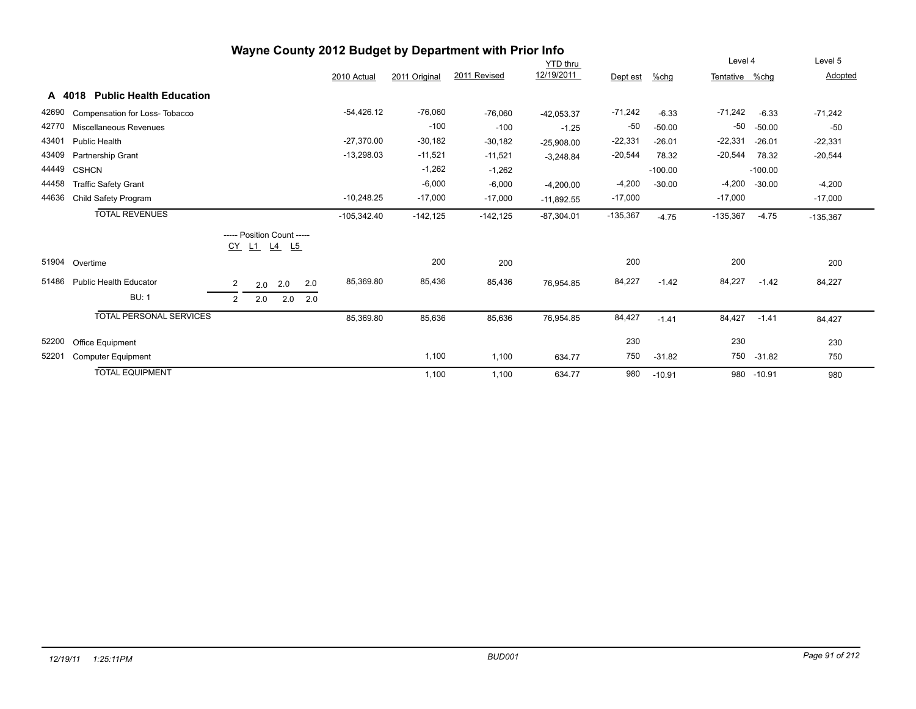# Wayne County 2012 Budget by Department with Prior Info

## A 4018 Public Health Education

| | | Position Count CY | L1 | L4 | L5 | 2010 Actual | 2011 Original | 2011 Revised | YTD thru 12/19/2011 | Dept est | %chg | Level 4 Tentative | %chg | Level 5 Adopted |
|---|---|---|---|---|---|---|---|---|---|---|---|---|---|---|
| 42690 | Compensation for Loss- Tobacco | | | | | -54,426.12 | -76,060 | -76,060 | -42,053.37 | -71,242 | -6.33 | -71,242 | -6.33 | -71,242 |
| 42770 | Miscellaneous Revenues | | | | | | -100 | -100 | -1.25 | -50 | -50.00 | -50 | -50.00 | -50 |
| 43401 | Public Health | | | | | -27,370.00 | -30,182 | -30,182 | -25,908.00 | -22,331 | -26.01 | -22,331 | -26.01 | -22,331 |
| 43409 | Partnership Grant | | | | | -13,298.03 | -11,521 | -11,521 | -3,248.84 | -20,544 | 78.32 | -20,544 | 78.32 | -20,544 |
| 44449 | CSHCN | | | | | | -1,262 | -1,262 | | | -100.00 | | -100.00 | |
| 44458 | Traffic Safety Grant | | | | | | -6,000 | -6,000 | -4,200.00 | -4,200 | -30.00 | -4,200 | -30.00 | -4,200 |
| 44636 | Child Safety Program | | | | | -10,248.25 | -17,000 | -17,000 | -11,892.55 | -17,000 | | -17,000 | | -17,000 |
| | **TOTAL REVENUES** | | | | | -105,342.40 | -142,125 | -142,125 | -87,304.01 | -135,367 | -4.75 | -135,367 | -4.75 | -135,367 |
| 51904 | Overtime | | | | | | 200 | 200 | | 200 | | 200 | | 200 |
| 51486 | Public Health Educator | 2 | 2.0 | 2.0 | 2.0 | 85,369.80 | 85,436 | 85,436 | 76,954.85 | 84,227 | -1.42 | 84,227 | -1.42 | 84,227 |
| | BU: 1 | 2 | 2.0 | 2.0 | 2.0 | | | | | | | | | |
| | **TOTAL PERSONAL SERVICES** | | | | | 85,369.80 | 85,636 | 85,636 | 76,954.85 | 84,427 | -1.41 | 84,427 | -1.41 | 84,427 |
| 52200 | Office Equipment | | | | | | | | | 230 | | 230 | | 230 |
| 52201 | Computer Equipment | | | | | | 1,100 | 1,100 | 634.77 | 750 | -31.82 | 750 | -31.82 | 750 |
| | **TOTAL EQUIPMENT** | | | | | | 1,100 | 1,100 | 634.77 | 980 | -10.91 | 980 | -10.91 | 980 |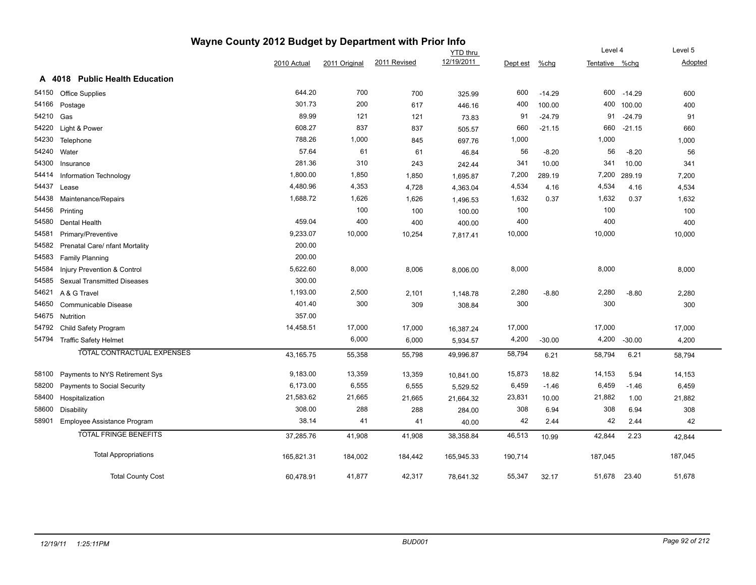# Wayne County 2012 Budget by Department with Prior Info

## A 4018 Public Health Education

| Code | Description | 2010 Actual | 2011 Original | 2011 Revised | YTD thru 12/19/2011 | Dept est | %chg | Level 4 Tentative | Level 4 %chg | Level 5 Adopted |
|---|---|---|---|---|---|---|---|---|---|---|
| 54150 | Office Supplies | 644.20 | 700 | 700 | 325.99 | 600 | -14.29 | 600 | -14.29 | 600 |
| 54166 | Postage | 301.73 | 200 | 617 | 446.16 | 400 | 100.00 | 400 | 100.00 | 400 |
| 54210 | Gas | 89.99 | 121 | 121 | 73.83 | 91 | -24.79 | 91 | -24.79 | 91 |
| 54220 | Light & Power | 608.27 | 837 | 837 | 505.57 | 660 | -21.15 | 660 | -21.15 | 660 |
| 54230 | Telephone | 788.26 | 1,000 | 845 | 697.76 | 1,000 | | 1,000 | | 1,000 |
| 54240 | Water | 57.64 | 61 | 61 | 46.84 | 56 | -8.20 | 56 | -8.20 | 56 |
| 54300 | Insurance | 281.36 | 310 | 243 | 242.44 | 341 | 10.00 | 341 | 10.00 | 341 |
| 54414 | Information Technology | 1,800.00 | 1,850 | 1,850 | 1,695.87 | 7,200 | 289.19 | 7,200 | 289.19 | 7,200 |
| 54437 | Lease | 4,480.96 | 4,353 | 4,728 | 4,363.04 | 4,534 | 4.16 | 4,534 | 4.16 | 4,534 |
| 54438 | Maintenance/Repairs | 1,688.72 | 1,626 | 1,626 | 1,496.53 | 1,632 | 0.37 | 1,632 | 0.37 | 1,632 |
| 54456 | Printing | | 100 | 100 | 100.00 | 100 | | 100 | | 100 |
| 54580 | Dental Health | 459.04 | 400 | 400 | 400.00 | 400 | | 400 | | 400 |
| 54581 | Primary/Preventive | 9,233.07 | 10,000 | 10,254 | 7,817.41 | 10,000 | | 10,000 | | 10,000 |
| 54582 | Prenatal Care/ nfant Mortality | 200.00 | | | | | | | | |
| 54583 | Family Planning | 200.00 | | | | | | | | |
| 54584 | Injury Prevention & Control | 5,622.60 | 8,000 | 8,006 | 8,006.00 | 8,000 | | 8,000 | | 8,000 |
| 54585 | Sexual Transmitted Diseases | 300.00 | | | | | | | | |
| 54621 | A & G Travel | 1,193.00 | 2,500 | 2,101 | 1,148.78 | 2,280 | -8.80 | 2,280 | -8.80 | 2,280 |
| 54650 | Communicable Disease | 401.40 | 300 | 309 | 308.84 | 300 | | 300 | | 300 |
| 54675 | Nutrition | 357.00 | | | | | | | | |
| 54792 | Child Safety Program | 14,458.51 | 17,000 | 17,000 | 16,387.24 | 17,000 | | 17,000 | | 17,000 |
| 54794 | Traffic Safety Helmet | | 6,000 | 6,000 | 5,934.57 | 4,200 | -30.00 | 4,200 | -30.00 | 4,200 |
| | TOTAL CONTRACTUAL EXPENSES | 43,165.75 | 55,358 | 55,798 | 49,996.87 | 58,794 | 6.21 | 58,794 | 6.21 | 58,794 |
| 58100 | Payments to NYS Retirement Sys | 9,183.00 | 13,359 | 13,359 | 10,841.00 | 15,873 | 18.82 | 14,153 | 5.94 | 14,153 |
| 58200 | Payments to Social Security | 6,173.00 | 6,555 | 6,555 | 5,529.52 | 6,459 | -1.46 | 6,459 | -1.46 | 6,459 |
| 58400 | Hospitalization | 21,583.62 | 21,665 | 21,665 | 21,664.32 | 23,831 | 10.00 | 21,882 | 1.00 | 21,882 |
| 58600 | Disability | 308.00 | 288 | 288 | 284.00 | 308 | 6.94 | 308 | 6.94 | 308 |
| 58901 | Employee Assistance Program | 38.14 | 41 | 41 | 40.00 | 42 | 2.44 | 42 | 2.44 | 42 |
| | TOTAL FRINGE BENEFITS | 37,285.76 | 41,908 | 41,908 | 38,358.84 | 46,513 | 10.99 | 42,844 | 2.23 | 42,844 |
| | Total Appropriations | 165,821.31 | 184,002 | 184,442 | 165,945.33 | 190,714 | | 187,045 | | 187,045 |
| | Total County Cost | 60,478.91 | 41,877 | 42,317 | 78,641.32 | 55,347 | 32.17 | 51,678 | 23.40 | 51,678 |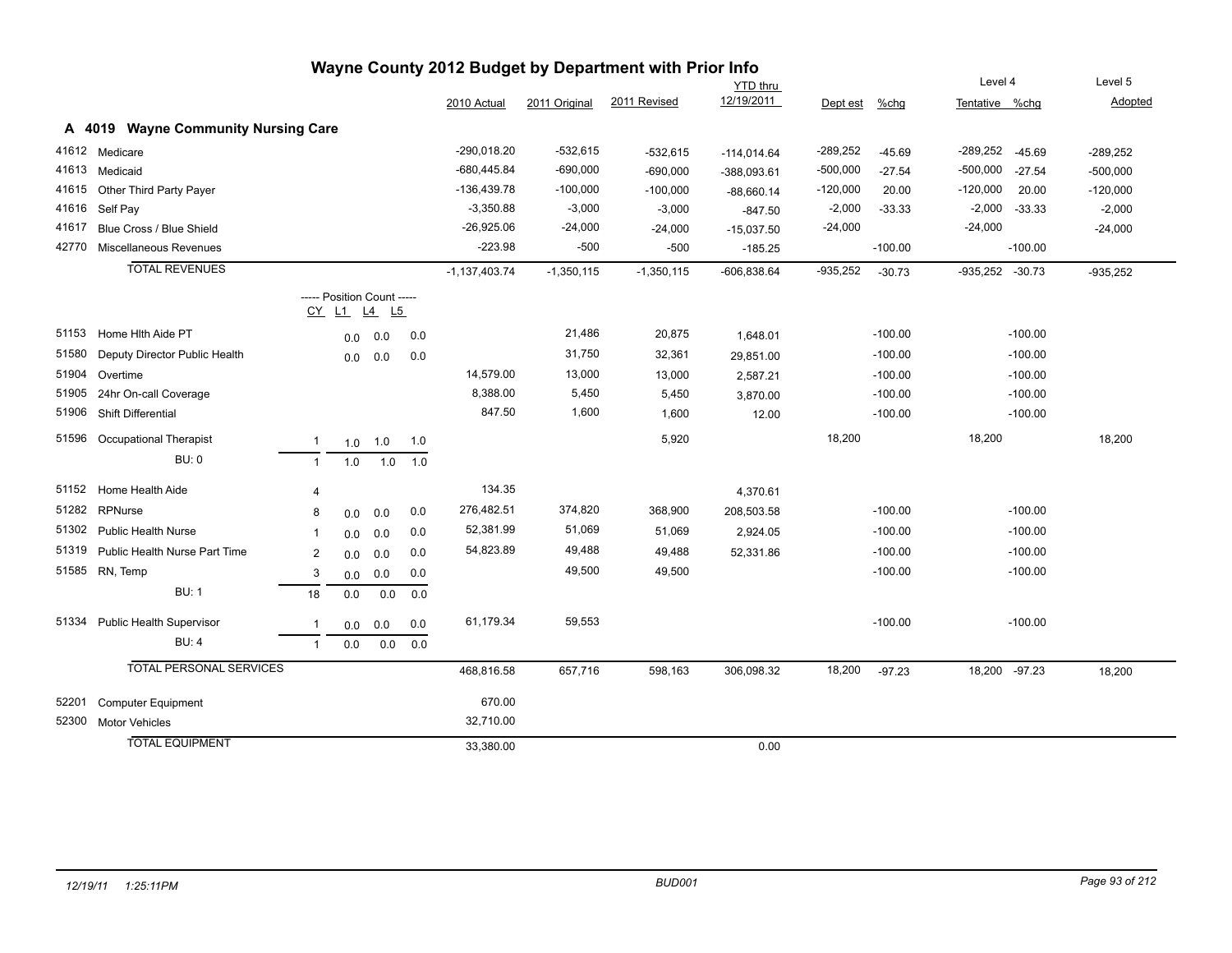# Wayne County 2012 Budget by Department with Prior Info

## A 4019 Wayne Community Nursing Care

| Code | Description | CY | L1 | L4 | L5 | 2010 Actual | 2011 Original | 2011 Revised | YTD thru 12/19/2011 | Dept est | %chg | Level 4 Tentative | Level 4 %chg | Level 5 Adopted |
|---|---|---|---|---|---|---|---|---|---|---|---|---|---|---|
| 41612 | Medicare | | | | | -290,018.20 | -532,615 | -532,615 | -114,014.64 | -289,252 | -45.69 | -289,252 | -45.69 | -289,252 |
| 41613 | Medicaid | | | | | -680,445.84 | -690,000 | -690,000 | -388,093.61 | -500,000 | -27.54 | -500,000 | -27.54 | -500,000 |
| 41615 | Other Third Party Payer | | | | | -136,439.78 | -100,000 | -100,000 | -88,660.14 | -120,000 | 20.00 | -120,000 | 20.00 | -120,000 |
| 41616 | Self Pay | | | | | -3,350.88 | -3,000 | -3,000 | -847.50 | -2,000 | -33.33 | -2,000 | -33.33 | -2,000 |
| 41617 | Blue Cross / Blue Shield | | | | | -26,925.06 | -24,000 | -24,000 | -15,037.50 | -24,000 | | -24,000 | | -24,000 |
| 42770 | Miscellaneous Revenues | | | | | -223.98 | -500 | -500 | -185.25 | | -100.00 | | -100.00 | |
| | **TOTAL REVENUES** | | | | | -1,137,403.74 | -1,350,115 | -1,350,115 | -606,838.64 | -935,252 | -30.73 | -935,252 | -30.73 | -935,252 |
| | | ----- Position Count ----- | | | | | | | | | | | | |
| 51153 | Home Hlth Aide PT | | 0.0 | 0.0 | 0.0 | | 21,486 | 20,875 | 1,648.01 | | -100.00 | | -100.00 | |
| 51580 | Deputy Director Public Health | | 0.0 | 0.0 | 0.0 | | 31,750 | 32,361 | 29,851.00 | | -100.00 | | -100.00 | |
| 51904 | Overtime | | | | | 14,579.00 | 13,000 | 13,000 | 2,587.21 | | -100.00 | | -100.00 | |
| 51905 | 24hr On-call Coverage | | | | | 8,388.00 | 5,450 | 5,450 | 3,870.00 | | -100.00 | | -100.00 | |
| 51906 | Shift Differential | | | | | 847.50 | 1,600 | 1,600 | 12.00 | | -100.00 | | -100.00 | |
| 51596 | Occupational Therapist | 1 | 1.0 | 1.0 | 1.0 | | | 5,920 | | 18,200 | | 18,200 | | 18,200 |
| | BU: 0 | 1 | 1.0 | 1.0 | 1.0 | | | | | | | | | |
| 51152 | Home Health Aide | 4 | | | | 134.35 | | | 4,370.61 | | | | | |
| 51282 | RPNurse | 8 | 0.0 | 0.0 | 0.0 | 276,482.51 | 374,820 | 368,900 | 208,503.58 | | -100.00 | | -100.00 | |
| 51302 | Public Health Nurse | 1 | 0.0 | 0.0 | 0.0 | 52,381.99 | 51,069 | 51,069 | 2,924.05 | | -100.00 | | -100.00 | |
| 51319 | Public Health Nurse Part Time | 2 | 0.0 | 0.0 | 0.0 | 54,823.89 | 49,488 | 49,488 | 52,331.86 | | -100.00 | | -100.00 | |
| 51585 | RN, Temp | 3 | 0.0 | 0.0 | 0.0 | | 49,500 | 49,500 | | | -100.00 | | -100.00 | |
| | BU: 1 | 18 | 0.0 | 0.0 | 0.0 | | | | | | | | | |
| 51334 | Public Health Supervisor | 1 | 0.0 | 0.0 | 0.0 | 61,179.34 | 59,553 | | | | -100.00 | | -100.00 | |
| | BU: 4 | 1 | 0.0 | 0.0 | 0.0 | | | | | | | | | |
| | **TOTAL PERSONAL SERVICES** | | | | | 468,816.58 | 657,716 | 598,163 | 306,098.32 | 18,200 | -97.23 | 18,200 | -97.23 | 18,200 |
| 52201 | Computer Equipment | | | | | 670.00 | | | | | | | | |
| 52300 | Motor Vehicles | | | | | 32,710.00 | | | | | | | | |
| | **TOTAL EQUIPMENT** | | | | | 33,380.00 | | | 0.00 | | | | | |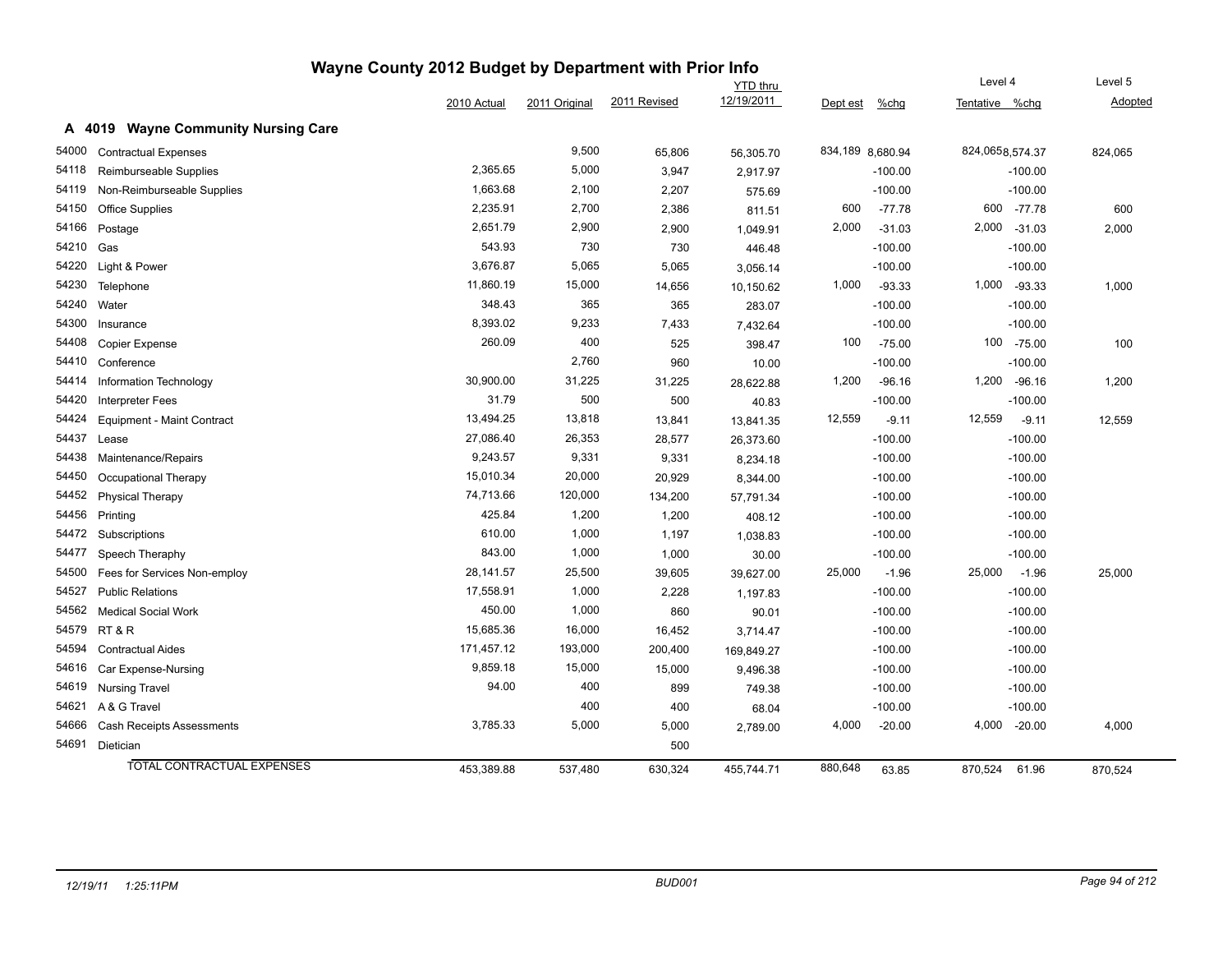# Wayne County 2012 Budget by Department with Prior Info

## A 4019 Wayne Community Nursing Care

| | | 2010 Actual | 2011 Original | 2011 Revised | YTD thru 12/19/2011 | Dept est | %chg | Level 4 Tentative | %chg | Level 5 Adopted |
|---|---|---|---|---|---|---|---|---|---|---|
| 54000 | Contractual Expenses | | 9,500 | 65,806 | 56,305.70 | 834,189 | 8,680.94 | 824,065 | 8,574.37 | 824,065 |
| 54118 | Reimburseable Supplies | 2,365.65 | 5,000 | 3,947 | 2,917.97 | | -100.00 | | -100.00 | |
| 54119 | Non-Reimburseable Supplies | 1,663.68 | 2,100 | 2,207 | 575.69 | | -100.00 | | -100.00 | |
| 54150 | Office Supplies | 2,235.91 | 2,700 | 2,386 | 811.51 | 600 | -77.78 | 600 | -77.78 | 600 |
| 54166 | Postage | 2,651.79 | 2,900 | 2,900 | 1,049.91 | 2,000 | -31.03 | 2,000 | -31.03 | 2,000 |
| 54210 | Gas | 543.93 | 730 | 730 | 446.48 | | -100.00 | | -100.00 | |
| 54220 | Light & Power | 3,676.87 | 5,065 | 5,065 | 3,056.14 | | -100.00 | | -100.00 | |
| 54230 | Telephone | 11,860.19 | 15,000 | 14,656 | 10,150.62 | 1,000 | -93.33 | 1,000 | -93.33 | 1,000 |
| 54240 | Water | 348.43 | 365 | 365 | 283.07 | | -100.00 | | -100.00 | |
| 54300 | Insurance | 8,393.02 | 9,233 | 7,433 | 7,432.64 | | -100.00 | | -100.00 | |
| 54408 | Copier Expense | 260.09 | 400 | 525 | 398.47 | 100 | -75.00 | 100 | -75.00 | 100 |
| 54410 | Conference | | 2,760 | 960 | 10.00 | | -100.00 | | -100.00 | |
| 54414 | Information Technology | 30,900.00 | 31,225 | 31,225 | 28,622.88 | 1,200 | -96.16 | 1,200 | -96.16 | 1,200 |
| 54420 | Interpreter Fees | 31.79 | 500 | 500 | 40.83 | | -100.00 | | -100.00 | |
| 54424 | Equipment - Maint Contract | 13,494.25 | 13,818 | 13,841 | 13,841.35 | 12,559 | -9.11 | 12,559 | -9.11 | 12,559 |
| 54437 | Lease | 27,086.40 | 26,353 | 28,577 | 26,373.60 | | -100.00 | | -100.00 | |
| 54438 | Maintenance/Repairs | 9,243.57 | 9,331 | 9,331 | 8,234.18 | | -100.00 | | -100.00 | |
| 54450 | Occupational Therapy | 15,010.34 | 20,000 | 20,929 | 8,344.00 | | -100.00 | | -100.00 | |
| 54452 | Physical Therapy | 74,713.66 | 120,000 | 134,200 | 57,791.34 | | -100.00 | | -100.00 | |
| 54456 | Printing | 425.84 | 1,200 | 1,200 | 408.12 | | -100.00 | | -100.00 | |
| 54472 | Subscriptions | 610.00 | 1,000 | 1,197 | 1,038.83 | | -100.00 | | -100.00 | |
| 54477 | Speech Theraphy | 843.00 | 1,000 | 1,000 | 30.00 | | -100.00 | | -100.00 | |
| 54500 | Fees for Services Non-employ | 28,141.57 | 25,500 | 39,605 | 39,627.00 | 25,000 | -1.96 | 25,000 | -1.96 | 25,000 |
| 54527 | Public Relations | 17,558.91 | 1,000 | 2,228 | 1,197.83 | | -100.00 | | -100.00 | |
| 54562 | Medical Social Work | 450.00 | 1,000 | 860 | 90.01 | | -100.00 | | -100.00 | |
| 54579 | RT & R | 15,685.36 | 16,000 | 16,452 | 3,714.47 | | -100.00 | | -100.00 | |
| 54594 | Contractual Aides | 171,457.12 | 193,000 | 200,400 | 169,849.27 | | -100.00 | | -100.00 | |
| 54616 | Car Expense-Nursing | 9,859.18 | 15,000 | 15,000 | 9,496.38 | | -100.00 | | -100.00 | |
| 54619 | Nursing Travel | 94.00 | 400 | 899 | 749.38 | | -100.00 | | -100.00 | |
| 54621 | A & G Travel | | 400 | 400 | 68.04 | | -100.00 | | -100.00 | |
| 54666 | Cash Receipts Assessments | 3,785.33 | 5,000 | 5,000 | 2,789.00 | 4,000 | -20.00 | 4,000 | -20.00 | 4,000 |
| 54691 | Dietician | | | 500 | | | | | | |
| | TOTAL CONTRACTUAL EXPENSES | 453,389.88 | 537,480 | 630,324 | 455,744.71 | 880,648 | 63.85 | 870,524 | 61.96 | 870,524 |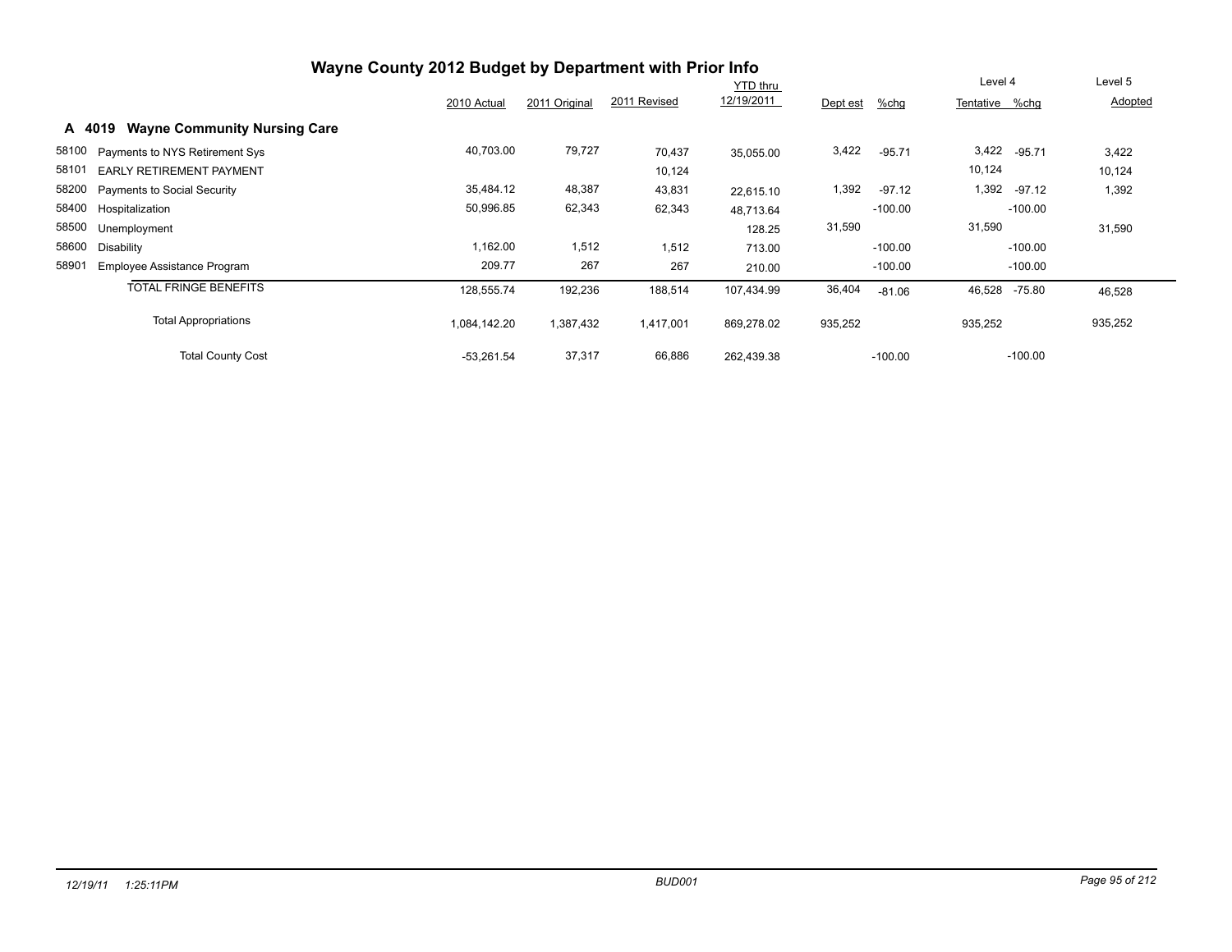# Wayne County 2012 Budget by Department with Prior Info

## A 4019 Wayne Community Nursing Care

| | | 2010 Actual | 2011 Original | 2011 Revised | YTD thru 12/19/2011 | Dept est | %chg | Level 4 Tentative | %chg | Level 5 Adopted |
|---|---|---|---|---|---|---|---|---|---|---|
| 58100 | Payments to NYS Retirement Sys | 40,703.00 | 79,727 | 70,437 | 35,055.00 | 3,422 | -95.71 | 3,422 | -95.71 | 3,422 |
| 58101 | EARLY RETIREMENT PAYMENT | | | 10,124 | | | | 10,124 | | 10,124 |
| 58200 | Payments to Social Security | 35,484.12 | 48,387 | 43,831 | 22,615.10 | 1,392 | -97.12 | 1,392 | -97.12 | 1,392 |
| 58400 | Hospitalization | 50,996.85 | 62,343 | 62,343 | 48,713.64 | | -100.00 | | -100.00 | |
| 58500 | Unemployment | | | | 128.25 | 31,590 | | 31,590 | | 31,590 |
| 58600 | Disability | 1,162.00 | 1,512 | 1,512 | 713.00 | | -100.00 | | -100.00 | |
| 58901 | Employee Assistance Program | 209.77 | 267 | 267 | 210.00 | | -100.00 | | -100.00 | |
| | TOTAL FRINGE BENEFITS | 128,555.74 | 192,236 | 188,514 | 107,434.99 | 36,404 | -81.06 | 46,528 | -75.80 | 46,528 |
| | Total Appropriations | 1,084,142.20 | 1,387,432 | 1,417,001 | 869,278.02 | 935,252 | | 935,252 | | 935,252 |
| | Total County Cost | -53,261.54 | 37,317 | 66,886 | 262,439.38 | | -100.00 | | -100.00 | |

12/19/11 1:25:11PM BUD001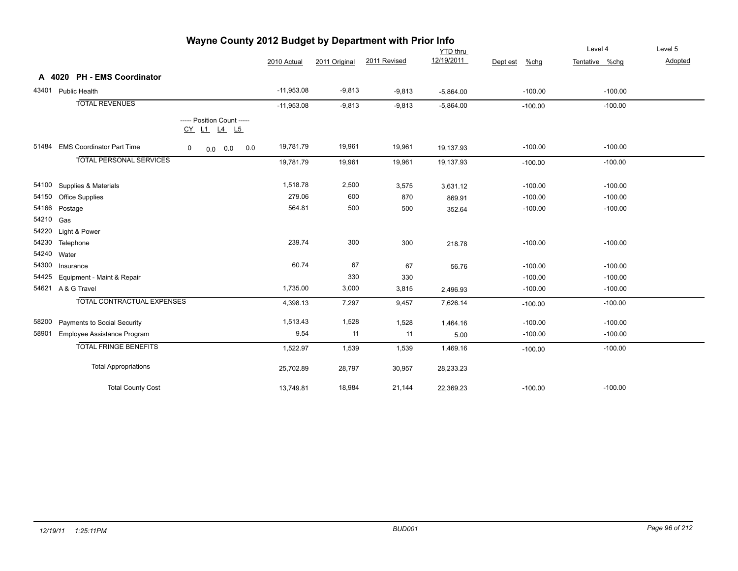# Wayne County 2012 Budget by Department with Prior Info

## A 4020 PH - EMS Coordinator

| | | | 2010 Actual | 2011 Original | 2011 Revised | YTD thru 12/19/2011 | Dept est | %chg | Level 4 Tentative | %chg | Level 5 Adopted |
|---|---|---|---|---|---|---|---|---|---|---|---|
| 43401 | Public Health | | -11,953.08 | -9,813 | -9,813 | -5,864.00 | | -100.00 | | -100.00 | |
| | TOTAL REVENUES | | -11,953.08 | -9,813 | -9,813 | -5,864.00 | | -100.00 | | -100.00 | |
| | | ----- Position Count ----- CY L1 L4 L5 | | | | | | | | | |
| 51484 | EMS Coordinator Part Time | 0 0.0 0.0 0.0 | 19,781.79 | 19,961 | 19,961 | 19,137.93 | | -100.00 | | -100.00 | |
| | TOTAL PERSONAL SERVICES | | 19,781.79 | 19,961 | 19,961 | 19,137.93 | | -100.00 | | -100.00 | |
| 54100 | Supplies & Materials | | 1,518.78 | 2,500 | 3,575 | 3,631.12 | | -100.00 | | -100.00 | |
| 54150 | Office Supplies | | 279.06 | 600 | 870 | 869.91 | | -100.00 | | -100.00 | |
| 54166 | Postage | | 564.81 | 500 | 500 | 352.64 | | -100.00 | | -100.00 | |
| 54210 | Gas | | | | | | | | | | |
| 54220 | Light & Power | | | | | | | | | | |
| 54230 | Telephone | | 239.74 | 300 | 300 | 218.78 | | -100.00 | | -100.00 | |
| 54240 | Water | | | | | | | | | | |
| 54300 | Insurance | | 60.74 | 67 | 67 | 56.76 | | -100.00 | | -100.00 | |
| 54425 | Equipment - Maint & Repair | | | 330 | 330 | | | -100.00 | | -100.00 | |
| 54621 | A & G Travel | | 1,735.00 | 3,000 | 3,815 | 2,496.93 | | -100.00 | | -100.00 | |
| | TOTAL CONTRACTUAL EXPENSES | | 4,398.13 | 7,297 | 9,457 | 7,626.14 | | -100.00 | | -100.00 | |
| 58200 | Payments to Social Security | | 1,513.43 | 1,528 | 1,528 | 1,464.16 | | -100.00 | | -100.00 | |
| 58901 | Employee Assistance Program | | 9.54 | 11 | 11 | 5.00 | | -100.00 | | -100.00 | |
| | TOTAL FRINGE BENEFITS | | 1,522.97 | 1,539 | 1,539 | 1,469.16 | | -100.00 | | -100.00 | |
| | Total Appropriations | | 25,702.89 | 28,797 | 30,957 | 28,233.23 | | | | | |
| | Total County Cost | | 13,749.81 | 18,984 | 21,144 | 22,369.23 | | -100.00 | | -100.00 | |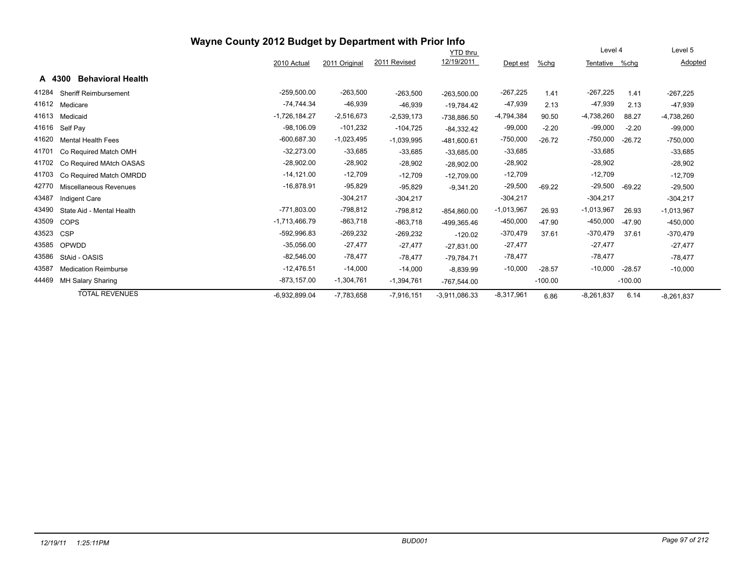# Wayne County 2012 Budget by Department with Prior Info

## A 4300 Behavioral Health

| | | 2010 Actual | 2011 Original | 2011 Revised | YTD thru 12/19/2011 | Dept est | %chg | Level 4 Tentative | %chg | Level 5 Adopted |
|---|---|---|---|---|---|---|---|---|---|---|
| 41284 | Sheriff Reimbursement | -259,500.00 | -263,500 | -263,500 | -263,500.00 | -267,225 | 1.41 | -267,225 | 1.41 | -267,225 |
| 41612 | Medicare | -74,744.34 | -46,939 | -46,939 | -19,784.42 | -47,939 | 2.13 | -47,939 | 2.13 | -47,939 |
| 41613 | Medicaid | -1,726,184.27 | -2,516,673 | -2,539,173 | -738,886.50 | -4,794,384 | 90.50 | -4,738,260 | 88.27 | -4,738,260 |
| 41616 | Self Pay | -98,106.09 | -101,232 | -104,725 | -84,332.42 | -99,000 | -2.20 | -99,000 | -2.20 | -99,000 |
| 41620 | Mental Health Fees | -600,687.30 | -1,023,495 | -1,039,995 | -481,600.61 | -750,000 | -26.72 | -750,000 | -26.72 | -750,000 |
| 41701 | Co Required Match OMH | -32,273.00 | -33,685 | -33,685 | -33,685.00 | -33,685 | | -33,685 | | -33,685 |
| 41702 | Co Required MAtch OASAS | -28,902.00 | -28,902 | -28,902 | -28,902.00 | -28,902 | | -28,902 | | -28,902 |
| 41703 | Co Required Match OMRDD | -14,121.00 | -12,709 | -12,709 | -12,709.00 | -12,709 | | -12,709 | | -12,709 |
| 42770 | Miscellaneous Revenues | -16,878.91 | -95,829 | -95,829 | -9,341.20 | -29,500 | -69.22 | -29,500 | -69.22 | -29,500 |
| 43487 | Indigent Care | | -304,217 | -304,217 | | -304,217 | | -304,217 | | -304,217 |
| 43490 | State Aid - Mental Health | -771,803.00 | -798,812 | -798,812 | -854,860.00 | -1,013,967 | 26.93 | -1,013,967 | 26.93 | -1,013,967 |
| 43509 | COPS | -1,713,466.79 | -863,718 | -863,718 | -499,365.46 | -450,000 | -47.90 | -450,000 | -47.90 | -450,000 |
| 43523 | CSP | -592,996.83 | -269,232 | -269,232 | -120.02 | -370,479 | 37.61 | -370,479 | 37.61 | -370,479 |
| 43585 | OPWDD | -35,056.00 | -27,477 | -27,477 | -27,831.00 | -27,477 | | -27,477 | | -27,477 |
| 43586 | StAid - OASIS | -82,546.00 | -78,477 | -78,477 | -79,784.71 | -78,477 | | -78,477 | | -78,477 |
| 43587 | Medication Reimburse | -12,476.51 | -14,000 | -14,000 | -8,839.99 | -10,000 | -28.57 | -10,000 | -28.57 | -10,000 |
| 44469 | MH Salary Sharing | -873,157.00 | -1,304,761 | -1,394,761 | -767,544.00 | | -100.00 | | -100.00 | |
| | TOTAL REVENUES | -6,932,899.04 | -7,783,658 | -7,916,151 | -3,911,086.33 | -8,317,961 | 6.86 | -8,261,837 | 6.14 | -8,261,837 |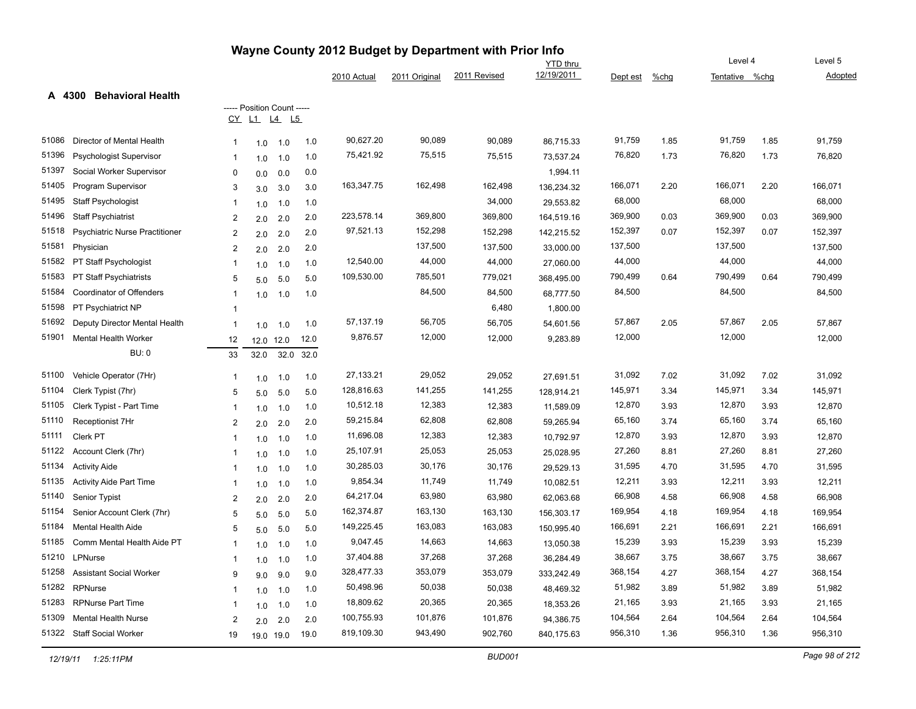# Wayne County 2012 Budget by Department with Prior Info

## A 4300 Behavioral Health

| Code | Title | CY | L1 | L4 | L5 | 2010 Actual | 2011 Original | 2011 Revised | YTD thru 12/19/2011 | Dept est | %chg | Level 4 Tentative | %chg | Level 5 Adopted |
|---|---|---|---|---|---|---|---|---|---|---|---|---|---|---|
| 51086 | Director of Mental Health | 1 | 1.0 | 1.0 | 1.0 | 90,627.20 | 90,089 | 90,089 | 86,715.33 | 91,759 | 1.85 | 91,759 | 1.85 | 91,759 |
| 51396 | Psychologist Supervisor | 1 | 1.0 | 1.0 | 1.0 | 75,421.92 | 75,515 | 75,515 | 73,537.24 | 76,820 | 1.73 | 76,820 | 1.73 | 76,820 |
| 51397 | Social Worker Supervisor | 0 | 0.0 | 0.0 | 0.0 | | | | 1,994.11 | | | | | |
| 51405 | Program Supervisor | 3 | 3.0 | 3.0 | 3.0 | 163,347.75 | 162,498 | 162,498 | 136,234.32 | 166,071 | 2.20 | 166,071 | 2.20 | 166,071 |
| 51495 | Staff Psychologist | 1 | 1.0 | 1.0 | 1.0 | | | 34,000 | 29,553.82 | 68,000 | | 68,000 | | 68,000 |
| 51496 | Staff Psychiatrist | 2 | 2.0 | 2.0 | 2.0 | 223,578.14 | 369,800 | 369,800 | 164,519.16 | 369,900 | 0.03 | 369,900 | 0.03 | 369,900 |
| 51518 | Psychiatric Nurse Practitioner | 2 | 2.0 | 2.0 | 2.0 | 97,521.13 | 152,298 | 152,298 | 142,215.52 | 152,397 | 0.07 | 152,397 | 0.07 | 152,397 |
| 51581 | Physician | 2 | 2.0 | 2.0 | 2.0 | | 137,500 | 137,500 | 33,000.00 | 137,500 | | 137,500 | | 137,500 |
| 51582 | PT Staff Psychologist | 1 | 1.0 | 1.0 | 1.0 | 12,540.00 | 44,000 | 44,000 | 27,060.00 | 44,000 | | 44,000 | | 44,000 |
| 51583 | PT Staff Psychiatrists | 5 | 5.0 | 5.0 | 5.0 | 109,530.00 | 785,501 | 779,021 | 368,495.00 | 790,499 | 0.64 | 790,499 | 0.64 | 790,499 |
| 51584 | Coordinator of Offenders | 1 | 1.0 | 1.0 | 1.0 | | 84,500 | 84,500 | 68,777.50 | 84,500 | | 84,500 | | 84,500 |
| 51598 | PT Psychiatrict NP | 1 | | | | | | 6,480 | 1,800.00 | | | | | |
| 51692 | Deputy Director Mental Health | 1 | 1.0 | 1.0 | 1.0 | 57,137.19 | 56,705 | 56,705 | 54,601.56 | 57,867 | 2.05 | 57,867 | 2.05 | 57,867 |
| 51901 | Mental Health Worker | 12 | 12.0 | 12.0 | 12.0 | 9,876.57 | 12,000 | 12,000 | 9,283.89 | 12,000 | | 12,000 | | 12,000 |
| | BU: 0 | 33 | 32.0 | 32.0 | 32.0 | | | | | | | | | |
| 51100 | Vehicle Operator (7Hr) | 1 | 1.0 | 1.0 | 1.0 | 27,133.21 | 29,052 | 29,052 | 27,691.51 | 31,092 | 7.02 | 31,092 | 7.02 | 31,092 |
| 51104 | Clerk Typist (7hr) | 5 | 5.0 | 5.0 | 5.0 | 128,816.63 | 141,255 | 141,255 | 128,914.21 | 145,971 | 3.34 | 145,971 | 3.34 | 145,971 |
| 51105 | Clerk Typist - Part Time | 1 | 1.0 | 1.0 | 1.0 | 10,512.18 | 12,383 | 12,383 | 11,589.09 | 12,870 | 3.93 | 12,870 | 3.93 | 12,870 |
| 51110 | Receptionist 7Hr | 2 | 2.0 | 2.0 | 2.0 | 59,215.84 | 62,808 | 62,808 | 59,265.94 | 65,160 | 3.74 | 65,160 | 3.74 | 65,160 |
| 51111 | Clerk PT | 1 | 1.0 | 1.0 | 1.0 | 11,696.08 | 12,383 | 12,383 | 10,792.97 | 12,870 | 3.93 | 12,870 | 3.93 | 12,870 |
| 51122 | Account Clerk (7hr) | 1 | 1.0 | 1.0 | 1.0 | 25,107.91 | 25,053 | 25,053 | 25,028.95 | 27,260 | 8.81 | 27,260 | 8.81 | 27,260 |
| 51134 | Activity Aide | 1 | 1.0 | 1.0 | 1.0 | 30,285.03 | 30,176 | 30,176 | 29,529.13 | 31,595 | 4.70 | 31,595 | 4.70 | 31,595 |
| 51135 | Activity Aide Part Time | 1 | 1.0 | 1.0 | 1.0 | 9,854.34 | 11,749 | 11,749 | 10,082.51 | 12,211 | 3.93 | 12,211 | 3.93 | 12,211 |
| 51140 | Senior Typist | 2 | 2.0 | 2.0 | 2.0 | 64,217.04 | 63,980 | 63,980 | 62,063.68 | 66,908 | 4.58 | 66,908 | 4.58 | 66,908 |
| 51154 | Senior Account Clerk (7hr) | 5 | 5.0 | 5.0 | 5.0 | 162,374.87 | 163,130 | 163,130 | 156,303.17 | 169,954 | 4.18 | 169,954 | 4.18 | 169,954 |
| 51184 | Mental Health Aide | 5 | 5.0 | 5.0 | 5.0 | 149,225.45 | 163,083 | 163,083 | 150,995.40 | 166,691 | 2.21 | 166,691 | 2.21 | 166,691 |
| 51185 | Comm Mental Health Aide PT | 1 | 1.0 | 1.0 | 1.0 | 9,047.45 | 14,663 | 14,663 | 13,050.38 | 15,239 | 3.93 | 15,239 | 3.93 | 15,239 |
| 51210 | LPNurse | 1 | 1.0 | 1.0 | 1.0 | 37,404.88 | 37,268 | 37,268 | 36,284.49 | 38,667 | 3.75 | 38,667 | 3.75 | 38,667 |
| 51258 | Assistant Social Worker | 9 | 9.0 | 9.0 | 9.0 | 328,477.33 | 353,079 | 353,079 | 333,242.49 | 368,154 | 4.27 | 368,154 | 4.27 | 368,154 |
| 51282 | RPNurse | 1 | 1.0 | 1.0 | 1.0 | 50,498.96 | 50,038 | 50,038 | 48,469.32 | 51,982 | 3.89 | 51,982 | 3.89 | 51,982 |
| 51283 | RPNurse Part Time | 1 | 1.0 | 1.0 | 1.0 | 18,809.62 | 20,365 | 20,365 | 18,353.26 | 21,165 | 3.93 | 21,165 | 3.93 | 21,165 |
| 51309 | Mental Health Nurse | 2 | 2.0 | 2.0 | 2.0 | 100,755.93 | 101,876 | 101,876 | 94,386.75 | 104,564 | 2.64 | 104,564 | 2.64 | 104,564 |
| 51322 | Staff Social Worker | 19 | 19.0 | 19.0 | 19.0 | 819,109.30 | 943,490 | 902,760 | 840,175.63 | 956,310 | 1.36 | 956,310 | 1.36 | 956,310 |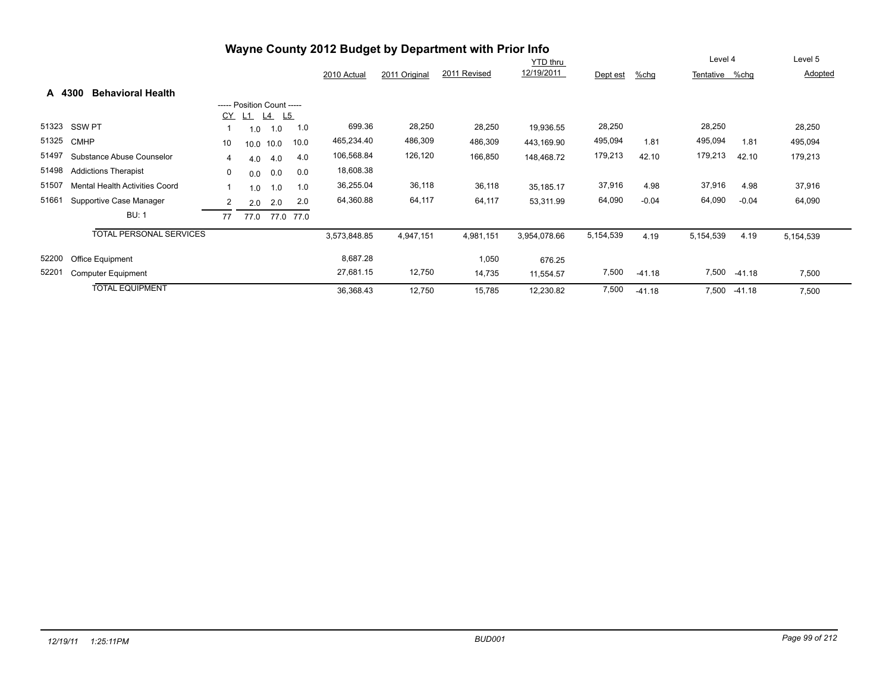# Wayne County 2012 Budget by Department with Prior Info

## A 4300 Behavioral Health

| Account | Description | CY | L1 | L4 | L5 | 2010 Actual | 2011 Original | 2011 Revised | YTD thru 12/19/2011 | Dept est | %chg | Level 4 Tentative | %chg | Level 5 Adopted |
|---|---|---|---|---|---|---|---|---|---|---|---|---|---|---|
| 51323 | SSW PT | 1 | 1.0 | 1.0 | 1.0 | 699.36 | 28,250 | 28,250 | 19,936.55 | 28,250 | | 28,250 | | 28,250 |
| 51325 | CMHP | 10 | 10.0 | 10.0 | 10.0 | 465,234.40 | 486,309 | 486,309 | 443,169.90 | 495,094 | 1.81 | 495,094 | 1.81 | 495,094 |
| 51497 | Substance Abuse Counselor | 4 | 4.0 | 4.0 | 4.0 | 106,568.84 | 126,120 | 166,850 | 148,468.72 | 179,213 | 42.10 | 179,213 | 42.10 | 179,213 |
| 51498 | Addictions Therapist | 0 | 0.0 | 0.0 | 0.0 | 18,608.38 | | | | | | | | |
| 51507 | Mental Health Activities Coord | 1 | 1.0 | 1.0 | 1.0 | 36,255.04 | 36,118 | 36,118 | 35,185.17 | 37,916 | 4.98 | 37,916 | 4.98 | 37,916 |
| 51661 | Supportive Case Manager | 2 | 2.0 | 2.0 | 2.0 | 64,360.88 | 64,117 | 64,117 | 53,311.99 | 64,090 | -0.04 | 64,090 | -0.04 | 64,090 |
| | BU: 1 | 77 | 77.0 | 77.0 | 77.0 | | | | | | | | | |
| | TOTAL PERSONAL SERVICES | | | | | 3,573,848.85 | 4,947,151 | 4,981,151 | 3,954,078.66 | 5,154,539 | 4.19 | 5,154,539 | 4.19 | 5,154,539 |
| 52200 | Office Equipment | | | | | 8,687.28 | | 1,050 | 676.25 | | | | | |
| 52201 | Computer Equipment | | | | | 27,681.15 | 12,750 | 14,735 | 11,554.57 | 7,500 | -41.18 | 7,500 | -41.18 | 7,500 |
| | TOTAL EQUIPMENT | | | | | 36,368.43 | 12,750 | 15,785 | 12,230.82 | 7,500 | -41.18 | 7,500 | -41.18 | 7,500 |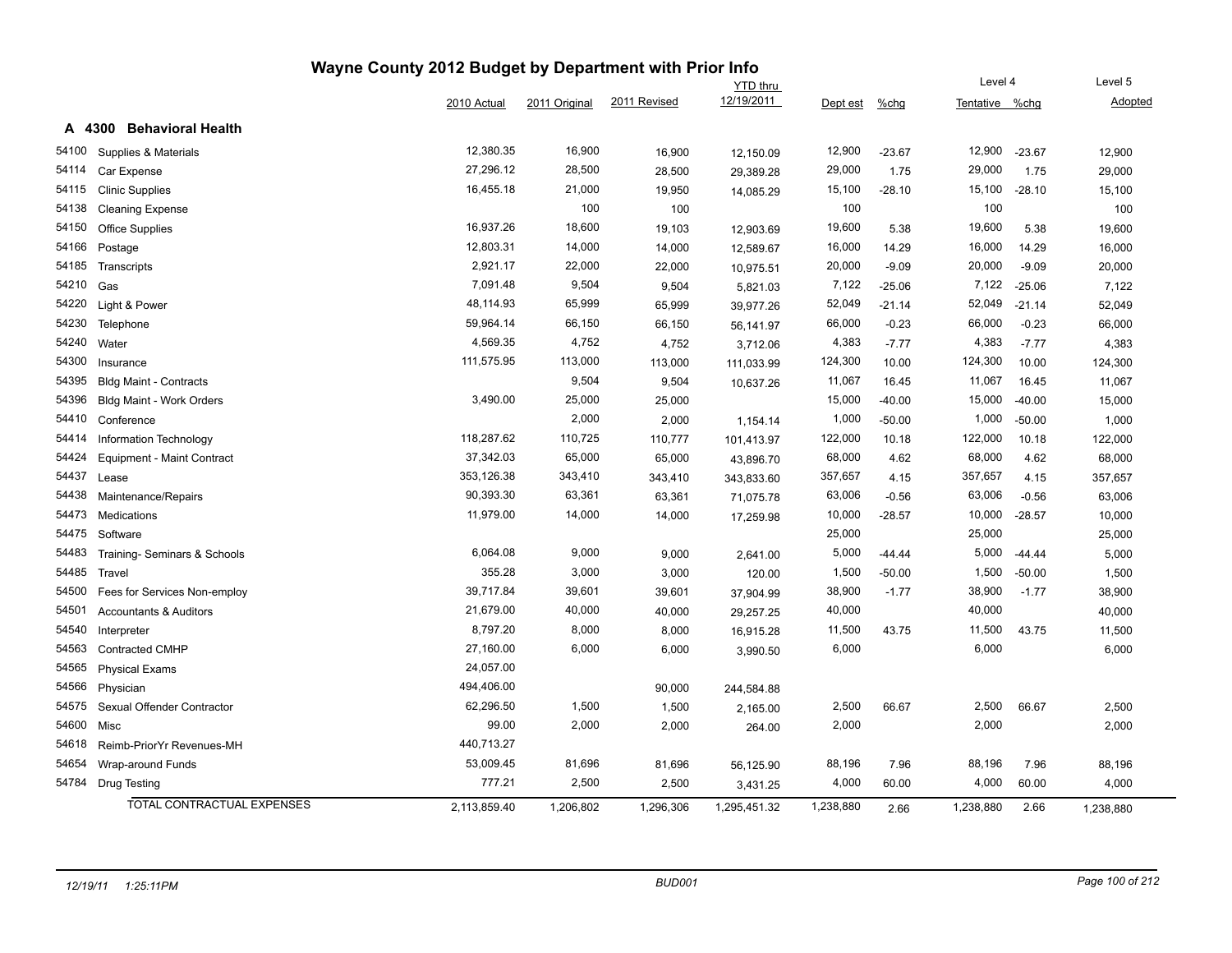# Wayne County 2012 Budget by Department with Prior Info

## A 4300 Behavioral Health

| | | 2010 Actual | 2011 Original | 2011 Revised | YTD thru 12/19/2011 | Dept est | %chg | Level 4 Tentative | %chg | Level 5 Adopted |
|---|---|---|---|---|---|---|---|---|---|---|
| 54100 | Supplies & Materials | 12,380.35 | 16,900 | 16,900 | 12,150.09 | 12,900 | -23.67 | 12,900 | -23.67 | 12,900 |
| 54114 | Car Expense | 27,296.12 | 28,500 | 28,500 | 29,389.28 | 29,000 | 1.75 | 29,000 | 1.75 | 29,000 |
| 54115 | Clinic Supplies | 16,455.18 | 21,000 | 19,950 | 14,085.29 | 15,100 | -28.10 | 15,100 | -28.10 | 15,100 |
| 54138 | Cleaning Expense | | 100 | 100 | | 100 | | 100 | | 100 |
| 54150 | Office Supplies | 16,937.26 | 18,600 | 19,103 | 12,903.69 | 19,600 | 5.38 | 19,600 | 5.38 | 19,600 |
| 54166 | Postage | 12,803.31 | 14,000 | 14,000 | 12,589.67 | 16,000 | 14.29 | 16,000 | 14.29 | 16,000 |
| 54185 | Transcripts | 2,921.17 | 22,000 | 22,000 | 10,975.51 | 20,000 | -9.09 | 20,000 | -9.09 | 20,000 |
| 54210 | Gas | 7,091.48 | 9,504 | 9,504 | 5,821.03 | 7,122 | -25.06 | 7,122 | -25.06 | 7,122 |
| 54220 | Light & Power | 48,114.93 | 65,999 | 65,999 | 39,977.26 | 52,049 | -21.14 | 52,049 | -21.14 | 52,049 |
| 54230 | Telephone | 59,964.14 | 66,150 | 66,150 | 56,141.97 | 66,000 | -0.23 | 66,000 | -0.23 | 66,000 |
| 54240 | Water | 4,569.35 | 4,752 | 4,752 | 3,712.06 | 4,383 | -7.77 | 4,383 | -7.77 | 4,383 |
| 54300 | Insurance | 111,575.95 | 113,000 | 113,000 | 111,033.99 | 124,300 | 10.00 | 124,300 | 10.00 | 124,300 |
| 54395 | Bldg Maint - Contracts | | 9,504 | 9,504 | 10,637.26 | 11,067 | 16.45 | 11,067 | 16.45 | 11,067 |
| 54396 | Bldg Maint - Work Orders | 3,490.00 | 25,000 | 25,000 | | 15,000 | -40.00 | 15,000 | -40.00 | 15,000 |
| 54410 | Conference | | 2,000 | 2,000 | 1,154.14 | 1,000 | -50.00 | 1,000 | -50.00 | 1,000 |
| 54414 | Information Technology | 118,287.62 | 110,725 | 110,777 | 101,413.97 | 122,000 | 10.18 | 122,000 | 10.18 | 122,000 |
| 54424 | Equipment - Maint Contract | 37,342.03 | 65,000 | 65,000 | 43,896.70 | 68,000 | 4.62 | 68,000 | 4.62 | 68,000 |
| 54437 | Lease | 353,126.38 | 343,410 | 343,410 | 343,833.60 | 357,657 | 4.15 | 357,657 | 4.15 | 357,657 |
| 54438 | Maintenance/Repairs | 90,393.30 | 63,361 | 63,361 | 71,075.78 | 63,006 | -0.56 | 63,006 | -0.56 | 63,006 |
| 54473 | Medications | 11,979.00 | 14,000 | 14,000 | 17,259.98 | 10,000 | -28.57 | 10,000 | -28.57 | 10,000 |
| 54475 | Software | | | | | 25,000 | | 25,000 | | 25,000 |
| 54483 | Training- Seminars & Schools | 6,064.08 | 9,000 | 9,000 | 2,641.00 | 5,000 | -44.44 | 5,000 | -44.44 | 5,000 |
| 54485 | Travel | 355.28 | 3,000 | 3,000 | 120.00 | 1,500 | -50.00 | 1,500 | -50.00 | 1,500 |
| 54500 | Fees for Services Non-employ | 39,717.84 | 39,601 | 39,601 | 37,904.99 | 38,900 | -1.77 | 38,900 | -1.77 | 38,900 |
| 54501 | Accountants & Auditors | 21,679.00 | 40,000 | 40,000 | 29,257.25 | 40,000 | | 40,000 | | 40,000 |
| 54540 | Interpreter | 8,797.20 | 8,000 | 8,000 | 16,915.28 | 11,500 | 43.75 | 11,500 | 43.75 | 11,500 |
| 54563 | Contracted CMHP | 27,160.00 | 6,000 | 6,000 | 3,990.50 | 6,000 | | 6,000 | | 6,000 |
| 54565 | Physical Exams | 24,057.00 | | | | | | | | |
| 54566 | Physician | 494,406.00 | | 90,000 | 244,584.88 | | | | | |
| 54575 | Sexual Offender Contractor | 62,296.50 | 1,500 | 1,500 | 2,165.00 | 2,500 | 66.67 | 2,500 | 66.67 | 2,500 |
| 54600 | Misc | 99.00 | 2,000 | 2,000 | 264.00 | 2,000 | | 2,000 | | 2,000 |
| 54618 | Reimb-PriorYr Revenues-MH | 440,713.27 | | | | | | | | |
| 54654 | Wrap-around Funds | 53,009.45 | 81,696 | 81,696 | 56,125.90 | 88,196 | 7.96 | 88,196 | 7.96 | 88,196 |
| 54784 | Drug Testing | 777.21 | 2,500 | 2,500 | 3,431.25 | 4,000 | 60.00 | 4,000 | 60.00 | 4,000 |
| | TOTAL CONTRACTUAL EXPENSES | 2,113,859.40 | 1,206,802 | 1,296,306 | 1,295,451.32 | 1,238,880 | 2.66 | 1,238,880 | 2.66 | 1,238,880 |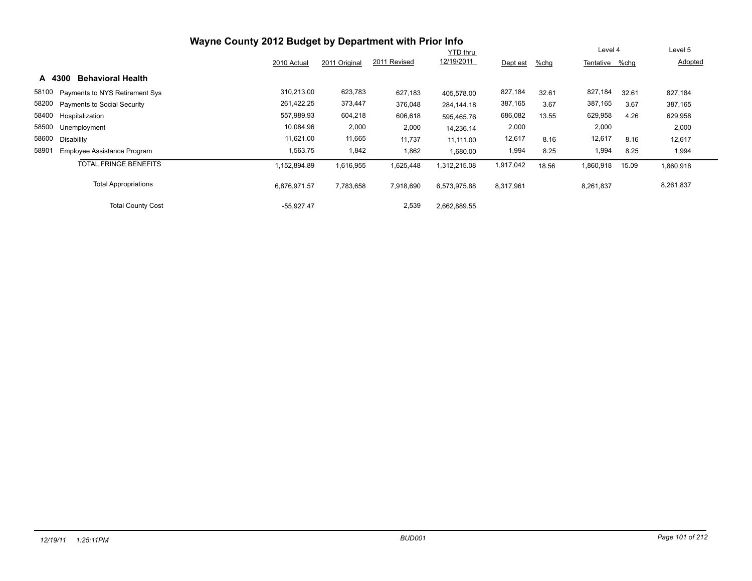# Wayne County 2012 Budget by Department with Prior Info

## A 4300 Behavioral Health

| | | 2010 Actual | 2011 Original | 2011 Revised | YTD thru 12/19/2011 | Dept est | %chg | Level 4 Tentative | %chg | Level 5 Adopted |
|---|---|---|---|---|---|---|---|---|---|---|
| 58100 | Payments to NYS Retirement Sys | 310,213.00 | 623,783 | 627,183 | 405,578.00 | 827,184 | 32.61 | 827,184 | 32.61 | 827,184 |
| 58200 | Payments to Social Security | 261,422.25 | 373,447 | 376,048 | 284,144.18 | 387,165 | 3.67 | 387,165 | 3.67 | 387,165 |
| 58400 | Hospitalization | 557,989.93 | 604,218 | 606,618 | 595,465.76 | 686,082 | 13.55 | 629,958 | 4.26 | 629,958 |
| 58500 | Unemployment | 10,084.96 | 2,000 | 2,000 | 14,236.14 | 2,000 | | 2,000 | | 2,000 |
| 58600 | Disability | 11,621.00 | 11,665 | 11,737 | 11,111.00 | 12,617 | 8.16 | 12,617 | 8.16 | 12,617 |
| 58901 | Employee Assistance Program | 1,563.75 | 1,842 | 1,862 | 1,680.00 | 1,994 | 8.25 | 1,994 | 8.25 | 1,994 |
| | TOTAL FRINGE BENEFITS | 1,152,894.89 | 1,616,955 | 1,625,448 | 1,312,215.08 | 1,917,042 | 18.56 | 1,860,918 | 15.09 | 1,860,918 |
| | Total Appropriations | 6,876,971.57 | 7,783,658 | 7,918,690 | 6,573,975.88 | 8,317,961 | | 8,261,837 | | 8,261,837 |
| | Total County Cost | -55,927.47 | | 2,539 | 2,662,889.55 | | | | | |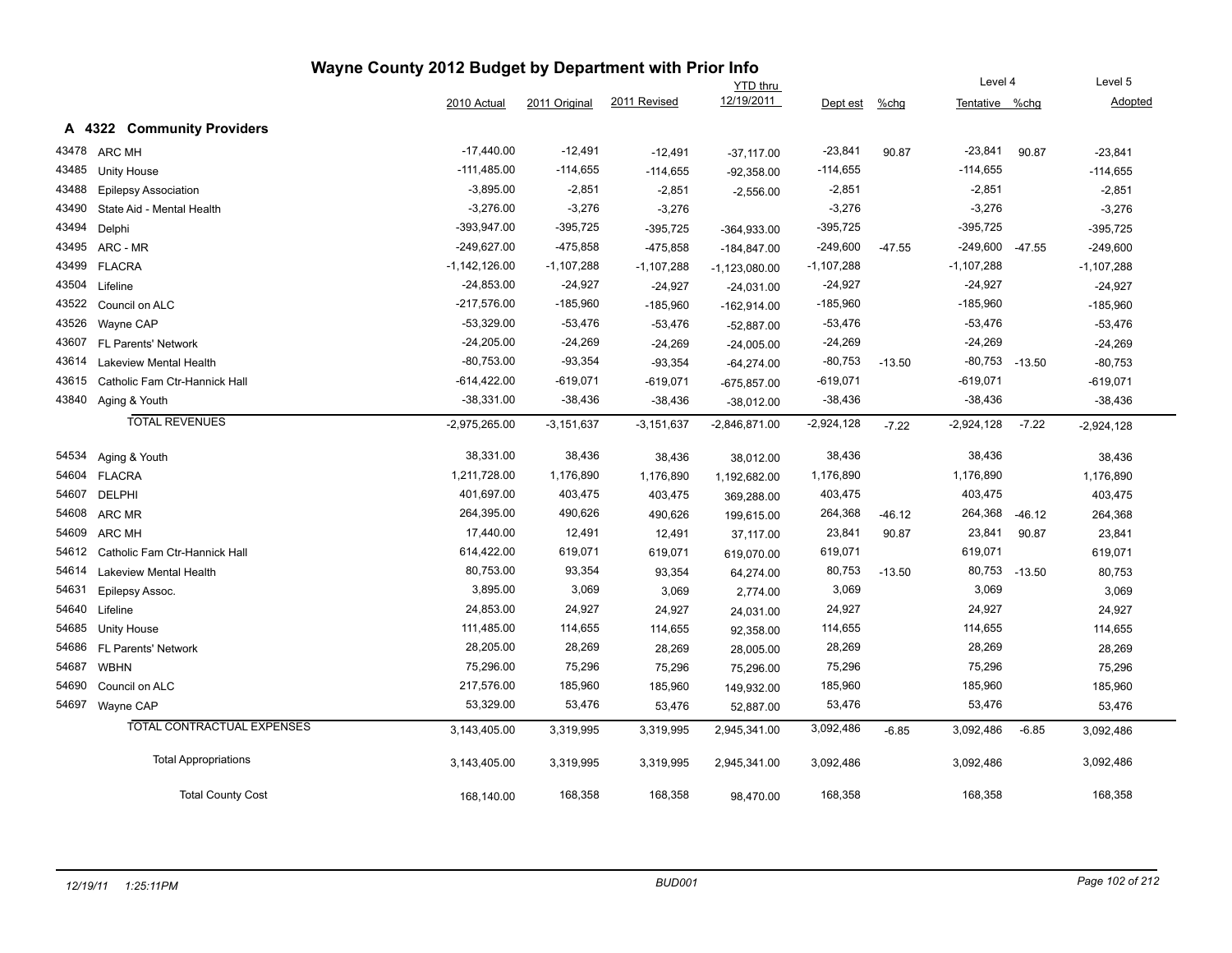# Wayne County 2012 Budget by Department with Prior Info

## A 4322 Community Providers

| | | 2010 Actual | 2011 Original | 2011 Revised | YTD thru 12/19/2011 | Dept est | %chg | Level 4 Tentative | %chg | Level 5 Adopted |
|---|---|---|---|---|---|---|---|---|---|---|
| 43478 | ARC MH | -17,440.00 | -12,491 | -12,491 | -37,117.00 | -23,841 | 90.87 | -23,841 | 90.87 | -23,841 |
| 43485 | Unity House | -111,485.00 | -114,655 | -114,655 | -92,358.00 | -114,655 | | -114,655 | | -114,655 |
| 43488 | Epilepsy Association | -3,895.00 | -2,851 | -2,851 | -2,556.00 | -2,851 | | -2,851 | | -2,851 |
| 43490 | State Aid - Mental Health | -3,276.00 | -3,276 | -3,276 | | -3,276 | | -3,276 | | -3,276 |
| 43494 | Delphi | -393,947.00 | -395,725 | -395,725 | -364,933.00 | -395,725 | | -395,725 | | -395,725 |
| 43495 | ARC - MR | -249,627.00 | -475,858 | -475,858 | -184,847.00 | -249,600 | -47.55 | -249,600 | -47.55 | -249,600 |
| 43499 | FLACRA | -1,142,126.00 | -1,107,288 | -1,107,288 | -1,123,080.00 | -1,107,288 | | -1,107,288 | | -1,107,288 |
| 43504 | Lifeline | -24,853.00 | -24,927 | -24,927 | -24,031.00 | -24,927 | | -24,927 | | -24,927 |
| 43522 | Council on ALC | -217,576.00 | -185,960 | -185,960 | -162,914.00 | -185,960 | | -185,960 | | -185,960 |
| 43526 | Wayne CAP | -53,329.00 | -53,476 | -53,476 | -52,887.00 | -53,476 | | -53,476 | | -53,476 |
| 43607 | FL Parents' Network | -24,205.00 | -24,269 | -24,269 | -24,005.00 | -24,269 | | -24,269 | | -24,269 |
| 43614 | Lakeview Mental Health | -80,753.00 | -93,354 | -93,354 | -64,274.00 | -80,753 | -13.50 | -80,753 | -13.50 | -80,753 |
| 43615 | Catholic Fam Ctr-Hannick Hall | -614,422.00 | -619,071 | -619,071 | -675,857.00 | -619,071 | | -619,071 | | -619,071 |
| 43840 | Aging & Youth | -38,331.00 | -38,436 | -38,436 | -38,012.00 | -38,436 | | -38,436 | | -38,436 |
| | TOTAL REVENUES | -2,975,265.00 | -3,151,637 | -3,151,637 | -2,846,871.00 | -2,924,128 | -7.22 | -2,924,128 | -7.22 | -2,924,128 |
| 54534 | Aging & Youth | 38,331.00 | 38,436 | 38,436 | 38,012.00 | 38,436 | | 38,436 | | 38,436 |
| 54604 | FLACRA | 1,211,728.00 | 1,176,890 | 1,176,890 | 1,192,682.00 | 1,176,890 | | 1,176,890 | | 1,176,890 |
| 54607 | DELPHI | 401,697.00 | 403,475 | 403,475 | 369,288.00 | 403,475 | | 403,475 | | 403,475 |
| 54608 | ARC MR | 264,395.00 | 490,626 | 490,626 | 199,615.00 | 264,368 | -46.12 | 264,368 | -46.12 | 264,368 |
| 54609 | ARC MH | 17,440.00 | 12,491 | 12,491 | 37,117.00 | 23,841 | 90.87 | 23,841 | 90.87 | 23,841 |
| 54612 | Catholic Fam Ctr-Hannick Hall | 614,422.00 | 619,071 | 619,071 | 619,070.00 | 619,071 | | 619,071 | | 619,071 |
| 54614 | Lakeview Mental Health | 80,753.00 | 93,354 | 93,354 | 64,274.00 | 80,753 | -13.50 | 80,753 | -13.50 | 80,753 |
| 54631 | Epilepsy Assoc. | 3,895.00 | 3,069 | 3,069 | 2,774.00 | 3,069 | | 3,069 | | 3,069 |
| 54640 | Lifeline | 24,853.00 | 24,927 | 24,927 | 24,031.00 | 24,927 | | 24,927 | | 24,927 |
| 54685 | Unity House | 111,485.00 | 114,655 | 114,655 | 92,358.00 | 114,655 | | 114,655 | | 114,655 |
| 54686 | FL Parents' Network | 28,205.00 | 28,269 | 28,269 | 28,005.00 | 28,269 | | 28,269 | | 28,269 |
| 54687 | WBHN | 75,296.00 | 75,296 | 75,296 | 75,296.00 | 75,296 | | 75,296 | | 75,296 |
| 54690 | Council on ALC | 217,576.00 | 185,960 | 185,960 | 149,932.00 | 185,960 | | 185,960 | | 185,960 |
| 54697 | Wayne CAP | 53,329.00 | 53,476 | 53,476 | 52,887.00 | 53,476 | | 53,476 | | 53,476 |
| | TOTAL CONTRACTUAL EXPENSES | 3,143,405.00 | 3,319,995 | 3,319,995 | 2,945,341.00 | 3,092,486 | -6.85 | 3,092,486 | -6.85 | 3,092,486 |
| | Total Appropriations | 3,143,405.00 | 3,319,995 | 3,319,995 | 2,945,341.00 | 3,092,486 | | 3,092,486 | | 3,092,486 |
| | Total County Cost | 168,140.00 | 168,358 | 168,358 | 98,470.00 | 168,358 | | 168,358 | | 168,358 |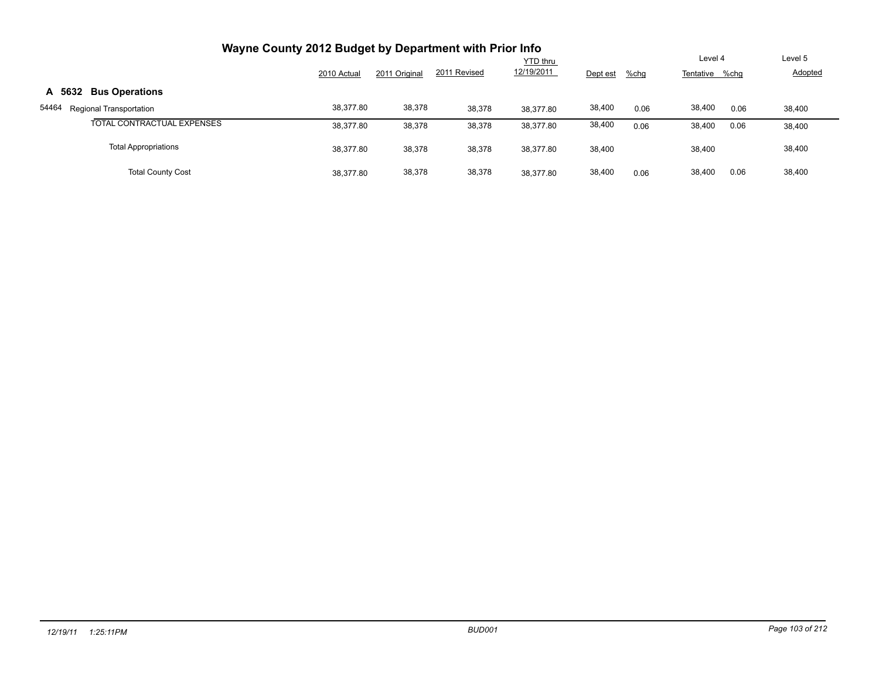# Wayne County 2012 Budget by Department with Prior Info

| | | 2010 Actual | 2011 Original | 2011 Revised | YTD thru 12/19/2011 | Dept est | %chg | Level 4 Tentative | %chg | Level 5 Adopted |
|---|---|---|---|---|---|---|---|---|---|---|
| **A 5632** | **Bus Operations** | | | | | | | | | |
| 54464 | Regional Transportation | 38,377.80 | 38,378 | 38,378 | 38,377.80 | 38,400 | 0.06 | 38,400 | 0.06 | 38,400 |
| | TOTAL CONTRACTUAL EXPENSES | 38,377.80 | 38,378 | 38,378 | 38,377.80 | 38,400 | 0.06 | 38,400 | 0.06 | 38,400 |
| | Total Appropriations | 38,377.80 | 38,378 | 38,378 | 38,377.80 | 38,400 | | 38,400 | | 38,400 |
| | Total County Cost | 38,377.80 | 38,378 | 38,378 | 38,377.80 | 38,400 | 0.06 | 38,400 | 0.06 | 38,400 |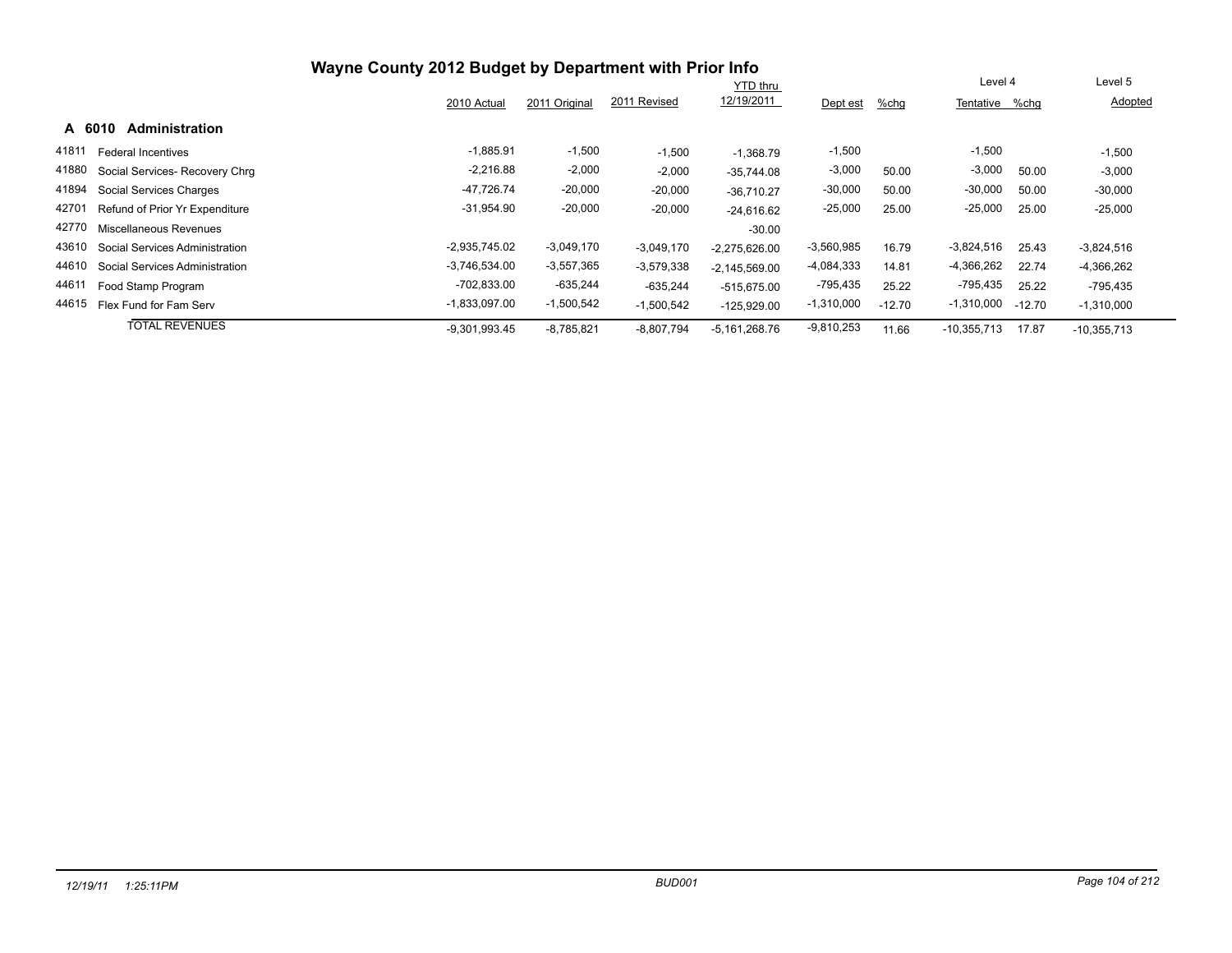# Wayne County 2012 Budget by Department with Prior Info

## A 6010 Administration

| | | 2010 Actual | 2011 Original | 2011 Revised | YTD thru 12/19/2011 | Dept est | %chg | Level 4 Tentative | %chg | Level 5 Adopted |
|---|---|---|---|---|---|---|---|---|---|---|
| 41811 | Federal Incentives | -1,885.91 | -1,500 | -1,500 | -1,368.79 | -1,500 | | -1,500 | | -1,500 |
| 41880 | Social Services- Recovery Chrg | -2,216.88 | -2,000 | -2,000 | -35,744.08 | -3,000 | 50.00 | -3,000 | 50.00 | -3,000 |
| 41894 | Social Services Charges | -47,726.74 | -20,000 | -20,000 | -36,710.27 | -30,000 | 50.00 | -30,000 | 50.00 | -30,000 |
| 42701 | Refund of Prior Yr Expenditure | -31,954.90 | -20,000 | -20,000 | -24,616.62 | -25,000 | 25.00 | -25,000 | 25.00 | -25,000 |
| 42770 | Miscellaneous Revenues | | | | -30.00 | | | | | |
| 43610 | Social Services Administration | -2,935,745.02 | -3,049,170 | -3,049,170 | -2,275,626.00 | -3,560,985 | 16.79 | -3,824,516 | 25.43 | -3,824,516 |
| 44610 | Social Services Administration | -3,746,534.00 | -3,557,365 | -3,579,338 | -2,145,569.00 | -4,084,333 | 14.81 | -4,366,262 | 22.74 | -4,366,262 |
| 44611 | Food Stamp Program | -702,833.00 | -635,244 | -635,244 | -515,675.00 | -795,435 | 25.22 | -795,435 | 25.22 | -795,435 |
| 44615 | Flex Fund for Fam Serv | -1,833,097.00 | -1,500,542 | -1,500,542 | -125,929.00 | -1,310,000 | -12.70 | -1,310,000 | -12.70 | -1,310,000 |
| | TOTAL REVENUES | -9,301,993.45 | -8,785,821 | -8,807,794 | -5,161,268.76 | -9,810,253 | 11.66 | -10,355,713 | 17.87 | -10,355,713 |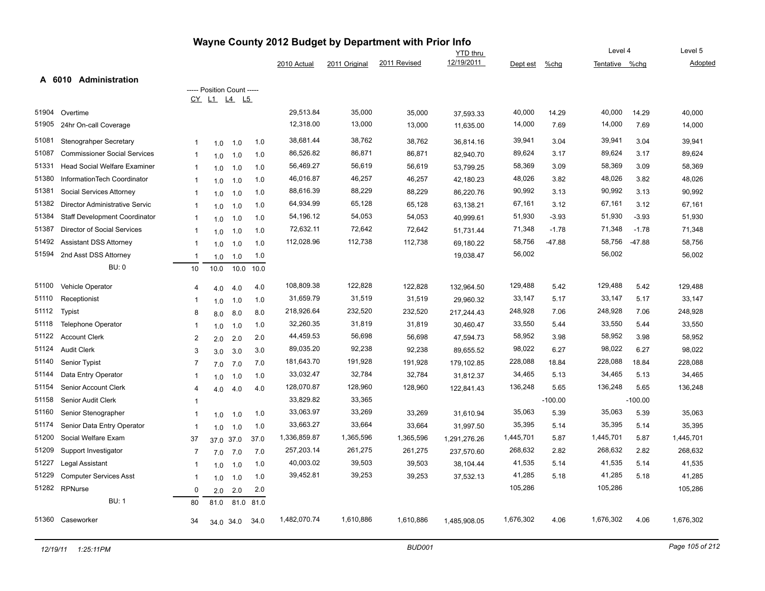# Wayne County 2012 Budget by Department with Prior Info

## A 6010 Administration

| | | CY | L1 | L4 | L5 | 2010 Actual | 2011 Original | 2011 Revised | YTD thru 12/19/2011 | Dept est | %chg | Level 4 Tentative | %chg | Level 5 Adopted |
|---|---|---|---|---|---|---|---|---|---|---|---|---|---|---|
| 51904 | Overtime | | | | | 29,513.84 | 35,000 | 35,000 | 37,593.33 | 40,000 | 14.29 | 40,000 | 14.29 | 40,000 |
| 51905 | 24hr On-call Coverage | | | | | 12,318.00 | 13,000 | 13,000 | 11,635.00 | 14,000 | 7.69 | 14,000 | 7.69 | 14,000 |
| 51081 | Stenograhper Secretary | 1 | 1.0 | 1.0 | 1.0 | 38,681.44 | 38,762 | 38,762 | 36,814.16 | 39,941 | 3.04 | 39,941 | 3.04 | 39,941 |
| 51087 | Commissioner Social Services | 1 | 1.0 | 1.0 | 1.0 | 86,526.82 | 86,871 | 86,871 | 82,940.70 | 89,624 | 3.17 | 89,624 | 3.17 | 89,624 |
| 51331 | Head Social Welfare Examiner | 1 | 1.0 | 1.0 | 1.0 | 56,469.27 | 56,619 | 56,619 | 53,799.25 | 58,369 | 3.09 | 58,369 | 3.09 | 58,369 |
| 51380 | InformationTech Coordinator | 1 | 1.0 | 1.0 | 1.0 | 46,016.87 | 46,257 | 46,257 | 42,180.23 | 48,026 | 3.82 | 48,026 | 3.82 | 48,026 |
| 51381 | Social Services Attorney | 1 | 1.0 | 1.0 | 1.0 | 88,616.39 | 88,229 | 88,229 | 86,220.76 | 90,992 | 3.13 | 90,992 | 3.13 | 90,992 |
| 51382 | Director Administrative Servic | 1 | 1.0 | 1.0 | 1.0 | 64,934.99 | 65,128 | 65,128 | 63,138.21 | 67,161 | 3.12 | 67,161 | 3.12 | 67,161 |
| 51384 | Staff Development Coordinator | 1 | 1.0 | 1.0 | 1.0 | 54,196.12 | 54,053 | 54,053 | 40,999.61 | 51,930 | -3.93 | 51,930 | -3.93 | 51,930 |
| 51387 | Director of Social Services | 1 | 1.0 | 1.0 | 1.0 | 72,632.11 | 72,642 | 72,642 | 51,731.44 | 71,348 | -1.78 | 71,348 | -1.78 | 71,348 |
| 51492 | Assistant DSS Attorney | 1 | 1.0 | 1.0 | 1.0 | 112,028.96 | 112,738 | 112,738 | 69,180.22 | 58,756 | -47.88 | 58,756 | -47.88 | 58,756 |
| 51594 | 2nd Asst DSS Attorney | 1 | 1.0 | 1.0 | 1.0 | | | | 19,038.47 | 56,002 | | 56,002 | | 56,002 |
| | BU: 0 | 10 | 10.0 | 10.0 | 10.0 | | | | | | | | | |
| 51100 | Vehicle Operator | 4 | 4.0 | 4.0 | 4.0 | 108,809.38 | 122,828 | 122,828 | 132,964.50 | 129,488 | 5.42 | 129,488 | 5.42 | 129,488 |
| 51110 | Receptionist | 1 | 1.0 | 1.0 | 1.0 | 31,659.79 | 31,519 | 31,519 | 29,960.32 | 33,147 | 5.17 | 33,147 | 5.17 | 33,147 |
| 51112 | Typist | 8 | 8.0 | 8.0 | 8.0 | 218,926.64 | 232,520 | 232,520 | 217,244.43 | 248,928 | 7.06 | 248,928 | 7.06 | 248,928 |
| 51118 | Telephone Operator | 1 | 1.0 | 1.0 | 1.0 | 32,260.35 | 31,819 | 31,819 | 30,460.47 | 33,550 | 5.44 | 33,550 | 5.44 | 33,550 |
| 51122 | Account Clerk | 2 | 2.0 | 2.0 | 2.0 | 44,459.53 | 56,698 | 56,698 | 47,594.73 | 58,952 | 3.98 | 58,952 | 3.98 | 58,952 |
| 51124 | Audit Clerk | 3 | 3.0 | 3.0 | 3.0 | 89,035.20 | 92,238 | 92,238 | 89,655.52 | 98,022 | 6.27 | 98,022 | 6.27 | 98,022 |
| 51140 | Senior Typist | 7 | 7.0 | 7.0 | 7.0 | 181,643.70 | 191,928 | 191,928 | 179,102.85 | 228,088 | 18.84 | 228,088 | 18.84 | 228,088 |
| 51144 | Data Entry Operator | 1 | 1.0 | 1.0 | 1.0 | 33,032.47 | 32,784 | 32,784 | 31,812.37 | 34,465 | 5.13 | 34,465 | 5.13 | 34,465 |
| 51154 | Senior Account Clerk | 4 | 4.0 | 4.0 | 4.0 | 128,070.87 | 128,960 | 128,960 | 122,841.43 | 136,248 | 5.65 | 136,248 | 5.65 | 136,248 |
| 51158 | Senior Audit Clerk | 1 | | | | 33,829.82 | 33,365 | | | | -100.00 | | -100.00 | |
| 51160 | Senior Stenographer | 1 | 1.0 | 1.0 | 1.0 | 33,063.97 | 33,269 | 33,269 | 31,610.94 | 35,063 | 5.39 | 35,063 | 5.39 | 35,063 |
| 51174 | Senior Data Entry Operator | 1 | 1.0 | 1.0 | 1.0 | 33,663.27 | 33,664 | 33,664 | 31,997.50 | 35,395 | 5.14 | 35,395 | 5.14 | 35,395 |
| 51200 | Social Welfare Exam | 37 | 37.0 | 37.0 | 37.0 | 1,336,859.87 | 1,365,596 | 1,365,596 | 1,291,276.26 | 1,445,701 | 5.87 | 1,445,701 | 5.87 | 1,445,701 |
| 51209 | Support Investigator | 7 | 7.0 | 7.0 | 7.0 | 257,203.14 | 261,275 | 261,275 | 237,570.60 | 268,632 | 2.82 | 268,632 | 2.82 | 268,632 |
| 51227 | Legal Assistant | 1 | 1.0 | 1.0 | 1.0 | 40,003.02 | 39,503 | 39,503 | 38,104.44 | 41,535 | 5.14 | 41,535 | 5.14 | 41,535 |
| 51229 | Computer Services Asst | 1 | 1.0 | 1.0 | 1.0 | 39,452.81 | 39,253 | 39,253 | 37,532.13 | 41,285 | 5.18 | 41,285 | 5.18 | 41,285 |
| 51282 | RPNurse | 0 | 2.0 | 2.0 | 2.0 | | | | | 105,286 | | 105,286 | | 105,286 |
| | BU: 1 | 80 | 81.0 | 81.0 | 81.0 | | | | | | | | | |
| 51360 | Caseworker | 34 | 34.0 | 34.0 | 34.0 | 1,482,070.74 | 1,610,886 | 1,610,886 | 1,485,908.05 | 1,676,302 | 4.06 | 1,676,302 | 4.06 | 1,676,302 |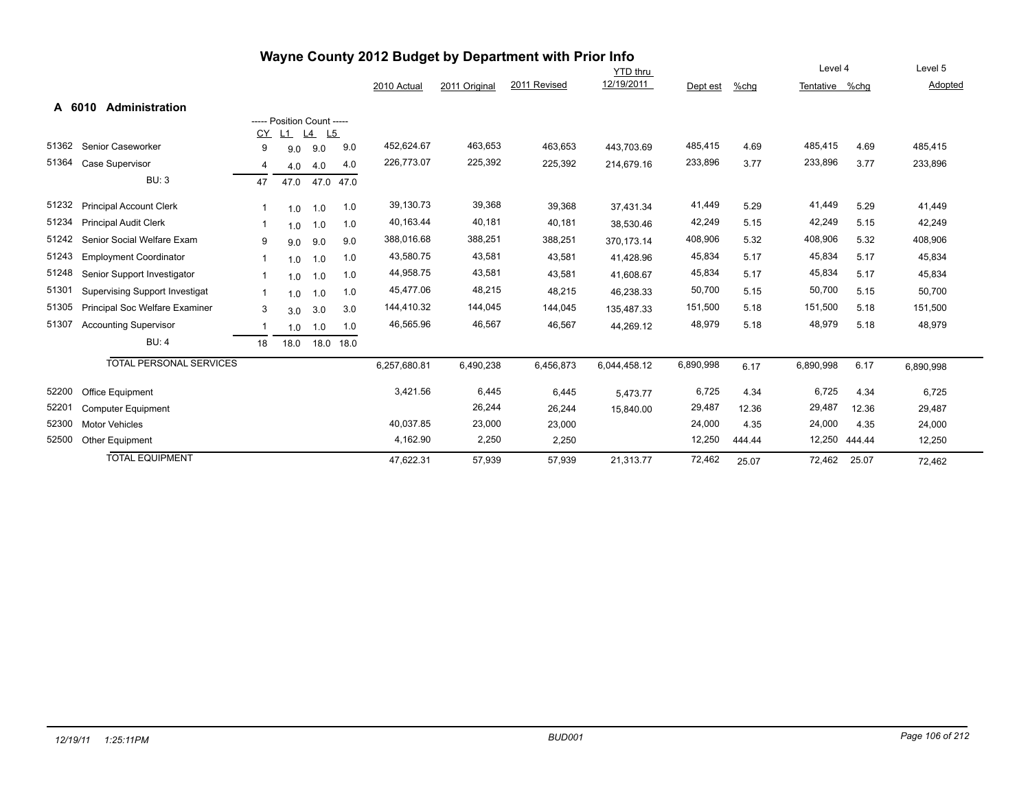# Wayne County 2012 Budget by Department with Prior Info

## A 6010 Administration

| Code | Description | CY | L1 | L4 | L5 | 2010 Actual | 2011 Original | 2011 Revised | YTD thru 12/19/2011 | Dept est | %chg | Level 4 Tentative | %chg | Level 5 Adopted |
|---|---|---|---|---|---|---|---|---|---|---|---|---|---|---|
| 51362 | Senior Caseworker | 9 | 9.0 | 9.0 | 9.0 | 452,624.67 | 463,653 | 463,653 | 443,703.69 | 485,415 | 4.69 | 485,415 | 4.69 | 485,415 |
| 51364 | Case Supervisor | 4 | 4.0 | 4.0 | 4.0 | 226,773.07 | 225,392 | 225,392 | 214,679.16 | 233,896 | 3.77 | 233,896 | 3.77 | 233,896 |
| | BU: 3 | 47 | 47.0 | 47.0 | 47.0 | | | | | | | | | |
| 51232 | Principal Account Clerk | 1 | 1.0 | 1.0 | 1.0 | 39,130.73 | 39,368 | 39,368 | 37,431.34 | 41,449 | 5.29 | 41,449 | 5.29 | 41,449 |
| 51234 | Principal Audit Clerk | 1 | 1.0 | 1.0 | 1.0 | 40,163.44 | 40,181 | 40,181 | 38,530.46 | 42,249 | 5.15 | 42,249 | 5.15 | 42,249 |
| 51242 | Senior Social Welfare Exam | 9 | 9.0 | 9.0 | 9.0 | 388,016.68 | 388,251 | 388,251 | 370,173.14 | 408,906 | 5.32 | 408,906 | 5.32 | 408,906 |
| 51243 | Employment Coordinator | 1 | 1.0 | 1.0 | 1.0 | 43,580.75 | 43,581 | 43,581 | 41,428.96 | 45,834 | 5.17 | 45,834 | 5.17 | 45,834 |
| 51248 | Senior Support Investigator | 1 | 1.0 | 1.0 | 1.0 | 44,958.75 | 43,581 | 43,581 | 41,608.67 | 45,834 | 5.17 | 45,834 | 5.17 | 45,834 |
| 51301 | Supervising Support Investigat | 1 | 1.0 | 1.0 | 1.0 | 45,477.06 | 48,215 | 48,215 | 46,238.33 | 50,700 | 5.15 | 50,700 | 5.15 | 50,700 |
| 51305 | Principal Soc Welfare Examiner | 3 | 3.0 | 3.0 | 3.0 | 144,410.32 | 144,045 | 144,045 | 135,487.33 | 151,500 | 5.18 | 151,500 | 5.18 | 151,500 |
| 51307 | Accounting Supervisor | 1 | 1.0 | 1.0 | 1.0 | 46,565.96 | 46,567 | 46,567 | 44,269.12 | 48,979 | 5.18 | 48,979 | 5.18 | 48,979 |
| | BU: 4 | 18 | 18.0 | 18.0 | 18.0 | | | | | | | | | |
| | TOTAL PERSONAL SERVICES | | | | | 6,257,680.81 | 6,490,238 | 6,456,873 | 6,044,458.12 | 6,890,998 | 6.17 | 6,890,998 | 6.17 | 6,890,998 |
| 52200 | Office Equipment | | | | | 3,421.56 | 6,445 | 6,445 | 5,473.77 | 6,725 | 4.34 | 6,725 | 4.34 | 6,725 |
| 52201 | Computer Equipment | | | | | | 26,244 | 26,244 | 15,840.00 | 29,487 | 12.36 | 29,487 | 12.36 | 29,487 |
| 52300 | Motor Vehicles | | | | | 40,037.85 | 23,000 | 23,000 | | 24,000 | 4.35 | 24,000 | 4.35 | 24,000 |
| 52500 | Other Equipment | | | | | 4,162.90 | 2,250 | 2,250 | | 12,250 | 444.44 | 12,250 | 444.44 | 12,250 |
| | TOTAL EQUIPMENT | | | | | 47,622.31 | 57,939 | 57,939 | 21,313.77 | 72,462 | 25.07 | 72,462 | 25.07 | 72,462 |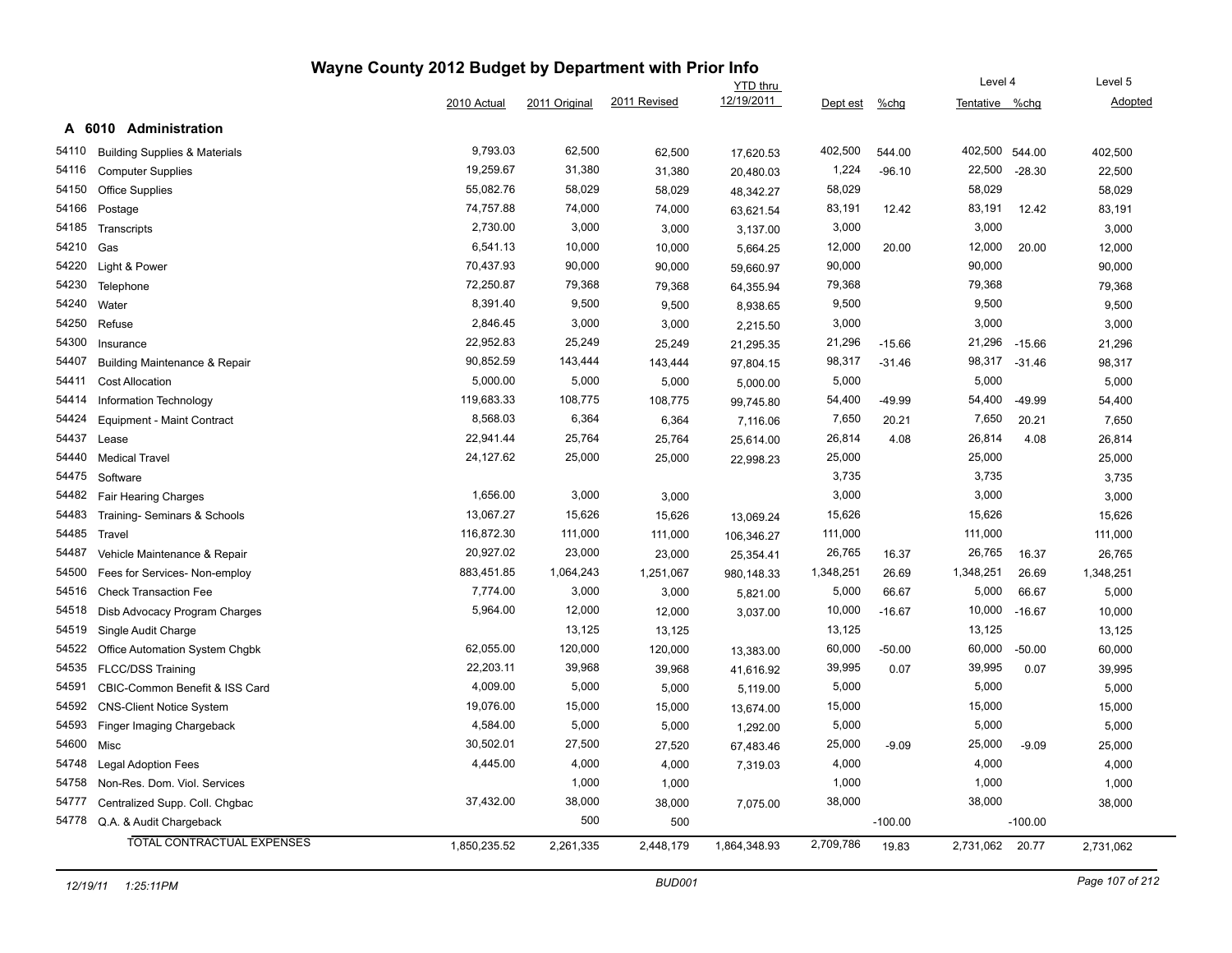# Wayne County 2012 Budget by Department with Prior Info

## A 6010 Administration

| | | 2010 Actual | 2011 Original | 2011 Revised | YTD thru 12/19/2011 | Dept est | %chg | Level 4 Tentative | %chg | Level 5 Adopted |
|---|---|---|---|---|---|---|---|---|---|---|
| 54110 | Building Supplies & Materials | 9,793.03 | 62,500 | 62,500 | 17,620.53 | 402,500 | 544.00 | 402,500 | 544.00 | 402,500 |
| 54116 | Computer Supplies | 19,259.67 | 31,380 | 31,380 | 20,480.03 | 1,224 | -96.10 | 22,500 | -28.30 | 22,500 |
| 54150 | Office Supplies | 55,082.76 | 58,029 | 58,029 | 48,342.27 | 58,029 | | 58,029 | | 58,029 |
| 54166 | Postage | 74,757.88 | 74,000 | 74,000 | 63,621.54 | 83,191 | 12.42 | 83,191 | 12.42 | 83,191 |
| 54185 | Transcripts | 2,730.00 | 3,000 | 3,000 | 3,137.00 | 3,000 | | 3,000 | | 3,000 |
| 54210 | Gas | 6,541.13 | 10,000 | 10,000 | 5,664.25 | 12,000 | 20.00 | 12,000 | 20.00 | 12,000 |
| 54220 | Light & Power | 70,437.93 | 90,000 | 90,000 | 59,660.97 | 90,000 | | 90,000 | | 90,000 |
| 54230 | Telephone | 72,250.87 | 79,368 | 79,368 | 64,355.94 | 79,368 | | 79,368 | | 79,368 |
| 54240 | Water | 8,391.40 | 9,500 | 9,500 | 8,938.65 | 9,500 | | 9,500 | | 9,500 |
| 54250 | Refuse | 2,846.45 | 3,000 | 3,000 | 2,215.50 | 3,000 | | 3,000 | | 3,000 |
| 54300 | Insurance | 22,952.83 | 25,249 | 25,249 | 21,295.35 | 21,296 | -15.66 | 21,296 | -15.66 | 21,296 |
| 54407 | Building Maintenance & Repair | 90,852.59 | 143,444 | 143,444 | 97,804.15 | 98,317 | -31.46 | 98,317 | -31.46 | 98,317 |
| 54411 | Cost Allocation | 5,000.00 | 5,000 | 5,000 | 5,000.00 | 5,000 | | 5,000 | | 5,000 |
| 54414 | Information Technology | 119,683.33 | 108,775 | 108,775 | 99,745.80 | 54,400 | -49.99 | 54,400 | -49.99 | 54,400 |
| 54424 | Equipment - Maint Contract | 8,568.03 | 6,364 | 6,364 | 7,116.06 | 7,650 | 20.21 | 7,650 | 20.21 | 7,650 |
| 54437 | Lease | 22,941.44 | 25,764 | 25,764 | 25,614.00 | 26,814 | 4.08 | 26,814 | 4.08 | 26,814 |
| 54440 | Medical Travel | 24,127.62 | 25,000 | 25,000 | 22,998.23 | 25,000 | | 25,000 | | 25,000 |
| 54475 | Software | | | | | 3,735 | | 3,735 | | 3,735 |
| 54482 | Fair Hearing Charges | 1,656.00 | 3,000 | 3,000 | | 3,000 | | 3,000 | | 3,000 |
| 54483 | Training- Seminars & Schools | 13,067.27 | 15,626 | 15,626 | 13,069.24 | 15,626 | | 15,626 | | 15,626 |
| 54485 | Travel | 116,872.30 | 111,000 | 111,000 | 106,346.27 | 111,000 | | 111,000 | | 111,000 |
| 54487 | Vehicle Maintenance & Repair | 20,927.02 | 23,000 | 23,000 | 25,354.41 | 26,765 | 16.37 | 26,765 | 16.37 | 26,765 |
| 54500 | Fees for Services- Non-employ | 883,451.85 | 1,064,243 | 1,251,067 | 980,148.33 | 1,348,251 | 26.69 | 1,348,251 | 26.69 | 1,348,251 |
| 54516 | Check Transaction Fee | 7,774.00 | 3,000 | 3,000 | 5,821.00 | 5,000 | 66.67 | 5,000 | 66.67 | 5,000 |
| 54518 | Disb Advocacy Program Charges | 5,964.00 | 12,000 | 12,000 | 3,037.00 | 10,000 | -16.67 | 10,000 | -16.67 | 10,000 |
| 54519 | Single Audit Charge | | 13,125 | 13,125 | | 13,125 | | 13,125 | | 13,125 |
| 54522 | Office Automation System Chgbk | 62,055.00 | 120,000 | 120,000 | 13,383.00 | 60,000 | -50.00 | 60,000 | -50.00 | 60,000 |
| 54535 | FLCC/DSS Training | 22,203.11 | 39,968 | 39,968 | 41,616.92 | 39,995 | 0.07 | 39,995 | 0.07 | 39,995 |
| 54591 | CBIC-Common Benefit & ISS Card | 4,009.00 | 5,000 | 5,000 | 5,119.00 | 5,000 | | 5,000 | | 5,000 |
| 54592 | CNS-Client Notice System | 19,076.00 | 15,000 | 15,000 | 13,674.00 | 15,000 | | 15,000 | | 15,000 |
| 54593 | Finger Imaging Chargeback | 4,584.00 | 5,000 | 5,000 | 1,292.00 | 5,000 | | 5,000 | | 5,000 |
| 54600 | Misc | 30,502.01 | 27,500 | 27,520 | 67,483.46 | 25,000 | -9.09 | 25,000 | -9.09 | 25,000 |
| 54748 | Legal Adoption Fees | 4,445.00 | 4,000 | 4,000 | 7,319.03 | 4,000 | | 4,000 | | 4,000 |
| 54758 | Non-Res. Dom. Viol. Services | | 1,000 | 1,000 | | 1,000 | | 1,000 | | 1,000 |
| 54777 | Centralized Supp. Coll. Chgbac | 37,432.00 | 38,000 | 38,000 | 7,075.00 | 38,000 | | 38,000 | | 38,000 |
| 54778 | Q.A. & Audit Chargeback | | 500 | 500 | | | -100.00 | | -100.00 | |
| | TOTAL CONTRACTUAL EXPENSES | 1,850,235.52 | 2,261,335 | 2,448,179 | 1,864,348.93 | 2,709,786 | 19.83 | 2,731,062 | 20.77 | 2,731,062 |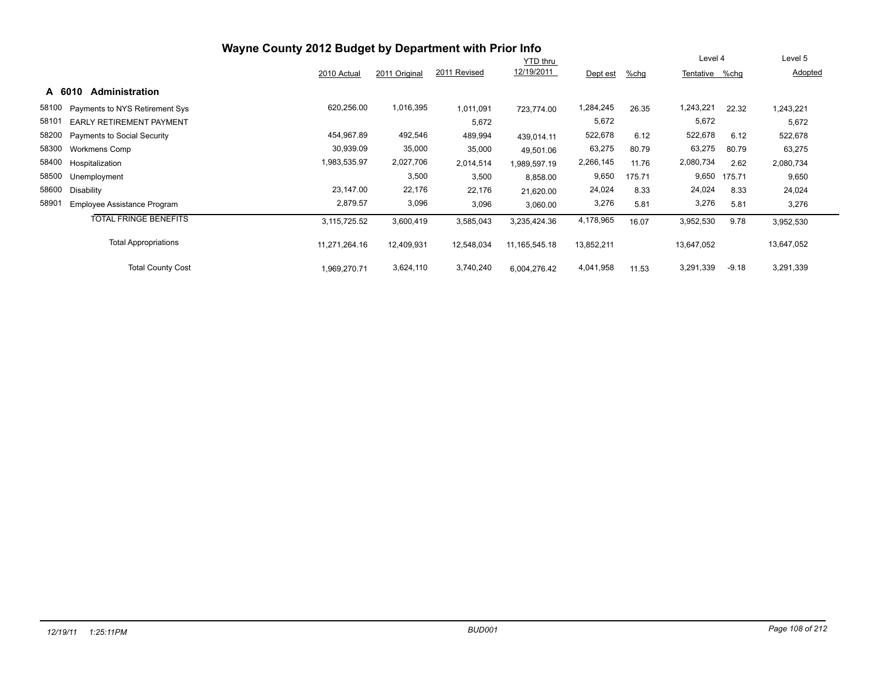# Wayne County 2012 Budget by Department with Prior Info

## A 6010 Administration

| | | 2010 Actual | 2011 Original | 2011 Revised | YTD thru 12/19/2011 | Dept est | %chg | Level 4 Tentative | %chg | Level 5 Adopted |
|---|---|---|---|---|---|---|---|---|---|---|
| 58100 | Payments to NYS Retirement Sys | 620,256.00 | 1,016,395 | 1,011,091 | 723,774.00 | 1,284,245 | 26.35 | 1,243,221 | 22.32 | 1,243,221 |
| 58101 | EARLY RETIREMENT PAYMENT | | | 5,672 | | 5,672 | | 5,672 | | 5,672 |
| 58200 | Payments to Social Security | 454,967.89 | 492,546 | 489,994 | 439,014.11 | 522,678 | 6.12 | 522,678 | 6.12 | 522,678 |
| 58300 | Workmens Comp | 30,939.09 | 35,000 | 35,000 | 49,501.06 | 63,275 | 80.79 | 63,275 | 80.79 | 63,275 |
| 58400 | Hospitalization | 1,983,535.97 | 2,027,706 | 2,014,514 | 1,989,597.19 | 2,266,145 | 11.76 | 2,080,734 | 2.62 | 2,080,734 |
| 58500 | Unemployment | | 3,500 | 3,500 | 8,858.00 | 9,650 | 175.71 | 9,650 | 175.71 | 9,650 |
| 58600 | Disability | 23,147.00 | 22,176 | 22,176 | 21,620.00 | 24,024 | 8.33 | 24,024 | 8.33 | 24,024 |
| 58901 | Employee Assistance Program | 2,879.57 | 3,096 | 3,096 | 3,060.00 | 3,276 | 5.81 | 3,276 | 5.81 | 3,276 |
| | TOTAL FRINGE BENEFITS | 3,115,725.52 | 3,600,419 | 3,585,043 | 3,235,424.36 | 4,178,965 | 16.07 | 3,952,530 | 9.78 | 3,952,530 |
| | Total Appropriations | 11,271,264.16 | 12,409,931 | 12,548,034 | 11,165,545.18 | 13,852,211 | | 13,647,052 | | 13,647,052 |
| | Total County Cost | 1,969,270.71 | 3,624,110 | 3,740,240 | 6,004,276.42 | 4,041,958 | 11.53 | 3,291,339 | -9.18 | 3,291,339 |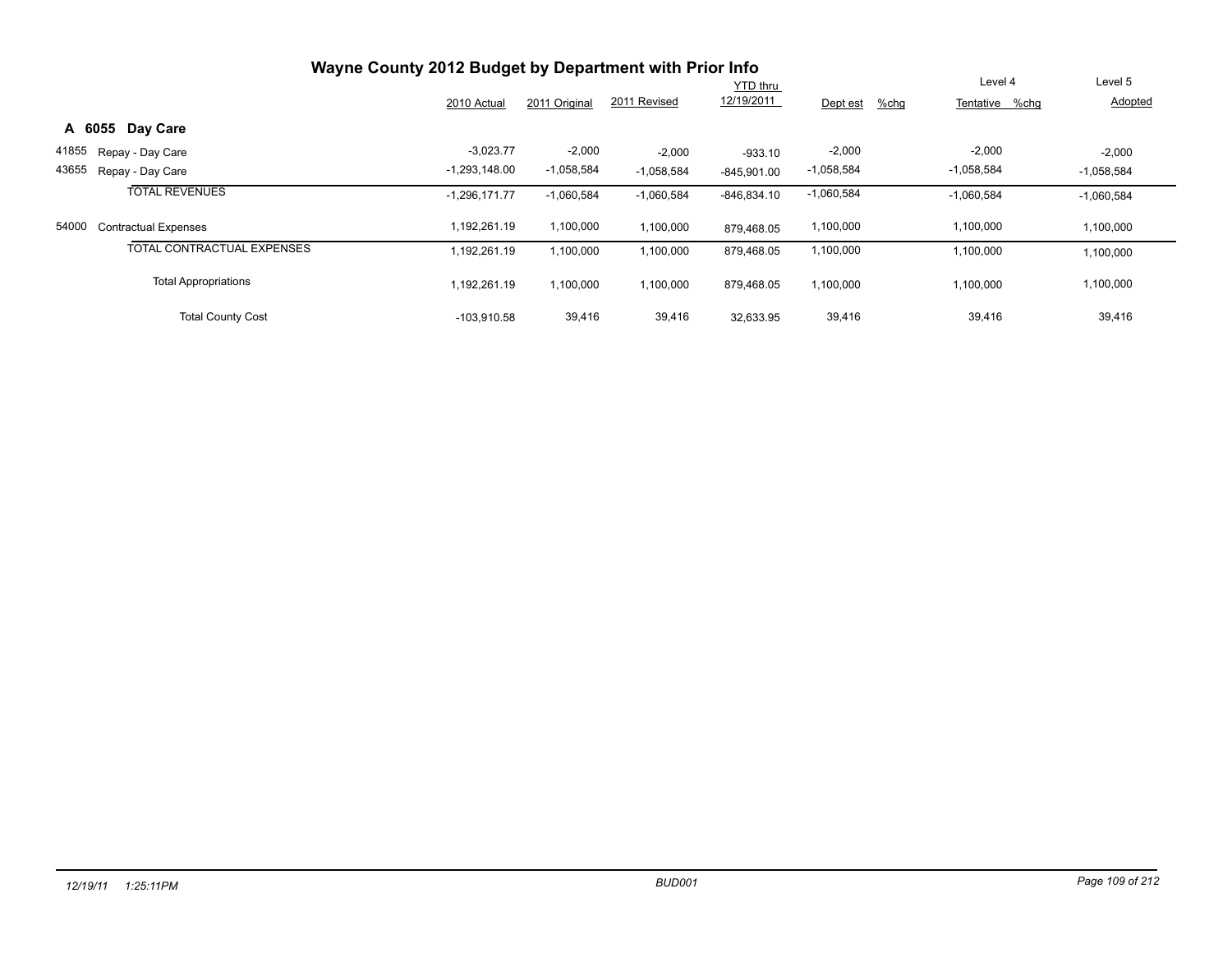# Wayne County 2012 Budget by Department with Prior Info

## A 6055 Day Care

| | | 2010 Actual | 2011 Original | 2011 Revised | YTD thru 12/19/2011 | Dept est | %chg | Level 4 Tentative | %chg | Level 5 Adopted |
|---|---|---|---|---|---|---|---|---|---|---|
| 41855 | Repay - Day Care | -3,023.77 | -2,000 | -2,000 | -933.10 | -2,000 | | -2,000 | | -2,000 |
| 43655 | Repay - Day Care | -1,293,148.00 | -1,058,584 | -1,058,584 | -845,901.00 | -1,058,584 | | -1,058,584 | | -1,058,584 |
| | TOTAL REVENUES | -1,296,171.77 | -1,060,584 | -1,060,584 | -846,834.10 | -1,060,584 | | -1,060,584 | | -1,060,584 |
| 54000 | Contractual Expenses | 1,192,261.19 | 1,100,000 | 1,100,000 | 879,468.05 | 1,100,000 | | 1,100,000 | | 1,100,000 |
| | TOTAL CONTRACTUAL EXPENSES | 1,192,261.19 | 1,100,000 | 1,100,000 | 879,468.05 | 1,100,000 | | 1,100,000 | | 1,100,000 |
| | Total Appropriations | 1,192,261.19 | 1,100,000 | 1,100,000 | 879,468.05 | 1,100,000 | | 1,100,000 | | 1,100,000 |
| | Total County Cost | -103,910.58 | 39,416 | 39,416 | 32,633.95 | 39,416 | | 39,416 | | 39,416 |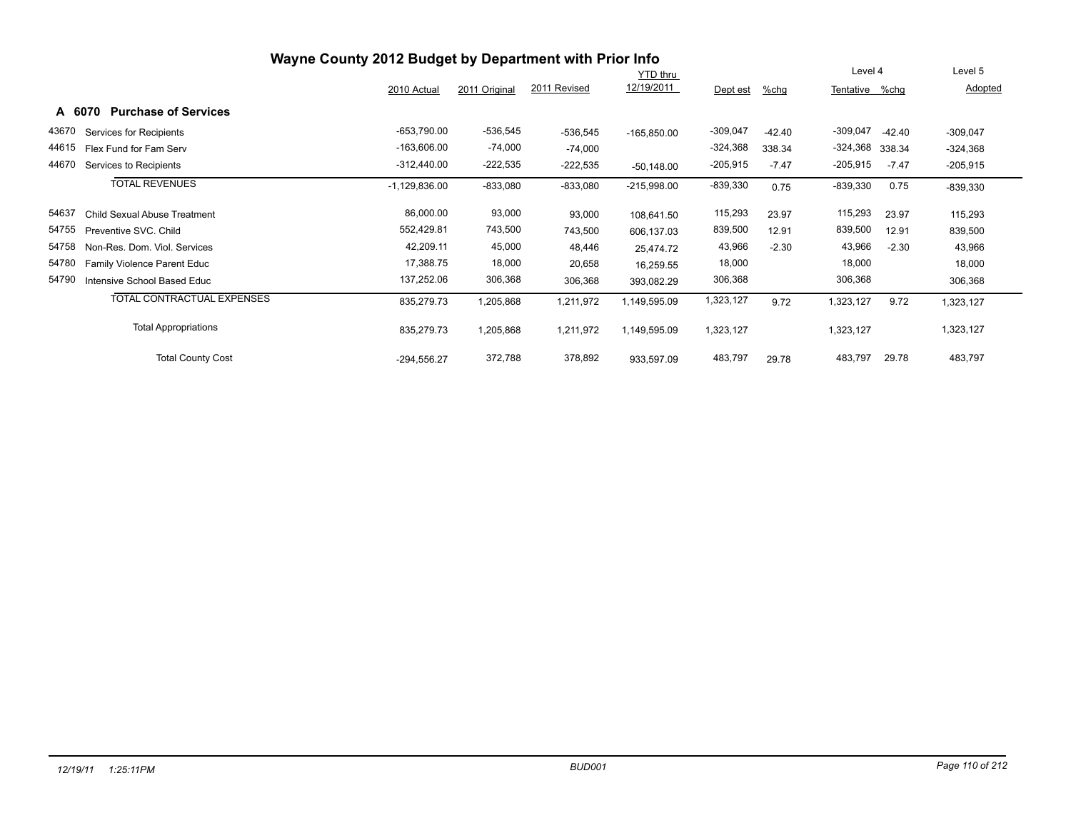# Wayne County 2012 Budget by Department with Prior Info

## A 6070 Purchase of Services

| | | 2010 Actual | 2011 Original | 2011 Revised | YTD thru 12/19/2011 | Dept est | %chg | Level 4 Tentative | %chg | Level 5 Adopted |
|---|---|---|---|---|---|---|---|---|---|---|
| 43670 | Services for Recipients | -653,790.00 | -536,545 | -536,545 | -165,850.00 | -309,047 | -42.40 | -309,047 | -42.40 | -309,047 |
| 44615 | Flex Fund for Fam Serv | -163,606.00 | -74,000 | -74,000 | | -324,368 | 338.34 | -324,368 | 338.34 | -324,368 |
| 44670 | Services to Recipients | -312,440.00 | -222,535 | -222,535 | -50,148.00 | -205,915 | -7.47 | -205,915 | -7.47 | -205,915 |
| | TOTAL REVENUES | -1,129,836.00 | -833,080 | -833,080 | -215,998.00 | -839,330 | 0.75 | -839,330 | 0.75 | -839,330 |
| 54637 | Child Sexual Abuse Treatment | 86,000.00 | 93,000 | 93,000 | 108,641.50 | 115,293 | 23.97 | 115,293 | 23.97 | 115,293 |
| 54755 | Preventive SVC. Child | 552,429.81 | 743,500 | 743,500 | 606,137.03 | 839,500 | 12.91 | 839,500 | 12.91 | 839,500 |
| 54758 | Non-Res. Dom. Viol. Services | 42,209.11 | 45,000 | 48,446 | 25,474.72 | 43,966 | -2.30 | 43,966 | -2.30 | 43,966 |
| 54780 | Family Violence Parent Educ | 17,388.75 | 18,000 | 20,658 | 16,259.55 | 18,000 | | 18,000 | | 18,000 |
| 54790 | Intensive School Based Educ | 137,252.06 | 306,368 | 306,368 | 393,082.29 | 306,368 | | 306,368 | | 306,368 |
| | TOTAL CONTRACTUAL EXPENSES | 835,279.73 | 1,205,868 | 1,211,972 | 1,149,595.09 | 1,323,127 | 9.72 | 1,323,127 | 9.72 | 1,323,127 |
| | Total Appropriations | 835,279.73 | 1,205,868 | 1,211,972 | 1,149,595.09 | 1,323,127 | | 1,323,127 | | 1,323,127 |
| | Total County Cost | -294,556.27 | 372,788 | 378,892 | 933,597.09 | 483,797 | 29.78 | 483,797 | 29.78 | 483,797 |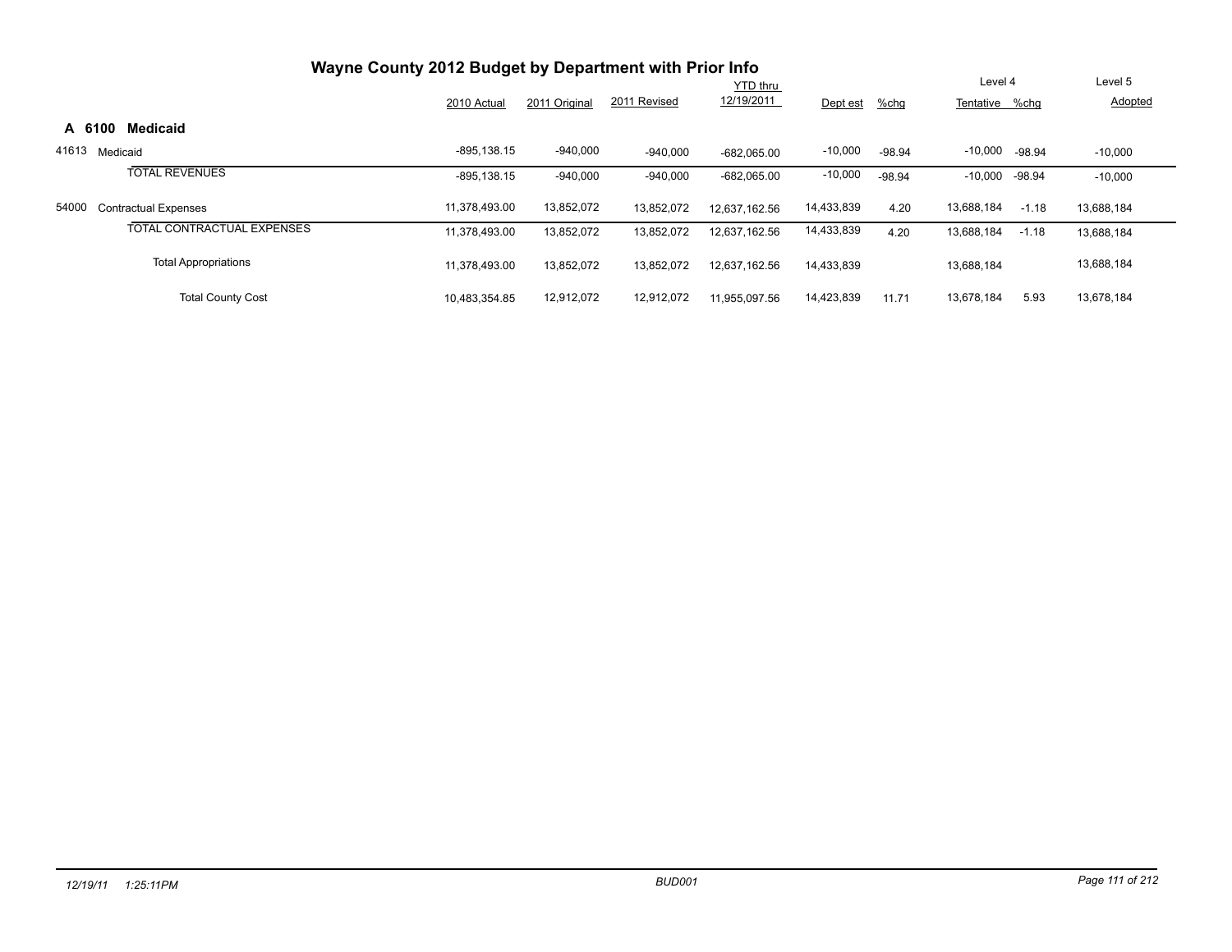# Wayne County 2012 Budget by Department with Prior Info

## A 6100 Medicaid

| | | 2010 Actual | 2011 Original | 2011 Revised | YTD thru 12/19/2011 | Dept est | %chg | Level 4 Tentative | %chg | Level 5 Adopted |
|---|---|---|---|---|---|---|---|---|---|---|
| 41613 | Medicaid | -895,138.15 | -940,000 | -940,000 | -682,065.00 | -10,000 | -98.94 | -10,000 | -98.94 | -10,000 |
| | TOTAL REVENUES | -895,138.15 | -940,000 | -940,000 | -682,065.00 | -10,000 | -98.94 | -10,000 | -98.94 | -10,000 |
| 54000 | Contractual Expenses | 11,378,493.00 | 13,852,072 | 13,852,072 | 12,637,162.56 | 14,433,839 | 4.20 | 13,688,184 | -1.18 | 13,688,184 |
| | TOTAL CONTRACTUAL EXPENSES | 11,378,493.00 | 13,852,072 | 13,852,072 | 12,637,162.56 | 14,433,839 | 4.20 | 13,688,184 | -1.18 | 13,688,184 |
| | Total Appropriations | 11,378,493.00 | 13,852,072 | 13,852,072 | 12,637,162.56 | 14,433,839 | | 13,688,184 | | 13,688,184 |
| | Total County Cost | 10,483,354.85 | 12,912,072 | 12,912,072 | 11,955,097.56 | 14,423,839 | 11.71 | 13,678,184 | 5.93 | 13,678,184 |

12/19/11 1:25:11PM BUD001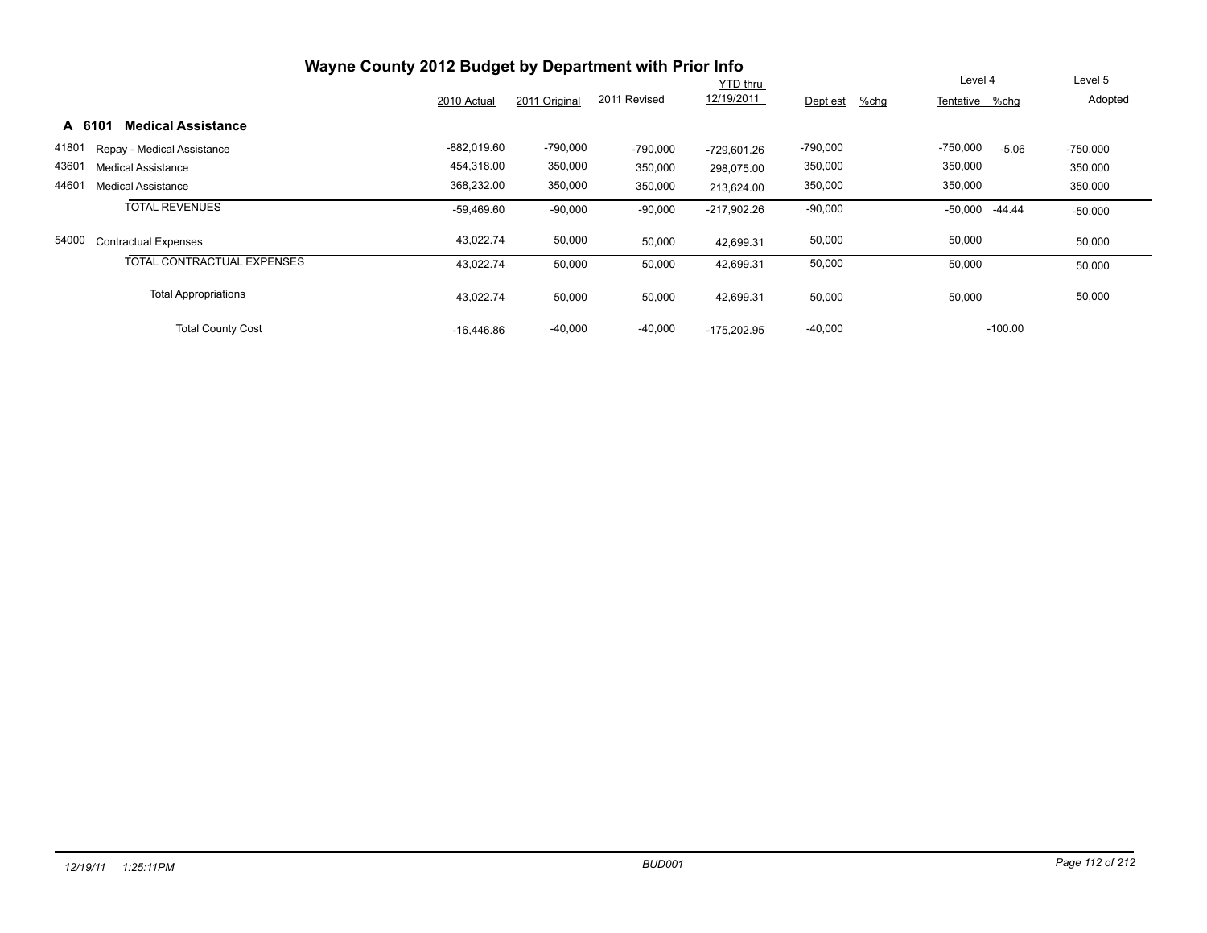# Wayne County 2012 Budget by Department with Prior Info

## A 6101 Medical Assistance

| | | 2010 Actual | 2011 Original | 2011 Revised | YTD thru 12/19/2011 | Dept est | %chg | Level 4 Tentative | %chg | Level 5 Adopted |
|---|---|---|---|---|---|---|---|---|---|---|
| 41801 | Repay - Medical Assistance | -882,019.60 | -790,000 | -790,000 | -729,601.26 | -790,000 | | -750,000 | -5.06 | -750,000 |
| 43601 | Medical Assistance | 454,318.00 | 350,000 | 350,000 | 298,075.00 | 350,000 | | 350,000 | | 350,000 |
| 44601 | Medical Assistance | 368,232.00 | 350,000 | 350,000 | 213,624.00 | 350,000 | | 350,000 | | 350,000 |
| | TOTAL REVENUES | -59,469.60 | -90,000 | -90,000 | -217,902.26 | -90,000 | | -50,000 | -44.44 | -50,000 |
| 54000 | Contractual Expenses | 43,022.74 | 50,000 | 50,000 | 42,699.31 | 50,000 | | 50,000 | | 50,000 |
| | TOTAL CONTRACTUAL EXPENSES | 43,022.74 | 50,000 | 50,000 | 42,699.31 | 50,000 | | 50,000 | | 50,000 |
| | Total Appropriations | 43,022.74 | 50,000 | 50,000 | 42,699.31 | 50,000 | | 50,000 | | 50,000 |
| | Total County Cost | -16,446.86 | -40,000 | -40,000 | -175,202.95 | -40,000 | | | -100.00 | |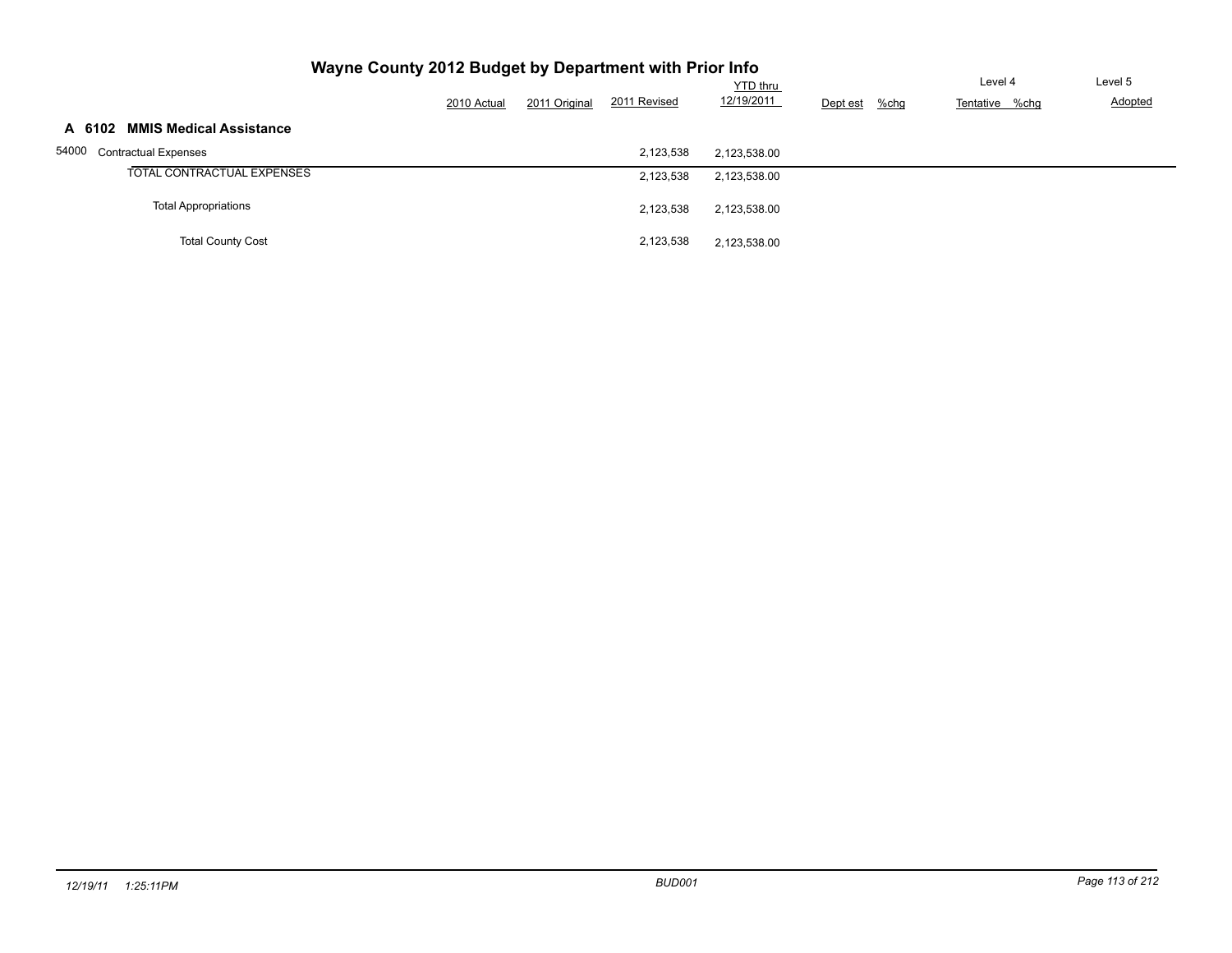# Wayne County 2012 Budget by Department with Prior Info

## A 6102 MMIS Medical Assistance

| | 2010 Actual | 2011 Original | 2011 Revised | YTD thru 12/19/2011 | Dept est | %chg | Level 4 Tentative | %chg | Level 5 Adopted |
|---|---|---|---|---|---|---|---|---|---|
| 54000 Contractual Expenses | | | 2,123,538 | 2,123,538.00 | | | | | |
| TOTAL CONTRACTUAL EXPENSES | | | 2,123,538 | 2,123,538.00 | | | | | |
| Total Appropriations | | | 2,123,538 | 2,123,538.00 | | | | | |
| Total County Cost | | | 2,123,538 | 2,123,538.00 | | | | | |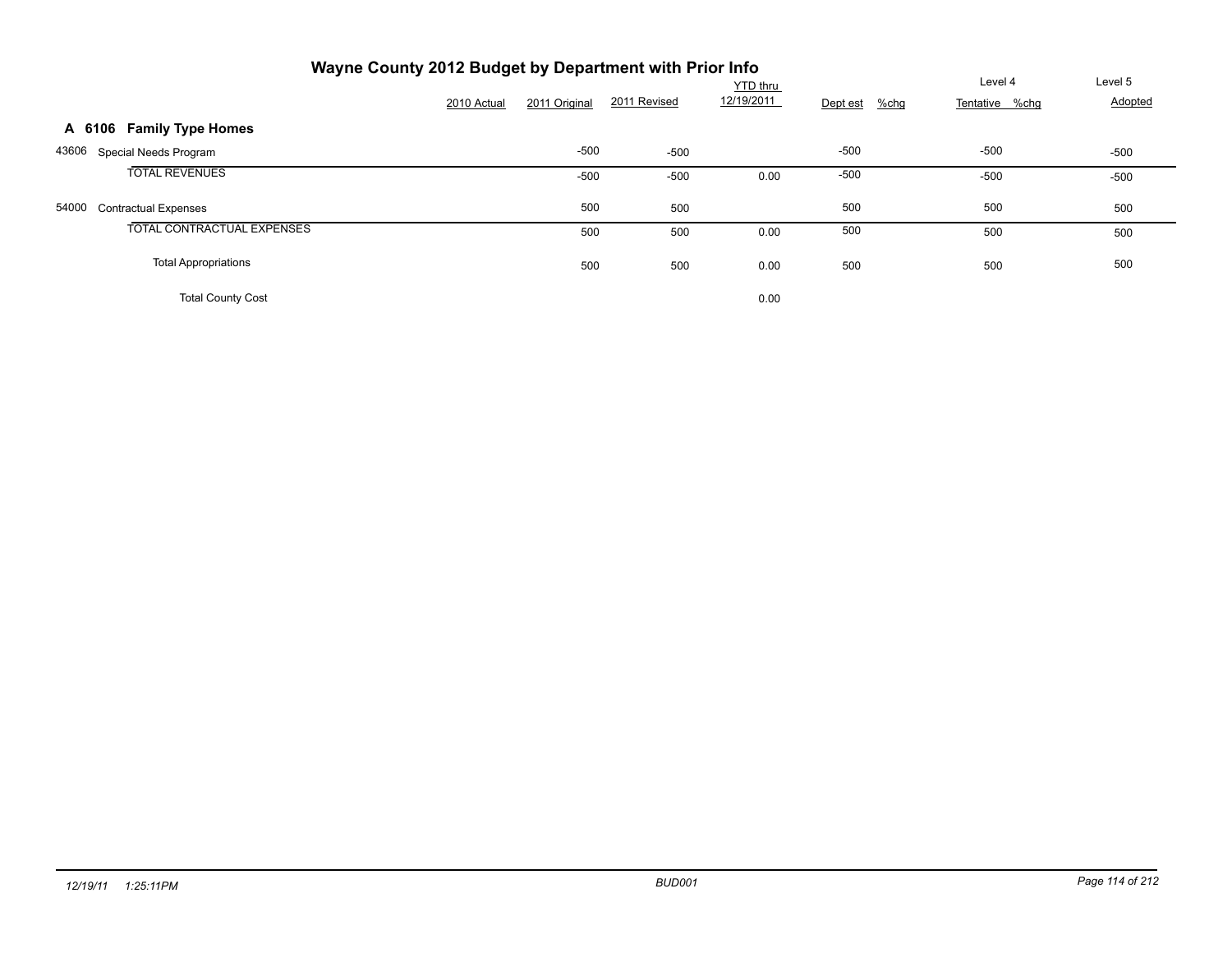# Wayne County 2012 Budget by Department with Prior Info

## A 6106 Family Type Homes

| | | 2010 Actual | 2011 Original | 2011 Revised | YTD thru 12/19/2011 | Dept est | %chg | Level 4 Tentative | %chg | Level 5 Adopted |
|---|---|---|---|---|---|---|---|---|---|---|
| 43606 | Special Needs Program | | -500 | -500 | | -500 | | -500 | | -500 |
| | TOTAL REVENUES | | -500 | -500 | 0.00 | -500 | | -500 | | -500 |
| 54000 | Contractual Expenses | | 500 | 500 | | 500 | | 500 | | 500 |
| | TOTAL CONTRACTUAL EXPENSES | | 500 | 500 | 0.00 | 500 | | 500 | | 500 |
| | Total Appropriations | | 500 | 500 | 0.00 | 500 | | 500 | | 500 |
| | Total County Cost | | | | 0.00 | | | | | |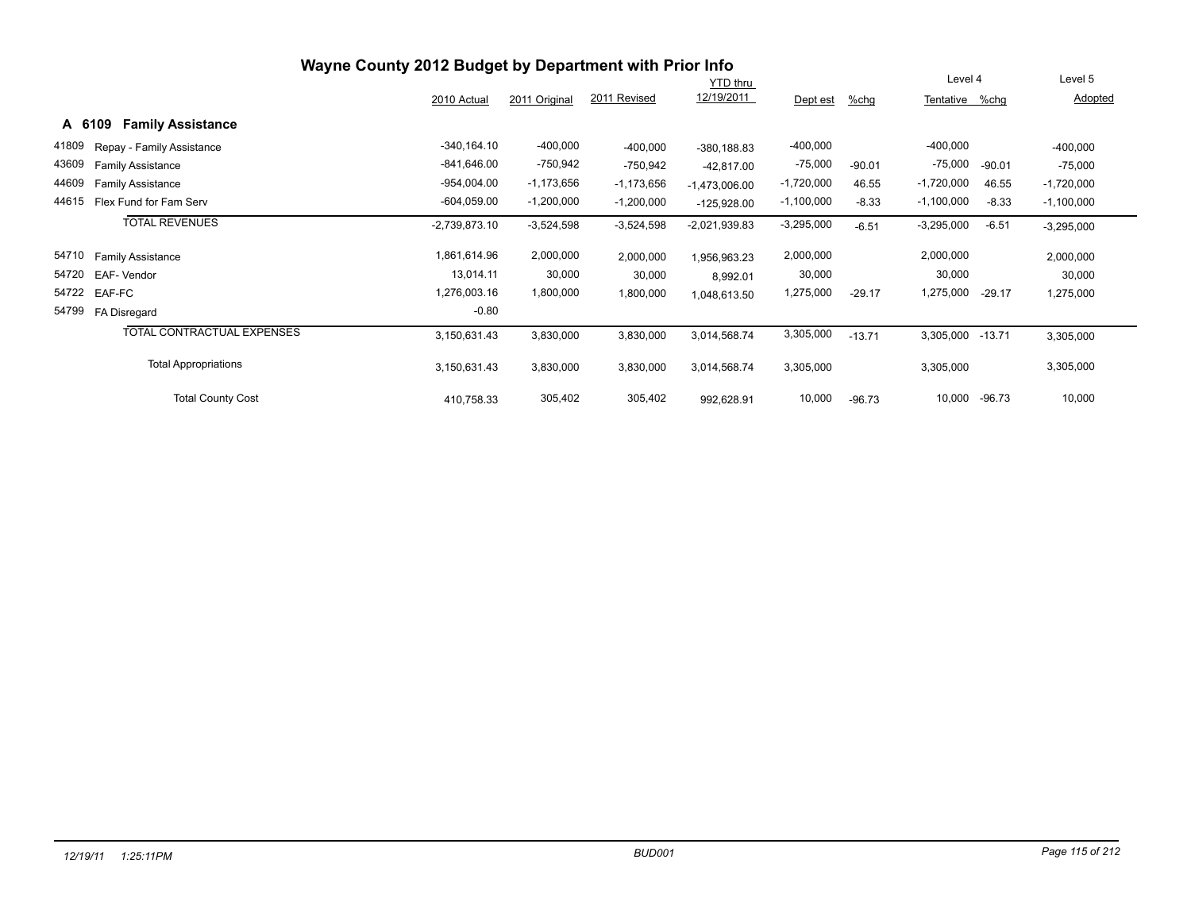# Wayne County 2012 Budget by Department with Prior Info

## A 6109 Family Assistance

| | | 2010 Actual | 2011 Original | 2011 Revised | YTD thru 12/19/2011 | Dept est | %chg | Level 4 Tentative | %chg | Level 5 Adopted |
|---|---|---|---|---|---|---|---|---|---|---|
| 41809 | Repay - Family Assistance | -340,164.10 | -400,000 | -400,000 | -380,188.83 | -400,000 | | -400,000 | | -400,000 |
| 43609 | Family Assistance | -841,646.00 | -750,942 | -750,942 | -42,817.00 | -75,000 | -90.01 | -75,000 | -90.01 | -75,000 |
| 44609 | Family Assistance | -954,004.00 | -1,173,656 | -1,173,656 | -1,473,006.00 | -1,720,000 | 46.55 | -1,720,000 | 46.55 | -1,720,000 |
| 44615 | Flex Fund for Fam Serv | -604,059.00 | -1,200,000 | -1,200,000 | -125,928.00 | -1,100,000 | -8.33 | -1,100,000 | -8.33 | -1,100,000 |
| | TOTAL REVENUES | -2,739,873.10 | -3,524,598 | -3,524,598 | -2,021,939.83 | -3,295,000 | -6.51 | -3,295,000 | -6.51 | -3,295,000 |
| 54710 | Family Assistance | 1,861,614.96 | 2,000,000 | 2,000,000 | 1,956,963.23 | 2,000,000 | | 2,000,000 | | 2,000,000 |
| 54720 | EAF- Vendor | 13,014.11 | 30,000 | 30,000 | 8,992.01 | 30,000 | | 30,000 | | 30,000 |
| 54722 | EAF-FC | 1,276,003.16 | 1,800,000 | 1,800,000 | 1,048,613.50 | 1,275,000 | -29.17 | 1,275,000 | -29.17 | 1,275,000 |
| 54799 | FA Disregard | -0.80 | | | | | | | | |
| | TOTAL CONTRACTUAL EXPENSES | 3,150,631.43 | 3,830,000 | 3,830,000 | 3,014,568.74 | 3,305,000 | -13.71 | 3,305,000 | -13.71 | 3,305,000 |
| | Total Appropriations | 3,150,631.43 | 3,830,000 | 3,830,000 | 3,014,568.74 | 3,305,000 | | 3,305,000 | | 3,305,000 |
| | Total County Cost | 410,758.33 | 305,402 | 305,402 | 992,628.91 | 10,000 | -96.73 | 10,000 | -96.73 | 10,000 |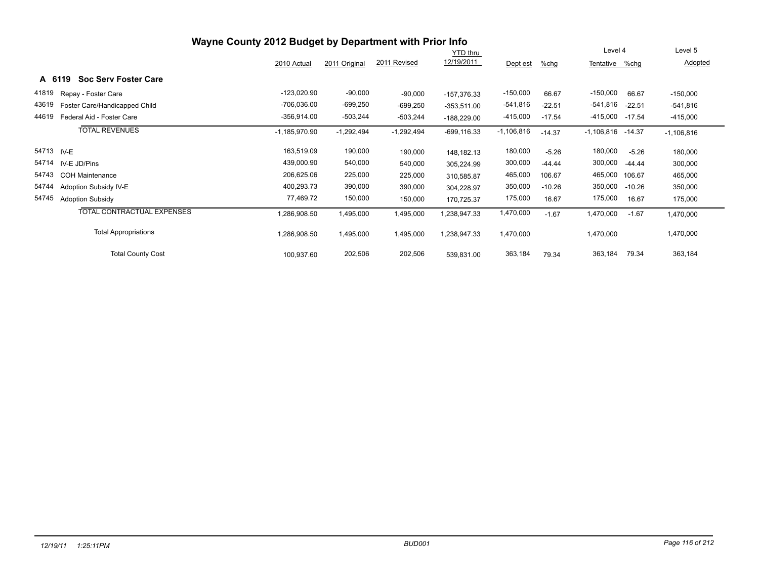# Wayne County 2012 Budget by Department with Prior Info

## A 6119 Soc Serv Foster Care

| | | 2010 Actual | 2011 Original | 2011 Revised | YTD thru 12/19/2011 | Dept est | %chg | Level 4 Tentative | Level 4 %chg | Level 5 Adopted |
|---|---|---|---|---|---|---|---|---|---|---|
| 41819 | Repay - Foster Care | -123,020.90 | -90,000 | -90,000 | -157,376.33 | -150,000 | 66.67 | -150,000 | 66.67 | -150,000 |
| 43619 | Foster Care/Handicapped Child | -706,036.00 | -699,250 | -699,250 | -353,511.00 | -541,816 | -22.51 | -541,816 | -22.51 | -541,816 |
| 44619 | Federal Aid - Foster Care | -356,914.00 | -503,244 | -503,244 | -188,229.00 | -415,000 | -17.54 | -415,000 | -17.54 | -415,000 |
| | TOTAL REVENUES | -1,185,970.90 | -1,292,494 | -1,292,494 | -699,116.33 | -1,106,816 | -14.37 | -1,106,816 | -14.37 | -1,106,816 |
| 54713 | IV-E | 163,519.09 | 190,000 | 190,000 | 148,182.13 | 180,000 | -5.26 | 180,000 | -5.26 | 180,000 |
| 54714 | IV-E JD/Pins | 439,000.90 | 540,000 | 540,000 | 305,224.99 | 300,000 | -44.44 | 300,000 | -44.44 | 300,000 |
| 54743 | COH Maintenance | 206,625.06 | 225,000 | 225,000 | 310,585.87 | 465,000 | 106.67 | 465,000 | 106.67 | 465,000 |
| 54744 | Adoption Subsidy IV-E | 400,293.73 | 390,000 | 390,000 | 304,228.97 | 350,000 | -10.26 | 350,000 | -10.26 | 350,000 |
| 54745 | Adoption Subsidy | 77,469.72 | 150,000 | 150,000 | 170,725.37 | 175,000 | 16.67 | 175,000 | 16.67 | 175,000 |
| | TOTAL CONTRACTUAL EXPENSES | 1,286,908.50 | 1,495,000 | 1,495,000 | 1,238,947.33 | 1,470,000 | -1.67 | 1,470,000 | -1.67 | 1,470,000 |
| | Total Appropriations | 1,286,908.50 | 1,495,000 | 1,495,000 | 1,238,947.33 | 1,470,000 | | 1,470,000 | | 1,470,000 |
| | Total County Cost | 100,937.60 | 202,506 | 202,506 | 539,831.00 | 363,184 | 79.34 | 363,184 | 79.34 | 363,184 |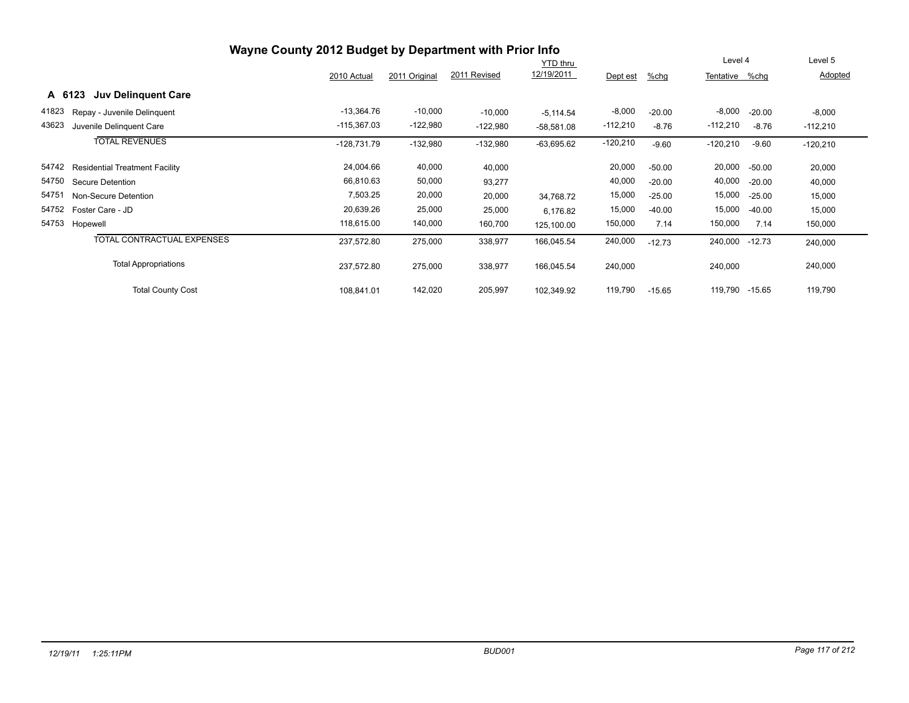# Wayne County 2012 Budget by Department with Prior Info

## A 6123 Juv Delinquent Care

| | | 2010 Actual | 2011 Original | 2011 Revised | YTD thru 12/19/2011 | Dept est | %chg | Level 4 Tentative | %chg | Level 5 Adopted |
|---|---|---|---|---|---|---|---|---|---|---|
| 41823 | Repay - Juvenile Delinquent | -13,364.76 | -10,000 | -10,000 | -5,114.54 | -8,000 | -20.00 | -8,000 | -20.00 | -8,000 |
| 43623 | Juvenile Delinquent Care | -115,367.03 | -122,980 | -122,980 | -58,581.08 | -112,210 | -8.76 | -112,210 | -8.76 | -112,210 |
| | TOTAL REVENUES | -128,731.79 | -132,980 | -132,980 | -63,695.62 | -120,210 | -9.60 | -120,210 | -9.60 | -120,210 |
| 54742 | Residential Treatment Facility | 24,004.66 | 40,000 | 40,000 | | 20,000 | -50.00 | 20,000 | -50.00 | 20,000 |
| 54750 | Secure Detention | 66,810.63 | 50,000 | 93,277 | | 40,000 | -20.00 | 40,000 | -20.00 | 40,000 |
| 54751 | Non-Secure Detention | 7,503.25 | 20,000 | 20,000 | 34,768.72 | 15,000 | -25.00 | 15,000 | -25.00 | 15,000 |
| 54752 | Foster Care - JD | 20,639.26 | 25,000 | 25,000 | 6,176.82 | 15,000 | -40.00 | 15,000 | -40.00 | 15,000 |
| 54753 | Hopewell | 118,615.00 | 140,000 | 160,700 | 125,100.00 | 150,000 | 7.14 | 150,000 | 7.14 | 150,000 |
| | TOTAL CONTRACTUAL EXPENSES | 237,572.80 | 275,000 | 338,977 | 166,045.54 | 240,000 | -12.73 | 240,000 | -12.73 | 240,000 |
| | Total Appropriations | 237,572.80 | 275,000 | 338,977 | 166,045.54 | 240,000 | | 240,000 | | 240,000 |
| | Total County Cost | 108,841.01 | 142,020 | 205,997 | 102,349.92 | 119,790 | -15.65 | 119,790 | -15.65 | 119,790 |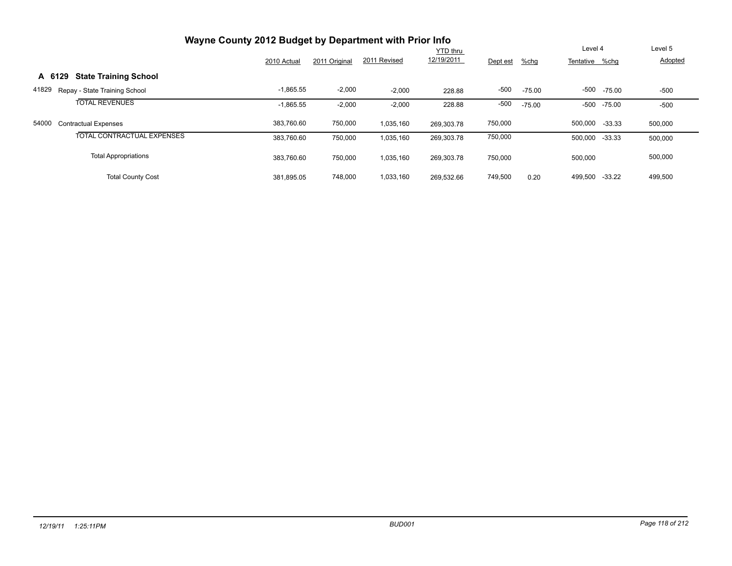# Wayne County 2012 Budget by Department with Prior Info

|  | 2010 Actual | 2011 Original | 2011 Revised | YTD thru 12/19/2011 | Dept est | %chg | Level 4 Tentative | %chg | Level 5 Adopted |
|---|---|---|---|---|---|---|---|---|---|
| **A 6129 State Training School** |  |  |  |  |  |  |  |  |  |
| 41829 Repay - State Training School | -1,865.55 | -2,000 | -2,000 | 228.88 | -500 | -75.00 | -500 | -75.00 | -500 |
| TOTAL REVENUES | -1,865.55 | -2,000 | -2,000 | 228.88 | -500 | -75.00 | -500 | -75.00 | -500 |
| 54000 Contractual Expenses | 383,760.60 | 750,000 | 1,035,160 | 269,303.78 | 750,000 |  | 500,000 | -33.33 | 500,000 |
| TOTAL CONTRACTUAL EXPENSES | 383,760.60 | 750,000 | 1,035,160 | 269,303.78 | 750,000 |  | 500,000 | -33.33 | 500,000 |
| Total Appropriations | 383,760.60 | 750,000 | 1,035,160 | 269,303.78 | 750,000 |  | 500,000 |  | 500,000 |
| Total County Cost | 381,895.05 | 748,000 | 1,033,160 | 269,532.66 | 749,500 | 0.20 | 499,500 | -33.22 | 499,500 |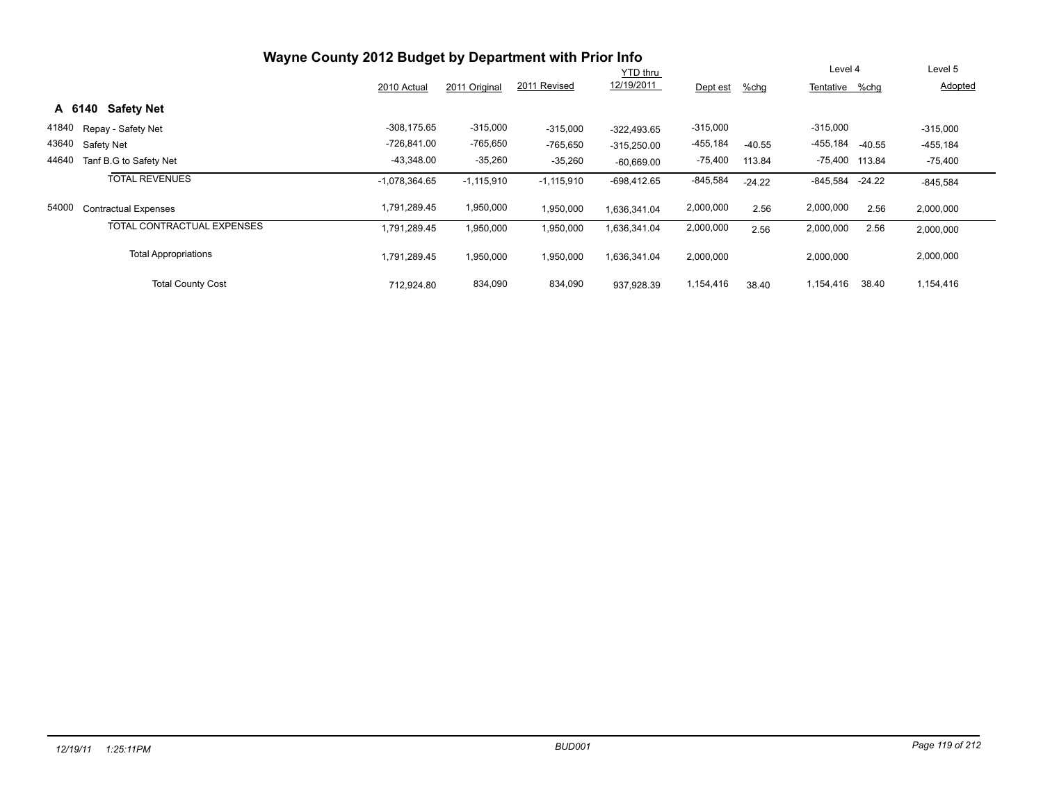## Wayne County 2012 Budget by Department with Prior Info

| | | 2010 Actual | 2011 Original | 2011 Revised | YTD thru 12/19/2011 | Dept est | %chg | Level 4 Tentative | %chg | Level 5 Adopted |
|---|---|---|---|---|---|---|---|---|---|---|
| **A 6140** | **Safety Net** | | | | | | | | | |
| 41840 | Repay - Safety Net | -308,175.65 | -315,000 | -315,000 | -322,493.65 | -315,000 | | -315,000 | | -315,000 |
| 43640 | Safety Net | -726,841.00 | -765,650 | -765,650 | -315,250.00 | -455,184 | -40.55 | -455,184 | -40.55 | -455,184 |
| 44640 | Tanf B.G to Safety Net | -43,348.00 | -35,260 | -35,260 | -60,669.00 | -75,400 | 113.84 | -75,400 | 113.84 | -75,400 |
| | TOTAL REVENUES | -1,078,364.65 | -1,115,910 | -1,115,910 | -698,412.65 | -845,584 | -24.22 | -845,584 | -24.22 | -845,584 |
| 54000 | Contractual Expenses | 1,791,289.45 | 1,950,000 | 1,950,000 | 1,636,341.04 | 2,000,000 | 2.56 | 2,000,000 | 2.56 | 2,000,000 |
| | TOTAL CONTRACTUAL EXPENSES | 1,791,289.45 | 1,950,000 | 1,950,000 | 1,636,341.04 | 2,000,000 | 2.56 | 2,000,000 | 2.56 | 2,000,000 |
| | Total Appropriations | 1,791,289.45 | 1,950,000 | 1,950,000 | 1,636,341.04 | 2,000,000 | | 2,000,000 | | 2,000,000 |
| | Total County Cost | 712,924.80 | 834,090 | 834,090 | 937,928.39 | 1,154,416 | 38.40 | 1,154,416 | 38.40 | 1,154,416 |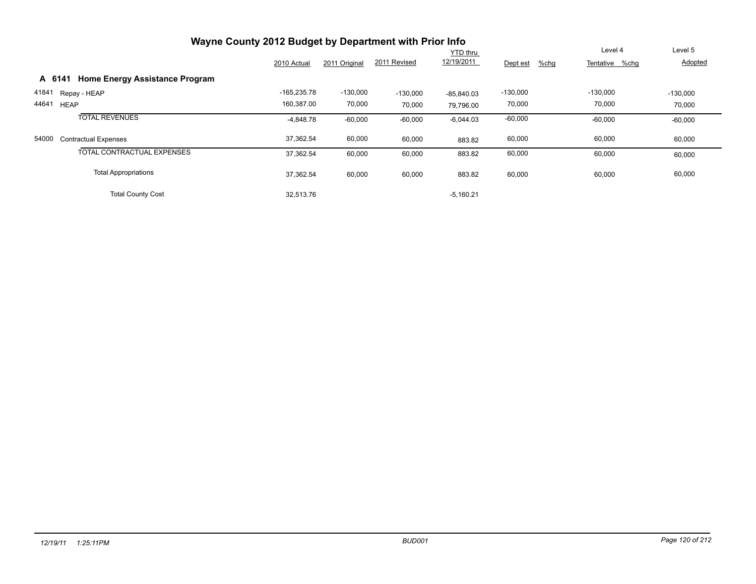# Wayne County 2012 Budget by Department with Prior Info

## A 6141 Home Energy Assistance Program

| | | 2010 Actual | 2011 Original | 2011 Revised | YTD thru 12/19/2011 | Dept est | %chg | Level 4 Tentative | %chg | Level 5 Adopted |
|---|---|---|---|---|---|---|---|---|---|---|
| 41841 | Repay - HEAP | -165,235.78 | -130,000 | -130,000 | -85,840.03 | -130,000 | | -130,000 | | -130,000 |
| 44641 | HEAP | 160,387.00 | 70,000 | 70,000 | 79,796.00 | 70,000 | | 70,000 | | 70,000 |
| | TOTAL REVENUES | -4,848.78 | -60,000 | -60,000 | -6,044.03 | -60,000 | | -60,000 | | -60,000 |
| 54000 | Contractual Expenses | 37,362.54 | 60,000 | 60,000 | 883.82 | 60,000 | | 60,000 | | 60,000 |
| | TOTAL CONTRACTUAL EXPENSES | 37,362.54 | 60,000 | 60,000 | 883.82 | 60,000 | | 60,000 | | 60,000 |
| | Total Appropriations | 37,362.54 | 60,000 | 60,000 | 883.82 | 60,000 | | 60,000 | | 60,000 |
| | Total County Cost | 32,513.76 | | | -5,160.21 | | | | | |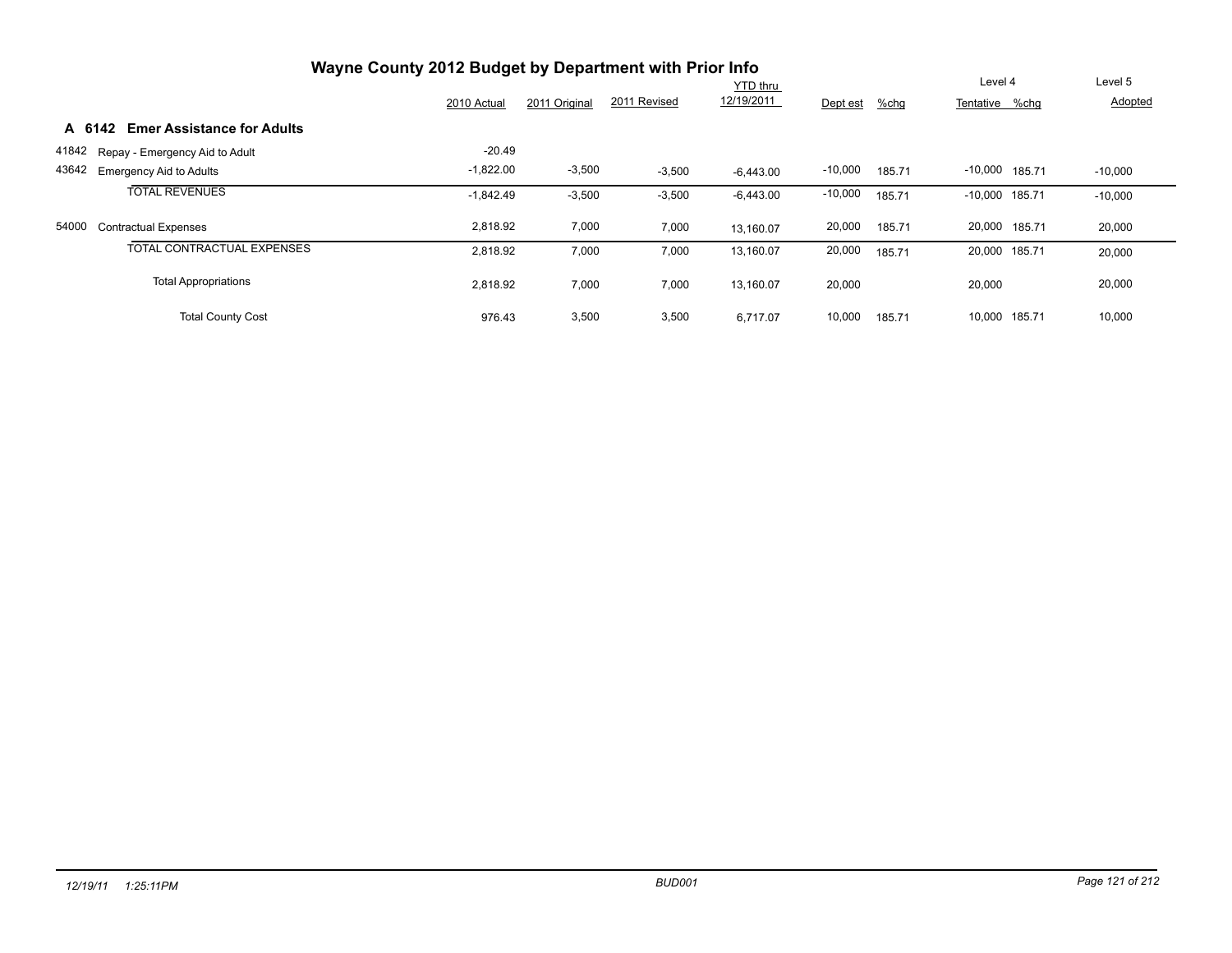# Wayne County 2012 Budget by Department with Prior Info

## A 6142 Emer Assistance for Adults

| | | 2010 Actual | 2011 Original | 2011 Revised | YTD thru 12/19/2011 | Dept est | %chg | Level 4 Tentative | %chg | Level 5 Adopted |
|---|---|---|---|---|---|---|---|---|---|---|
| 41842 | Repay - Emergency Aid to Adult | -20.49 | | | | | | | | |
| 43642 | Emergency Aid to Adults | -1,822.00 | -3,500 | -3,500 | -6,443.00 | -10,000 | 185.71 | -10,000 | 185.71 | -10,000 |
| | TOTAL REVENUES | -1,842.49 | -3,500 | -3,500 | -6,443.00 | -10,000 | 185.71 | -10,000 | 185.71 | -10,000 |
| 54000 | Contractual Expenses | 2,818.92 | 7,000 | 7,000 | 13,160.07 | 20,000 | 185.71 | 20,000 | 185.71 | 20,000 |
| | TOTAL CONTRACTUAL EXPENSES | 2,818.92 | 7,000 | 7,000 | 13,160.07 | 20,000 | 185.71 | 20,000 | 185.71 | 20,000 |
| | Total Appropriations | 2,818.92 | 7,000 | 7,000 | 13,160.07 | 20,000 | | 20,000 | | 20,000 |
| | Total County Cost | 976.43 | 3,500 | 3,500 | 6,717.07 | 10,000 | 185.71 | 10,000 | 185.71 | 10,000 |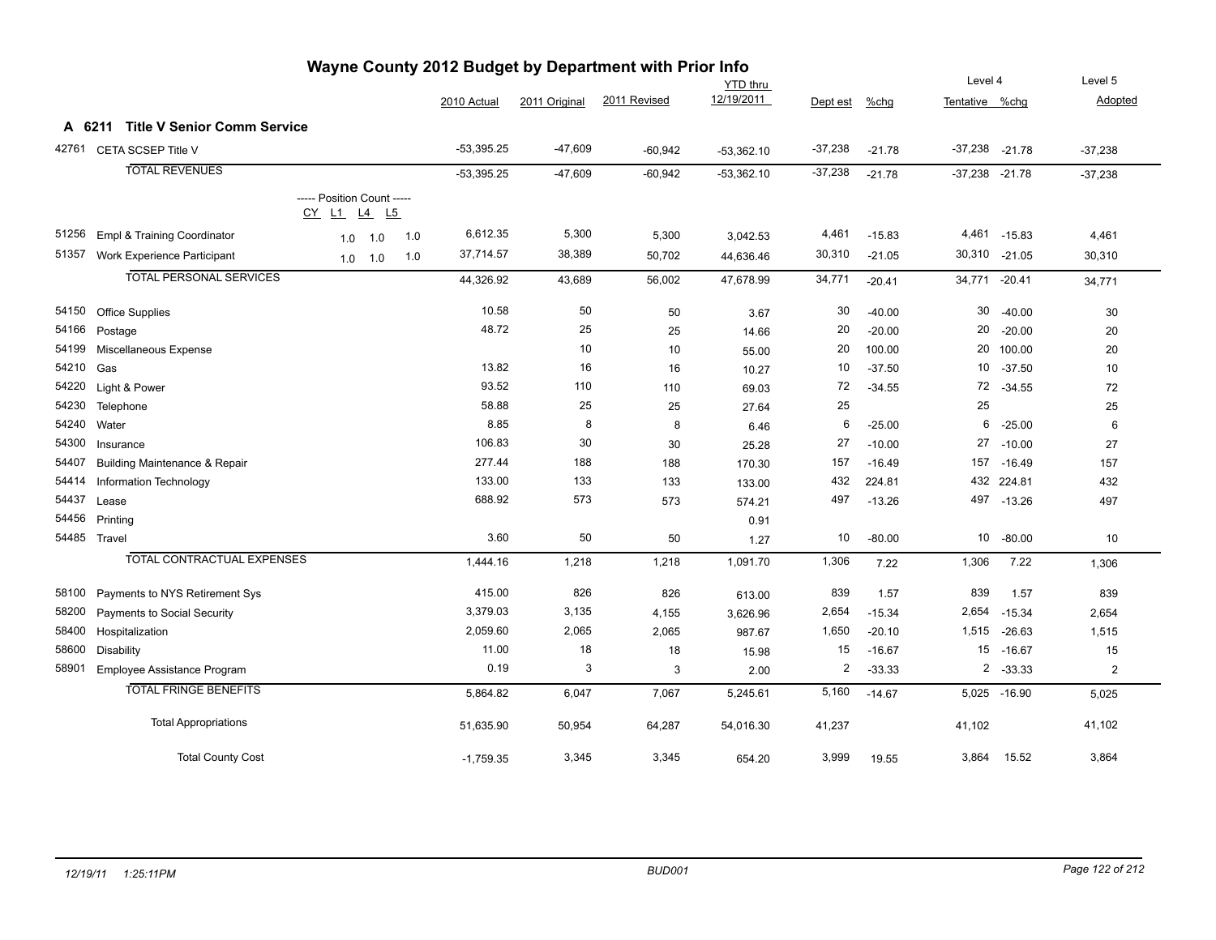# Wayne County 2012 Budget by Department with Prior Info

## A 6211 Title V Senior Comm Service

| Code | Description | Position Count (CY / L1 / L4 / L5) | 2010 Actual | 2011 Original | 2011 Revised | YTD thru 12/19/2011 | Dept est | %chg | Level 4 Tentative | %chg | Level 5 Adopted |
|---|---|---|---|---|---|---|---|---|---|---|---|
| 42761 | CETA SCSEP Title V | | -53,395.25 | -47,609 | -60,942 | -53,362.10 | -37,238 | -21.78 | -37,238 | -21.78 | -37,238 |
| | TOTAL REVENUES | | -53,395.25 | -47,609 | -60,942 | -53,362.10 | -37,238 | -21.78 | -37,238 | -21.78 | -37,238 |
| 51256 | Empl & Training Coordinator | 1.0 / 1.0 / 1.0 | 6,612.35 | 5,300 | 5,300 | 3,042.53 | 4,461 | -15.83 | 4,461 | -15.83 | 4,461 |
| 51357 | Work Experience Participant | 1.0 / 1.0 / 1.0 | 37,714.57 | 38,389 | 50,702 | 44,636.46 | 30,310 | -21.05 | 30,310 | -21.05 | 30,310 |
| | TOTAL PERSONAL SERVICES | | 44,326.92 | 43,689 | 56,002 | 47,678.99 | 34,771 | -20.41 | 34,771 | -20.41 | 34,771 |
| 54150 | Office Supplies | | 10.58 | 50 | 50 | 3.67 | 30 | -40.00 | 30 | -40.00 | 30 |
| 54166 | Postage | | 48.72 | 25 | 25 | 14.66 | 20 | -20.00 | 20 | -20.00 | 20 |
| 54199 | Miscellaneous Expense | | | 10 | 10 | 55.00 | 20 | 100.00 | 20 | 100.00 | 20 |
| 54210 | Gas | | 13.82 | 16 | 16 | 10.27 | 10 | -37.50 | 10 | -37.50 | 10 |
| 54220 | Light & Power | | 93.52 | 110 | 110 | 69.03 | 72 | -34.55 | 72 | -34.55 | 72 |
| 54230 | Telephone | | 58.88 | 25 | 25 | 27.64 | 25 | | 25 | | 25 |
| 54240 | Water | | 8.85 | 8 | 8 | 6.46 | 6 | -25.00 | 6 | -25.00 | 6 |
| 54300 | Insurance | | 106.83 | 30 | 30 | 25.28 | 27 | -10.00 | 27 | -10.00 | 27 |
| 54407 | Building Maintenance & Repair | | 277.44 | 188 | 188 | 170.30 | 157 | -16.49 | 157 | -16.49 | 157 |
| 54414 | Information Technology | | 133.00 | 133 | 133 | 133.00 | 432 | 224.81 | 432 | 224.81 | 432 |
| 54437 | Lease | | 688.92 | 573 | 573 | 574.21 | 497 | -13.26 | 497 | -13.26 | 497 |
| 54456 | Printing | | | | | 0.91 | | | | | |
| 54485 | Travel | | 3.60 | 50 | 50 | 1.27 | 10 | -80.00 | 10 | -80.00 | 10 |
| | TOTAL CONTRACTUAL EXPENSES | | 1,444.16 | 1,218 | 1,218 | 1,091.70 | 1,306 | 7.22 | 1,306 | 7.22 | 1,306 |
| 58100 | Payments to NYS Retirement Sys | | 415.00 | 826 | 826 | 613.00 | 839 | 1.57 | 839 | 1.57 | 839 |
| 58200 | Payments to Social Security | | 3,379.03 | 3,135 | 4,155 | 3,626.96 | 2,654 | -15.34 | 2,654 | -15.34 | 2,654 |
| 58400 | Hospitalization | | 2,059.60 | 2,065 | 2,065 | 987.67 | 1,650 | -20.10 | 1,515 | -26.63 | 1,515 |
| 58600 | Disability | | 11.00 | 18 | 18 | 15.98 | 15 | -16.67 | 15 | -16.67 | 15 |
| 58901 | Employee Assistance Program | | 0.19 | 3 | 3 | 2.00 | 2 | -33.33 | 2 | -33.33 | 2 |
| | TOTAL FRINGE BENEFITS | | 5,864.82 | 6,047 | 7,067 | 5,245.61 | 5,160 | -14.67 | 5,025 | -16.90 | 5,025 |
| | Total Appropriations | | 51,635.90 | 50,954 | 64,287 | 54,016.30 | 41,237 | | 41,102 | | 41,102 |
| | Total County Cost | | -1,759.35 | 3,345 | 3,345 | 654.20 | 3,999 | 19.55 | 3,864 | 15.52 | 3,864 |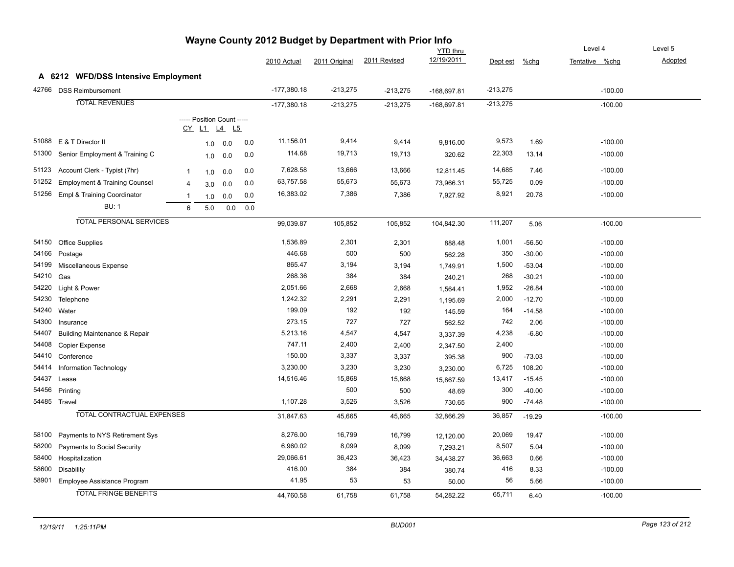# Wayne County 2012 Budget by Department with Prior Info

## A 6212 WFD/DSS Intensive Employment

| Code | Description | CY | L1 | L4 | L5 | 2010 Actual | 2011 Original | 2011 Revised | YTD thru 12/19/2011 | Dept est | %chg | Level 4 Tentative | Level 4 %chg | Level 5 Adopted |
|---|---|---|---|---|---|---|---|---|---|---|---|---|---|---|
| 42766 | DSS Reimbursement | | | | | -177,380.18 | -213,275 | -213,275 | -168,697.81 | -213,275 | | | -100.00 | |
| | TOTAL REVENUES | | | | | -177,380.18 | -213,275 | -213,275 | -168,697.81 | -213,275 | | | -100.00 | |
| | | ----- Position Count ----- | | | | | | | | | | | | |
| 51088 | E & T Director II | | 1.0 | 0.0 | 0.0 | 11,156.01 | 9,414 | 9,414 | 9,816.00 | 9,573 | 1.69 | | -100.00 | |
| 51300 | Senior Employment & Training C | | 1.0 | 0.0 | 0.0 | 114.68 | 19,713 | 19,713 | 320.62 | 22,303 | 13.14 | | -100.00 | |
| 51123 | Account Clerk - Typist (7hr) | 1 | 1.0 | 0.0 | 0.0 | 7,628.58 | 13,666 | 13,666 | 12,811.45 | 14,685 | 7.46 | | -100.00 | |
| 51252 | Employment & Training Counsel | 4 | 3.0 | 0.0 | 0.0 | 63,757.58 | 55,673 | 55,673 | 73,966.31 | 55,725 | 0.09 | | -100.00 | |
| 51256 | Empl & Training Coordinator | 1 | 1.0 | 0.0 | 0.0 | 16,383.02 | 7,386 | 7,386 | 7,927.92 | 8,921 | 20.78 | | -100.00 | |
| | BU: 1 | 6 | 5.0 | 0.0 | 0.0 | | | | | | | | | |
| | TOTAL PERSONAL SERVICES | | | | | 99,039.87 | 105,852 | 105,852 | 104,842.30 | 111,207 | 5.06 | | -100.00 | |
| 54150 | Office Supplies | | | | | 1,536.89 | 2,301 | 2,301 | 888.48 | 1,001 | -56.50 | | -100.00 | |
| 54166 | Postage | | | | | 446.68 | 500 | 500 | 562.28 | 350 | -30.00 | | -100.00 | |
| 54199 | Miscellaneous Expense | | | | | 865.47 | 3,194 | 3,194 | 1,749.91 | 1,500 | -53.04 | | -100.00 | |
| 54210 | Gas | | | | | 268.36 | 384 | 384 | 240.21 | 268 | -30.21 | | -100.00 | |
| 54220 | Light & Power | | | | | 2,051.66 | 2,668 | 2,668 | 1,564.41 | 1,952 | -26.84 | | -100.00 | |
| 54230 | Telephone | | | | | 1,242.32 | 2,291 | 2,291 | 1,195.69 | 2,000 | -12.70 | | -100.00 | |
| 54240 | Water | | | | | 199.09 | 192 | 192 | 145.59 | 164 | -14.58 | | -100.00 | |
| 54300 | Insurance | | | | | 273.15 | 727 | 727 | 562.52 | 742 | 2.06 | | -100.00 | |
| 54407 | Building Maintenance & Repair | | | | | 5,213.16 | 4,547 | 4,547 | 3,337.39 | 4,238 | -6.80 | | -100.00 | |
| 54408 | Copier Expense | | | | | 747.11 | 2,400 | 2,400 | 2,347.50 | 2,400 | | | -100.00 | |
| 54410 | Conference | | | | | 150.00 | 3,337 | 3,337 | 395.38 | 900 | -73.03 | | -100.00 | |
| 54414 | Information Technology | | | | | 3,230.00 | 3,230 | 3,230 | 3,230.00 | 6,725 | 108.20 | | -100.00 | |
| 54437 | Lease | | | | | 14,516.46 | 15,868 | 15,868 | 15,867.59 | 13,417 | -15.45 | | -100.00 | |
| 54456 | Printing | | | | | | 500 | 500 | 48.69 | 300 | -40.00 | | -100.00 | |
| 54485 | Travel | | | | | 1,107.28 | 3,526 | 3,526 | 730.65 | 900 | -74.48 | | -100.00 | |
| | TOTAL CONTRACTUAL EXPENSES | | | | | 31,847.63 | 45,665 | 45,665 | 32,866.29 | 36,857 | -19.29 | | -100.00 | |
| 58100 | Payments to NYS Retirement Sys | | | | | 8,276.00 | 16,799 | 16,799 | 12,120.00 | 20,069 | 19.47 | | -100.00 | |
| 58200 | Payments to Social Security | | | | | 6,960.02 | 8,099 | 8,099 | 7,293.21 | 8,507 | 5.04 | | -100.00 | |
| 58400 | Hospitalization | | | | | 29,066.61 | 36,423 | 36,423 | 34,438.27 | 36,663 | 0.66 | | -100.00 | |
| 58600 | Disability | | | | | 416.00 | 384 | 384 | 380.74 | 416 | 8.33 | | -100.00 | |
| 58901 | Employee Assistance Program | | | | | 41.95 | 53 | 53 | 50.00 | 56 | 5.66 | | -100.00 | |
| | TOTAL FRINGE BENEFITS | | | | | 44,760.58 | 61,758 | 61,758 | 54,282.22 | 65,711 | 6.40 | | -100.00 | |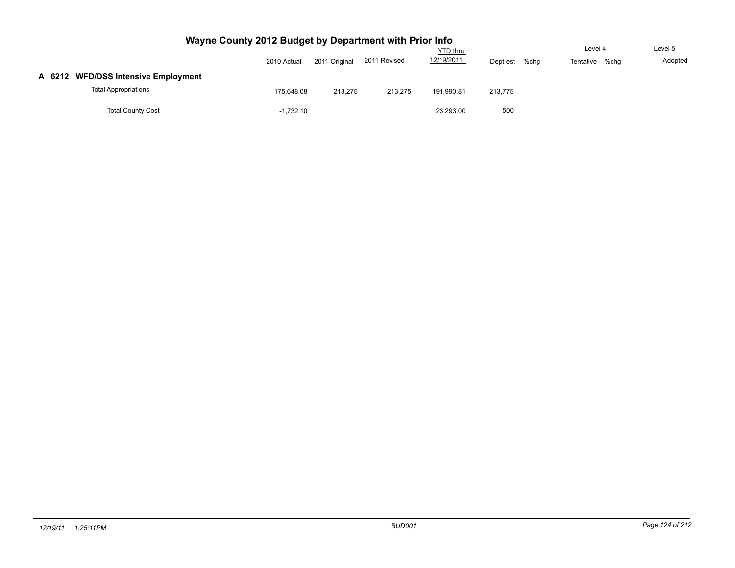# Wayne County 2012 Budget by Department with Prior Info

| | 2010 Actual | 2011 Original | 2011 Revised | YTD thru 12/19/2011 | Dept est | %chg | Level 4 Tentative | %chg | Level 5 Adopted |
|---|---|---|---|---|---|---|---|---|---|
| **A 6212 WFD/DSS Intensive Employment** | | | | | | | | | |
| Total Appropriations | 175,648.08 | 213,275 | 213,275 | 191,990.81 | 213,775 | | | | |
| Total County Cost | -1,732.10 | | | 23,293.00 | 500 | | | | |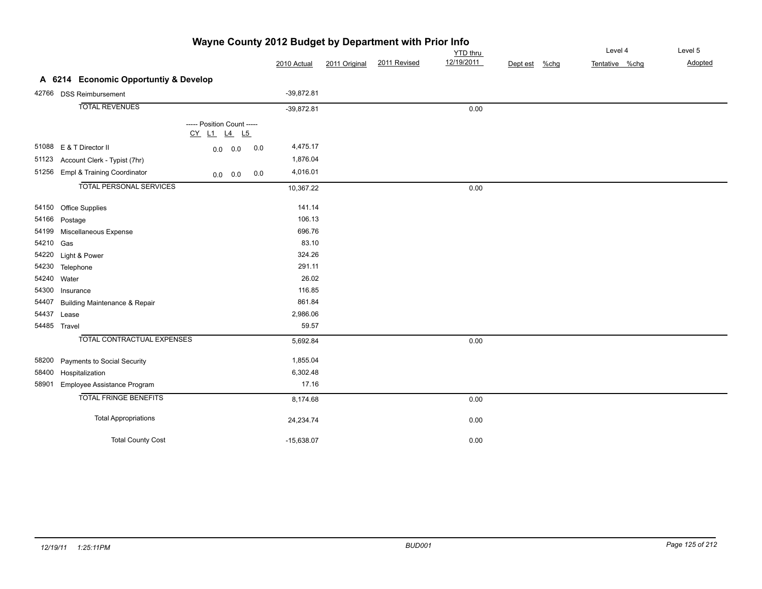# Wayne County 2012 Budget by Department with Prior Info

## A 6214 Economic Opportuntiy & Develop

| | | 2010 Actual | 2011 Original | 2011 Revised | YTD thru 12/19/2011 | Dept est | %chg | Level 4 Tentative | %chg | Level 5 Adopted |
|---|---|---|---|---|---|---|---|---|---|---|
| 42766 | DSS Reimbursement | -39,872.81 | | | | | | | | |
| | **TOTAL REVENUES** | -39,872.81 | | | 0.00 | | | | | |

| | | ----- Position Count ----- CY | L1 | L4 | L5 | 2010 Actual | 2011 Original | 2011 Revised | YTD thru 12/19/2011 | Dept est | %chg | Level 4 Tentative | %chg | Level 5 Adopted |
|---|---|---|---|---|---|---|---|---|---|---|---|---|---|---|
| 51088 | E & T Director II | 0.0 | 0.0 | | 0.0 | 4,475.17 | | | | | | | | |
| 51123 | Account Clerk - Typist (7hr) | | | | | 1,876.04 | | | | | | | | |
| 51256 | Empl & Training Coordinator | 0.0 | 0.0 | | 0.0 | 4,016.01 | | | | | | | | |
| | **TOTAL PERSONAL SERVICES** | | | | | 10,367.22 | | | 0.00 | | | | | |

| | | 2010 Actual | 2011 Original | 2011 Revised | YTD thru 12/19/2011 | Dept est | %chg | Level 4 Tentative | %chg | Level 5 Adopted |
|---|---|---|---|---|---|---|---|---|---|---|
| 54150 | Office Supplies | 141.14 | | | | | | | | |
| 54166 | Postage | 106.13 | | | | | | | | |
| 54199 | Miscellaneous Expense | 696.76 | | | | | | | | |
| 54210 | Gas | 83.10 | | | | | | | | |
| 54220 | Light & Power | 324.26 | | | | | | | | |
| 54230 | Telephone | 291.11 | | | | | | | | |
| 54240 | Water | 26.02 | | | | | | | | |
| 54300 | Insurance | 116.85 | | | | | | | | |
| 54407 | Building Maintenance & Repair | 861.84 | | | | | | | | |
| 54437 | Lease | 2,986.06 | | | | | | | | |
| 54485 | Travel | 59.57 | | | | | | | | |
| | **TOTAL CONTRACTUAL EXPENSES** | 5,692.84 | | | 0.00 | | | | | |
| 58200 | Payments to Social Security | 1,855.04 | | | | | | | | |
| 58400 | Hospitalization | 6,302.48 | | | | | | | | |
| 58901 | Employee Assistance Program | 17.16 | | | | | | | | |
| | **TOTAL FRINGE BENEFITS** | 8,174.68 | | | 0.00 | | | | | |
| | Total Appropriations | 24,234.74 | | | 0.00 | | | | | |
| | Total County Cost | -15,638.07 | | | 0.00 | | | | | |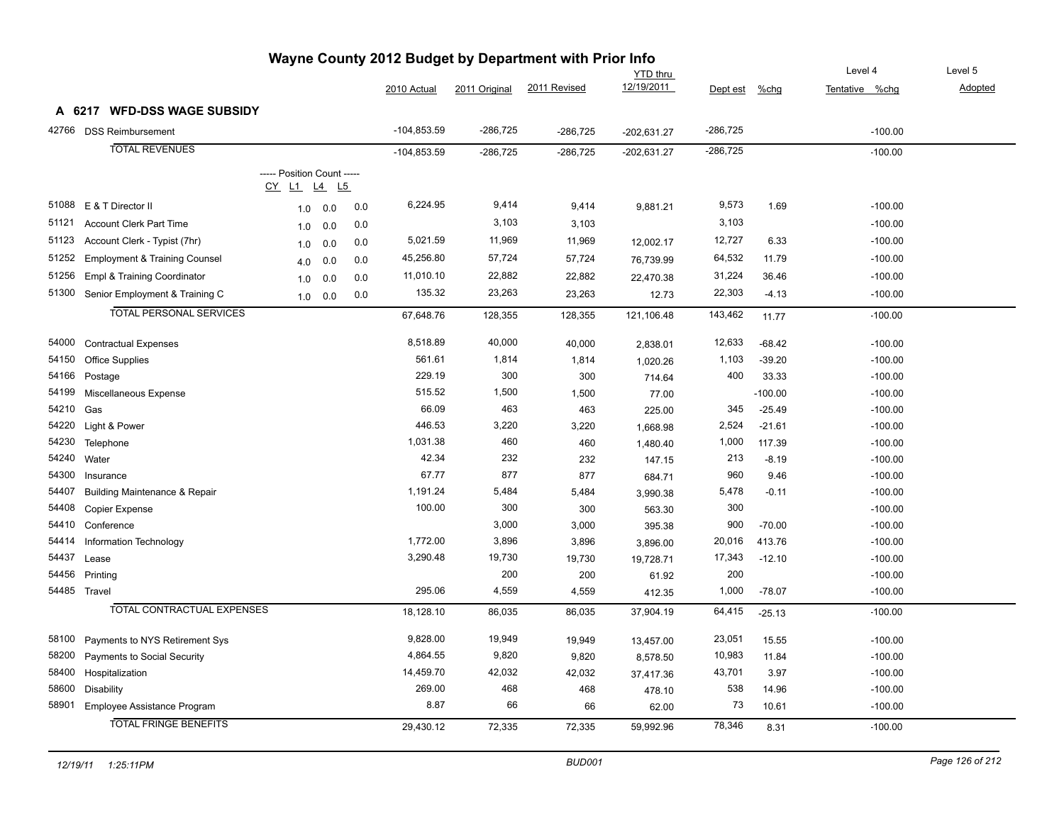# Wayne County 2012 Budget by Department with Prior Info

## A 6217 WFD-DSS WAGE SUBSIDY

| Code | Description | CY | L1 | L4 | L5 | 2010 Actual | 2011 Original | 2011 Revised | YTD thru 12/19/2011 | Dept est | %chg | Level 4 Tentative | Level 4 %chg | Level 5 Adopted |
|---|---|---|---|---|---|---|---|---|---|---|---|---|---|---|
| 42766 | DSS Reimbursement | | | | | -104,853.59 | -286,725 | -286,725 | -202,631.27 | -286,725 | | | -100.00 | |
| | TOTAL REVENUES | | | | | -104,853.59 | -286,725 | -286,725 | -202,631.27 | -286,725 | | | -100.00 | |
| | ----- Position Count ----- | CY | L1 | L4 | L5 | | | | | | | | | |
| 51088 | E & T Director II | 1.0 | 0.0 | 0.0 | | 6,224.95 | 9,414 | 9,414 | 9,881.21 | 9,573 | 1.69 | | -100.00 | |
| 51121 | Account Clerk Part Time | 1.0 | 0.0 | 0.0 | | | 3,103 | 3,103 | | 3,103 | | | -100.00 | |
| 51123 | Account Clerk - Typist (7hr) | 1.0 | 0.0 | 0.0 | | 5,021.59 | 11,969 | 11,969 | 12,002.17 | 12,727 | 6.33 | | -100.00 | |
| 51252 | Employment & Training Counsel | 4.0 | 0.0 | 0.0 | | 45,256.80 | 57,724 | 57,724 | 76,739.99 | 64,532 | 11.79 | | -100.00 | |
| 51256 | Empl & Training Coordinator | 1.0 | 0.0 | 0.0 | | 11,010.10 | 22,882 | 22,882 | 22,470.38 | 31,224 | 36.46 | | -100.00 | |
| 51300 | Senior Employment & Training C | 1.0 | 0.0 | 0.0 | | 135.32 | 23,263 | 23,263 | 12.73 | 22,303 | -4.13 | | -100.00 | |
| | TOTAL PERSONAL SERVICES | | | | | 67,648.76 | 128,355 | 128,355 | 121,106.48 | 143,462 | 11.77 | | -100.00 | |
| 54000 | Contractual Expenses | | | | | 8,518.89 | 40,000 | 40,000 | 2,838.01 | 12,633 | -68.42 | | -100.00 | |
| 54150 | Office Supplies | | | | | 561.61 | 1,814 | 1,814 | 1,020.26 | 1,103 | -39.20 | | -100.00 | |
| 54166 | Postage | | | | | 229.19 | 300 | 300 | 714.64 | 400 | 33.33 | | -100.00 | |
| 54199 | Miscellaneous Expense | | | | | 515.52 | 1,500 | 1,500 | 77.00 | | -100.00 | | -100.00 | |
| 54210 | Gas | | | | | 66.09 | 463 | 463 | 225.00 | 345 | -25.49 | | -100.00 | |
| 54220 | Light & Power | | | | | 446.53 | 3,220 | 3,220 | 1,668.98 | 2,524 | -21.61 | | -100.00 | |
| 54230 | Telephone | | | | | 1,031.38 | 460 | 460 | 1,480.40 | 1,000 | 117.39 | | -100.00 | |
| 54240 | Water | | | | | 42.34 | 232 | 232 | 147.15 | 213 | -8.19 | | -100.00 | |
| 54300 | Insurance | | | | | 67.77 | 877 | 877 | 684.71 | 960 | 9.46 | | -100.00 | |
| 54407 | Building Maintenance & Repair | | | | | 1,191.24 | 5,484 | 5,484 | 3,990.38 | 5,478 | -0.11 | | -100.00 | |
| 54408 | Copier Expense | | | | | 100.00 | 300 | 300 | 563.30 | 300 | | | -100.00 | |
| 54410 | Conference | | | | | | 3,000 | 3,000 | 395.38 | 900 | -70.00 | | -100.00 | |
| 54414 | Information Technology | | | | | 1,772.00 | 3,896 | 3,896 | 3,896.00 | 20,016 | 413.76 | | -100.00 | |
| 54437 | Lease | | | | | 3,290.48 | 19,730 | 19,730 | 19,728.71 | 17,343 | -12.10 | | -100.00 | |
| 54456 | Printing | | | | | | 200 | 200 | 61.92 | 200 | | | -100.00 | |
| 54485 | Travel | | | | | 295.06 | 4,559 | 4,559 | 412.35 | 1,000 | -78.07 | | -100.00 | |
| | TOTAL CONTRACTUAL EXPENSES | | | | | 18,128.10 | 86,035 | 86,035 | 37,904.19 | 64,415 | -25.13 | | -100.00 | |
| 58100 | Payments to NYS Retirement Sys | | | | | 9,828.00 | 19,949 | 19,949 | 13,457.00 | 23,051 | 15.55 | | -100.00 | |
| 58200 | Payments to Social Security | | | | | 4,864.55 | 9,820 | 9,820 | 8,578.50 | 10,983 | 11.84 | | -100.00 | |
| 58400 | Hospitalization | | | | | 14,459.70 | 42,032 | 42,032 | 37,417.36 | 43,701 | 3.97 | | -100.00 | |
| 58600 | Disability | | | | | 269.00 | 468 | 468 | 478.10 | 538 | 14.96 | | -100.00 | |
| 58901 | Employee Assistance Program | | | | | 8.87 | 66 | 66 | 62.00 | 73 | 10.61 | | -100.00 | |
| | TOTAL FRINGE BENEFITS | | | | | 29,430.12 | 72,335 | 72,335 | 59,992.96 | 78,346 | 8.31 | | -100.00 | |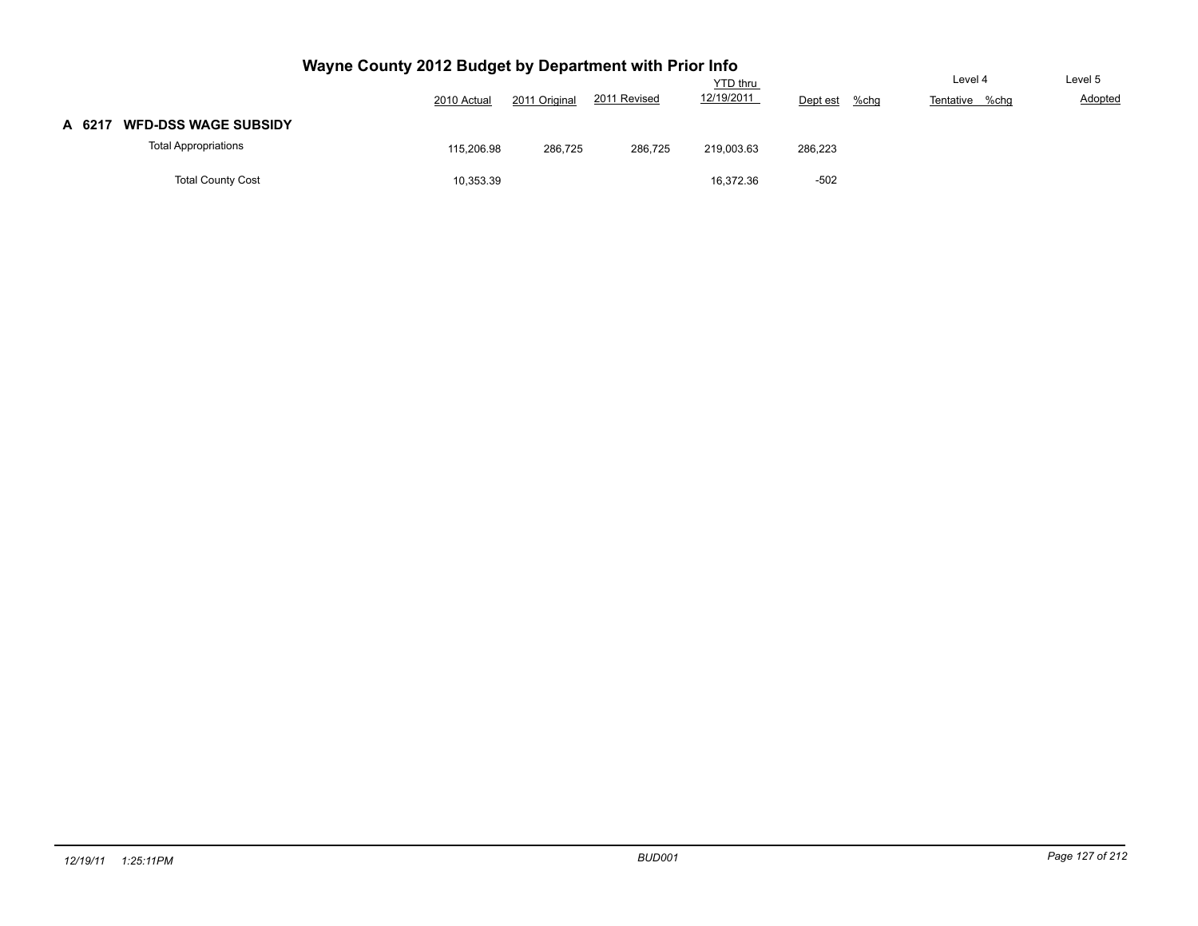# Wayne County 2012 Budget by Department with Prior Info

| | 2010 Actual | 2011 Original | 2011 Revised | YTD thru 12/19/2011 | Dept est | %chg | Level 4 Tentative | %chg | Level 5 Adopted |
|---|---|---|---|---|---|---|---|---|---|
| **A 6217 WFD-DSS WAGE SUBSIDY** | | | | | | | | | |
| Total Appropriations | 115,206.98 | 286,725 | 286,725 | 219,003.63 | 286,223 | | | | |
| Total County Cost | 10,353.39 | | | 16,372.36 | -502 | | | | |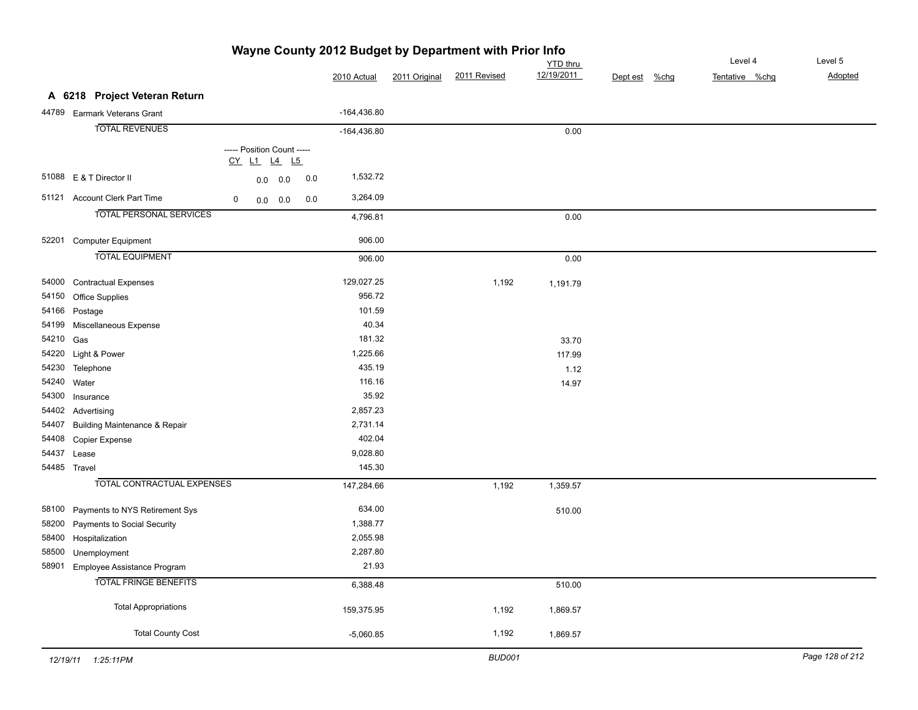# Wayne County 2012 Budget by Department with Prior Info

## A 6218 Project Veteran Return

| Code | Description | CY | L1 | L4 | L5 | 2010 Actual | 2011 Original | 2011 Revised | YTD thru 12/19/2011 | Dept est | %chg | Level 4 Tentative | %chg | Level 5 Adopted |
|---|---|---|---|---|---|---|---|---|---|---|---|---|---|---|
| 44789 | Earmark Veterans Grant | | | | | -164,436.80 | | | | | | | | |
| | TOTAL REVENUES | | | | | -164,436.80 | | | 0.00 | | | | | |
| | ----- Position Count ----- | | | | | | | | | | | | | |
| 51088 | E & T Director II | | 0.0 | 0.0 | 0.0 | 1,532.72 | | | | | | | | |
| 51121 | Account Clerk Part Time | 0 | 0.0 | 0.0 | 0.0 | 3,264.09 | | | | | | | | |
| | TOTAL PERSONAL SERVICES | | | | | 4,796.81 | | | 0.00 | | | | | |
| 52201 | Computer Equipment | | | | | 906.00 | | | | | | | | |
| | TOTAL EQUIPMENT | | | | | 906.00 | | | 0.00 | | | | | |
| 54000 | Contractual Expenses | | | | | 129,027.25 | | 1,192 | 1,191.79 | | | | | |
| 54150 | Office Supplies | | | | | 956.72 | | | | | | | | |
| 54166 | Postage | | | | | 101.59 | | | | | | | | |
| 54199 | Miscellaneous Expense | | | | | 40.34 | | | | | | | | |
| 54210 | Gas | | | | | 181.32 | | | 33.70 | | | | | |
| 54220 | Light & Power | | | | | 1,225.66 | | | 117.99 | | | | | |
| 54230 | Telephone | | | | | 435.19 | | | 1.12 | | | | | |
| 54240 | Water | | | | | 116.16 | | | 14.97 | | | | | |
| 54300 | Insurance | | | | | 35.92 | | | | | | | | |
| 54402 | Advertising | | | | | 2,857.23 | | | | | | | | |
| 54407 | Building Maintenance & Repair | | | | | 2,731.14 | | | | | | | | |
| 54408 | Copier Expense | | | | | 402.04 | | | | | | | | |
| 54437 | Lease | | | | | 9,028.80 | | | | | | | | |
| 54485 | Travel | | | | | 145.30 | | | | | | | | |
| | TOTAL CONTRACTUAL EXPENSES | | | | | 147,284.66 | | 1,192 | 1,359.57 | | | | | |
| 58100 | Payments to NYS Retirement Sys | | | | | 634.00 | | | 510.00 | | | | | |
| 58200 | Payments to Social Security | | | | | 1,388.77 | | | | | | | | |
| 58400 | Hospitalization | | | | | 2,055.98 | | | | | | | | |
| 58500 | Unemployment | | | | | 2,287.80 | | | | | | | | |
| 58901 | Employee Assistance Program | | | | | 21.93 | | | | | | | | |
| | TOTAL FRINGE BENEFITS | | | | | 6,388.48 | | | 510.00 | | | | | |
| | Total Appropriations | | | | | 159,375.95 | | 1,192 | 1,869.57 | | | | | |
| | Total County Cost | | | | | -5,060.85 | | 1,192 | 1,869.57 | | | | | |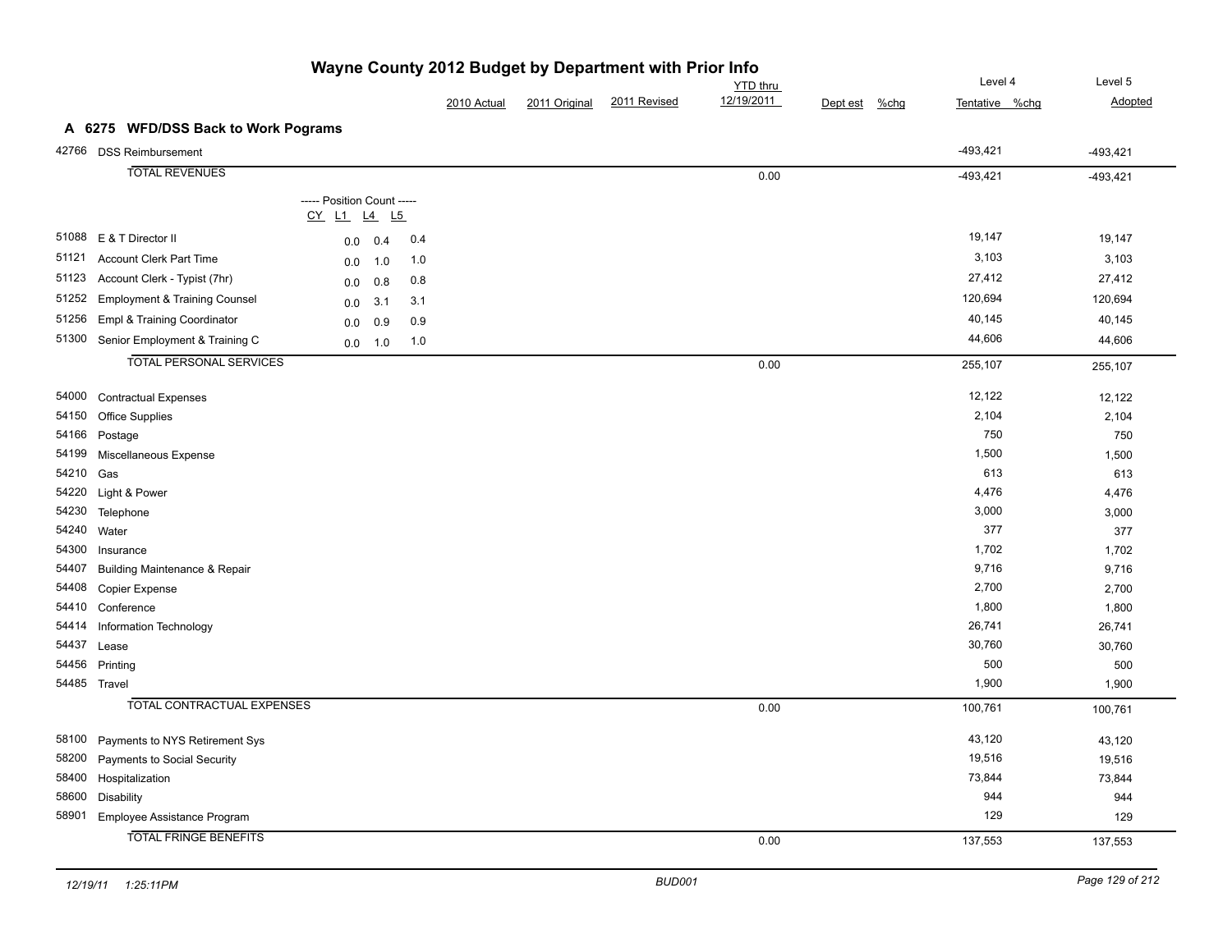# Wayne County 2012 Budget by Department with Prior Info

## A 6275 WFD/DSS Back to Work Pograms

| Code | Description | CY | L1 | L4 | L5 | 2010 Actual | 2011 Original | 2011 Revised | YTD thru 12/19/2011 | Dept est | %chg | Level 4 Tentative | %chg | Level 5 Adopted |
|---|---|---|---|---|---|---|---|---|---|---|---|---|---|---|
| 42766 | DSS Reimbursement | | | | | | | | | | | -493,421 | | -493,421 |
| | **TOTAL REVENUES** | | | | | | | | 0.00 | | | -493,421 | | -493,421 |
| 51088 | E & T Director II | | 0.0 | 0.4 | 0.4 | | | | | | | 19,147 | | 19,147 |
| 51121 | Account Clerk Part Time | | 0.0 | 1.0 | 1.0 | | | | | | | 3,103 | | 3,103 |
| 51123 | Account Clerk - Typist (7hr) | | 0.0 | 0.8 | 0.8 | | | | | | | 27,412 | | 27,412 |
| 51252 | Employment & Training Counsel | | 0.0 | 3.1 | 3.1 | | | | | | | 120,694 | | 120,694 |
| 51256 | Empl & Training Coordinator | | 0.0 | 0.9 | 0.9 | | | | | | | 40,145 | | 40,145 |
| 51300 | Senior Employment & Training C | | 0.0 | 1.0 | 1.0 | | | | | | | 44,606 | | 44,606 |
| | **TOTAL PERSONAL SERVICES** | | | | | | | | 0.00 | | | 255,107 | | 255,107 |
| 54000 | Contractual Expenses | | | | | | | | | | | 12,122 | | 12,122 |
| 54150 | Office Supplies | | | | | | | | | | | 2,104 | | 2,104 |
| 54166 | Postage | | | | | | | | | | | 750 | | 750 |
| 54199 | Miscellaneous Expense | | | | | | | | | | | 1,500 | | 1,500 |
| 54210 | Gas | | | | | | | | | | | 613 | | 613 |
| 54220 | Light & Power | | | | | | | | | | | 4,476 | | 4,476 |
| 54230 | Telephone | | | | | | | | | | | 3,000 | | 3,000 |
| 54240 | Water | | | | | | | | | | | 377 | | 377 |
| 54300 | Insurance | | | | | | | | | | | 1,702 | | 1,702 |
| 54407 | Building Maintenance & Repair | | | | | | | | | | | 9,716 | | 9,716 |
| 54408 | Copier Expense | | | | | | | | | | | 2,700 | | 2,700 |
| 54410 | Conference | | | | | | | | | | | 1,800 | | 1,800 |
| 54414 | Information Technology | | | | | | | | | | | 26,741 | | 26,741 |
| 54437 | Lease | | | | | | | | | | | 30,760 | | 30,760 |
| 54456 | Printing | | | | | | | | | | | 500 | | 500 |
| 54485 | Travel | | | | | | | | | | | 1,900 | | 1,900 |
| | **TOTAL CONTRACTUAL EXPENSES** | | | | | | | | 0.00 | | | 100,761 | | 100,761 |
| 58100 | Payments to NYS Retirement Sys | | | | | | | | | | | 43,120 | | 43,120 |
| 58200 | Payments to Social Security | | | | | | | | | | | 19,516 | | 19,516 |
| 58400 | Hospitalization | | | | | | | | | | | 73,844 | | 73,844 |
| 58600 | Disability | | | | | | | | | | | 944 | | 944 |
| 58901 | Employee Assistance Program | | | | | | | | | | | 129 | | 129 |
| | **TOTAL FRINGE BENEFITS** | | | | | | | | 0.00 | | | 137,553 | | 137,553 |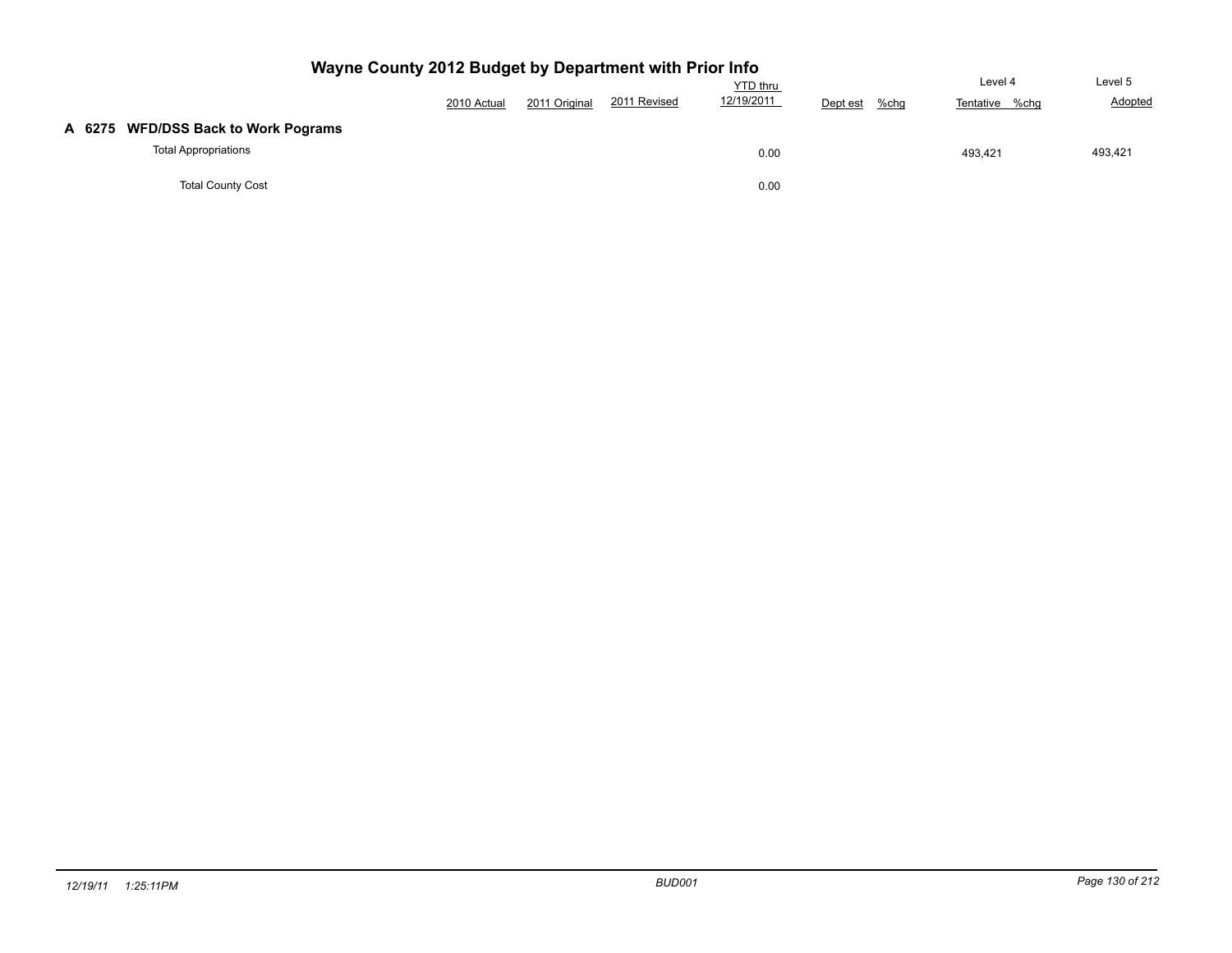# Wayne County 2012 Budget by Department with Prior Info

| | 2010 Actual | 2011 Original | 2011 Revised | YTD thru 12/19/2011 | Dept est | %chg | Level 4 Tentative | %chg | Level 5 Adopted |
|---|---|---|---|---|---|---|---|---|---|
| **A 6275 WFD/DSS Back to Work Pograms** | | | | | | | | | |
| Total Appropriations | | | | 0.00 | | | 493,421 | | 493,421 |
| Total County Cost | | | | 0.00 | | | | | |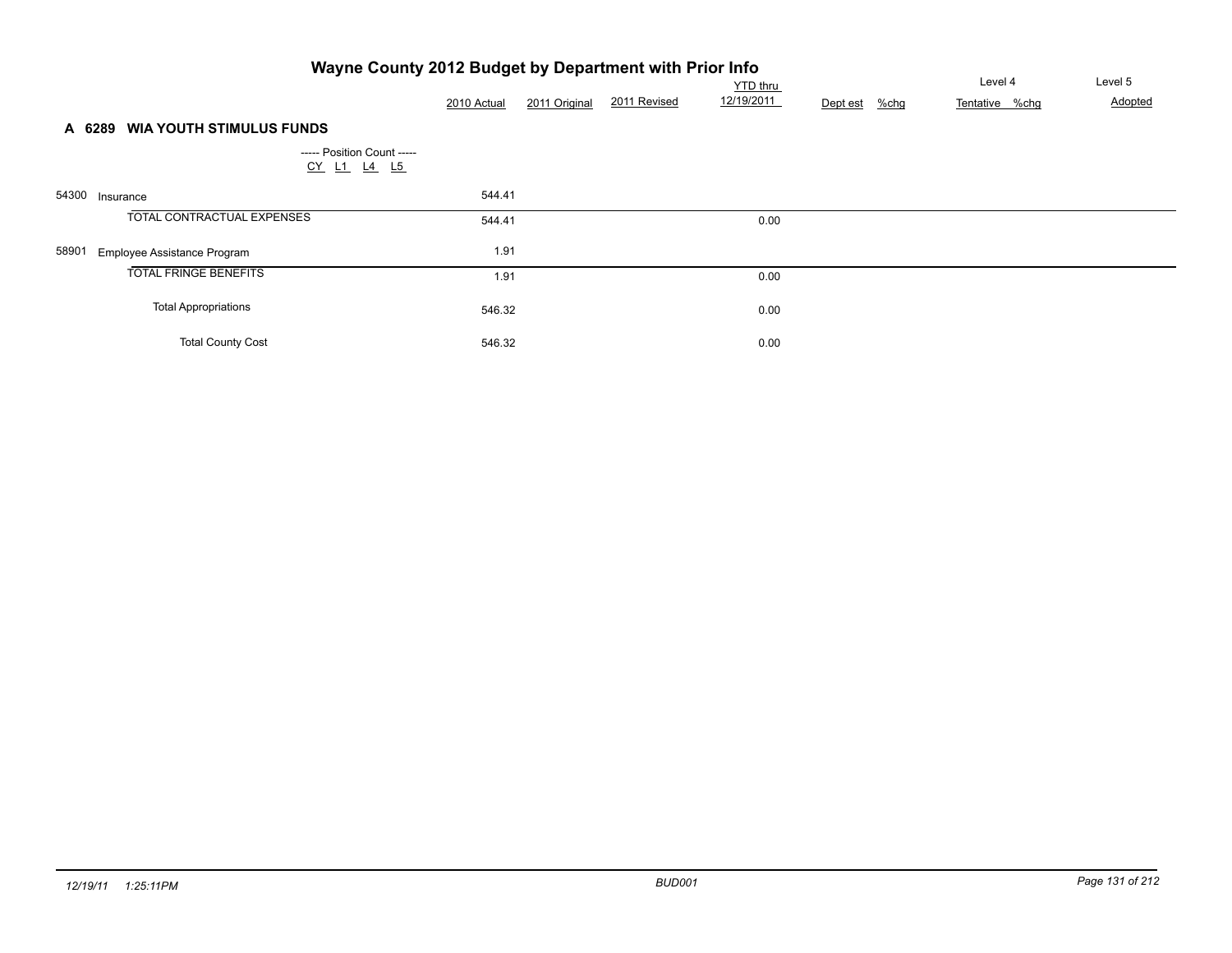# Wayne County 2012 Budget by Department with Prior Info

## A 6289 WIA YOUTH STIMULUS FUNDS

----- Position Count -----
CY L1 L4 L5

| | | 2010 Actual | 2011 Original | 2011 Revised | YTD thru 12/19/2011 | Dept est | %chg | Level 4 Tentative | %chg | Level 5 Adopted |
|---|---|---|---|---|---|---|---|---|---|---|
| 54300 | Insurance | 544.41 | | | | | | | | |
| | TOTAL CONTRACTUAL EXPENSES | 544.41 | | | 0.00 | | | | | |
| 58901 | Employee Assistance Program | 1.91 | | | | | | | | |
| | TOTAL FRINGE BENEFITS | 1.91 | | | 0.00 | | | | | |
| | Total Appropriations | 546.32 | | | 0.00 | | | | | |
| | Total County Cost | 546.32 | | | 0.00 | | | | | |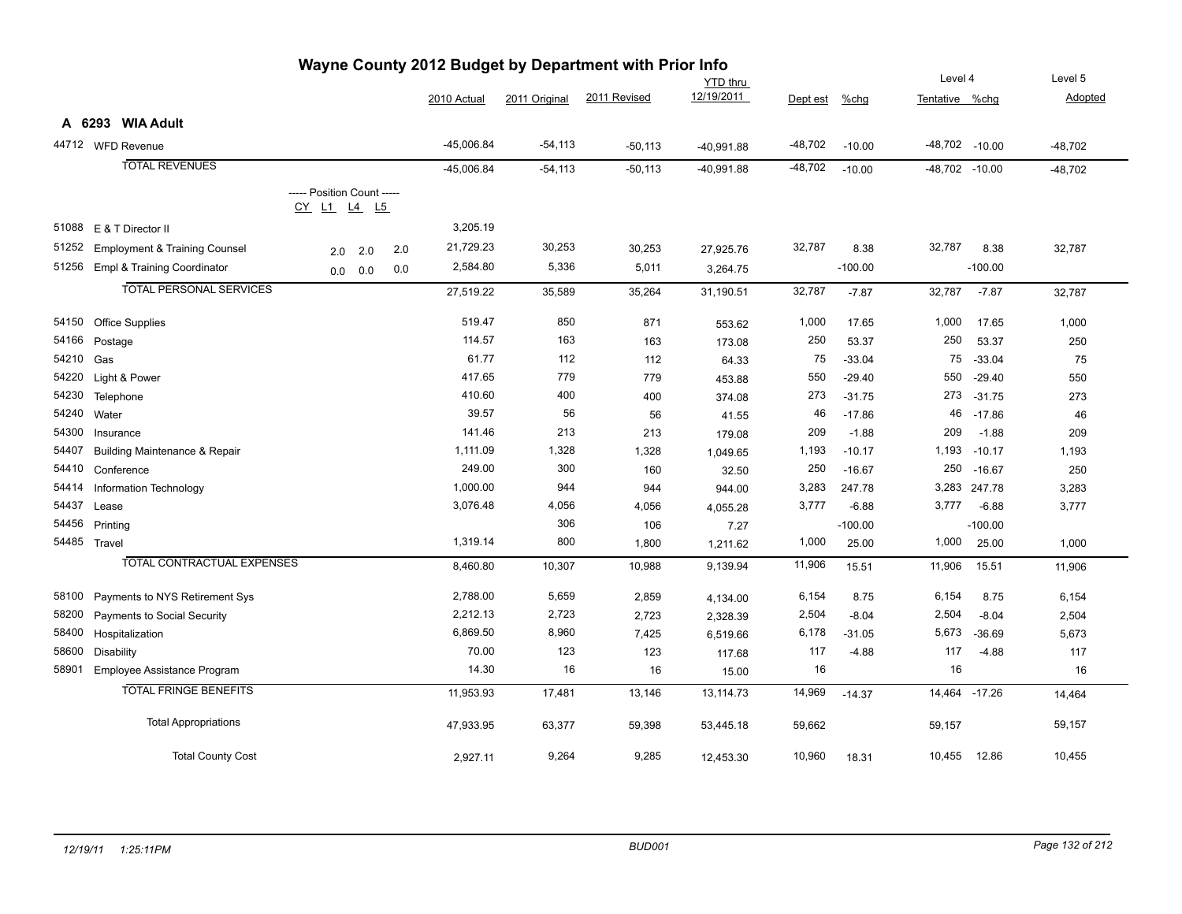# Wayne County 2012 Budget by Department with Prior Info

## A 6293 WIA Adult

| | | CY | L1 | L4 | L5 | 2010 Actual | 2011 Original | 2011 Revised | YTD thru 12/19/2011 | Dept est | %chg | Level 4 Tentative | %chg | Level 5 Adopted |
|---|---|---|---|---|---|---|---|---|---|---|---|---|---|---|
| 44712 | WFD Revenue | | | | | -45,006.84 | -54,113 | -50,113 | -40,991.88 | -48,702 | -10.00 | -48,702 | -10.00 | -48,702 |
| | TOTAL REVENUES | | | | | -45,006.84 | -54,113 | -50,113 | -40,991.88 | -48,702 | -10.00 | -48,702 | -10.00 | -48,702 |
| | ----- Position Count ----- | CY | L1 | L4 | L5 | | | | | | | | | |
| 51088 | E & T Director II | | | | | 3,205.19 | | | | | | | | |
| 51252 | Employment & Training Counsel | | 2.0 | 2.0 | 2.0 | 21,729.23 | 30,253 | 30,253 | 27,925.76 | 32,787 | 8.38 | 32,787 | 8.38 | 32,787 |
| 51256 | Empl & Training Coordinator | | 0.0 | 0.0 | 0.0 | 2,584.80 | 5,336 | 5,011 | 3,264.75 | | -100.00 | | -100.00 | |
| | TOTAL PERSONAL SERVICES | | | | | 27,519.22 | 35,589 | 35,264 | 31,190.51 | 32,787 | -7.87 | 32,787 | -7.87 | 32,787 |
| 54150 | Office Supplies | | | | | 519.47 | 850 | 871 | 553.62 | 1,000 | 17.65 | 1,000 | 17.65 | 1,000 |
| 54166 | Postage | | | | | 114.57 | 163 | 163 | 173.08 | 250 | 53.37 | 250 | 53.37 | 250 |
| 54210 | Gas | | | | | 61.77 | 112 | 112 | 64.33 | 75 | -33.04 | 75 | -33.04 | 75 |
| 54220 | Light & Power | | | | | 417.65 | 779 | 779 | 453.88 | 550 | -29.40 | 550 | -29.40 | 550 |
| 54230 | Telephone | | | | | 410.60 | 400 | 400 | 374.08 | 273 | -31.75 | 273 | -31.75 | 273 |
| 54240 | Water | | | | | 39.57 | 56 | 56 | 41.55 | 46 | -17.86 | 46 | -17.86 | 46 |
| 54300 | Insurance | | | | | 141.46 | 213 | 213 | 179.08 | 209 | -1.88 | 209 | -1.88 | 209 |
| 54407 | Building Maintenance & Repair | | | | | 1,111.09 | 1,328 | 1,328 | 1,049.65 | 1,193 | -10.17 | 1,193 | -10.17 | 1,193 |
| 54410 | Conference | | | | | 249.00 | 300 | 160 | 32.50 | 250 | -16.67 | 250 | -16.67 | 250 |
| 54414 | Information Technology | | | | | 1,000.00 | 944 | 944 | 944.00 | 3,283 | 247.78 | 3,283 | 247.78 | 3,283 |
| 54437 | Lease | | | | | 3,076.48 | 4,056 | 4,056 | 4,055.28 | 3,777 | -6.88 | 3,777 | -6.88 | 3,777 |
| 54456 | Printing | | | | | | 306 | 106 | 7.27 | | -100.00 | | -100.00 | |
| 54485 | Travel | | | | | 1,319.14 | 800 | 1,800 | 1,211.62 | 1,000 | 25.00 | 1,000 | 25.00 | 1,000 |
| | TOTAL CONTRACTUAL EXPENSES | | | | | 8,460.80 | 10,307 | 10,988 | 9,139.94 | 11,906 | 15.51 | 11,906 | 15.51 | 11,906 |
| 58100 | Payments to NYS Retirement Sys | | | | | 2,788.00 | 5,659 | 2,859 | 4,134.00 | 6,154 | 8.75 | 6,154 | 8.75 | 6,154 |
| 58200 | Payments to Social Security | | | | | 2,212.13 | 2,723 | 2,723 | 2,328.39 | 2,504 | -8.04 | 2,504 | -8.04 | 2,504 |
| 58400 | Hospitalization | | | | | 6,869.50 | 8,960 | 7,425 | 6,519.66 | 6,178 | -31.05 | 5,673 | -36.69 | 5,673 |
| 58600 | Disability | | | | | 70.00 | 123 | 123 | 117.68 | 117 | -4.88 | 117 | -4.88 | 117 |
| 58901 | Employee Assistance Program | | | | | 14.30 | 16 | 16 | 15.00 | 16 | | 16 | | 16 |
| | TOTAL FRINGE BENEFITS | | | | | 11,953.93 | 17,481 | 13,146 | 13,114.73 | 14,969 | -14.37 | 14,464 | -17.26 | 14,464 |
| | Total Appropriations | | | | | 47,933.95 | 63,377 | 59,398 | 53,445.18 | 59,662 | | 59,157 | | 59,157 |
| | Total County Cost | | | | | 2,927.11 | 9,264 | 9,285 | 12,453.30 | 10,960 | 18.31 | 10,455 | 12.86 | 10,455 |

12/19/11 1:25:11PM BUD001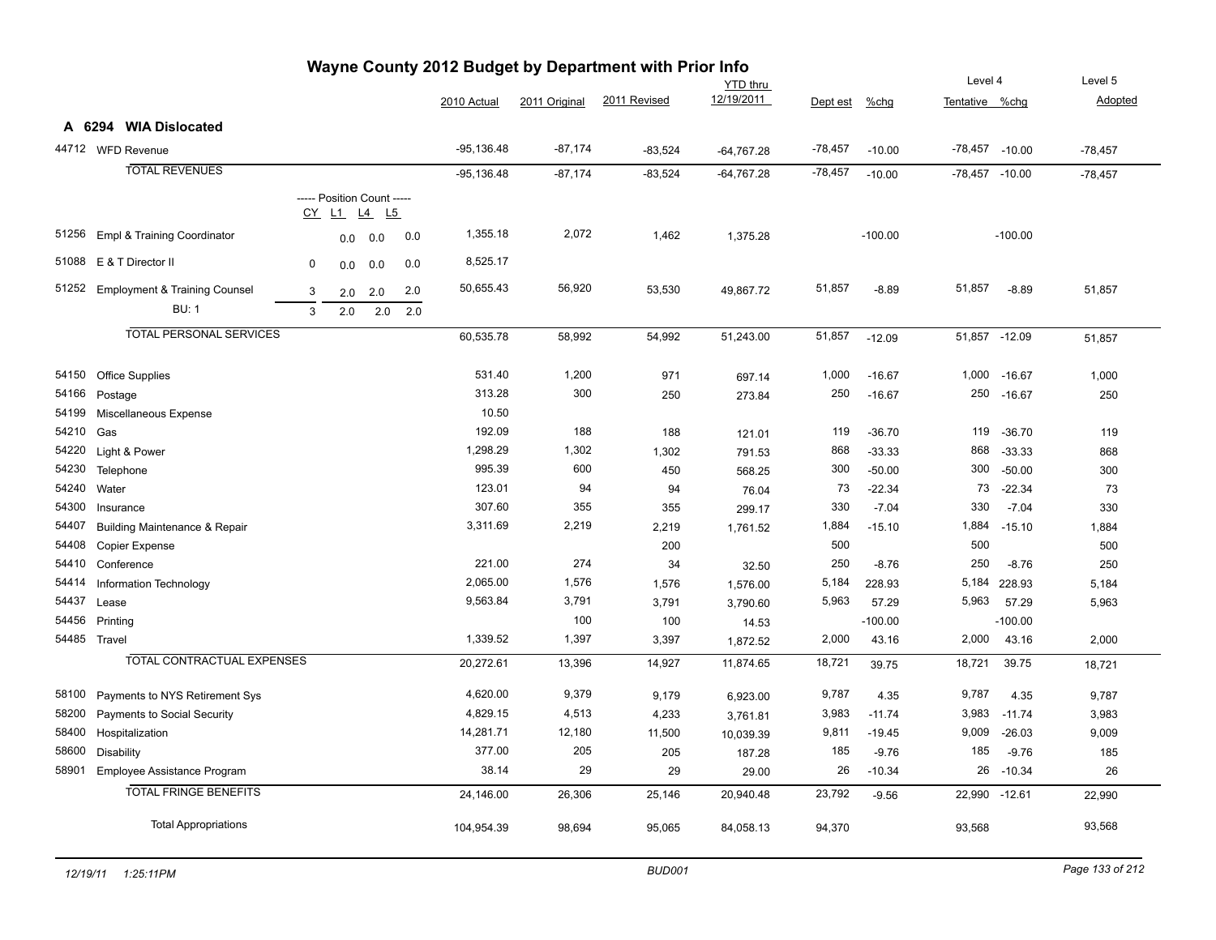# Wayne County 2012 Budget by Department with Prior Info

## A 6294 WIA Dislocated

| Code | Description | CY | L1 | L4 | L5 | 2010 Actual | 2011 Original | 2011 Revised | YTD thru 12/19/2011 | Dept est | %chg | Level 4 Tentative | Level 4 %chg | Level 5 Adopted |
|---|---|---|---|---|---|---|---|---|---|---|---|---|---|---|
| 44712 | WFD Revenue | | | | | -95,136.48 | -87,174 | -83,524 | -64,767.28 | -78,457 | -10.00 | -78,457 | -10.00 | -78,457 |
| | **TOTAL REVENUES** | | | | | -95,136.48 | -87,174 | -83,524 | -64,767.28 | -78,457 | -10.00 | -78,457 | -10.00 | -78,457 |
| | ----- Position Count ----- | CY | L1 | L4 | L5 | | | | | | | | | |
| 51256 | Empl & Training Coordinator | | 0.0 | 0.0 | 0.0 | 1,355.18 | 2,072 | 1,462 | 1,375.28 | | -100.00 | | -100.00 | |
| 51088 | E & T Director II | 0 | 0.0 | 0.0 | 0.0 | 8,525.17 | | | | | | | | |
| 51252 | Employment & Training Counsel | 3 | 2.0 | 2.0 | 2.0 | 50,655.43 | 56,920 | 53,530 | 49,867.72 | 51,857 | -8.89 | 51,857 | -8.89 | 51,857 |
| | BU: 1 | 3 | 2.0 | 2.0 | 2.0 | | | | | | | | | |
| | **TOTAL PERSONAL SERVICES** | | | | | 60,535.78 | 58,992 | 54,992 | 51,243.00 | 51,857 | -12.09 | 51,857 | -12.09 | 51,857 |
| 54150 | Office Supplies | | | | | 531.40 | 1,200 | 971 | 697.14 | 1,000 | -16.67 | 1,000 | -16.67 | 1,000 |
| 54166 | Postage | | | | | 313.28 | 300 | 250 | 273.84 | 250 | -16.67 | 250 | -16.67 | 250 |
| 54199 | Miscellaneous Expense | | | | | 10.50 | | | | | | | | |
| 54210 | Gas | | | | | 192.09 | 188 | 188 | 121.01 | 119 | -36.70 | 119 | -36.70 | 119 |
| 54220 | Light & Power | | | | | 1,298.29 | 1,302 | 1,302 | 791.53 | 868 | -33.33 | 868 | -33.33 | 868 |
| 54230 | Telephone | | | | | 995.39 | 600 | 450 | 568.25 | 300 | -50.00 | 300 | -50.00 | 300 |
| 54240 | Water | | | | | 123.01 | 94 | 94 | 76.04 | 73 | -22.34 | 73 | -22.34 | 73 |
| 54300 | Insurance | | | | | 307.60 | 355 | 355 | 299.17 | 330 | -7.04 | 330 | -7.04 | 330 |
| 54407 | Building Maintenance & Repair | | | | | 3,311.69 | 2,219 | 2,219 | 1,761.52 | 1,884 | -15.10 | 1,884 | -15.10 | 1,884 |
| 54408 | Copier Expense | | | | | | | 200 | | 500 | | 500 | | 500 |
| 54410 | Conference | | | | | 221.00 | 274 | 34 | 32.50 | 250 | -8.76 | 250 | -8.76 | 250 |
| 54414 | Information Technology | | | | | 2,065.00 | 1,576 | 1,576 | 1,576.00 | 5,184 | 228.93 | 5,184 | 228.93 | 5,184 |
| 54437 | Lease | | | | | 9,563.84 | 3,791 | 3,791 | 3,790.60 | 5,963 | 57.29 | 5,963 | 57.29 | 5,963 |
| 54456 | Printing | | | | | | 100 | 100 | 14.53 | | -100.00 | | -100.00 | |
| 54485 | Travel | | | | | 1,339.52 | 1,397 | 3,397 | 1,872.52 | 2,000 | 43.16 | 2,000 | 43.16 | 2,000 |
| | **TOTAL CONTRACTUAL EXPENSES** | | | | | 20,272.61 | 13,396 | 14,927 | 11,874.65 | 18,721 | 39.75 | 18,721 | 39.75 | 18,721 |
| 58100 | Payments to NYS Retirement Sys | | | | | 4,620.00 | 9,379 | 9,179 | 6,923.00 | 9,787 | 4.35 | 9,787 | 4.35 | 9,787 |
| 58200 | Payments to Social Security | | | | | 4,829.15 | 4,513 | 4,233 | 3,761.81 | 3,983 | -11.74 | 3,983 | -11.74 | 3,983 |
| 58400 | Hospitalization | | | | | 14,281.71 | 12,180 | 11,500 | 10,039.39 | 9,811 | -19.45 | 9,009 | -26.03 | 9,009 |
| 58600 | Disability | | | | | 377.00 | 205 | 205 | 187.28 | 185 | -9.76 | 185 | -9.76 | 185 |
| 58901 | Employee Assistance Program | | | | | 38.14 | 29 | 29 | 29.00 | 26 | -10.34 | 26 | -10.34 | 26 |
| | **TOTAL FRINGE BENEFITS** | | | | | 24,146.00 | 26,306 | 25,146 | 20,940.48 | 23,792 | -9.56 | 22,990 | -12.61 | 22,990 |
| | **Total Appropriations** | | | | | 104,954.39 | 98,694 | 95,065 | 84,058.13 | 94,370 | | 93,568 | | 93,568 |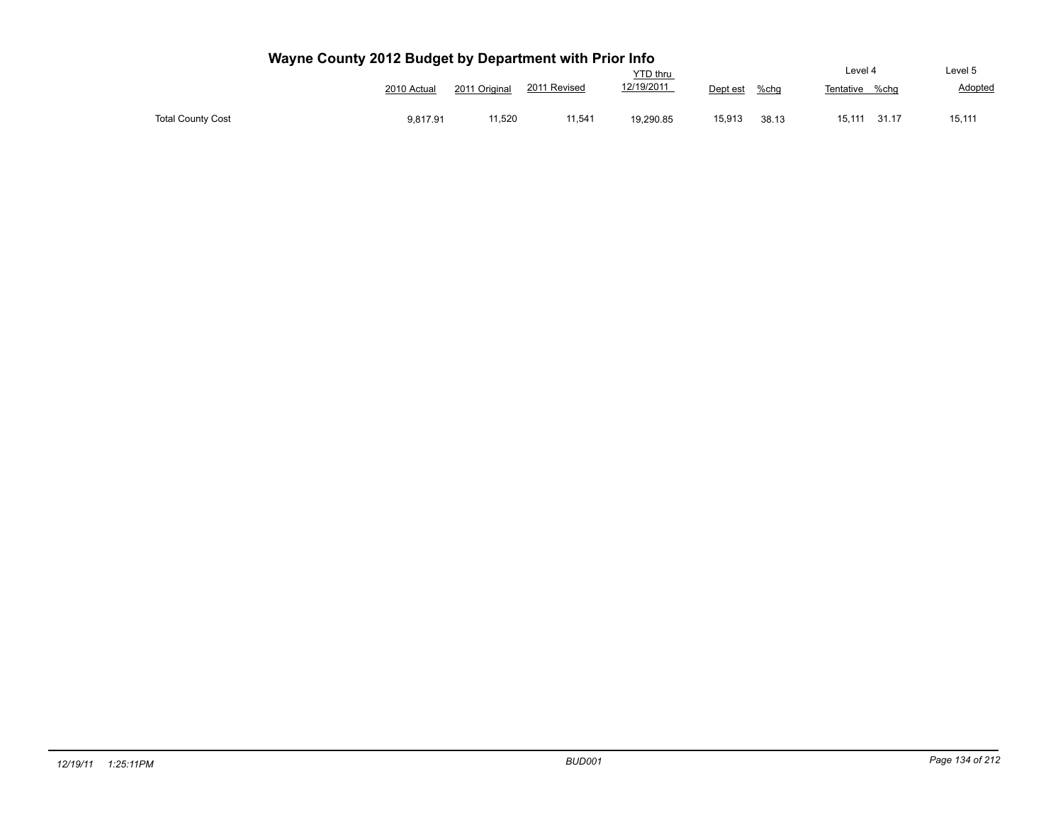# Wayne County 2012 Budget by Department with Prior Info

| | 2010 Actual | 2011 Original | 2011 Revised | YTD thru 12/19/2011 | Dept est | %chg | Level 4 Tentative | %chg | Level 5 Adopted |
|---|---|---|---|---|---|---|---|---|---|
| Total County Cost | 9,817.91 | 11,520 | 11,541 | 19,290.85 | 15,913 | 38.13 | 15,111 | 31.17 | 15,111 |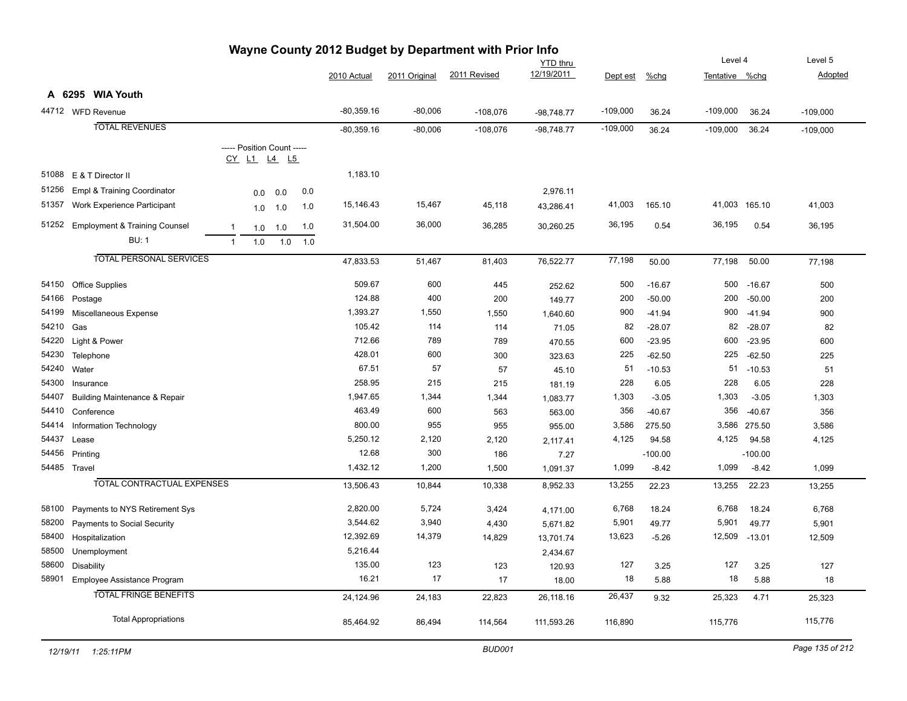# Wayne County 2012 Budget by Department with Prior Info

## A 6295 WIA Youth

| Code | Description | 2010 Actual | 2011 Original | 2011 Revised | YTD thru 12/19/2011 | Dept est | %chg | Level 4 Tentative | %chg | Level 5 Adopted |
|---|---|---|---|---|---|---|---|---|---|---|
| 44712 | WFD Revenue | -80,359.16 | -80,006 | -108,076 | -98,748.77 | -109,000 | 36.24 | -109,000 | 36.24 | -109,000 |
| | TOTAL REVENUES | -80,359.16 | -80,006 | -108,076 | -98,748.77 | -109,000 | 36.24 | -109,000 | 36.24 | -109,000 |

| Code | Description | CY | L1 | L4 | L5 | 2010 Actual | 2011 Original | 2011 Revised | YTD thru 12/19/2011 | Dept est | %chg | Level 4 Tentative | %chg | Level 5 Adopted |
|---|---|---|---|---|---|---|---|---|---|---|---|---|---|---|
| 51088 | E & T Director II | | | | | 1,183.10 | | | | | | | | |
| 51256 | Empl & Training Coordinator | | 0.0 | 0.0 | 0.0 | | | | 2,976.11 | | | | | |
| 51357 | Work Experience Participant | | 1.0 | 1.0 | 1.0 | 15,146.43 | 15,467 | 45,118 | 43,286.41 | 41,003 | 165.10 | 41,003 | 165.10 | 41,003 |
| 51252 | Employment & Training Counsel | 1 | 1.0 | 1.0 | 1.0 | 31,504.00 | 36,000 | 36,285 | 30,260.25 | 36,195 | 0.54 | 36,195 | 0.54 | 36,195 |
| | BU: 1 | 1 | 1.0 | 1.0 | 1.0 | | | | | | | | | |
| | TOTAL PERSONAL SERVICES | | | | | 47,833.53 | 51,467 | 81,403 | 76,522.77 | 77,198 | 50.00 | 77,198 | 50.00 | 77,198 |

| Code | Description | 2010 Actual | 2011 Original | 2011 Revised | YTD thru 12/19/2011 | Dept est | %chg | Level 4 Tentative | %chg | Level 5 Adopted |
|---|---|---|---|---|---|---|---|---|---|---|
| 54150 | Office Supplies | 509.67 | 600 | 445 | 252.62 | 500 | -16.67 | 500 | -16.67 | 500 |
| 54166 | Postage | 124.88 | 400 | 200 | 149.77 | 200 | -50.00 | 200 | -50.00 | 200 |
| 54199 | Miscellaneous Expense | 1,393.27 | 1,550 | 1,550 | 1,640.60 | 900 | -41.94 | 900 | -41.94 | 900 |
| 54210 | Gas | 105.42 | 114 | 114 | 71.05 | 82 | -28.07 | 82 | -28.07 | 82 |
| 54220 | Light & Power | 712.66 | 789 | 789 | 470.55 | 600 | -23.95 | 600 | -23.95 | 600 |
| 54230 | Telephone | 428.01 | 600 | 300 | 323.63 | 225 | -62.50 | 225 | -62.50 | 225 |
| 54240 | Water | 67.51 | 57 | 57 | 45.10 | 51 | -10.53 | 51 | -10.53 | 51 |
| 54300 | Insurance | 258.95 | 215 | 215 | 181.19 | 228 | 6.05 | 228 | 6.05 | 228 |
| 54407 | Building Maintenance & Repair | 1,947.65 | 1,344 | 1,344 | 1,083.77 | 1,303 | -3.05 | 1,303 | -3.05 | 1,303 |
| 54410 | Conference | 463.49 | 600 | 563 | 563.00 | 356 | -40.67 | 356 | -40.67 | 356 |
| 54414 | Information Technology | 800.00 | 955 | 955 | 955.00 | 3,586 | 275.50 | 3,586 | 275.50 | 3,586 |
| 54437 | Lease | 5,250.12 | 2,120 | 2,120 | 2,117.41 | 4,125 | 94.58 | 4,125 | 94.58 | 4,125 |
| 54456 | Printing | 12.68 | 300 | 186 | 7.27 | | -100.00 | | -100.00 | |
| 54485 | Travel | 1,432.12 | 1,200 | 1,500 | 1,091.37 | 1,099 | -8.42 | 1,099 | -8.42 | 1,099 |
| | TOTAL CONTRACTUAL EXPENSES | 13,506.43 | 10,844 | 10,338 | 8,952.33 | 13,255 | 22.23 | 13,255 | 22.23 | 13,255 |
| 58100 | Payments to NYS Retirement Sys | 2,820.00 | 5,724 | 3,424 | 4,171.00 | 6,768 | 18.24 | 6,768 | 18.24 | 6,768 |
| 58200 | Payments to Social Security | 3,544.62 | 3,940 | 4,430 | 5,671.82 | 5,901 | 49.77 | 5,901 | 49.77 | 5,901 |
| 58400 | Hospitalization | 12,392.69 | 14,379 | 14,829 | 13,701.74 | 13,623 | -5.26 | 12,509 | -13.01 | 12,509 |
| 58500 | Unemployment | 5,216.44 | | | 2,434.67 | | | | | |
| 58600 | Disability | 135.00 | 123 | 123 | 120.93 | 127 | 3.25 | 127 | 3.25 | 127 |
| 58901 | Employee Assistance Program | 16.21 | 17 | 17 | 18.00 | 18 | 5.88 | 18 | 5.88 | 18 |
| | TOTAL FRINGE BENEFITS | 24,124.96 | 24,183 | 22,823 | 26,118.16 | 26,437 | 9.32 | 25,323 | 4.71 | 25,323 |
| | Total Appropriations | 85,464.92 | 86,494 | 114,564 | 111,593.26 | 116,890 | | 115,776 | | 115,776 |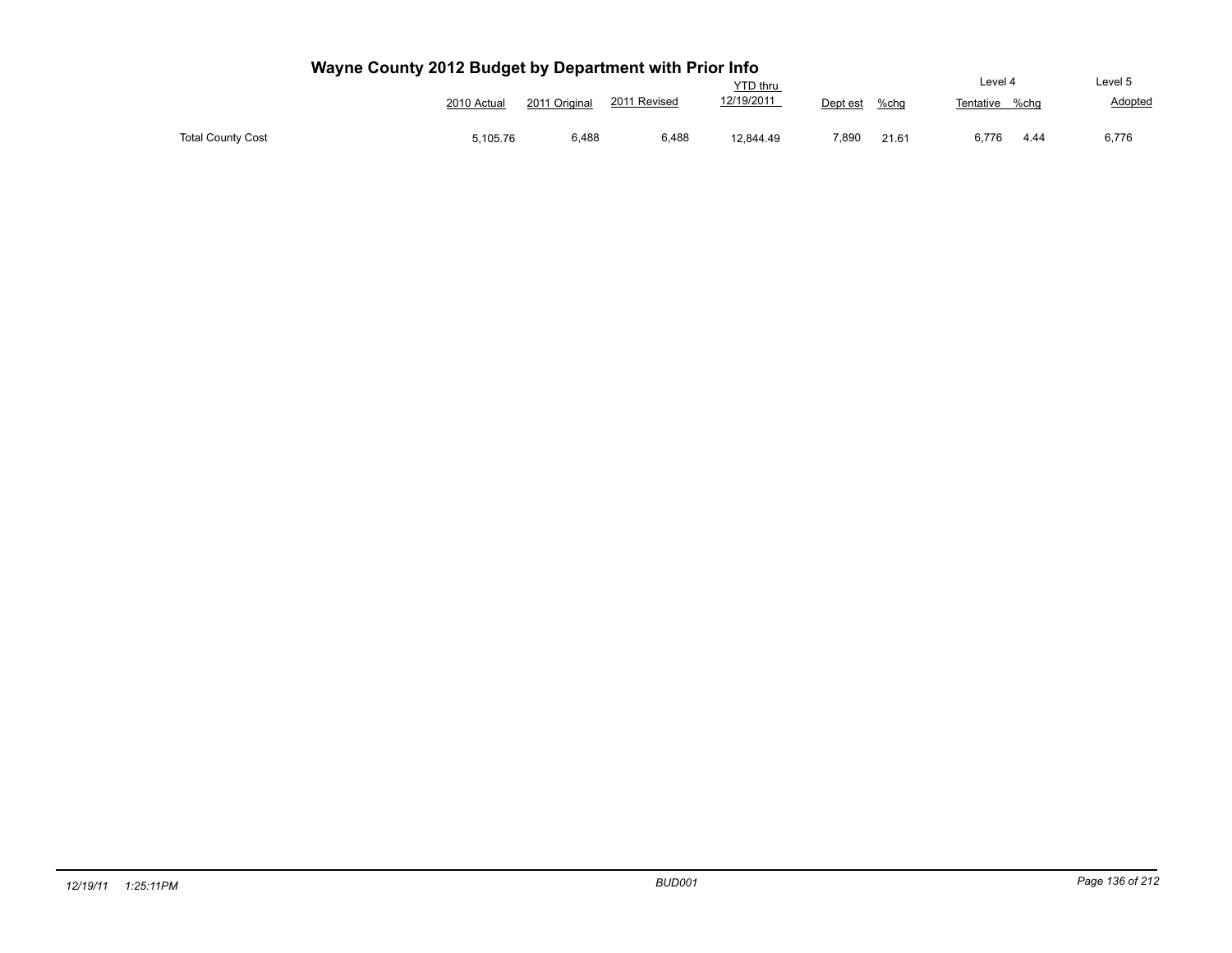# Wayne County 2012 Budget by Department with Prior Info

| | 2010 Actual | 2011 Original | 2011 Revised | YTD thru 12/19/2011 | Dept est | %chg | Level 4 Tentative | %chg | Level 5 Adopted |
|---|---|---|---|---|---|---|---|---|---|
| Total County Cost | 5,105.76 | 6,488 | 6,488 | 12,844.49 | 7,890 | 21.61 | 6,776 | 4.44 | 6,776 |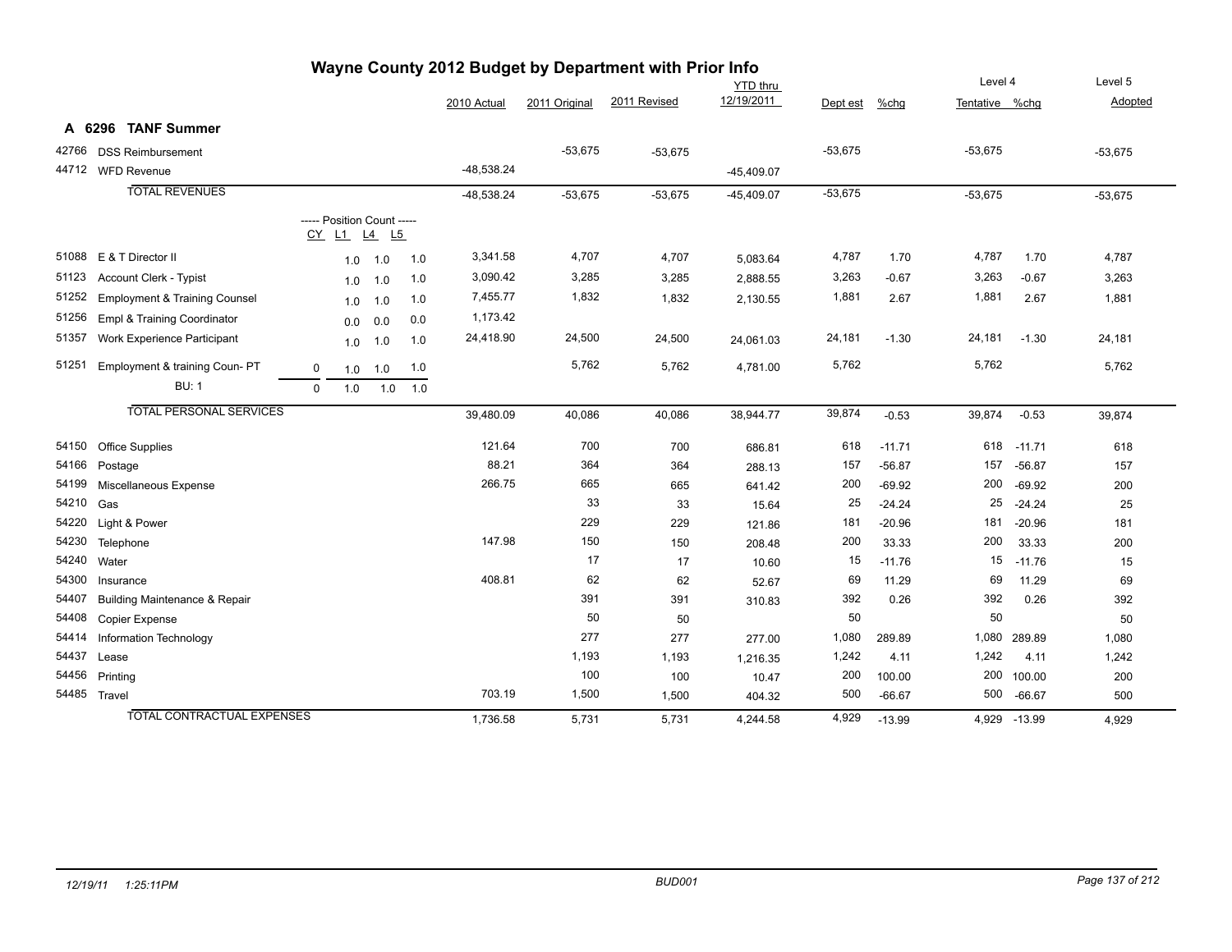# Wayne County 2012 Budget by Department with Prior Info

## A 6296 TANF Summer

| | | CY | L1 | L4 | L5 | 2010 Actual | 2011 Original | 2011 Revised | YTD thru 12/19/2011 | Dept est | %chg | Level 4 Tentative | %chg | Level 5 Adopted |
|---|---|---|---|---|---|---|---|---|---|---|---|---|---|---|
| 42766 | DSS Reimbursement | | | | | | -53,675 | -53,675 | | -53,675 | | -53,675 | | -53,675 |
| 44712 | WFD Revenue | | | | | -48,538.24 | | | -45,409.07 | | | | | |
| | **TOTAL REVENUES** | | | | | -48,538.24 | -53,675 | -53,675 | -45,409.07 | -53,675 | | -53,675 | | -53,675 |
| | ----- Position Count ----- | | | | | | | | | | | | | |
| 51088 | E & T Director II | | 1.0 | 1.0 | 1.0 | 3,341.58 | 4,707 | 4,707 | 5,083.64 | 4,787 | 1.70 | 4,787 | 1.70 | 4,787 |
| 51123 | Account Clerk - Typist | | 1.0 | 1.0 | 1.0 | 3,090.42 | 3,285 | 3,285 | 2,888.55 | 3,263 | -0.67 | 3,263 | -0.67 | 3,263 |
| 51252 | Employment & Training Counsel | | 1.0 | 1.0 | 1.0 | 7,455.77 | 1,832 | 1,832 | 2,130.55 | 1,881 | 2.67 | 1,881 | 2.67 | 1,881 |
| 51256 | Empl & Training Coordinator | | 0.0 | 0.0 | 0.0 | 1,173.42 | | | | | | | | |
| 51357 | Work Experience Participant | | 1.0 | 1.0 | 1.0 | 24,418.90 | 24,500 | 24,500 | 24,061.03 | 24,181 | -1.30 | 24,181 | -1.30 | 24,181 |
| 51251 | Employment & training Coun- PT | 0 | 1.0 | 1.0 | 1.0 | | 5,762 | 5,762 | 4,781.00 | 5,762 | | 5,762 | | 5,762 |
| | BU: 1 | 0 | 1.0 | 1.0 | 1.0 | | | | | | | | | |
| | **TOTAL PERSONAL SERVICES** | | | | | 39,480.09 | 40,086 | 40,086 | 38,944.77 | 39,874 | -0.53 | 39,874 | -0.53 | 39,874 |
| 54150 | Office Supplies | | | | | 121.64 | 700 | 700 | 686.81 | 618 | -11.71 | 618 | -11.71 | 618 |
| 54166 | Postage | | | | | 88.21 | 364 | 364 | 288.13 | 157 | -56.87 | 157 | -56.87 | 157 |
| 54199 | Miscellaneous Expense | | | | | 266.75 | 665 | 665 | 641.42 | 200 | -69.92 | 200 | -69.92 | 200 |
| 54210 | Gas | | | | | | 33 | 33 | 15.64 | 25 | -24.24 | 25 | -24.24 | 25 |
| 54220 | Light & Power | | | | | | 229 | 229 | 121.86 | 181 | -20.96 | 181 | -20.96 | 181 |
| 54230 | Telephone | | | | | 147.98 | 150 | 150 | 208.48 | 200 | 33.33 | 200 | 33.33 | 200 |
| 54240 | Water | | | | | | 17 | 17 | 10.60 | 15 | -11.76 | 15 | -11.76 | 15 |
| 54300 | Insurance | | | | | 408.81 | 62 | 62 | 52.67 | 69 | 11.29 | 69 | 11.29 | 69 |
| 54407 | Building Maintenance & Repair | | | | | | 391 | 391 | 310.83 | 392 | 0.26 | 392 | 0.26 | 392 |
| 54408 | Copier Expense | | | | | | 50 | 50 | | 50 | | 50 | | 50 |
| 54414 | Information Technology | | | | | | 277 | 277 | 277.00 | 1,080 | 289.89 | 1,080 | 289.89 | 1,080 |
| 54437 | Lease | | | | | | 1,193 | 1,193 | 1,216.35 | 1,242 | 4.11 | 1,242 | 4.11 | 1,242 |
| 54456 | Printing | | | | | | 100 | 100 | 10.47 | 200 | 100.00 | 200 | 100.00 | 200 |
| 54485 | Travel | | | | | 703.19 | 1,500 | 1,500 | 404.32 | 500 | -66.67 | 500 | -66.67 | 500 |
| | **TOTAL CONTRACTUAL EXPENSES** | | | | | 1,736.58 | 5,731 | 5,731 | 4,244.58 | 4,929 | -13.99 | 4,929 | -13.99 | 4,929 |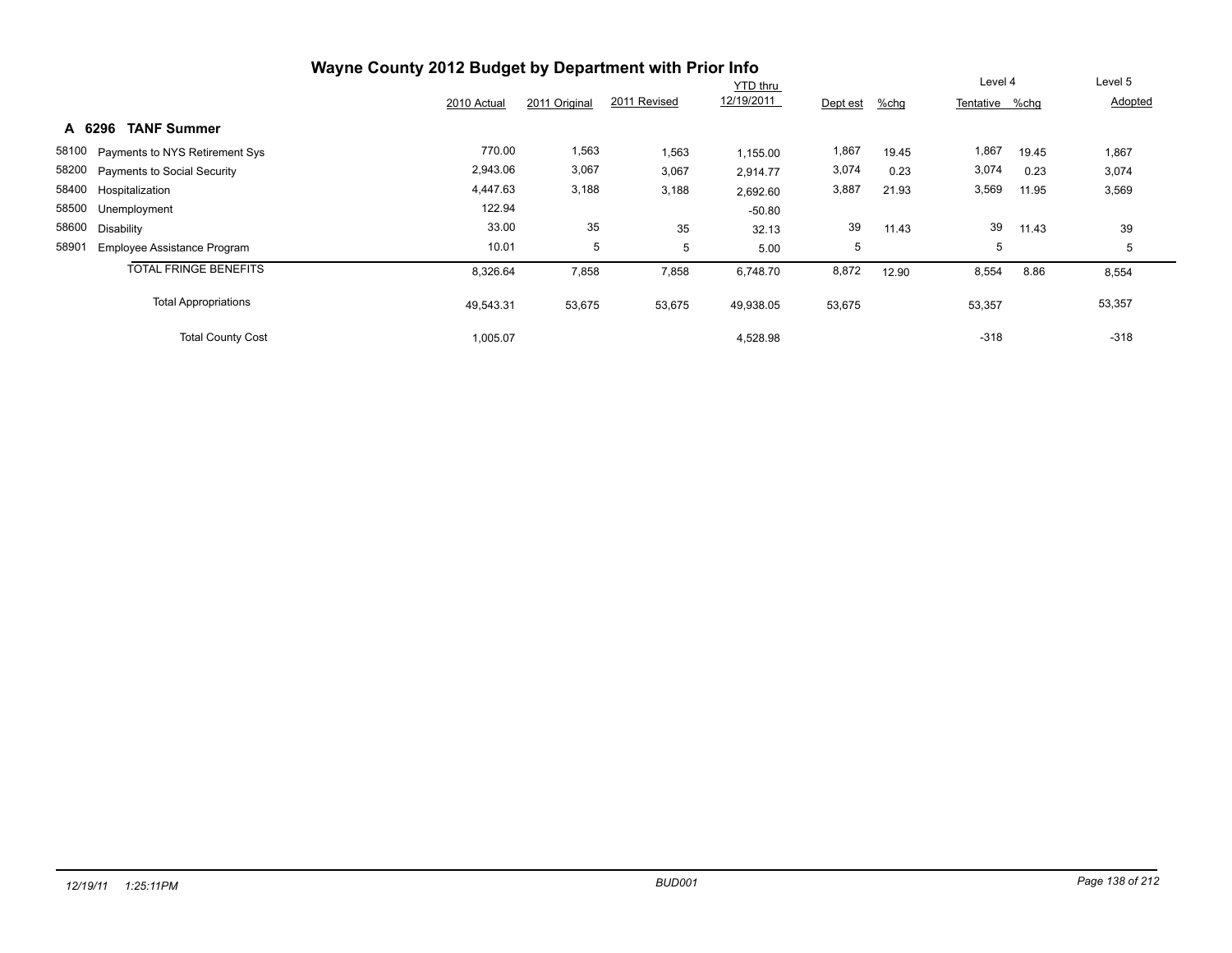# Wayne County 2012 Budget by Department with Prior Info

## A 6296 TANF Summer

| | | 2010 Actual | 2011 Original | 2011 Revised | YTD thru 12/19/2011 | Dept est | %chg | Level 4 Tentative | %chg | Level 5 Adopted |
|---|---|---|---|---|---|---|---|---|---|---|
| 58100 | Payments to NYS Retirement Sys | 770.00 | 1,563 | 1,563 | 1,155.00 | 1,867 | 19.45 | 1,867 | 19.45 | 1,867 |
| 58200 | Payments to Social Security | 2,943.06 | 3,067 | 3,067 | 2,914.77 | 3,074 | 0.23 | 3,074 | 0.23 | 3,074 |
| 58400 | Hospitalization | 4,447.63 | 3,188 | 3,188 | 2,692.60 | 3,887 | 21.93 | 3,569 | 11.95 | 3,569 |
| 58500 | Unemployment | 122.94 | | | -50.80 | | | | | |
| 58600 | Disability | 33.00 | 35 | 35 | 32.13 | 39 | 11.43 | 39 | 11.43 | 39 |
| 58901 | Employee Assistance Program | 10.01 | 5 | 5 | 5.00 | 5 | | 5 | | 5 |
| | TOTAL FRINGE BENEFITS | 8,326.64 | 7,858 | 7,858 | 6,748.70 | 8,872 | 12.90 | 8,554 | 8.86 | 8,554 |
| | Total Appropriations | 49,543.31 | 53,675 | 53,675 | 49,938.05 | 53,675 | | 53,357 | | 53,357 |
| | Total County Cost | 1,005.07 | | | 4,528.98 | | | -318 | | -318 |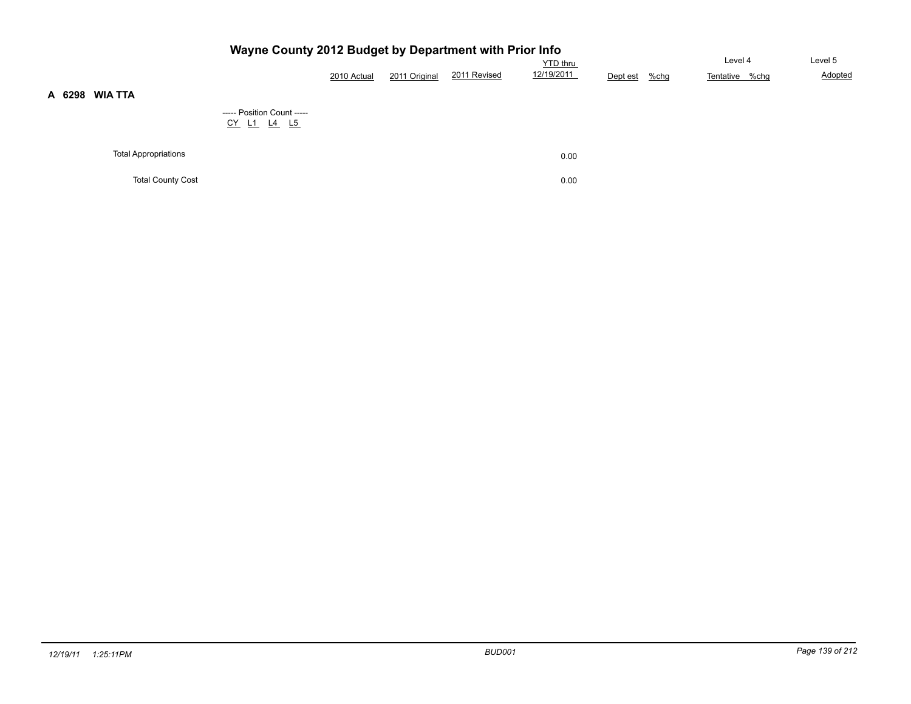# Wayne County 2012 Budget by Department with Prior Info

## A 6298 WIA TTA

----- Position Count -----
CY L1 L4 L5

| | 2010 Actual | 2011 Original | 2011 Revised | YTD thru 12/19/2011 | Dept est | %chg | Level 4 Tentative | %chg | Level 5 Adopted |
|---|---|---|---|---|---|---|---|---|---|
| Total Appropriations | | | | 0.00 | | | | | |
| Total County Cost | | | | 0.00 | | | | | |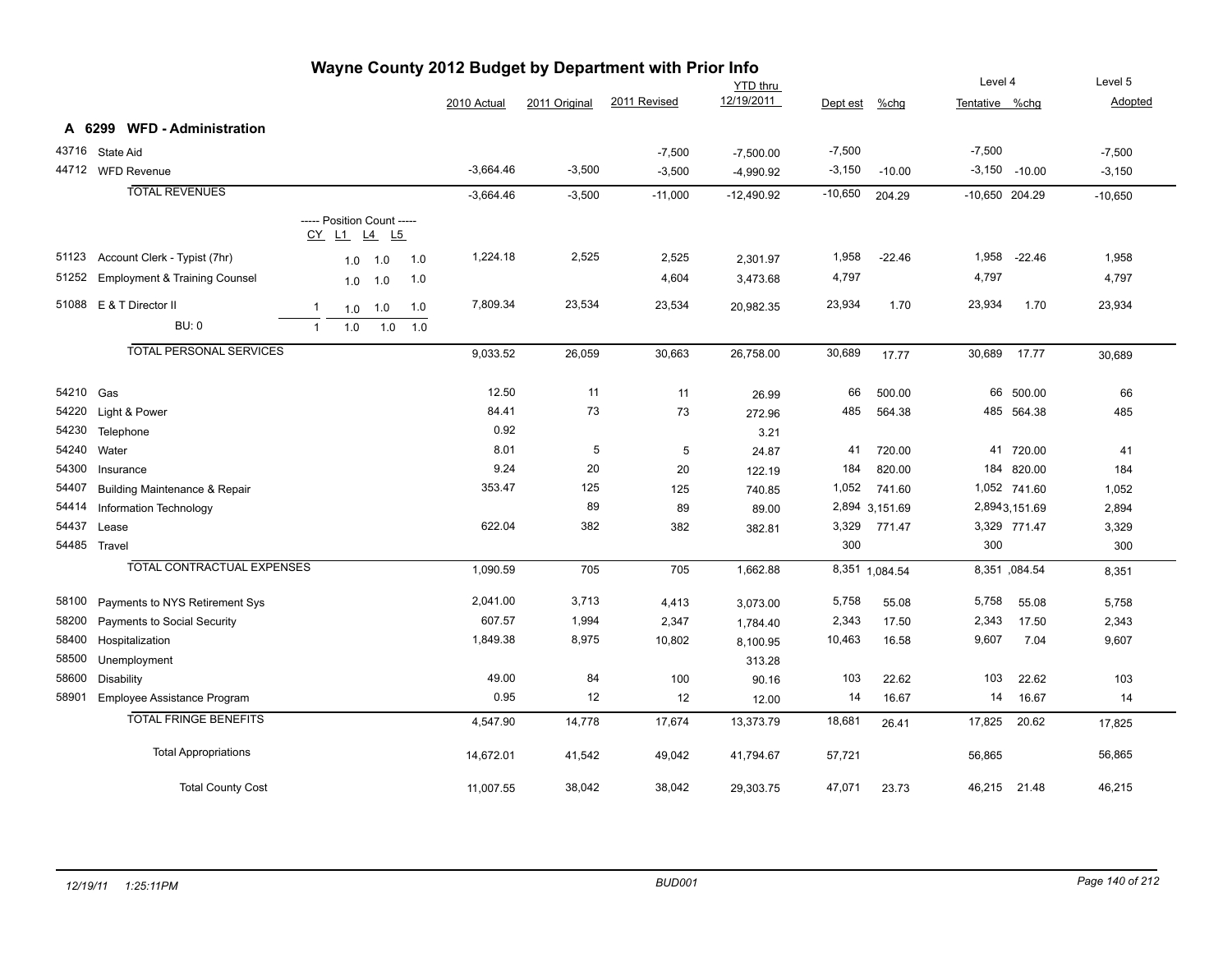# Wayne County 2012 Budget by Department with Prior Info

## A 6299 WFD - Administration

| Code | Description | CY | L1 | L4 | L5 | 2010 Actual | 2011 Original | 2011 Revised | YTD thru 12/19/2011 | Dept est | %chg | Level 4 Tentative | Level 4 %chg | Level 5 Adopted |
|---|---|---|---|---|---|---|---|---|---|---|---|---|---|---|
| 43716 | State Aid | | | | | | | -7,500 | -7,500.00 | -7,500 | | -7,500 | | -7,500 |
| 44712 | WFD Revenue | | | | | -3,664.46 | -3,500 | -3,500 | -4,990.92 | -3,150 | -10.00 | -3,150 | -10.00 | -3,150 |
| | TOTAL REVENUES | | | | | -3,664.46 | -3,500 | -11,000 | -12,490.92 | -10,650 | 204.29 | -10,650 | 204.29 | -10,650 |
| | ----- Position Count ----- | CY | L1 | L4 | L5 | | | | | | | | | |
| 51123 | Account Clerk - Typist (7hr) | | 1.0 | 1.0 | 1.0 | 1,224.18 | 2,525 | 2,525 | 2,301.97 | 1,958 | -22.46 | 1,958 | -22.46 | 1,958 |
| 51252 | Employment & Training Counsel | | 1.0 | 1.0 | 1.0 | | | 4,604 | 3,473.68 | 4,797 | | 4,797 | | 4,797 |
| 51088 | E & T Director II | 1 | 1.0 | 1.0 | 1.0 | 7,809.34 | 23,534 | 23,534 | 20,982.35 | 23,934 | 1.70 | 23,934 | 1.70 | 23,934 |
| | BU: 0 | 1 | 1.0 | 1.0 | 1.0 | | | | | | | | | |
| | TOTAL PERSONAL SERVICES | | | | | 9,033.52 | 26,059 | 30,663 | 26,758.00 | 30,689 | 17.77 | 30,689 | 17.77 | 30,689 |
| 54210 | Gas | | | | | 12.50 | 11 | 11 | 26.99 | 66 | 500.00 | 66 | 500.00 | 66 |
| 54220 | Light & Power | | | | | 84.41 | 73 | 73 | 272.96 | 485 | 564.38 | 485 | 564.38 | 485 |
| 54230 | Telephone | | | | | 0.92 | | | 3.21 | | | | | |
| 54240 | Water | | | | | 8.01 | 5 | 5 | 24.87 | 41 | 720.00 | 41 | 720.00 | 41 |
| 54300 | Insurance | | | | | 9.24 | 20 | 20 | 122.19 | 184 | 820.00 | 184 | 820.00 | 184 |
| 54407 | Building Maintenance & Repair | | | | | 353.47 | 125 | 125 | 740.85 | 1,052 | 741.60 | 1,052 | 741.60 | 1,052 |
| 54414 | Information Technology | | | | | | 89 | 89 | 89.00 | 2,894 | 3,151.69 | 2,894 | 3,151.69 | 2,894 |
| 54437 | Lease | | | | | 622.04 | 382 | 382 | 382.81 | 3,329 | 771.47 | 3,329 | 771.47 | 3,329 |
| 54485 | Travel | | | | | | | | | 300 | | 300 | | 300 |
| | TOTAL CONTRACTUAL EXPENSES | | | | | 1,090.59 | 705 | 705 | 1,662.88 | 8,351 | 1,084.54 | 8,351 | ,084.54 | 8,351 |
| 58100 | Payments to NYS Retirement Sys | | | | | 2,041.00 | 3,713 | 4,413 | 3,073.00 | 5,758 | 55.08 | 5,758 | 55.08 | 5,758 |
| 58200 | Payments to Social Security | | | | | 607.57 | 1,994 | 2,347 | 1,784.40 | 2,343 | 17.50 | 2,343 | 17.50 | 2,343 |
| 58400 | Hospitalization | | | | | 1,849.38 | 8,975 | 10,802 | 8,100.95 | 10,463 | 16.58 | 9,607 | 7.04 | 9,607 |
| 58500 | Unemployment | | | | | | | | 313.28 | | | | | |
| 58600 | Disability | | | | | 49.00 | 84 | 100 | 90.16 | 103 | 22.62 | 103 | 22.62 | 103 |
| 58901 | Employee Assistance Program | | | | | 0.95 | 12 | 12 | 12.00 | 14 | 16.67 | 14 | 16.67 | 14 |
| | TOTAL FRINGE BENEFITS | | | | | 4,547.90 | 14,778 | 17,674 | 13,373.79 | 18,681 | 26.41 | 17,825 | 20.62 | 17,825 |
| | Total Appropriations | | | | | 14,672.01 | 41,542 | 49,042 | 41,794.67 | 57,721 | | 56,865 | | 56,865 |
| | Total County Cost | | | | | 11,007.55 | 38,042 | 38,042 | 29,303.75 | 47,071 | 23.73 | 46,215 | 21.48 | 46,215 |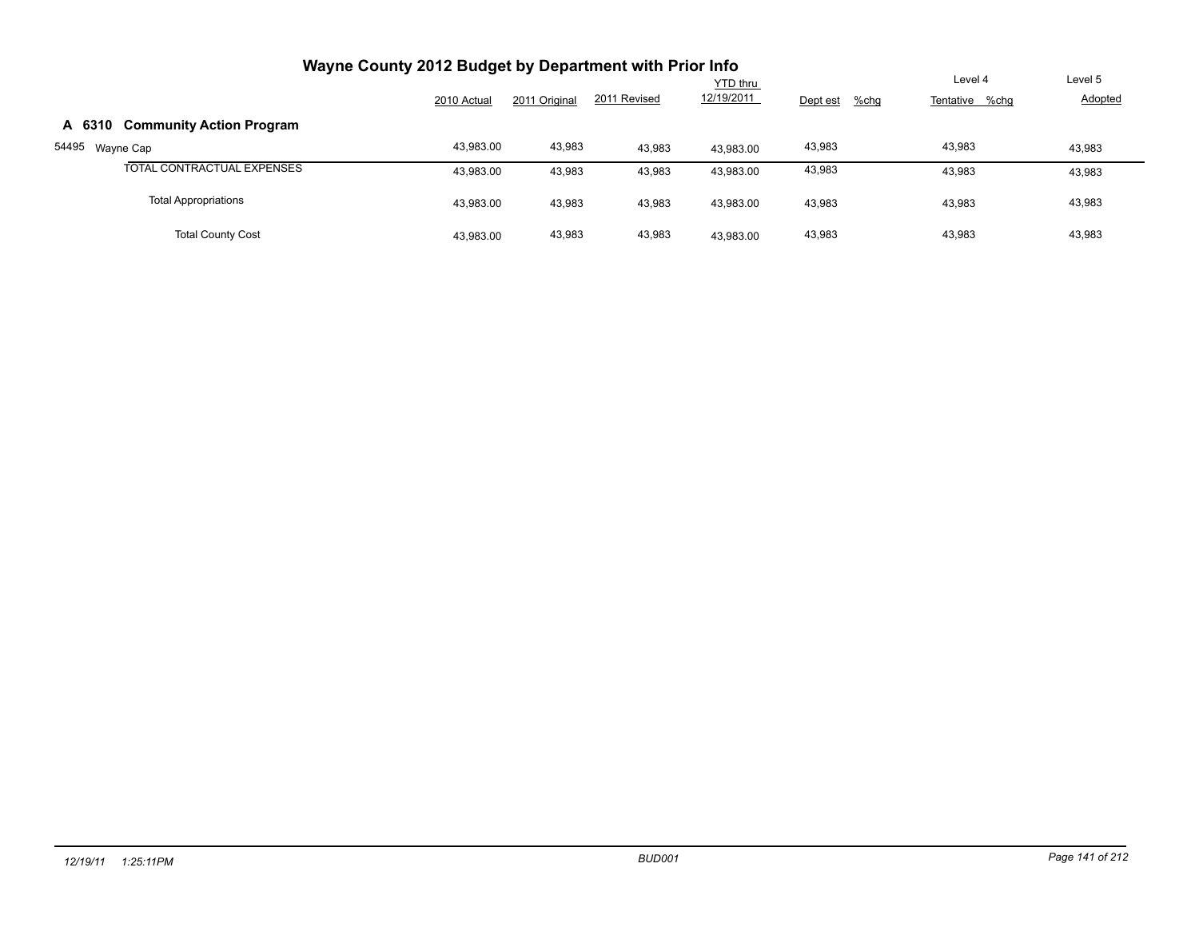# Wayne County 2012 Budget by Department with Prior Info

| | 2010 Actual | 2011 Original | 2011 Revised | YTD thru 12/19/2011 | Dept est | %chg | Level 4 Tentative | %chg | Level 5 Adopted |
|---|---|---|---|---|---|---|---|---|---|
| **A 6310 Community Action Program** | | | | | | | | | |
| 54495 Wayne Cap | 43,983.00 | 43,983 | 43,983 | 43,983.00 | 43,983 | | 43,983 | | 43,983 |
| TOTAL CONTRACTUAL EXPENSES | 43,983.00 | 43,983 | 43,983 | 43,983.00 | 43,983 | | 43,983 | | 43,983 |
| Total Appropriations | 43,983.00 | 43,983 | 43,983 | 43,983.00 | 43,983 | | 43,983 | | 43,983 |
| Total County Cost | 43,983.00 | 43,983 | 43,983 | 43,983.00 | 43,983 | | 43,983 | | 43,983 |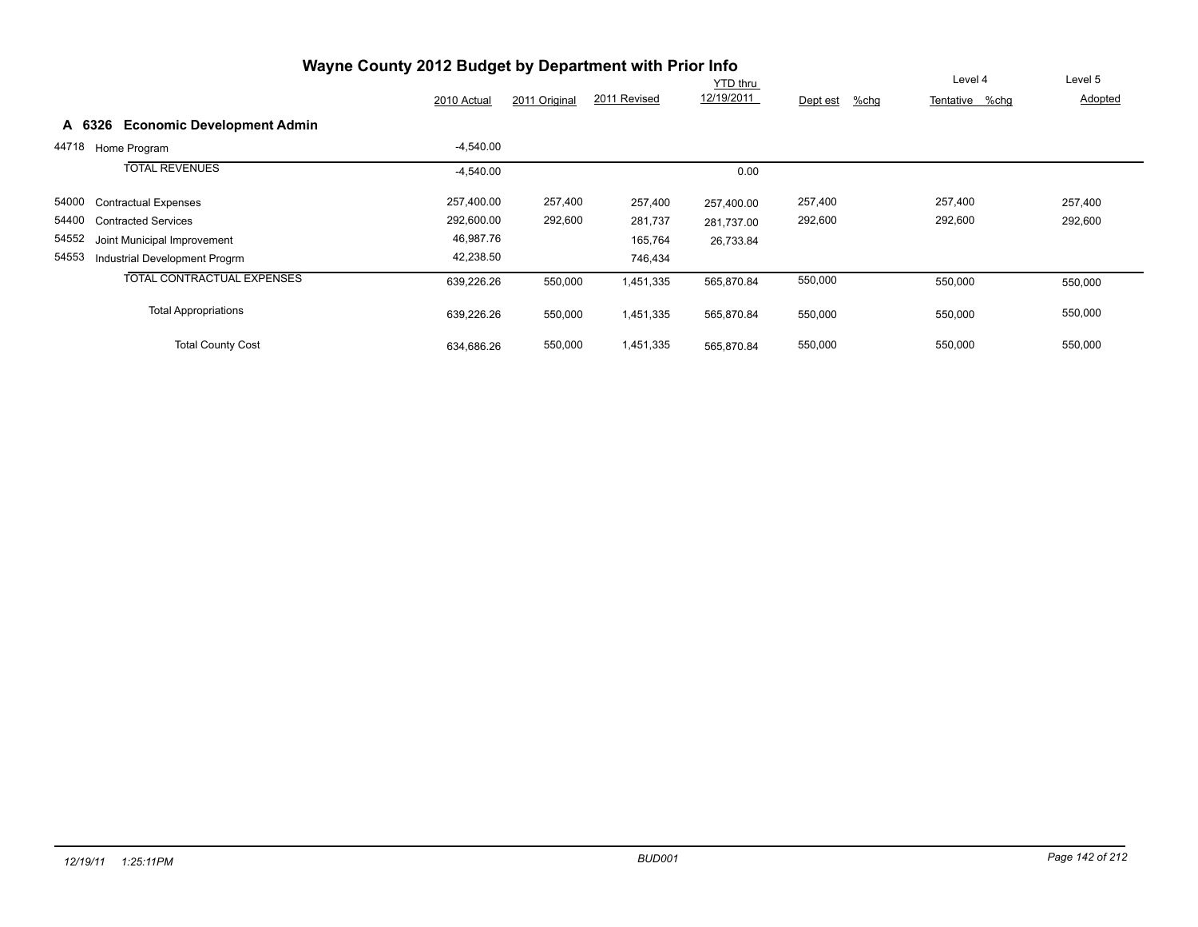# Wayne County 2012 Budget by Department with Prior Info

## A 6326 Economic Development Admin

| | | 2010 Actual | 2011 Original | 2011 Revised | YTD thru 12/19/2011 | Dept est | %chg | Level 4 Tentative | %chg | Level 5 Adopted |
|---|---|---|---|---|---|---|---|---|---|---|
| 44718 | Home Program | -4,540.00 | | | | | | | | |
| | TOTAL REVENUES | -4,540.00 | | | 0.00 | | | | | |
| 54000 | Contractual Expenses | 257,400.00 | 257,400 | 257,400 | 257,400.00 | 257,400 | | 257,400 | | 257,400 |
| 54400 | Contracted Services | 292,600.00 | 292,600 | 281,737 | 281,737.00 | 292,600 | | 292,600 | | 292,600 |
| 54552 | Joint Municipal Improvement | 46,987.76 | | 165,764 | 26,733.84 | | | | | |
| 54553 | Industrial Development Progrm | 42,238.50 | | 746,434 | | | | | | |
| | TOTAL CONTRACTUAL EXPENSES | 639,226.26 | 550,000 | 1,451,335 | 565,870.84 | 550,000 | | 550,000 | | 550,000 |
| | Total Appropriations | 639,226.26 | 550,000 | 1,451,335 | 565,870.84 | 550,000 | | 550,000 | | 550,000 |
| | Total County Cost | 634,686.26 | 550,000 | 1,451,335 | 565,870.84 | 550,000 | | 550,000 | | 550,000 |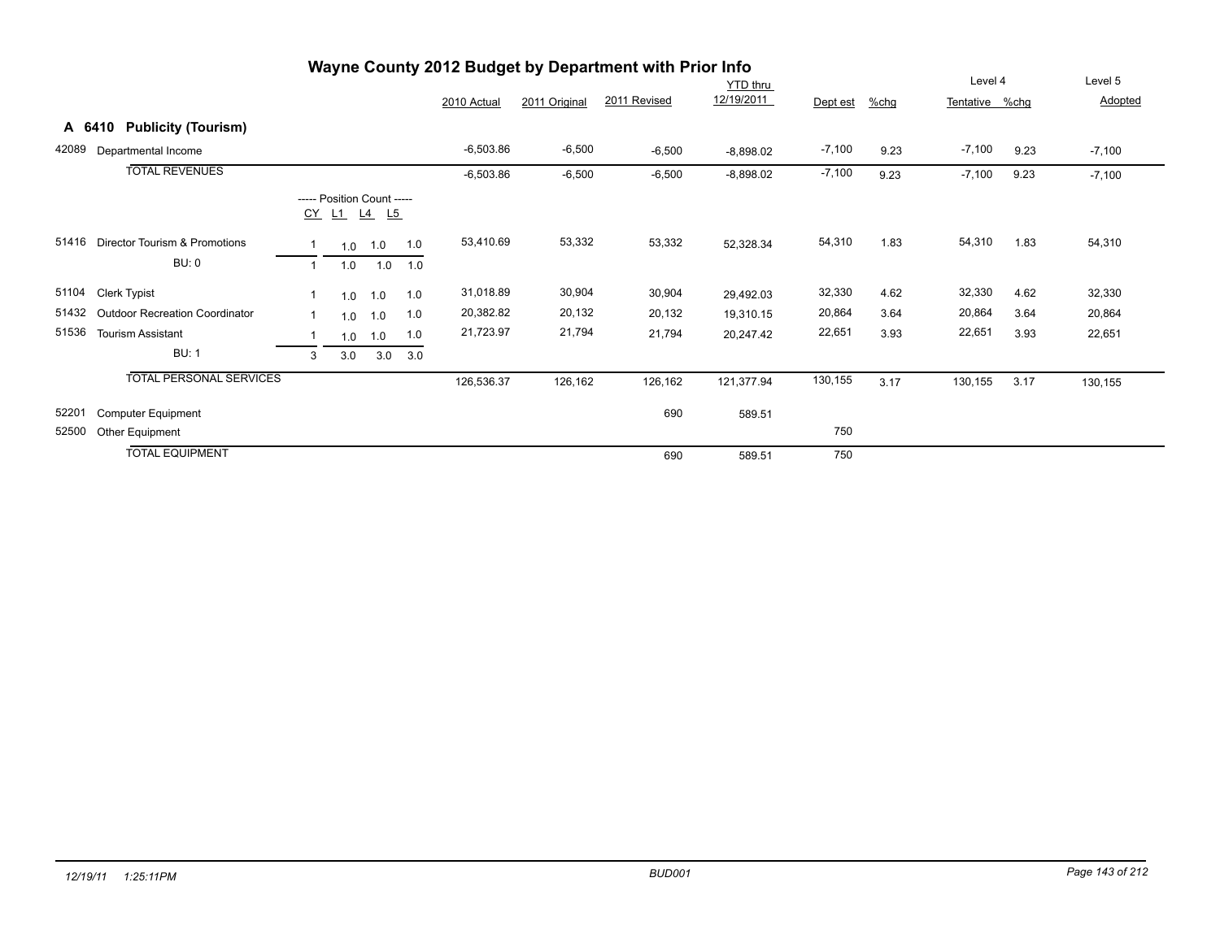# Wayne County 2012 Budget by Department with Prior Info

## A 6410 Publicity (Tourism)

| Code | Description | CY | L1 | L4 | L5 | 2010 Actual | 2011 Original | 2011 Revised | YTD thru 12/19/2011 | Dept est | %chg | Level 4 Tentative | %chg | Level 5 Adopted |
|---|---|---|---|---|---|---|---|---|---|---|---|---|---|---|
| 42089 | Departmental Income | | | | | -6,503.86 | -6,500 | -6,500 | -8,898.02 | -7,100 | 9.23 | -7,100 | 9.23 | -7,100 |
| | **TOTAL REVENUES** | | | | | -6,503.86 | -6,500 | -6,500 | -8,898.02 | -7,100 | 9.23 | -7,100 | 9.23 | -7,100 |
| | ----- Position Count ----- | CY | L1 | L4 | L5 | | | | | | | | | |
| 51416 | Director Tourism & Promotions | 1 | 1.0 | 1.0 | 1.0 | 53,410.69 | 53,332 | 53,332 | 52,328.34 | 54,310 | 1.83 | 54,310 | 1.83 | 54,310 |
| | BU: 0 | 1 | 1.0 | 1.0 | 1.0 | | | | | | | | | |
| 51104 | Clerk Typist | 1 | 1.0 | 1.0 | 1.0 | 31,018.89 | 30,904 | 30,904 | 29,492.03 | 32,330 | 4.62 | 32,330 | 4.62 | 32,330 |
| 51432 | Outdoor Recreation Coordinator | 1 | 1.0 | 1.0 | 1.0 | 20,382.82 | 20,132 | 20,132 | 19,310.15 | 20,864 | 3.64 | 20,864 | 3.64 | 20,864 |
| 51536 | Tourism Assistant | 1 | 1.0 | 1.0 | 1.0 | 21,723.97 | 21,794 | 21,794 | 20,247.42 | 22,651 | 3.93 | 22,651 | 3.93 | 22,651 |
| | BU: 1 | 3 | 3.0 | 3.0 | 3.0 | | | | | | | | | |
| | **TOTAL PERSONAL SERVICES** | | | | | 126,536.37 | 126,162 | 126,162 | 121,377.94 | 130,155 | 3.17 | 130,155 | 3.17 | 130,155 |
| 52201 | Computer Equipment | | | | | | | 690 | 589.51 | | | | | |
| 52500 | Other Equipment | | | | | | | | | 750 | | | | |
| | **TOTAL EQUIPMENT** | | | | | | | 690 | 589.51 | 750 | | | | |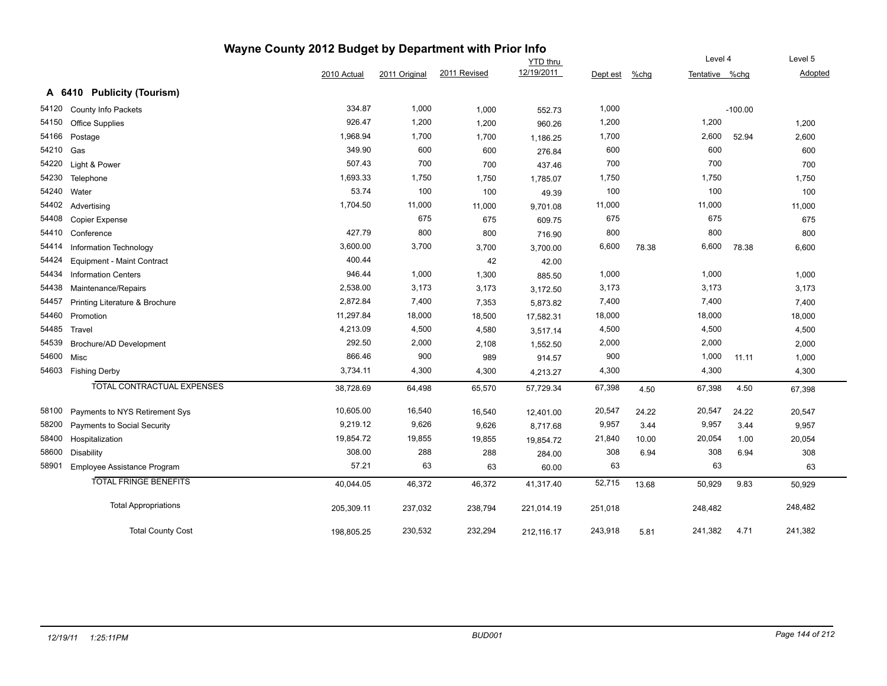# Wayne County 2012 Budget by Department with Prior Info

## A 6410 Publicity (Tourism)

| | | 2010 Actual | 2011 Original | 2011 Revised | YTD thru 12/19/2011 | Dept est | %chg | Level 4 Tentative | %chg | Level 5 Adopted |
|---|---|---|---|---|---|---|---|---|---|---|
| 54120 | County Info Packets | 334.87 | 1,000 | 1,000 | 552.73 | 1,000 | | | -100.00 | |
| 54150 | Office Supplies | 926.47 | 1,200 | 1,200 | 960.26 | 1,200 | | 1,200 | | 1,200 |
| 54166 | Postage | 1,968.94 | 1,700 | 1,700 | 1,186.25 | 1,700 | | 2,600 | 52.94 | 2,600 |
| 54210 | Gas | 349.90 | 600 | 600 | 276.84 | 600 | | 600 | | 600 |
| 54220 | Light & Power | 507.43 | 700 | 700 | 437.46 | 700 | | 700 | | 700 |
| 54230 | Telephone | 1,693.33 | 1,750 | 1,750 | 1,785.07 | 1,750 | | 1,750 | | 1,750 |
| 54240 | Water | 53.74 | 100 | 100 | 49.39 | 100 | | 100 | | 100 |
| 54402 | Advertising | 1,704.50 | 11,000 | 11,000 | 9,701.08 | 11,000 | | 11,000 | | 11,000 |
| 54408 | Copier Expense | | 675 | 675 | 609.75 | 675 | | 675 | | 675 |
| 54410 | Conference | 427.79 | 800 | 800 | 716.90 | 800 | | 800 | | 800 |
| 54414 | Information Technology | 3,600.00 | 3,700 | 3,700 | 3,700.00 | 6,600 | 78.38 | 6,600 | 78.38 | 6,600 |
| 54424 | Equipment - Maint Contract | 400.44 | | 42 | 42.00 | | | | | |
| 54434 | Information Centers | 946.44 | 1,000 | 1,300 | 885.50 | 1,000 | | 1,000 | | 1,000 |
| 54438 | Maintenance/Repairs | 2,538.00 | 3,173 | 3,173 | 3,172.50 | 3,173 | | 3,173 | | 3,173 |
| 54457 | Printing Literature & Brochure | 2,872.84 | 7,400 | 7,353 | 5,873.82 | 7,400 | | 7,400 | | 7,400 |
| 54460 | Promotion | 11,297.84 | 18,000 | 18,500 | 17,582.31 | 18,000 | | 18,000 | | 18,000 |
| 54485 | Travel | 4,213.09 | 4,500 | 4,580 | 3,517.14 | 4,500 | | 4,500 | | 4,500 |
| 54539 | Brochure/AD Development | 292.50 | 2,000 | 2,108 | 1,552.50 | 2,000 | | 2,000 | | 2,000 |
| 54600 | Misc | 866.46 | 900 | 989 | 914.57 | 900 | | 1,000 | 11.11 | 1,000 |
| 54603 | Fishing Derby | 3,734.11 | 4,300 | 4,300 | 4,213.27 | 4,300 | | 4,300 | | 4,300 |
| | TOTAL CONTRACTUAL EXPENSES | 38,728.69 | 64,498 | 65,570 | 57,729.34 | 67,398 | 4.50 | 67,398 | 4.50 | 67,398 |
| 58100 | Payments to NYS Retirement Sys | 10,605.00 | 16,540 | 16,540 | 12,401.00 | 20,547 | 24.22 | 20,547 | 24.22 | 20,547 |
| 58200 | Payments to Social Security | 9,219.12 | 9,626 | 9,626 | 8,717.68 | 9,957 | 3.44 | 9,957 | 3.44 | 9,957 |
| 58400 | Hospitalization | 19,854.72 | 19,855 | 19,855 | 19,854.72 | 21,840 | 10.00 | 20,054 | 1.00 | 20,054 |
| 58600 | Disability | 308.00 | 288 | 288 | 284.00 | 308 | 6.94 | 308 | 6.94 | 308 |
| 58901 | Employee Assistance Program | 57.21 | 63 | 63 | 60.00 | 63 | | 63 | | 63 |
| | TOTAL FRINGE BENEFITS | 40,044.05 | 46,372 | 46,372 | 41,317.40 | 52,715 | 13.68 | 50,929 | 9.83 | 50,929 |
| | Total Appropriations | 205,309.11 | 237,032 | 238,794 | 221,014.19 | 251,018 | | 248,482 | | 248,482 |
| | Total County Cost | 198,805.25 | 230,532 | 232,294 | 212,116.17 | 243,918 | 5.81 | 241,382 | 4.71 | 241,382 |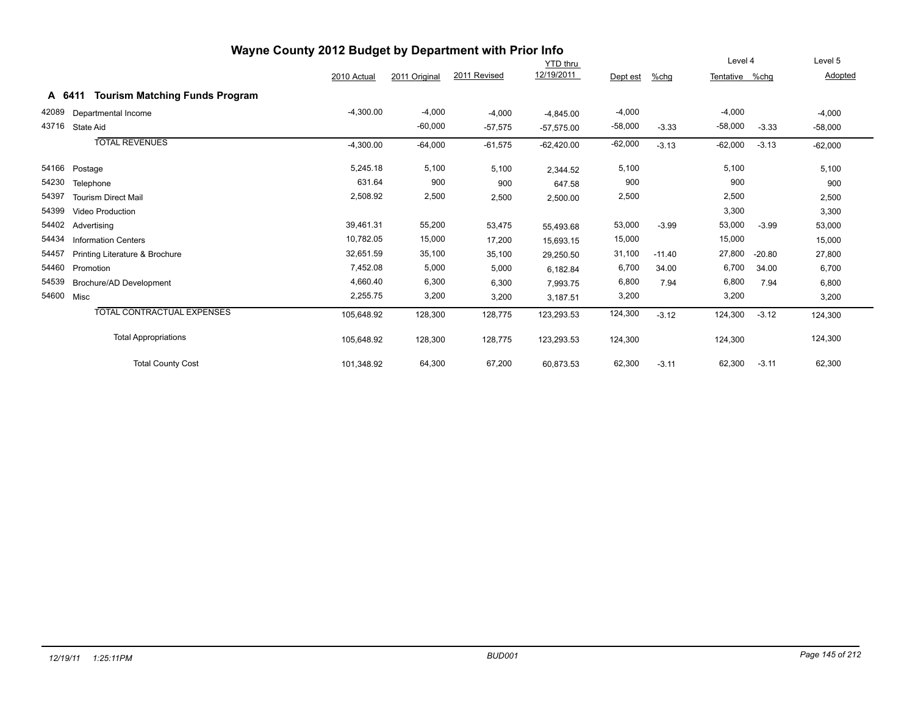# Wayne County 2012 Budget by Department with Prior Info

## A 6411 Tourism Matching Funds Program

| Code | Description | 2010 Actual | 2011 Original | 2011 Revised | YTD thru 12/19/2011 | Dept est | %chg | Level 4 Tentative | %chg | Level 5 Adopted |
|---|---|---|---|---|---|---|---|---|---|---|
| 42089 | Departmental Income | -4,300.00 | -4,000 | -4,000 | -4,845.00 | -4,000 | | -4,000 | | -4,000 |
| 43716 | State Aid | | -60,000 | -57,575 | -57,575.00 | -58,000 | -3.33 | -58,000 | -3.33 | -58,000 |
| | TOTAL REVENUES | -4,300.00 | -64,000 | -61,575 | -62,420.00 | -62,000 | -3.13 | -62,000 | -3.13 | -62,000 |
| 54166 | Postage | 5,245.18 | 5,100 | 5,100 | 2,344.52 | 5,100 | | 5,100 | | 5,100 |
| 54230 | Telephone | 631.64 | 900 | 900 | 647.58 | 900 | | 900 | | 900 |
| 54397 | Tourism Direct Mail | 2,508.92 | 2,500 | 2,500 | 2,500.00 | 2,500 | | 2,500 | | 2,500 |
| 54399 | Video Production | | | | | | | 3,300 | | 3,300 |
| 54402 | Advertising | 39,461.31 | 55,200 | 53,475 | 55,493.68 | 53,000 | -3.99 | 53,000 | -3.99 | 53,000 |
| 54434 | Information Centers | 10,782.05 | 15,000 | 17,200 | 15,693.15 | 15,000 | | 15,000 | | 15,000 |
| 54457 | Printing Literature & Brochure | 32,651.59 | 35,100 | 35,100 | 29,250.50 | 31,100 | -11.40 | 27,800 | -20.80 | 27,800 |
| 54460 | Promotion | 7,452.08 | 5,000 | 5,000 | 6,182.84 | 6,700 | 34.00 | 6,700 | 34.00 | 6,700 |
| 54539 | Brochure/AD Development | 4,660.40 | 6,300 | 6,300 | 7,993.75 | 6,800 | 7.94 | 6,800 | 7.94 | 6,800 |
| 54600 | Misc | 2,255.75 | 3,200 | 3,200 | 3,187.51 | 3,200 | | 3,200 | | 3,200 |
| | TOTAL CONTRACTUAL EXPENSES | 105,648.92 | 128,300 | 128,775 | 123,293.53 | 124,300 | -3.12 | 124,300 | -3.12 | 124,300 |
| | Total Appropriations | 105,648.92 | 128,300 | 128,775 | 123,293.53 | 124,300 | | 124,300 | | 124,300 |
| | Total County Cost | 101,348.92 | 64,300 | 67,200 | 60,873.53 | 62,300 | -3.11 | 62,300 | -3.11 | 62,300 |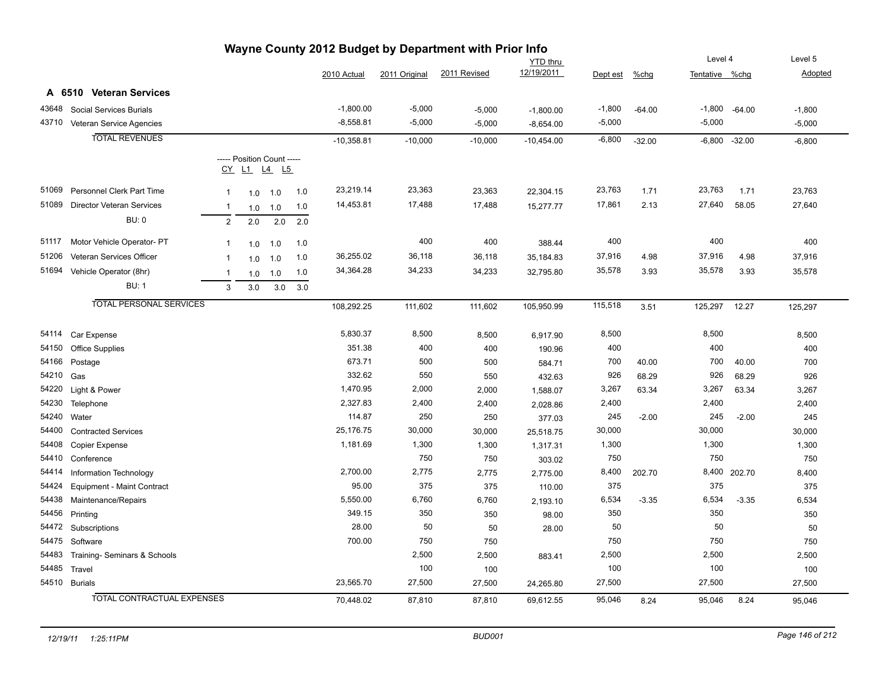# Wayne County 2012 Budget by Department with Prior Info

## A 6510 Veteran Services

| Code | Description | CY | L1 | L4 | L5 | 2010 Actual | 2011 Original | 2011 Revised | YTD thru 12/19/2011 | Dept est | %chg | Level 4 Tentative | %chg | Level 5 Adopted |
|---|---|---|---|---|---|---|---|---|---|---|---|---|---|---|
| 43648 | Social Services Burials | | | | | -1,800.00 | -5,000 | -5,000 | -1,800.00 | -1,800 | -64.00 | -1,800 | -64.00 | -1,800 |
| 43710 | Veteran Service Agencies | | | | | -8,558.81 | -5,000 | -5,000 | -8,654.00 | -5,000 | | -5,000 | | -5,000 |
| | TOTAL REVENUES | | | | | -10,358.81 | -10,000 | -10,000 | -10,454.00 | -6,800 | -32.00 | -6,800 | -32.00 | -6,800 |
| 51069 | Personnel Clerk Part Time | 1 | 1.0 | 1.0 | 1.0 | 23,219.14 | 23,363 | 23,363 | 22,304.15 | 23,763 | 1.71 | 23,763 | 1.71 | 23,763 |
| 51089 | Director Veteran Services | 1 | 1.0 | 1.0 | 1.0 | 14,453.81 | 17,488 | 17,488 | 15,277.77 | 17,861 | 2.13 | 27,640 | 58.05 | 27,640 |
| | BU: 0 | 2 | 2.0 | 2.0 | 2.0 | | | | | | | | | |
| 51117 | Motor Vehicle Operator- PT | 1 | 1.0 | 1.0 | 1.0 | | 400 | 400 | 388.44 | 400 | | 400 | | 400 |
| 51206 | Veteran Services Officer | 1 | 1.0 | 1.0 | 1.0 | 36,255.02 | 36,118 | 36,118 | 35,184.83 | 37,916 | 4.98 | 37,916 | 4.98 | 37,916 |
| 51694 | Vehicle Operator (8hr) | 1 | 1.0 | 1.0 | 1.0 | 34,364.28 | 34,233 | 34,233 | 32,795.80 | 35,578 | 3.93 | 35,578 | 3.93 | 35,578 |
| | BU: 1 | 3 | 3.0 | 3.0 | 3.0 | | | | | | | | | |
| | TOTAL PERSONAL SERVICES | | | | | 108,292.25 | 111,602 | 111,602 | 105,950.99 | 115,518 | 3.51 | 125,297 | 12.27 | 125,297 |
| 54114 | Car Expense | | | | | 5,830.37 | 8,500 | 8,500 | 6,917.90 | 8,500 | | 8,500 | | 8,500 |
| 54150 | Office Supplies | | | | | 351.38 | 400 | 400 | 190.96 | 400 | | 400 | | 400 |
| 54166 | Postage | | | | | 673.71 | 500 | 500 | 584.71 | 700 | 40.00 | 700 | 40.00 | 700 |
| 54210 | Gas | | | | | 332.62 | 550 | 550 | 432.63 | 926 | 68.29 | 926 | 68.29 | 926 |
| 54220 | Light & Power | | | | | 1,470.95 | 2,000 | 2,000 | 1,588.07 | 3,267 | 63.34 | 3,267 | 63.34 | 3,267 |
| 54230 | Telephone | | | | | 2,327.83 | 2,400 | 2,400 | 2,028.86 | 2,400 | | 2,400 | | 2,400 |
| 54240 | Water | | | | | 114.87 | 250 | 250 | 377.03 | 245 | -2.00 | 245 | -2.00 | 245 |
| 54400 | Contracted Services | | | | | 25,176.75 | 30,000 | 30,000 | 25,518.75 | 30,000 | | 30,000 | | 30,000 |
| 54408 | Copier Expense | | | | | 1,181.69 | 1,300 | 1,300 | 1,317.31 | 1,300 | | 1,300 | | 1,300 |
| 54410 | Conference | | | | | | 750 | 750 | 303.02 | 750 | | 750 | | 750 |
| 54414 | Information Technology | | | | | 2,700.00 | 2,775 | 2,775 | 2,775.00 | 8,400 | 202.70 | 8,400 | 202.70 | 8,400 |
| 54424 | Equipment - Maint Contract | | | | | 95.00 | 375 | 375 | 110.00 | 375 | | 375 | | 375 |
| 54438 | Maintenance/Repairs | | | | | 5,550.00 | 6,760 | 6,760 | 2,193.10 | 6,534 | -3.35 | 6,534 | -3.35 | 6,534 |
| 54456 | Printing | | | | | 349.15 | 350 | 350 | 98.00 | 350 | | 350 | | 350 |
| 54472 | Subscriptions | | | | | 28.00 | 50 | 50 | 28.00 | 50 | | 50 | | 50 |
| 54475 | Software | | | | | 700.00 | 750 | 750 | | 750 | | 750 | | 750 |
| 54483 | Training- Seminars & Schools | | | | | | 2,500 | 2,500 | 883.41 | 2,500 | | 2,500 | | 2,500 |
| 54485 | Travel | | | | | | 100 | 100 | | 100 | | 100 | | 100 |
| 54510 | Burials | | | | | 23,565.70 | 27,500 | 27,500 | 24,265.80 | 27,500 | | 27,500 | | 27,500 |
| | TOTAL CONTRACTUAL EXPENSES | | | | | 70,448.02 | 87,810 | 87,810 | 69,612.55 | 95,046 | 8.24 | 95,046 | 8.24 | 95,046 |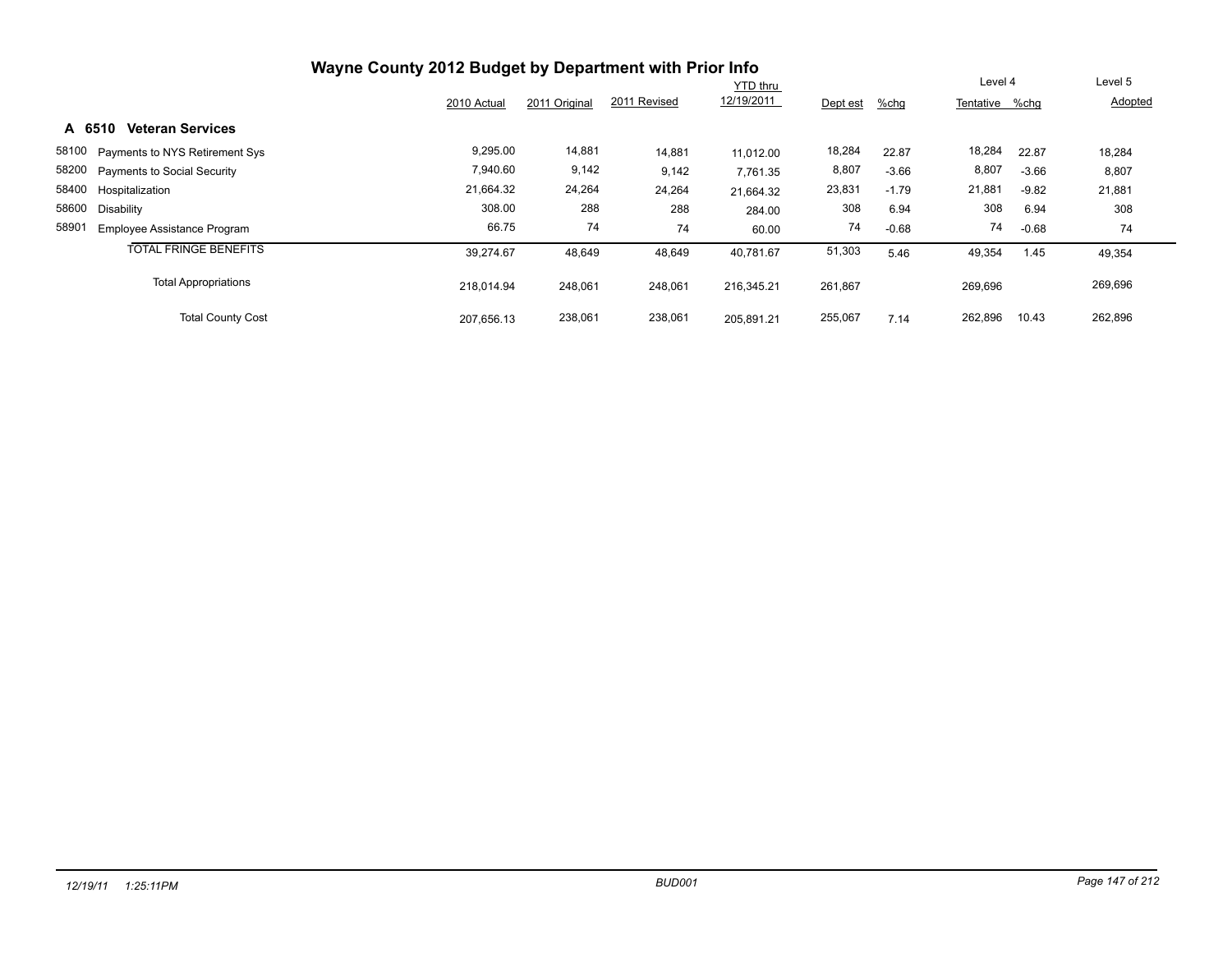# Wayne County 2012 Budget by Department with Prior Info

| | | 2010 Actual | 2011 Original | 2011 Revised | YTD thru 12/19/2011 | Dept est | %chg | Level 4 Tentative | %chg | Level 5 Adopted |
|---|---|---|---|---|---|---|---|---|---|---|
| **A 6510** | **Veteran Services** | | | | | | | | | |
| 58100 | Payments to NYS Retirement Sys | 9,295.00 | 14,881 | 14,881 | 11,012.00 | 18,284 | 22.87 | 18,284 | 22.87 | 18,284 |
| 58200 | Payments to Social Security | 7,940.60 | 9,142 | 9,142 | 7,761.35 | 8,807 | -3.66 | 8,807 | -3.66 | 8,807 |
| 58400 | Hospitalization | 21,664.32 | 24,264 | 24,264 | 21,664.32 | 23,831 | -1.79 | 21,881 | -9.82 | 21,881 |
| 58600 | Disability | 308.00 | 288 | 288 | 284.00 | 308 | 6.94 | 308 | 6.94 | 308 |
| 58901 | Employee Assistance Program | 66.75 | 74 | 74 | 60.00 | 74 | -0.68 | 74 | -0.68 | 74 |
| | TOTAL FRINGE BENEFITS | 39,274.67 | 48,649 | 48,649 | 40,781.67 | 51,303 | 5.46 | 49,354 | 1.45 | 49,354 |
| | Total Appropriations | 218,014.94 | 248,061 | 248,061 | 216,345.21 | 261,867 | | 269,696 | | 269,696 |
| | Total County Cost | 207,656.13 | 238,061 | 238,061 | 205,891.21 | 255,067 | 7.14 | 262,896 | 10.43 | 262,896 |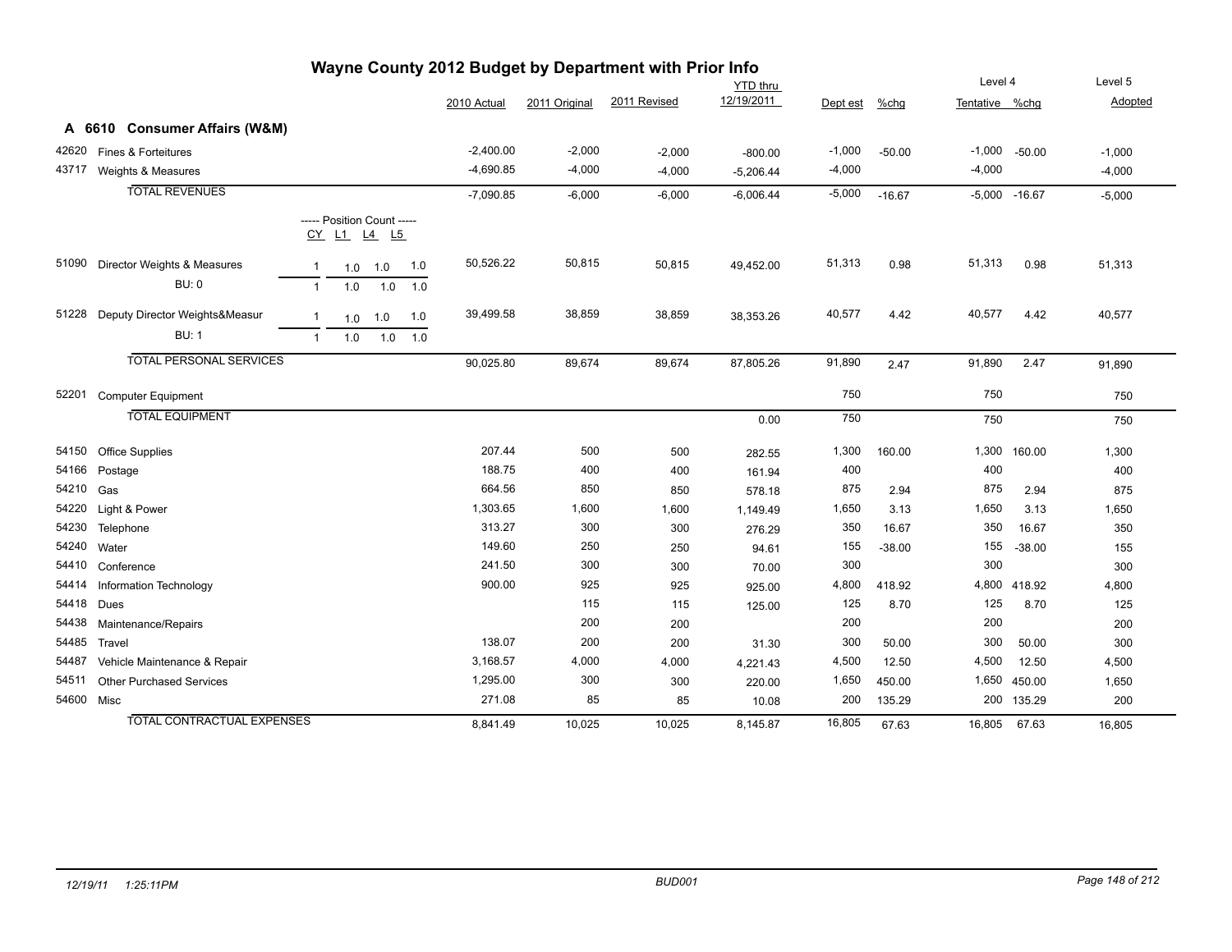# Wayne County 2012 Budget by Department with Prior Info

## A 6610 Consumer Affairs (W&M)

| | | | 2010 Actual | 2011 Original | 2011 Revised | YTD thru 12/19/2011 | Dept est | %chg | Level 4 Tentative | %chg | Level 5 Adopted |
|---|---|---|---|---|---|---|---|---|---|---|---|
| 42620 | Fines & Forteitures | | -2,400.00 | -2,000 | -2,000 | -800.00 | -1,000 | -50.00 | -1,000 | -50.00 | -1,000 |
| 43717 | Weights & Measures | | -4,690.85 | -4,000 | -4,000 | -5,206.44 | -4,000 | | -4,000 | | -4,000 |
| | TOTAL REVENUES | | -7,090.85 | -6,000 | -6,000 | -6,006.44 | -5,000 | -16.67 | -5,000 | -16.67 | -5,000 |
| | | ----- Position Count ----- CY L1 L4 L5 | | | | | | | | | |
| 51090 | Director Weights & Measures | 1 1.0 1.0 1.0 | 50,526.22 | 50,815 | 50,815 | 49,452.00 | 51,313 | 0.98 | 51,313 | 0.98 | 51,313 |
| | BU: 0 | 1 1.0 1.0 1.0 | | | | | | | | | |
| 51228 | Deputy Director Weights&Measur | 1 1.0 1.0 1.0 | 39,499.58 | 38,859 | 38,859 | 38,353.26 | 40,577 | 4.42 | 40,577 | 4.42 | 40,577 |
| | BU: 1 | 1 1.0 1.0 1.0 | | | | | | | | | |
| | TOTAL PERSONAL SERVICES | | 90,025.80 | 89,674 | 89,674 | 87,805.26 | 91,890 | 2.47 | 91,890 | 2.47 | 91,890 |
| 52201 | Computer Equipment | | | | | | 750 | | 750 | | 750 |
| | TOTAL EQUIPMENT | | | | | 0.00 | 750 | | 750 | | 750 |
| 54150 | Office Supplies | | 207.44 | 500 | 500 | 282.55 | 1,300 | 160.00 | 1,300 | 160.00 | 1,300 |
| 54166 | Postage | | 188.75 | 400 | 400 | 161.94 | 400 | | 400 | | 400 |
| 54210 | Gas | | 664.56 | 850 | 850 | 578.18 | 875 | 2.94 | 875 | 2.94 | 875 |
| 54220 | Light & Power | | 1,303.65 | 1,600 | 1,600 | 1,149.49 | 1,650 | 3.13 | 1,650 | 3.13 | 1,650 |
| 54230 | Telephone | | 313.27 | 300 | 300 | 276.29 | 350 | 16.67 | 350 | 16.67 | 350 |
| 54240 | Water | | 149.60 | 250 | 250 | 94.61 | 155 | -38.00 | 155 | -38.00 | 155 |
| 54410 | Conference | | 241.50 | 300 | 300 | 70.00 | 300 | | 300 | | 300 |
| 54414 | Information Technology | | 900.00 | 925 | 925 | 925.00 | 4,800 | 418.92 | 4,800 | 418.92 | 4,800 |
| 54418 | Dues | | | 115 | 115 | 125.00 | 125 | 8.70 | 125 | 8.70 | 125 |
| 54438 | Maintenance/Repairs | | | 200 | 200 | | 200 | | 200 | | 200 |
| 54485 | Travel | | 138.07 | 200 | 200 | 31.30 | 300 | 50.00 | 300 | 50.00 | 300 |
| 54487 | Vehicle Maintenance & Repair | | 3,168.57 | 4,000 | 4,000 | 4,221.43 | 4,500 | 12.50 | 4,500 | 12.50 | 4,500 |
| 54511 | Other Purchased Services | | 1,295.00 | 300 | 300 | 220.00 | 1,650 | 450.00 | 1,650 | 450.00 | 1,650 |
| 54600 | Misc | | 271.08 | 85 | 85 | 10.08 | 200 | 135.29 | 200 | 135.29 | 200 |
| | TOTAL CONTRACTUAL EXPENSES | | 8,841.49 | 10,025 | 10,025 | 8,145.87 | 16,805 | 67.63 | 16,805 | 67.63 | 16,805 |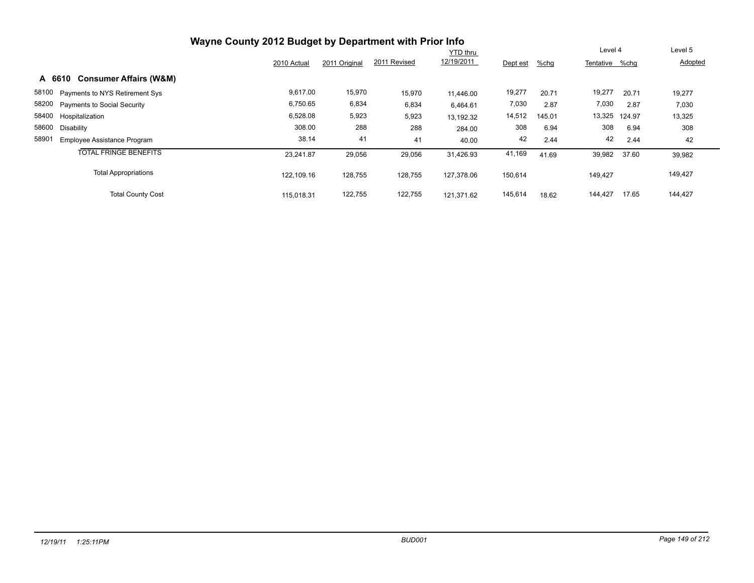# Wayne County 2012 Budget by Department with Prior Info

| | | 2010 Actual | 2011 Original | 2011 Revised | YTD thru 12/19/2011 | Dept est | %chg | Level 4 Tentative | %chg | Level 5 Adopted |
|---|---|---|---|---|---|---|---|---|---|---|
| **A 6610** | **Consumer Affairs (W&M)** | | | | | | | | | |
| 58100 | Payments to NYS Retirement Sys | 9,617.00 | 15,970 | 15,970 | 11,446.00 | 19,277 | 20.71 | 19,277 | 20.71 | 19,277 |
| 58200 | Payments to Social Security | 6,750.65 | 6,834 | 6,834 | 6,464.61 | 7,030 | 2.87 | 7,030 | 2.87 | 7,030 |
| 58400 | Hospitalization | 6,528.08 | 5,923 | 5,923 | 13,192.32 | 14,512 | 145.01 | 13,325 | 124.97 | 13,325 |
| 58600 | Disability | 308.00 | 288 | 288 | 284.00 | 308 | 6.94 | 308 | 6.94 | 308 |
| 58901 | Employee Assistance Program | 38.14 | 41 | 41 | 40.00 | 42 | 2.44 | 42 | 2.44 | 42 |
| | TOTAL FRINGE BENEFITS | 23,241.87 | 29,056 | 29,056 | 31,426.93 | 41,169 | 41.69 | 39,982 | 37.60 | 39,982 |
| | Total Appropriations | 122,109.16 | 128,755 | 128,755 | 127,378.06 | 150,614 | | 149,427 | | 149,427 |
| | Total County Cost | 115,018.31 | 122,755 | 122,755 | 121,371.62 | 145,614 | 18.62 | 144,427 | 17.65 | 144,427 |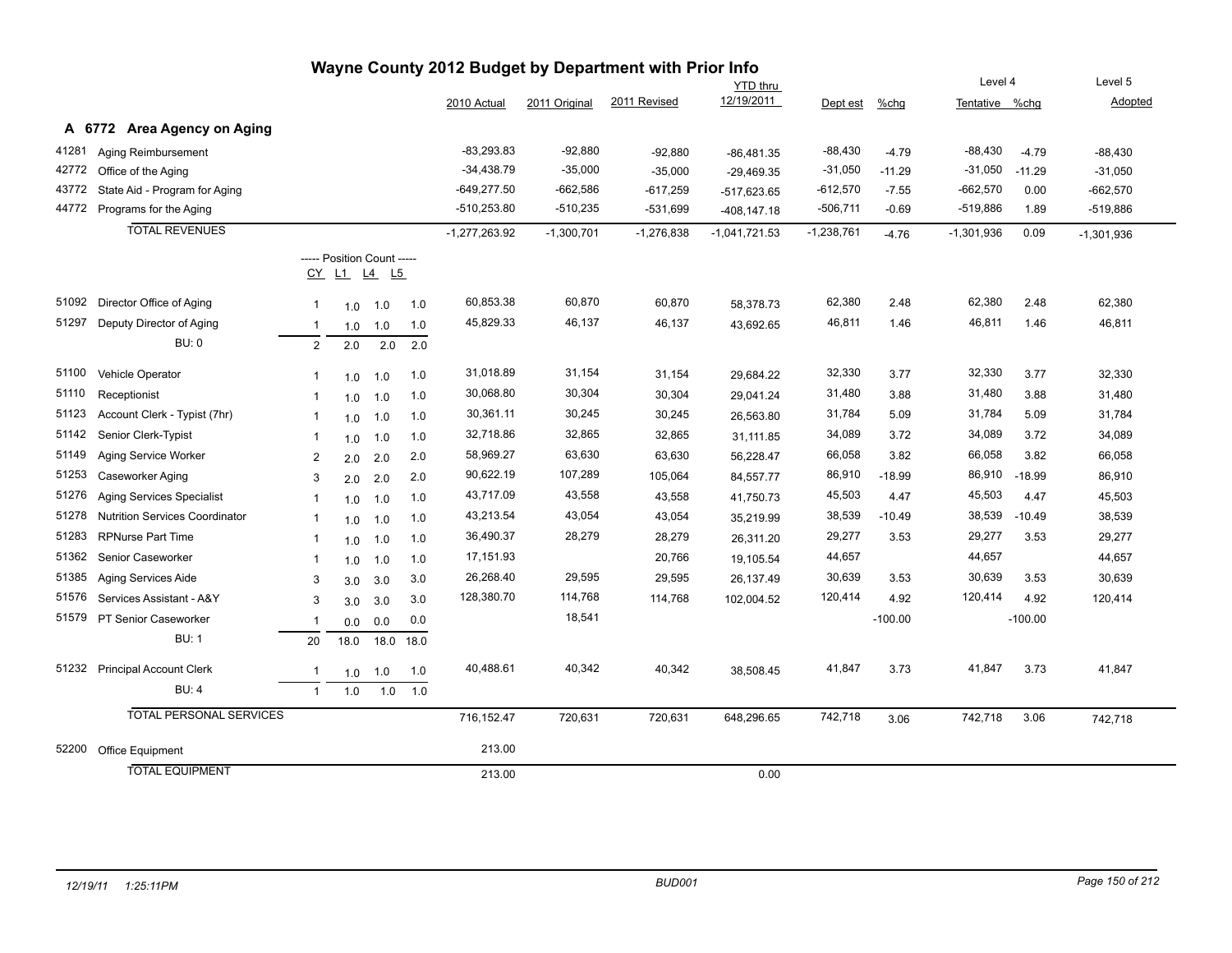# Wayne County 2012 Budget by Department with Prior Info

## A 6772 Area Agency on Aging

| Code | Description | 2010 Actual | 2011 Original | 2011 Revised | YTD thru 12/19/2011 | Dept est | %chg | Level 4 Tentative | %chg | Level 5 Adopted |
|---|---|---|---|---|---|---|---|---|---|---|
| 41281 | Aging Reimbursement | -83,293.83 | -92,880 | -92,880 | -86,481.35 | -88,430 | -4.79 | -88,430 | -4.79 | -88,430 |
| 42772 | Office of the Aging | -34,438.79 | -35,000 | -35,000 | -29,469.35 | -31,050 | -11.29 | -31,050 | -11.29 | -31,050 |
| 43772 | State Aid - Program for Aging | -649,277.50 | -662,586 | -617,259 | -517,623.65 | -612,570 | -7.55 | -662,570 | 0.00 | -662,570 |
| 44772 | Programs for the Aging | -510,253.80 | -510,235 | -531,699 | -408,147.18 | -506,711 | -0.69 | -519,886 | 1.89 | -519,886 |
| | **TOTAL REVENUES** | -1,277,263.92 | -1,300,701 | -1,276,838 | -1,041,721.53 | -1,238,761 | -4.76 | -1,301,936 | 0.09 | -1,301,936 |

| Code | Description | Position Count CY | L1 | L4 | L5 | 2010 Actual | 2011 Original | 2011 Revised | YTD thru 12/19/2011 | Dept est | %chg | Level 4 Tentative | %chg | Level 5 Adopted |
|---|---|---|---|---|---|---|---|---|---|---|---|---|---|---|
| 51092 | Director Office of Aging | 1 | 1.0 | 1.0 | 1.0 | 60,853.38 | 60,870 | 60,870 | 58,378.73 | 62,380 | 2.48 | 62,380 | 2.48 | 62,380 |
| 51297 | Deputy Director of Aging | 1 | 1.0 | 1.0 | 1.0 | 45,829.33 | 46,137 | 46,137 | 43,692.65 | 46,811 | 1.46 | 46,811 | 1.46 | 46,811 |
| | BU: 0 | 2 | 2.0 | 2.0 | 2.0 | | | | | | | | | |
| 51100 | Vehicle Operator | 1 | 1.0 | 1.0 | 1.0 | 31,018.89 | 31,154 | 31,154 | 29,684.22 | 32,330 | 3.77 | 32,330 | 3.77 | 32,330 |
| 51110 | Receptionist | 1 | 1.0 | 1.0 | 1.0 | 30,068.80 | 30,304 | 30,304 | 29,041.24 | 31,480 | 3.88 | 31,480 | 3.88 | 31,480 |
| 51123 | Account Clerk - Typist (7hr) | 1 | 1.0 | 1.0 | 1.0 | 30,361.11 | 30,245 | 30,245 | 26,563.80 | 31,784 | 5.09 | 31,784 | 5.09 | 31,784 |
| 51142 | Senior Clerk-Typist | 1 | 1.0 | 1.0 | 1.0 | 32,718.86 | 32,865 | 32,865 | 31,111.85 | 34,089 | 3.72 | 34,089 | 3.72 | 34,089 |
| 51149 | Aging Service Worker | 2 | 2.0 | 2.0 | 2.0 | 58,969.27 | 63,630 | 63,630 | 56,228.47 | 66,058 | 3.82 | 66,058 | 3.82 | 66,058 |
| 51253 | Caseworker Aging | 3 | 2.0 | 2.0 | 2.0 | 90,622.19 | 107,289 | 105,064 | 84,557.77 | 86,910 | -18.99 | 86,910 | -18.99 | 86,910 |
| 51276 | Aging Services Specialist | 1 | 1.0 | 1.0 | 1.0 | 43,717.09 | 43,558 | 43,558 | 41,750.73 | 45,503 | 4.47 | 45,503 | 4.47 | 45,503 |
| 51278 | Nutrition Services Coordinator | 1 | 1.0 | 1.0 | 1.0 | 43,213.54 | 43,054 | 43,054 | 35,219.99 | 38,539 | -10.49 | 38,539 | -10.49 | 38,539 |
| 51283 | RPNurse Part Time | 1 | 1.0 | 1.0 | 1.0 | 36,490.37 | 28,279 | 28,279 | 26,311.20 | 29,277 | 3.53 | 29,277 | 3.53 | 29,277 |
| 51362 | Senior Caseworker | 1 | 1.0 | 1.0 | 1.0 | 17,151.93 | | 20,766 | 19,105.54 | 44,657 | | 44,657 | | 44,657 |
| 51385 | Aging Services Aide | 3 | 3.0 | 3.0 | 3.0 | 26,268.40 | 29,595 | 29,595 | 26,137.49 | 30,639 | 3.53 | 30,639 | 3.53 | 30,639 |
| 51576 | Services Assistant - A&Y | 3 | 3.0 | 3.0 | 3.0 | 128,380.70 | 114,768 | 114,768 | 102,004.52 | 120,414 | 4.92 | 120,414 | 4.92 | 120,414 |
| 51579 | PT Senior Caseworker | 1 | 0.0 | 0.0 | 0.0 | | 18,541 | | | | -100.00 | | -100.00 | |
| | BU: 1 | 20 | 18.0 | 18.0 | 18.0 | | | | | | | | | |
| 51232 | Principal Account Clerk | 1 | 1.0 | 1.0 | 1.0 | 40,488.61 | 40,342 | 40,342 | 38,508.45 | 41,847 | 3.73 | 41,847 | 3.73 | 41,847 |
| | BU: 4 | 1 | 1.0 | 1.0 | 1.0 | | | | | | | | | |
| | **TOTAL PERSONAL SERVICES** | | | | | 716,152.47 | 720,631 | 720,631 | 648,296.65 | 742,718 | 3.06 | 742,718 | 3.06 | 742,718 |
| 52200 | Office Equipment | | | | | 213.00 | | | | | | | | |
| | **TOTAL EQUIPMENT** | | | | | 213.00 | | | 0.00 | | | | | |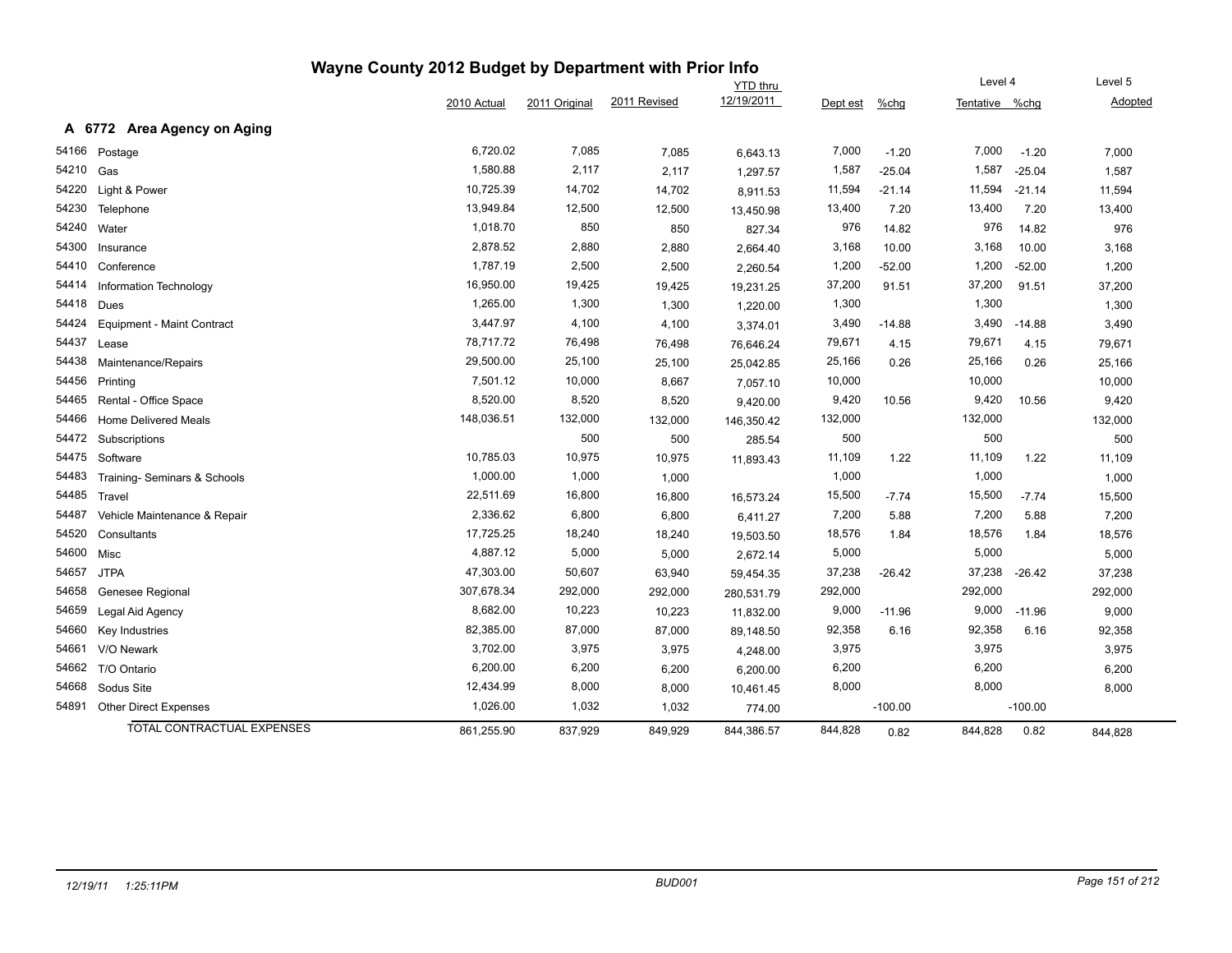# Wayne County 2012 Budget by Department with Prior Info

## A 6772 Area Agency on Aging

| | | 2010 Actual | 2011 Original | 2011 Revised | YTD thru 12/19/2011 | Dept est | %chg | Level 4 Tentative | %chg | Level 5 Adopted |
|---|---|---|---|---|---|---|---|---|---|---|
| 54166 | Postage | 6,720.02 | 7,085 | 7,085 | 6,643.13 | 7,000 | -1.20 | 7,000 | -1.20 | 7,000 |
| 54210 | Gas | 1,580.88 | 2,117 | 2,117 | 1,297.57 | 1,587 | -25.04 | 1,587 | -25.04 | 1,587 |
| 54220 | Light & Power | 10,725.39 | 14,702 | 14,702 | 8,911.53 | 11,594 | -21.14 | 11,594 | -21.14 | 11,594 |
| 54230 | Telephone | 13,949.84 | 12,500 | 12,500 | 13,450.98 | 13,400 | 7.20 | 13,400 | 7.20 | 13,400 |
| 54240 | Water | 1,018.70 | 850 | 850 | 827.34 | 976 | 14.82 | 976 | 14.82 | 976 |
| 54300 | Insurance | 2,878.52 | 2,880 | 2,880 | 2,664.40 | 3,168 | 10.00 | 3,168 | 10.00 | 3,168 |
| 54410 | Conference | 1,787.19 | 2,500 | 2,500 | 2,260.54 | 1,200 | -52.00 | 1,200 | -52.00 | 1,200 |
| 54414 | Information Technology | 16,950.00 | 19,425 | 19,425 | 19,231.25 | 37,200 | 91.51 | 37,200 | 91.51 | 37,200 |
| 54418 | Dues | 1,265.00 | 1,300 | 1,300 | 1,220.00 | 1,300 | | 1,300 | | 1,300 |
| 54424 | Equipment - Maint Contract | 3,447.97 | 4,100 | 4,100 | 3,374.01 | 3,490 | -14.88 | 3,490 | -14.88 | 3,490 |
| 54437 | Lease | 78,717.72 | 76,498 | 76,498 | 76,646.24 | 79,671 | 4.15 | 79,671 | 4.15 | 79,671 |
| 54438 | Maintenance/Repairs | 29,500.00 | 25,100 | 25,100 | 25,042.85 | 25,166 | 0.26 | 25,166 | 0.26 | 25,166 |
| 54456 | Printing | 7,501.12 | 10,000 | 8,667 | 7,057.10 | 10,000 | | 10,000 | | 10,000 |
| 54465 | Rental - Office Space | 8,520.00 | 8,520 | 8,520 | 9,420.00 | 9,420 | 10.56 | 9,420 | 10.56 | 9,420 |
| 54466 | Home Delivered Meals | 148,036.51 | 132,000 | 132,000 | 146,350.42 | 132,000 | | 132,000 | | 132,000 |
| 54472 | Subscriptions | | 500 | 500 | 285.54 | 500 | | 500 | | 500 |
| 54475 | Software | 10,785.03 | 10,975 | 10,975 | 11,893.43 | 11,109 | 1.22 | 11,109 | 1.22 | 11,109 |
| 54483 | Training- Seminars & Schools | 1,000.00 | 1,000 | 1,000 | | 1,000 | | 1,000 | | 1,000 |
| 54485 | Travel | 22,511.69 | 16,800 | 16,800 | 16,573.24 | 15,500 | -7.74 | 15,500 | -7.74 | 15,500 |
| 54487 | Vehicle Maintenance & Repair | 2,336.62 | 6,800 | 6,800 | 6,411.27 | 7,200 | 5.88 | 7,200 | 5.88 | 7,200 |
| 54520 | Consultants | 17,725.25 | 18,240 | 18,240 | 19,503.50 | 18,576 | 1.84 | 18,576 | 1.84 | 18,576 |
| 54600 | Misc | 4,887.12 | 5,000 | 5,000 | 2,672.14 | 5,000 | | 5,000 | | 5,000 |
| 54657 | JTPA | 47,303.00 | 50,607 | 63,940 | 59,454.35 | 37,238 | -26.42 | 37,238 | -26.42 | 37,238 |
| 54658 | Genesee Regional | 307,678.34 | 292,000 | 292,000 | 280,531.79 | 292,000 | | 292,000 | | 292,000 |
| 54659 | Legal Aid Agency | 8,682.00 | 10,223 | 10,223 | 11,832.00 | 9,000 | -11.96 | 9,000 | -11.96 | 9,000 |
| 54660 | Key Industries | 82,385.00 | 87,000 | 87,000 | 89,148.50 | 92,358 | 6.16 | 92,358 | 6.16 | 92,358 |
| 54661 | V/O Newark | 3,702.00 | 3,975 | 3,975 | 4,248.00 | 3,975 | | 3,975 | | 3,975 |
| 54662 | T/O Ontario | 6,200.00 | 6,200 | 6,200 | 6,200.00 | 6,200 | | 6,200 | | 6,200 |
| 54668 | Sodus Site | 12,434.99 | 8,000 | 8,000 | 10,461.45 | 8,000 | | 8,000 | | 8,000 |
| 54891 | Other Direct Expenses | 1,026.00 | 1,032 | 1,032 | 774.00 | | -100.00 | | -100.00 | |
| | TOTAL CONTRACTUAL EXPENSES | 861,255.90 | 837,929 | 849,929 | 844,386.57 | 844,828 | 0.82 | 844,828 | 0.82 | 844,828 |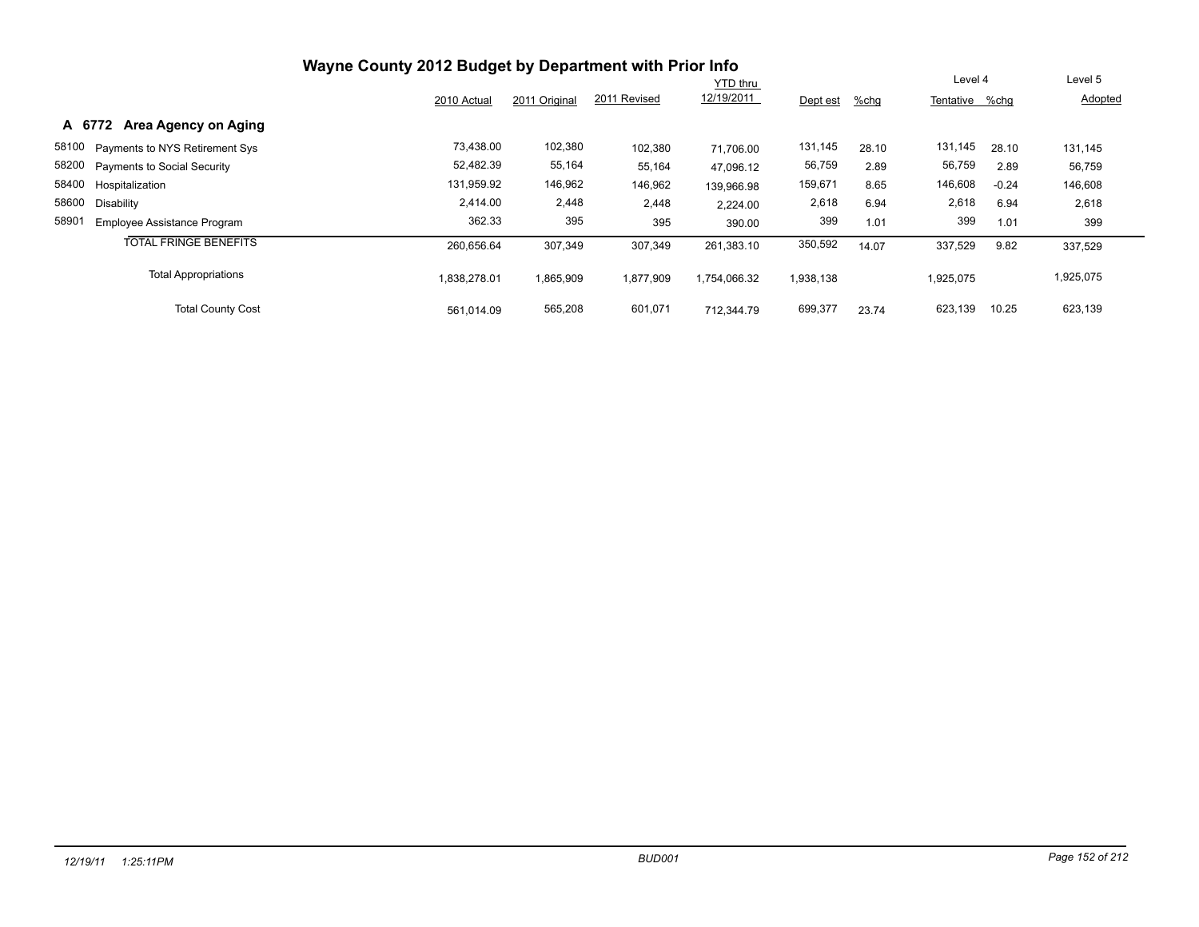# Wayne County 2012 Budget by Department with Prior Info

## A 6772 Area Agency on Aging

| | | 2010 Actual | 2011 Original | 2011 Revised | YTD thru 12/19/2011 | Dept est | %chg | Level 4 Tentative | %chg | Level 5 Adopted |
|---|---|---|---|---|---|---|---|---|---|---|
| 58100 | Payments to NYS Retirement Sys | 73,438.00 | 102,380 | 102,380 | 71,706.00 | 131,145 | 28.10 | 131,145 | 28.10 | 131,145 |
| 58200 | Payments to Social Security | 52,482.39 | 55,164 | 55,164 | 47,096.12 | 56,759 | 2.89 | 56,759 | 2.89 | 56,759 |
| 58400 | Hospitalization | 131,959.92 | 146,962 | 146,962 | 139,966.98 | 159,671 | 8.65 | 146,608 | -0.24 | 146,608 |
| 58600 | Disability | 2,414.00 | 2,448 | 2,448 | 2,224.00 | 2,618 | 6.94 | 2,618 | 6.94 | 2,618 |
| 58901 | Employee Assistance Program | 362.33 | 395 | 395 | 390.00 | 399 | 1.01 | 399 | 1.01 | 399 |
| | TOTAL FRINGE BENEFITS | 260,656.64 | 307,349 | 307,349 | 261,383.10 | 350,592 | 14.07 | 337,529 | 9.82 | 337,529 |
| | Total Appropriations | 1,838,278.01 | 1,865,909 | 1,877,909 | 1,754,066.32 | 1,938,138 | | 1,925,075 | | 1,925,075 |
| | Total County Cost | 561,014.09 | 565,208 | 601,071 | 712,344.79 | 699,377 | 23.74 | 623,139 | 10.25 | 623,139 |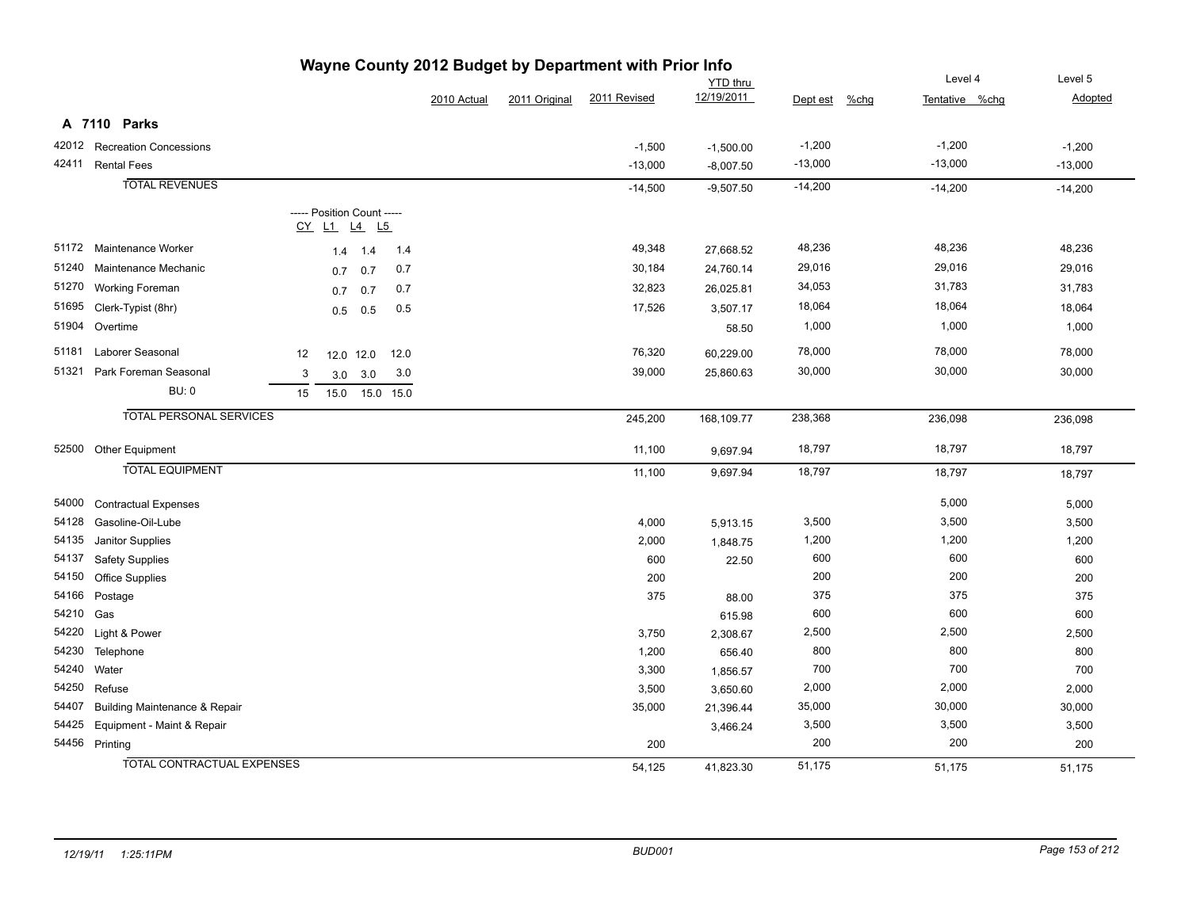# Wayne County 2012 Budget by Department with Prior Info

## A 7110 Parks

| Code | Description | CY | L1 | L4 | L5 | 2010 Actual | 2011 Original | 2011 Revised | YTD thru 12/19/2011 | Dept est | %chg | Level 4 Tentative | %chg | Level 5 Adopted |
|---|---|---|---|---|---|---|---|---|---|---|---|---|---|---|
| 42012 | Recreation Concessions | | | | | | | -1,500 | -1,500.00 | -1,200 | | -1,200 | | -1,200 |
| 42411 | Rental Fees | | | | | | | -13,000 | -8,007.50 | -13,000 | | -13,000 | | -13,000 |
| | TOTAL REVENUES | | | | | | | -14,500 | -9,507.50 | -14,200 | | -14,200 | | -14,200 |
| | ----- Position Count ----- | CY | L1 | L4 | L5 | | | | | | | | | |
| 51172 | Maintenance Worker | | 1.4 | 1.4 | 1.4 | | | 49,348 | 27,668.52 | 48,236 | | 48,236 | | 48,236 |
| 51240 | Maintenance Mechanic | | 0.7 | 0.7 | 0.7 | | | 30,184 | 24,760.14 | 29,016 | | 29,016 | | 29,016 |
| 51270 | Working Foreman | | 0.7 | 0.7 | 0.7 | | | 32,823 | 26,025.81 | 34,053 | | 31,783 | | 31,783 |
| 51695 | Clerk-Typist (8hr) | | 0.5 | 0.5 | 0.5 | | | 17,526 | 3,507.17 | 18,064 | | 18,064 | | 18,064 |
| 51904 | Overtime | | | | | | | | 58.50 | 1,000 | | 1,000 | | 1,000 |
| 51181 | Laborer Seasonal | 12 | 12.0 | 12.0 | 12.0 | | | 76,320 | 60,229.00 | 78,000 | | 78,000 | | 78,000 |
| 51321 | Park Foreman Seasonal | 3 | 3.0 | 3.0 | 3.0 | | | 39,000 | 25,860.63 | 30,000 | | 30,000 | | 30,000 |
| | BU: 0 | 15 | 15.0 | 15.0 | 15.0 | | | | | | | | | |
| | TOTAL PERSONAL SERVICES | | | | | | | 245,200 | 168,109.77 | 238,368 | | 236,098 | | 236,098 |
| 52500 | Other Equipment | | | | | | | 11,100 | 9,697.94 | 18,797 | | 18,797 | | 18,797 |
| | TOTAL EQUIPMENT | | | | | | | 11,100 | 9,697.94 | 18,797 | | 18,797 | | 18,797 |
| 54000 | Contractual Expenses | | | | | | | | | | | 5,000 | | 5,000 |
| 54128 | Gasoline-Oil-Lube | | | | | | | 4,000 | 5,913.15 | 3,500 | | 3,500 | | 3,500 |
| 54135 | Janitor Supplies | | | | | | | 2,000 | 1,848.75 | 1,200 | | 1,200 | | 1,200 |
| 54137 | Safety Supplies | | | | | | | 600 | 22.50 | 600 | | 600 | | 600 |
| 54150 | Office Supplies | | | | | | | 200 | | 200 | | 200 | | 200 |
| 54166 | Postage | | | | | | | 375 | 88.00 | 375 | | 375 | | 375 |
| 54210 | Gas | | | | | | | | 615.98 | 600 | | 600 | | 600 |
| 54220 | Light & Power | | | | | | | 3,750 | 2,308.67 | 2,500 | | 2,500 | | 2,500 |
| 54230 | Telephone | | | | | | | 1,200 | 656.40 | 800 | | 800 | | 800 |
| 54240 | Water | | | | | | | 3,300 | 1,856.57 | 700 | | 700 | | 700 |
| 54250 | Refuse | | | | | | | 3,500 | 3,650.60 | 2,000 | | 2,000 | | 2,000 |
| 54407 | Building Maintenance & Repair | | | | | | | 35,000 | 21,396.44 | 35,000 | | 30,000 | | 30,000 |
| 54425 | Equipment - Maint & Repair | | | | | | | | 3,466.24 | 3,500 | | 3,500 | | 3,500 |
| 54456 | Printing | | | | | | | 200 | | 200 | | 200 | | 200 |
| | TOTAL CONTRACTUAL EXPENSES | | | | | | | 54,125 | 41,823.30 | 51,175 | | 51,175 | | 51,175 |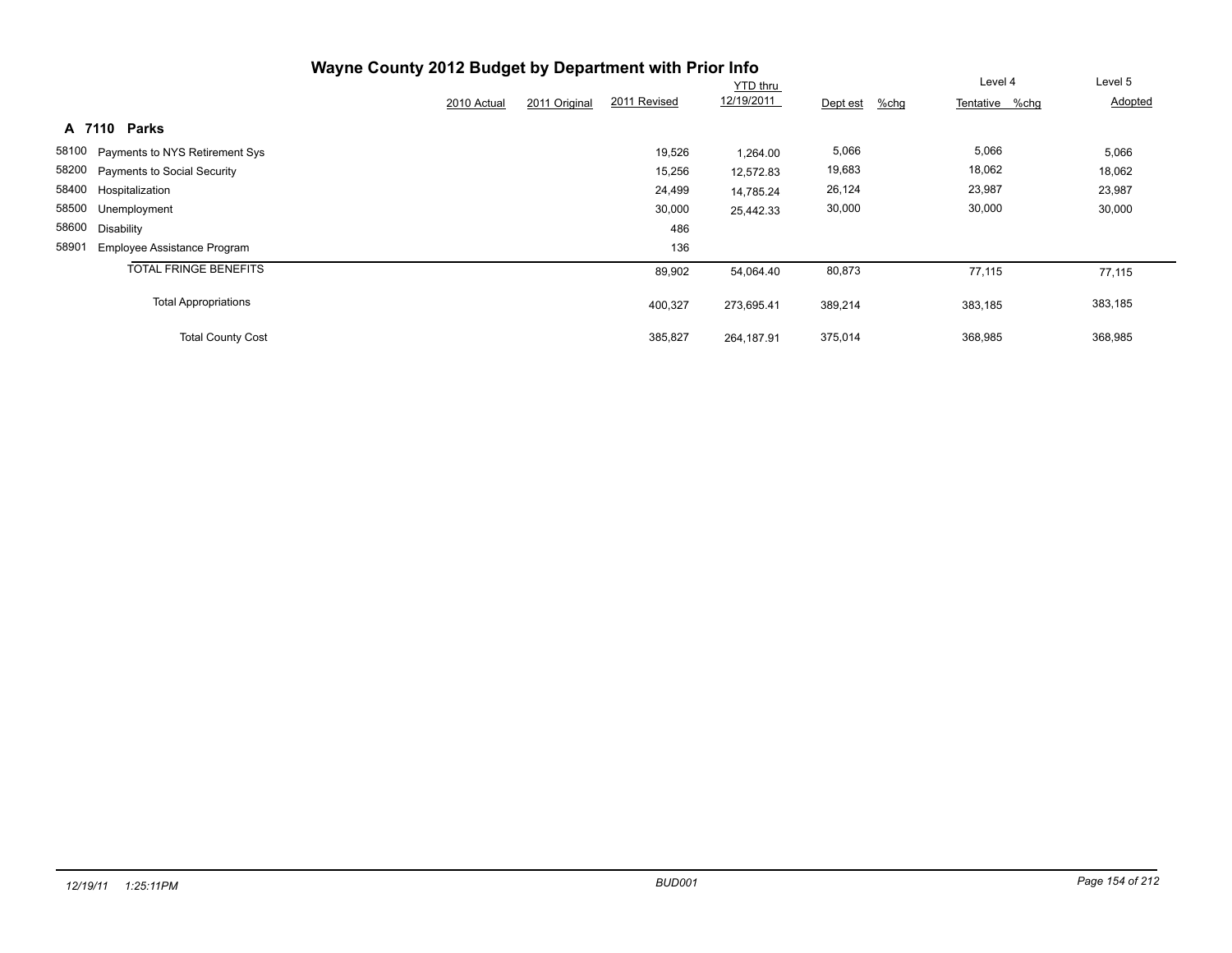# Wayne County 2012 Budget by Department with Prior Info

## A 7110 Parks

| | | 2010 Actual | 2011 Original | 2011 Revised | YTD thru 12/19/2011 | Dept est | %chg | Level 4 Tentative | %chg | Level 5 Adopted |
|---|---|---|---|---|---|---|---|---|---|---|
| 58100 | Payments to NYS Retirement Sys | | | 19,526 | 1,264.00 | 5,066 | | 5,066 | | 5,066 |
| 58200 | Payments to Social Security | | | 15,256 | 12,572.83 | 19,683 | | 18,062 | | 18,062 |
| 58400 | Hospitalization | | | 24,499 | 14,785.24 | 26,124 | | 23,987 | | 23,987 |
| 58500 | Unemployment | | | 30,000 | 25,442.33 | 30,000 | | 30,000 | | 30,000 |
| 58600 | Disability | | | 486 | | | | | | |
| 58901 | Employee Assistance Program | | | 136 | | | | | | |
| | TOTAL FRINGE BENEFITS | | | 89,902 | 54,064.40 | 80,873 | | 77,115 | | 77,115 |
| | Total Appropriations | | | 400,327 | 273,695.41 | 389,214 | | 383,185 | | 383,185 |
| | Total County Cost | | | 385,827 | 264,187.91 | 375,014 | | 368,985 | | 368,985 |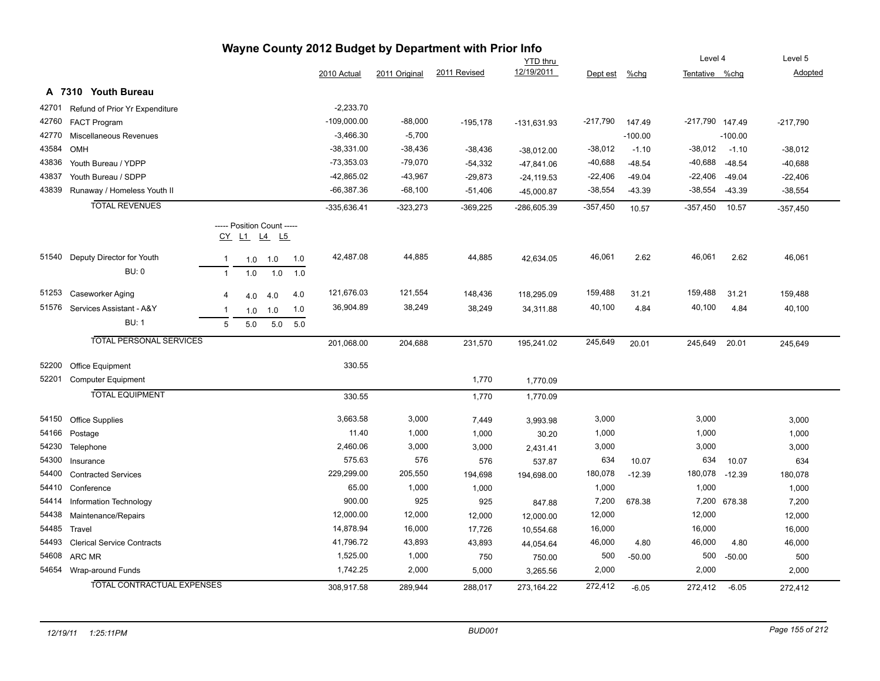# Wayne County 2012 Budget by Department with Prior Info

## A 7310 Youth Bureau

| Code | Description | CY | L1 | L4 | L5 | 2010 Actual | 2011 Original | 2011 Revised | YTD thru 12/19/2011 | Dept est | %chg | Level 4 Tentative | %chg | Level 5 Adopted |
|---|---|---|---|---|---|---|---|---|---|---|---|---|---|---|
| 42701 | Refund of Prior Yr Expenditure | | | | | -2,233.70 | | | | | | | | |
| 42760 | FACT Program | | | | | -109,000.00 | -88,000 | -195,178 | -131,631.93 | -217,790 | 147.49 | -217,790 | 147.49 | -217,790 |
| 42770 | Miscellaneous Revenues | | | | | -3,466.30 | -5,700 | | | | -100.00 | | -100.00 | |
| 43584 | OMH | | | | | -38,331.00 | -38,436 | -38,436 | -38,012.00 | -38,012 | -1.10 | -38,012 | -1.10 | -38,012 |
| 43836 | Youth Bureau / YDPP | | | | | -73,353.03 | -79,070 | -54,332 | -47,841.06 | -40,688 | -48.54 | -40,688 | -48.54 | -40,688 |
| 43837 | Youth Bureau / SDPP | | | | | -42,865.02 | -43,967 | -29,873 | -24,119.53 | -22,406 | -49.04 | -22,406 | -49.04 | -22,406 |
| 43839 | Runaway / Homeless Youth II | | | | | -66,387.36 | -68,100 | -51,406 | -45,000.87 | -38,554 | -43.39 | -38,554 | -43.39 | -38,554 |
| | **TOTAL REVENUES** | | | | | -335,636.41 | -323,273 | -369,225 | -286,605.39 | -357,450 | 10.57 | -357,450 | 10.57 | -357,450 |
| | ----- Position Count ----- | CY | L1 | L4 | L5 | | | | | | | | | |
| 51540 | Deputy Director for Youth | 1 | 1.0 | 1.0 | 1.0 | 42,487.08 | 44,885 | 44,885 | 42,634.05 | 46,061 | 2.62 | 46,061 | 2.62 | 46,061 |
| | BU: 0 | 1 | 1.0 | 1.0 | 1.0 | | | | | | | | | |
| 51253 | Caseworker Aging | 4 | 4.0 | 4.0 | 4.0 | 121,676.03 | 121,554 | 148,436 | 118,295.09 | 159,488 | 31.21 | 159,488 | 31.21 | 159,488 |
| 51576 | Services Assistant - A&Y | 1 | 1.0 | 1.0 | 1.0 | 36,904.89 | 38,249 | 38,249 | 34,311.88 | 40,100 | 4.84 | 40,100 | 4.84 | 40,100 |
| | BU: 1 | 5 | 5.0 | 5.0 | 5.0 | | | | | | | | | |
| | **TOTAL PERSONAL SERVICES** | | | | | 201,068.00 | 204,688 | 231,570 | 195,241.02 | 245,649 | 20.01 | 245,649 | 20.01 | 245,649 |
| 52200 | Office Equipment | | | | | 330.55 | | | | | | | | |
| 52201 | Computer Equipment | | | | | | | 1,770 | 1,770.09 | | | | | |
| | **TOTAL EQUIPMENT** | | | | | 330.55 | | 1,770 | 1,770.09 | | | | | |
| 54150 | Office Supplies | | | | | 3,663.58 | 3,000 | 7,449 | 3,993.98 | 3,000 | | 3,000 | | 3,000 |
| 54166 | Postage | | | | | 11.40 | 1,000 | 1,000 | 30.20 | 1,000 | | 1,000 | | 1,000 |
| 54230 | Telephone | | | | | 2,460.06 | 3,000 | 3,000 | 2,431.41 | 3,000 | | 3,000 | | 3,000 |
| 54300 | Insurance | | | | | 575.63 | 576 | 576 | 537.87 | 634 | 10.07 | 634 | 10.07 | 634 |
| 54400 | Contracted Services | | | | | 229,299.00 | 205,550 | 194,698 | 194,698.00 | 180,078 | -12.39 | 180,078 | -12.39 | 180,078 |
| 54410 | Conference | | | | | 65.00 | 1,000 | 1,000 | | 1,000 | | 1,000 | | 1,000 |
| 54414 | Information Technology | | | | | 900.00 | 925 | 925 | 847.88 | 7,200 | 678.38 | 7,200 | 678.38 | 7,200 |
| 54438 | Maintenance/Repairs | | | | | 12,000.00 | 12,000 | 12,000 | 12,000.00 | 12,000 | | 12,000 | | 12,000 |
| 54485 | Travel | | | | | 14,878.94 | 16,000 | 17,726 | 10,554.68 | 16,000 | | 16,000 | | 16,000 |
| 54493 | Clerical Service Contracts | | | | | 41,796.72 | 43,893 | 43,893 | 44,054.64 | 46,000 | 4.80 | 46,000 | 4.80 | 46,000 |
| 54608 | ARC MR | | | | | 1,525.00 | 1,000 | 750 | 750.00 | 500 | -50.00 | 500 | -50.00 | 500 |
| 54654 | Wrap-around Funds | | | | | 1,742.25 | 2,000 | 5,000 | 3,265.56 | 2,000 | | 2,000 | | 2,000 |
| | **TOTAL CONTRACTUAL EXPENSES** | | | | | 308,917.58 | 289,944 | 288,017 | 273,164.22 | 272,412 | -6.05 | 272,412 | -6.05 | 272,412 |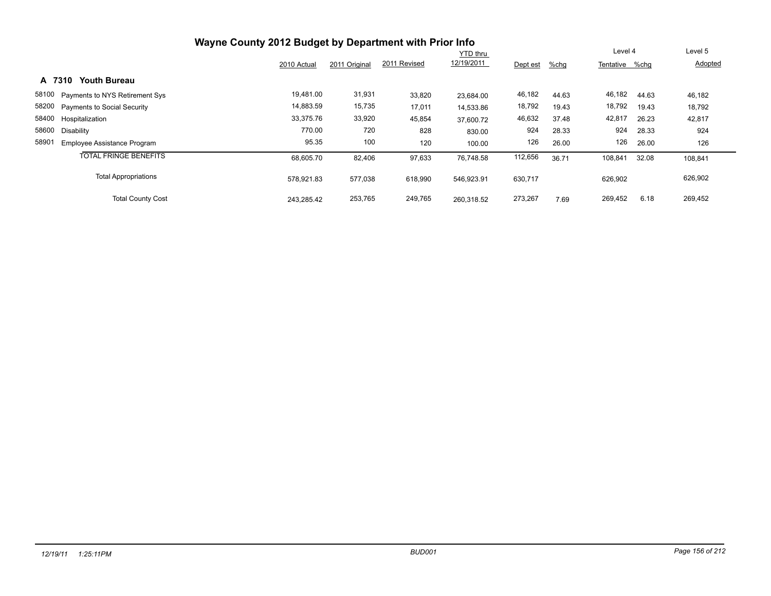# Wayne County 2012 Budget by Department with Prior Info

## A 7310 Youth Bureau

| | | 2010 Actual | 2011 Original | 2011 Revised | YTD thru 12/19/2011 | Dept est | %chg | Level 4 Tentative | %chg | Level 5 Adopted |
|---|---|---|---|---|---|---|---|---|---|---|
| 58100 | Payments to NYS Retirement Sys | 19,481.00 | 31,931 | 33,820 | 23,684.00 | 46,182 | 44.63 | 46,182 | 44.63 | 46,182 |
| 58200 | Payments to Social Security | 14,883.59 | 15,735 | 17,011 | 14,533.86 | 18,792 | 19.43 | 18,792 | 19.43 | 18,792 |
| 58400 | Hospitalization | 33,375.76 | 33,920 | 45,854 | 37,600.72 | 46,632 | 37.48 | 42,817 | 26.23 | 42,817 |
| 58600 | Disability | 770.00 | 720 | 828 | 830.00 | 924 | 28.33 | 924 | 28.33 | 924 |
| 58901 | Employee Assistance Program | 95.35 | 100 | 120 | 100.00 | 126 | 26.00 | 126 | 26.00 | 126 |
| | TOTAL FRINGE BENEFITS | 68,605.70 | 82,406 | 97,633 | 76,748.58 | 112,656 | 36.71 | 108,841 | 32.08 | 108,841 |
| | Total Appropriations | 578,921.83 | 577,038 | 618,990 | 546,923.91 | 630,717 | | 626,902 | | 626,902 |
| | Total County Cost | 243,285.42 | 253,765 | 249,765 | 260,318.52 | 273,267 | 7.69 | 269,452 | 6.18 | 269,452 |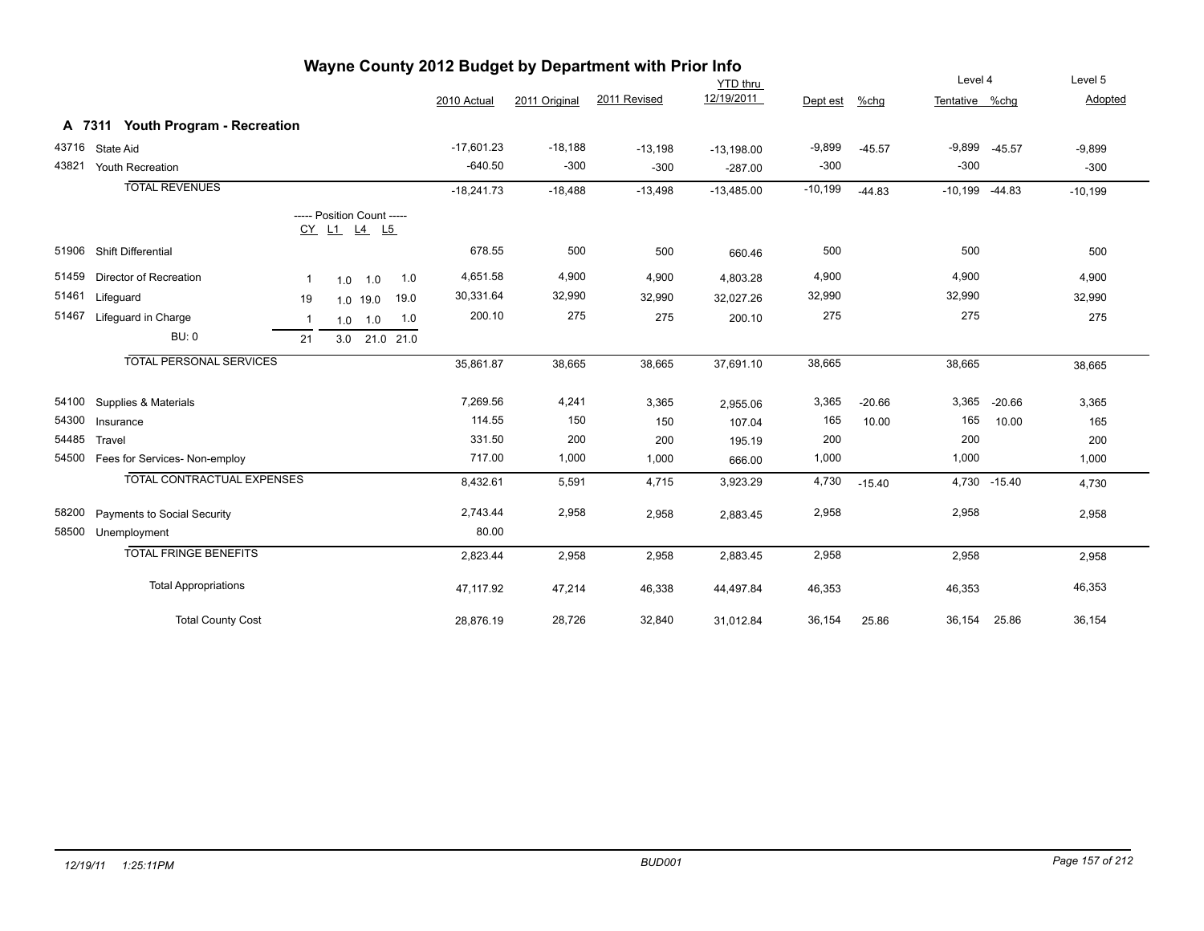# Wayne County 2012 Budget by Department with Prior Info

## A 7311 Youth Program - Recreation

| Code | Description | CY | L1 | L4 | L5 | 2010 Actual | 2011 Original | 2011 Revised | YTD thru 12/19/2011 | Dept est | %chg | Level 4 Tentative | %chg | Level 5 Adopted |
|---|---|---|---|---|---|---|---|---|---|---|---|---|---|---|
| 43716 | State Aid | | | | | -17,601.23 | -18,188 | -13,198 | -13,198.00 | -9,899 | -45.57 | -9,899 | -45.57 | -9,899 |
| 43821 | Youth Recreation | | | | | -640.50 | -300 | -300 | -287.00 | -300 | | -300 | | -300 |
| | TOTAL REVENUES | | | | | -18,241.73 | -18,488 | -13,498 | -13,485.00 | -10,199 | -44.83 | -10,199 | -44.83 | -10,199 |
| | ----- Position Count ----- | CY | L1 | L4 | L5 | | | | | | | | | |
| 51906 | Shift Differential | | | | | 678.55 | 500 | 500 | 660.46 | 500 | | 500 | | 500 |
| 51459 | Director of Recreation | 1 | 1.0 | 1.0 | 1.0 | 4,651.58 | 4,900 | 4,900 | 4,803.28 | 4,900 | | 4,900 | | 4,900 |
| 51461 | Lifeguard | 19 | 1.0 | 19.0 | 19.0 | 30,331.64 | 32,990 | 32,990 | 32,027.26 | 32,990 | | 32,990 | | 32,990 |
| 51467 | Lifeguard in Charge | 1 | 1.0 | 1.0 | 1.0 | 200.10 | 275 | 275 | 200.10 | 275 | | 275 | | 275 |
| | BU: 0 | 21 | 3.0 | 21.0 | 21.0 | | | | | | | | | |
| | TOTAL PERSONAL SERVICES | | | | | 35,861.87 | 38,665 | 38,665 | 37,691.10 | 38,665 | | 38,665 | | 38,665 |
| 54100 | Supplies & Materials | | | | | 7,269.56 | 4,241 | 3,365 | 2,955.06 | 3,365 | -20.66 | 3,365 | -20.66 | 3,365 |
| 54300 | Insurance | | | | | 114.55 | 150 | 150 | 107.04 | 165 | 10.00 | 165 | 10.00 | 165 |
| 54485 | Travel | | | | | 331.50 | 200 | 200 | 195.19 | 200 | | 200 | | 200 |
| 54500 | Fees for Services- Non-employ | | | | | 717.00 | 1,000 | 1,000 | 666.00 | 1,000 | | 1,000 | | 1,000 |
| | TOTAL CONTRACTUAL EXPENSES | | | | | 8,432.61 | 5,591 | 4,715 | 3,923.29 | 4,730 | -15.40 | 4,730 | -15.40 | 4,730 |
| 58200 | Payments to Social Security | | | | | 2,743.44 | 2,958 | 2,958 | 2,883.45 | 2,958 | | 2,958 | | 2,958 |
| 58500 | Unemployment | | | | | 80.00 | | | | | | | | |
| | TOTAL FRINGE BENEFITS | | | | | 2,823.44 | 2,958 | 2,958 | 2,883.45 | 2,958 | | 2,958 | | 2,958 |
| | Total Appropriations | | | | | 47,117.92 | 47,214 | 46,338 | 44,497.84 | 46,353 | | 46,353 | | 46,353 |
| | Total County Cost | | | | | 28,876.19 | 28,726 | 32,840 | 31,012.84 | 36,154 | 25.86 | 36,154 | 25.86 | 36,154 |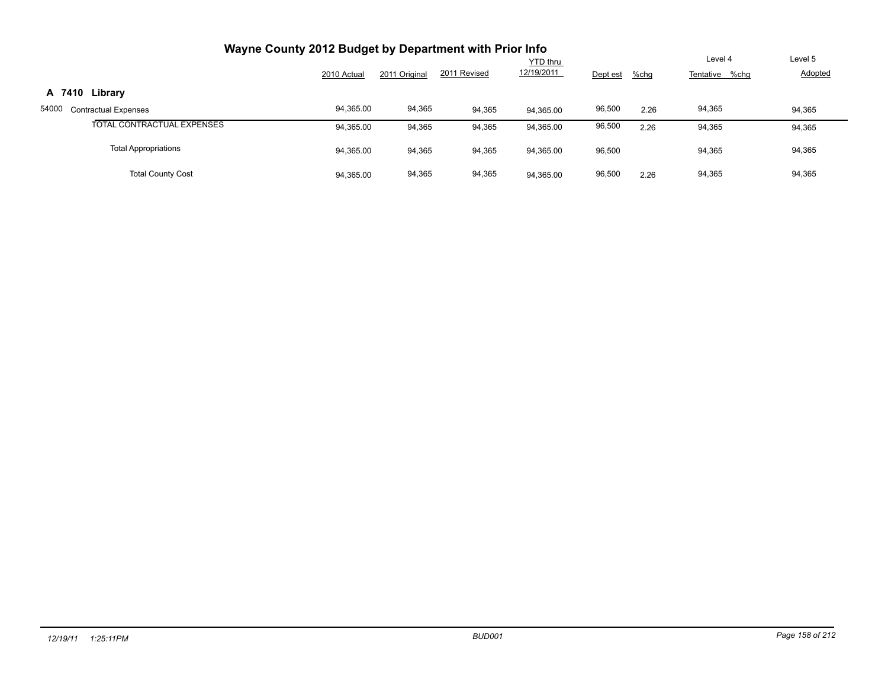# Wayne County 2012 Budget by Department with Prior Info

## A 7410 Library

| | 2010 Actual | 2011 Original | 2011 Revised | YTD thru 12/19/2011 | Dept est | %chg | Level 4 Tentative | %chg | Level 5 Adopted |
|---|---|---|---|---|---|---|---|---|---|
| 54000 Contractual Expenses | 94,365.00 | 94,365 | 94,365 | 94,365.00 | 96,500 | 2.26 | 94,365 | | 94,365 |
| TOTAL CONTRACTUAL EXPENSES | 94,365.00 | 94,365 | 94,365 | 94,365.00 | 96,500 | 2.26 | 94,365 | | 94,365 |
| Total Appropriations | 94,365.00 | 94,365 | 94,365 | 94,365.00 | 96,500 | | 94,365 | | 94,365 |
| Total County Cost | 94,365.00 | 94,365 | 94,365 | 94,365.00 | 96,500 | 2.26 | 94,365 | | 94,365 |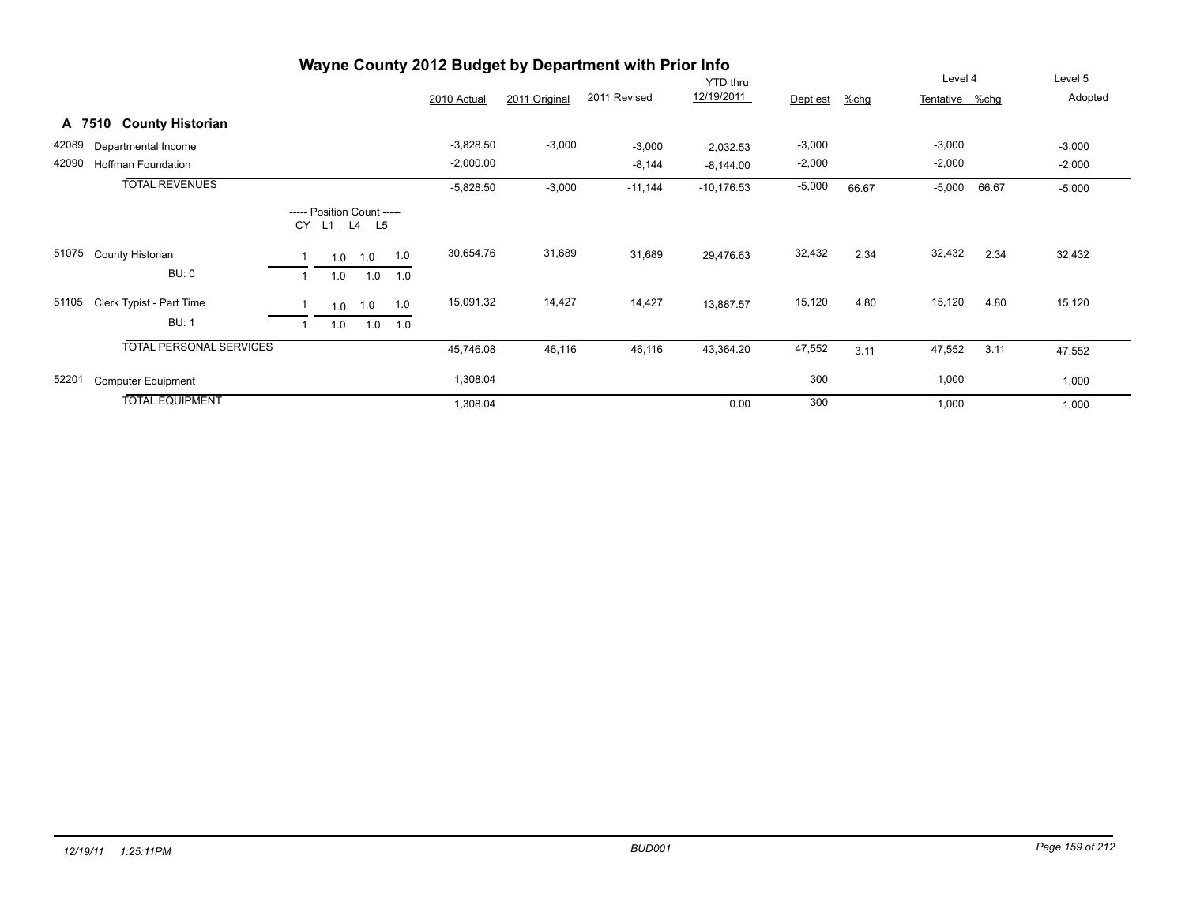# Wayne County 2012 Budget by Department with Prior Info

## A 7510 County Historian

| | | Position Count CY | L1 | L4 | L5 | 2010 Actual | 2011 Original | 2011 Revised | YTD thru 12/19/2011 | Dept est | %chg | Level 4 Tentative | %chg | Level 5 Adopted |
|---|---|---|---|---|---|---|---|---|---|---|---|---|---|---|
| 42089 | Departmental Income | | | | | -3,828.50 | -3,000 | -3,000 | -2,032.53 | -3,000 | | -3,000 | | -3,000 |
| 42090 | Hoffman Foundation | | | | | -2,000.00 | | -8,144 | -8,144.00 | -2,000 | | -2,000 | | -2,000 |
| | TOTAL REVENUES | | | | | -5,828.50 | -3,000 | -11,144 | -10,176.53 | -5,000 | 66.67 | -5,000 | 66.67 | -5,000 |
| 51075 | County Historian | 1 | 1.0 | 1.0 | 1.0 | 30,654.76 | 31,689 | 31,689 | 29,476.63 | 32,432 | 2.34 | 32,432 | 2.34 | 32,432 |
| | BU: 0 | 1 | 1.0 | 1.0 | 1.0 | | | | | | | | | |
| 51105 | Clerk Typist - Part Time | 1 | 1.0 | 1.0 | 1.0 | 15,091.32 | 14,427 | 14,427 | 13,887.57 | 15,120 | 4.80 | 15,120 | 4.80 | 15,120 |
| | BU: 1 | 1 | 1.0 | 1.0 | 1.0 | | | | | | | | | |
| | TOTAL PERSONAL SERVICES | | | | | 45,746.08 | 46,116 | 46,116 | 43,364.20 | 47,552 | 3.11 | 47,552 | 3.11 | 47,552 |
| 52201 | Computer Equipment | | | | | 1,308.04 | | | | 300 | | 1,000 | | 1,000 |
| | TOTAL EQUIPMENT | | | | | 1,308.04 | | | 0.00 | 300 | | 1,000 | | 1,000 |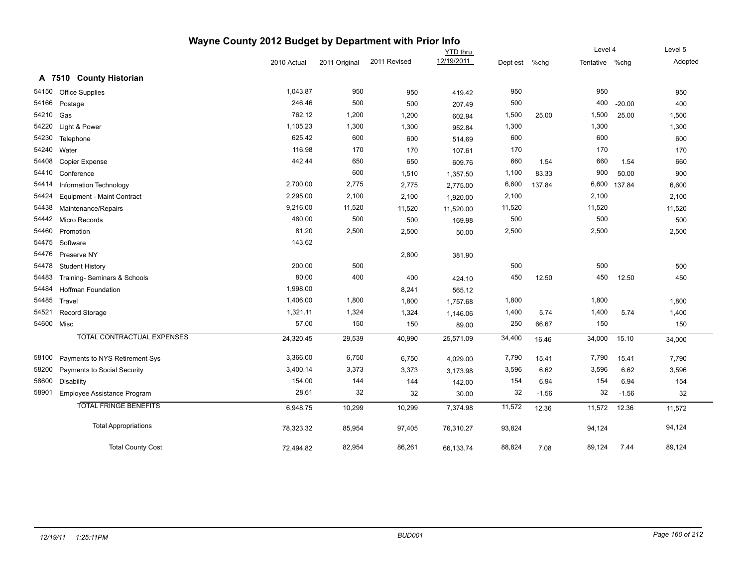# Wayne County 2012 Budget by Department with Prior Info

## A 7510 County Historian

| | | 2010 Actual | 2011 Original | 2011 Revised | YTD thru 12/19/2011 | Dept est | %chg | Level 4 Tentative | %chg | Level 5 Adopted |
|---|---|---|---|---|---|---|---|---|---|---|
| 54150 | Office Supplies | 1,043.87 | 950 | 950 | 419.42 | 950 | | 950 | | 950 |
| 54166 | Postage | 246.46 | 500 | 500 | 207.49 | 500 | | 400 | -20.00 | 400 |
| 54210 | Gas | 762.12 | 1,200 | 1,200 | 602.94 | 1,500 | 25.00 | 1,500 | 25.00 | 1,500 |
| 54220 | Light & Power | 1,105.23 | 1,300 | 1,300 | 952.84 | 1,300 | | 1,300 | | 1,300 |
| 54230 | Telephone | 625.42 | 600 | 600 | 514.69 | 600 | | 600 | | 600 |
| 54240 | Water | 116.98 | 170 | 170 | 107.61 | 170 | | 170 | | 170 |
| 54408 | Copier Expense | 442.44 | 650 | 650 | 609.76 | 660 | 1.54 | 660 | 1.54 | 660 |
| 54410 | Conference | | 600 | 1,510 | 1,357.50 | 1,100 | 83.33 | 900 | 50.00 | 900 |
| 54414 | Information Technology | 2,700.00 | 2,775 | 2,775 | 2,775.00 | 6,600 | 137.84 | 6,600 | 137.84 | 6,600 |
| 54424 | Equipment - Maint Contract | 2,295.00 | 2,100 | 2,100 | 1,920.00 | 2,100 | | 2,100 | | 2,100 |
| 54438 | Maintenance/Repairs | 9,216.00 | 11,520 | 11,520 | 11,520.00 | 11,520 | | 11,520 | | 11,520 |
| 54442 | Micro Records | 480.00 | 500 | 500 | 169.98 | 500 | | 500 | | 500 |
| 54460 | Promotion | 81.20 | 2,500 | 2,500 | 50.00 | 2,500 | | 2,500 | | 2,500 |
| 54475 | Software | 143.62 | | | | | | | | |
| 54476 | Preserve NY | | | 2,800 | 381.90 | | | | | |
| 54478 | Student History | 200.00 | 500 | | | 500 | | 500 | | 500 |
| 54483 | Training- Seminars & Schools | 80.00 | 400 | 400 | 424.10 | 450 | 12.50 | 450 | 12.50 | 450 |
| 54484 | Hoffman Foundation | 1,998.00 | | 8,241 | 565.12 | | | | | |
| 54485 | Travel | 1,406.00 | 1,800 | 1,800 | 1,757.68 | 1,800 | | 1,800 | | 1,800 |
| 54521 | Record Storage | 1,321.11 | 1,324 | 1,324 | 1,146.06 | 1,400 | 5.74 | 1,400 | 5.74 | 1,400 |
| 54600 | Misc | 57.00 | 150 | 150 | 89.00 | 250 | 66.67 | 150 | | 150 |
| | TOTAL CONTRACTUAL EXPENSES | 24,320.45 | 29,539 | 40,990 | 25,571.09 | 34,400 | 16.46 | 34,000 | 15.10 | 34,000 |
| 58100 | Payments to NYS Retirement Sys | 3,366.00 | 6,750 | 6,750 | 4,029.00 | 7,790 | 15.41 | 7,790 | 15.41 | 7,790 |
| 58200 | Payments to Social Security | 3,400.14 | 3,373 | 3,373 | 3,173.98 | 3,596 | 6.62 | 3,596 | 6.62 | 3,596 |
| 58600 | Disability | 154.00 | 144 | 144 | 142.00 | 154 | 6.94 | 154 | 6.94 | 154 |
| 58901 | Employee Assistance Program | 28.61 | 32 | 32 | 30.00 | 32 | -1.56 | 32 | -1.56 | 32 |
| | TOTAL FRINGE BENEFITS | 6,948.75 | 10,299 | 10,299 | 7,374.98 | 11,572 | 12.36 | 11,572 | 12.36 | 11,572 |
| | Total Appropriations | 78,323.32 | 85,954 | 97,405 | 76,310.27 | 93,824 | | 94,124 | | 94,124 |
| | Total County Cost | 72,494.82 | 82,954 | 86,261 | 66,133.74 | 88,824 | 7.08 | 89,124 | 7.44 | 89,124 |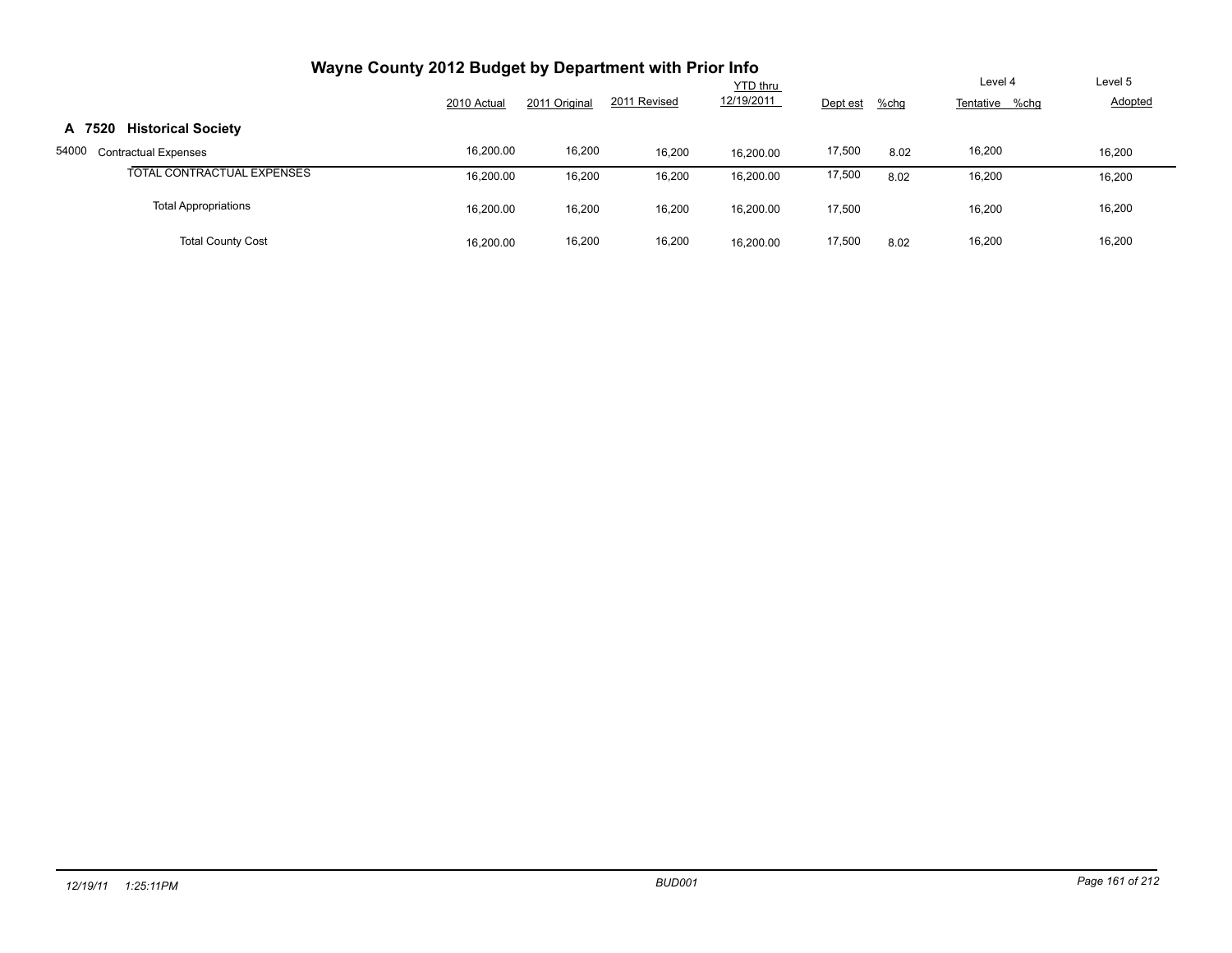# Wayne County 2012 Budget by Department with Prior Info

| | 2010 Actual | 2011 Original | 2011 Revised | YTD thru 12/19/2011 | Dept est | %chg | Level 4 Tentative | %chg | Level 5 Adopted |
|---|---|---|---|---|---|---|---|---|---|
| **A 7520 Historical Society** | | | | | | | | | |
| 54000 Contractual Expenses | 16,200.00 | 16,200 | 16,200 | 16,200.00 | 17,500 | 8.02 | 16,200 | | 16,200 |
| TOTAL CONTRACTUAL EXPENSES | 16,200.00 | 16,200 | 16,200 | 16,200.00 | 17,500 | 8.02 | 16,200 | | 16,200 |
| Total Appropriations | 16,200.00 | 16,200 | 16,200 | 16,200.00 | 17,500 | | 16,200 | | 16,200 |
| Total County Cost | 16,200.00 | 16,200 | 16,200 | 16,200.00 | 17,500 | 8.02 | 16,200 | | 16,200 |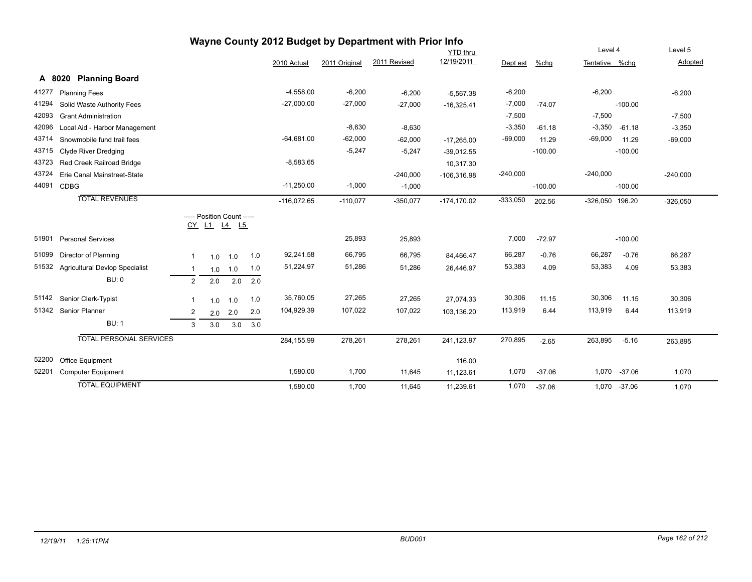# Wayne County 2012 Budget by Department with Prior Info

## A 8020 Planning Board

| Code | Description | CY | L1 | L4 | L5 | 2010 Actual | 2011 Original | 2011 Revised | YTD thru 12/19/2011 | Dept est | %chg | Level 4 Tentative | %chg | Level 5 Adopted |
|---|---|---|---|---|---|---|---|---|---|---|---|---|---|---|
| 41277 | Planning Fees | | | | | -4,558.00 | -6,200 | -6,200 | -5,567.38 | -6,200 | | -6,200 | | -6,200 |
| 41294 | Solid Waste Authority Fees | | | | | -27,000.00 | -27,000 | -27,000 | -16,325.41 | -7,000 | -74.07 | | -100.00 | |
| 42093 | Grant Administration | | | | | | | | | -7,500 | | -7,500 | | -7,500 |
| 42096 | Local Aid - Harbor Management | | | | | | -8,630 | -8,630 | | -3,350 | -61.18 | -3,350 | -61.18 | -3,350 |
| 43714 | Snowmobile fund trail fees | | | | | -64,681.00 | -62,000 | -62,000 | -17,265.00 | -69,000 | 11.29 | -69,000 | 11.29 | -69,000 |
| 43715 | Clyde River Dredging | | | | | | -5,247 | -5,247 | -39,012.55 | | -100.00 | | -100.00 | |
| 43723 | Red Creek Railroad Bridge | | | | | -8,583.65 | | | 10,317.30 | | | | | |
| 43724 | Erie Canal Mainstreet-State | | | | | | | -240,000 | -106,316.98 | -240,000 | | -240,000 | | -240,000 |
| 44091 | CDBG | | | | | -11,250.00 | -1,000 | -1,000 | | | -100.00 | | -100.00 | |
| | **TOTAL REVENUES** | | | | | -116,072.65 | -110,077 | -350,077 | -174,170.02 | -333,050 | 202.56 | -326,050 | 196.20 | -326,050 |
| 51901 | Personal Services | | | | | | 25,893 | 25,893 | | 7,000 | -72.97 | | -100.00 | |
| 51099 | Director of Planning | 1 | 1.0 | 1.0 | 1.0 | 92,241.58 | 66,795 | 66,795 | 84,466.47 | 66,287 | -0.76 | 66,287 | -0.76 | 66,287 |
| 51532 | Agricultural Devlop Specialist | 1 | 1.0 | 1.0 | 1.0 | 51,224.97 | 51,286 | 51,286 | 26,446.97 | 53,383 | 4.09 | 53,383 | 4.09 | 53,383 |
| | BU: 0 | 2 | 2.0 | 2.0 | 2.0 | | | | | | | | | |
| 51142 | Senior Clerk-Typist | 1 | 1.0 | 1.0 | 1.0 | 35,760.05 | 27,265 | 27,265 | 27,074.33 | 30,306 | 11.15 | 30,306 | 11.15 | 30,306 |
| 51342 | Senior Planner | 2 | 2.0 | 2.0 | 2.0 | 104,929.39 | 107,022 | 107,022 | 103,136.20 | 113,919 | 6.44 | 113,919 | 6.44 | 113,919 |
| | BU: 1 | 3 | 3.0 | 3.0 | 3.0 | | | | | | | | | |
| | **TOTAL PERSONAL SERVICES** | | | | | 284,155.99 | 278,261 | 278,261 | 241,123.97 | 270,895 | -2.65 | 263,895 | -5.16 | 263,895 |
| 52200 | Office Equipment | | | | | | | | 116.00 | | | | | |
| 52201 | Computer Equipment | | | | | 1,580.00 | 1,700 | 11,645 | 11,123.61 | 1,070 | -37.06 | 1,070 | -37.06 | 1,070 |
| | **TOTAL EQUIPMENT** | | | | | 1,580.00 | 1,700 | 11,645 | 11,239.61 | 1,070 | -37.06 | 1,070 | -37.06 | 1,070 |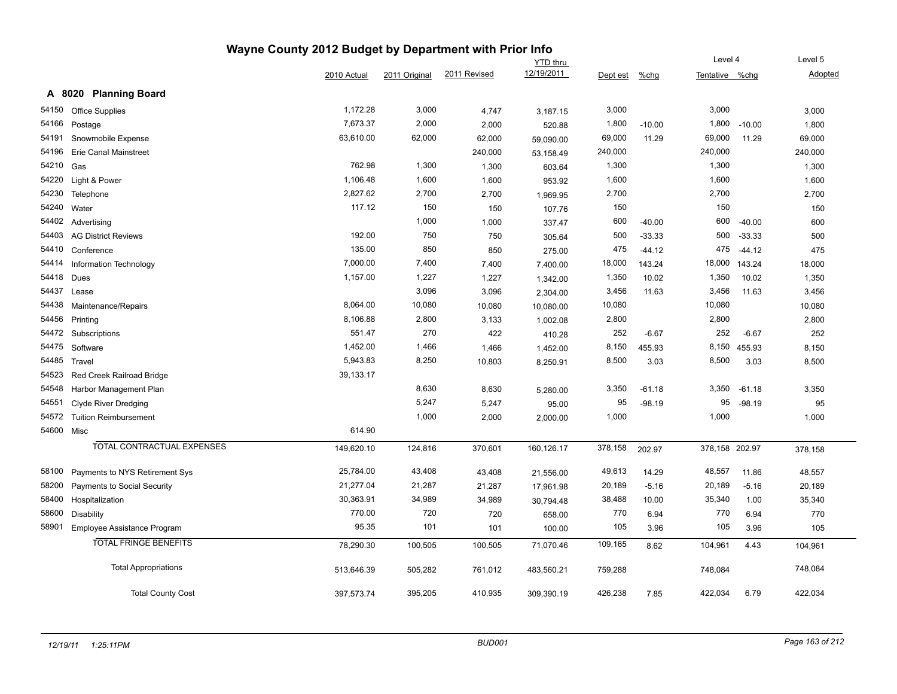# Wayne County 2012 Budget by Department with Prior Info

## A 8020 Planning Board

| | | 2010 Actual | 2011 Original | 2011 Revised | YTD thru 12/19/2011 | Dept est | %chg | Level 4 Tentative | %chg | Level 5 Adopted |
|---|---|---|---|---|---|---|---|---|---|---|
| 54150 | Office Supplies | 1,172.28 | 3,000 | 4,747 | 3,187.15 | 3,000 | | 3,000 | | 3,000 |
| 54166 | Postage | 7,673.37 | 2,000 | 2,000 | 520.88 | 1,800 | -10.00 | 1,800 | -10.00 | 1,800 |
| 54191 | Snowmobile Expense | 63,610.00 | 62,000 | 62,000 | 59,090.00 | 69,000 | 11.29 | 69,000 | 11.29 | 69,000 |
| 54196 | Erie Canal Mainstreet | | | 240,000 | 53,158.49 | 240,000 | | 240,000 | | 240,000 |
| 54210 | Gas | 762.98 | 1,300 | 1,300 | 603.64 | 1,300 | | 1,300 | | 1,300 |
| 54220 | Light & Power | 1,106.48 | 1,600 | 1,600 | 953.92 | 1,600 | | 1,600 | | 1,600 |
| 54230 | Telephone | 2,827.62 | 2,700 | 2,700 | 1,969.95 | 2,700 | | 2,700 | | 2,700 |
| 54240 | Water | 117.12 | 150 | 150 | 107.76 | 150 | | 150 | | 150 |
| 54402 | Advertising | | 1,000 | 1,000 | 337.47 | 600 | -40.00 | 600 | -40.00 | 600 |
| 54403 | AG District Reviews | 192.00 | 750 | 750 | 305.64 | 500 | -33.33 | 500 | -33.33 | 500 |
| 54410 | Conference | 135.00 | 850 | 850 | 275.00 | 475 | -44.12 | 475 | -44.12 | 475 |
| 54414 | Information Technology | 7,000.00 | 7,400 | 7,400 | 7,400.00 | 18,000 | 143.24 | 18,000 | 143.24 | 18,000 |
| 54418 | Dues | 1,157.00 | 1,227 | 1,227 | 1,342.00 | 1,350 | 10.02 | 1,350 | 10.02 | 1,350 |
| 54437 | Lease | | 3,096 | 3,096 | 2,304.00 | 3,456 | 11.63 | 3,456 | 11.63 | 3,456 |
| 54438 | Maintenance/Repairs | 8,064.00 | 10,080 | 10,080 | 10,080.00 | 10,080 | | 10,080 | | 10,080 |
| 54456 | Printing | 8,106.88 | 2,800 | 3,133 | 1,002.08 | 2,800 | | 2,800 | | 2,800 |
| 54472 | Subscriptions | 551.47 | 270 | 422 | 410.28 | 252 | -6.67 | 252 | -6.67 | 252 |
| 54475 | Software | 1,452.00 | 1,466 | 1,466 | 1,452.00 | 8,150 | 455.93 | 8,150 | 455.93 | 8,150 |
| 54485 | Travel | 5,943.83 | 8,250 | 10,803 | 8,250.91 | 8,500 | 3.03 | 8,500 | 3.03 | 8,500 |
| 54523 | Red Creek Railroad Bridge | 39,133.17 | | | | | | | | |
| 54548 | Harbor Management Plan | | 8,630 | 8,630 | 5,280.00 | 3,350 | -61.18 | 3,350 | -61.18 | 3,350 |
| 54551 | Clyde River Dredging | | 5,247 | 5,247 | 95.00 | 95 | -98.19 | 95 | -98.19 | 95 |
| 54572 | Tuition Reimbursement | | 1,000 | 2,000 | 2,000.00 | 1,000 | | 1,000 | | 1,000 |
| 54600 | Misc | 614.90 | | | | | | | | |
| | TOTAL CONTRACTUAL EXPENSES | 149,620.10 | 124,816 | 370,601 | 160,126.17 | 378,158 | 202.97 | 378,158 | 202.97 | 378,158 |
| 58100 | Payments to NYS Retirement Sys | 25,784.00 | 43,408 | 43,408 | 21,556.00 | 49,613 | 14.29 | 48,557 | 11.86 | 48,557 |
| 58200 | Payments to Social Security | 21,277.04 | 21,287 | 21,287 | 17,961.98 | 20,189 | -5.16 | 20,189 | -5.16 | 20,189 |
| 58400 | Hospitalization | 30,363.91 | 34,989 | 34,989 | 30,794.48 | 38,488 | 10.00 | 35,340 | 1.00 | 35,340 |
| 58600 | Disability | 770.00 | 720 | 720 | 658.00 | 770 | 6.94 | 770 | 6.94 | 770 |
| 58901 | Employee Assistance Program | 95.35 | 101 | 101 | 100.00 | 105 | 3.96 | 105 | 3.96 | 105 |
| | TOTAL FRINGE BENEFITS | 78,290.30 | 100,505 | 100,505 | 71,070.46 | 109,165 | 8.62 | 104,961 | 4.43 | 104,961 |
| | Total Appropriations | 513,646.39 | 505,282 | 761,012 | 483,560.21 | 759,288 | | 748,084 | | 748,084 |
| | Total County Cost | 397,573.74 | 395,205 | 410,935 | 309,390.19 | 426,238 | 7.85 | 422,034 | 6.79 | 422,034 |

12/19/11 1:25:11PM BUD001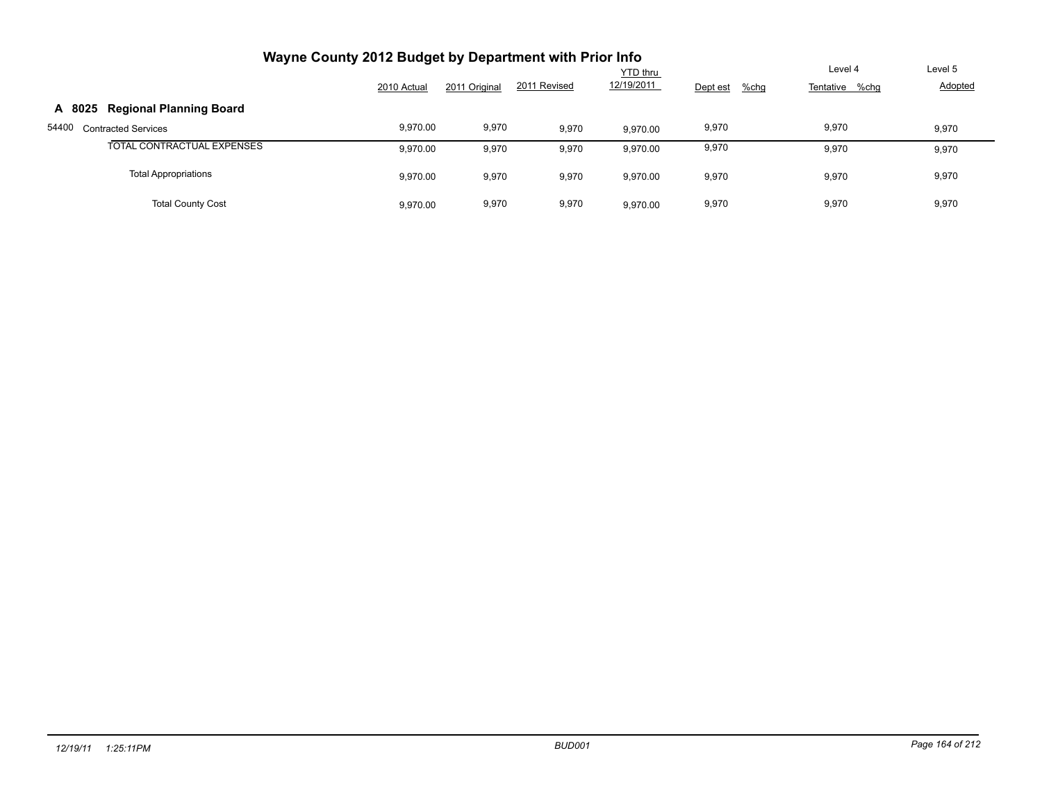# Wayne County 2012 Budget by Department with Prior Info

| | 2010 Actual | 2011 Original | 2011 Revised | YTD thru 12/19/2011 | Dept est | %chg | Level 4 Tentative | %chg | Level 5 Adopted |
|---|---|---|---|---|---|---|---|---|---|
| **A 8025 Regional Planning Board** | | | | | | | | | |
| 54400 Contracted Services | 9,970.00 | 9,970 | 9,970 | 9,970.00 | 9,970 | | 9,970 | | 9,970 |
| TOTAL CONTRACTUAL EXPENSES | 9,970.00 | 9,970 | 9,970 | 9,970.00 | 9,970 | | 9,970 | | 9,970 |
| Total Appropriations | 9,970.00 | 9,970 | 9,970 | 9,970.00 | 9,970 | | 9,970 | | 9,970 |
| Total County Cost | 9,970.00 | 9,970 | 9,970 | 9,970.00 | 9,970 | | 9,970 | | 9,970 |

*12/19/11 1:25:11PM* BUD001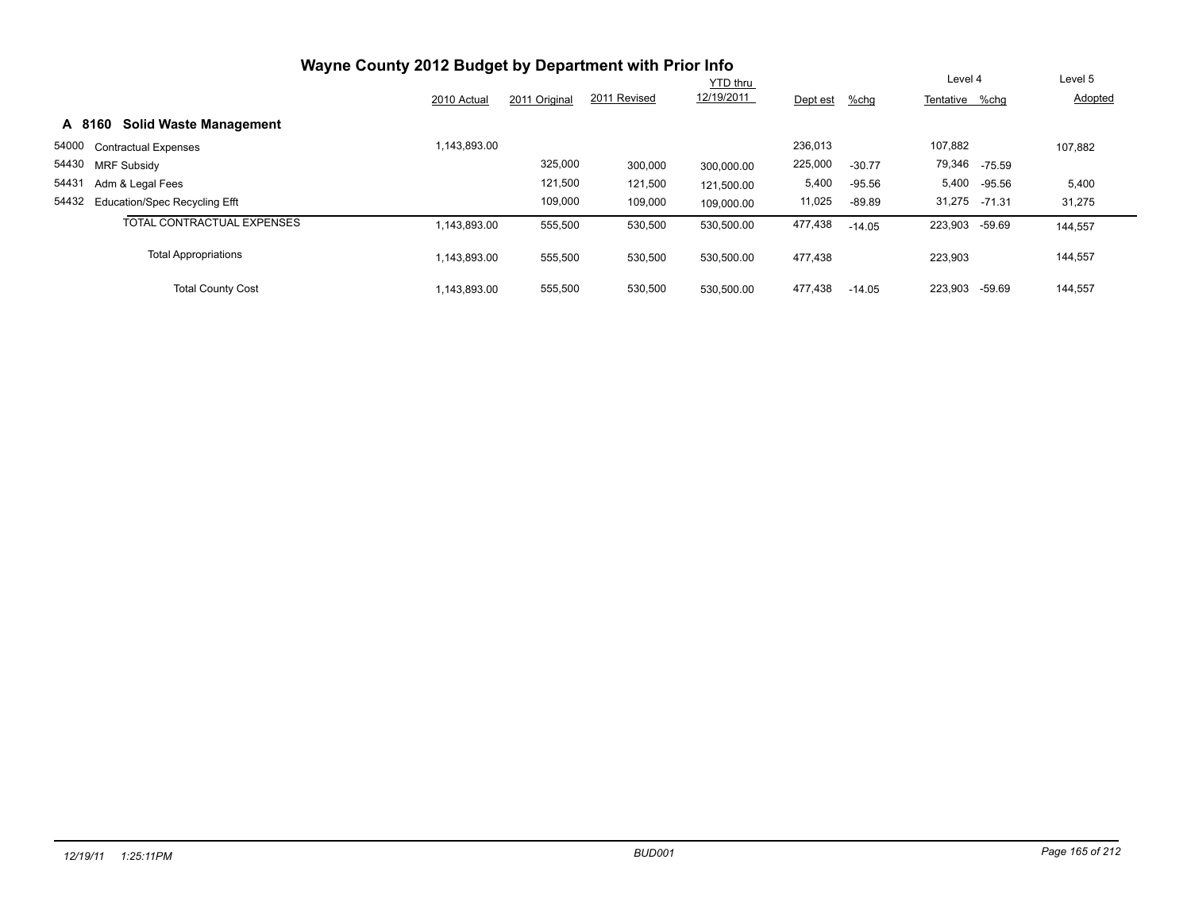# Wayne County 2012 Budget by Department with Prior Info

## A 8160 Solid Waste Management

| | | 2010 Actual | 2011 Original | 2011 Revised | YTD thru 12/19/2011 | Dept est | %chg | Level 4 Tentative | %chg | Level 5 Adopted |
|---|---|---|---|---|---|---|---|---|---|---|
| 54000 | Contractual Expenses | 1,143,893.00 | | | | 236,013 | | 107,882 | | 107,882 |
| 54430 | MRF Subsidy | | 325,000 | 300,000 | 300,000.00 | 225,000 | -30.77 | 79,346 | -75.59 | |
| 54431 | Adm & Legal Fees | | 121,500 | 121,500 | 121,500.00 | 5,400 | -95.56 | 5,400 | -95.56 | 5,400 |
| 54432 | Education/Spec Recycling Efft | | 109,000 | 109,000 | 109,000.00 | 11,025 | -89.89 | 31,275 | -71.31 | 31,275 |
| | TOTAL CONTRACTUAL EXPENSES | 1,143,893.00 | 555,500 | 530,500 | 530,500.00 | 477,438 | -14.05 | 223,903 | -59.69 | 144,557 |
| | Total Appropriations | 1,143,893.00 | 555,500 | 530,500 | 530,500.00 | 477,438 | | 223,903 | | 144,557 |
| | Total County Cost | 1,143,893.00 | 555,500 | 530,500 | 530,500.00 | 477,438 | -14.05 | 223,903 | -59.69 | 144,557 |

12/19/11 1:25:11PM BUD001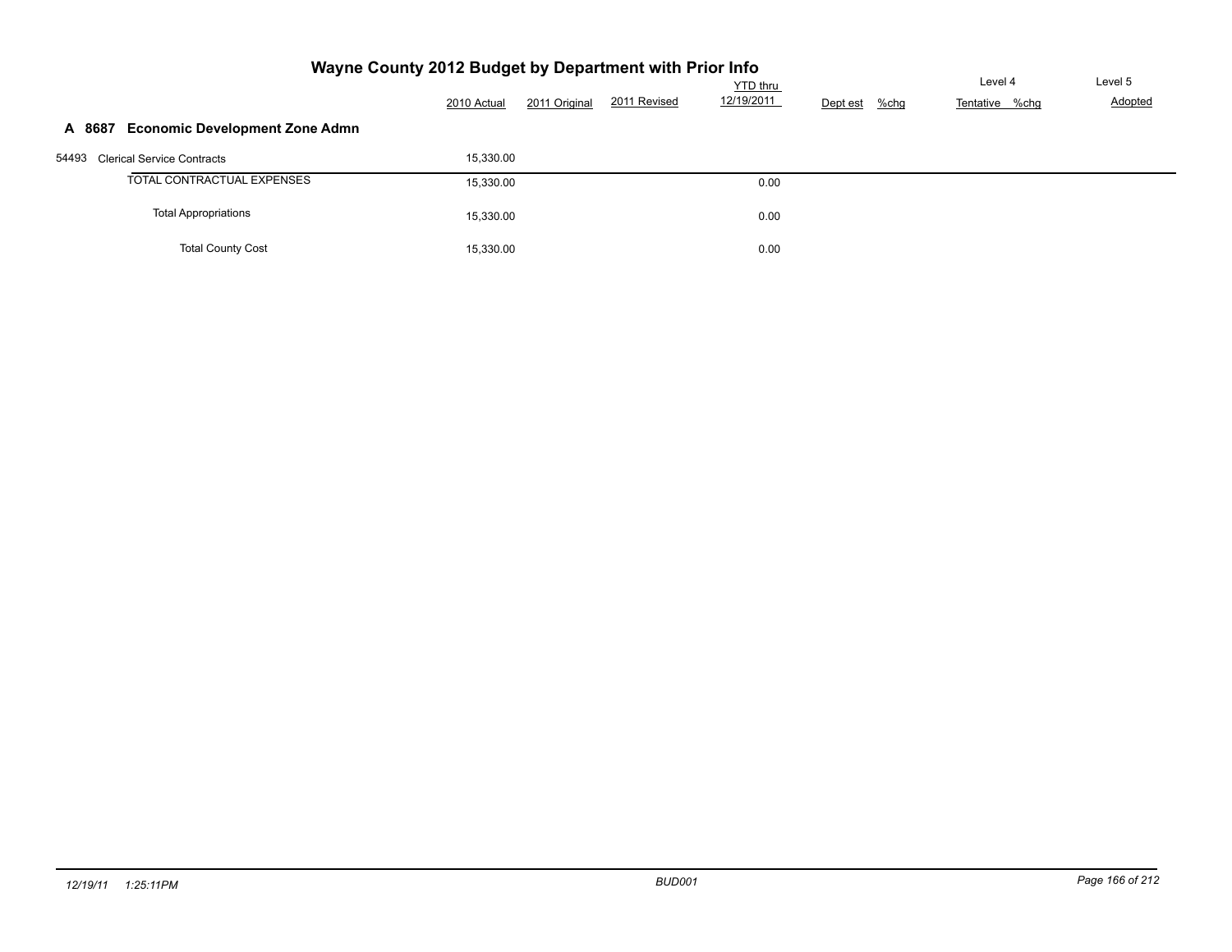# Wayne County 2012 Budget by Department with Prior Info

## A 8687 Economic Development Zone Admn

| | 2010 Actual | 2011 Original | 2011 Revised | YTD thru 12/19/2011 | Dept est | %chg | Level 4 Tentative | %chg | Level 5 Adopted |
|---|---|---|---|---|---|---|---|---|---|
| 54493 Clerical Service Contracts | 15,330.00 | | | | | | | | |
| TOTAL CONTRACTUAL EXPENSES | 15,330.00 | | | 0.00 | | | | | |
| Total Appropriations | 15,330.00 | | | 0.00 | | | | | |
| Total County Cost | 15,330.00 | | | 0.00 | | | | | |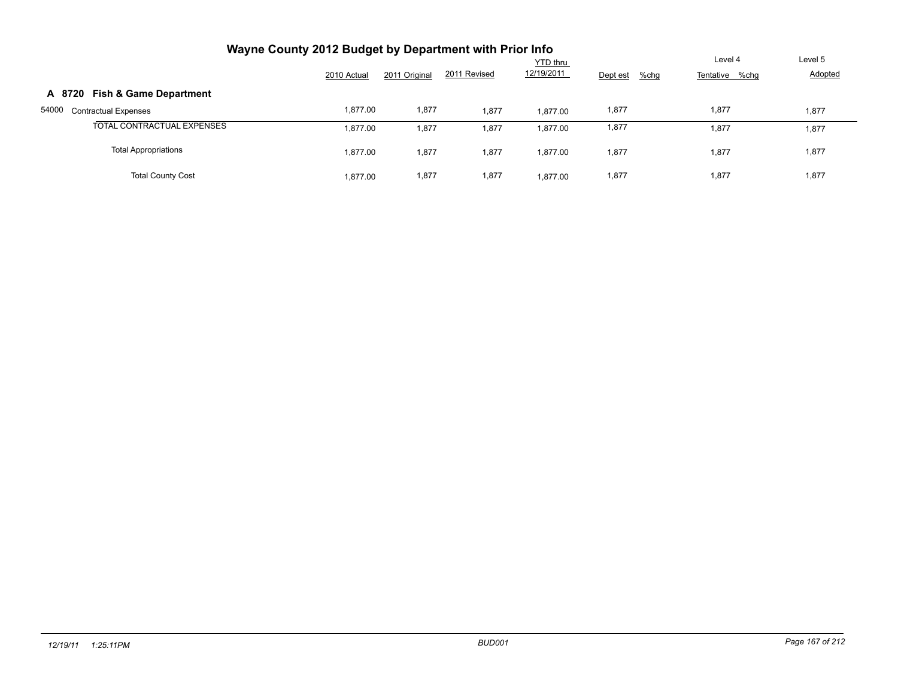# Wayne County 2012 Budget by Department with Prior Info

## A 8720 Fish & Game Department

| | 2010 Actual | 2011 Original | 2011 Revised | YTD thru 12/19/2011 | Dept est | %chg | Level 4 Tentative | %chg | Level 5 Adopted |
|---|---|---|---|---|---|---|---|---|---|
| 54000 Contractual Expenses | 1,877.00 | 1,877 | 1,877 | 1,877.00 | 1,877 | | 1,877 | | 1,877 |
| TOTAL CONTRACTUAL EXPENSES | 1,877.00 | 1,877 | 1,877 | 1,877.00 | 1,877 | | 1,877 | | 1,877 |
| Total Appropriations | 1,877.00 | 1,877 | 1,877 | 1,877.00 | 1,877 | | 1,877 | | 1,877 |
| Total County Cost | 1,877.00 | 1,877 | 1,877 | 1,877.00 | 1,877 | | 1,877 | | 1,877 |

12/19/11 1:25:11PM BUD001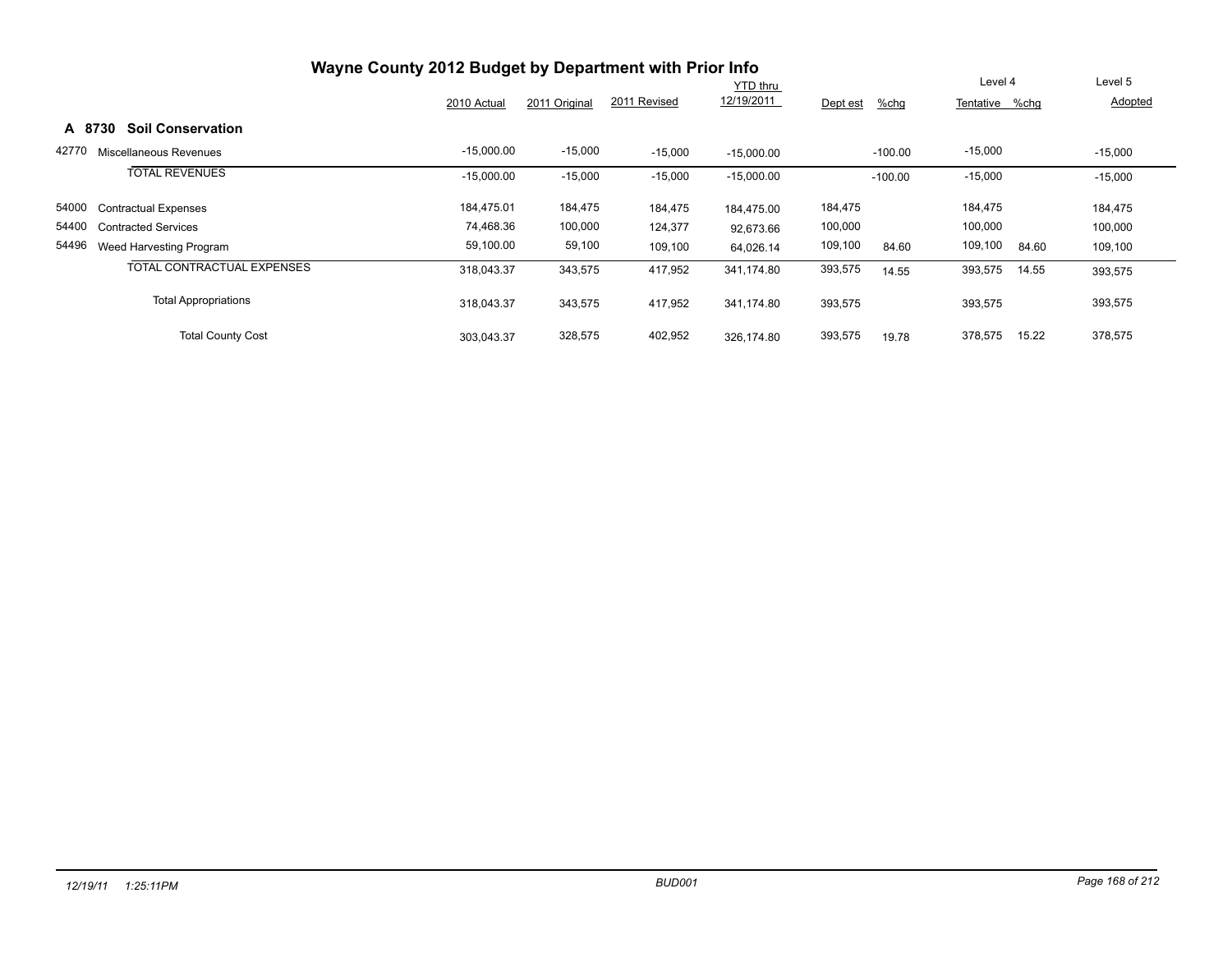# Wayne County 2012 Budget by Department with Prior Info

## A 8730 Soil Conservation

| | | 2010 Actual | 2011 Original | 2011 Revised | YTD thru 12/19/2011 | Dept est | %chg | Level 4 Tentative | %chg | Level 5 Adopted |
|---|---|---|---|---|---|---|---|---|---|---|
| 42770 | Miscellaneous Revenues | -15,000.00 | -15,000 | -15,000 | -15,000.00 | | -100.00 | -15,000 | | -15,000 |
| | TOTAL REVENUES | -15,000.00 | -15,000 | -15,000 | -15,000.00 | | -100.00 | -15,000 | | -15,000 |
| 54000 | Contractual Expenses | 184,475.01 | 184,475 | 184,475 | 184,475.00 | 184,475 | | 184,475 | | 184,475 |
| 54400 | Contracted Services | 74,468.36 | 100,000 | 124,377 | 92,673.66 | 100,000 | | 100,000 | | 100,000 |
| 54496 | Weed Harvesting Program | 59,100.00 | 59,100 | 109,100 | 64,026.14 | 109,100 | 84.60 | 109,100 | 84.60 | 109,100 |
| | TOTAL CONTRACTUAL EXPENSES | 318,043.37 | 343,575 | 417,952 | 341,174.80 | 393,575 | 14.55 | 393,575 | 14.55 | 393,575 |
| | Total Appropriations | 318,043.37 | 343,575 | 417,952 | 341,174.80 | 393,575 | | 393,575 | | 393,575 |
| | Total County Cost | 303,043.37 | 328,575 | 402,952 | 326,174.80 | 393,575 | 19.78 | 378,575 | 15.22 | 378,575 |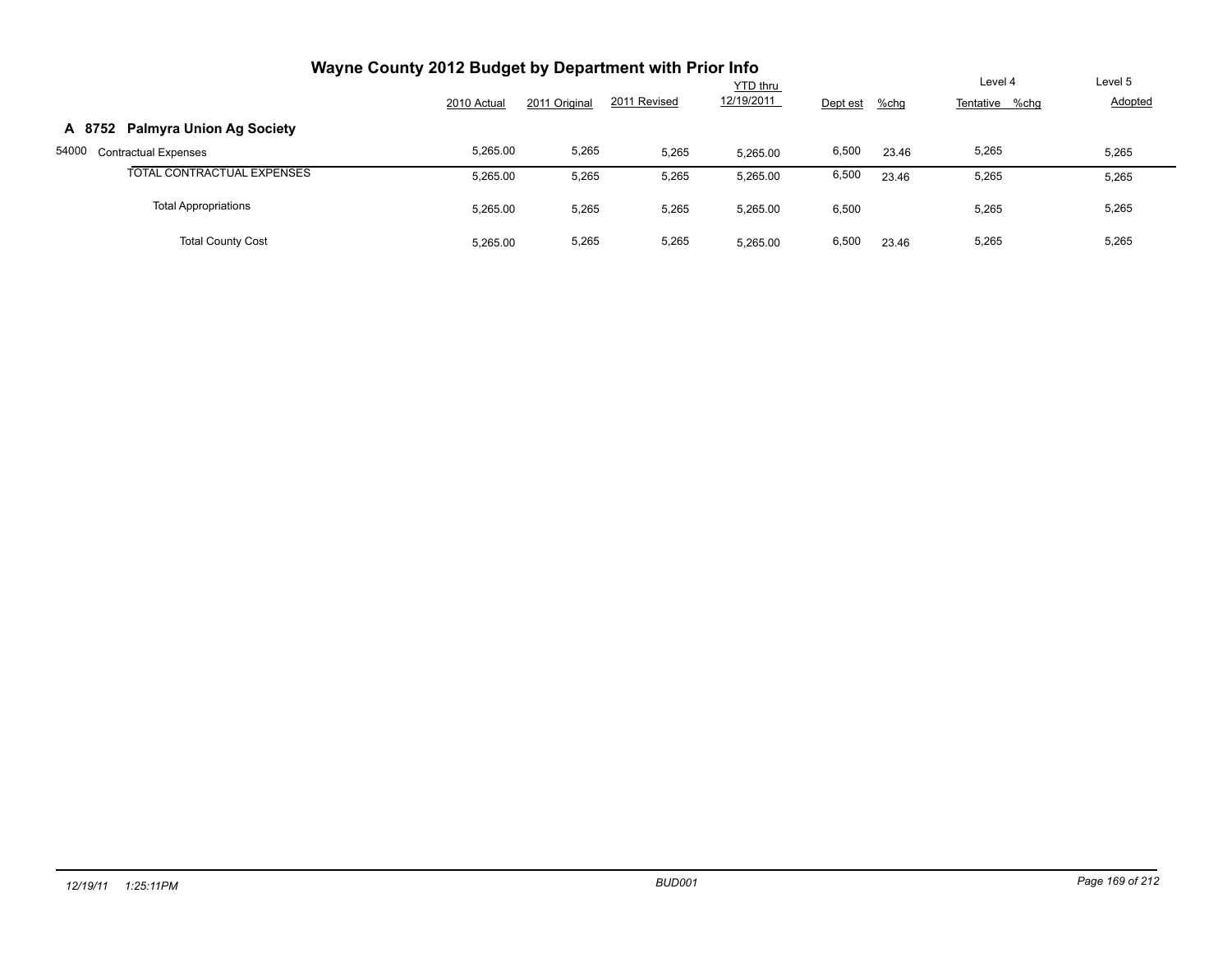# Wayne County 2012 Budget by Department with Prior Info

| | 2010 Actual | 2011 Original | 2011 Revised | YTD thru 12/19/2011 | Dept est | %chg | Level 4 Tentative | %chg | Level 5 Adopted |
|---|---|---|---|---|---|---|---|---|---|
| **A 8752 Palmyra Union Ag Society** | | | | | | | | | |
| 54000 Contractual Expenses | 5,265.00 | 5,265 | 5,265 | 5,265.00 | 6,500 | 23.46 | 5,265 | | 5,265 |
| TOTAL CONTRACTUAL EXPENSES | 5,265.00 | 5,265 | 5,265 | 5,265.00 | 6,500 | 23.46 | 5,265 | | 5,265 |
| Total Appropriations | 5,265.00 | 5,265 | 5,265 | 5,265.00 | 6,500 | | 5,265 | | 5,265 |
| Total County Cost | 5,265.00 | 5,265 | 5,265 | 5,265.00 | 6,500 | 23.46 | 5,265 | | 5,265 |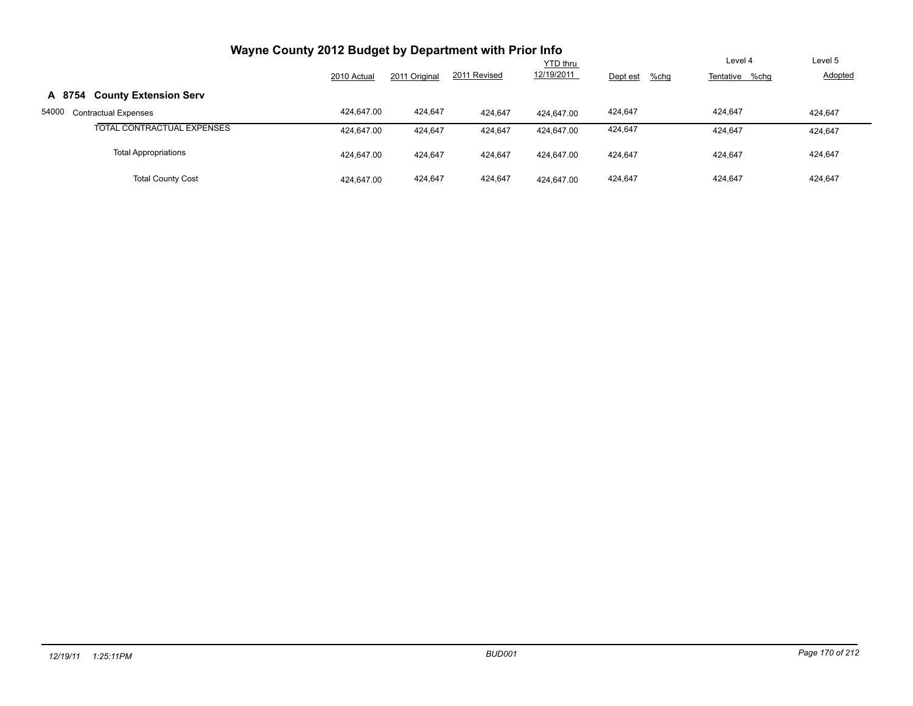# Wayne County 2012 Budget by Department with Prior Info

| | 2010 Actual | 2011 Original | 2011 Revised | YTD thru 12/19/2011 | Dept est | %chg | Level 4 Tentative | %chg | Level 5 Adopted |
|---|---|---|---|---|---|---|---|---|---|
| **A 8754 County Extension Serv** | | | | | | | | | |
| 54000 Contractual Expenses | 424,647.00 | 424,647 | 424,647 | 424,647.00 | 424,647 | | 424,647 | | 424,647 |
| TOTAL CONTRACTUAL EXPENSES | 424,647.00 | 424,647 | 424,647 | 424,647.00 | 424,647 | | 424,647 | | 424,647 |
| Total Appropriations | 424,647.00 | 424,647 | 424,647 | 424,647.00 | 424,647 | | 424,647 | | 424,647 |
| Total County Cost | 424,647.00 | 424,647 | 424,647 | 424,647.00 | 424,647 | | 424,647 | | 424,647 |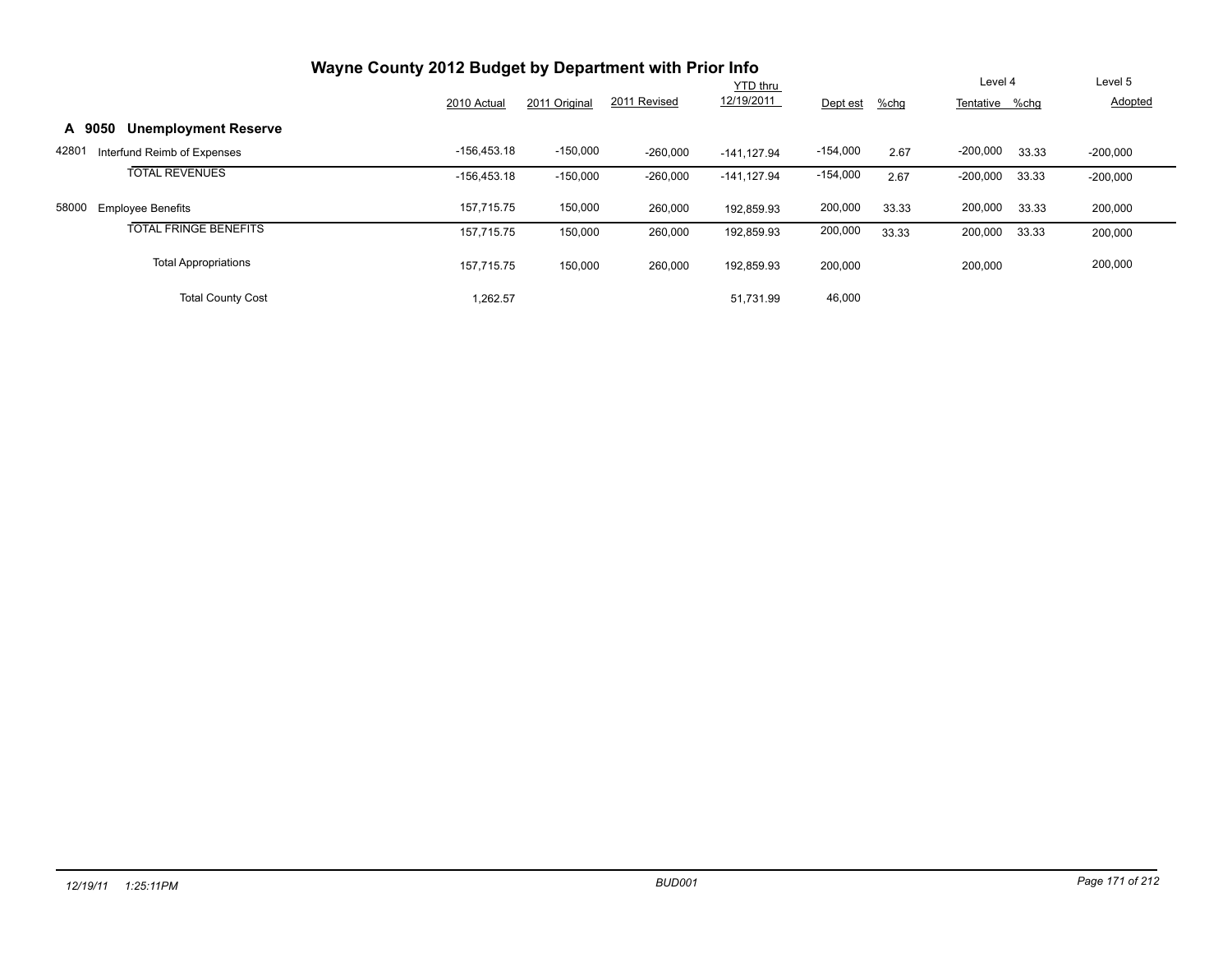# Wayne County 2012 Budget by Department with Prior Info

| | 2010 Actual | 2011 Original | 2011 Revised | YTD thru 12/19/2011 | Dept est | %chg | Level 4 Tentative | %chg | Level 5 Adopted |
|---|---|---|---|---|---|---|---|---|---|
| **A 9050 Unemployment Reserve** | | | | | | | | | |
| 42801 Interfund Reimb of Expenses | -156,453.18 | -150,000 | -260,000 | -141,127.94 | -154,000 | 2.67 | -200,000 | 33.33 | -200,000 |
| TOTAL REVENUES | -156,453.18 | -150,000 | -260,000 | -141,127.94 | -154,000 | 2.67 | -200,000 | 33.33 | -200,000 |
| 58000 Employee Benefits | 157,715.75 | 150,000 | 260,000 | 192,859.93 | 200,000 | 33.33 | 200,000 | 33.33 | 200,000 |
| TOTAL FRINGE BENEFITS | 157,715.75 | 150,000 | 260,000 | 192,859.93 | 200,000 | 33.33 | 200,000 | 33.33 | 200,000 |
| Total Appropriations | 157,715.75 | 150,000 | 260,000 | 192,859.93 | 200,000 | | 200,000 | | 200,000 |
| Total County Cost | 1,262.57 | | | 51,731.99 | 46,000 | | | | |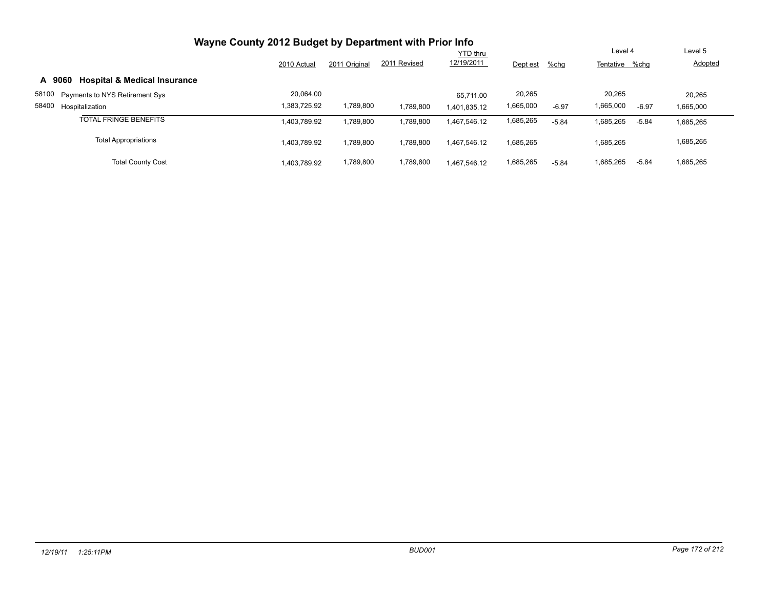# Wayne County 2012 Budget by Department with Prior Info

## A 9060 Hospital & Medical Insurance

| | | 2010 Actual | 2011 Original | 2011 Revised | YTD thru 12/19/2011 | Dept est | %chg | Level 4 Tentative | %chg | Level 5 Adopted |
|---|---|---|---|---|---|---|---|---|---|---|
| 58100 | Payments to NYS Retirement Sys | 20,064.00 | | | 65,711.00 | 20,265 | | 20,265 | | 20,265 |
| 58400 | Hospitalization | 1,383,725.92 | 1,789,800 | 1,789,800 | 1,401,835.12 | 1,665,000 | -6.97 | 1,665,000 | -6.97 | 1,665,000 |
| | TOTAL FRINGE BENEFITS | 1,403,789.92 | 1,789,800 | 1,789,800 | 1,467,546.12 | 1,685,265 | -5.84 | 1,685,265 | -5.84 | 1,685,265 |
| | Total Appropriations | 1,403,789.92 | 1,789,800 | 1,789,800 | 1,467,546.12 | 1,685,265 | | 1,685,265 | | 1,685,265 |
| | Total County Cost | 1,403,789.92 | 1,789,800 | 1,789,800 | 1,467,546.12 | 1,685,265 | -5.84 | 1,685,265 | -5.84 | 1,685,265 |

12/19/11 1:25:11PM BUD001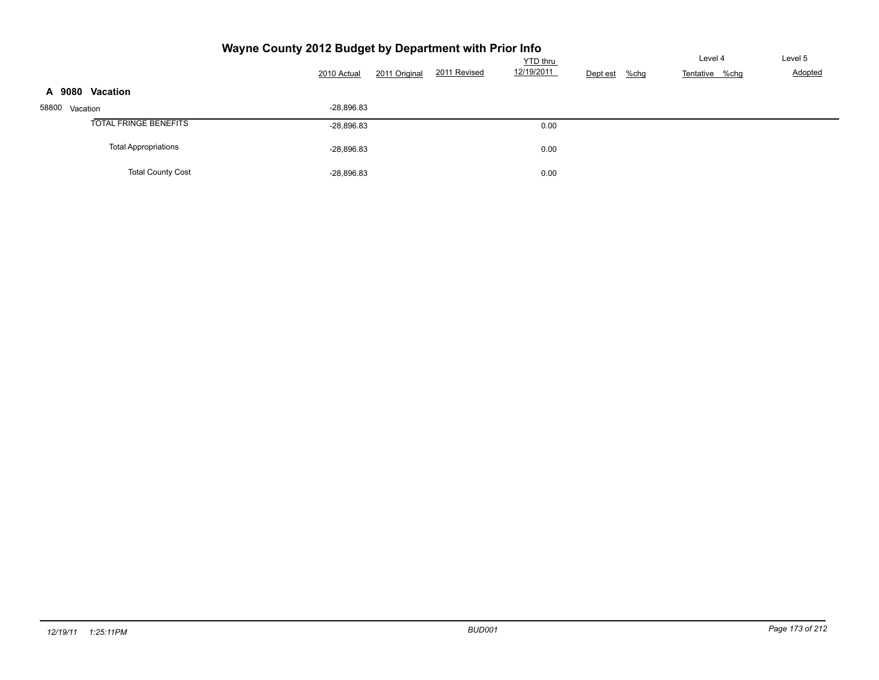# Wayne County 2012 Budget by Department with Prior Info

| | 2010 Actual | 2011 Original | 2011 Revised | YTD thru 12/19/2011 | Dept est | %chg | Level 4 Tentative | %chg | Level 5 Adopted |
|---|---|---|---|---|---|---|---|---|---|
| **A 9080 Vacation** | | | | | | | | | |
| 58800 Vacation | -28,896.83 | | | | | | | | |
| TOTAL FRINGE BENEFITS | -28,896.83 | | | 0.00 | | | | | |
| Total Appropriations | -28,896.83 | | | 0.00 | | | | | |
| Total County Cost | -28,896.83 | | | 0.00 | | | | | |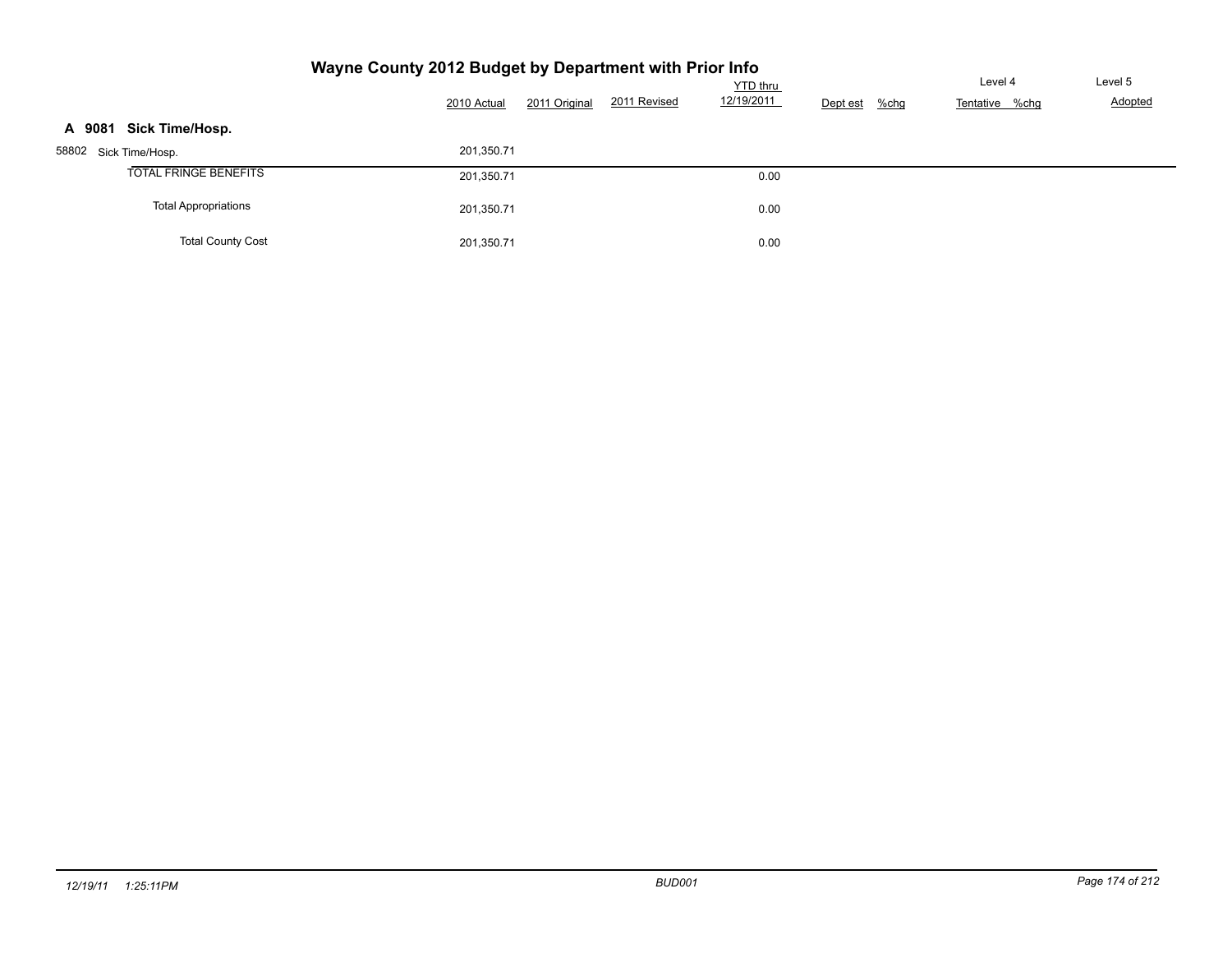# Wayne County 2012 Budget by Department with Prior Info

| | 2010 Actual | 2011 Original | 2011 Revised | YTD thru 12/19/2011 | Dept est | %chg | Level 4 Tentative | %chg | Level 5 Adopted |
|---|---|---|---|---|---|---|---|---|---|
| **A 9081 Sick Time/Hosp.** | | | | | | | | | |
| 58802 Sick Time/Hosp. | 201,350.71 | | | | | | | | |
| TOTAL FRINGE BENEFITS | 201,350.71 | | | 0.00 | | | | | |
| Total Appropriations | 201,350.71 | | | 0.00 | | | | | |
| Total County Cost | 201,350.71 | | | 0.00 | | | | | |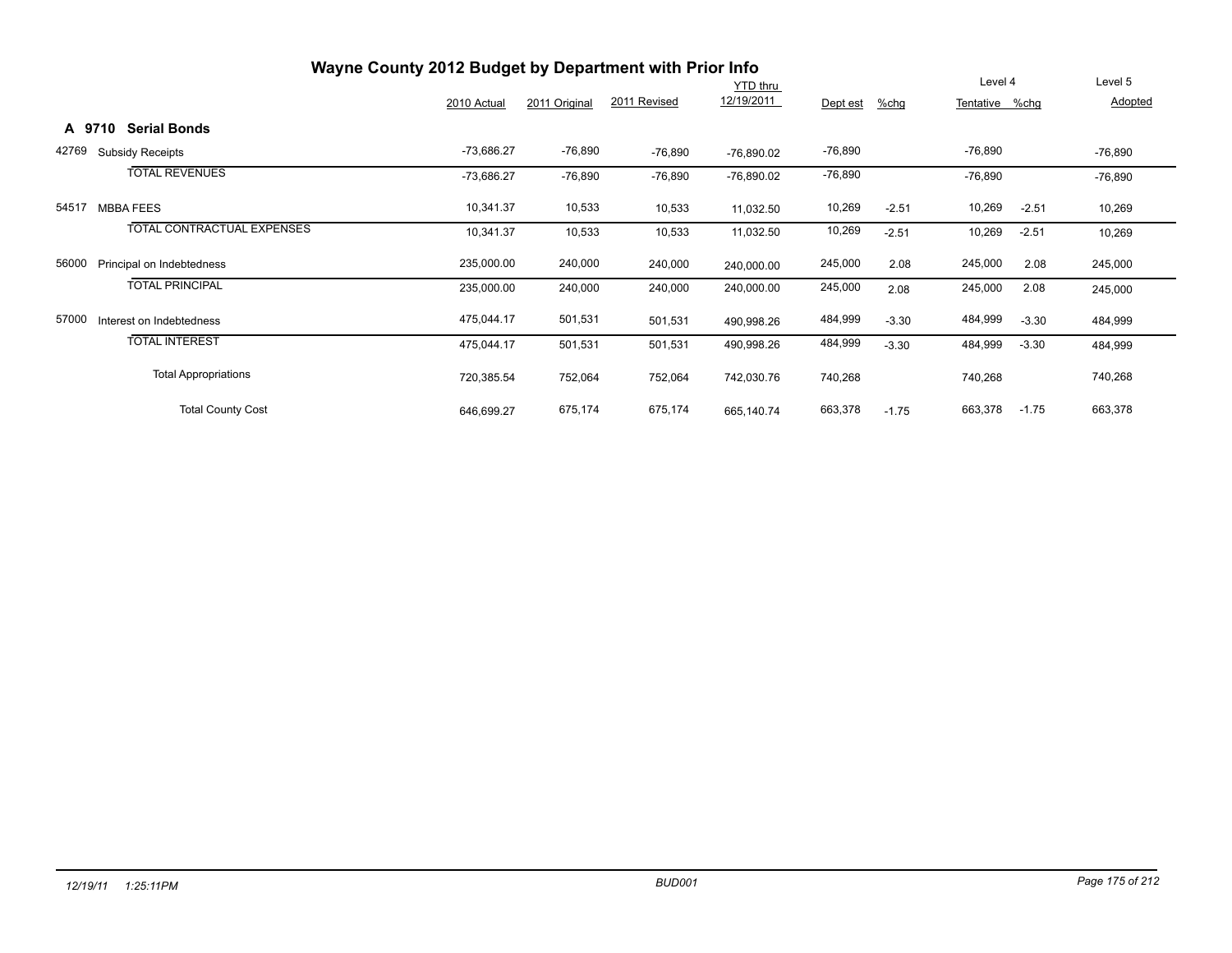# Wayne County 2012 Budget by Department with Prior Info

| | | 2010 Actual | 2011 Original | 2011 Revised | YTD thru 12/19/2011 | Dept est | %chg | Level 4 Tentative | %chg | Level 5 Adopted |
|---|---|---|---|---|---|---|---|---|---|---|
| **A 9710** | **Serial Bonds** | | | | | | | | | |
| 42769 | Subsidy Receipts | -73,686.27 | -76,890 | -76,890 | -76,890.02 | -76,890 | | -76,890 | | -76,890 |
| | TOTAL REVENUES | -73,686.27 | -76,890 | -76,890 | -76,890.02 | -76,890 | | -76,890 | | -76,890 |
| 54517 | MBBA FEES | 10,341.37 | 10,533 | 10,533 | 11,032.50 | 10,269 | -2.51 | 10,269 | -2.51 | 10,269 |
| | TOTAL CONTRACTUAL EXPENSES | 10,341.37 | 10,533 | 10,533 | 11,032.50 | 10,269 | -2.51 | 10,269 | -2.51 | 10,269 |
| 56000 | Principal on Indebtedness | 235,000.00 | 240,000 | 240,000 | 240,000.00 | 245,000 | 2.08 | 245,000 | 2.08 | 245,000 |
| | TOTAL PRINCIPAL | 235,000.00 | 240,000 | 240,000 | 240,000.00 | 245,000 | 2.08 | 245,000 | 2.08 | 245,000 |
| 57000 | Interest on Indebtedness | 475,044.17 | 501,531 | 501,531 | 490,998.26 | 484,999 | -3.30 | 484,999 | -3.30 | 484,999 |
| | TOTAL INTEREST | 475,044.17 | 501,531 | 501,531 | 490,998.26 | 484,999 | -3.30 | 484,999 | -3.30 | 484,999 |
| | Total Appropriations | 720,385.54 | 752,064 | 752,064 | 742,030.76 | 740,268 | | 740,268 | | 740,268 |
| | Total County Cost | 646,699.27 | 675,174 | 675,174 | 665,140.74 | 663,378 | -1.75 | 663,378 | -1.75 | 663,378 |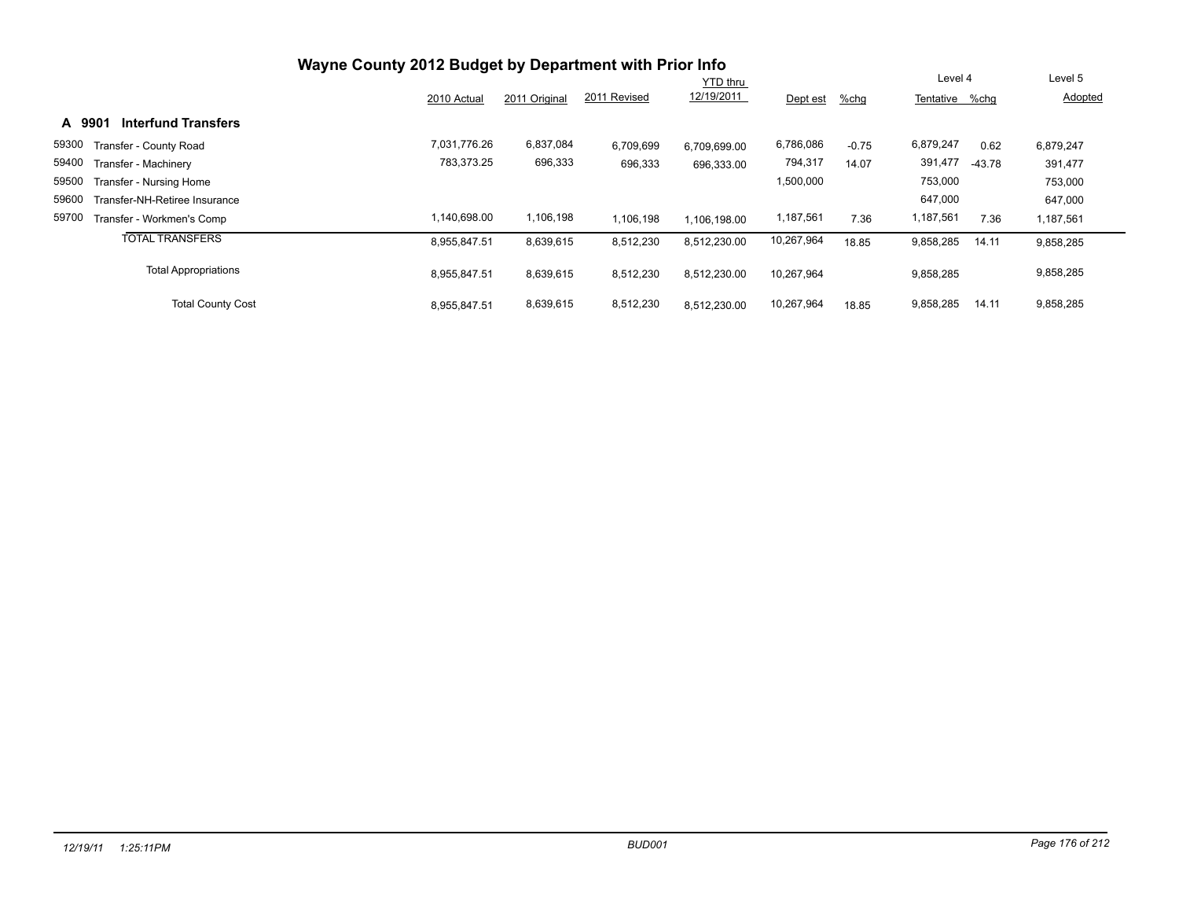# Wayne County 2012 Budget by Department with Prior Info

## A 9901 Interfund Transfers

| | | 2010 Actual | 2011 Original | 2011 Revised | YTD thru 12/19/2011 | Dept est | %chg | Level 4 Tentative | %chg | Level 5 Adopted |
|---|---|---|---|---|---|---|---|---|---|---|
| 59300 | Transfer - County Road | 7,031,776.26 | 6,837,084 | 6,709,699 | 6,709,699.00 | 6,786,086 | -0.75 | 6,879,247 | 0.62 | 6,879,247 |
| 59400 | Transfer - Machinery | 783,373.25 | 696,333 | 696,333 | 696,333.00 | 794,317 | 14.07 | 391,477 | -43.78 | 391,477 |
| 59500 | Transfer - Nursing Home | | | | | 1,500,000 | | 753,000 | | 753,000 |
| 59600 | Transfer-NH-Retiree Insurance | | | | | | | 647,000 | | 647,000 |
| 59700 | Transfer - Workmen's Comp | 1,140,698.00 | 1,106,198 | 1,106,198 | 1,106,198.00 | 1,187,561 | 7.36 | 1,187,561 | 7.36 | 1,187,561 |
| | TOTAL TRANSFERS | 8,955,847.51 | 8,639,615 | 8,512,230 | 8,512,230.00 | 10,267,964 | 18.85 | 9,858,285 | 14.11 | 9,858,285 |
| | Total Appropriations | 8,955,847.51 | 8,639,615 | 8,512,230 | 8,512,230.00 | 10,267,964 | | 9,858,285 | | 9,858,285 |
| | Total County Cost | 8,955,847.51 | 8,639,615 | 8,512,230 | 8,512,230.00 | 10,267,964 | 18.85 | 9,858,285 | 14.11 | 9,858,285 |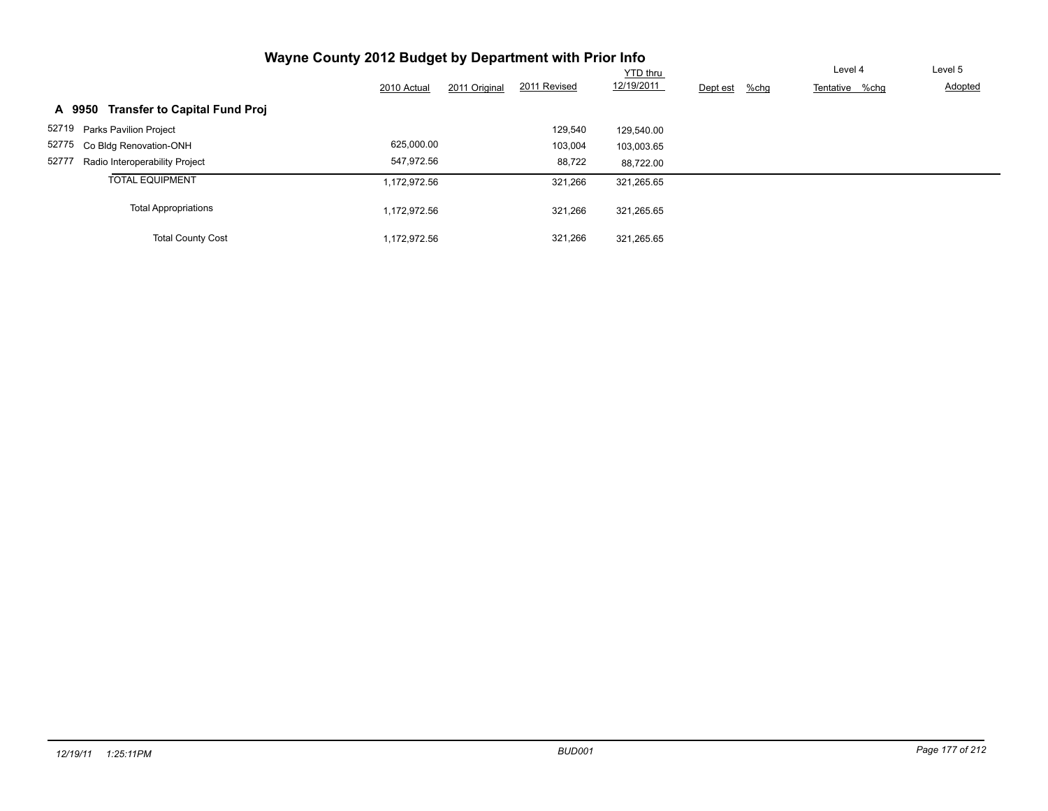# Wayne County 2012 Budget by Department with Prior Info

## A 9950 Transfer to Capital Fund Proj

| | 2010 Actual | 2011 Original | 2011 Revised | YTD thru 12/19/2011 | Dept est | %chg | Level 4 Tentative | %chg | Level 5 Adopted |
|---|---|---|---|---|---|---|---|---|---|
| 52719 Parks Pavilion Project | | | 129,540 | 129,540.00 | | | | | |
| 52775 Co Bldg Renovation-ONH | 625,000.00 | | 103,004 | 103,003.65 | | | | | |
| 52777 Radio Interoperability Project | 547,972.56 | | 88,722 | 88,722.00 | | | | | |
| TOTAL EQUIPMENT | 1,172,972.56 | | 321,266 | 321,265.65 | | | | | |
| Total Appropriations | 1,172,972.56 | | 321,266 | 321,265.65 | | | | | |
| Total County Cost | 1,172,972.56 | | 321,266 | 321,265.65 | | | | | |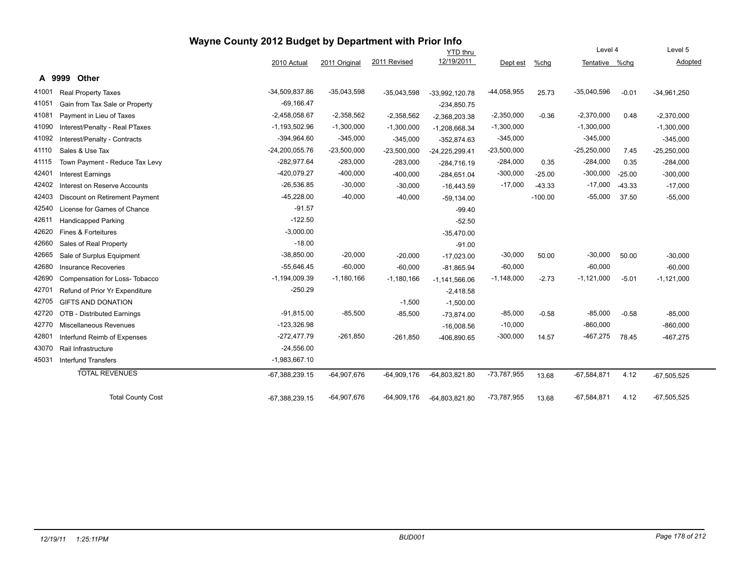# Wayne County 2012 Budget by Department with Prior Info

## A 9999 Other

| | | 2010 Actual | 2011 Original | 2011 Revised | YTD thru 12/19/2011 | Dept est | %chg | Level 4 Tentative | %chg | Level 5 Adopted |
|---|---|---|---|---|---|---|---|---|---|---|
| 41001 | Real Property Taxes | -34,509,837.86 | -35,043,598 | -35,043,598 | -33,992,120.78 | -44,058,955 | 25.73 | -35,040,596 | -0.01 | -34,961,250 |
| 41051 | Gain from Tax Sale or Property | -69,166.47 | | | -234,850.75 | | | | | |
| 41081 | Payment in Lieu of Taxes | -2,458,058.67 | -2,358,562 | -2,358,562 | -2,368,203.38 | -2,350,000 | -0.36 | -2,370,000 | 0.48 | -2,370,000 |
| 41090 | Interest/Penalty - Real PTaxes | -1,193,502.96 | -1,300,000 | -1,300,000 | -1,208,668.34 | -1,300,000 | | -1,300,000 | | -1,300,000 |
| 41092 | Interest/Penalty - Contracts | -394,964.60 | -345,000 | -345,000 | -352,874.63 | -345,000 | | -345,000 | | -345,000 |
| 41110 | Sales & Use Tax | -24,200,055.76 | -23,500,000 | -23,500,000 | -24,225,299.41 | -23,500,000 | | -25,250,000 | 7.45 | -25,250,000 |
| 41115 | Town Payment - Reduce Tax Levy | -282,977.64 | -283,000 | -283,000 | -284,716.19 | -284,000 | 0.35 | -284,000 | 0.35 | -284,000 |
| 42401 | Interest Earnings | -420,079.27 | -400,000 | -400,000 | -284,651.04 | -300,000 | -25.00 | -300,000 | -25.00 | -300,000 |
| 42402 | Interest on Reserve Accounts | -26,536.85 | -30,000 | -30,000 | -16,443.59 | -17,000 | -43.33 | -17,000 | -43.33 | -17,000 |
| 42403 | Discount on Retirement Payment | -45,228.00 | -40,000 | -40,000 | -59,134.00 | | -100.00 | -55,000 | 37.50 | -55,000 |
| 42540 | License for Games of Chance | -91.57 | | | -99.40 | | | | | |
| 42611 | Handicapped Parking | -122.50 | | | -52.50 | | | | | |
| 42620 | Fines & Forteitures | -3,000.00 | | | -35,470.00 | | | | | |
| 42660 | Sales of Real Property | -18.00 | | | -91.00 | | | | | |
| 42665 | Sale of Surplus Equipment | -38,850.00 | -20,000 | -20,000 | -17,023.00 | -30,000 | 50.00 | -30,000 | 50.00 | -30,000 |
| 42680 | Insurance Recoveries | -55,646.45 | -60,000 | -60,000 | -81,865.94 | -60,000 | | -60,000 | | -60,000 |
| 42690 | Compensation for Loss- Tobacco | -1,194,009.39 | -1,180,166 | -1,180,166 | -1,141,566.06 | -1,148,000 | -2.73 | -1,121,000 | -5.01 | -1,121,000 |
| 42701 | Refund of Prior Yr Expenditure | -250.29 | | | -2,418.58 | | | | | |
| 42705 | GIFTS AND DONATION | | | -1,500 | -1,500.00 | | | | | |
| 42720 | OTB - Distributed Earnings | -91,815.00 | -85,500 | -85,500 | -73,874.00 | -85,000 | -0.58 | -85,000 | -0.58 | -85,000 |
| 42770 | Miscellaneous Revenues | -123,326.98 | | | -16,008.56 | -10,000 | | -860,000 | | -860,000 |
| 42801 | Interfund Reimb of Expenses | -272,477.79 | -261,850 | -261,850 | -406,890.65 | -300,000 | 14.57 | -467,275 | 78.45 | -467,275 |
| 43070 | Rail Infrastructure | -24,556.00 | | | | | | | | |
| 45031 | Interfund Transfers | -1,983,667.10 | | | | | | | | |
| | TOTAL REVENUES | -67,388,239.15 | -64,907,676 | -64,909,176 | -64,803,821.80 | -73,787,955 | 13.68 | -67,584,871 | 4.12 | -67,505,525 |
| | Total County Cost | -67,388,239.15 | -64,907,676 | -64,909,176 | -64,803,821.80 | -73,787,955 | 13.68 | -67,584,871 | 4.12 | -67,505,525 |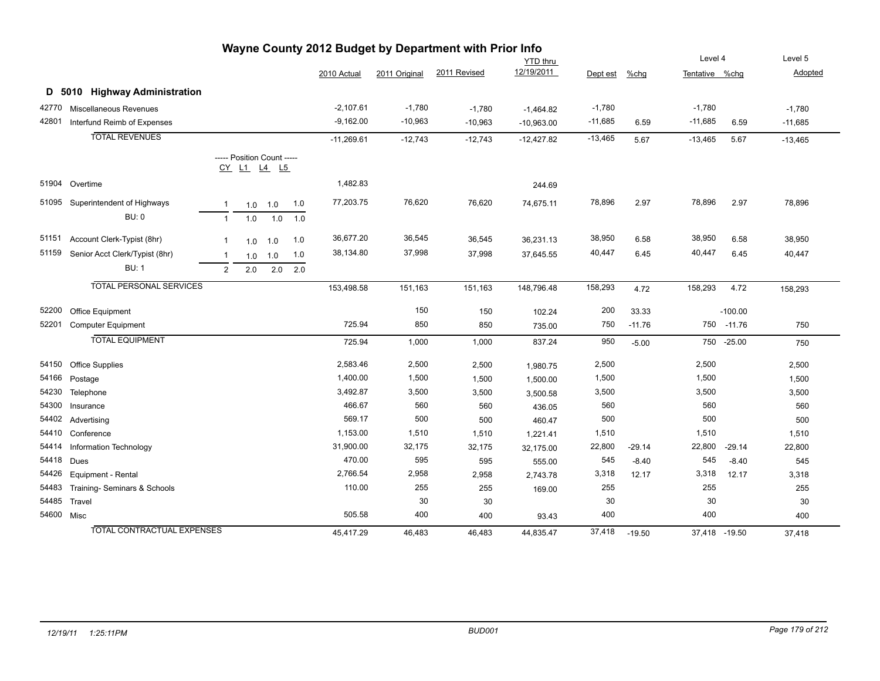# Wayne County 2012 Budget by Department with Prior Info

## D 5010 Highway Administration

| Code | Description | CY | L1 | L4 | L5 | 2010 Actual | 2011 Original | 2011 Revised | YTD thru 12/19/2011 | Dept est | %chg | Level 4 Tentative | %chg | Level 5 Adopted |
|---|---|---|---|---|---|---|---|---|---|---|---|---|---|---|
| 42770 | Miscellaneous Revenues | | | | | -2,107.61 | -1,780 | -1,780 | -1,464.82 | -1,780 | | -1,780 | | -1,780 |
| 42801 | Interfund Reimb of Expenses | | | | | -9,162.00 | -10,963 | -10,963 | -10,963.00 | -11,685 | 6.59 | -11,685 | 6.59 | -11,685 |
| | TOTAL REVENUES | | | | | -11,269.61 | -12,743 | -12,743 | -12,427.82 | -13,465 | 5.67 | -13,465 | 5.67 | -13,465 |
| | ----- Position Count ----- | CY | L1 | L4 | L5 | | | | | | | | | |
| 51904 | Overtime | | | | | 1,482.83 | | | 244.69 | | | | | |
| 51095 | Superintendent of Highways | 1 | 1.0 | 1.0 | 1.0 | 77,203.75 | 76,620 | 76,620 | 74,675.11 | 78,896 | 2.97 | 78,896 | 2.97 | 78,896 |
| | BU: 0 | 1 | 1.0 | 1.0 | 1.0 | | | | | | | | | |
| 51151 | Account Clerk-Typist (8hr) | 1 | 1.0 | 1.0 | 1.0 | 36,677.20 | 36,545 | 36,545 | 36,231.13 | 38,950 | 6.58 | 38,950 | 6.58 | 38,950 |
| 51159 | Senior Acct Clerk/Typist (8hr) | 1 | 1.0 | 1.0 | 1.0 | 38,134.80 | 37,998 | 37,998 | 37,645.55 | 40,447 | 6.45 | 40,447 | 6.45 | 40,447 |
| | BU: 1 | 2 | 2.0 | 2.0 | 2.0 | | | | | | | | | |
| | TOTAL PERSONAL SERVICES | | | | | 153,498.58 | 151,163 | 151,163 | 148,796.48 | 158,293 | 4.72 | 158,293 | 4.72 | 158,293 |
| 52200 | Office Equipment | | | | | | 150 | 150 | 102.24 | 200 | 33.33 | | -100.00 | |
| 52201 | Computer Equipment | | | | | 725.94 | 850 | 850 | 735.00 | 750 | -11.76 | 750 | -11.76 | 750 |
| | TOTAL EQUIPMENT | | | | | 725.94 | 1,000 | 1,000 | 837.24 | 950 | -5.00 | 750 | -25.00 | 750 |
| 54150 | Office Supplies | | | | | 2,583.46 | 2,500 | 2,500 | 1,980.75 | 2,500 | | 2,500 | | 2,500 |
| 54166 | Postage | | | | | 1,400.00 | 1,500 | 1,500 | 1,500.00 | 1,500 | | 1,500 | | 1,500 |
| 54230 | Telephone | | | | | 3,492.87 | 3,500 | 3,500 | 3,500.58 | 3,500 | | 3,500 | | 3,500 |
| 54300 | Insurance | | | | | 466.67 | 560 | 560 | 436.05 | 560 | | 560 | | 560 |
| 54402 | Advertising | | | | | 569.17 | 500 | 500 | 460.47 | 500 | | 500 | | 500 |
| 54410 | Conference | | | | | 1,153.00 | 1,510 | 1,510 | 1,221.41 | 1,510 | | 1,510 | | 1,510 |
| 54414 | Information Technology | | | | | 31,900.00 | 32,175 | 32,175 | 32,175.00 | 22,800 | -29.14 | 22,800 | -29.14 | 22,800 |
| 54418 | Dues | | | | | 470.00 | 595 | 595 | 555.00 | 545 | -8.40 | 545 | -8.40 | 545 |
| 54426 | Equipment - Rental | | | | | 2,766.54 | 2,958 | 2,958 | 2,743.78 | 3,318 | 12.17 | 3,318 | 12.17 | 3,318 |
| 54483 | Training- Seminars & Schools | | | | | 110.00 | 255 | 255 | 169.00 | 255 | | 255 | | 255 |
| 54485 | Travel | | | | | | 30 | 30 | | 30 | | 30 | | 30 |
| 54600 | Misc | | | | | 505.58 | 400 | 400 | 93.43 | 400 | | 400 | | 400 |
| | TOTAL CONTRACTUAL EXPENSES | | | | | 45,417.29 | 46,483 | 46,483 | 44,835.47 | 37,418 | -19.50 | 37,418 | -19.50 | 37,418 |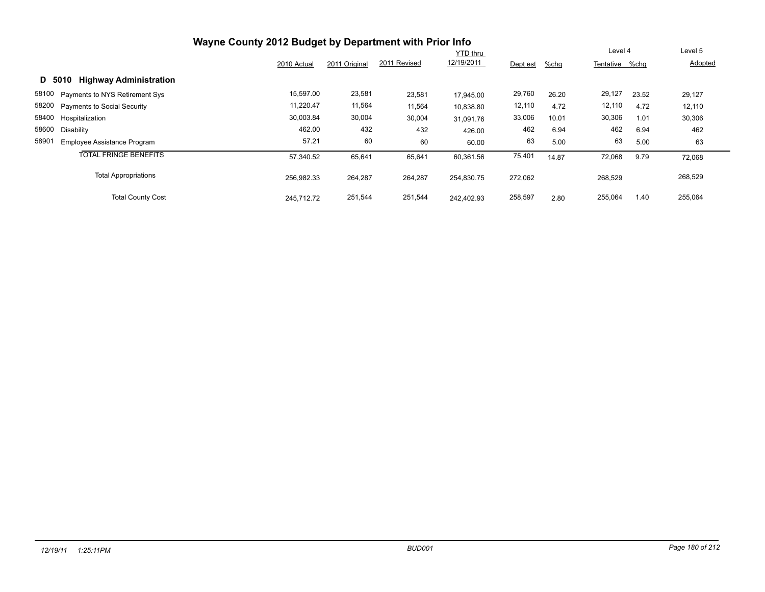# Wayne County 2012 Budget by Department with Prior Info

## D 5010 Highway Administration

| | | 2010 Actual | 2011 Original | 2011 Revised | YTD thru 12/19/2011 | Dept est | %chg | Level 4 Tentative | %chg | Level 5 Adopted |
|---|---|---|---|---|---|---|---|---|---|---|
| 58100 | Payments to NYS Retirement Sys | 15,597.00 | 23,581 | 23,581 | 17,945.00 | 29,760 | 26.20 | 29,127 | 23.52 | 29,127 |
| 58200 | Payments to Social Security | 11,220.47 | 11,564 | 11,564 | 10,838.80 | 12,110 | 4.72 | 12,110 | 4.72 | 12,110 |
| 58400 | Hospitalization | 30,003.84 | 30,004 | 30,004 | 31,091.76 | 33,006 | 10.01 | 30,306 | 1.01 | 30,306 |
| 58600 | Disability | 462.00 | 432 | 432 | 426.00 | 462 | 6.94 | 462 | 6.94 | 462 |
| 58901 | Employee Assistance Program | 57.21 | 60 | 60 | 60.00 | 63 | 5.00 | 63 | 5.00 | 63 |
| | TOTAL FRINGE BENEFITS | 57,340.52 | 65,641 | 65,641 | 60,361.56 | 75,401 | 14.87 | 72,068 | 9.79 | 72,068 |
| | Total Appropriations | 256,982.33 | 264,287 | 264,287 | 254,830.75 | 272,062 | | 268,529 | | 268,529 |
| | Total County Cost | 245,712.72 | 251,544 | 251,544 | 242,402.93 | 258,597 | 2.80 | 255,064 | 1.40 | 255,064 |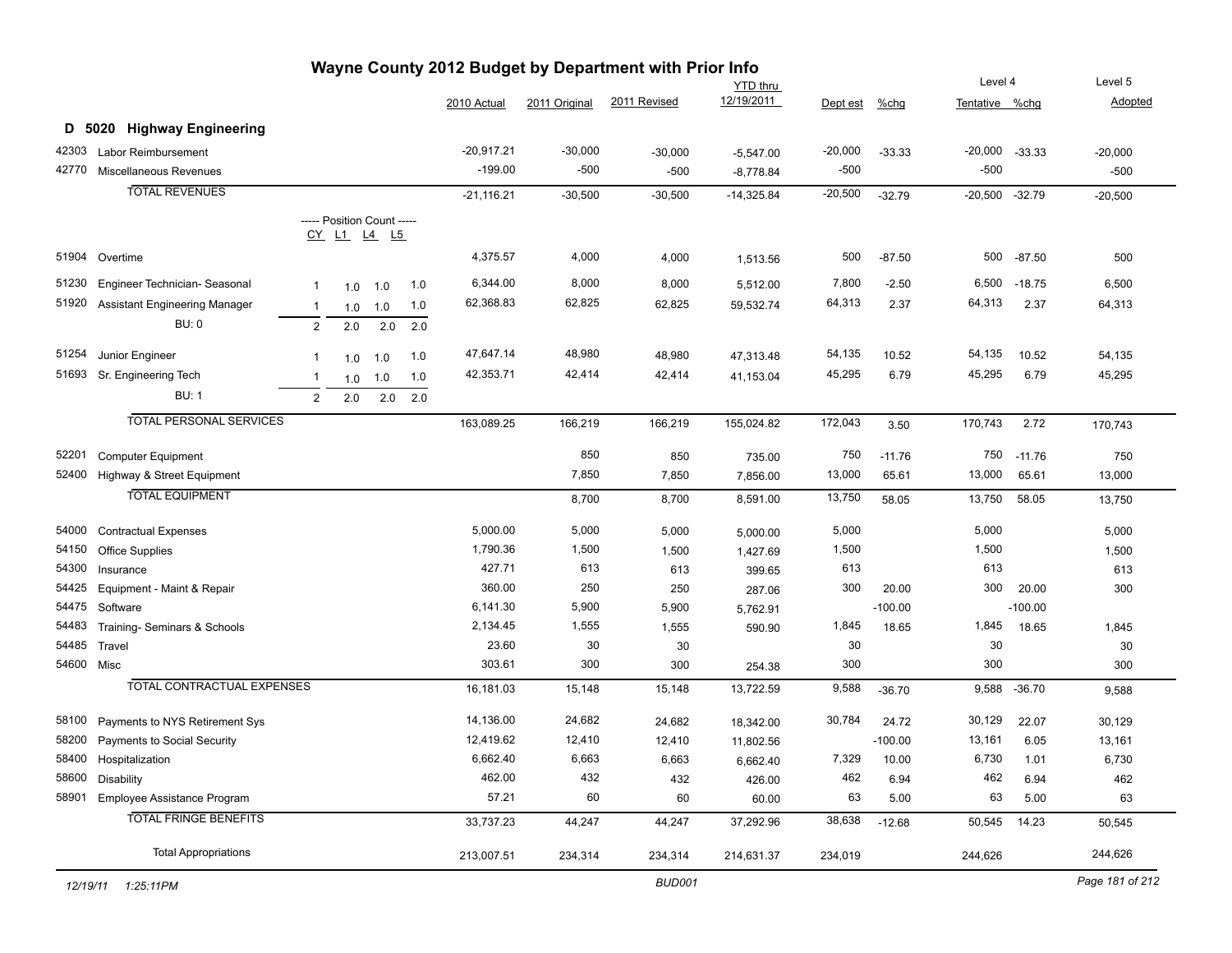# Wayne County 2012 Budget by Department with Prior Info

## D 5020 Highway Engineering

| Code | Description | CY | L1 | L4 | L5 | 2010 Actual | 2011 Original | 2011 Revised | YTD thru 12/19/2011 | Dept est | %chg | Level 4 Tentative | %chg | Level 5 Adopted |
|---|---|---|---|---|---|---|---|---|---|---|---|---|---|---|
| 42303 | Labor Reimbursement | | | | | -20,917.21 | -30,000 | -30,000 | -5,547.00 | -20,000 | -33.33 | -20,000 | -33.33 | -20,000 |
| 42770 | Miscellaneous Revenues | | | | | -199.00 | -500 | -500 | -8,778.84 | -500 | | -500 | | -500 |
| | TOTAL REVENUES | | | | | -21,116.21 | -30,500 | -30,500 | -14,325.84 | -20,500 | -32.79 | -20,500 | -32.79 | -20,500 |
| | ----- Position Count ----- | CY | L1 | L4 | L5 | | | | | | | | | |
| 51904 | Overtime | | | | | 4,375.57 | 4,000 | 4,000 | 1,513.56 | 500 | -87.50 | 500 | -87.50 | 500 |
| 51230 | Engineer Technician- Seasonal | 1 | 1.0 | 1.0 | 1.0 | 6,344.00 | 8,000 | 8,000 | 5,512.00 | 7,800 | -2.50 | 6,500 | -18.75 | 6,500 |
| 51920 | Assistant Engineering Manager | 1 | 1.0 | 1.0 | 1.0 | 62,368.83 | 62,825 | 62,825 | 59,532.74 | 64,313 | 2.37 | 64,313 | 2.37 | 64,313 |
| | BU: 0 | 2 | 2.0 | 2.0 | 2.0 | | | | | | | | | |
| 51254 | Junior Engineer | 1 | 1.0 | 1.0 | 1.0 | 47,647.14 | 48,980 | 48,980 | 47,313.48 | 54,135 | 10.52 | 54,135 | 10.52 | 54,135 |
| 51693 | Sr. Engineering Tech | 1 | 1.0 | 1.0 | 1.0 | 42,353.71 | 42,414 | 42,414 | 41,153.04 | 45,295 | 6.79 | 45,295 | 6.79 | 45,295 |
| | BU: 1 | 2 | 2.0 | 2.0 | 2.0 | | | | | | | | | |
| | TOTAL PERSONAL SERVICES | | | | | 163,089.25 | 166,219 | 166,219 | 155,024.82 | 172,043 | 3.50 | 170,743 | 2.72 | 170,743 |
| 52201 | Computer Equipment | | | | | | 850 | 850 | 735.00 | 750 | -11.76 | 750 | -11.76 | 750 |
| 52400 | Highway & Street Equipment | | | | | | 7,850 | 7,850 | 7,856.00 | 13,000 | 65.61 | 13,000 | 65.61 | 13,000 |
| | TOTAL EQUIPMENT | | | | | | 8,700 | 8,700 | 8,591.00 | 13,750 | 58.05 | 13,750 | 58.05 | 13,750 |
| 54000 | Contractual Expenses | | | | | 5,000.00 | 5,000 | 5,000 | 5,000.00 | 5,000 | | 5,000 | | 5,000 |
| 54150 | Office Supplies | | | | | 1,790.36 | 1,500 | 1,500 | 1,427.69 | 1,500 | | 1,500 | | 1,500 |
| 54300 | Insurance | | | | | 427.71 | 613 | 613 | 399.65 | 613 | | 613 | | 613 |
| 54425 | Equipment - Maint & Repair | | | | | 360.00 | 250 | 250 | 287.06 | 300 | 20.00 | 300 | 20.00 | 300 |
| 54475 | Software | | | | | 6,141.30 | 5,900 | 5,900 | 5,762.91 | | -100.00 | | -100.00 | |
| 54483 | Training- Seminars & Schools | | | | | 2,134.45 | 1,555 | 1,555 | 590.90 | 1,845 | 18.65 | 1,845 | 18.65 | 1,845 |
| 54485 | Travel | | | | | 23.60 | 30 | 30 | | 30 | | 30 | | 30 |
| 54600 | Misc | | | | | 303.61 | 300 | 300 | 254.38 | 300 | | 300 | | 300 |
| | TOTAL CONTRACTUAL EXPENSES | | | | | 16,181.03 | 15,148 | 15,148 | 13,722.59 | 9,588 | -36.70 | 9,588 | -36.70 | 9,588 |
| 58100 | Payments to NYS Retirement Sys | | | | | 14,136.00 | 24,682 | 24,682 | 18,342.00 | 30,784 | 24.72 | 30,129 | 22.07 | 30,129 |
| 58200 | Payments to Social Security | | | | | 12,419.62 | 12,410 | 12,410 | 11,802.56 | | -100.00 | 13,161 | 6.05 | 13,161 |
| 58400 | Hospitalization | | | | | 6,662.40 | 6,663 | 6,663 | 6,662.40 | 7,329 | 10.00 | 6,730 | 1.01 | 6,730 |
| 58600 | Disability | | | | | 462.00 | 432 | 432 | 426.00 | 462 | 6.94 | 462 | 6.94 | 462 |
| 58901 | Employee Assistance Program | | | | | 57.21 | 60 | 60 | 60.00 | 63 | 5.00 | 63 | 5.00 | 63 |
| | TOTAL FRINGE BENEFITS | | | | | 33,737.23 | 44,247 | 44,247 | 37,292.96 | 38,638 | -12.68 | 50,545 | 14.23 | 50,545 |
| | Total Appropriations | | | | | 213,007.51 | 234,314 | 234,314 | 214,631.37 | 234,019 | | 244,626 | | 244,626 |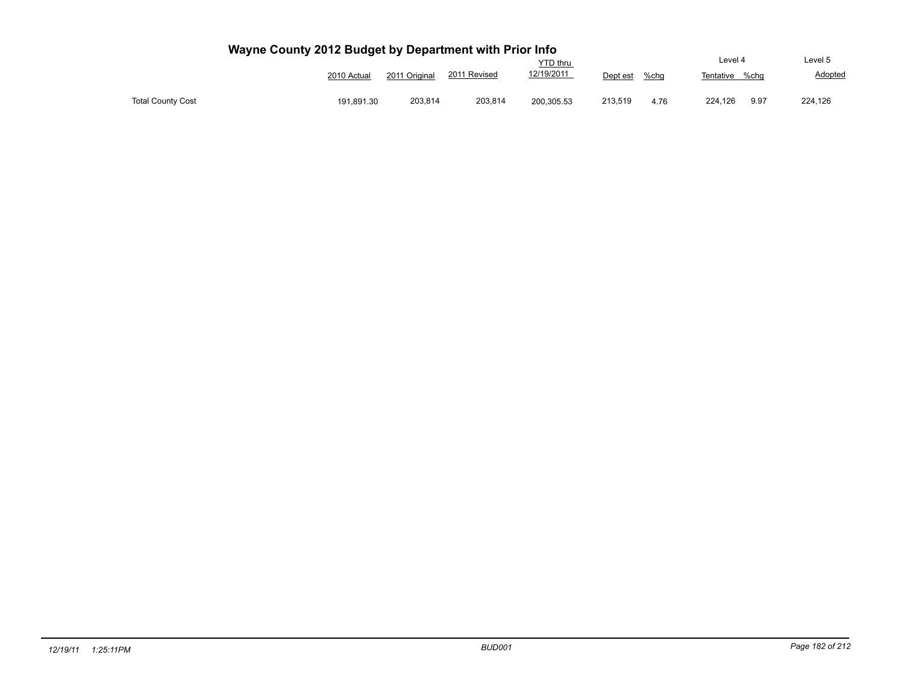# Wayne County 2012 Budget by Department with Prior Info

| | 2010 Actual | 2011 Original | 2011 Revised | YTD thru 12/19/2011 | Dept est | %chg | Level 4 Tentative | %chg | Level 5 Adopted |
|---|---|---|---|---|---|---|---|---|---|
| Total County Cost | 191,891.30 | 203,814 | 203,814 | 200,305.53 | 213,519 | 4.76 | 224,126 | 9.97 | 224,126 |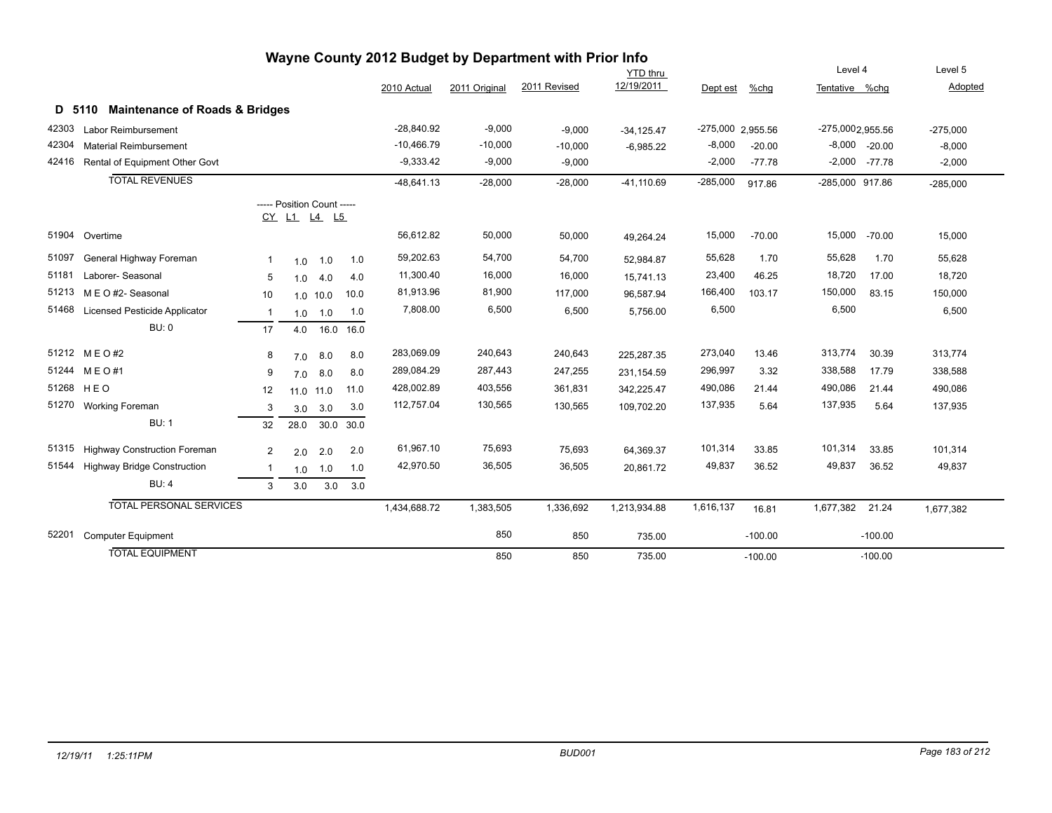# Wayne County 2012 Budget by Department with Prior Info

## D 5110 Maintenance of Roads & Bridges

| | | CY | L1 | L4 | L5 | 2010 Actual | 2011 Original | 2011 Revised | YTD thru 12/19/2011 | Dept est | %chg | Level 4 Tentative | %chg | Level 5 Adopted |
|---|---|---|---|---|---|---|---|---|---|---|---|---|---|---|
| 42303 | Labor Reimbursement | | | | | -28,840.92 | -9,000 | -9,000 | -34,125.47 | -275,000 | 2,955.56 | -275,000 | 2,955.56 | -275,000 |
| 42304 | Material Reimbursement | | | | | -10,466.79 | -10,000 | -10,000 | -6,985.22 | -8,000 | -20.00 | -8,000 | -20.00 | -8,000 |
| 42416 | Rental of Equipment Other Govt | | | | | -9,333.42 | -9,000 | -9,000 | | -2,000 | -77.78 | -2,000 | -77.78 | -2,000 |
| | TOTAL REVENUES | | | | | -48,641.13 | -28,000 | -28,000 | -41,110.69 | -285,000 | 917.86 | -285,000 | 917.86 | -285,000 |
| | ----- Position Count ----- | CY | L1 | L4 | L5 | | | | | | | | | |
| 51904 | Overtime | | | | | 56,612.82 | 50,000 | 50,000 | 49,264.24 | 15,000 | -70.00 | 15,000 | -70.00 | 15,000 |
| 51097 | General Highway Foreman | 1 | 1.0 | 1.0 | 1.0 | 59,202.63 | 54,700 | 54,700 | 52,984.87 | 55,628 | 1.70 | 55,628 | 1.70 | 55,628 |
| 51181 | Laborer- Seasonal | 5 | 1.0 | 4.0 | 4.0 | 11,300.40 | 16,000 | 16,000 | 15,741.13 | 23,400 | 46.25 | 18,720 | 17.00 | 18,720 |
| 51213 | M E O #2- Seasonal | 10 | 1.0 | 10.0 | 10.0 | 81,913.96 | 81,900 | 117,000 | 96,587.94 | 166,400 | 103.17 | 150,000 | 83.15 | 150,000 |
| 51468 | Licensed Pesticide Applicator | 1 | 1.0 | 1.0 | 1.0 | 7,808.00 | 6,500 | 6,500 | 5,756.00 | 6,500 | | 6,500 | | 6,500 |
| | BU: 0 | 17 | 4.0 | 16.0 | 16.0 | | | | | | | | | |
| 51212 | M E O #2 | 8 | 7.0 | 8.0 | 8.0 | 283,069.09 | 240,643 | 240,643 | 225,287.35 | 273,040 | 13.46 | 313,774 | 30.39 | 313,774 |
| 51244 | M E O #1 | 9 | 7.0 | 8.0 | 8.0 | 289,084.29 | 287,443 | 247,255 | 231,154.59 | 296,997 | 3.32 | 338,588 | 17.79 | 338,588 |
| 51268 | H E O | 12 | 11.0 | 11.0 | 11.0 | 428,002.89 | 403,556 | 361,831 | 342,225.47 | 490,086 | 21.44 | 490,086 | 21.44 | 490,086 |
| 51270 | Working Foreman | 3 | 3.0 | 3.0 | 3.0 | 112,757.04 | 130,565 | 130,565 | 109,702.20 | 137,935 | 5.64 | 137,935 | 5.64 | 137,935 |
| | BU: 1 | 32 | 28.0 | 30.0 | 30.0 | | | | | | | | | |
| 51315 | Highway Construction Foreman | 2 | 2.0 | 2.0 | 2.0 | 61,967.10 | 75,693 | 75,693 | 64,369.37 | 101,314 | 33.85 | 101,314 | 33.85 | 101,314 |
| 51544 | Highway Bridge Construction | 1 | 1.0 | 1.0 | 1.0 | 42,970.50 | 36,505 | 36,505 | 20,861.72 | 49,837 | 36.52 | 49,837 | 36.52 | 49,837 |
| | BU: 4 | 3 | 3.0 | 3.0 | 3.0 | | | | | | | | | |
| | TOTAL PERSONAL SERVICES | | | | | 1,434,688.72 | 1,383,505 | 1,336,692 | 1,213,934.88 | 1,616,137 | 16.81 | 1,677,382 | 21.24 | 1,677,382 |
| 52201 | Computer Equipment | | | | | | 850 | 850 | 735.00 | | -100.00 | | -100.00 | |
| | TOTAL EQUIPMENT | | | | | | 850 | 850 | 735.00 | | -100.00 | | -100.00 | |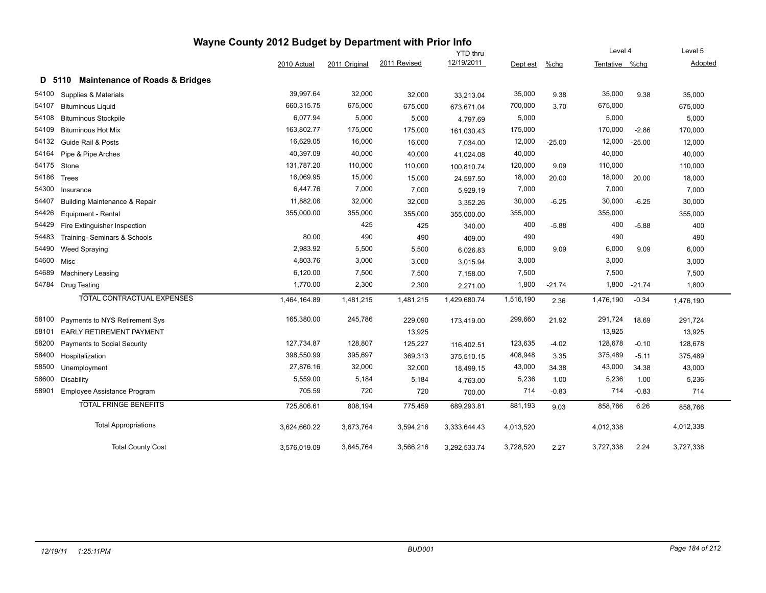# Wayne County 2012 Budget by Department with Prior Info

## D 5110 Maintenance of Roads & Bridges

| | | 2010 Actual | 2011 Original | 2011 Revised | YTD thru 12/19/2011 | Dept est | %chg | Level 4 Tentative | %chg | Level 5 Adopted |
|---|---|---|---|---|---|---|---|---|---|---|
| 54100 | Supplies & Materials | 39,997.64 | 32,000 | 32,000 | 33,213.04 | 35,000 | 9.38 | 35,000 | 9.38 | 35,000 |
| 54107 | Bituminous Liquid | 660,315.75 | 675,000 | 675,000 | 673,671.04 | 700,000 | 3.70 | 675,000 | | 675,000 |
| 54108 | Bituminous Stockpile | 6,077.94 | 5,000 | 5,000 | 4,797.69 | 5,000 | | 5,000 | | 5,000 |
| 54109 | Bituminous Hot Mix | 163,802.77 | 175,000 | 175,000 | 161,030.43 | 175,000 | | 170,000 | -2.86 | 170,000 |
| 54132 | Guide Rail & Posts | 16,629.05 | 16,000 | 16,000 | 7,034.00 | 12,000 | -25.00 | 12,000 | -25.00 | 12,000 |
| 54164 | Pipe & Pipe Arches | 40,397.09 | 40,000 | 40,000 | 41,024.08 | 40,000 | | 40,000 | | 40,000 |
| 54175 | Stone | 131,787.20 | 110,000 | 110,000 | 100,810.74 | 120,000 | 9.09 | 110,000 | | 110,000 |
| 54186 | Trees | 16,069.95 | 15,000 | 15,000 | 24,597.50 | 18,000 | 20.00 | 18,000 | 20.00 | 18,000 |
| 54300 | Insurance | 6,447.76 | 7,000 | 7,000 | 5,929.19 | 7,000 | | 7,000 | | 7,000 |
| 54407 | Building Maintenance & Repair | 11,882.06 | 32,000 | 32,000 | 3,352.26 | 30,000 | -6.25 | 30,000 | -6.25 | 30,000 |
| 54426 | Equipment - Rental | 355,000.00 | 355,000 | 355,000 | 355,000.00 | 355,000 | | 355,000 | | 355,000 |
| 54429 | Fire Extinguisher Inspection | | 425 | 425 | 340.00 | 400 | -5.88 | 400 | -5.88 | 400 |
| 54483 | Training- Seminars & Schools | 80.00 | 490 | 490 | 409.00 | 490 | | 490 | | 490 |
| 54490 | Weed Spraying | 2,983.92 | 5,500 | 5,500 | 6,026.83 | 6,000 | 9.09 | 6,000 | 9.09 | 6,000 |
| 54600 | Misc | 4,803.76 | 3,000 | 3,000 | 3,015.94 | 3,000 | | 3,000 | | 3,000 |
| 54689 | Machinery Leasing | 6,120.00 | 7,500 | 7,500 | 7,158.00 | 7,500 | | 7,500 | | 7,500 |
| 54784 | Drug Testing | 1,770.00 | 2,300 | 2,300 | 2,271.00 | 1,800 | -21.74 | 1,800 | -21.74 | 1,800 |
| | TOTAL CONTRACTUAL EXPENSES | 1,464,164.89 | 1,481,215 | 1,481,215 | 1,429,680.74 | 1,516,190 | 2.36 | 1,476,190 | -0.34 | 1,476,190 |
| 58100 | Payments to NYS Retirement Sys | 165,380.00 | 245,786 | 229,090 | 173,419.00 | 299,660 | 21.92 | 291,724 | 18.69 | 291,724 |
| 58101 | EARLY RETIREMENT PAYMENT | | | 13,925 | | | | 13,925 | | 13,925 |
| 58200 | Payments to Social Security | 127,734.87 | 128,807 | 125,227 | 116,402.51 | 123,635 | -4.02 | 128,678 | -0.10 | 128,678 |
| 58400 | Hospitalization | 398,550.99 | 395,697 | 369,313 | 375,510.15 | 408,948 | 3.35 | 375,489 | -5.11 | 375,489 |
| 58500 | Unemployment | 27,876.16 | 32,000 | 32,000 | 18,499.15 | 43,000 | 34.38 | 43,000 | 34.38 | 43,000 |
| 58600 | Disability | 5,559.00 | 5,184 | 5,184 | 4,763.00 | 5,236 | 1.00 | 5,236 | 1.00 | 5,236 |
| 58901 | Employee Assistance Program | 705.59 | 720 | 720 | 700.00 | 714 | -0.83 | 714 | -0.83 | 714 |
| | TOTAL FRINGE BENEFITS | 725,806.61 | 808,194 | 775,459 | 689,293.81 | 881,193 | 9.03 | 858,766 | 6.26 | 858,766 |
| | Total Appropriations | 3,624,660.22 | 3,673,764 | 3,594,216 | 3,333,644.43 | 4,013,520 | | 4,012,338 | | 4,012,338 |
| | Total County Cost | 3,576,019.09 | 3,645,764 | 3,566,216 | 3,292,533.74 | 3,728,520 | 2.27 | 3,727,338 | 2.24 | 3,727,338 |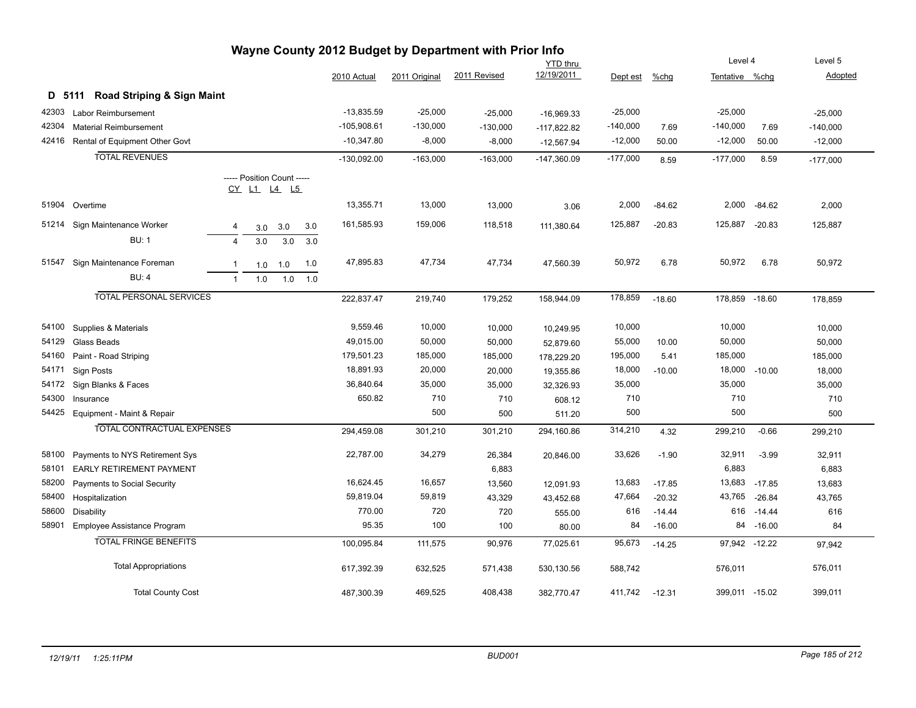# Wayne County 2012 Budget by Department with Prior Info

## D 5111 Road Striping & Sign Maint

| Code | Description | CY | L1 | L4 | L5 | 2010 Actual | 2011 Original | 2011 Revised | YTD thru 12/19/2011 | Dept est | %chg | Level 4 Tentative | %chg | Level 5 Adopted |
|---|---|---|---|---|---|---|---|---|---|---|---|---|---|---|
| 42303 | Labor Reimbursement | | | | | -13,835.59 | -25,000 | -25,000 | -16,969.33 | -25,000 | | -25,000 | | -25,000 |
| 42304 | Material Reimbursement | | | | | -105,908.61 | -130,000 | -130,000 | -117,822.82 | -140,000 | 7.69 | -140,000 | 7.69 | -140,000 |
| 42416 | Rental of Equipment Other Govt | | | | | -10,347.80 | -8,000 | -8,000 | -12,567.94 | -12,000 | 50.00 | -12,000 | 50.00 | -12,000 |
| | TOTAL REVENUES | | | | | -130,092.00 | -163,000 | -163,000 | -147,360.09 | -177,000 | 8.59 | -177,000 | 8.59 | -177,000 |
| | ----- Position Count ----- | CY | L1 | L4 | L5 | | | | | | | | | |
| 51904 | Overtime | | | | | 13,355.71 | 13,000 | 13,000 | 3.06 | 2,000 | -84.62 | 2,000 | -84.62 | 2,000 |
| 51214 | Sign Maintenance Worker | 4 | 3.0 | 3.0 | 3.0 | 161,585.93 | 159,006 | 118,518 | 111,380.64 | 125,887 | -20.83 | 125,887 | -20.83 | 125,887 |
| | BU: 1 | 4 | 3.0 | 3.0 | 3.0 | | | | | | | | | |
| 51547 | Sign Maintenance Foreman | 1 | 1.0 | 1.0 | 1.0 | 47,895.83 | 47,734 | 47,734 | 47,560.39 | 50,972 | 6.78 | 50,972 | 6.78 | 50,972 |
| | BU: 4 | 1 | 1.0 | 1.0 | 1.0 | | | | | | | | | |
| | TOTAL PERSONAL SERVICES | | | | | 222,837.47 | 219,740 | 179,252 | 158,944.09 | 178,859 | -18.60 | 178,859 | -18.60 | 178,859 |
| 54100 | Supplies & Materials | | | | | 9,559.46 | 10,000 | 10,000 | 10,249.95 | 10,000 | | 10,000 | | 10,000 |
| 54129 | Glass Beads | | | | | 49,015.00 | 50,000 | 50,000 | 52,879.60 | 55,000 | 10.00 | 50,000 | | 50,000 |
| 54160 | Paint - Road Striping | | | | | 179,501.23 | 185,000 | 185,000 | 178,229.20 | 195,000 | 5.41 | 185,000 | | 185,000 |
| 54171 | Sign Posts | | | | | 18,891.93 | 20,000 | 20,000 | 19,355.86 | 18,000 | -10.00 | 18,000 | -10.00 | 18,000 |
| 54172 | Sign Blanks & Faces | | | | | 36,840.64 | 35,000 | 35,000 | 32,326.93 | 35,000 | | 35,000 | | 35,000 |
| 54300 | Insurance | | | | | 650.82 | 710 | 710 | 608.12 | 710 | | 710 | | 710 |
| 54425 | Equipment - Maint & Repair | | | | | | 500 | 500 | 511.20 | 500 | | 500 | | 500 |
| | TOTAL CONTRACTUAL EXPENSES | | | | | 294,459.08 | 301,210 | 301,210 | 294,160.86 | 314,210 | 4.32 | 299,210 | -0.66 | 299,210 |
| 58100 | Payments to NYS Retirement Sys | | | | | 22,787.00 | 34,279 | 26,384 | 20,846.00 | 33,626 | -1.90 | 32,911 | -3.99 | 32,911 |
| 58101 | EARLY RETIREMENT PAYMENT | | | | | | | 6,883 | | | | 6,883 | | 6,883 |
| 58200 | Payments to Social Security | | | | | 16,624.45 | 16,657 | 13,560 | 12,091.93 | 13,683 | -17.85 | 13,683 | -17.85 | 13,683 |
| 58400 | Hospitalization | | | | | 59,819.04 | 59,819 | 43,329 | 43,452.68 | 47,664 | -20.32 | 43,765 | -26.84 | 43,765 |
| 58600 | Disability | | | | | 770.00 | 720 | 720 | 555.00 | 616 | -14.44 | 616 | -14.44 | 616 |
| 58901 | Employee Assistance Program | | | | | 95.35 | 100 | 100 | 80.00 | 84 | -16.00 | 84 | -16.00 | 84 |
| | TOTAL FRINGE BENEFITS | | | | | 100,095.84 | 111,575 | 90,976 | 77,025.61 | 95,673 | -14.25 | 97,942 | -12.22 | 97,942 |
| | Total Appropriations | | | | | 617,392.39 | 632,525 | 571,438 | 530,130.56 | 588,742 | | 576,011 | | 576,011 |
| | Total County Cost | | | | | 487,300.39 | 469,525 | 408,438 | 382,770.47 | 411,742 | -12.31 | 399,011 | -15.02 | 399,011 |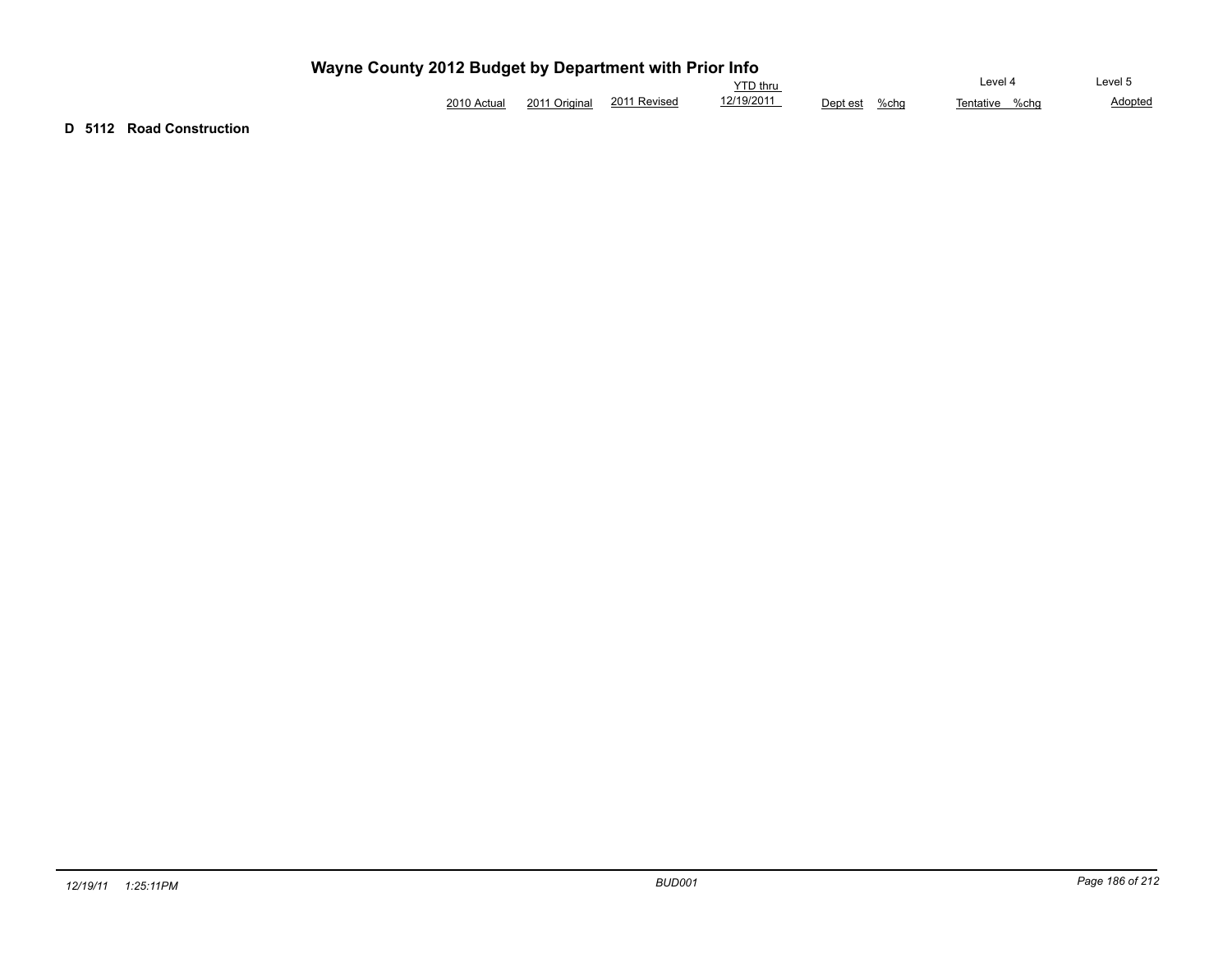# Wayne County 2012 Budget by Department with Prior Info

| | 2010 Actual | 2011 Original | 2011 Revised | YTD thru 12/19/2011 | Dept est | %chg | Level 4 Tentative | %chg | Level 5 Adopted |
|---|---|---|---|---|---|---|---|---|---|

**D 5112 Road Construction**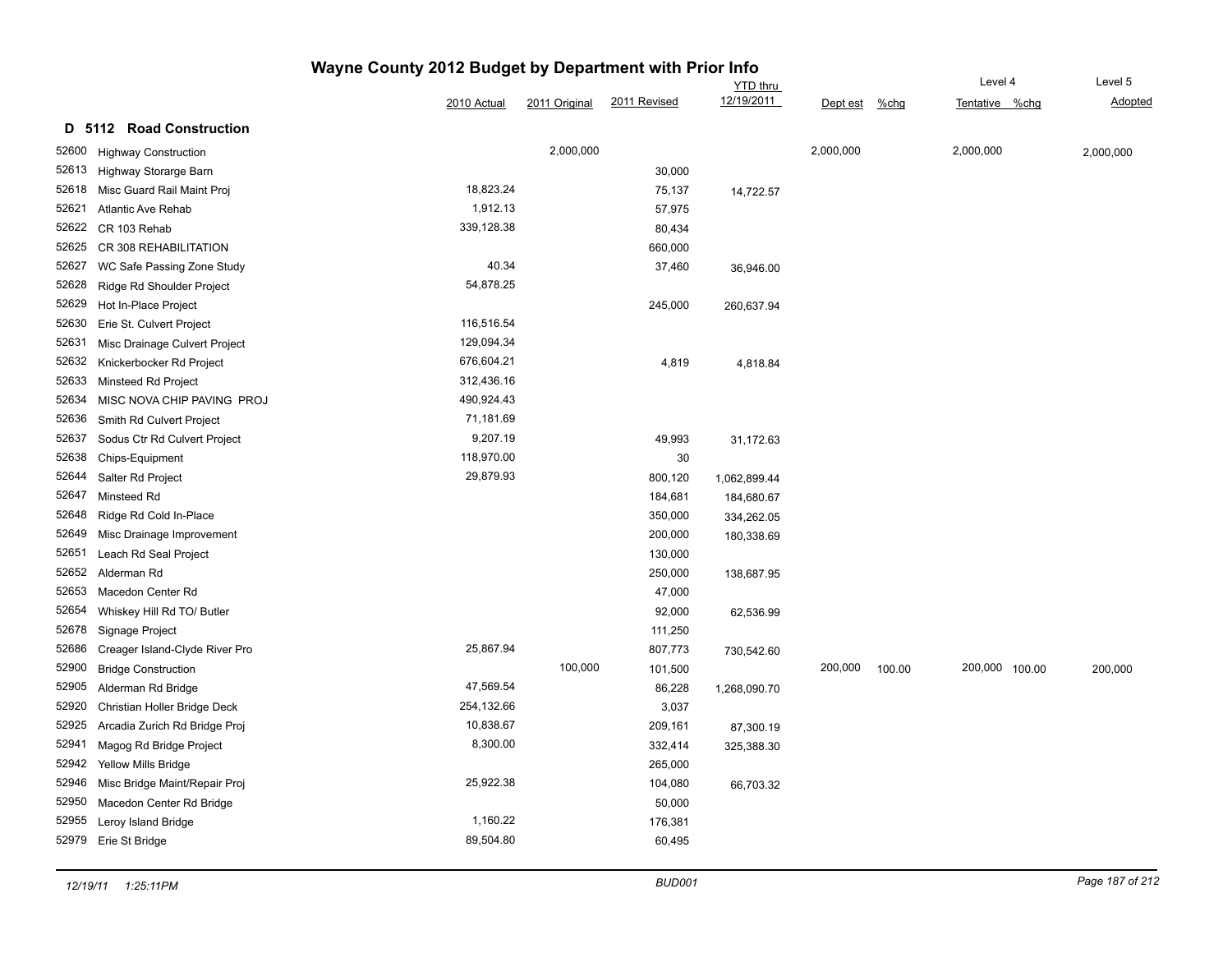# Wayne County 2012 Budget by Department with Prior Info

## D 5112 Road Construction

| | | 2010 Actual | 2011 Original | 2011 Revised | YTD thru 12/19/2011 | Dept est | %chg | Level 4 Tentative | %chg | Level 5 Adopted |
|---|---|---|---|---|---|---|---|---|---|---|
| 52600 | Highway Construction | | 2,000,000 | | | 2,000,000 | | 2,000,000 | | 2,000,000 |
| 52613 | Highway Storarge Barn | | | 30,000 | | | | | | |
| 52618 | Misc Guard Rail Maint Proj | 18,823.24 | | 75,137 | 14,722.57 | | | | | |
| 52621 | Atlantic Ave Rehab | 1,912.13 | | 57,975 | | | | | | |
| 52622 | CR 103 Rehab | 339,128.38 | | 80,434 | | | | | | |
| 52625 | CR 308 REHABILITATION | | | 660,000 | | | | | | |
| 52627 | WC Safe Passing Zone Study | 40.34 | | 37,460 | 36,946.00 | | | | | |
| 52628 | Ridge Rd Shoulder Project | 54,878.25 | | | | | | | | |
| 52629 | Hot In-Place Project | | | 245,000 | 260,637.94 | | | | | |
| 52630 | Erie St. Culvert Project | 116,516.54 | | | | | | | | |
| 52631 | Misc Drainage Culvert Project | 129,094.34 | | | | | | | | |
| 52632 | Knickerbocker Rd Project | 676,604.21 | | 4,819 | 4,818.84 | | | | | |
| 52633 | Minsteed Rd Project | 312,436.16 | | | | | | | | |
| 52634 | MISC NOVA CHIP PAVING PROJ | 490,924.43 | | | | | | | | |
| 52636 | Smith Rd Culvert Project | 71,181.69 | | | | | | | | |
| 52637 | Sodus Ctr Rd Culvert Project | 9,207.19 | | 49,993 | 31,172.63 | | | | | |
| 52638 | Chips-Equipment | 118,970.00 | | 30 | | | | | | |
| 52644 | Salter Rd Project | 29,879.93 | | 800,120 | 1,062,899.44 | | | | | |
| 52647 | Minsteed Rd | | | 184,681 | 184,680.67 | | | | | |
| 52648 | Ridge Rd Cold In-Place | | | 350,000 | 334,262.05 | | | | | |
| 52649 | Misc Drainage Improvement | | | 200,000 | 180,338.69 | | | | | |
| 52651 | Leach Rd Seal Project | | | 130,000 | | | | | | |
| 52652 | Alderman Rd | | | 250,000 | 138,687.95 | | | | | |
| 52653 | Macedon Center Rd | | | 47,000 | | | | | | |
| 52654 | Whiskey Hill Rd TO/ Butler | | | 92,000 | 62,536.99 | | | | | |
| 52678 | Signage Project | | | 111,250 | | | | | | |
| 52686 | Creager Island-Clyde River Pro | 25,867.94 | | 807,773 | 730,542.60 | | | | | |
| 52900 | Bridge Construction | | 100,000 | 101,500 | | 200,000 | 100.00 | 200,000 | 100.00 | 200,000 |
| 52905 | Alderman Rd Bridge | 47,569.54 | | 86,228 | 1,268,090.70 | | | | | |
| 52920 | Christian Holler Bridge Deck | 254,132.66 | | 3,037 | | | | | | |
| 52925 | Arcadia Zurich Rd Bridge Proj | 10,838.67 | | 209,161 | 87,300.19 | | | | | |
| 52941 | Magog Rd Bridge Project | 8,300.00 | | 332,414 | 325,388.30 | | | | | |
| 52942 | Yellow Mills Bridge | | | 265,000 | | | | | | |
| 52946 | Misc Bridge Maint/Repair Proj | 25,922.38 | | 104,080 | 66,703.32 | | | | | |
| 52950 | Macedon Center Rd Bridge | | | 50,000 | | | | | | |
| 52955 | Leroy Island Bridge | 1,160.22 | | 176,381 | | | | | | |
| 52979 | Erie St Bridge | 89,504.80 | | 60,495 | | | | | | |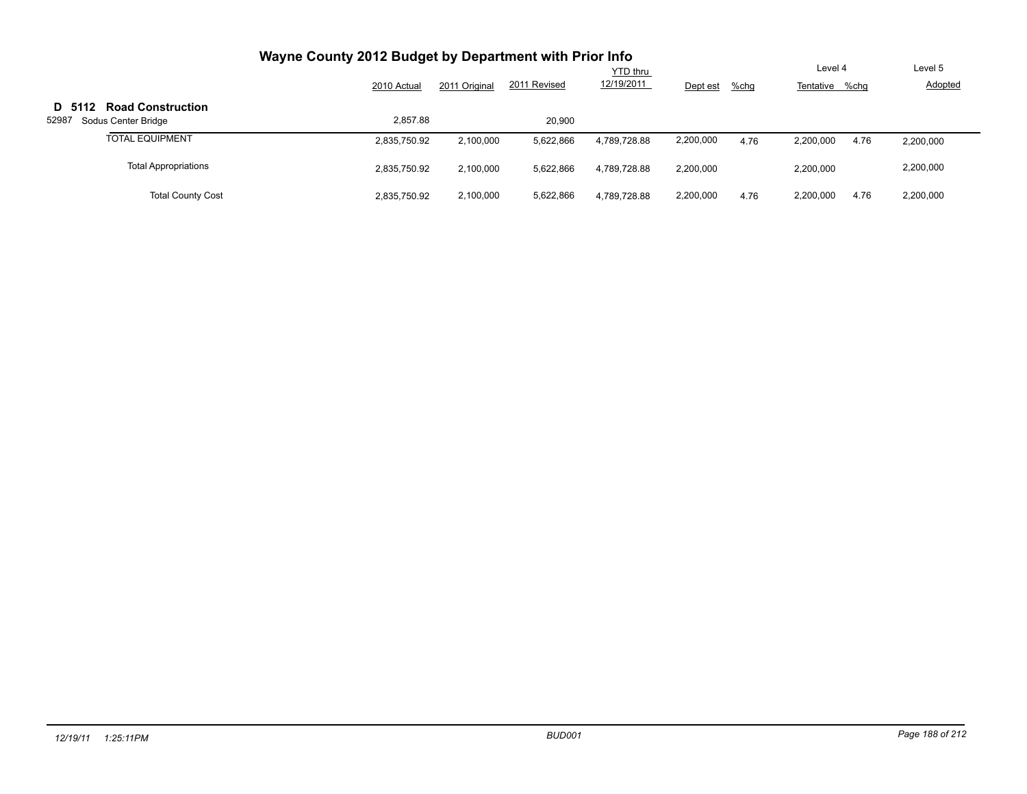# Wayne County 2012 Budget by Department with Prior Info

## D 5112 Road Construction

| | 2010 Actual | 2011 Original | 2011 Revised | YTD thru 12/19/2011 | Dept est | %chg | Level 4 Tentative | %chg | Level 5 Adopted |
|---|---|---|---|---|---|---|---|---|---|
| 52987 Sodus Center Bridge | 2,857.88 | | 20,900 | | | | | | |
| TOTAL EQUIPMENT | 2,835,750.92 | 2,100,000 | 5,622,866 | 4,789,728.88 | 2,200,000 | 4.76 | 2,200,000 | 4.76 | 2,200,000 |
| Total Appropriations | 2,835,750.92 | 2,100,000 | 5,622,866 | 4,789,728.88 | 2,200,000 | | 2,200,000 | | 2,200,000 |
| Total County Cost | 2,835,750.92 | 2,100,000 | 5,622,866 | 4,789,728.88 | 2,200,000 | 4.76 | 2,200,000 | 4.76 | 2,200,000 |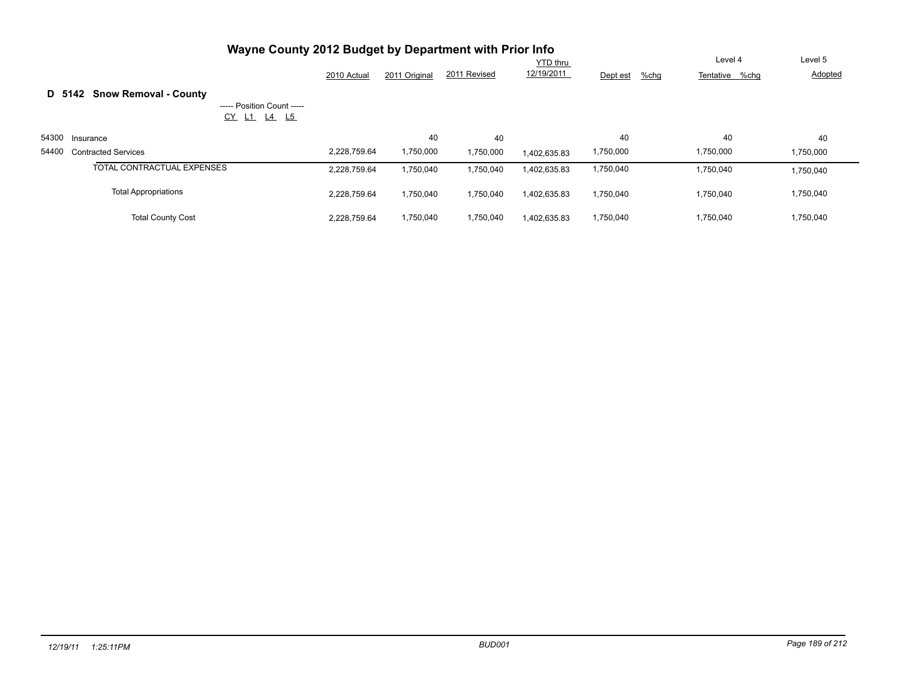# Wayne County 2012 Budget by Department with Prior Info

## D 5142 Snow Removal - County

----- Position Count -----
CY L1 L4 L5

| | | 2010 Actual | 2011 Original | 2011 Revised | YTD thru 12/19/2011 | Dept est | %chg | Level 4 Tentative | %chg | Level 5 Adopted |
|---|---|---|---|---|---|---|---|---|---|---|
| 54300 | Insurance | | 40 | 40 | | 40 | | 40 | | 40 |
| 54400 | Contracted Services | 2,228,759.64 | 1,750,000 | 1,750,000 | 1,402,635.83 | 1,750,000 | | 1,750,000 | | 1,750,000 |
| | TOTAL CONTRACTUAL EXPENSES | 2,228,759.64 | 1,750,040 | 1,750,040 | 1,402,635.83 | 1,750,040 | | 1,750,040 | | 1,750,040 |
| | Total Appropriations | 2,228,759.64 | 1,750,040 | 1,750,040 | 1,402,635.83 | 1,750,040 | | 1,750,040 | | 1,750,040 |
| | Total County Cost | 2,228,759.64 | 1,750,040 | 1,750,040 | 1,402,635.83 | 1,750,040 | | 1,750,040 | | 1,750,040 |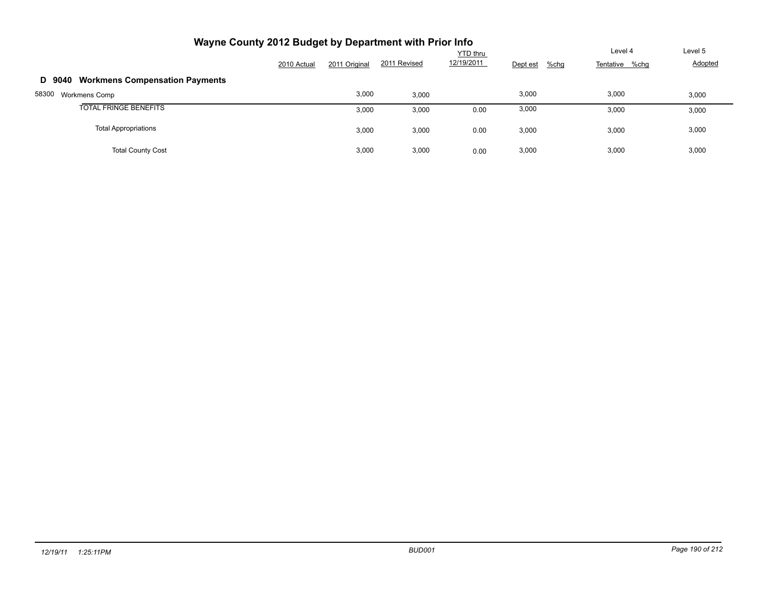# Wayne County 2012 Budget by Department with Prior Info

| | 2010 Actual | 2011 Original | 2011 Revised | YTD thru 12/19/2011 | Dept est | %chg | Level 4 Tentative | %chg | Level 5 Adopted |
|---|---|---|---|---|---|---|---|---|---|
| **D 9040 Workmens Compensation Payments** | | | | | | | | | |
| 58300 Workmens Comp | | 3,000 | 3,000 | | 3,000 | | 3,000 | | 3,000 |
| TOTAL FRINGE BENEFITS | | 3,000 | 3,000 | 0.00 | 3,000 | | 3,000 | | 3,000 |
| Total Appropriations | | 3,000 | 3,000 | 0.00 | 3,000 | | 3,000 | | 3,000 |
| Total County Cost | | 3,000 | 3,000 | 0.00 | 3,000 | | 3,000 | | 3,000 |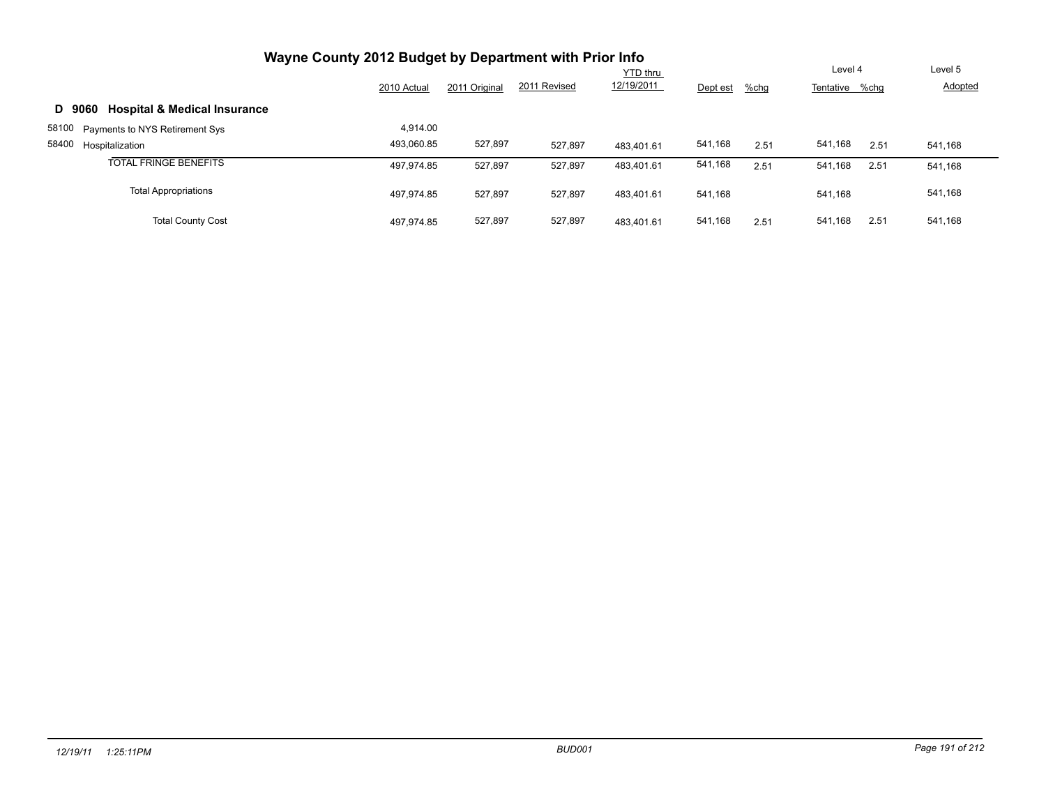# Wayne County 2012 Budget by Department with Prior Info

## D 9060 Hospital & Medical Insurance

| | 2010 Actual | 2011 Original | 2011 Revised | YTD thru 12/19/2011 | Dept est | %chg | Level 4 Tentative | %chg | Level 5 Adopted |
|---|---|---|---|---|---|---|---|---|---|
| 58100 Payments to NYS Retirement Sys | 4,914.00 | | | | | | | | |
| 58400 Hospitalization | 493,060.85 | 527,897 | 527,897 | 483,401.61 | 541,168 | 2.51 | 541,168 | 2.51 | 541,168 |
| TOTAL FRINGE BENEFITS | 497,974.85 | 527,897 | 527,897 | 483,401.61 | 541,168 | 2.51 | 541,168 | 2.51 | 541,168 |
| Total Appropriations | 497,974.85 | 527,897 | 527,897 | 483,401.61 | 541,168 | | 541,168 | | 541,168 |
| Total County Cost | 497,974.85 | 527,897 | 527,897 | 483,401.61 | 541,168 | 2.51 | 541,168 | 2.51 | 541,168 |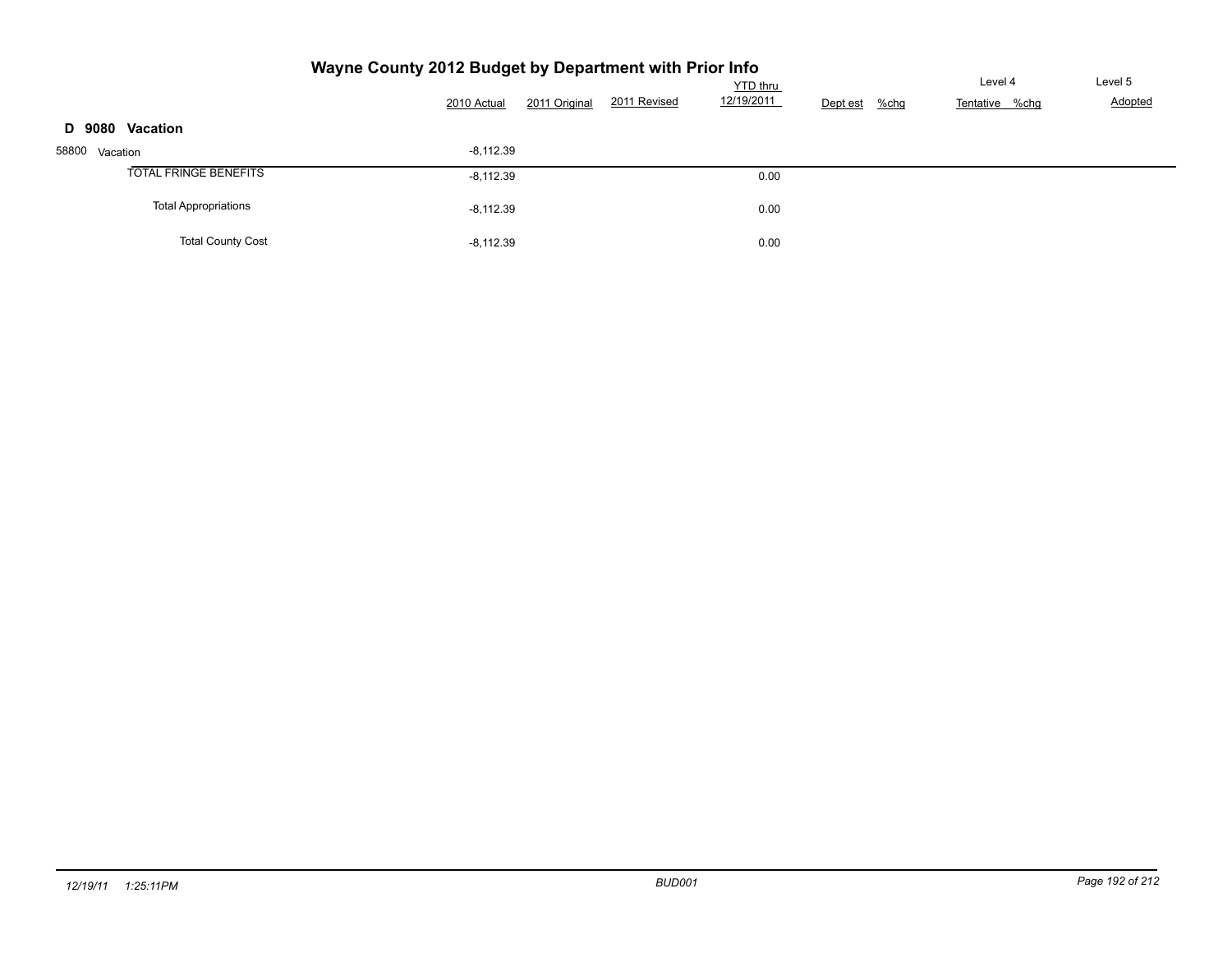# Wayne County 2012 Budget by Department with Prior Info

| | 2010 Actual | 2011 Original | 2011 Revised | YTD thru 12/19/2011 | Dept est | %chg | Level 4 Tentative | %chg | Level 5 Adopted |
|---|---|---|---|---|---|---|---|---|---|
| **D 9080 Vacation** | | | | | | | | | |
| 58800 Vacation | -8,112.39 | | | | | | | | |
| TOTAL FRINGE BENEFITS | -8,112.39 | | | 0.00 | | | | | |
| Total Appropriations | -8,112.39 | | | 0.00 | | | | | |
| Total County Cost | -8,112.39 | | | 0.00 | | | | | |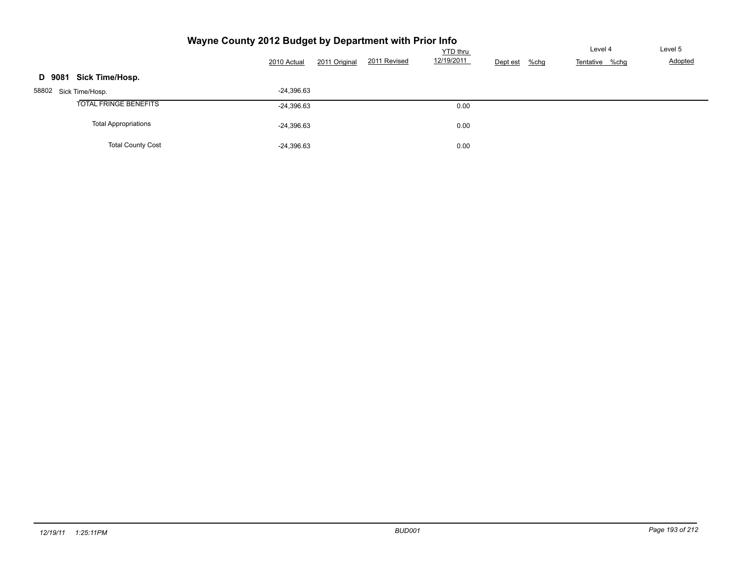# Wayne County 2012 Budget by Department with Prior Info

| | 2010 Actual | 2011 Original | 2011 Revised | YTD thru 12/19/2011 | Dept est | %chg | Level 4 Tentative | %chg | Level 5 Adopted |
|---|---|---|---|---|---|---|---|---|---|
| **D 9081 Sick Time/Hosp.** | | | | | | | | | |
| 58802 Sick Time/Hosp. | -24,396.63 | | | | | | | | |
| TOTAL FRINGE BENEFITS | -24,396.63 | | | 0.00 | | | | | |
| Total Appropriations | -24,396.63 | | | 0.00 | | | | | |
| Total County Cost | -24,396.63 | | | 0.00 | | | | | |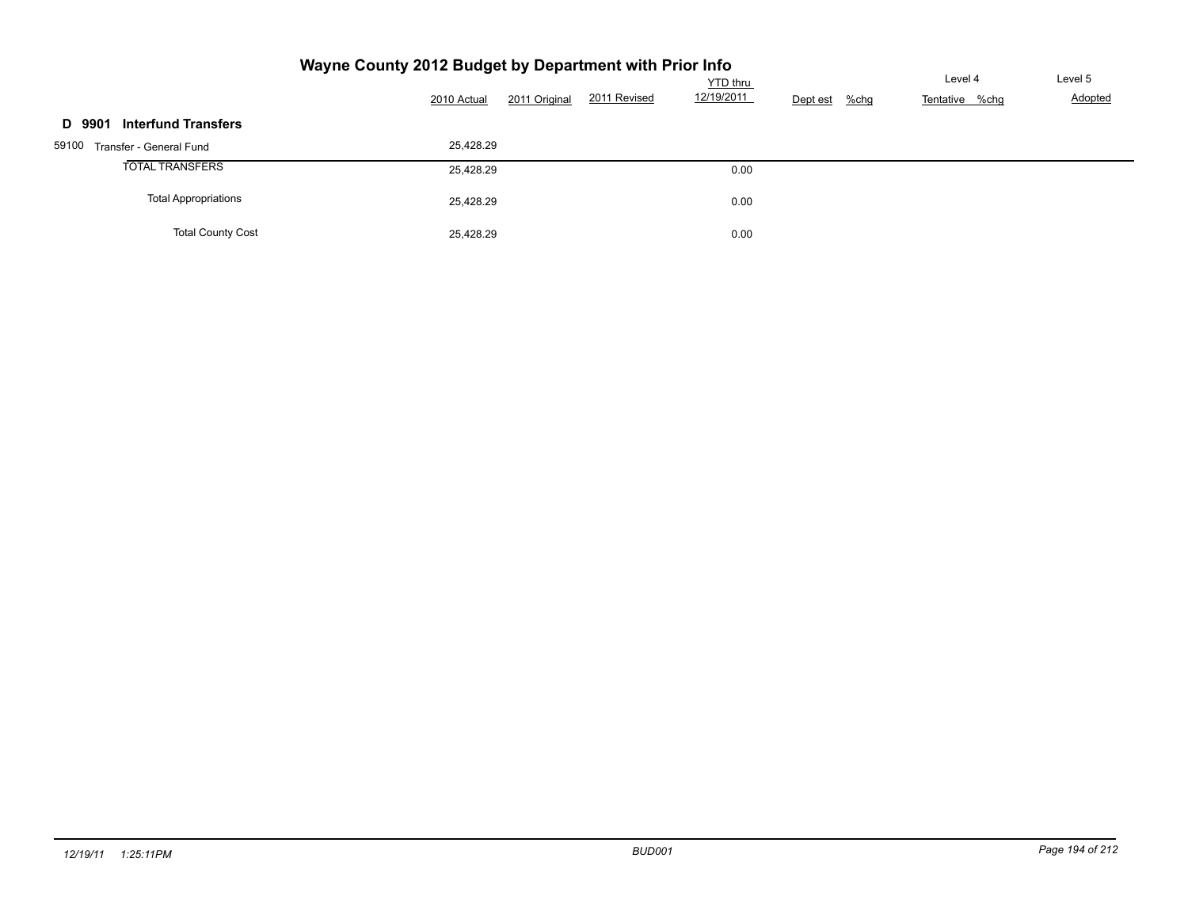# Wayne County 2012 Budget by Department with Prior Info

| | 2010 Actual | 2011 Original | 2011 Revised | YTD thru 12/19/2011 | Dept est | %chg | Level 4 Tentative | %chg | Level 5 Adopted |
|---|---|---|---|---|---|---|---|---|---|
| **D 9901 Interfund Transfers** | | | | | | | | | |
| 59100 Transfer - General Fund | 25,428.29 | | | | | | | | |
| TOTAL TRANSFERS | 25,428.29 | | | 0.00 | | | | | |
| Total Appropriations | 25,428.29 | | | 0.00 | | | | | |
| Total County Cost | 25,428.29 | | | 0.00 | | | | | |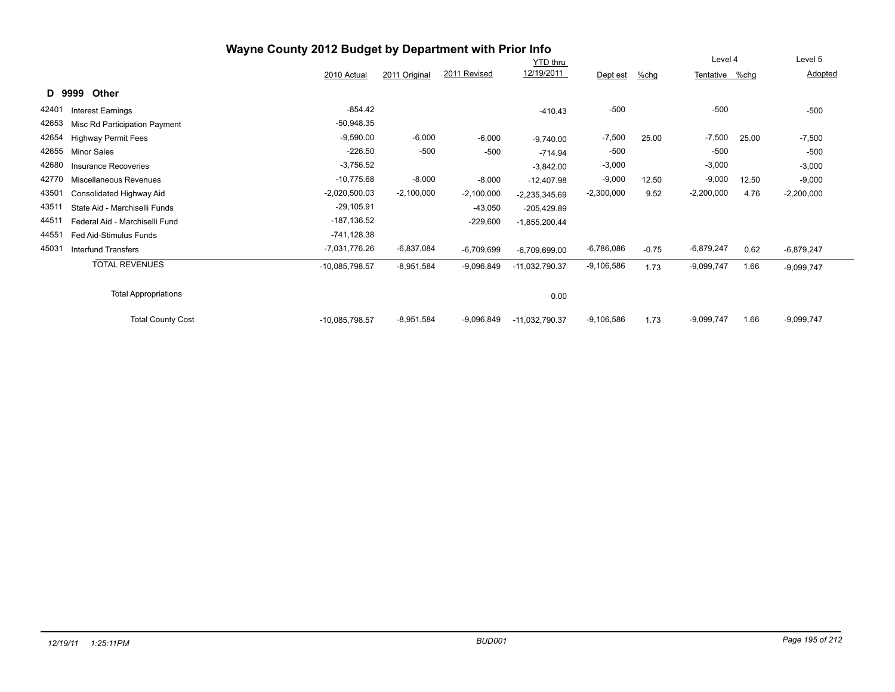# Wayne County 2012 Budget by Department with Prior Info

## D 9999 Other

| | | 2010 Actual | 2011 Original | 2011 Revised | YTD thru 12/19/2011 | Dept est | %chg | Level 4 Tentative | %chg | Level 5 Adopted |
|---|---|---|---|---|---|---|---|---|---|---|
| 42401 | Interest Earnings | -854.42 | | | -410.43 | -500 | | -500 | | -500 |
| 42653 | Misc Rd Participation Payment | -50,948.35 | | | | | | | | |
| 42654 | Highway Permit Fees | -9,590.00 | -6,000 | -6,000 | -9,740.00 | -7,500 | 25.00 | -7,500 | 25.00 | -7,500 |
| 42655 | Minor Sales | -226.50 | -500 | -500 | -714.94 | -500 | | -500 | | -500 |
| 42680 | Insurance Recoveries | -3,756.52 | | | -3,842.00 | -3,000 | | -3,000 | | -3,000 |
| 42770 | Miscellaneous Revenues | -10,775.68 | -8,000 | -8,000 | -12,407.98 | -9,000 | 12.50 | -9,000 | 12.50 | -9,000 |
| 43501 | Consolidated Highway Aid | -2,020,500.03 | -2,100,000 | -2,100,000 | -2,235,345.69 | -2,300,000 | 9.52 | -2,200,000 | 4.76 | -2,200,000 |
| 43511 | State Aid - Marchiselli Funds | -29,105.91 | | -43,050 | -205,429.89 | | | | | |
| 44511 | Federal Aid - Marchiselli Fund | -187,136.52 | | -229,600 | -1,855,200.44 | | | | | |
| 44551 | Fed Aid-Stimulus Funds | -741,128.38 | | | | | | | | |
| 45031 | Interfund Transfers | -7,031,776.26 | -6,837,084 | -6,709,699 | -6,709,699.00 | -6,786,086 | -0.75 | -6,879,247 | 0.62 | -6,879,247 |
| | TOTAL REVENUES | -10,085,798.57 | -8,951,584 | -9,096,849 | -11,032,790.37 | -9,106,586 | 1.73 | -9,099,747 | 1.66 | -9,099,747 |
| | Total Appropriations | | | | 0.00 | | | | | |
| | Total County Cost | -10,085,798.57 | -8,951,584 | -9,096,849 | -11,032,790.37 | -9,106,586 | 1.73 | -9,099,747 | 1.66 | -9,099,747 |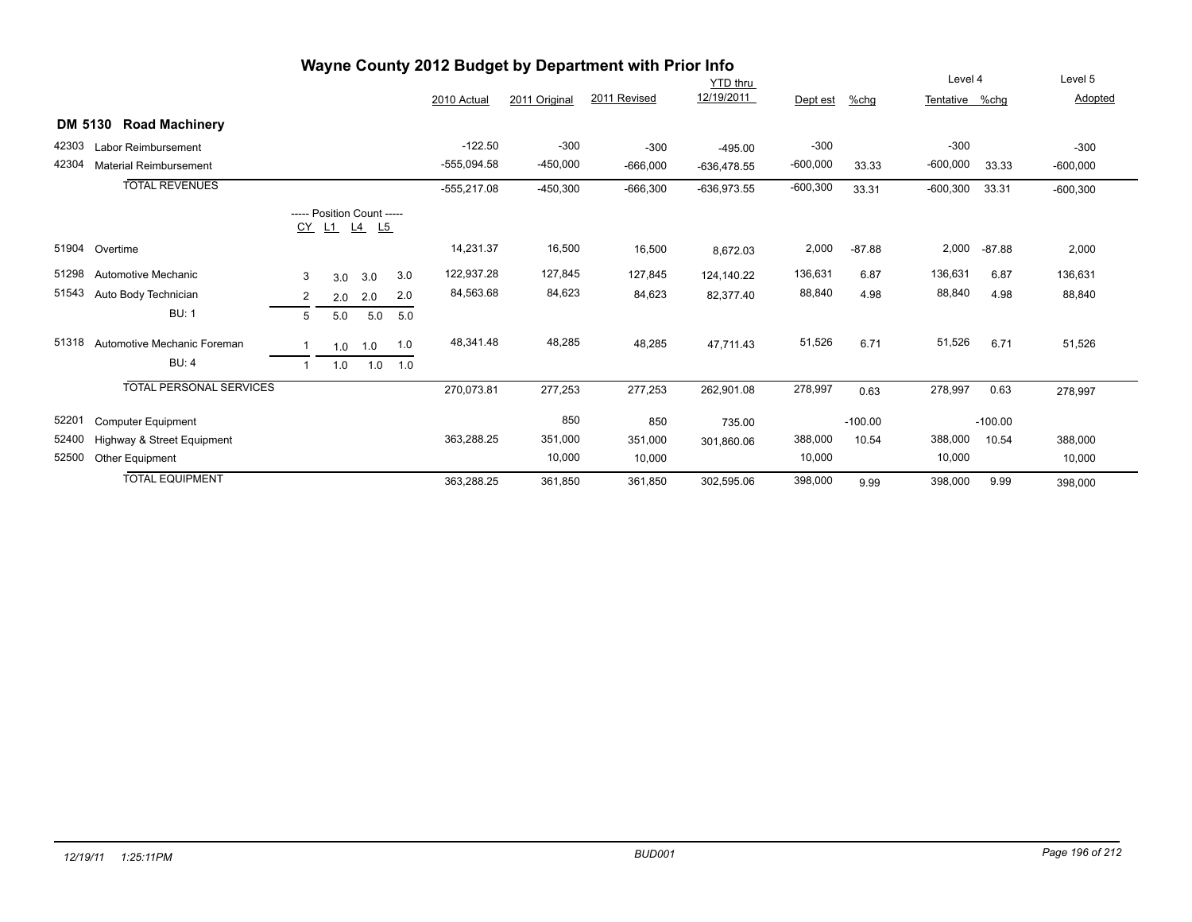# Wayne County 2012 Budget by Department with Prior Info

## DM 5130 Road Machinery

| | | CY | L1 | L4 | L5 | 2010 Actual | 2011 Original | 2011 Revised | YTD thru 12/19/2011 | Dept est | %chg | Level 4 Tentative | %chg | Level 5 Adopted |
|---|---|---|---|---|---|---|---|---|---|---|---|---|---|---|
| 42303 | Labor Reimbursement | | | | | -122.50 | -300 | -300 | -495.00 | -300 | | -300 | | -300 |
| 42304 | Material Reimbursement | | | | | -555,094.58 | -450,000 | -666,000 | -636,478.55 | -600,000 | 33.33 | -600,000 | 33.33 | -600,000 |
| | **TOTAL REVENUES** | | | | | -555,217.08 | -450,300 | -666,300 | -636,973.55 | -600,300 | 33.31 | -600,300 | 33.31 | -600,300 |
| | | ----- Position Count ----- | | | | | | | | | | | | |
| 51904 | Overtime | | | | | 14,231.37 | 16,500 | 16,500 | 8,672.03 | 2,000 | -87.88 | 2,000 | -87.88 | 2,000 |
| 51298 | Automotive Mechanic | 3 | 3.0 | 3.0 | 3.0 | 122,937.28 | 127,845 | 127,845 | 124,140.22 | 136,631 | 6.87 | 136,631 | 6.87 | 136,631 |
| 51543 | Auto Body Technician | 2 | 2.0 | 2.0 | 2.0 | 84,563.68 | 84,623 | 84,623 | 82,377.40 | 88,840 | 4.98 | 88,840 | 4.98 | 88,840 |
| | BU: 1 | 5 | 5.0 | 5.0 | 5.0 | | | | | | | | | |
| 51318 | Automotive Mechanic Foreman | 1 | 1.0 | 1.0 | 1.0 | 48,341.48 | 48,285 | 48,285 | 47,711.43 | 51,526 | 6.71 | 51,526 | 6.71 | 51,526 |
| | BU: 4 | 1 | 1.0 | 1.0 | 1.0 | | | | | | | | | |
| | **TOTAL PERSONAL SERVICES** | | | | | 270,073.81 | 277,253 | 277,253 | 262,901.08 | 278,997 | 0.63 | 278,997 | 0.63 | 278,997 |
| 52201 | Computer Equipment | | | | | | 850 | 850 | 735.00 | | -100.00 | | -100.00 | |
| 52400 | Highway & Street Equipment | | | | | 363,288.25 | 351,000 | 351,000 | 301,860.06 | 388,000 | 10.54 | 388,000 | 10.54 | 388,000 |
| 52500 | Other Equipment | | | | | | 10,000 | 10,000 | | 10,000 | | 10,000 | | 10,000 |
| | **TOTAL EQUIPMENT** | | | | | 363,288.25 | 361,850 | 361,850 | 302,595.06 | 398,000 | 9.99 | 398,000 | 9.99 | 398,000 |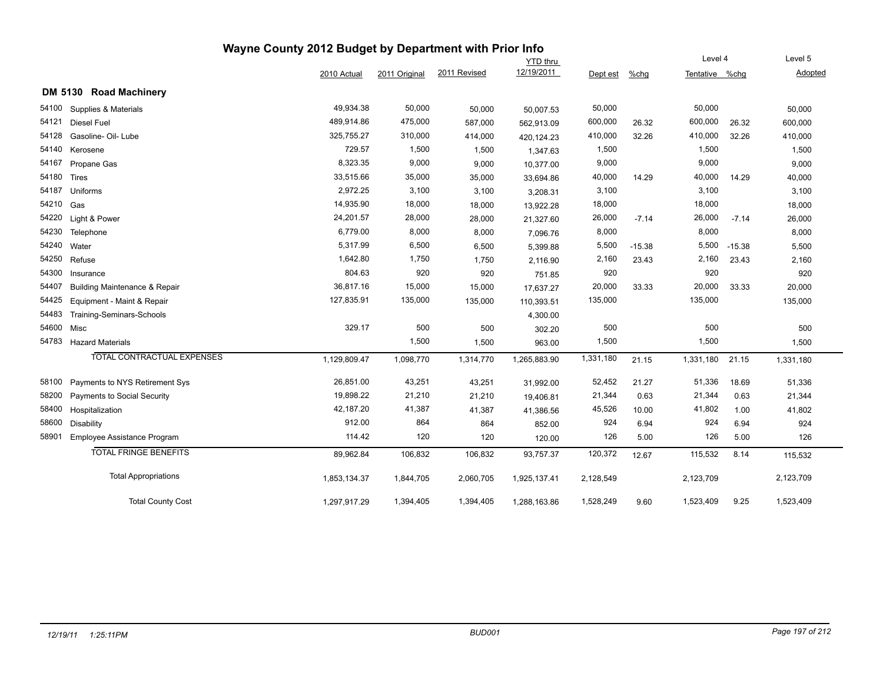# Wayne County 2012 Budget by Department with Prior Info

## DM 5130 Road Machinery

| | | 2010 Actual | 2011 Original | 2011 Revised | YTD thru 12/19/2011 | Dept est | %chg | Level 4 Tentative | %chg | Level 5 Adopted |
|---|---|---|---|---|---|---|---|---|---|---|
| 54100 | Supplies & Materials | 49,934.38 | 50,000 | 50,000 | 50,007.53 | 50,000 | | 50,000 | | 50,000 |
| 54121 | Diesel Fuel | 489,914.86 | 475,000 | 587,000 | 562,913.09 | 600,000 | 26.32 | 600,000 | 26.32 | 600,000 |
| 54128 | Gasoline- Oil- Lube | 325,755.27 | 310,000 | 414,000 | 420,124.23 | 410,000 | 32.26 | 410,000 | 32.26 | 410,000 |
| 54140 | Kerosene | 729.57 | 1,500 | 1,500 | 1,347.63 | 1,500 | | 1,500 | | 1,500 |
| 54167 | Propane Gas | 8,323.35 | 9,000 | 9,000 | 10,377.00 | 9,000 | | 9,000 | | 9,000 |
| 54180 | Tires | 33,515.66 | 35,000 | 35,000 | 33,694.86 | 40,000 | 14.29 | 40,000 | 14.29 | 40,000 |
| 54187 | Uniforms | 2,972.25 | 3,100 | 3,100 | 3,208.31 | 3,100 | | 3,100 | | 3,100 |
| 54210 | Gas | 14,935.90 | 18,000 | 18,000 | 13,922.28 | 18,000 | | 18,000 | | 18,000 |
| 54220 | Light & Power | 24,201.57 | 28,000 | 28,000 | 21,327.60 | 26,000 | -7.14 | 26,000 | -7.14 | 26,000 |
| 54230 | Telephone | 6,779.00 | 8,000 | 8,000 | 7,096.76 | 8,000 | | 8,000 | | 8,000 |
| 54240 | Water | 5,317.99 | 6,500 | 6,500 | 5,399.88 | 5,500 | -15.38 | 5,500 | -15.38 | 5,500 |
| 54250 | Refuse | 1,642.80 | 1,750 | 1,750 | 2,116.90 | 2,160 | 23.43 | 2,160 | 23.43 | 2,160 |
| 54300 | Insurance | 804.63 | 920 | 920 | 751.85 | 920 | | 920 | | 920 |
| 54407 | Building Maintenance & Repair | 36,817.16 | 15,000 | 15,000 | 17,637.27 | 20,000 | 33.33 | 20,000 | 33.33 | 20,000 |
| 54425 | Equipment - Maint & Repair | 127,835.91 | 135,000 | 135,000 | 110,393.51 | 135,000 | | 135,000 | | 135,000 |
| 54483 | Training-Seminars-Schools | | | | 4,300.00 | | | | | |
| 54600 | Misc | 329.17 | 500 | 500 | 302.20 | 500 | | 500 | | 500 |
| 54783 | Hazard Materials | | 1,500 | 1,500 | 963.00 | 1,500 | | 1,500 | | 1,500 |
| | TOTAL CONTRACTUAL EXPENSES | 1,129,809.47 | 1,098,770 | 1,314,770 | 1,265,883.90 | 1,331,180 | 21.15 | 1,331,180 | 21.15 | 1,331,180 |
| 58100 | Payments to NYS Retirement Sys | 26,851.00 | 43,251 | 43,251 | 31,992.00 | 52,452 | 21.27 | 51,336 | 18.69 | 51,336 |
| 58200 | Payments to Social Security | 19,898.22 | 21,210 | 21,210 | 19,406.81 | 21,344 | 0.63 | 21,344 | 0.63 | 21,344 |
| 58400 | Hospitalization | 42,187.20 | 41,387 | 41,387 | 41,386.56 | 45,526 | 10.00 | 41,802 | 1.00 | 41,802 |
| 58600 | Disability | 912.00 | 864 | 864 | 852.00 | 924 | 6.94 | 924 | 6.94 | 924 |
| 58901 | Employee Assistance Program | 114.42 | 120 | 120 | 120.00 | 126 | 5.00 | 126 | 5.00 | 126 |
| | TOTAL FRINGE BENEFITS | 89,962.84 | 106,832 | 106,832 | 93,757.37 | 120,372 | 12.67 | 115,532 | 8.14 | 115,532 |
| | Total Appropriations | 1,853,134.37 | 1,844,705 | 2,060,705 | 1,925,137.41 | 2,128,549 | | 2,123,709 | | 2,123,709 |
| | Total County Cost | 1,297,917.29 | 1,394,405 | 1,394,405 | 1,288,163.86 | 1,528,249 | 9.60 | 1,523,409 | 9.25 | 1,523,409 |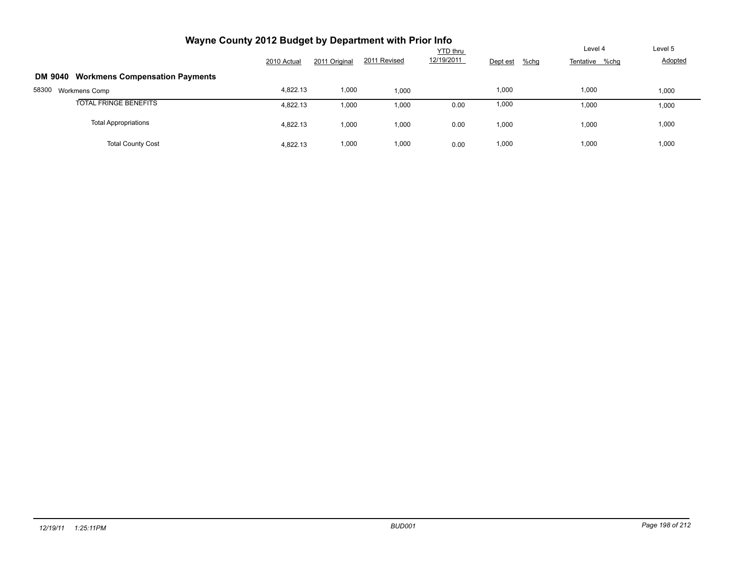# Wayne County 2012 Budget by Department with Prior Info

## DM 9040 Workmens Compensation Payments

| | 2010 Actual | 2011 Original | 2011 Revised | YTD thru 12/19/2011 | Dept est | %chg | Level 4 Tentative | %chg | Level 5 Adopted |
|---|---|---|---|---|---|---|---|---|---|
| 58300 Workmens Comp | 4,822.13 | 1,000 | 1,000 | | 1,000 | | 1,000 | | 1,000 |
| TOTAL FRINGE BENEFITS | 4,822.13 | 1,000 | 1,000 | 0.00 | 1,000 | | 1,000 | | 1,000 |
| Total Appropriations | 4,822.13 | 1,000 | 1,000 | 0.00 | 1,000 | | 1,000 | | 1,000 |
| Total County Cost | 4,822.13 | 1,000 | 1,000 | 0.00 | 1,000 | | 1,000 | | 1,000 |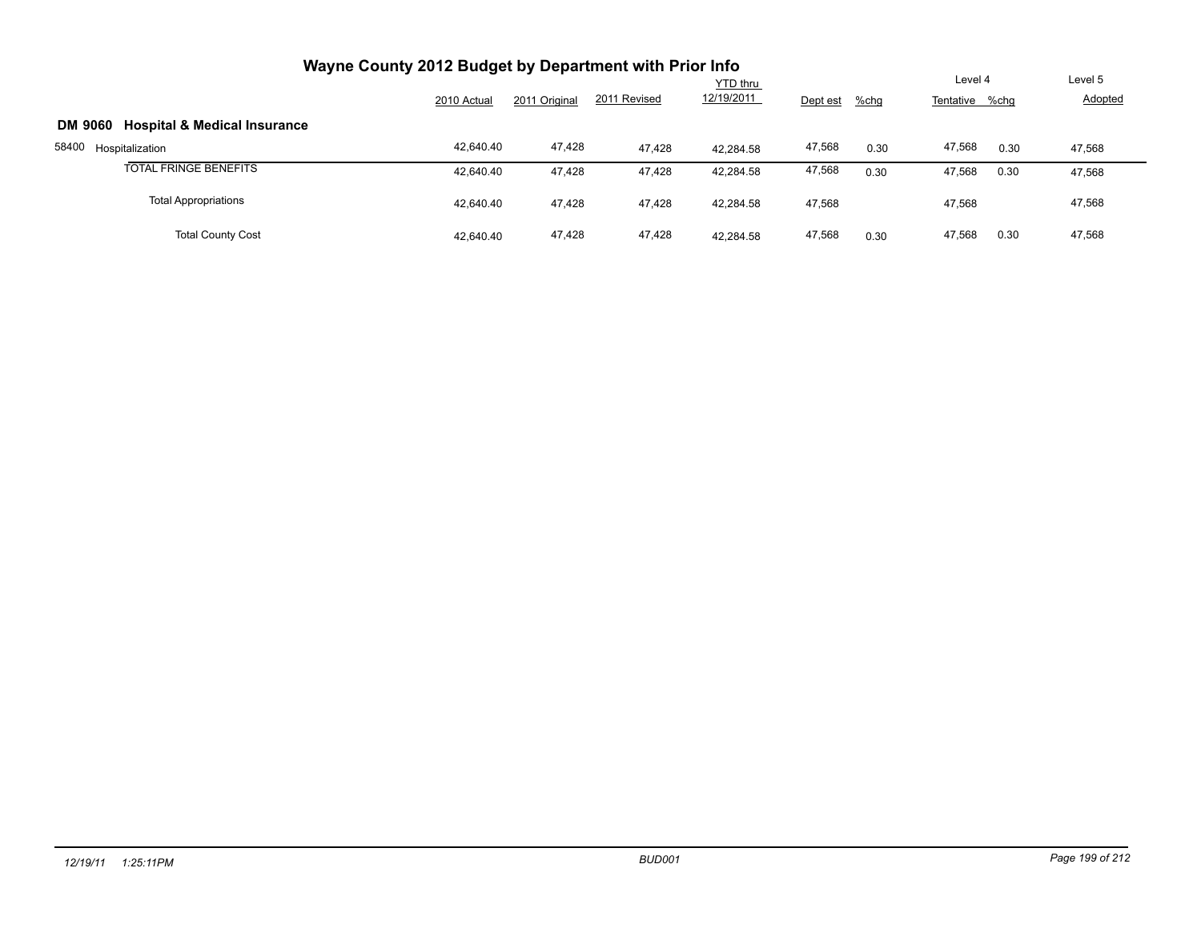# Wayne County 2012 Budget by Department with Prior Info

## DM 9060 Hospital & Medical Insurance

| | 2010 Actual | 2011 Original | 2011 Revised | YTD thru 12/19/2011 | Dept est | %chg | Level 4 Tentative | %chg | Level 5 Adopted |
|---|---|---|---|---|---|---|---|---|---|
| 58400 Hospitalization | 42,640.40 | 47,428 | 47,428 | 42,284.58 | 47,568 | 0.30 | 47,568 | 0.30 | 47,568 |
| TOTAL FRINGE BENEFITS | 42,640.40 | 47,428 | 47,428 | 42,284.58 | 47,568 | 0.30 | 47,568 | 0.30 | 47,568 |
| Total Appropriations | 42,640.40 | 47,428 | 47,428 | 42,284.58 | 47,568 | | 47,568 | | 47,568 |
| Total County Cost | 42,640.40 | 47,428 | 47,428 | 42,284.58 | 47,568 | 0.30 | 47,568 | 0.30 | 47,568 |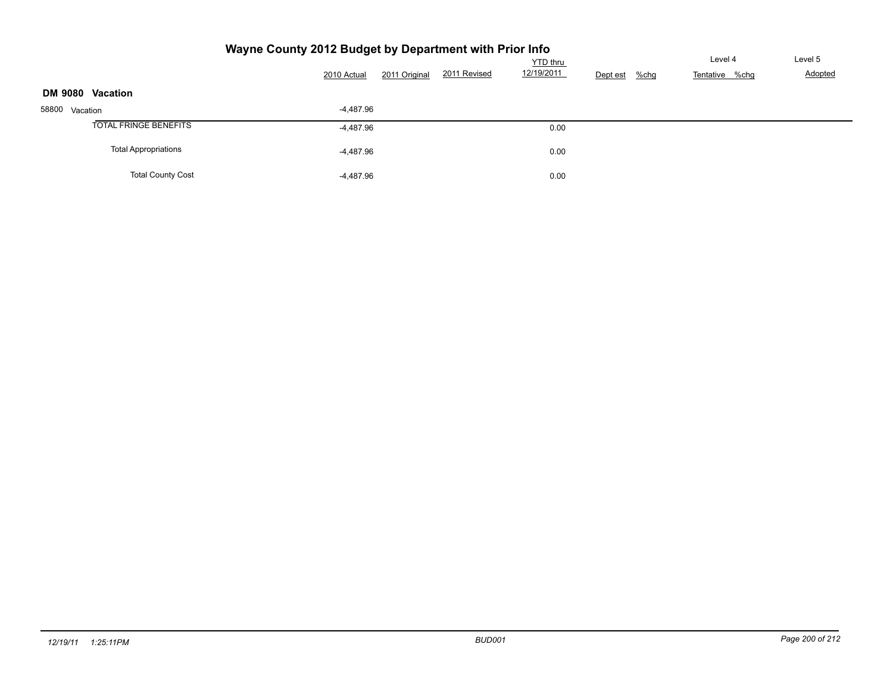# Wayne County 2012 Budget by Department with Prior Info

## DM 9080 Vacation

| | 2010 Actual | 2011 Original | 2011 Revised | YTD thru 12/19/2011 | Dept est | %chg | Level 4 Tentative | %chg | Level 5 Adopted |
|---|---|---|---|---|---|---|---|---|---|
| 58800 Vacation | -4,487.96 | | | | | | | | |
| TOTAL FRINGE BENEFITS | -4,487.96 | | | 0.00 | | | | | |
| Total Appropriations | -4,487.96 | | | 0.00 | | | | | |
| Total County Cost | -4,487.96 | | | 0.00 | | | | | |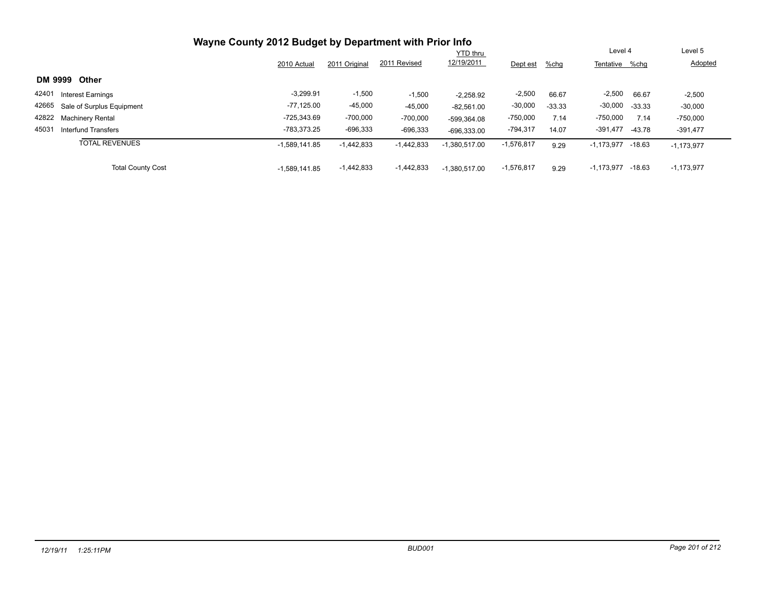# Wayne County 2012 Budget by Department with Prior Info

## DM 9999 Other

| | | 2010 Actual | 2011 Original | 2011 Revised | YTD thru 12/19/2011 | Dept est | %chg | Level 4 Tentative | %chg | Level 5 Adopted |
|---|---|---|---|---|---|---|---|---|---|---|
| 42401 | Interest Earnings | -3,299.91 | -1,500 | -1,500 | -2,258.92 | -2,500 | 66.67 | -2,500 | 66.67 | -2,500 |
| 42665 | Sale of Surplus Equipment | -77,125.00 | -45,000 | -45,000 | -82,561.00 | -30,000 | -33.33 | -30,000 | -33.33 | -30,000 |
| 42822 | Machinery Rental | -725,343.69 | -700,000 | -700,000 | -599,364.08 | -750,000 | 7.14 | -750,000 | 7.14 | -750,000 |
| 45031 | Interfund Transfers | -783,373.25 | -696,333 | -696,333 | -696,333.00 | -794,317 | 14.07 | -391,477 | -43.78 | -391,477 |
| | TOTAL REVENUES | -1,589,141.85 | -1,442,833 | -1,442,833 | -1,380,517.00 | -1,576,817 | 9.29 | -1,173,977 | -18.63 | -1,173,977 |
| | Total County Cost | -1,589,141.85 | -1,442,833 | -1,442,833 | -1,380,517.00 | -1,576,817 | 9.29 | -1,173,977 | -18.63 | -1,173,977 |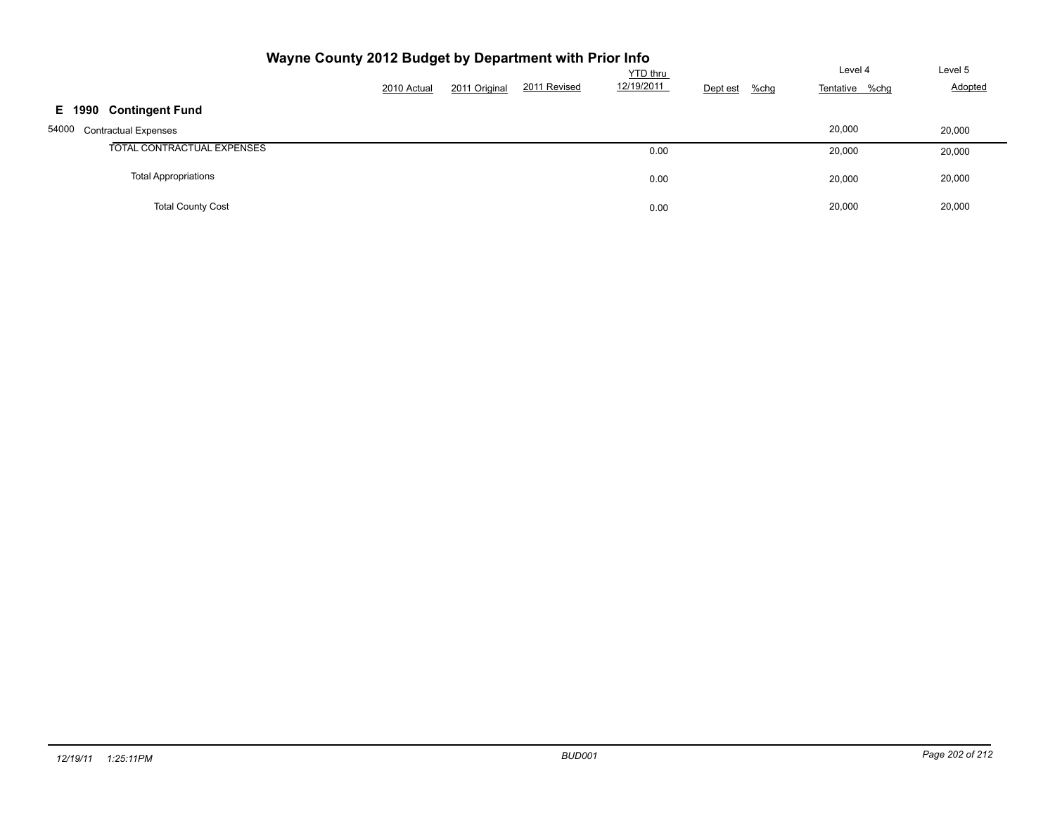# Wayne County 2012 Budget by Department with Prior Info

| | 2010 Actual | 2011 Original | 2011 Revised | YTD thru 12/19/2011 | Dept est | %chg | Level 4 Tentative | %chg | Level 5 Adopted |
|---|---|---|---|---|---|---|---|---|---|
| **E 1990 Contingent Fund** | | | | | | | | | |
| 54000 Contractual Expenses | | | | | | | 20,000 | | 20,000 |
| TOTAL CONTRACTUAL EXPENSES | | | | 0.00 | | | 20,000 | | 20,000 |
| Total Appropriations | | | | 0.00 | | | 20,000 | | 20,000 |
| Total County Cost | | | | 0.00 | | | 20,000 | | 20,000 |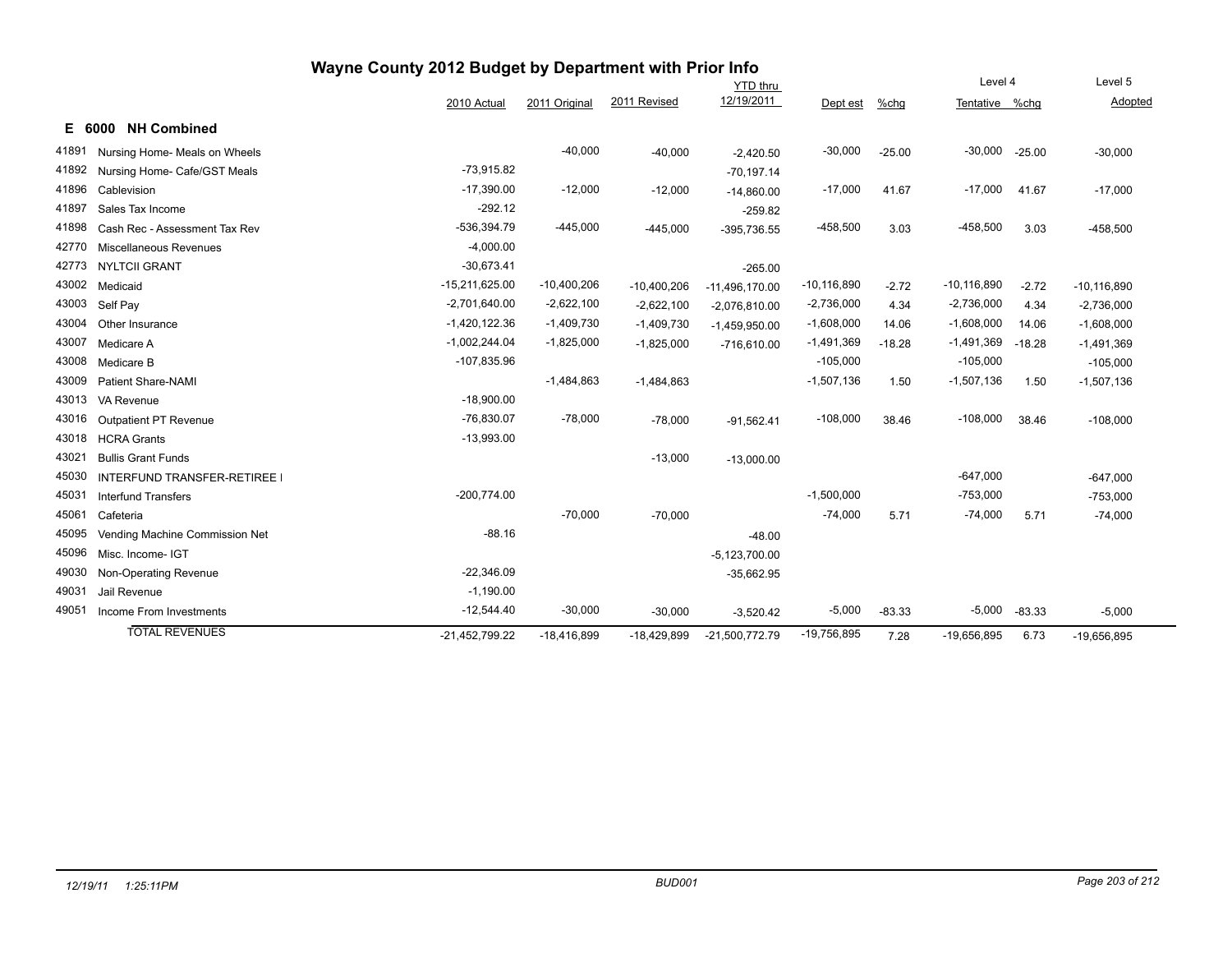# Wayne County 2012 Budget by Department with Prior Info

## E 6000 NH Combined

| | | 2010 Actual | 2011 Original | 2011 Revised | YTD thru 12/19/2011 | Dept est | %chg | Level 4 Tentative | %chg | Level 5 Adopted |
|---|---|---|---|---|---|---|---|---|---|---|
| 41891 | Nursing Home- Meals on Wheels | | -40,000 | -40,000 | -2,420.50 | -30,000 | -25.00 | -30,000 | -25.00 | -30,000 |
| 41892 | Nursing Home- Cafe/GST Meals | -73,915.82 | | | -70,197.14 | | | | | |
| 41896 | Cablevision | -17,390.00 | -12,000 | -12,000 | -14,860.00 | -17,000 | 41.67 | -17,000 | 41.67 | -17,000 |
| 41897 | Sales Tax Income | -292.12 | | | -259.82 | | | | | |
| 41898 | Cash Rec - Assessment Tax Rev | -536,394.79 | -445,000 | -445,000 | -395,736.55 | -458,500 | 3.03 | -458,500 | 3.03 | -458,500 |
| 42770 | Miscellaneous Revenues | -4,000.00 | | | | | | | | |
| 42773 | NYLTCII GRANT | -30,673.41 | | | -265.00 | | | | | |
| 43002 | Medicaid | -15,211,625.00 | -10,400,206 | -10,400,206 | -11,496,170.00 | -10,116,890 | -2.72 | -10,116,890 | -2.72 | -10,116,890 |
| 43003 | Self Pay | -2,701,640.00 | -2,622,100 | -2,622,100 | -2,076,810.00 | -2,736,000 | 4.34 | -2,736,000 | 4.34 | -2,736,000 |
| 43004 | Other Insurance | -1,420,122.36 | -1,409,730 | -1,409,730 | -1,459,950.00 | -1,608,000 | 14.06 | -1,608,000 | 14.06 | -1,608,000 |
| 43007 | Medicare A | -1,002,244.04 | -1,825,000 | -1,825,000 | -716,610.00 | -1,491,369 | -18.28 | -1,491,369 | -18.28 | -1,491,369 |
| 43008 | Medicare B | -107,835.96 | | | | -105,000 | | -105,000 | | -105,000 |
| 43009 | Patient Share-NAMI | | -1,484,863 | -1,484,863 | | -1,507,136 | 1.50 | -1,507,136 | 1.50 | -1,507,136 |
| 43013 | VA Revenue | -18,900.00 | | | | | | | | |
| 43016 | Outpatient PT Revenue | -76,830.07 | -78,000 | -78,000 | -91,562.41 | -108,000 | 38.46 | -108,000 | 38.46 | -108,000 |
| 43018 | HCRA Grants | -13,993.00 | | | | | | | | |
| 43021 | Bullis Grant Funds | | | -13,000 | -13,000.00 | | | | | |
| 45030 | INTERFUND TRANSFER-RETIREE I | | | | | | | -647,000 | | -647,000 |
| 45031 | Interfund Transfers | -200,774.00 | | | | -1,500,000 | | -753,000 | | -753,000 |
| 45061 | Cafeteria | | -70,000 | -70,000 | | -74,000 | 5.71 | -74,000 | 5.71 | -74,000 |
| 45095 | Vending Machine Commission Net | -88.16 | | | -48.00 | | | | | |
| 45096 | Misc. Income- IGT | | | | -5,123,700.00 | | | | | |
| 49030 | Non-Operating Revenue | -22,346.09 | | | -35,662.95 | | | | | |
| 49031 | Jail Revenue | -1,190.00 | | | | | | | | |
| 49051 | Income From Investments | -12,544.40 | -30,000 | -30,000 | -3,520.42 | -5,000 | -83.33 | -5,000 | -83.33 | -5,000 |
| | TOTAL REVENUES | -21,452,799.22 | -18,416,899 | -18,429,899 | -21,500,772.79 | -19,756,895 | 7.28 | -19,656,895 | 6.73 | -19,656,895 |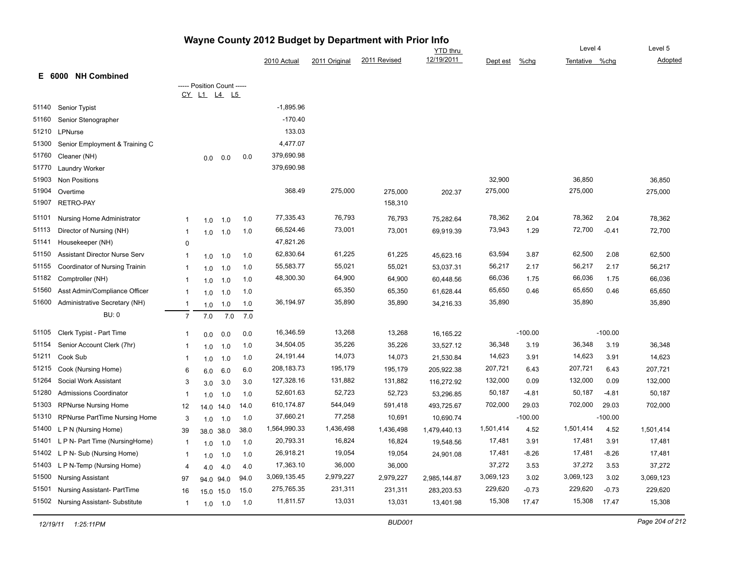# Wayne County 2012 Budget by Department with Prior Info

## E 6000 NH Combined

| Code | Description | CY | L1 | L4 | L5 | 2010 Actual | 2011 Original | 2011 Revised | YTD thru 12/19/2011 | Dept est | %chg | Level 4 Tentative | %chg | Level 5 Adopted |
|---|---|---|---|---|---|---|---|---|---|---|---|---|---|---|
| | | ----- Position Count ----- | | | | | | | | | | | | |
| 51140 | Senior Typist | | | | | -1,895.96 | | | | | | | | |
| 51160 | Senior Stenographer | | | | | -170.40 | | | | | | | | |
| 51210 | LPNurse | | | | | 133.03 | | | | | | | | |
| 51300 | Senior Employment & Training C | | | | | 4,477.07 | | | | | | | | |
| 51760 | Cleaner (NH) | | 0.0 | 0.0 | 0.0 | 379,690.98 | | | | | | | | |
| 51770 | Laundry Worker | | | | | 379,690.98 | | | | | | | | |
| 51903 | Non Positions | | | | | | | | | 32,900 | | 36,850 | | 36,850 |
| 51904 | Overtime | | | | | 368.49 | 275,000 | 275,000 | 202.37 | 275,000 | | 275,000 | | 275,000 |
| 51907 | RETRO-PAY | | | | | | | 158,310 | | | | | | |
| 51101 | Nursing Home Administrator | 1 | 1.0 | 1.0 | 1.0 | 77,335.43 | 76,793 | 76,793 | 75,282.64 | 78,362 | 2.04 | 78,362 | 2.04 | 78,362 |
| 51113 | Director of Nursing (NH) | 1 | 1.0 | 1.0 | 1.0 | 66,524.46 | 73,001 | 73,001 | 69,919.39 | 73,943 | 1.29 | 72,700 | -0.41 | 72,700 |
| 51141 | Housekeeper (NH) | 0 | | | | 47,821.26 | | | | | | | | |
| 51150 | Assistant Director Nurse Serv | 1 | 1.0 | 1.0 | 1.0 | 62,830.64 | 61,225 | 61,225 | 45,623.16 | 63,594 | 3.87 | 62,500 | 2.08 | 62,500 |
| 51155 | Coordinator of Nursing Trainin | 1 | 1.0 | 1.0 | 1.0 | 55,583.77 | 55,021 | 55,021 | 53,037.31 | 56,217 | 2.17 | 56,217 | 2.17 | 56,217 |
| 51182 | Comptroller (NH) | 1 | 1.0 | 1.0 | 1.0 | 48,300.30 | 64,900 | 64,900 | 60,448.56 | 66,036 | 1.75 | 66,036 | 1.75 | 66,036 |
| 51560 | Asst Admin/Compliance Officer | 1 | 1.0 | 1.0 | 1.0 | | 65,350 | 65,350 | 61,628.44 | 65,650 | 0.46 | 65,650 | 0.46 | 65,650 |
| 51600 | Administrative Secretary (NH) | 1 | 1.0 | 1.0 | 1.0 | 36,194.97 | 35,890 | 35,890 | 34,216.33 | 35,890 | | 35,890 | | 35,890 |
| | BU: 0 | 7 | 7.0 | 7.0 | 7.0 | | | | | | | | | |
| 51105 | Clerk Typist - Part Time | 1 | 0.0 | 0.0 | 0.0 | 16,346.59 | 13,268 | 13,268 | 16,165.22 | | -100.00 | | -100.00 | |
| 51154 | Senior Account Clerk (7hr) | 1 | 1.0 | 1.0 | 1.0 | 34,504.05 | 35,226 | 35,226 | 33,527.12 | 36,348 | 3.19 | 36,348 | 3.19 | 36,348 |
| 51211 | Cook Sub | 1 | 1.0 | 1.0 | 1.0 | 24,191.44 | 14,073 | 14,073 | 21,530.84 | 14,623 | 3.91 | 14,623 | 3.91 | 14,623 |
| 51215 | Cook (Nursing Home) | 6 | 6.0 | 6.0 | 6.0 | 208,183.73 | 195,179 | 195,179 | 205,922.38 | 207,721 | 6.43 | 207,721 | 6.43 | 207,721 |
| 51264 | Social Work Assistant | 3 | 3.0 | 3.0 | 3.0 | 127,328.16 | 131,882 | 131,882 | 116,272.92 | 132,000 | 0.09 | 132,000 | 0.09 | 132,000 |
| 51280 | Admissions Coordinator | 1 | 1.0 | 1.0 | 1.0 | 52,601.63 | 52,723 | 52,723 | 53,296.85 | 50,187 | -4.81 | 50,187 | -4.81 | 50,187 |
| 51303 | RPNurse Nursing Home | 12 | 14.0 | 14.0 | 14.0 | 610,174.87 | 544,049 | 591,418 | 493,725.67 | 702,000 | 29.03 | 702,000 | 29.03 | 702,000 |
| 51310 | RPNurse PartTime Nursing Home | 3 | 1.0 | 1.0 | 1.0 | 37,660.21 | 77,258 | 10,691 | 10,690.74 | | -100.00 | | -100.00 | |
| 51400 | L P N (Nursing Home) | 39 | 38.0 | 38.0 | 38.0 | 1,564,990.33 | 1,436,498 | 1,436,498 | 1,479,440.13 | 1,501,414 | 4.52 | 1,501,414 | 4.52 | 1,501,414 |
| 51401 | L P N- Part Time (NursingHome) | 1 | 1.0 | 1.0 | 1.0 | 20,793.31 | 16,824 | 16,824 | 19,548.56 | 17,481 | 3.91 | 17,481 | 3.91 | 17,481 |
| 51402 | L P N- Sub (Nursing Home) | 1 | 1.0 | 1.0 | 1.0 | 26,918.21 | 19,054 | 19,054 | 24,901.08 | 17,481 | -8.26 | 17,481 | -8.26 | 17,481 |
| 51403 | L P N-Temp (Nursing Home) | 4 | 4.0 | 4.0 | 4.0 | 17,363.10 | 36,000 | 36,000 | | 37,272 | 3.53 | 37,272 | 3.53 | 37,272 |
| 51500 | Nursing Assistant | 97 | 94.0 | 94.0 | 94.0 | 3,069,135.45 | 2,979,227 | 2,979,227 | 2,985,144.87 | 3,069,123 | 3.02 | 3,069,123 | 3.02 | 3,069,123 |
| 51501 | Nursing Assistant- PartTime | 16 | 15.0 | 15.0 | 15.0 | 275,765.35 | 231,311 | 231,311 | 283,203.53 | 229,620 | -0.73 | 229,620 | -0.73 | 229,620 |
| 51502 | Nursing Assistant- Substitute | 1 | 1.0 | 1.0 | 1.0 | 11,811.57 | 13,031 | 13,031 | 13,401.98 | 15,308 | 17.47 | 15,308 | 17.47 | 15,308 |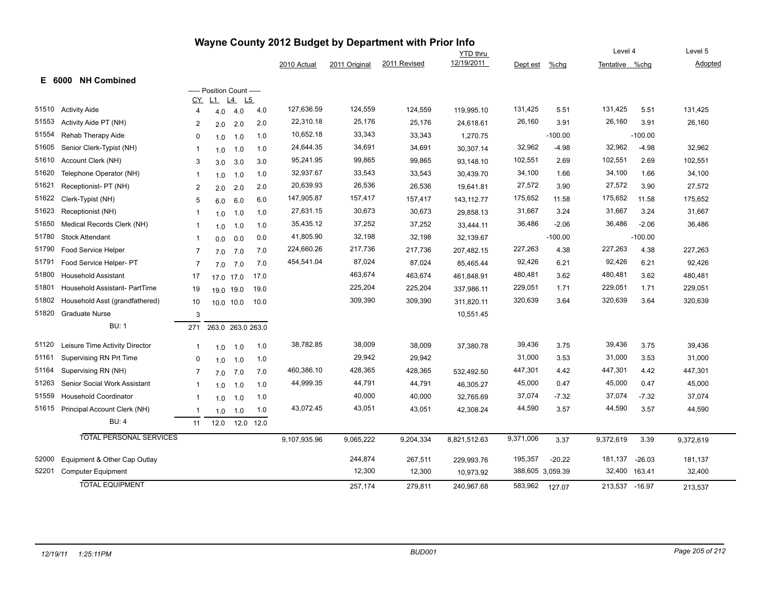# Wayne County 2012 Budget by Department with Prior Info

## E 6000 NH Combined

| Code | Description | CY | L1 | L4 | L5 | 2010 Actual | 2011 Original | 2011 Revised | YTD thru 12/19/2011 | Dept est | %chg | Level 4 Tentative | %chg | Level 5 Adopted |
|---|---|---|---|---|---|---|---|---|---|---|---|---|---|---|
| | ----- Position Count ----- | | | | | | | | | | | | | |
| 51510 | Activity Aide | 4 | 4.0 | 4.0 | 4.0 | 127,636.59 | 124,559 | 124,559 | 119,995.10 | 131,425 | 5.51 | 131,425 | 5.51 | 131,425 |
| 51553 | Activity Aide PT (NH) | 2 | 2.0 | 2.0 | 2.0 | 22,310.18 | 25,176 | 25,176 | 24,618.61 | 26,160 | 3.91 | 26,160 | 3.91 | 26,160 |
| 51554 | Rehab Therapy Aide | 0 | 1.0 | 1.0 | 1.0 | 10,652.18 | 33,343 | 33,343 | 1,270.75 | | -100.00 | | -100.00 | |
| 51605 | Senior Clerk-Typist (NH) | 1 | 1.0 | 1.0 | 1.0 | 24,644.35 | 34,691 | 34,691 | 30,307.14 | 32,962 | -4.98 | 32,962 | -4.98 | 32,962 |
| 51610 | Account Clerk (NH) | 3 | 3.0 | 3.0 | 3.0 | 95,241.95 | 99,865 | 99,865 | 93,148.10 | 102,551 | 2.69 | 102,551 | 2.69 | 102,551 |
| 51620 | Telephone Operator (NH) | 1 | 1.0 | 1.0 | 1.0 | 32,937.67 | 33,543 | 33,543 | 30,439.70 | 34,100 | 1.66 | 34,100 | 1.66 | 34,100 |
| 51621 | Receptionist- PT (NH) | 2 | 2.0 | 2.0 | 2.0 | 20,639.93 | 26,536 | 26,536 | 19,641.81 | 27,572 | 3.90 | 27,572 | 3.90 | 27,572 |
| 51622 | Clerk-Typist (NH) | 5 | 6.0 | 6.0 | 6.0 | 147,905.87 | 157,417 | 157,417 | 143,112.77 | 175,652 | 11.58 | 175,652 | 11.58 | 175,652 |
| 51623 | Receptionist (NH) | 1 | 1.0 | 1.0 | 1.0 | 27,631.15 | 30,673 | 30,673 | 29,858.13 | 31,667 | 3.24 | 31,667 | 3.24 | 31,667 |
| 51650 | Medical Records Clerk (NH) | 1 | 1.0 | 1.0 | 1.0 | 35,435.12 | 37,252 | 37,252 | 33,444.11 | 36,486 | -2.06 | 36,486 | -2.06 | 36,486 |
| 51780 | Stock Attendant | 1 | 0.0 | 0.0 | 0.0 | 41,805.90 | 32,198 | 32,198 | 32,139.67 | | -100.00 | | -100.00 | |
| 51790 | Food Service Helper | 7 | 7.0 | 7.0 | 7.0 | 224,660.26 | 217,736 | 217,736 | 207,482.15 | 227,263 | 4.38 | 227,263 | 4.38 | 227,263 |
| 51791 | Food Service Helper- PT | 7 | 7.0 | 7.0 | 7.0 | 454,541.04 | 87,024 | 87,024 | 85,465.44 | 92,426 | 6.21 | 92,426 | 6.21 | 92,426 |
| 51800 | Household Assistant | 17 | 17.0 | 17.0 | 17.0 | | 463,674 | 463,674 | 461,848.91 | 480,481 | 3.62 | 480,481 | 3.62 | 480,481 |
| 51801 | Household Assistant- PartTime | 19 | 19.0 | 19.0 | 19.0 | | 225,204 | 225,204 | 337,986.11 | 229,051 | 1.71 | 229,051 | 1.71 | 229,051 |
| 51802 | Household Asst (grandfathered) | 10 | 10.0 | 10.0 | 10.0 | | 309,390 | 309,390 | 311,820.11 | 320,639 | 3.64 | 320,639 | 3.64 | 320,639 |
| 51820 | Graduate Nurse | 3 | | | | | | | 10,551.45 | | | | | |
| | BU: 1 | 271 | 263.0 | 263.0 | 263.0 | | | | | | | | | |
| 51120 | Leisure Time Activity Director | 1 | 1.0 | 1.0 | 1.0 | 38,782.85 | 38,009 | 38,009 | 37,380.78 | 39,436 | 3.75 | 39,436 | 3.75 | 39,436 |
| 51161 | Supervising RN Prt Time | 0 | 1.0 | 1.0 | 1.0 | | 29,942 | 29,942 | | 31,000 | 3.53 | 31,000 | 3.53 | 31,000 |
| 51164 | Supervising RN (NH) | 7 | 7.0 | 7.0 | 7.0 | 460,386.10 | 428,365 | 428,365 | 532,492.50 | 447,301 | 4.42 | 447,301 | 4.42 | 447,301 |
| 51263 | Senior Social Work Assistant | 1 | 1.0 | 1.0 | 1.0 | 44,999.35 | 44,791 | 44,791 | 46,305.27 | 45,000 | 0.47 | 45,000 | 0.47 | 45,000 |
| 51559 | Household Coordinator | 1 | 1.0 | 1.0 | 1.0 | | 40,000 | 40,000 | 32,765.69 | 37,074 | -7.32 | 37,074 | -7.32 | 37,074 |
| 51615 | Principal Account Clerk (NH) | 1 | 1.0 | 1.0 | 1.0 | 43,072.45 | 43,051 | 43,051 | 42,308.24 | 44,590 | 3.57 | 44,590 | 3.57 | 44,590 |
| | BU: 4 | 11 | 12.0 | 12.0 | 12.0 | | | | | | | | | |
| | TOTAL PERSONAL SERVICES | | | | | 9,107,935.96 | 9,065,222 | 9,204,334 | 8,821,512.63 | 9,371,006 | 3.37 | 9,372,619 | 3.39 | 9,372,619 |
| 52000 | Equipment & Other Cap Outlay | | | | | | 244,874 | 267,511 | 229,993.76 | 195,357 | -20.22 | 181,137 | -26.03 | 181,137 |
| 52201 | Computer Equipment | | | | | | 12,300 | 12,300 | 10,973.92 | 388,605 | 3,059.39 | 32,400 | 163.41 | 32,400 |
| | TOTAL EQUIPMENT | | | | | | 257,174 | 279,811 | 240,967.68 | 583,962 | 127.07 | 213,537 | -16.97 | 213,537 |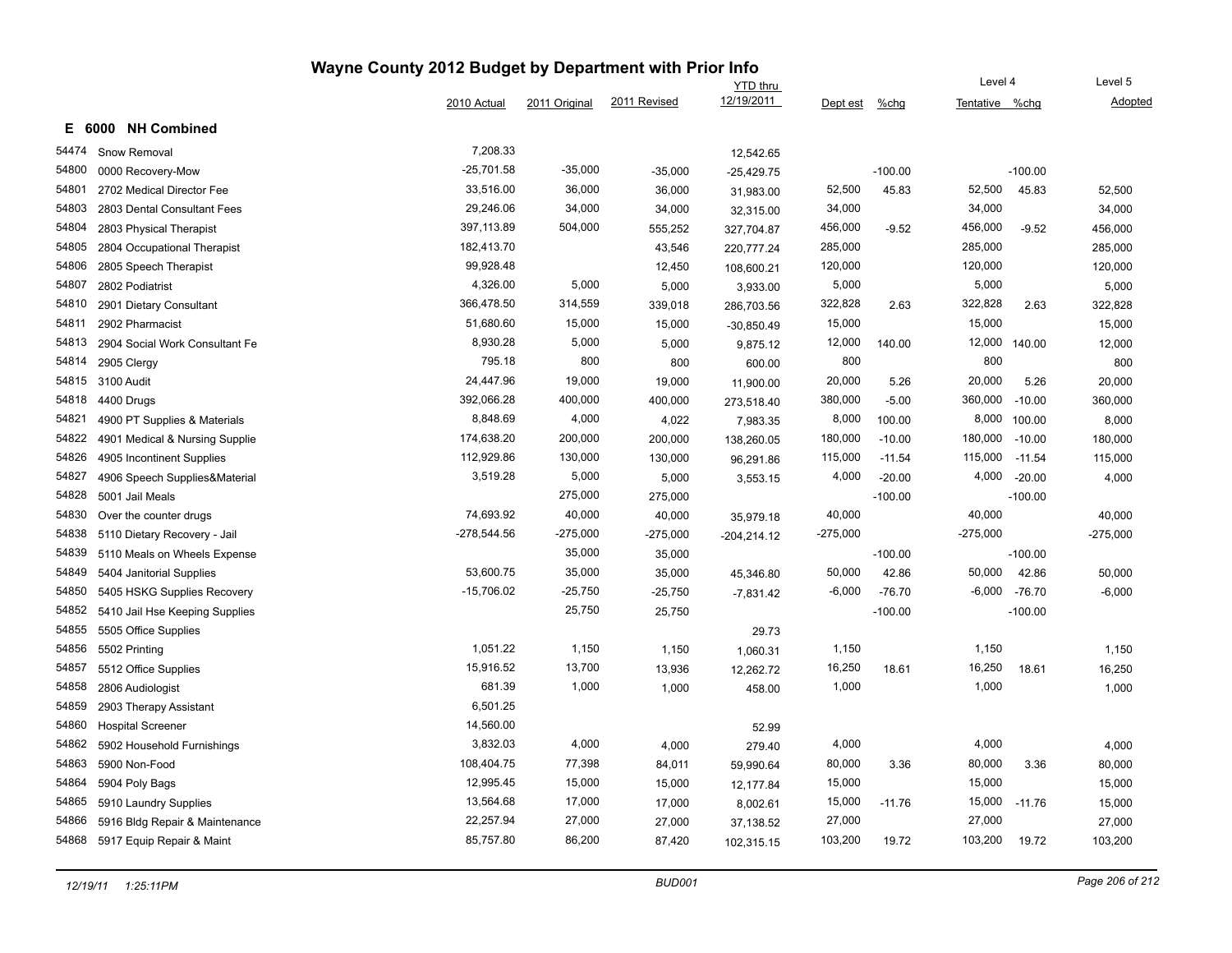# Wayne County 2012 Budget by Department with Prior Info

## E 6000 NH Combined

| | | 2010 Actual | 2011 Original | 2011 Revised | YTD thru 12/19/2011 | Dept est | %chg | Level 4 Tentative | %chg | Level 5 Adopted |
|---|---|---|---|---|---|---|---|---|---|---|
| 54474 | Snow Removal | 7,208.33 | | | 12,542.65 | | | | | |
| 54800 | 0000 Recovery-Mow | -25,701.58 | -35,000 | -35,000 | -25,429.75 | | -100.00 | | -100.00 | |
| 54801 | 2702 Medical Director Fee | 33,516.00 | 36,000 | 36,000 | 31,983.00 | 52,500 | 45.83 | 52,500 | 45.83 | 52,500 |
| 54803 | 2803 Dental Consultant Fees | 29,246.06 | 34,000 | 34,000 | 32,315.00 | 34,000 | | 34,000 | | 34,000 |
| 54804 | 2803 Physical Therapist | 397,113.89 | 504,000 | 555,252 | 327,704.87 | 456,000 | -9.52 | 456,000 | -9.52 | 456,000 |
| 54805 | 2804 Occupational Therapist | 182,413.70 | | 43,546 | 220,777.24 | 285,000 | | 285,000 | | 285,000 |
| 54806 | 2805 Speech Therapist | 99,928.48 | | 12,450 | 108,600.21 | 120,000 | | 120,000 | | 120,000 |
| 54807 | 2802 Podiatrist | 4,326.00 | 5,000 | 5,000 | 3,933.00 | 5,000 | | 5,000 | | 5,000 |
| 54810 | 2901 Dietary Consultant | 366,478.50 | 314,559 | 339,018 | 286,703.56 | 322,828 | 2.63 | 322,828 | 2.63 | 322,828 |
| 54811 | 2902 Pharmacist | 51,680.60 | 15,000 | 15,000 | -30,850.49 | 15,000 | | 15,000 | | 15,000 |
| 54813 | 2904 Social Work Consultant Fe | 8,930.28 | 5,000 | 5,000 | 9,875.12 | 12,000 | 140.00 | 12,000 | 140.00 | 12,000 |
| 54814 | 2905 Clergy | 795.18 | 800 | 800 | 600.00 | 800 | | 800 | | 800 |
| 54815 | 3100 Audit | 24,447.96 | 19,000 | 19,000 | 11,900.00 | 20,000 | 5.26 | 20,000 | 5.26 | 20,000 |
| 54818 | 4400 Drugs | 392,066.28 | 400,000 | 400,000 | 273,518.40 | 380,000 | -5.00 | 360,000 | -10.00 | 360,000 |
| 54821 | 4900 PT Supplies & Materials | 8,848.69 | 4,000 | 4,022 | 7,983.35 | 8,000 | 100.00 | 8,000 | 100.00 | 8,000 |
| 54822 | 4901 Medical & Nursing Supplie | 174,638.20 | 200,000 | 200,000 | 138,260.05 | 180,000 | -10.00 | 180,000 | -10.00 | 180,000 |
| 54826 | 4905 Incontinent Supplies | 112,929.86 | 130,000 | 130,000 | 96,291.86 | 115,000 | -11.54 | 115,000 | -11.54 | 115,000 |
| 54827 | 4906 Speech Supplies&Material | 3,519.28 | 5,000 | 5,000 | 3,553.15 | 4,000 | -20.00 | 4,000 | -20.00 | 4,000 |
| 54828 | 5001 Jail Meals | | 275,000 | 275,000 | | | -100.00 | | -100.00 | |
| 54830 | Over the counter drugs | 74,693.92 | 40,000 | 40,000 | 35,979.18 | 40,000 | | 40,000 | | 40,000 |
| 54838 | 5110 Dietary Recovery - Jail | -278,544.56 | -275,000 | -275,000 | -204,214.12 | -275,000 | | -275,000 | | -275,000 |
| 54839 | 5110 Meals on Wheels Expense | | 35,000 | 35,000 | | | -100.00 | | -100.00 | |
| 54849 | 5404 Janitorial Supplies | 53,600.75 | 35,000 | 35,000 | 45,346.80 | 50,000 | 42.86 | 50,000 | 42.86 | 50,000 |
| 54850 | 5405 HSKG Supplies Recovery | -15,706.02 | -25,750 | -25,750 | -7,831.42 | -6,000 | -76.70 | -6,000 | -76.70 | -6,000 |
| 54852 | 5410 Jail Hse Keeping Supplies | | 25,750 | 25,750 | | | -100.00 | | -100.00 | |
| 54855 | 5505 Office Supplies | | | | 29.73 | | | | | |
| 54856 | 5502 Printing | 1,051.22 | 1,150 | 1,150 | 1,060.31 | 1,150 | | 1,150 | | 1,150 |
| 54857 | 5512 Office Supplies | 15,916.52 | 13,700 | 13,936 | 12,262.72 | 16,250 | 18.61 | 16,250 | 18.61 | 16,250 |
| 54858 | 2806 Audiologist | 681.39 | 1,000 | 1,000 | 458.00 | 1,000 | | 1,000 | | 1,000 |
| 54859 | 2903 Therapy Assistant | 6,501.25 | | | | | | | | |
| 54860 | Hospital Screener | 14,560.00 | | | 52.99 | | | | | |
| 54862 | 5902 Household Furnishings | 3,832.03 | 4,000 | 4,000 | 279.40 | 4,000 | | 4,000 | | 4,000 |
| 54863 | 5900 Non-Food | 108,404.75 | 77,398 | 84,011 | 59,990.64 | 80,000 | 3.36 | 80,000 | 3.36 | 80,000 |
| 54864 | 5904 Poly Bags | 12,995.45 | 15,000 | 15,000 | 12,177.84 | 15,000 | | 15,000 | | 15,000 |
| 54865 | 5910 Laundry Supplies | 13,564.68 | 17,000 | 17,000 | 8,002.61 | 15,000 | -11.76 | 15,000 | -11.76 | 15,000 |
| 54866 | 5916 Bldg Repair & Maintenance | 22,257.94 | 27,000 | 27,000 | 37,138.52 | 27,000 | | 27,000 | | 27,000 |
| 54868 | 5917 Equip Repair & Maint | 85,757.80 | 86,200 | 87,420 | 102,315.15 | 103,200 | 19.72 | 103,200 | 19.72 | 103,200 |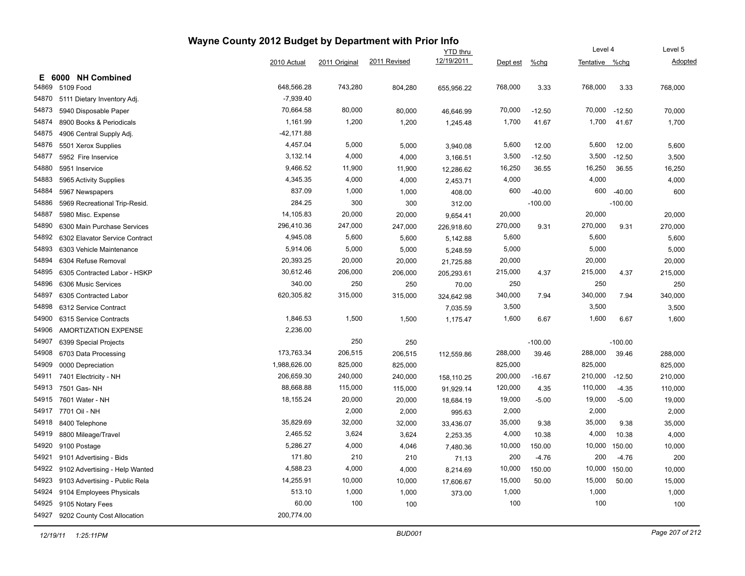# Wayne County 2012 Budget by Department with Prior Info

## E 6000 NH Combined

| | | 2010 Actual | 2011 Original | 2011 Revised | YTD thru 12/19/2011 | Dept est | %chg | Level 4 Tentative | %chg | Level 5 Adopted |
|---|---|---|---|---|---|---|---|---|---|---|
| 54869 | 5109 Food | 648,566.28 | 743,280 | 804,280 | 655,956.22 | 768,000 | 3.33 | 768,000 | 3.33 | 768,000 |
| 54870 | 5111 Dietary Inventory Adj. | -7,939.40 | | | | | | | | |
| 54873 | 5940 Disposable Paper | 70,664.58 | 80,000 | 80,000 | 46,646.99 | 70,000 | -12.50 | 70,000 | -12.50 | 70,000 |
| 54874 | 8900 Books & Periodicals | 1,161.99 | 1,200 | 1,200 | 1,245.48 | 1,700 | 41.67 | 1,700 | 41.67 | 1,700 |
| 54875 | 4906 Central Supply Adj. | -42,171.88 | | | | | | | | |
| 54876 | 5501 Xerox Supplies | 4,457.04 | 5,000 | 5,000 | 3,940.08 | 5,600 | 12.00 | 5,600 | 12.00 | 5,600 |
| 54877 | 5952 Fire Inservice | 3,132.14 | 4,000 | 4,000 | 3,166.51 | 3,500 | -12.50 | 3,500 | -12.50 | 3,500 |
| 54880 | 5951 Inservice | 9,466.52 | 11,900 | 11,900 | 12,286.62 | 16,250 | 36.55 | 16,250 | 36.55 | 16,250 |
| 54883 | 5965 Activity Supplies | 4,345.35 | 4,000 | 4,000 | 2,453.71 | 4,000 | | 4,000 | | 4,000 |
| 54884 | 5967 Newspapers | 837.09 | 1,000 | 1,000 | 408.00 | 600 | -40.00 | 600 | -40.00 | 600 |
| 54886 | 5969 Recreational Trip-Resid. | 284.25 | 300 | 300 | 312.00 | | -100.00 | | -100.00 | |
| 54887 | 5980 Misc. Expense | 14,105.83 | 20,000 | 20,000 | 9,654.41 | 20,000 | | 20,000 | | 20,000 |
| 54890 | 6300 Main Purchase Services | 296,410.36 | 247,000 | 247,000 | 226,918.60 | 270,000 | 9.31 | 270,000 | 9.31 | 270,000 |
| 54892 | 6302 Elavator Service Contract | 4,945.08 | 5,600 | 5,600 | 5,142.88 | 5,600 | | 5,600 | | 5,600 |
| 54893 | 6303 Vehicle Maintenance | 5,914.06 | 5,000 | 5,000 | 5,248.59 | 5,000 | | 5,000 | | 5,000 |
| 54894 | 6304 Refuse Removal | 20,393.25 | 20,000 | 20,000 | 21,725.88 | 20,000 | | 20,000 | | 20,000 |
| 54895 | 6305 Contracted Labor - HSKP | 30,612.46 | 206,000 | 206,000 | 205,293.61 | 215,000 | 4.37 | 215,000 | 4.37 | 215,000 |
| 54896 | 6306 Music Services | 340.00 | 250 | 250 | 70.00 | 250 | | 250 | | 250 |
| 54897 | 6305 Contracted Labor | 620,305.82 | 315,000 | 315,000 | 324,642.98 | 340,000 | 7.94 | 340,000 | 7.94 | 340,000 |
| 54898 | 6312 Service Contract | | | | 7,035.59 | 3,500 | | 3,500 | | 3,500 |
| 54900 | 6315 Service Contracts | 1,846.53 | 1,500 | 1,500 | 1,175.47 | 1,600 | 6.67 | 1,600 | 6.67 | 1,600 |
| 54906 | AMORTIZATION EXPENSE | 2,236.00 | | | | | | | | |
| 54907 | 6399 Special Projects | | 250 | 250 | | | -100.00 | | -100.00 | |
| 54908 | 6703 Data Processing | 173,763.34 | 206,515 | 206,515 | 112,559.86 | 288,000 | 39.46 | 288,000 | 39.46 | 288,000 |
| 54909 | 0000 Depreciation | 1,988,626.00 | 825,000 | 825,000 | | 825,000 | | 825,000 | | 825,000 |
| 54911 | 7401 Electricity - NH | 206,659.30 | 240,000 | 240,000 | 158,110.25 | 200,000 | -16.67 | 210,000 | -12.50 | 210,000 |
| 54913 | 7501 Gas- NH | 88,668.88 | 115,000 | 115,000 | 91,929.14 | 120,000 | 4.35 | 110,000 | -4.35 | 110,000 |
| 54915 | 7601 Water - NH | 18,155.24 | 20,000 | 20,000 | 18,684.19 | 19,000 | -5.00 | 19,000 | -5.00 | 19,000 |
| 54917 | 7701 Oil - NH | | 2,000 | 2,000 | 995.63 | 2,000 | | 2,000 | | 2,000 |
| 54918 | 8400 Telephone | 35,829.69 | 32,000 | 32,000 | 33,436.07 | 35,000 | 9.38 | 35,000 | 9.38 | 35,000 |
| 54919 | 8800 Mileage/Travel | 2,465.52 | 3,624 | 3,624 | 2,253.35 | 4,000 | 10.38 | 4,000 | 10.38 | 4,000 |
| 54920 | 9100 Postage | 5,286.27 | 4,000 | 4,046 | 7,480.36 | 10,000 | 150.00 | 10,000 | 150.00 | 10,000 |
| 54921 | 9101 Advertising - Bids | 171.80 | 210 | 210 | 71.13 | 200 | -4.76 | 200 | -4.76 | 200 |
| 54922 | 9102 Advertising - Help Wanted | 4,588.23 | 4,000 | 4,000 | 8,214.69 | 10,000 | 150.00 | 10,000 | 150.00 | 10,000 |
| 54923 | 9103 Advertising - Public Rela | 14,255.91 | 10,000 | 10,000 | 17,606.67 | 15,000 | 50.00 | 15,000 | 50.00 | 15,000 |
| 54924 | 9104 Employees Physicals | 513.10 | 1,000 | 1,000 | 373.00 | 1,000 | | 1,000 | | 1,000 |
| 54925 | 9105 Notary Fees | 60.00 | 100 | 100 | | 100 | | 100 | | 100 |
| 54927 | 9202 County Cost Allocation | 200,774.00 | | | | | | | | |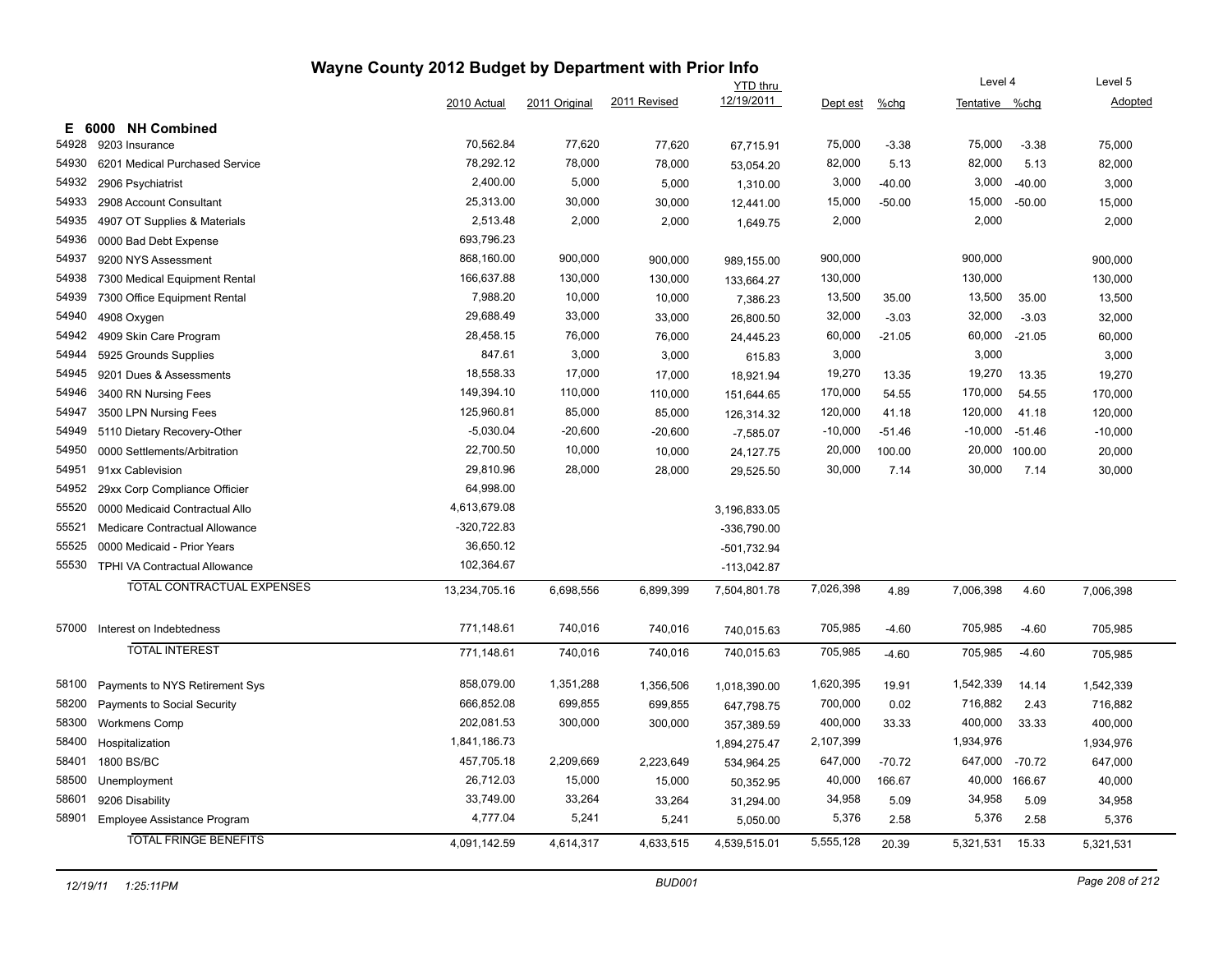# Wayne County 2012 Budget by Department with Prior Info

## E 6000 NH Combined

| Code | Description | 2010 Actual | 2011 Original | 2011 Revised | YTD thru 12/19/2011 | Dept est | %chg | Level 4 Tentative | %chg | Level 5 Adopted |
|---|---|---|---|---|---|---|---|---|---|---|
| 54928 | 9203 Insurance | 70,562.84 | 77,620 | 77,620 | 67,715.91 | 75,000 | -3.38 | 75,000 | -3.38 | 75,000 |
| 54930 | 6201 Medical Purchased Service | 78,292.12 | 78,000 | 78,000 | 53,054.20 | 82,000 | 5.13 | 82,000 | 5.13 | 82,000 |
| 54932 | 2906 Psychiatrist | 2,400.00 | 5,000 | 5,000 | 1,310.00 | 3,000 | -40.00 | 3,000 | -40.00 | 3,000 |
| 54933 | 2908 Account Consultant | 25,313.00 | 30,000 | 30,000 | 12,441.00 | 15,000 | -50.00 | 15,000 | -50.00 | 15,000 |
| 54935 | 4907 OT Supplies & Materials | 2,513.48 | 2,000 | 2,000 | 1,649.75 | 2,000 | | 2,000 | | 2,000 |
| 54936 | 0000 Bad Debt Expense | 693,796.23 | | | | | | | | |
| 54937 | 9200 NYS Assessment | 868,160.00 | 900,000 | 900,000 | 989,155.00 | 900,000 | | 900,000 | | 900,000 |
| 54938 | 7300 Medical Equipment Rental | 166,637.88 | 130,000 | 130,000 | 133,664.27 | 130,000 | | 130,000 | | 130,000 |
| 54939 | 7300 Office Equipment Rental | 7,988.20 | 10,000 | 10,000 | 7,386.23 | 13,500 | 35.00 | 13,500 | 35.00 | 13,500 |
| 54940 | 4908 Oxygen | 29,688.49 | 33,000 | 33,000 | 26,800.50 | 32,000 | -3.03 | 32,000 | -3.03 | 32,000 |
| 54942 | 4909 Skin Care Program | 28,458.15 | 76,000 | 76,000 | 24,445.23 | 60,000 | -21.05 | 60,000 | -21.05 | 60,000 |
| 54944 | 5925 Grounds Supplies | 847.61 | 3,000 | 3,000 | 615.83 | 3,000 | | 3,000 | | 3,000 |
| 54945 | 9201 Dues & Assessments | 18,558.33 | 17,000 | 17,000 | 18,921.94 | 19,270 | 13.35 | 19,270 | 13.35 | 19,270 |
| 54946 | 3400 RN Nursing Fees | 149,394.10 | 110,000 | 110,000 | 151,644.65 | 170,000 | 54.55 | 170,000 | 54.55 | 170,000 |
| 54947 | 3500 LPN Nursing Fees | 125,960.81 | 85,000 | 85,000 | 126,314.32 | 120,000 | 41.18 | 120,000 | 41.18 | 120,000 |
| 54949 | 5110 Dietary Recovery-Other | -5,030.04 | -20,600 | -20,600 | -7,585.07 | -10,000 | -51.46 | -10,000 | -51.46 | -10,000 |
| 54950 | 0000 Settlements/Arbitration | 22,700.50 | 10,000 | 10,000 | 24,127.75 | 20,000 | 100.00 | 20,000 | 100.00 | 20,000 |
| 54951 | 91xx Cablevision | 29,810.96 | 28,000 | 28,000 | 29,525.50 | 30,000 | 7.14 | 30,000 | 7.14 | 30,000 |
| 54952 | 29xx Corp Compliance Officier | 64,998.00 | | | | | | | | |
| 55520 | 0000 Medicaid Contractual Allo | 4,613,679.08 | | | 3,196,833.05 | | | | | |
| 55521 | Medicare Contractual Allowance | -320,722.83 | | | -336,790.00 | | | | | |
| 55525 | 0000 Medicaid - Prior Years | 36,650.12 | | | -501,732.94 | | | | | |
| 55530 | TPHI VA Contractual Allowance | 102,364.67 | | | -113,042.87 | | | | | |
| | TOTAL CONTRACTUAL EXPENSES | 13,234,705.16 | 6,698,556 | 6,899,399 | 7,504,801.78 | 7,026,398 | 4.89 | 7,006,398 | 4.60 | 7,006,398 |
| 57000 | Interest on Indebtedness | 771,148.61 | 740,016 | 740,016 | 740,015.63 | 705,985 | -4.60 | 705,985 | -4.60 | 705,985 |
| | TOTAL INTEREST | 771,148.61 | 740,016 | 740,016 | 740,015.63 | 705,985 | -4.60 | 705,985 | -4.60 | 705,985 |
| 58100 | Payments to NYS Retirement Sys | 858,079.00 | 1,351,288 | 1,356,506 | 1,018,390.00 | 1,620,395 | 19.91 | 1,542,339 | 14.14 | 1,542,339 |
| 58200 | Payments to Social Security | 666,852.08 | 699,855 | 699,855 | 647,798.75 | 700,000 | 0.02 | 716,882 | 2.43 | 716,882 |
| 58300 | Workmens Comp | 202,081.53 | 300,000 | 300,000 | 357,389.59 | 400,000 | 33.33 | 400,000 | 33.33 | 400,000 |
| 58400 | Hospitalization | 1,841,186.73 | | | 1,894,275.47 | 2,107,399 | | 1,934,976 | | 1,934,976 |
| 58401 | 1800 BS/BC | 457,705.18 | 2,209,669 | 2,223,649 | 534,964.25 | 647,000 | -70.72 | 647,000 | -70.72 | 647,000 |
| 58500 | Unemployment | 26,712.03 | 15,000 | 15,000 | 50,352.95 | 40,000 | 166.67 | 40,000 | 166.67 | 40,000 |
| 58601 | 9206 Disability | 33,749.00 | 33,264 | 33,264 | 31,294.00 | 34,958 | 5.09 | 34,958 | 5.09 | 34,958 |
| 58901 | Employee Assistance Program | 4,777.04 | 5,241 | 5,241 | 5,050.00 | 5,376 | 2.58 | 5,376 | 2.58 | 5,376 |
| | TOTAL FRINGE BENEFITS | 4,091,142.59 | 4,614,317 | 4,633,515 | 4,539,515.01 | 5,555,128 | 20.39 | 5,321,531 | 15.33 | 5,321,531 |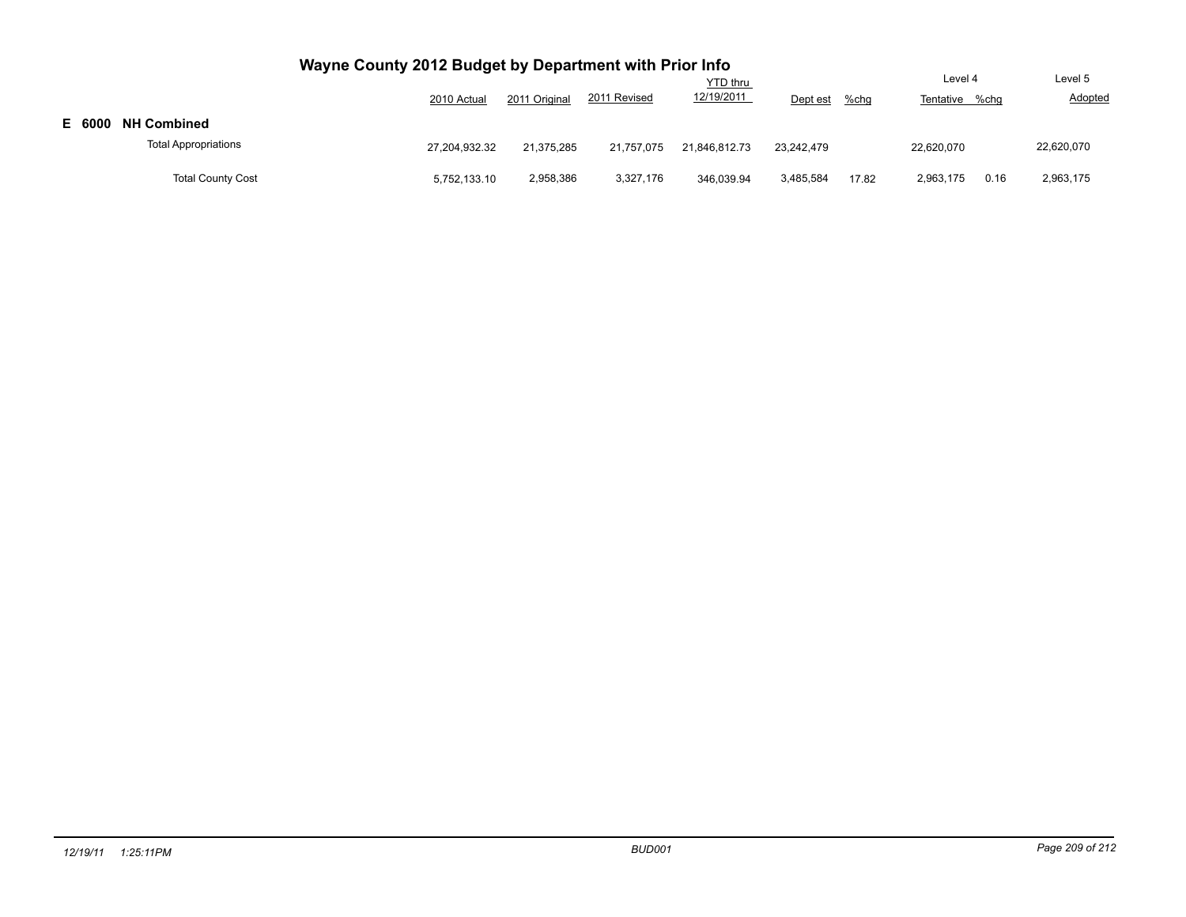## Wayne County 2012 Budget by Department with Prior Info

| | 2010 Actual | 2011 Original | 2011 Revised | YTD thru 12/19/2011 | Dept est | %chg | Level 4 Tentative | %chg | Level 5 Adopted |
|---|---|---|---|---|---|---|---|---|---|
| **E 6000 NH Combined** | | | | | | | | | |
| Total Appropriations | 27,204,932.32 | 21,375,285 | 21,757,075 | 21,846,812.73 | 23,242,479 | | 22,620,070 | | 22,620,070 |
| Total County Cost | 5,752,133.10 | 2,958,386 | 3,327,176 | 346,039.94 | 3,485,584 | 17.82 | 2,963,175 | 0.16 | 2,963,175 |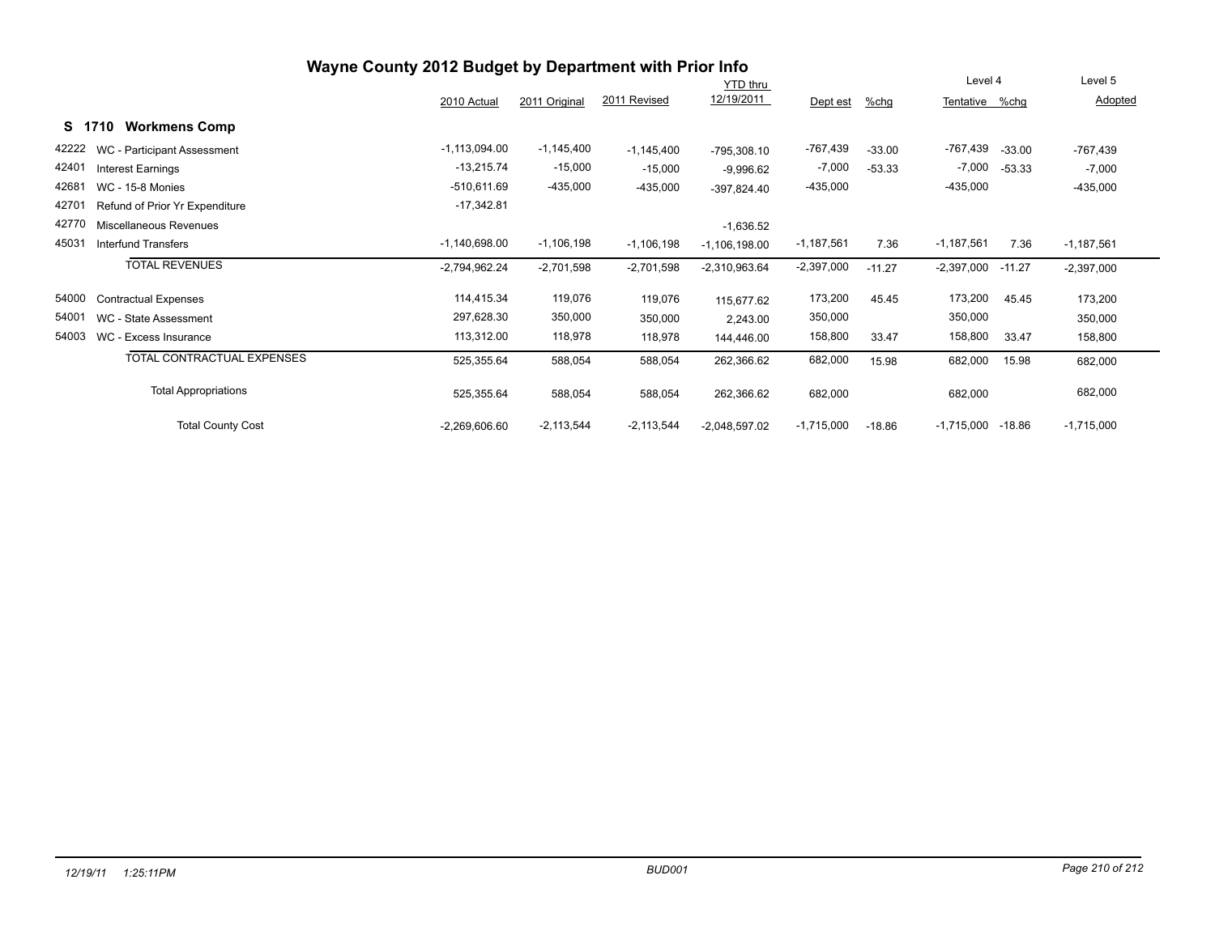# Wayne County 2012 Budget by Department with Prior Info

## S 1710 Workmens Comp

| | | 2010 Actual | 2011 Original | 2011 Revised | YTD thru 12/19/2011 | Dept est | %chg | Level 4 Tentative | %chg | Level 5 Adopted |
|---|---|---|---|---|---|---|---|---|---|---|
| 42222 | WC - Participant Assessment | -1,113,094.00 | -1,145,400 | -1,145,400 | -795,308.10 | -767,439 | -33.00 | -767,439 | -33.00 | -767,439 |
| 42401 | Interest Earnings | -13,215.74 | -15,000 | -15,000 | -9,996.62 | -7,000 | -53.33 | -7,000 | -53.33 | -7,000 |
| 42681 | WC - 15-8 Monies | -510,611.69 | -435,000 | -435,000 | -397,824.40 | -435,000 | | -435,000 | | -435,000 |
| 42701 | Refund of Prior Yr Expenditure | -17,342.81 | | | | | | | | |
| 42770 | Miscellaneous Revenues | | | | -1,636.52 | | | | | |
| 45031 | Interfund Transfers | -1,140,698.00 | -1,106,198 | -1,106,198 | -1,106,198.00 | -1,187,561 | 7.36 | -1,187,561 | 7.36 | -1,187,561 |
| | TOTAL REVENUES | -2,794,962.24 | -2,701,598 | -2,701,598 | -2,310,963.64 | -2,397,000 | -11.27 | -2,397,000 | -11.27 | -2,397,000 |
| 54000 | Contractual Expenses | 114,415.34 | 119,076 | 119,076 | 115,677.62 | 173,200 | 45.45 | 173,200 | 45.45 | 173,200 |
| 54001 | WC - State Assessment | 297,628.30 | 350,000 | 350,000 | 2,243.00 | 350,000 | | 350,000 | | 350,000 |
| 54003 | WC - Excess Insurance | 113,312.00 | 118,978 | 118,978 | 144,446.00 | 158,800 | 33.47 | 158,800 | 33.47 | 158,800 |
| | TOTAL CONTRACTUAL EXPENSES | 525,355.64 | 588,054 | 588,054 | 262,366.62 | 682,000 | 15.98 | 682,000 | 15.98 | 682,000 |
| | Total Appropriations | 525,355.64 | 588,054 | 588,054 | 262,366.62 | 682,000 | | 682,000 | | 682,000 |
| | Total County Cost | -2,269,606.60 | -2,113,544 | -2,113,544 | -2,048,597.02 | -1,715,000 | -18.86 | -1,715,000 | -18.86 | -1,715,000 |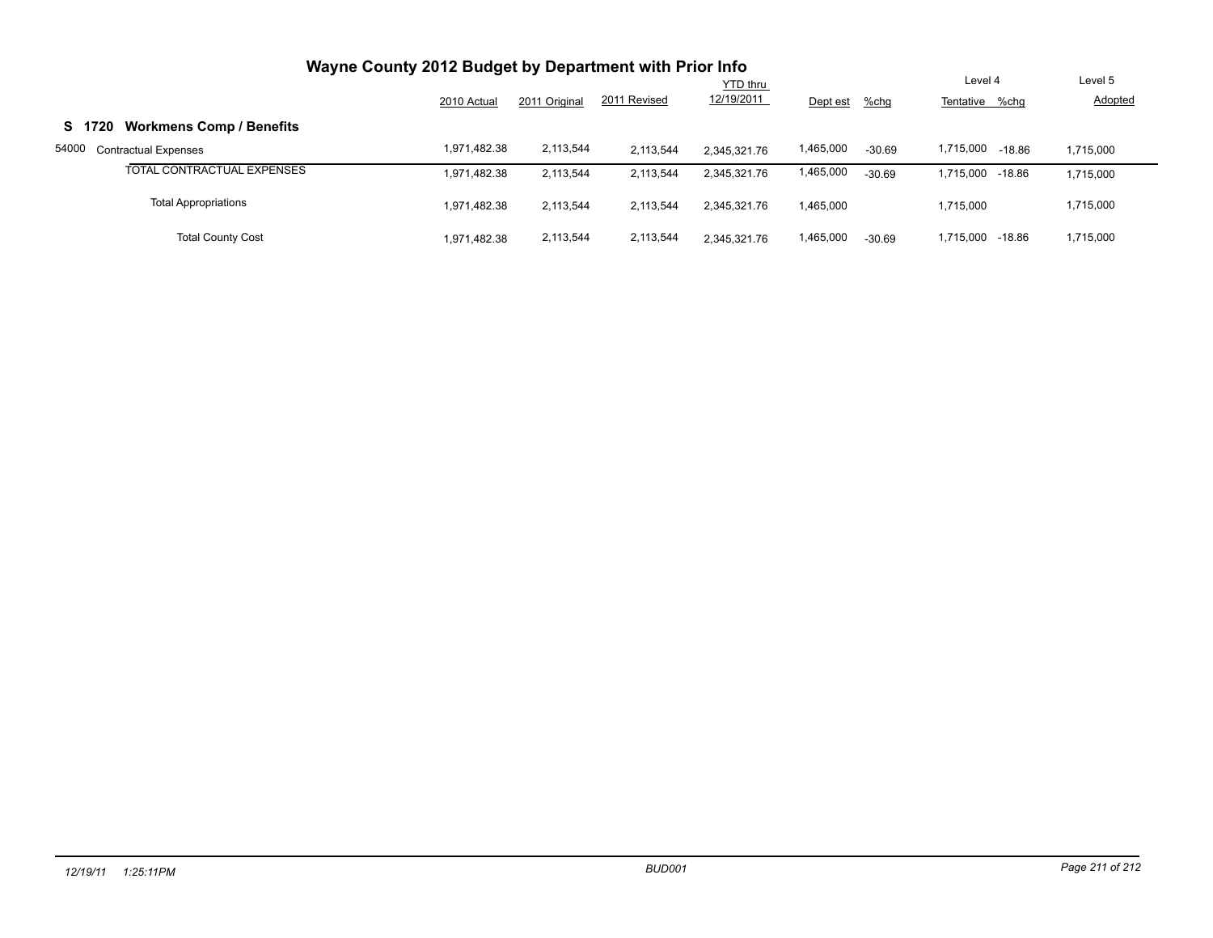# Wayne County 2012 Budget by Department with Prior Info

| | 2010 Actual | 2011 Original | 2011 Revised | YTD thru 12/19/2011 | Dept est | %chg | Level 4 Tentative | %chg | Level 5 Adopted |
|---|---|---|---|---|---|---|---|---|---|
| **S 1720 Workmens Comp / Benefits** | | | | | | | | | |
| 54000 Contractual Expenses | 1,971,482.38 | 2,113,544 | 2,113,544 | 2,345,321.76 | 1,465,000 | -30.69 | 1,715,000 | -18.86 | 1,715,000 |
| TOTAL CONTRACTUAL EXPENSES | 1,971,482.38 | 2,113,544 | 2,113,544 | 2,345,321.76 | 1,465,000 | -30.69 | 1,715,000 | -18.86 | 1,715,000 |
| Total Appropriations | 1,971,482.38 | 2,113,544 | 2,113,544 | 2,345,321.76 | 1,465,000 | | 1,715,000 | | 1,715,000 |
| Total County Cost | 1,971,482.38 | 2,113,544 | 2,113,544 | 2,345,321.76 | 1,465,000 | -30.69 | 1,715,000 | -18.86 | 1,715,000 |

12/19/11 1:25:11PM BUD001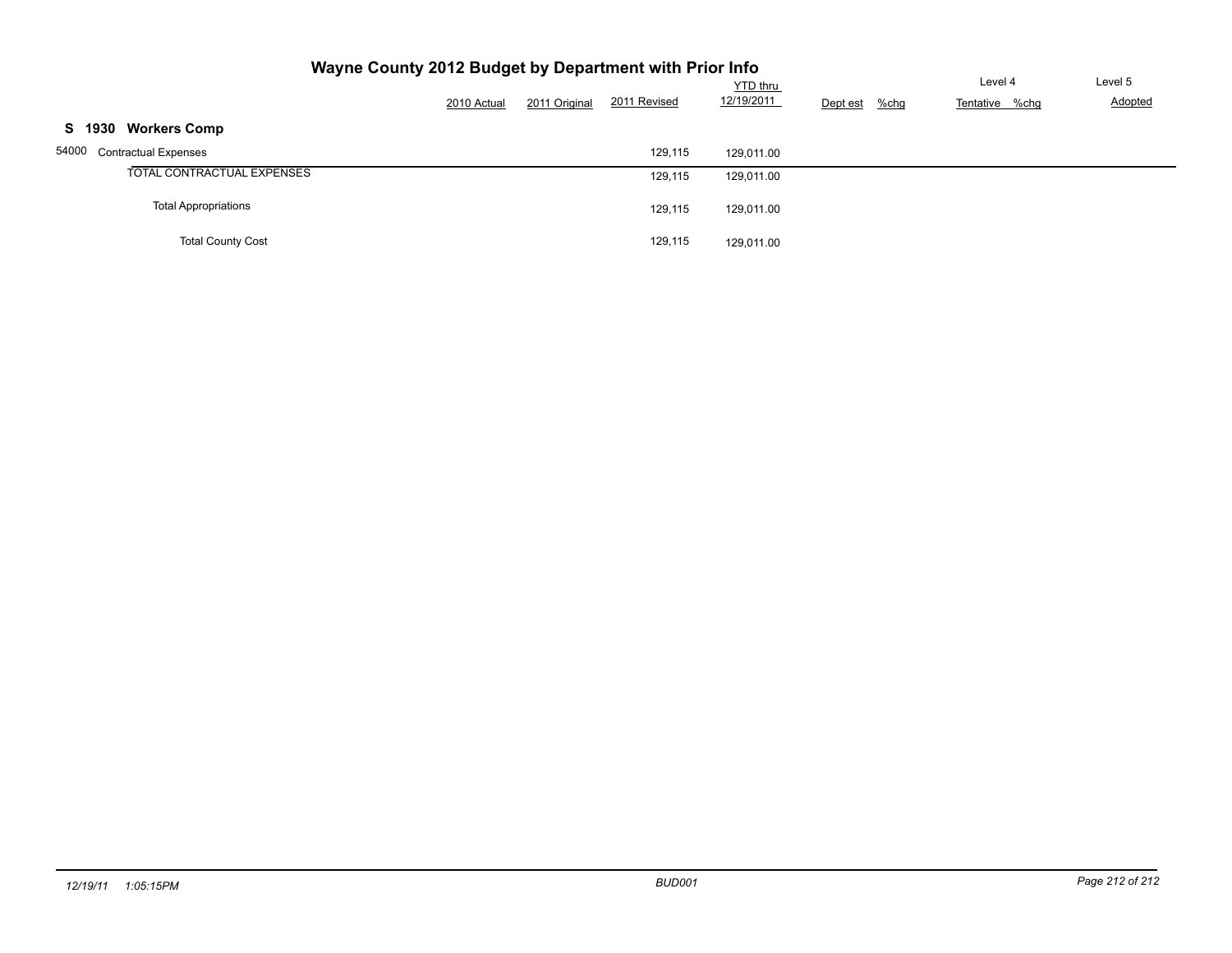# Wayne County 2012 Budget by Department with Prior Info

## S 1930 Workers Comp

| | 2010 Actual | 2011 Original | 2011 Revised | YTD thru 12/19/2011 | Dept est | %chg | Level 4 Tentative | %chg | Level 5 Adopted |
|---|---|---|---|---|---|---|---|---|---|
| 54000 Contractual Expenses | | | 129,115 | 129,011.00 | | | | | |
| TOTAL CONTRACTUAL EXPENSES | | | 129,115 | 129,011.00 | | | | | |
| Total Appropriations | | | 129,115 | 129,011.00 | | | | | |
| Total County Cost | | | 129,115 | 129,011.00 | | | | | |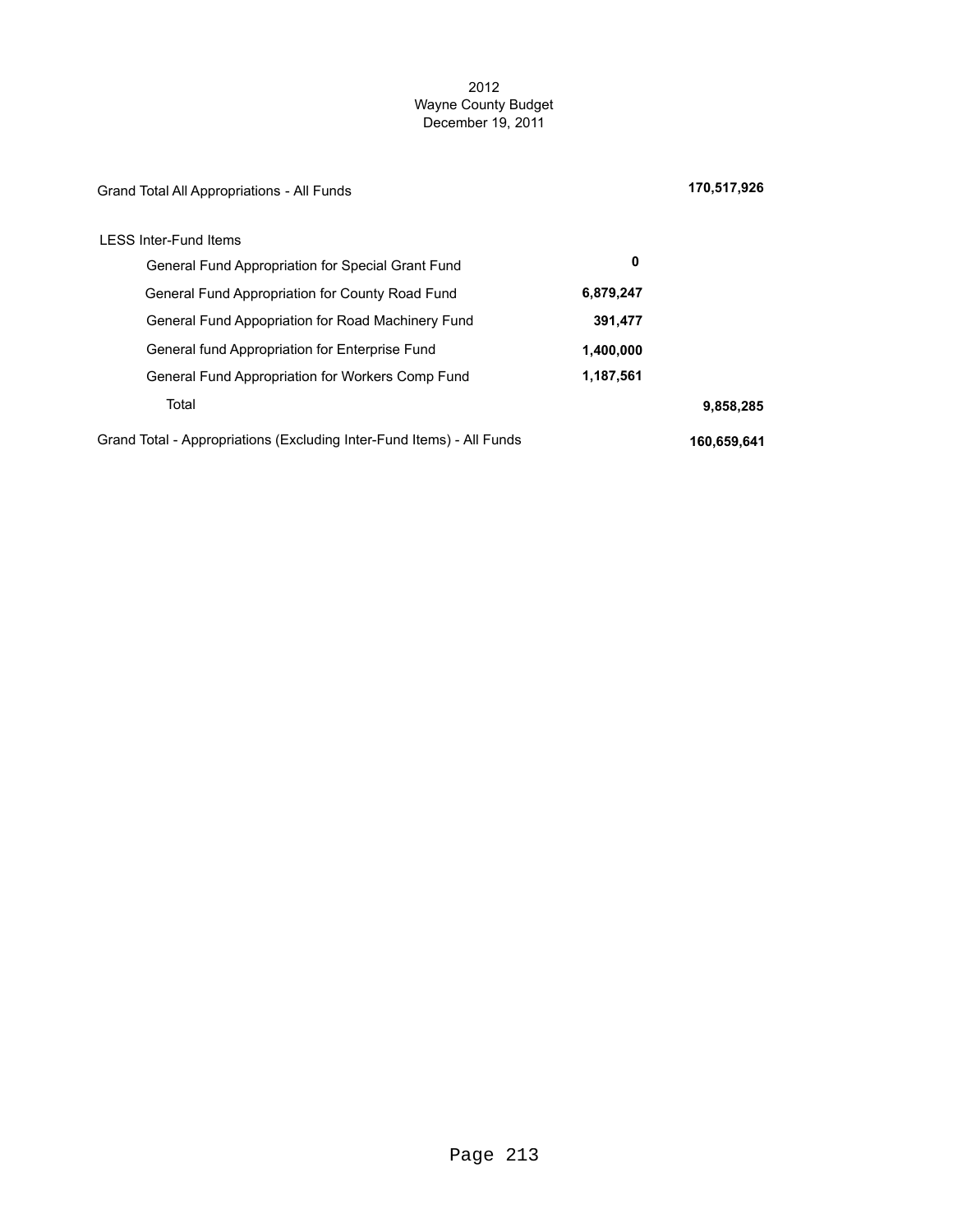2012
Wayne County Budget
December 19, 2011

| | | |
|---|---|---|
| Grand Total All Appropriations - All Funds | | **170,517,926** |
| LESS Inter-Fund Items | | |
| General Fund Appropriation for Special Grant Fund | **0** | |
| General Fund Appropriation for County Road Fund | **6,879,247** | |
| General Fund Appopriation for Road Machinery Fund | **391,477** | |
| General fund Appropriation for Enterprise Fund | **1,400,000** | |
| General Fund Appropriation for Workers Comp Fund | **1,187,561** | |
| Total | | **9,858,285** |
| Grand Total - Appropriations (Excluding Inter-Fund Items) - All Funds | | **160,659,641** |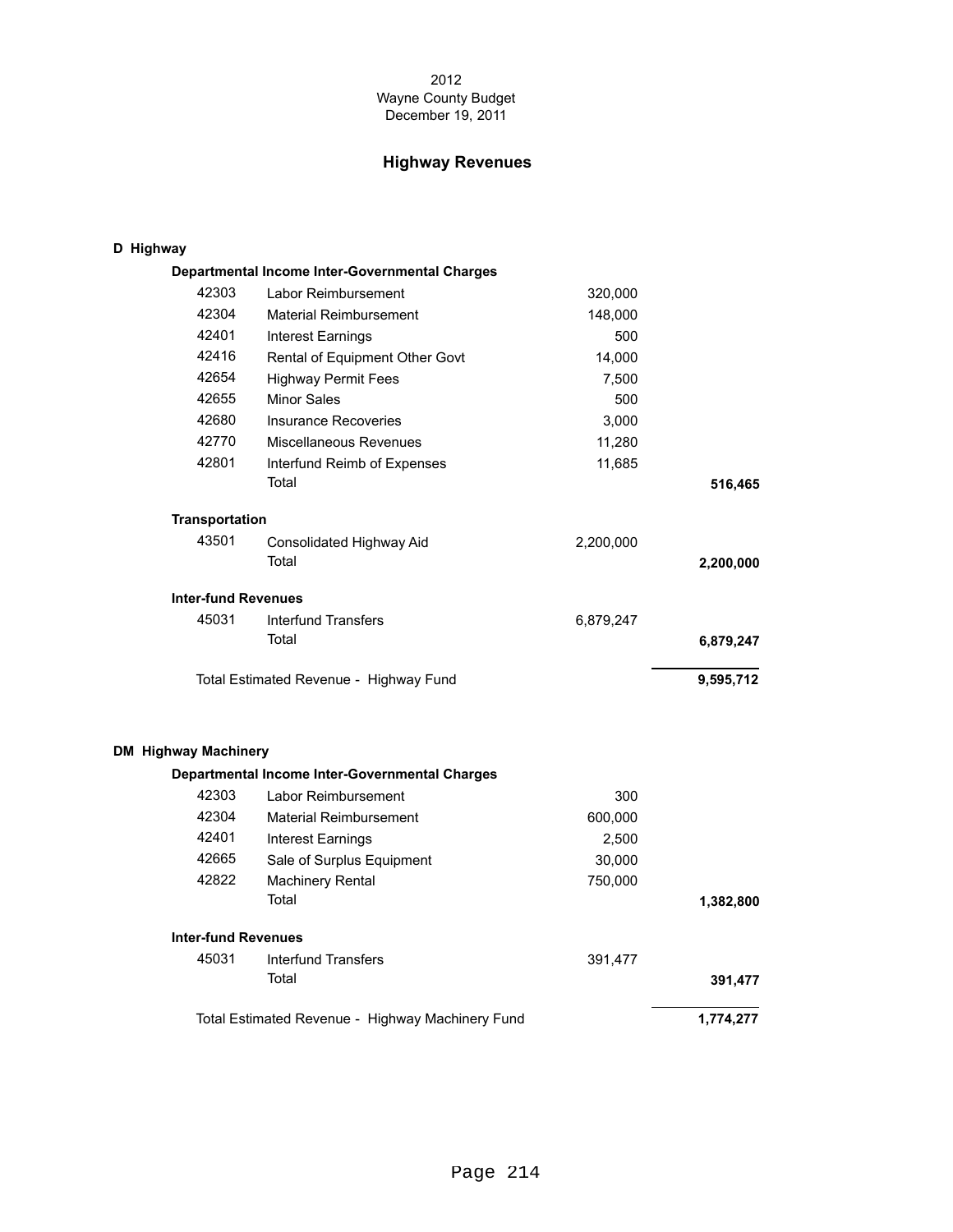2012
Wayne County Budget
December 19, 2011

# Highway Revenues

## D Highway

### Departmental Income Inter-Governmental Charges

| Code | Description | Amount | Total |
|---|---|---|---|
| 42303 | Labor Reimbursement | 320,000 | |
| 42304 | Material Reimbursement | 148,000 | |
| 42401 | Interest Earnings | 500 | |
| 42416 | Rental of Equipment Other Govt | 14,000 | |
| 42654 | Highway Permit Fees | 7,500 | |
| 42655 | Minor Sales | 500 | |
| 42680 | Insurance Recoveries | 3,000 | |
| 42770 | Miscellaneous Revenues | 11,280 | |
| 42801 | Interfund Reimb of Expenses | 11,685 | |
| | Total | | **516,465** |

### Transportation

| Code | Description | Amount | Total |
|---|---|---|---|
| 43501 | Consolidated Highway Aid | 2,200,000 | |
| | Total | | **2,200,000** |

### Inter-fund Revenues

| Code | Description | Amount | Total |
|---|---|---|---|
| 45031 | Interfund Transfers | 6,879,247 | |
| | Total | | **6,879,247** |

Total Estimated Revenue - Highway Fund **9,595,712**

## DM Highway Machinery

### Departmental Income Inter-Governmental Charges

| Code | Description | Amount | Total |
|---|---|---|---|
| 42303 | Labor Reimbursement | 300 | |
| 42304 | Material Reimbursement | 600,000 | |
| 42401 | Interest Earnings | 2,500 | |
| 42665 | Sale of Surplus Equipment | 30,000 | |
| 42822 | Machinery Rental | 750,000 | |
| | Total | | **1,382,800** |

### Inter-fund Revenues

| Code | Description | Amount | Total |
|---|---|---|---|
| 45031 | Interfund Transfers | 391,477 | |
| | Total | | **391,477** |

Total Estimated Revenue - Highway Machinery Fund **1,774,277**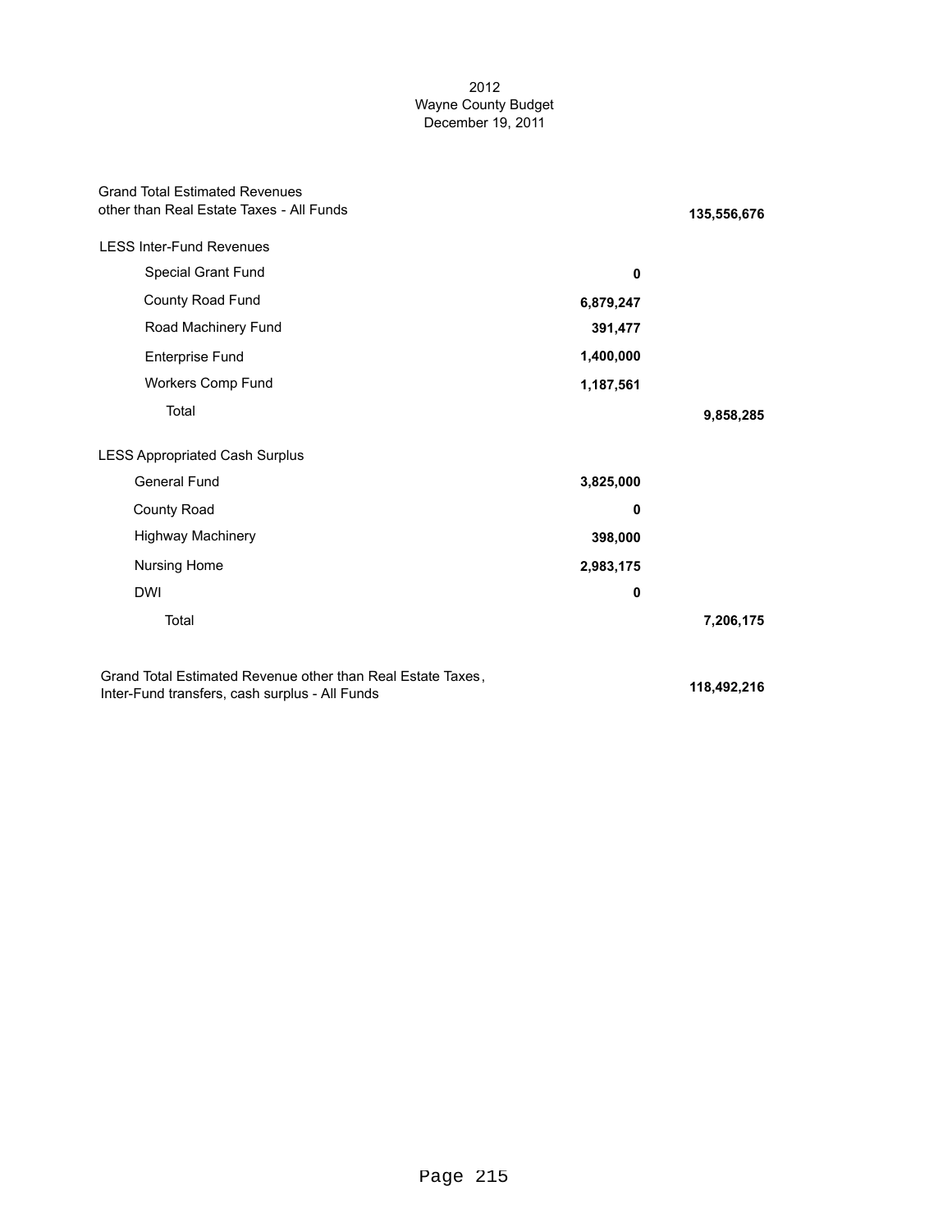2012
Wayne County Budget
December 19, 2011

| | | |
|---|---|---|
| Grand Total Estimated Revenues other than Real Estate Taxes - All Funds | | **135,556,676** |
| LESS Inter-Fund Revenues | | |
| Special Grant Fund | **0** | |
| County Road Fund | **6,879,247** | |
| Road Machinery Fund | **391,477** | |
| Enterprise Fund | **1,400,000** | |
| Workers Comp Fund | **1,187,561** | |
| Total | | **9,858,285** |
| LESS Appropriated Cash Surplus | | |
| General Fund | **3,825,000** | |
| County Road | **0** | |
| Highway Machinery | **398,000** | |
| Nursing Home | **2,983,175** | |
| DWI | **0** | |
| Total | | **7,206,175** |
| Grand Total Estimated Revenue other than Real Estate Taxes, Inter-Fund transfers, cash surplus - All Funds | | **118,492,216** |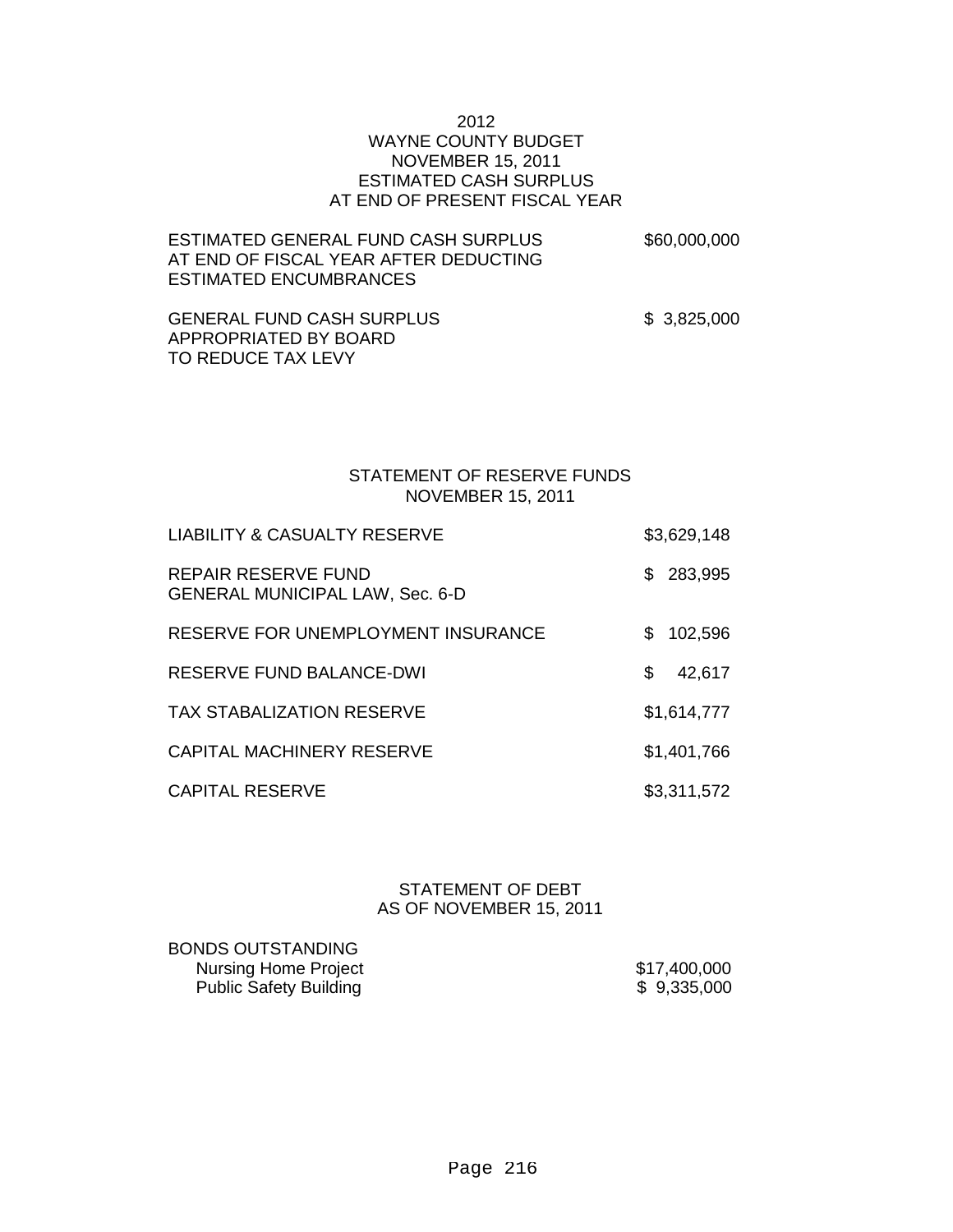# 2012
# WAYNE COUNTY BUDGET
## NOVEMBER 15, 2011
## ESTIMATED CASH SURPLUS
## AT END OF PRESENT FISCAL YEAR

| | |
|---|---|
| ESTIMATED GENERAL FUND CASH SURPLUS AT END OF FISCAL YEAR AFTER DEDUCTING ESTIMATED ENCUMBRANCES | $60,000,000 |
| GENERAL FUND CASH SURPLUS APPROPRIATED BY BOARD TO REDUCE TAX LEVY | $ 3,825,000 |

## STATEMENT OF RESERVE FUNDS
## NOVEMBER 15, 2011

| | |
|---|---|
| LIABILITY & CASUALTY RESERVE | $3,629,148 |
| REPAIR RESERVE FUND GENERAL MUNICIPAL LAW, Sec. 6-D | $ 283,995 |
| RESERVE FOR UNEMPLOYMENT INSURANCE | $ 102,596 |
| RESERVE FUND BALANCE-DWI | $ 42,617 |
| TAX STABALIZATION RESERVE | $1,614,777 |
| CAPITAL MACHINERY RESERVE | $1,401,766 |
| CAPITAL RESERVE | $3,311,572 |

## STATEMENT OF DEBT
## AS OF NOVEMBER 15, 2011

| | |
|---|---|
| BONDS OUTSTANDING | |
| Nursing Home Project | $17,400,000 |
| Public Safety Building | $ 9,335,000 |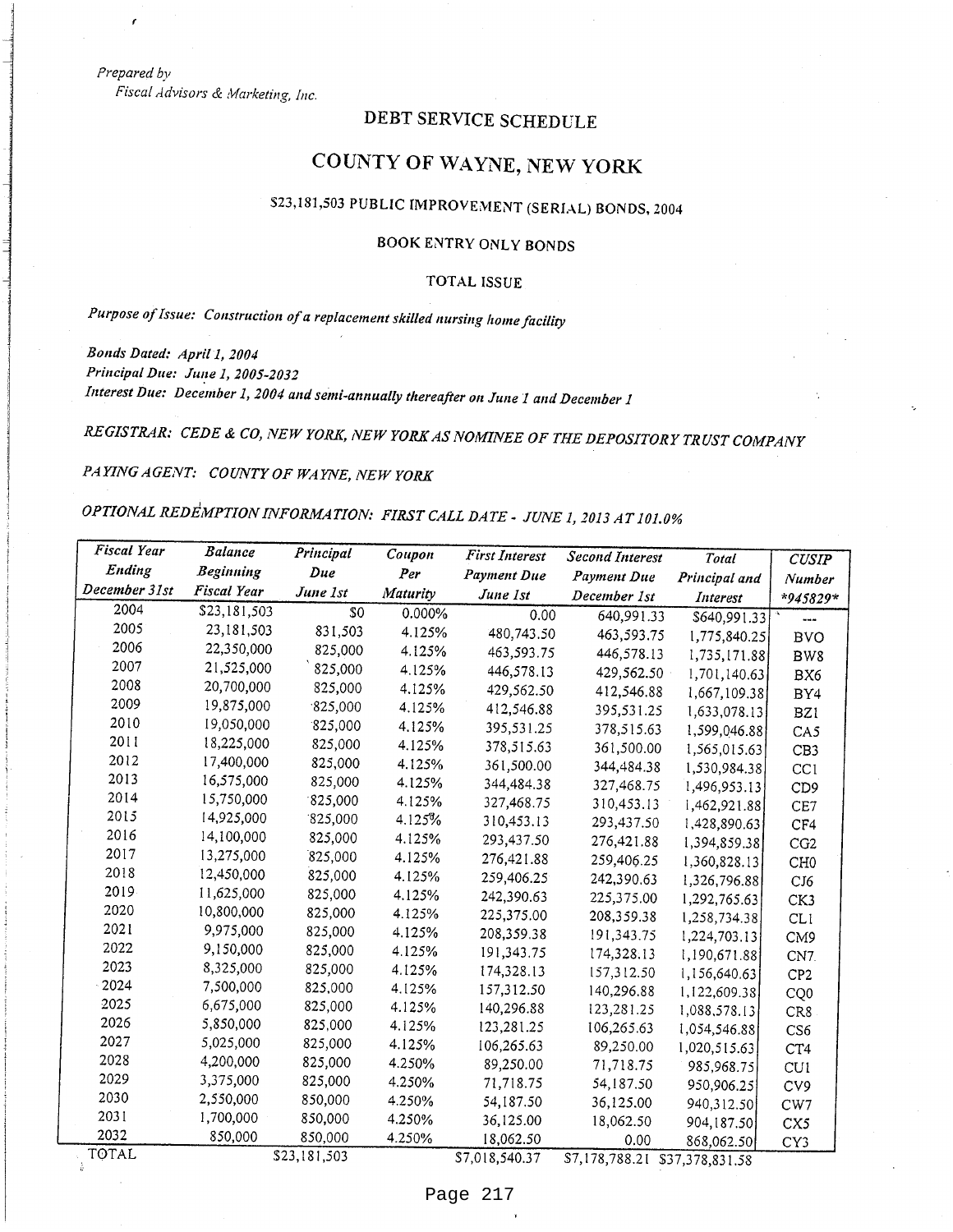*Prepared by*
*Fiscal Advisors & Marketing, Inc.*

# DEBT SERVICE SCHEDULE

# COUNTY OF WAYNE, NEW YORK

## $23,181,503 PUBLIC IMPROVEMENT (SERIAL) BONDS, 2004

### BOOK ENTRY ONLY BONDS

### TOTAL ISSUE

*Purpose of Issue: Construction of a replacement skilled nursing home facility*

***Bonds Dated:** April 1, 2004*
***Principal Due:** June 1, 2005-2032*
*Interest Due: December 1, 2004 and semi-annually thereafter on June 1 and December 1*

*REGISTRAR: CEDE & CO, NEW YORK, NEW YORK AS NOMINEE OF THE DEPOSITORY TRUST COMPANY*

*PAYING AGENT: COUNTY OF WAYNE, NEW YORK*

*OPTIONAL REDEMPTION INFORMATION: FIRST CALL DATE - JUNE 1, 2013 AT 101.0%*

| *Fiscal Year Ending December 31st* | *Balance Beginning Fiscal Year* | *Principal Due June 1st* | *Coupon Per Maturity* | *First Interest Payment Due June 1st* | *Second Interest Payment Due December 1st* | *Total Principal and Interest* | *CUSIP Number *945829** |
|---|---|---|---|---|---|---|---|
| 2004 | $23,181,503 | $0 | 0.000% | 0.00 | 640,991.33 | $640,991.33 | --- |
| 2005 | 23,181,503 | 831,503 | 4.125% | 480,743.50 | 463,593.75 | 1,775,840.25 | BVO |
| 2006 | 22,350,000 | 825,000 | 4.125% | 463,593.75 | 446,578.13 | 1,735,171.88 | BW8 |
| 2007 | 21,525,000 | 825,000 | 4.125% | 446,578.13 | 429,562.50 | 1,701,140.63 | BX6 |
| 2008 | 20,700,000 | 825,000 | 4.125% | 429,562.50 | 412,546.88 | 1,667,109.38 | BY4 |
| 2009 | 19,875,000 | 825,000 | 4.125% | 412,546.88 | 395,531.25 | 1,633,078.13 | BZ1 |
| 2010 | 19,050,000 | 825,000 | 4.125% | 395,531.25 | 378,515.63 | 1,599,046.88 | CA5 |
| 2011 | 18,225,000 | 825,000 | 4.125% | 378,515.63 | 361,500.00 | 1,565,015.63 | CB3 |
| 2012 | 17,400,000 | 825,000 | 4.125% | 361,500.00 | 344,484.38 | 1,530,984.38 | CC1 |
| 2013 | 16,575,000 | 825,000 | 4.125% | 344,484.38 | 327,468.75 | 1,496,953.13 | CD9 |
| 2014 | 15,750,000 | 825,000 | 4.125% | 327,468.75 | 310,453.13 | 1,462,921.88 | CE7 |
| 2015 | 14,925,000 | 825,000 | 4.125% | 310,453.13 | 293,437.50 | 1,428,890.63 | CF4 |
| 2016 | 14,100,000 | 825,000 | 4.125% | 293,437.50 | 276,421.88 | 1,394,859.38 | CG2 |
| 2017 | 13,275,000 | 825,000 | 4.125% | 276,421.88 | 259,406.25 | 1,360,828.13 | CH0 |
| 2018 | 12,450,000 | 825,000 | 4.125% | 259,406.25 | 242,390.63 | 1,326,796.88 | CJ6 |
| 2019 | 11,625,000 | 825,000 | 4.125% | 242,390.63 | 225,375.00 | 1,292,765.63 | CK3 |
| 2020 | 10,800,000 | 825,000 | 4.125% | 225,375.00 | 208,359.38 | 1,258,734.38 | CL1 |
| 2021 | 9,975,000 | 825,000 | 4.125% | 208,359.38 | 191,343.75 | 1,224,703.13 | CM9 |
| 2022 | 9,150,000 | 825,000 | 4.125% | 191,343.75 | 174,328.13 | 1,190,671.88 | CN7 |
| 2023 | 8,325,000 | 825,000 | 4.125% | 174,328.13 | 157,312.50 | 1,156,640.63 | CP2 |
| 2024 | 7,500,000 | 825,000 | 4.125% | 157,312.50 | 140,296.88 | 1,122,609.38 | CQ0 |
| 2025 | 6,675,000 | 825,000 | 4.125% | 140,296.88 | 123,281.25 | 1,088,578.13 | CR8 |
| 2026 | 5,850,000 | 825,000 | 4.125% | 123,281.25 | 106,265.63 | 1,054,546.88 | CS6 |
| 2027 | 5,025,000 | 825,000 | 4.125% | 106,265.63 | 89,250.00 | 1,020,515.63 | CT4 |
| 2028 | 4,200,000 | 825,000 | 4.250% | 89,250.00 | 71,718.75 | 985,968.75 | CU1 |
| 2029 | 3,375,000 | 825,000 | 4.250% | 71,718.75 | 54,187.50 | 950,906.25 | CV9 |
| 2030 | 2,550,000 | 850,000 | 4.250% | 54,187.50 | 36,125.00 | 940,312.50 | CW7 |
| 2031 | 1,700,000 | 850,000 | 4.250% | 36,125.00 | 18,062.50 | 904,187.50 | CX5 |
| 2032 | 850,000 | 850,000 | 4.250% | 18,062.50 | 0.00 | 868,062.50 | CY3 |
| TOTAL | | $23,181,503 | | $7,018,540.37 | $7,178,788.21 | $37,378,831.58 | |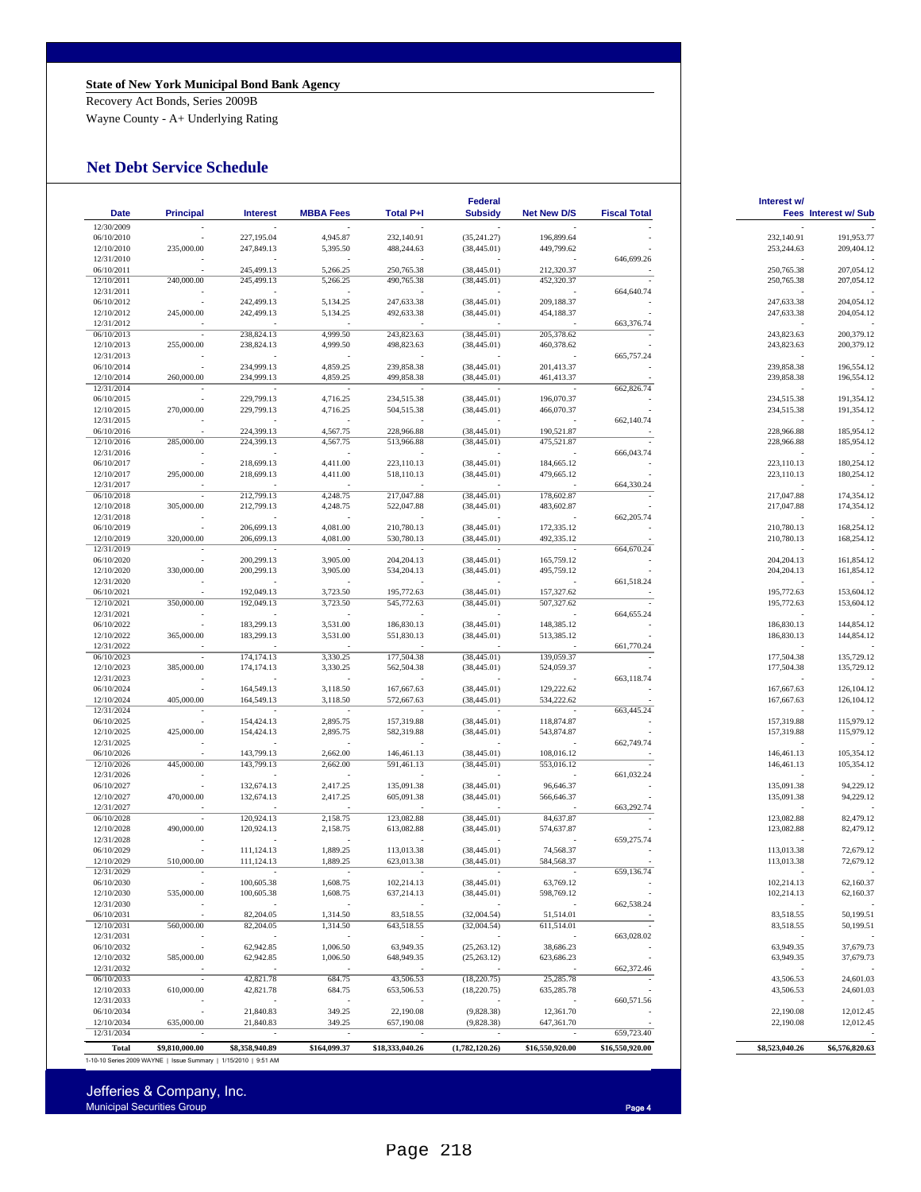**State of New York Municipal Bond Bank Agency**

Recovery Act Bonds, Series 2009B

Wayne County - A+ Underlying Rating

## Net Debt Service Schedule

| Date | Principal | Interest | MBBA Fees | Total P+I | Federal Subsidy | Net New D/S | Fiscal Total | Interest w/ Fees | Interest w/ Sub |
|---|---|---|---|---|---|---|---|---|---|
| 12/30/2009 | - | - | - | - | - | - | - | - | - |
| 06/10/2010 | - | 227,195.04 | 4,945.87 | 232,140.91 | (35,241.27) | 196,899.64 | - | 232,140.91 | 191,953.77 |
| 12/10/2010 | 235,000.00 | 247,849.13 | 5,395.50 | 488,244.63 | (38,445.01) | 449,799.62 | - | 253,244.63 | 209,404.12 |
| 12/31/2010 | - | - | - | - | - | - | 646,699.26 | - | - |
| 06/10/2011 | - | 245,499.13 | 5,266.25 | 250,765.38 | (38,445.01) | 212,320.37 | - | 250,765.38 | 207,054.12 |
| 12/10/2011 | 240,000.00 | 245,499.13 | 5,266.25 | 490,765.38 | (38,445.01) | 452,320.37 | - | 250,765.38 | 207,054.12 |
| 12/31/2011 | - | - | - | - | - | - | 664,640.74 | - | - |
| 06/10/2012 | - | 242,499.13 | 5,134.25 | 247,633.38 | (38,445.01) | 209,188.37 | - | 247,633.38 | 204,054.12 |
| 12/10/2012 | 245,000.00 | 242,499.13 | 5,134.25 | 492,633.38 | (38,445.01) | 454,188.37 | - | 247,633.38 | 204,054.12 |
| 12/31/2012 | - | - | - | - | - | - | 663,376.74 | - | - |
| 06/10/2013 | - | 238,824.13 | 4,999.50 | 243,823.63 | (38,445.01) | 205,378.62 | - | 243,823.63 | 200,379.12 |
| 12/10/2013 | 255,000.00 | 238,824.13 | 4,999.50 | 498,823.63 | (38,445.01) | 460,378.62 | - | 243,823.63 | 200,379.12 |
| 12/31/2013 | - | - | - | - | - | - | 665,757.24 | - | - |
| 06/10/2014 | - | 234,999.13 | 4,859.25 | 239,858.38 | (38,445.01) | 201,413.37 | - | 239,858.38 | 196,554.12 |
| 12/10/2014 | 260,000.00 | 234,999.13 | 4,859.25 | 499,858.38 | (38,445.01) | 461,413.37 | - | 239,858.38 | 196,554.12 |
| 12/31/2014 | - | - | - | - | - | - | 662,826.74 | - | - |
| 06/10/2015 | - | 229,799.13 | 4,716.25 | 234,515.38 | (38,445.01) | 196,070.37 | - | 234,515.38 | 191,354.12 |
| 12/10/2015 | 270,000.00 | 229,799.13 | 4,716.25 | 504,515.38 | (38,445.01) | 466,070.37 | - | 234,515.38 | 191,354.12 |
| 12/31/2015 | - | - | - | - | - | - | 662,140.74 | - | - |
| 06/10/2016 | - | 224,399.13 | 4,567.75 | 228,966.88 | (38,445.01) | 190,521.87 | - | 228,966.88 | 185,954.12 |
| 12/10/2016 | 285,000.00 | 224,399.13 | 4,567.75 | 513,966.88 | (38,445.01) | 475,521.87 | - | 228,966.88 | 185,954.12 |
| 12/31/2016 | - | - | - | - | - | - | 666,043.74 | - | - |
| 06/10/2017 | - | 218,699.13 | 4,411.00 | 223,110.13 | (38,445.01) | 184,665.12 | - | 223,110.13 | 180,254.12 |
| 12/10/2017 | 295,000.00 | 218,699.13 | 4,411.00 | 518,110.13 | (38,445.01) | 479,665.12 | - | 223,110.13 | 180,254.12 |
| 12/31/2017 | - | - | - | - | - | - | 664,330.24 | - | - |
| 06/10/2018 | - | 212,799.13 | 4,248.75 | 217,047.88 | (38,445.01) | 178,602.87 | - | 217,047.88 | 174,354.12 |
| 12/10/2018 | 305,000.00 | 212,799.13 | 4,248.75 | 522,047.88 | (38,445.01) | 483,602.87 | - | 217,047.88 | 174,354.12 |
| 12/31/2018 | - | - | - | - | - | - | 662,205.74 | - | - |
| 06/10/2019 | - | 206,699.13 | 4,081.00 | 210,780.13 | (38,445.01) | 172,335.12 | - | 210,780.13 | 168,254.12 |
| 12/10/2019 | 320,000.00 | 206,699.13 | 4,081.00 | 530,780.13 | (38,445.01) | 492,335.12 | - | 210,780.13 | 168,254.12 |
| 12/31/2019 | - | - | - | - | - | - | 664,670.24 | - | - |
| 06/10/2020 | - | 200,299.13 | 3,905.00 | 204,204.13 | (38,445.01) | 165,759.12 | - | 204,204.13 | 161,854.12 |
| 12/10/2020 | 330,000.00 | 200,299.13 | 3,905.00 | 534,204.13 | (38,445.01) | 495,759.12 | - | 204,204.13 | 161,854.12 |
| 12/31/2020 | - | - | - | - | - | - | 661,518.24 | - | - |
| 06/10/2021 | - | 192,049.13 | 3,723.50 | 195,772.63 | (38,445.01) | 157,327.62 | - | 195,772.63 | 153,604.12 |
| 12/10/2021 | 350,000.00 | 192,049.13 | 3,723.50 | 545,772.63 | (38,445.01) | 507,327.62 | - | 195,772.63 | 153,604.12 |
| 12/31/2021 | - | - | - | - | - | - | 664,655.24 | - | - |
| 06/10/2022 | - | 183,299.13 | 3,531.00 | 186,830.13 | (38,445.01) | 148,385.12 | - | 186,830.13 | 144,854.12 |
| 12/10/2022 | 365,000.00 | 183,299.13 | 3,531.00 | 551,830.13 | (38,445.01) | 513,385.12 | - | 186,830.13 | 144,854.12 |
| 12/31/2022 | - | - | - | - | - | - | 661,770.24 | - | - |
| 06/10/2023 | - | 174,174.13 | 3,330.25 | 177,504.38 | (38,445.01) | 139,059.37 | - | 177,504.38 | 135,729.12 |
| 12/10/2023 | 385,000.00 | 174,174.13 | 3,330.25 | 562,504.38 | (38,445.01) | 524,059.37 | - | 177,504.38 | 135,729.12 |
| 12/31/2023 | - | - | - | - | - | - | 663,118.74 | - | - |
| 06/10/2024 | - | 164,549.13 | 3,118.50 | 167,667.63 | (38,445.01) | 129,222.62 | - | 167,667.63 | 126,104.12 |
| 12/10/2024 | 405,000.00 | 164,549.13 | 3,118.50 | 572,667.63 | (38,445.01) | 534,222.62 | - | 167,667.63 | 126,104.12 |
| 12/31/2024 | - | - | - | - | - | - | 663,445.24 | - | - |
| 06/10/2025 | - | 154,424.13 | 2,895.75 | 157,319.88 | (38,445.01) | 118,874.87 | - | 157,319.88 | 115,979.12 |
| 12/10/2025 | 425,000.00 | 154,424.13 | 2,895.75 | 582,319.88 | (38,445.01) | 543,874.87 | - | 157,319.88 | 115,979.12 |
| 12/31/2025 | - | - | - | - | - | - | 662,749.74 | - | - |
| 06/10/2026 | - | 143,799.13 | 2,662.00 | 146,461.13 | (38,445.01) | 108,016.12 | - | 146,461.13 | 105,354.12 |
| 12/10/2026 | 445,000.00 | 143,799.13 | 2,662.00 | 591,461.13 | (38,445.01) | 553,016.12 | - | 146,461.13 | 105,354.12 |
| 12/31/2026 | - | - | - | - | - | - | 661,032.24 | - | - |
| 06/10/2027 | - | 132,674.13 | 2,417.25 | 135,091.38 | (38,445.01) | 96,646.37 | - | 135,091.38 | 94,229.12 |
| 12/10/2027 | 470,000.00 | 132,674.13 | 2,417.25 | 605,091.38 | (38,445.01) | 566,646.37 | - | 135,091.38 | 94,229.12 |
| 12/31/2027 | - | - | - | - | - | - | 663,292.74 | - | - |
| 06/10/2028 | - | 120,924.13 | 2,158.75 | 123,082.88 | (38,445.01) | 84,637.87 | - | 123,082.88 | 82,479.12 |
| 12/10/2028 | 490,000.00 | 120,924.13 | 2,158.75 | 613,082.88 | (38,445.01) | 574,637.87 | - | 123,082.88 | 82,479.12 |
| 12/31/2028 | - | - | - | - | - | - | 659,275.74 | - | - |
| 06/10/2029 | - | 111,124.13 | 1,889.25 | 113,013.38 | (38,445.01) | 74,568.37 | - | 113,013.38 | 72,679.12 |
| 12/10/2029 | 510,000.00 | 111,124.13 | 1,889.25 | 623,013.38 | (38,445.01) | 584,568.37 | - | 113,013.38 | 72,679.12 |
| 12/31/2029 | - | - | - | - | - | - | 659,136.74 | - | - |
| 06/10/2030 | - | 100,605.38 | 1,608.75 | 102,214.13 | (38,445.01) | 63,769.12 | - | 102,214.13 | 62,160.37 |
| 12/10/2030 | 535,000.00 | 100,605.38 | 1,608.75 | 637,214.13 | (38,445.01) | 598,769.12 | - | 102,214.13 | 62,160.37 |
| 12/31/2030 | - | - | - | - | - | - | 662,538.24 | - | - |
| 06/10/2031 | - | 82,204.05 | 1,314.50 | 83,518.55 | (32,004.54) | 51,514.01 | - | 83,518.55 | 50,199.51 |
| 12/10/2031 | 560,000.00 | 82,204.05 | 1,314.50 | 643,518.55 | (32,004.54) | 611,514.01 | - | 83,518.55 | 50,199.51 |
| 12/31/2031 | - | - | - | - | - | - | 663,028.02 | - | - |
| 06/10/2032 | - | 62,942.85 | 1,006.50 | 63,949.35 | (25,263.12) | 38,686.23 | - | 63,949.35 | 37,679.73 |
| 12/10/2032 | 585,000.00 | 62,942.85 | 1,006.50 | 648,949.35 | (25,263.12) | 623,686.23 | - | 63,949.35 | 37,679.73 |
| 12/31/2032 | - | - | - | - | - | - | 662,372.46 | - | - |
| 06/10/2033 | - | 42,821.78 | 684.75 | 43,506.53 | (18,220.75) | 25,285.78 | - | 43,506.53 | 24,601.03 |
| 12/10/2033 | 610,000.00 | 42,821.78 | 684.75 | 653,506.53 | (18,220.75) | 635,285.78 | - | 43,506.53 | 24,601.03 |
| 12/31/2033 | - | - | - | - | - | - | 660,571.56 | - | - |
| 06/10/2034 | - | 21,840.83 | 349.25 | 22,190.08 | (9,828.38) | 12,361.70 | - | 22,190.08 | 12,012.45 |
| 12/10/2034 | 635,000.00 | 21,840.83 | 349.25 | 657,190.08 | (9,828.38) | 647,361.70 | - | 22,190.08 | 12,012.45 |
| 12/31/2034 | - | - | - | - | - | - | 659,723.40 | - | - |
| **Total** | **$9,810,000.00** | **$8,358,940.89** | **$164,099.37** | **$18,333,040.26** | **(1,782,120.26)** | **$16,550,920.00** | **$16,550,920.00** | **$8,523,040.26** | **$6,576,820.63** |

1-10-10 Series 2009 WAYNE | Issue Summary | 1/15/2010 | 9:51 AM

Jefferies & Company, Inc.
Municipal Securities Group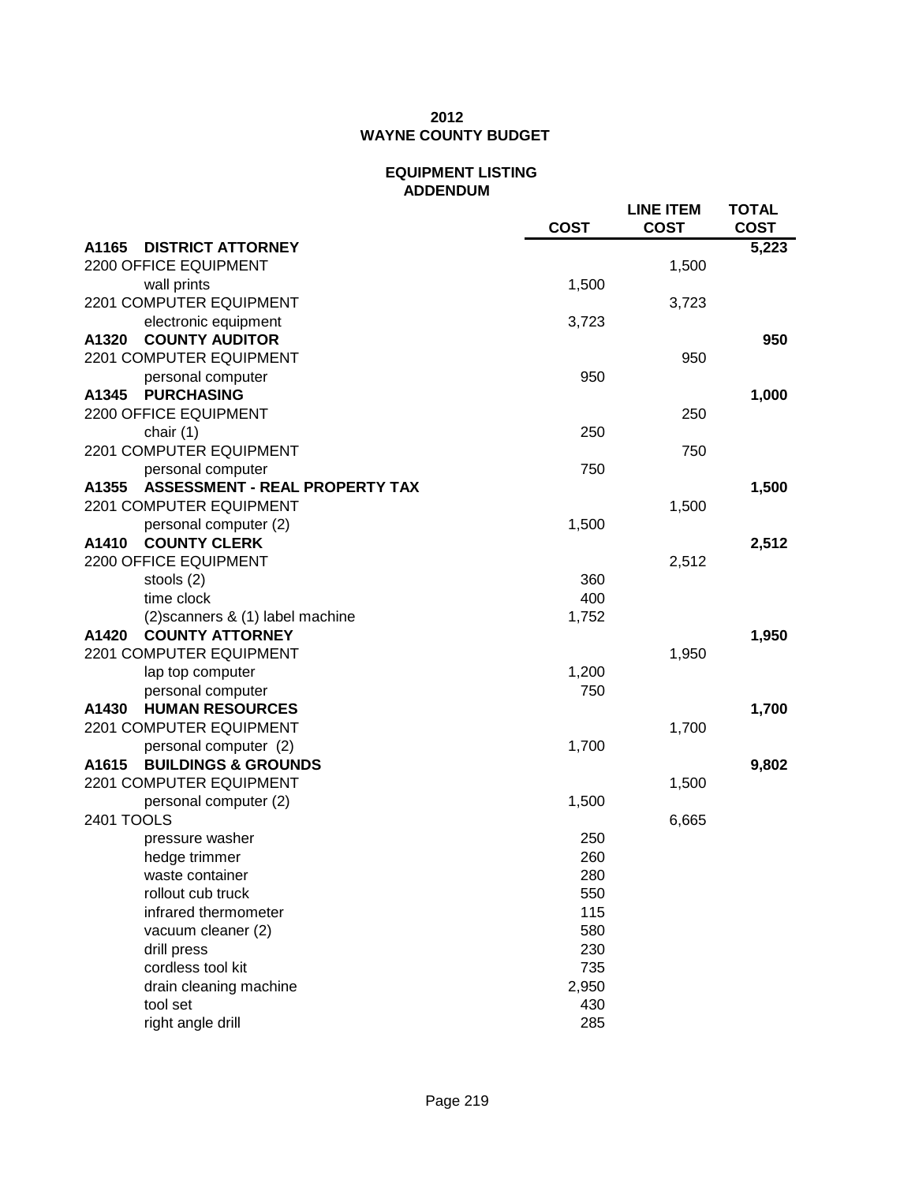# 2012
# WAYNE COUNTY BUDGET

## EQUIPMENT LISTING
## ADDENDUM

| | COST | LINE ITEM COST | TOTAL COST |
|---|---|---|---|
| **A1165 DISTRICT ATTORNEY** | | | **5,223** |
| 2200 OFFICE EQUIPMENT | | 1,500 | |
| wall prints | 1,500 | | |
| 2201 COMPUTER EQUIPMENT | | 3,723 | |
| electronic equipment | 3,723 | | |
| **A1320 COUNTY AUDITOR** | | | **950** |
| 2201 COMPUTER EQUIPMENT | | 950 | |
| personal computer | 950 | | |
| **A1345 PURCHASING** | | | **1,000** |
| 2200 OFFICE EQUIPMENT | | 250 | |
| chair (1) | 250 | | |
| 2201 COMPUTER EQUIPMENT | | 750 | |
| personal computer | 750 | | |
| **A1355 ASSESSMENT - REAL PROPERTY TAX** | | | **1,500** |
| 2201 COMPUTER EQUIPMENT | | 1,500 | |
| personal computer (2) | 1,500 | | |
| **A1410 COUNTY CLERK** | | | **2,512** |
| 2200 OFFICE EQUIPMENT | | 2,512 | |
| stools (2) | 360 | | |
| time clock | 400 | | |
| (2)scanners & (1) label machine | 1,752 | | |
| **A1420 COUNTY ATTORNEY** | | | **1,950** |
| 2201 COMPUTER EQUIPMENT | | 1,950 | |
| lap top computer | 1,200 | | |
| personal computer | 750 | | |
| **A1430 HUMAN RESOURCES** | | | **1,700** |
| 2201 COMPUTER EQUIPMENT | | 1,700 | |
| personal computer (2) | 1,700 | | |
| **A1615 BUILDINGS & GROUNDS** | | | **9,802** |
| 2201 COMPUTER EQUIPMENT | | 1,500 | |
| personal computer (2) | 1,500 | | |
| 2401 TOOLS | | 6,665 | |
| pressure washer | 250 | | |
| hedge trimmer | 260 | | |
| waste container | 280 | | |
| rollout cub truck | 550 | | |
| infrared thermometer | 115 | | |
| vacuum cleaner (2) | 580 | | |
| drill press | 230 | | |
| cordless tool kit | 735 | | |
| drain cleaning machine | 2,950 | | |
| tool set | 430 | | |
| right angle drill | 285 | | |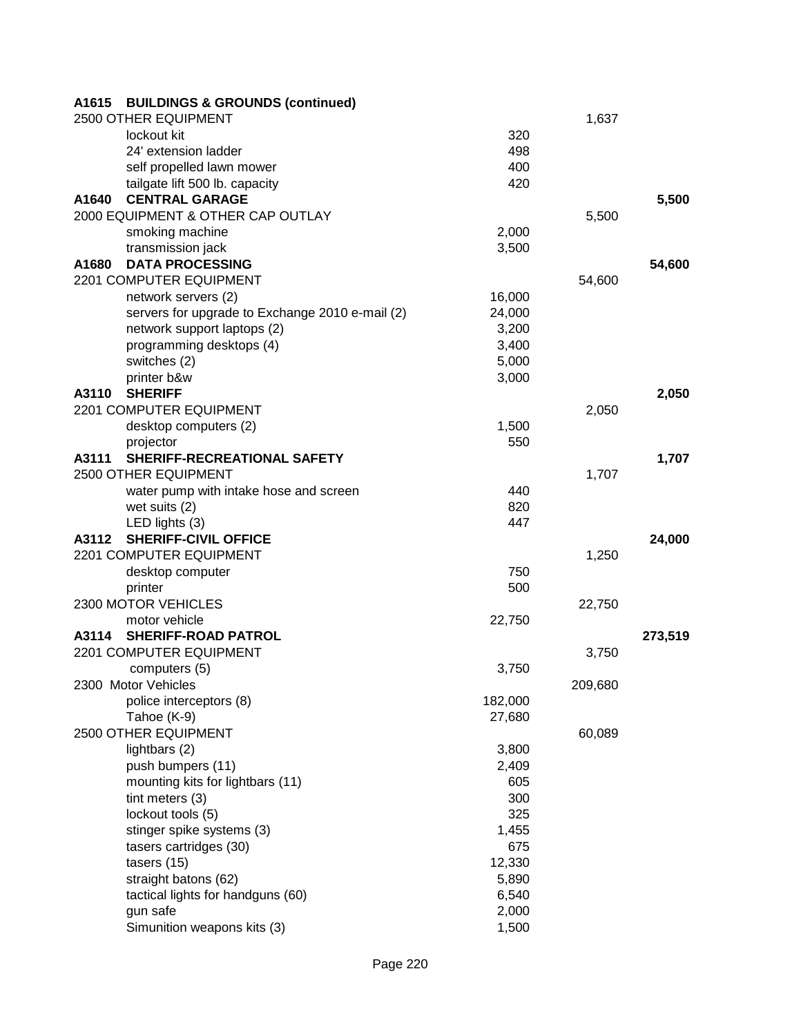| Account / Description | Item Amount | Object Total | Department Total |
|---|---|---|---|
| **A1615 BUILDINGS & GROUNDS (continued)** | | | |
| 2500 OTHER EQUIPMENT | | 1,637 | |
| lockout kit | 320 | | |
| 24' extension ladder | 498 | | |
| self propelled lawn mower | 400 | | |
| tailgate lift 500 lb. capacity | 420 | | |
| **A1640 CENTRAL GARAGE** | | | **5,500** |
| 2000 EQUIPMENT & OTHER CAP OUTLAY | | 5,500 | |
| smoking machine | 2,000 | | |
| transmission jack | 3,500 | | |
| **A1680 DATA PROCESSING** | | | **54,600** |
| 2201 COMPUTER EQUIPMENT | | 54,600 | |
| network servers (2) | 16,000 | | |
| servers for upgrade to Exchange 2010 e-mail (2) | 24,000 | | |
| network support laptops (2) | 3,200 | | |
| programming desktops (4) | 3,400 | | |
| switches (2) | 5,000 | | |
| printer b&w | 3,000 | | |
| **A3110 SHERIFF** | | | **2,050** |
| 2201 COMPUTER EQUIPMENT | | 2,050 | |
| desktop computers (2) | 1,500 | | |
| projector | 550 | | |
| **A3111 SHERIFF-RECREATIONAL SAFETY** | | | **1,707** |
| 2500 OTHER EQUIPMENT | | 1,707 | |
| water pump with intake hose and screen | 440 | | |
| wet suits (2) | 820 | | |
| LED lights (3) | 447 | | |
| **A3112 SHERIFF-CIVIL OFFICE** | | | **24,000** |
| 2201 COMPUTER EQUIPMENT | | 1,250 | |
| desktop computer | 750 | | |
| printer | 500 | | |
| 2300 MOTOR VEHICLES | | 22,750 | |
| motor vehicle | 22,750 | | |
| **A3114 SHERIFF-ROAD PATROL** | | | **273,519** |
| 2201 COMPUTER EQUIPMENT | | 3,750 | |
| computers (5) | 3,750 | | |
| 2300 Motor Vehicles | | 209,680 | |
| police interceptors (8) | 182,000 | | |
| Tahoe (K-9) | 27,680 | | |
| 2500 OTHER EQUIPMENT | | 60,089 | |
| lightbars (2) | 3,800 | | |
| push bumpers (11) | 2,409 | | |
| mounting kits for lightbars (11) | 605 | | |
| tint meters (3) | 300 | | |
| lockout tools (5) | 325 | | |
| stinger spike systems (3) | 1,455 | | |
| tasers cartridges (30) | 675 | | |
| tasers (15) | 12,330 | | |
| straight batons (62) | 5,890 | | |
| tactical lights for handguns (60) | 6,540 | | |
| gun safe | 2,000 | | |
| Simunition weapons kits (3) | 1,500 | | |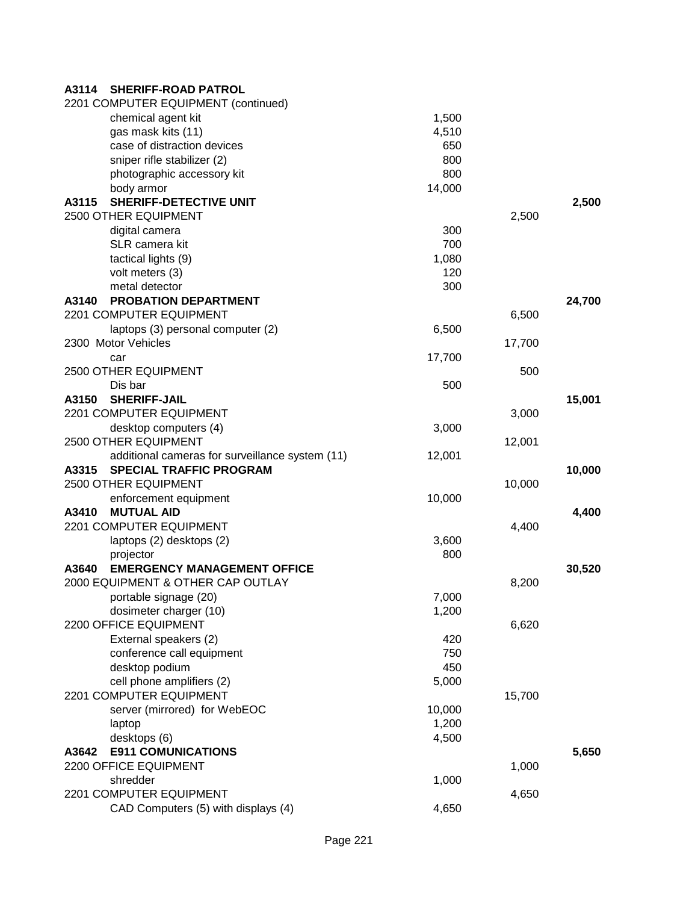| Code | Description | Item Amount | Category Amount | Department Total |
|---|---|---|---|---|
| **A3114** | **SHERIFF-ROAD PATROL** | | | |
| | 2201 COMPUTER EQUIPMENT (continued) | | | |
| | chemical agent kit | 1,500 | | |
| | gas mask kits (11) | 4,510 | | |
| | case of distraction devices | 650 | | |
| | sniper rifle stabilizer (2) | 800 | | |
| | photographic accessory kit | 800 | | |
| | body armor | 14,000 | | |
| **A3115** | **SHERIFF-DETECTIVE UNIT** | | | **2,500** |
| | 2500 OTHER EQUIPMENT | | 2,500 | |
| | digital camera | 300 | | |
| | SLR camera kit | 700 | | |
| | tactical lights (9) | 1,080 | | |
| | volt meters (3) | 120 | | |
| | metal detector | 300 | | |
| **A3140** | **PROBATION DEPARTMENT** | | | **24,700** |
| | 2201 COMPUTER EQUIPMENT | | 6,500 | |
| | laptops (3) personal computer (2) | 6,500 | | |
| | 2300 Motor Vehicles | | 17,700 | |
| | car | 17,700 | | |
| | 2500 OTHER EQUIPMENT | | 500 | |
| | Dis bar | 500 | | |
| **A3150** | **SHERIFF-JAIL** | | | **15,001** |
| | 2201 COMPUTER EQUIPMENT | | 3,000 | |
| | desktop computers (4) | 3,000 | | |
| | 2500 OTHER EQUIPMENT | | 12,001 | |
| | additional cameras for surveillance system (11) | 12,001 | | |
| **A3315** | **SPECIAL TRAFFIC PROGRAM** | | | **10,000** |
| | 2500 OTHER EQUIPMENT | | 10,000 | |
| | enforcement equipment | 10,000 | | |
| **A3410** | **MUTUAL AID** | | | **4,400** |
| | 2201 COMPUTER EQUIPMENT | | 4,400 | |
| | laptops (2) desktops (2) | 3,600 | | |
| | projector | 800 | | |
| **A3640** | **EMERGENCY MANAGEMENT OFFICE** | | | **30,520** |
| | 2000 EQUIPMENT & OTHER CAP OUTLAY | | 8,200 | |
| | portable signage (20) | 7,000 | | |
| | dosimeter charger (10) | 1,200 | | |
| | 2200 OFFICE EQUIPMENT | | 6,620 | |
| | External speakers (2) | 420 | | |
| | conference call equipment | 750 | | |
| | desktop podium | 450 | | |
| | cell phone amplifiers (2) | 5,000 | | |
| | 2201 COMPUTER EQUIPMENT | | 15,700 | |
| | server (mirrored) for WebEOC | 10,000 | | |
| | laptop | 1,200 | | |
| | desktops (6) | 4,500 | | |
| **A3642** | **E911 COMUNICATIONS** | | | **5,650** |
| | 2200 OFFICE EQUIPMENT | | 1,000 | |
| | shredder | 1,000 | | |
| | 2201 COMPUTER EQUIPMENT | | 4,650 | |
| | CAD Computers (5) with displays (4) | 4,650 | | |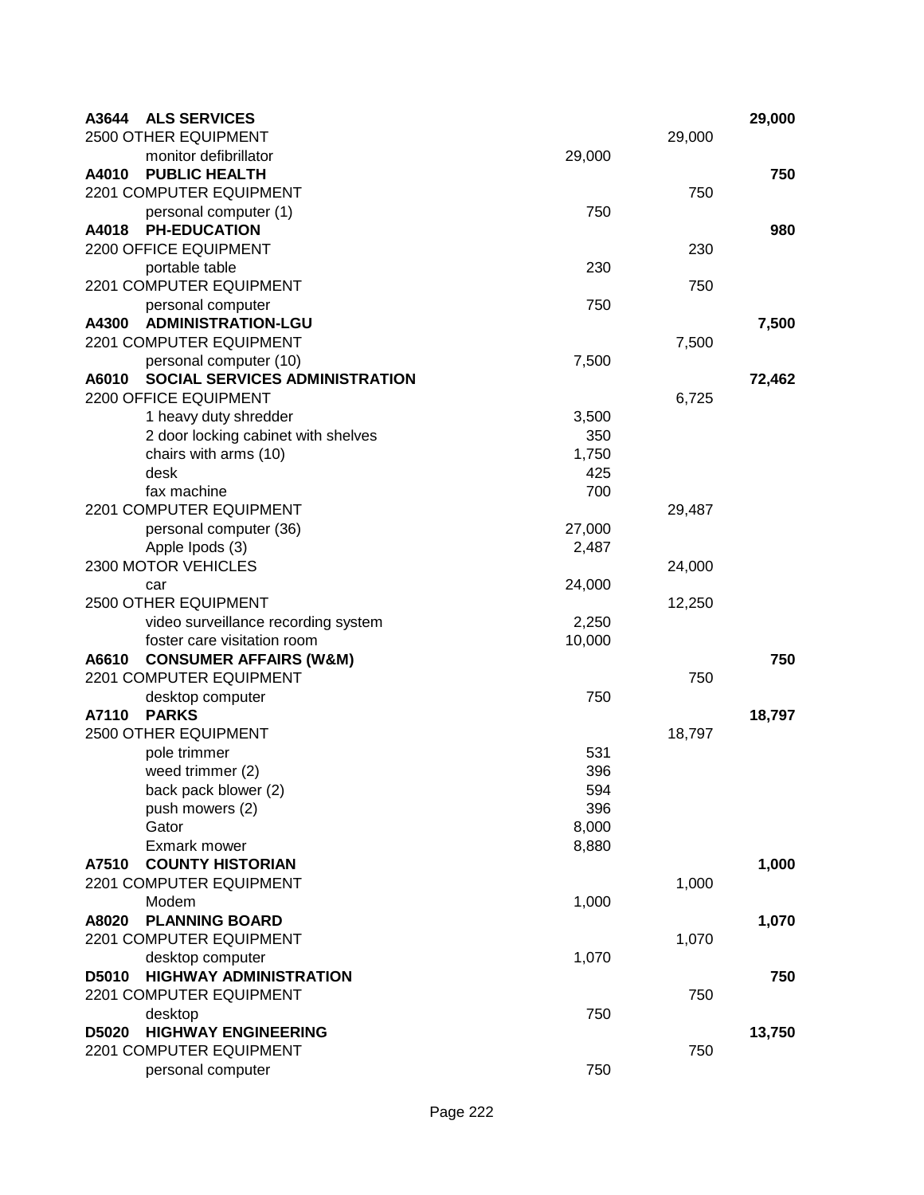| Code | Description | Item | Category | Department Total |
| --- | --- | --- | --- | --- |
| **A3644** | **ALS SERVICES** | | | **29,000** |
| | 2500 OTHER EQUIPMENT | | 29,000 | |
| | monitor defibrillator | 29,000 | | |
| **A4010** | **PUBLIC HEALTH** | | | **750** |
| | 2201 COMPUTER EQUIPMENT | | 750 | |
| | personal computer (1) | 750 | | |
| **A4018** | **PH-EDUCATION** | | | **980** |
| | 2200 OFFICE EQUIPMENT | | 230 | |
| | portable table | 230 | | |
| | 2201 COMPUTER EQUIPMENT | | 750 | |
| | personal computer | 750 | | |
| **A4300** | **ADMINISTRATION-LGU** | | | **7,500** |
| | 2201 COMPUTER EQUIPMENT | | 7,500 | |
| | personal computer (10) | 7,500 | | |
| **A6010** | **SOCIAL SERVICES ADMINISTRATION** | | | **72,462** |
| | 2200 OFFICE EQUIPMENT | | 6,725 | |
| | 1 heavy duty shredder | 3,500 | | |
| | 2 door locking cabinet with shelves | 350 | | |
| | chairs with arms (10) | 1,750 | | |
| | desk | 425 | | |
| | fax machine | 700 | | |
| | 2201 COMPUTER EQUIPMENT | | 29,487 | |
| | personal computer (36) | 27,000 | | |
| | Apple Ipods (3) | 2,487 | | |
| | 2300 MOTOR VEHICLES | | 24,000 | |
| | car | 24,000 | | |
| | 2500 OTHER EQUIPMENT | | 12,250 | |
| | video surveillance recording system | 2,250 | | |
| | foster care visitation room | 10,000 | | |
| **A6610** | **CONSUMER AFFAIRS (W&M)** | | | **750** |
| | 2201 COMPUTER EQUIPMENT | | 750 | |
| | desktop computer | 750 | | |
| **A7110** | **PARKS** | | | **18,797** |
| | 2500 OTHER EQUIPMENT | | 18,797 | |
| | pole trimmer | 531 | | |
| | weed trimmer (2) | 396 | | |
| | back pack blower (2) | 594 | | |
| | push mowers (2) | 396 | | |
| | Gator | 8,000 | | |
| | Exmark mower | 8,880 | | |
| **A7510** | **COUNTY HISTORIAN** | | | **1,000** |
| | 2201 COMPUTER EQUIPMENT | | 1,000 | |
| | Modem | 1,000 | | |
| **A8020** | **PLANNING BOARD** | | | **1,070** |
| | 2201 COMPUTER EQUIPMENT | | 1,070 | |
| | desktop computer | 1,070 | | |
| **D5010** | **HIGHWAY ADMINISTRATION** | | | **750** |
| | 2201 COMPUTER EQUIPMENT | | 750 | |
| | desktop | 750 | | |
| **D5020** | **HIGHWAY ENGINEERING** | | | **13,750** |
| | 2201 COMPUTER EQUIPMENT | | 750 | |
| | personal computer | 750 | | |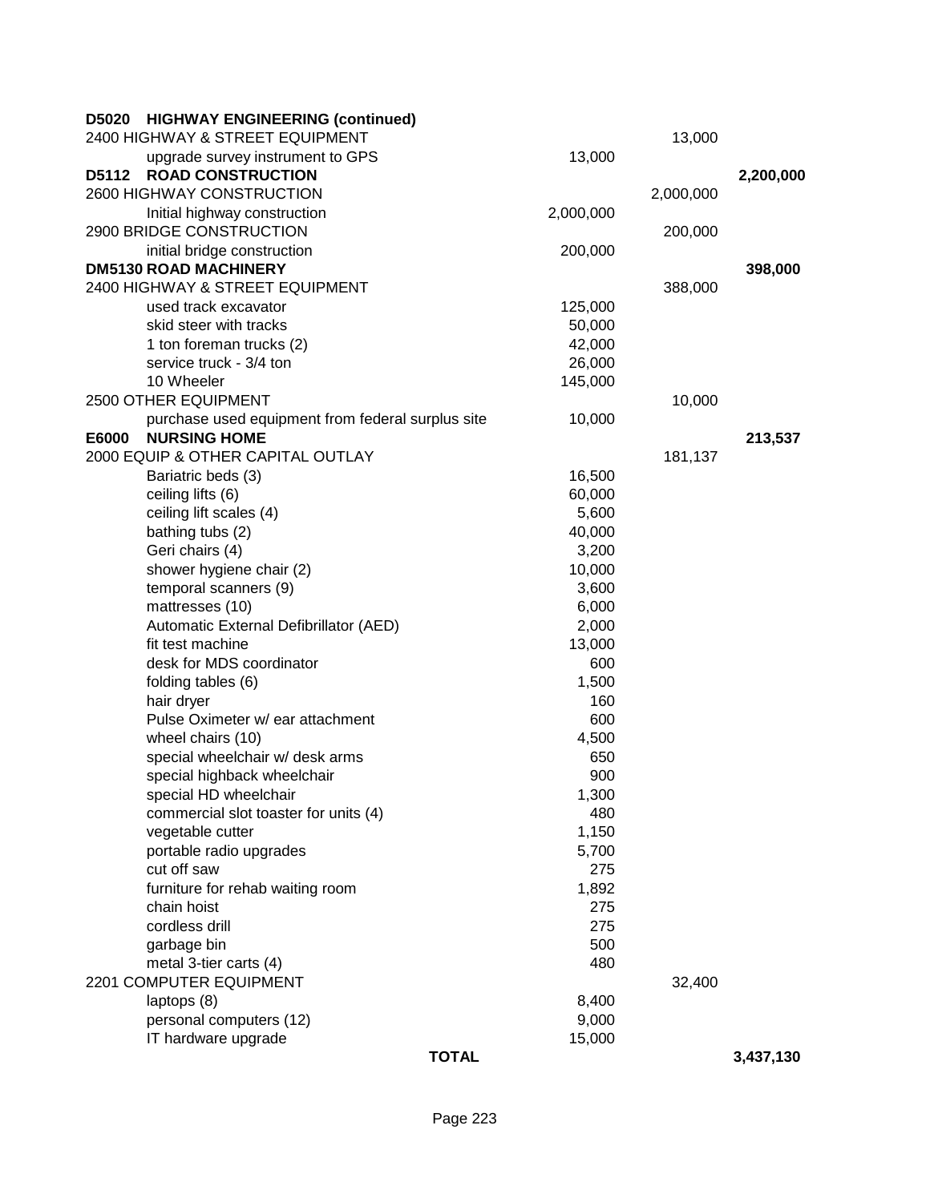| | | | |
|---|---|---|---|
| **D5020 HIGHWAY ENGINEERING (continued)** | | | |
| 2400 HIGHWAY & STREET EQUIPMENT | | 13,000 | |
| upgrade survey instrument to GPS | 13,000 | | |
| **D5112 ROAD CONSTRUCTION** | | | **2,200,000** |
| 2600 HIGHWAY CONSTRUCTION | | 2,000,000 | |
| Initial highway construction | 2,000,000 | | |
| 2900 BRIDGE CONSTRUCTION | | 200,000 | |
| initial bridge construction | 200,000 | | |
| **DM5130 ROAD MACHINERY** | | | **398,000** |
| 2400 HIGHWAY & STREET EQUIPMENT | | 388,000 | |
| used track excavator | 125,000 | | |
| skid steer with tracks | 50,000 | | |
| 1 ton foreman trucks (2) | 42,000 | | |
| service truck - 3/4 ton | 26,000 | | |
| 10 Wheeler | 145,000 | | |
| 2500 OTHER EQUIPMENT | | 10,000 | |
| purchase used equipment from federal surplus site | 10,000 | | |
| **E6000 NURSING HOME** | | | **213,537** |
| 2000 EQUIP & OTHER CAPITAL OUTLAY | | 181,137 | |
| Bariatric beds (3) | 16,500 | | |
| ceiling lifts (6) | 60,000 | | |
| ceiling lift scales (4) | 5,600 | | |
| bathing tubs (2) | 40,000 | | |
| Geri chairs (4) | 3,200 | | |
| shower hygiene chair (2) | 10,000 | | |
| temporal scanners (9) | 3,600 | | |
| mattresses (10) | 6,000 | | |
| Automatic External Defibrillator (AED) | 2,000 | | |
| fit test machine | 13,000 | | |
| desk for MDS coordinator | 600 | | |
| folding tables (6) | 1,500 | | |
| hair dryer | 160 | | |
| Pulse Oximeter w/ ear attachment | 600 | | |
| wheel chairs (10) | 4,500 | | |
| special wheelchair w/ desk arms | 650 | | |
| special highback wheelchair | 900 | | |
| special HD wheelchair | 1,300 | | |
| commercial slot toaster for units (4) | 480 | | |
| vegetable cutter | 1,150 | | |
| portable radio upgrades | 5,700 | | |
| cut off saw | 275 | | |
| furniture for rehab waiting room | 1,892 | | |
| chain hoist | 275 | | |
| cordless drill | 275 | | |
| garbage bin | 500 | | |
| metal 3-tier carts (4) | 480 | | |
| 2201 COMPUTER EQUIPMENT | | 32,400 | |
| laptops (8) | 8,400 | | |
| personal computers (12) | 9,000 | | |
| IT hardware upgrade | 15,000 | | |
| **TOTAL** | | | **3,437,130** |